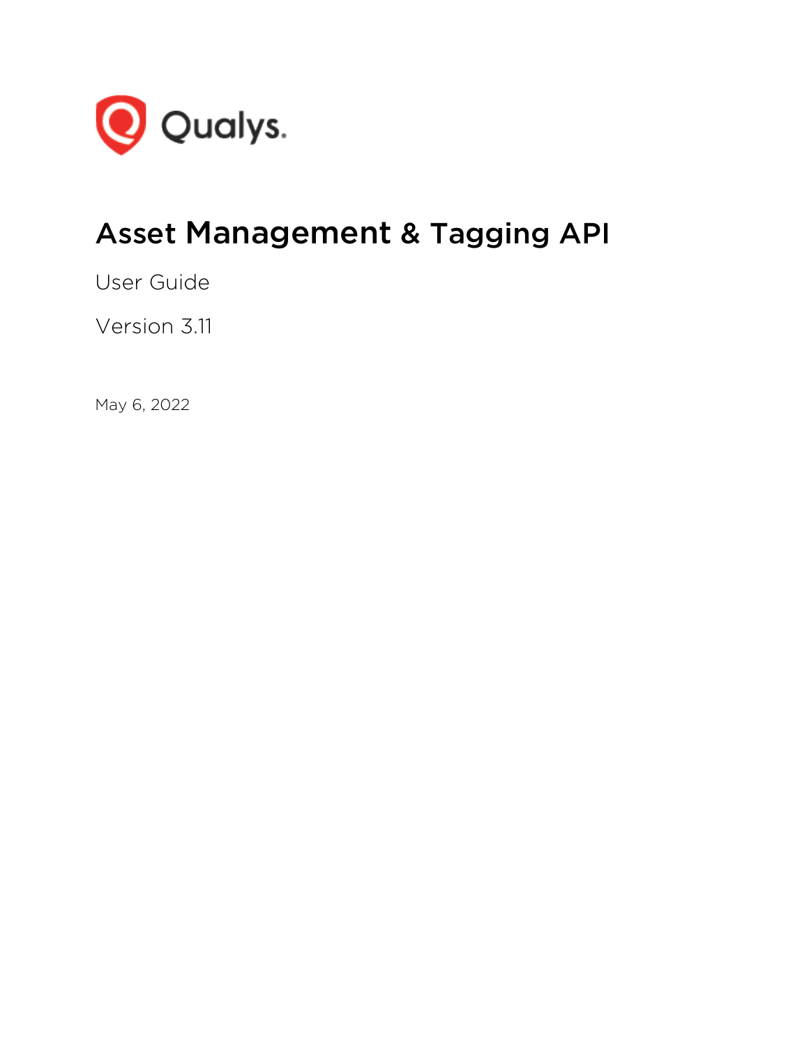Qualys.

# Asset Management & Tagging API

User Guide

Version 3.11

May 6, 2022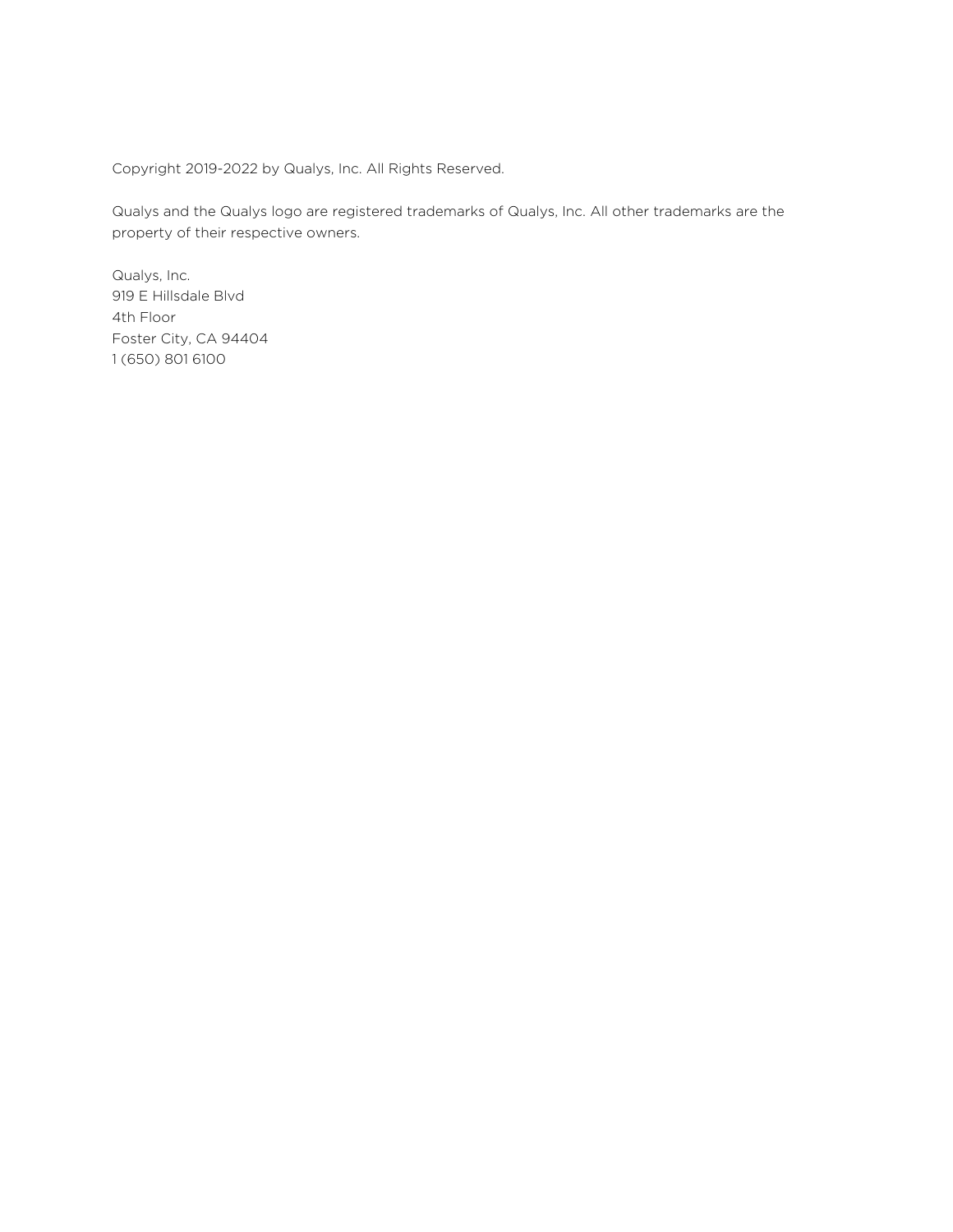Copyright 2019-2022 by Qualys, Inc. All Rights Reserved.

Qualys and the Qualys logo are registered trademarks of Qualys, Inc. All other trademarks are the property of their respective owners.

Qualys, Inc.
919 E Hillsdale Blvd
4th Floor
Foster City, CA 94404
1 (650) 801 6100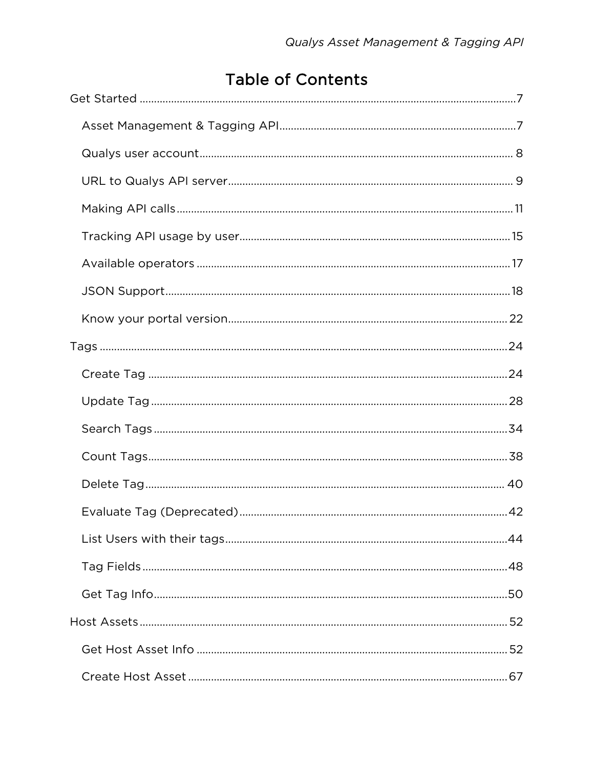# Table of Contents

Get Started ........................................................................................................................7

- Asset Management & Tagging API ...............................................................................7
- Qualys user account .................................................................................................. 8
- URL to Qualys API server .......................................................................................... 9
- Making API calls ....................................................................................................... 11
- Tracking API usage by user ....................................................................................... 15
- Available operators ................................................................................................... 17
- JSON Support ........................................................................................................... 18
- Know your portal version .......................................................................................... 22

Tags ................................................................................................................................. 24

- Create Tag ................................................................................................................ 24
- Update Tag ............................................................................................................... 28
- Search Tags .............................................................................................................. 34
- Count Tags ................................................................................................................ 38
- Delete Tag ................................................................................................................ 40
- Evaluate Tag (Deprecated) ........................................................................................ 42
- List Users with their tags ........................................................................................... 44
- Tag Fields ................................................................................................................. 48
- Get Tag Info .............................................................................................................. 50

Host Assets ...................................................................................................................... 52

- Get Host Asset Info ................................................................................................... 52
- Create Host Asset ..................................................................................................... 67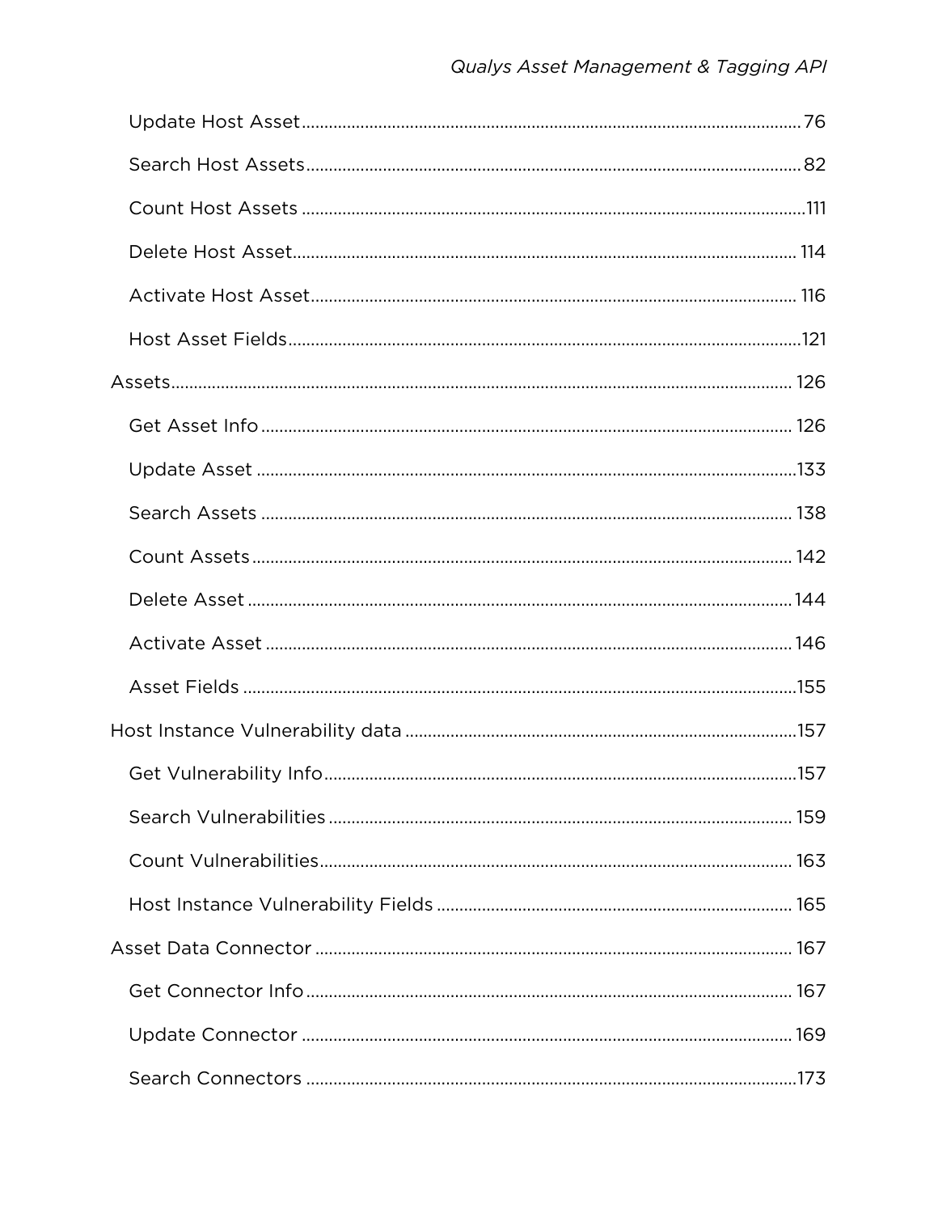- Update Host Asset ........................................................................................................ 76
- Search Host Assets ........................................................................................................ 82
- Count Host Assets ........................................................................................................ 111
- Delete Host Asset ........................................................................................................ 114
- Activate Host Asset ........................................................................................................ 116
- Host Asset Fields ........................................................................................................ 121

Assets ........................................................................................................ 126

- Get Asset Info ........................................................................................................ 126
- Update Asset ........................................................................................................ 133
- Search Assets ........................................................................................................ 138
- Count Assets ........................................................................................................ 142
- Delete Asset ........................................................................................................ 144
- Activate Asset ........................................................................................................ 146
- Asset Fields ........................................................................................................ 155

Host Instance Vulnerability data ........................................................................................................ 157

- Get Vulnerability Info ........................................................................................................ 157
- Search Vulnerabilities ........................................................................................................ 159
- Count Vulnerabilities ........................................................................................................ 163
- Host Instance Vulnerability Fields ........................................................................................................ 165

Asset Data Connector ........................................................................................................ 167

- Get Connector Info ........................................................................................................ 167
- Update Connector ........................................................................................................ 169
- Search Connectors ........................................................................................................ 173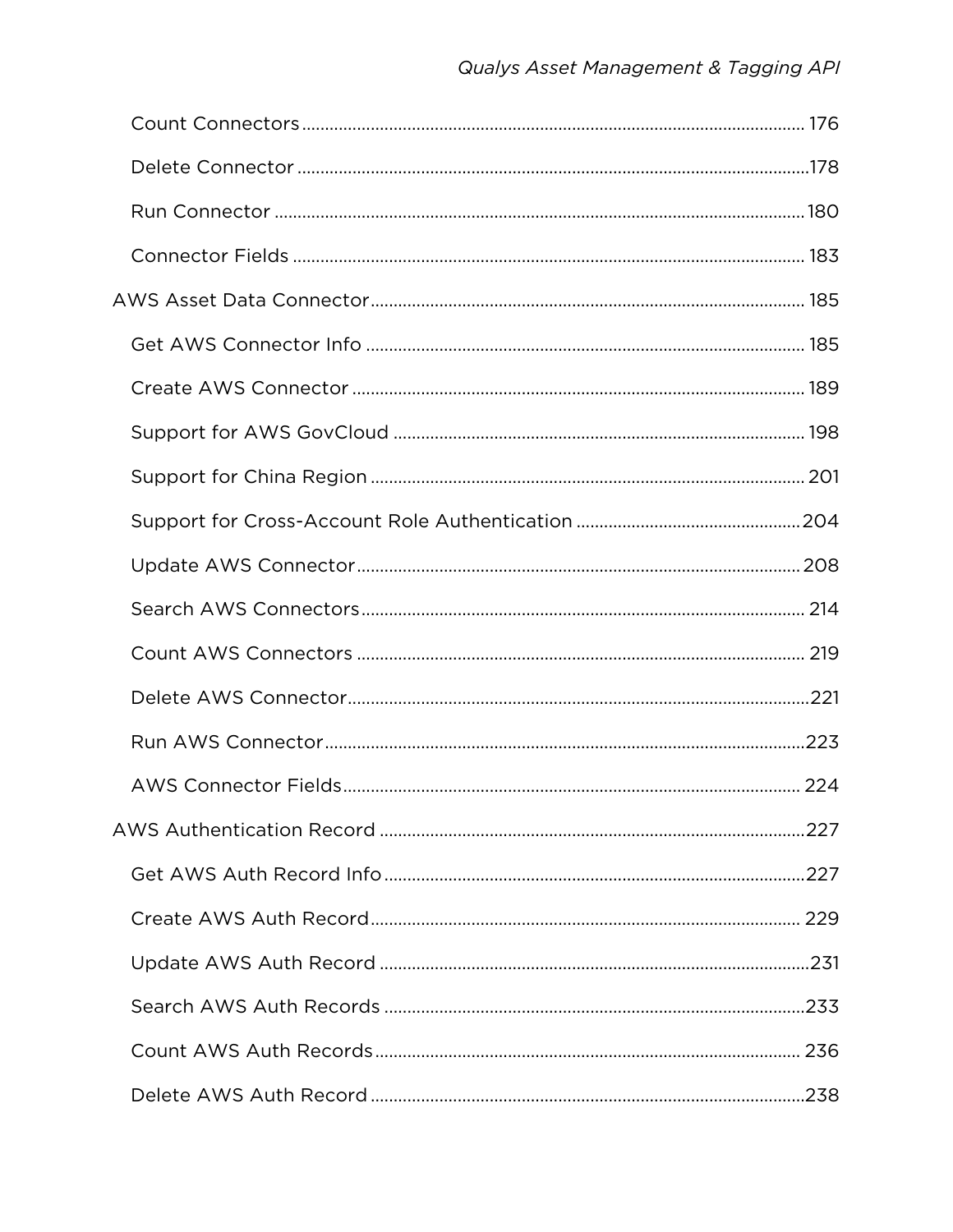Count Connectors ........................................................................................................ 176

Delete Connector ........................................................................................................178

Run Connector ............................................................................................................180

Connector Fields ......................................................................................................... 183

AWS Asset Data Connector........................................................................................... 185

Get AWS Connector Info ............................................................................................ 185

Create AWS Connector ............................................................................................... 189

Support for AWS GovCloud ........................................................................................ 198

Support for China Region ........................................................................................... 201

Support for Cross-Account Role Authentication .............................................204

Update AWS Connector..............................................................................................208

Search AWS Connectors............................................................................................. 214

Count AWS Connectors .............................................................................................. 219

Delete AWS Connector...............................................................................................221

Run AWS Connector....................................................................................................223

AWS Connector Fields................................................................................................ 224

AWS Authentication Record .........................................................................................227

Get AWS Auth Record Info.........................................................................................227

Create AWS Auth Record........................................................................................... 229

Update AWS Auth Record ..........................................................................................231

Search AWS Auth Records .........................................................................................233

Count AWS Auth Records.......................................................................................... 236

Delete AWS Auth Record ...........................................................................................238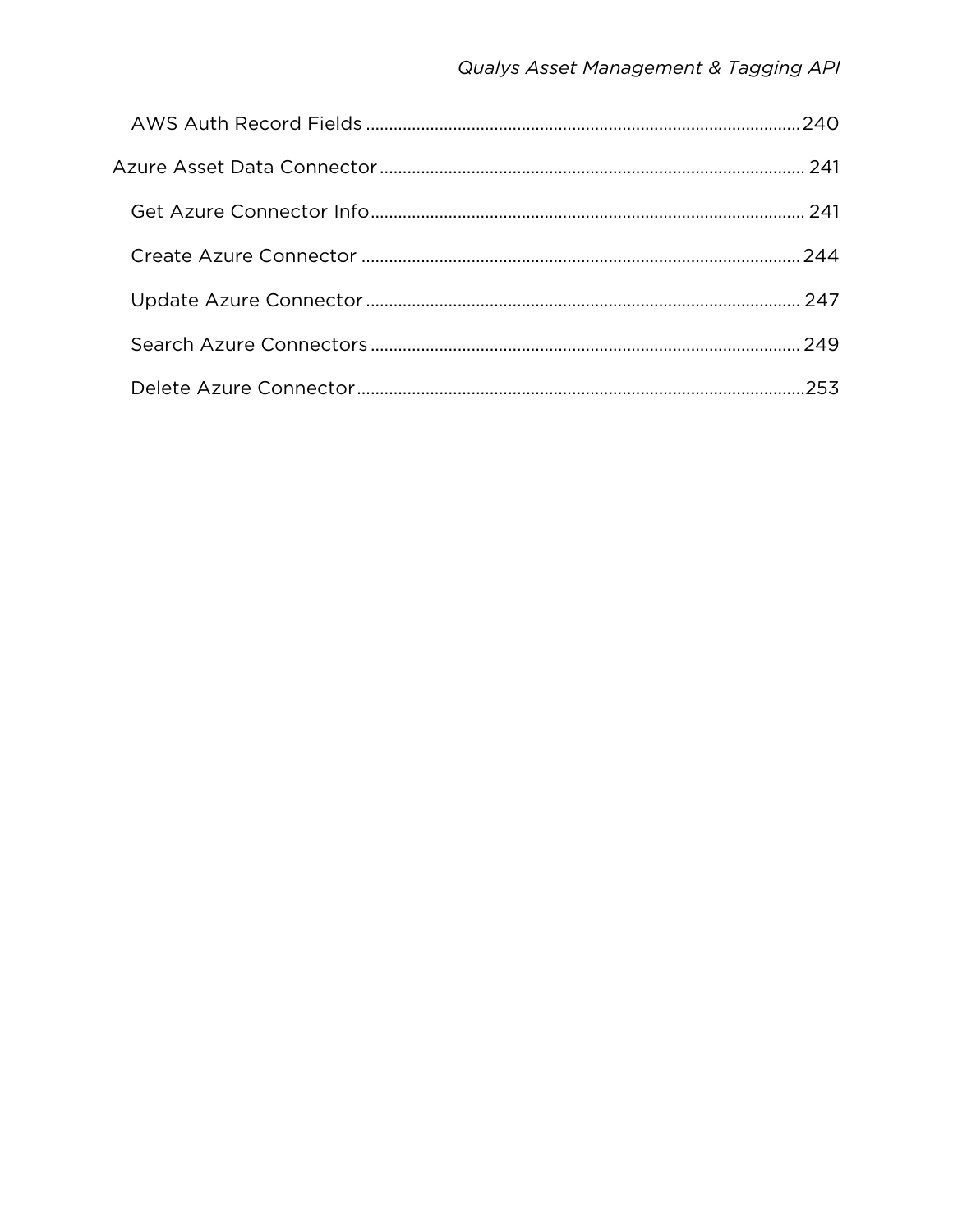AWS Auth Record Fields ............................................................................................240

Azure Asset Data Connector ........................................................................................... 241

Get Azure Connector Info............................................................................................. 241

Create Azure Connector ..............................................................................................244

Update Azure Connector ............................................................................................. 247

Search Azure Connectors ............................................................................................ 249

Delete Azure Connector................................................................................................253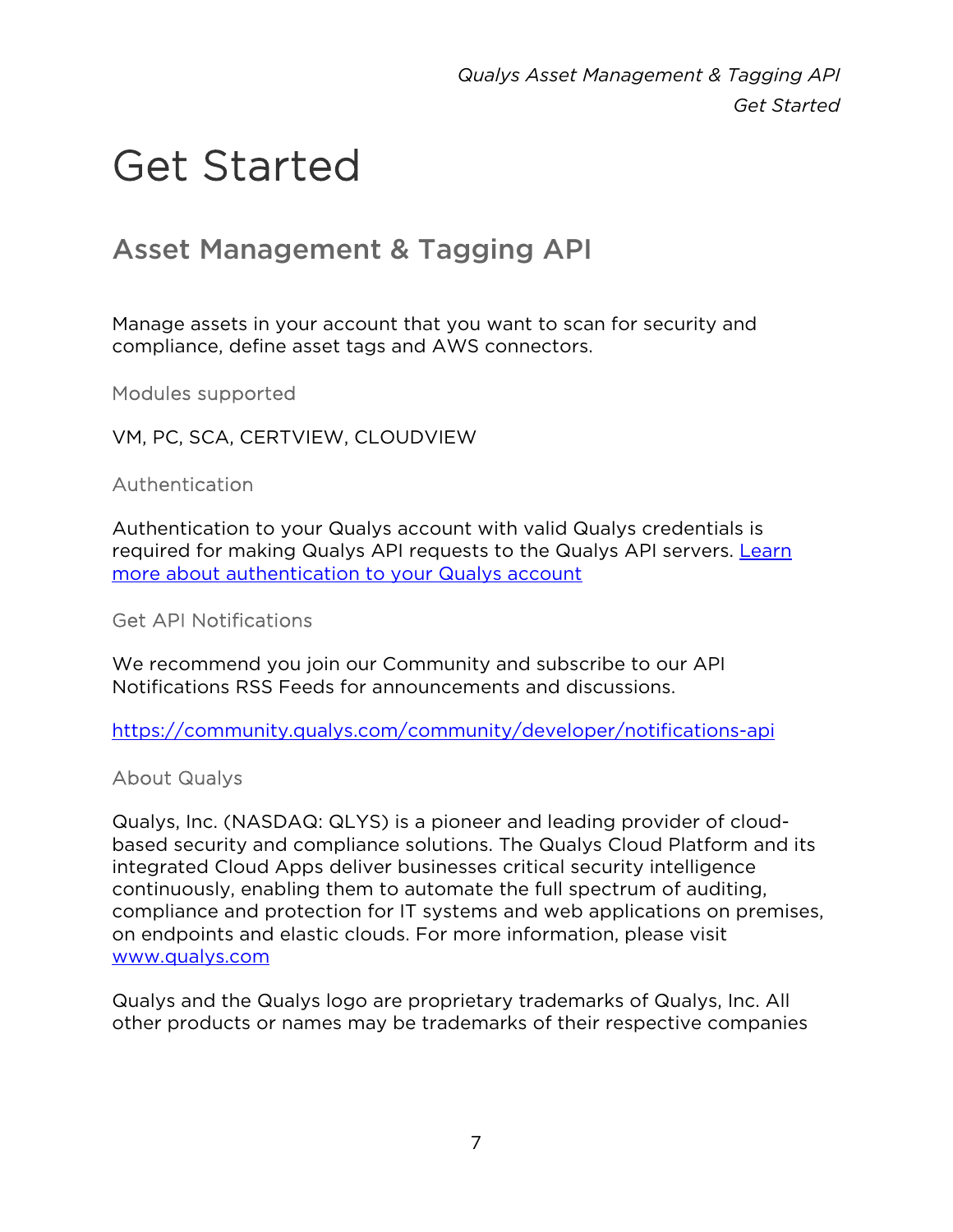# Get Started

## Asset Management & Tagging API

Manage assets in your account that you want to scan for security and compliance, define asset tags and AWS connectors.

### Modules supported

VM, PC, SCA, CERTVIEW, CLOUDVIEW

### Authentication

Authentication to your Qualys account with valid Qualys credentials is required for making Qualys API requests to the Qualys API servers. [Learn more about authentication to your Qualys account]()

### Get API Notifications

We recommend you join our Community and subscribe to our API Notifications RSS Feeds for announcements and discussions.

[https://community.qualys.com/community/developer/notifications-api](https://community.qualys.com/community/developer/notifications-api)

### About Qualys

Qualys, Inc. (NASDAQ: QLYS) is a pioneer and leading provider of cloud-based security and compliance solutions. The Qualys Cloud Platform and its integrated Cloud Apps deliver businesses critical security intelligence continuously, enabling them to automate the full spectrum of auditing, compliance and protection for IT systems and web applications on premises, on endpoints and elastic clouds. For more information, please visit [www.qualys.com](http://www.qualys.com)

Qualys and the Qualys logo are proprietary trademarks of Qualys, Inc. All other products or names may be trademarks of their respective companies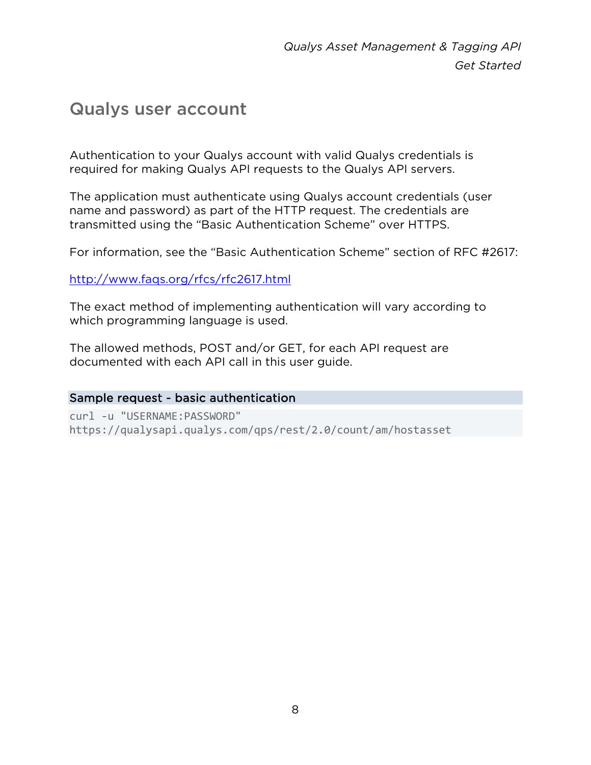# Qualys user account

Authentication to your Qualys account with valid Qualys credentials is required for making Qualys API requests to the Qualys API servers.

The application must authenticate using Qualys account credentials (user name and password) as part of the HTTP request. The credentials are transmitted using the “Basic Authentication Scheme” over HTTPS.

For information, see the “Basic Authentication Scheme” section of RFC #2617:

[http://www.faqs.org/rfcs/rfc2617.html](http://www.faqs.org/rfcs/rfc2617.html)

The exact method of implementing authentication will vary according to which programming language is used.

The allowed methods, POST and/or GET, for each API request are documented with each API call in this user guide.

**Sample request - basic authentication**

```
curl -u "USERNAME:PASSWORD"
https://qualysapi.qualys.com/qps/rest/2.0/count/am/hostasset
```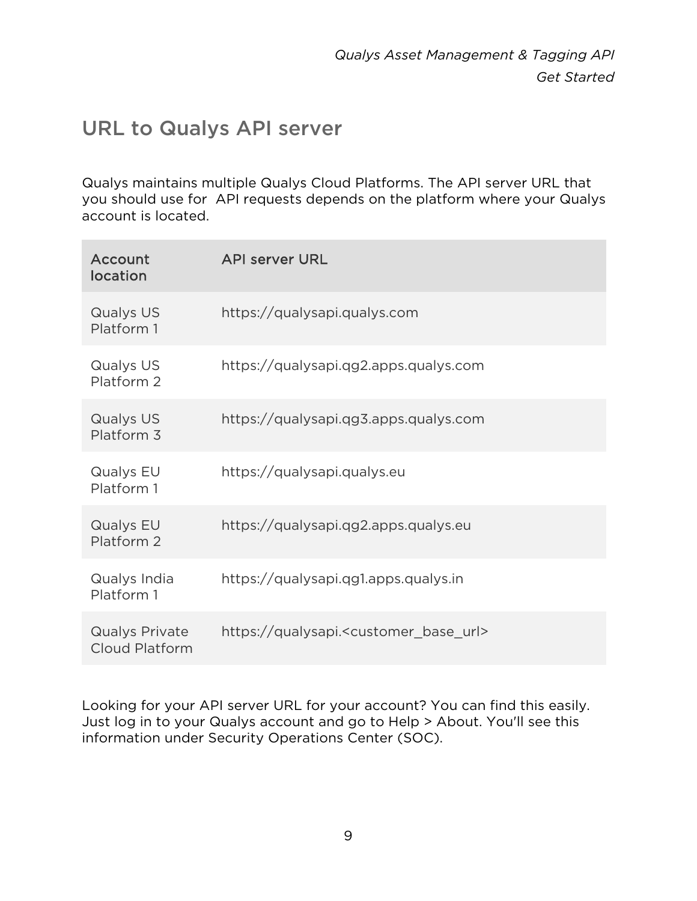## URL to Qualys API server

Qualys maintains multiple Qualys Cloud Platforms. The API server URL that you should use for API requests depends on the platform where your Qualys account is located.

| Account location | API server URL |
| --- | --- |
| Qualys US Platform 1 | https://qualysapi.qualys.com |
| Qualys US Platform 2 | https://qualysapi.qg2.apps.qualys.com |
| Qualys US Platform 3 | https://qualysapi.qg3.apps.qualys.com |
| Qualys EU Platform 1 | https://qualysapi.qualys.eu |
| Qualys EU Platform 2 | https://qualysapi.qg2.apps.qualys.eu |
| Qualys India Platform 1 | https://qualysapi.qg1.apps.qualys.in |
| Qualys Private Cloud Platform | https://qualysapi.<customer_base_url> |

Looking for your API server URL for your account? You can find this easily. Just log in to your Qualys account and go to Help > About. You'll see this information under Security Operations Center (SOC).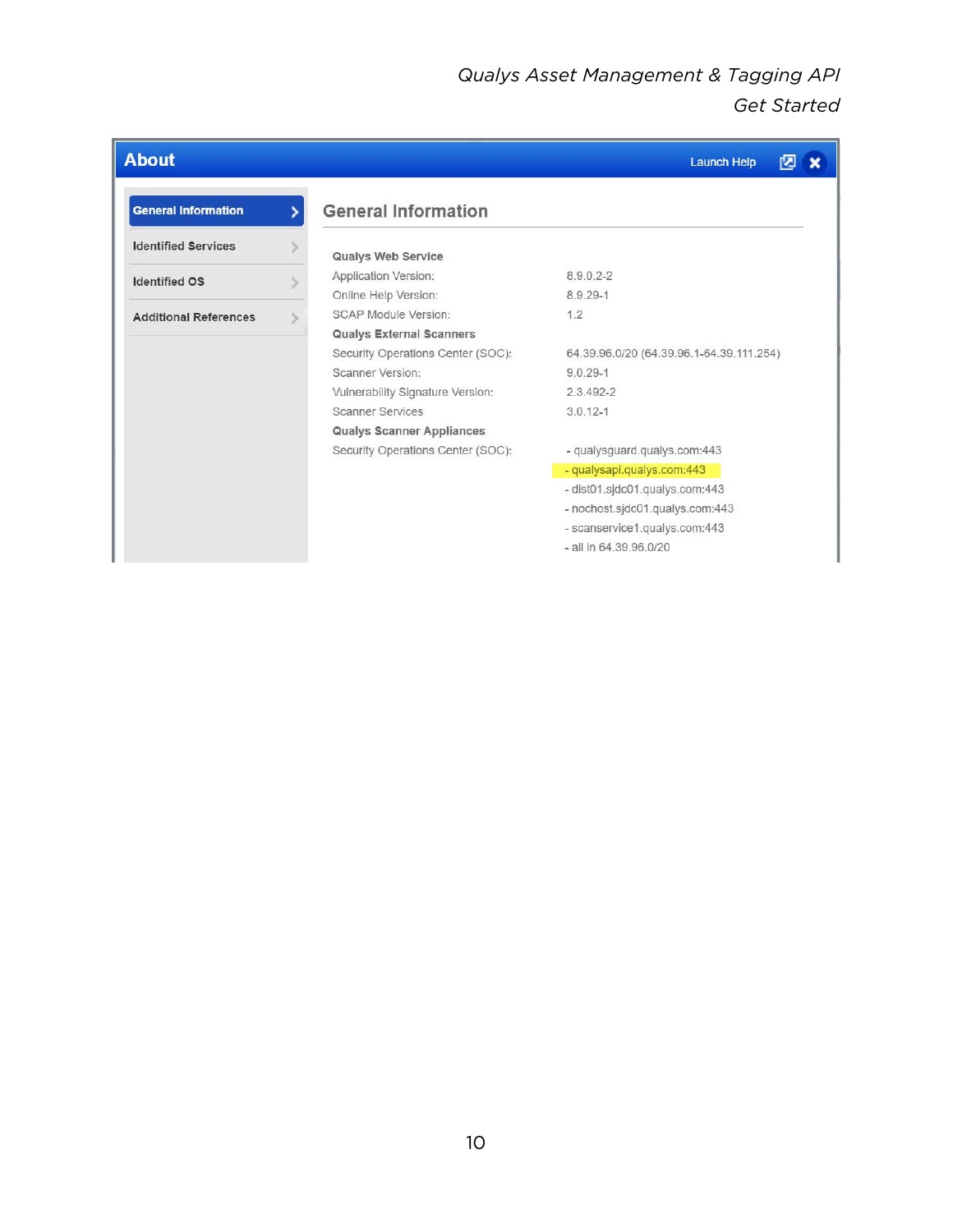## About

Launch Help

- **General Information**
- Identified Services
- Identified OS
- Additional References

### General Information

**Qualys Web Service**

| | |
|---|---|
| Application Version: | 8.9.0.2-2 |
| Online Help Version: | 8.9.29-1 |
| SCAP Module Version: | 1.2 |

**Qualys External Scanners**

| | |
|---|---|
| Security Operations Center (SOC): | 64.39.96.0/20 (64.39.96.1-64.39.111.254) |
| Scanner Version: | 9.0.29-1 |
| Vulnerability Signature Version: | 2.3.492-2 |
| Scanner Services | 3.0.12-1 |

**Qualys Scanner Appliances**

Security Operations Center (SOC):

- qualysguard.qualys.com:443
- qualysapi.qualys.com:443
- dist01.sjdc01.qualys.com:443
- nochost.sjdc01.qualys.com:443
- scanservice1.qualys.com:443
- all in 64.39.96.0/20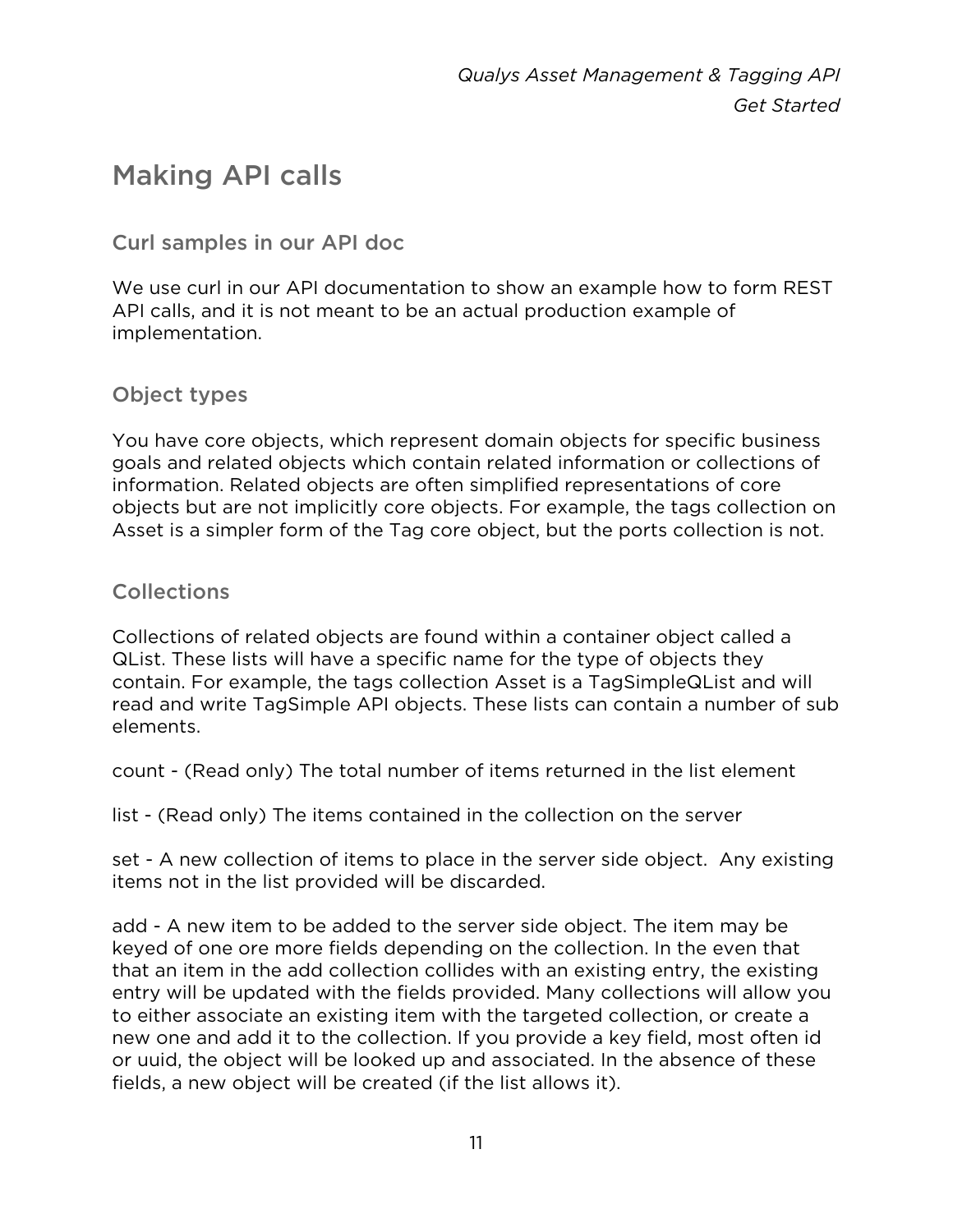# Making API calls

## Curl samples in our API doc

We use curl in our API documentation to show an example how to form REST API calls, and it is not meant to be an actual production example of implementation.

## Object types

You have core objects, which represent domain objects for specific business goals and related objects which contain related information or collections of information. Related objects are often simplified representations of core objects but are not implicitly core objects. For example, the tags collection on Asset is a simpler form of the Tag core object, but the ports collection is not.

## Collections

Collections of related objects are found within a container object called a QList. These lists will have a specific name for the type of objects they contain. For example, the tags collection Asset is a TagSimpleQList and will read and write TagSimple API objects. These lists can contain a number of sub elements.

count - (Read only) The total number of items returned in the list element

list - (Read only) The items contained in the collection on the server

set - A new collection of items to place in the server side object.  Any existing items not in the list provided will be discarded.

add - A new item to be added to the server side object. The item may be keyed of one ore more fields depending on the collection. In the even that that an item in the add collection collides with an existing entry, the existing entry will be updated with the fields provided. Many collections will allow you to either associate an existing item with the targeted collection, or create a new one and add it to the collection. If you provide a key field, most often id or uuid, the object will be looked up and associated. In the absence of these fields, a new object will be created (if the list allows it).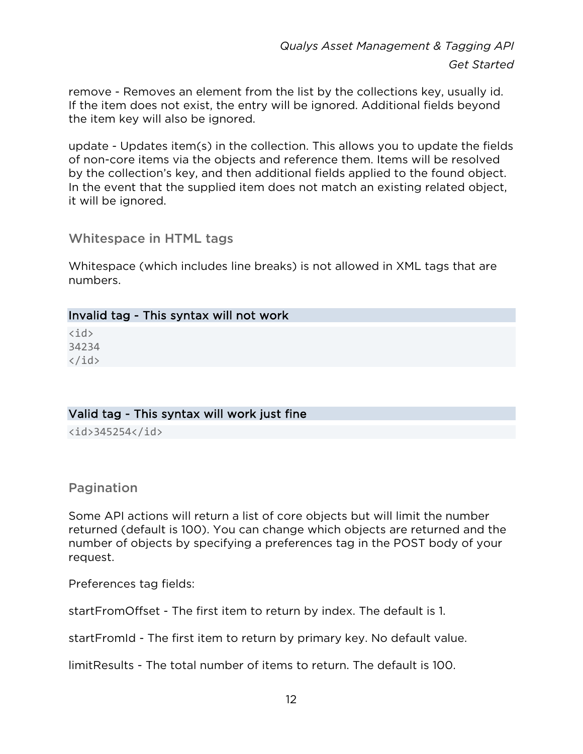remove - Removes an element from the list by the collections key, usually id. If the item does not exist, the entry will be ignored. Additional fields beyond the item key will also be ignored.

update - Updates item(s) in the collection. This allows you to update the fields of non-core items via the objects and reference them. Items will be resolved by the collection's key, and then additional fields applied to the found object. In the event that the supplied item does not match an existing related object, it will be ignored.

## Whitespace in HTML tags

Whitespace (which includes line breaks) is not allowed in XML tags that are numbers.

**Invalid tag - This syntax will not work**

```
<id>
34234
</id>
```

**Valid tag - This syntax will work just fine**

```
<id>345254</id>
```

## Pagination

Some API actions will return a list of core objects but will limit the number returned (default is 100). You can change which objects are returned and the number of objects by specifying a preferences tag in the POST body of your request.

Preferences tag fields:

startFromOffset - The first item to return by index. The default is 1.

startFromId - The first item to return by primary key. No default value.

limitResults - The total number of items to return. The default is 100.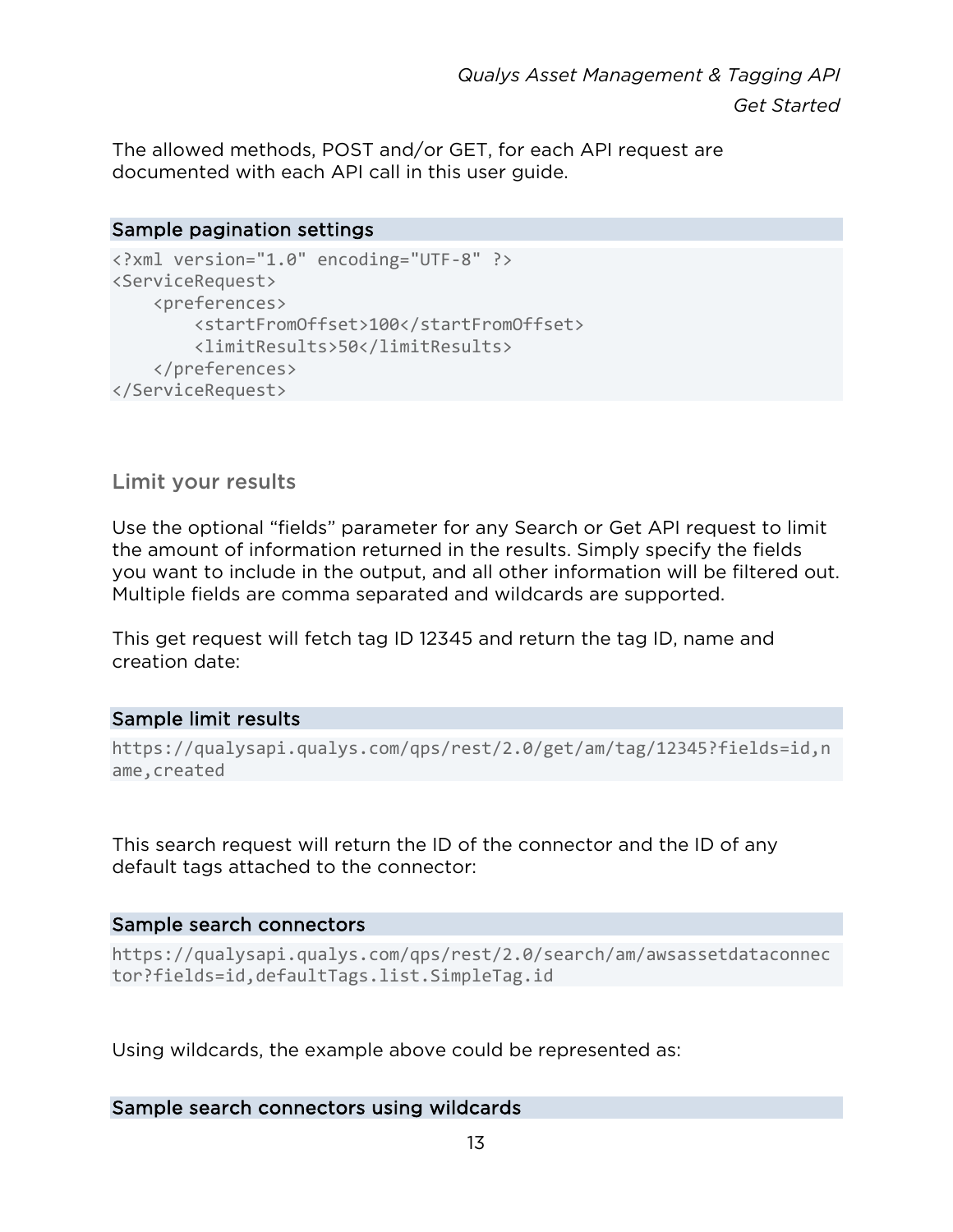The allowed methods, POST and/or GET, for each API request are documented with each API call in this user guide.

### Sample pagination settings

```
<?xml version="1.0" encoding="UTF-8" ?>
<ServiceRequest>
    <preferences>
        <startFromOffset>100</startFromOffset>
        <limitResults>50</limitResults>
    </preferences>
</ServiceRequest>
```

## Limit your results

Use the optional “fields” parameter for any Search or Get API request to limit the amount of information returned in the results. Simply specify the fields you want to include in the output, and all other information will be filtered out. Multiple fields are comma separated and wildcards are supported.

This get request will fetch tag ID 12345 and return the tag ID, name and creation date:

### Sample limit results

```
https://qualysapi.qualys.com/qps/rest/2.0/get/am/tag/12345?fields=id,name,created
```

This search request will return the ID of the connector and the ID of any default tags attached to the connector:

### Sample search connectors

```
https://qualysapi.qualys.com/qps/rest/2.0/search/am/awsassetdataconnector?fields=id,defaultTags.list.SimpleTag.id
```

Using wildcards, the example above could be represented as:

### Sample search connectors using wildcards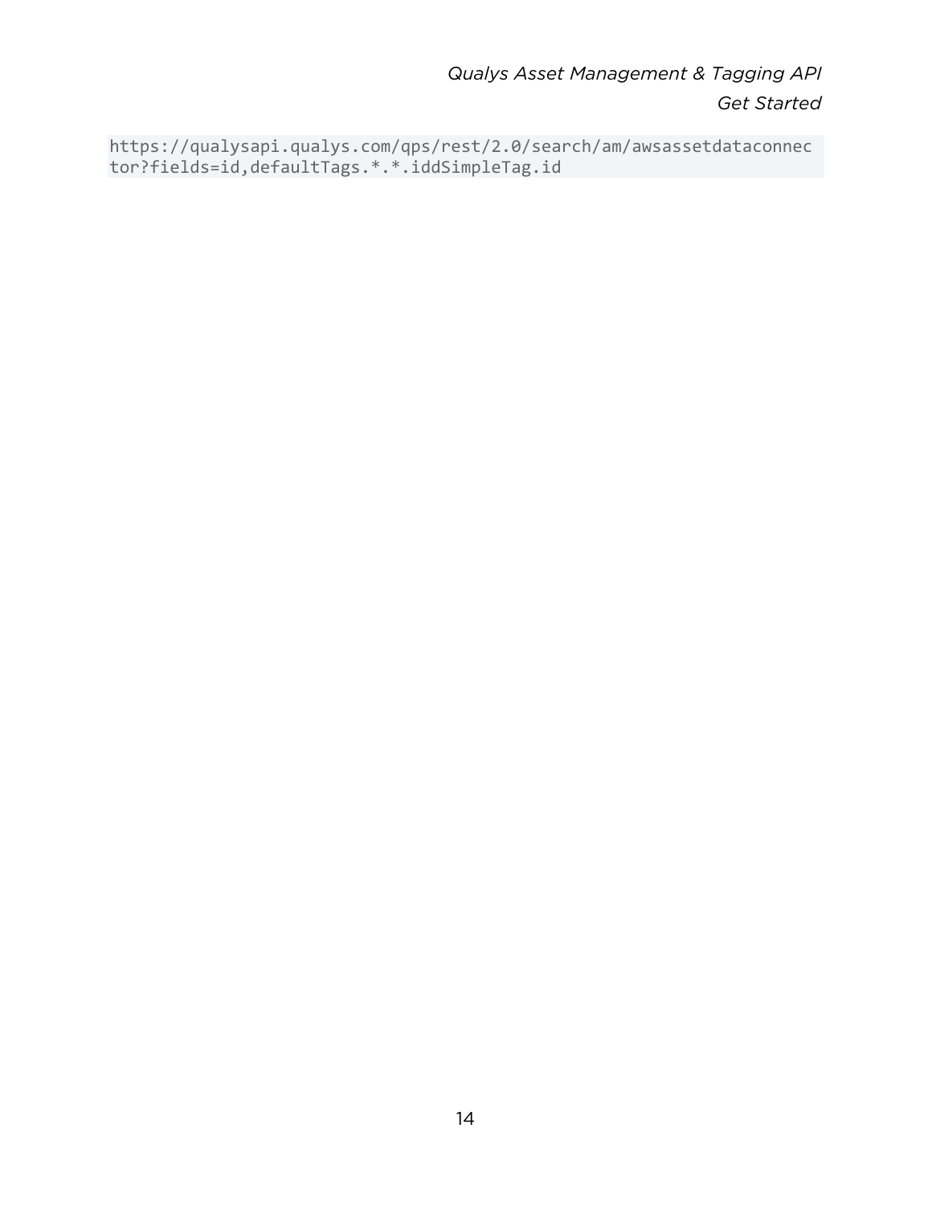```
https://qualysapi.qualys.com/qps/rest/2.0/search/am/awsassetdataconnector?fields=id,defaultTags.*.*.iddSimpleTag.id
```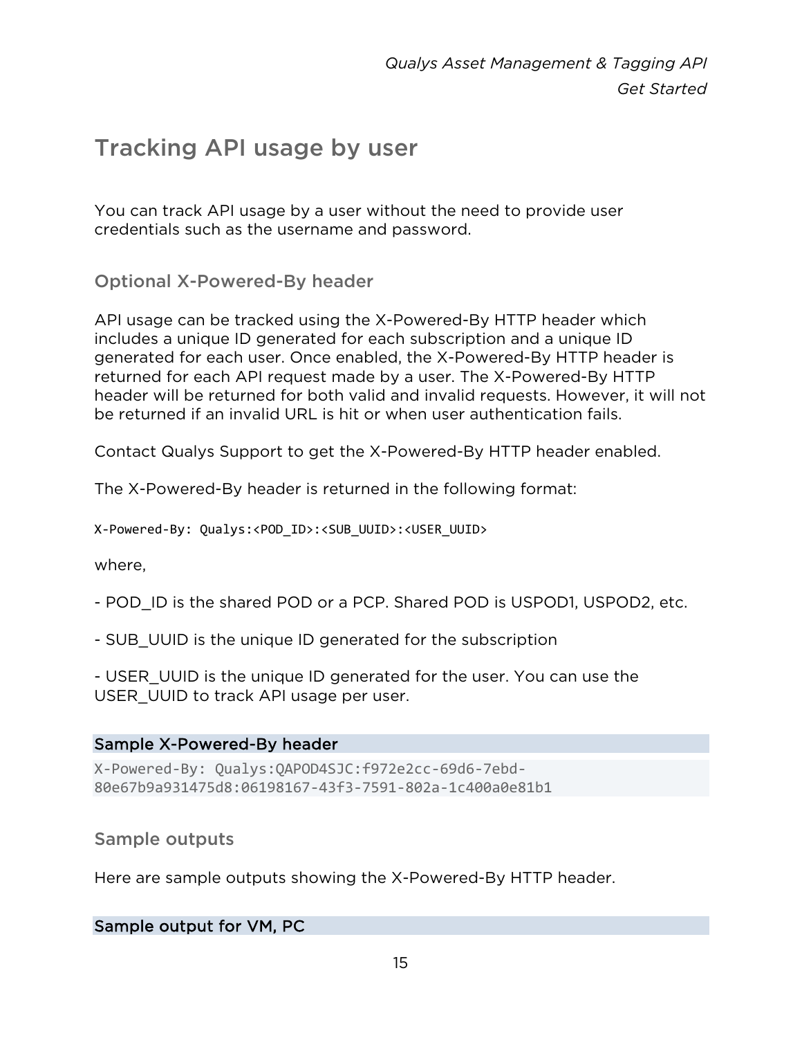# Tracking API usage by user

You can track API usage by a user without the need to provide user credentials such as the username and password.

## Optional X-Powered-By header

API usage can be tracked using the X-Powered-By HTTP header which includes a unique ID generated for each subscription and a unique ID generated for each user. Once enabled, the X-Powered-By HTTP header is returned for each API request made by a user. The X-Powered-By HTTP header will be returned for both valid and invalid requests. However, it will not be returned if an invalid URL is hit or when user authentication fails.

Contact Qualys Support to get the X-Powered-By HTTP header enabled.

The X-Powered-By header is returned in the following format:

```
X-Powered-By: Qualys:<POD_ID>:<SUB_UUID>:<USER_UUID>
```

where,

- POD_ID is the shared POD or a PCP. Shared POD is USPOD1, USPOD2, etc.

- SUB_UUID is the unique ID generated for the subscription

- USER_UUID is the unique ID generated for the user. You can use the USER_UUID to track API usage per user.

### Sample X-Powered-By header

```
X-Powered-By: Qualys:QAPOD4SJC:f972e2cc-69d6-7ebd-80e67b9a931475d8:06198167-43f3-7591-802a-1c400a0e81b1
```

## Sample outputs

Here are sample outputs showing the X-Powered-By HTTP header.

### Sample output for VM, PC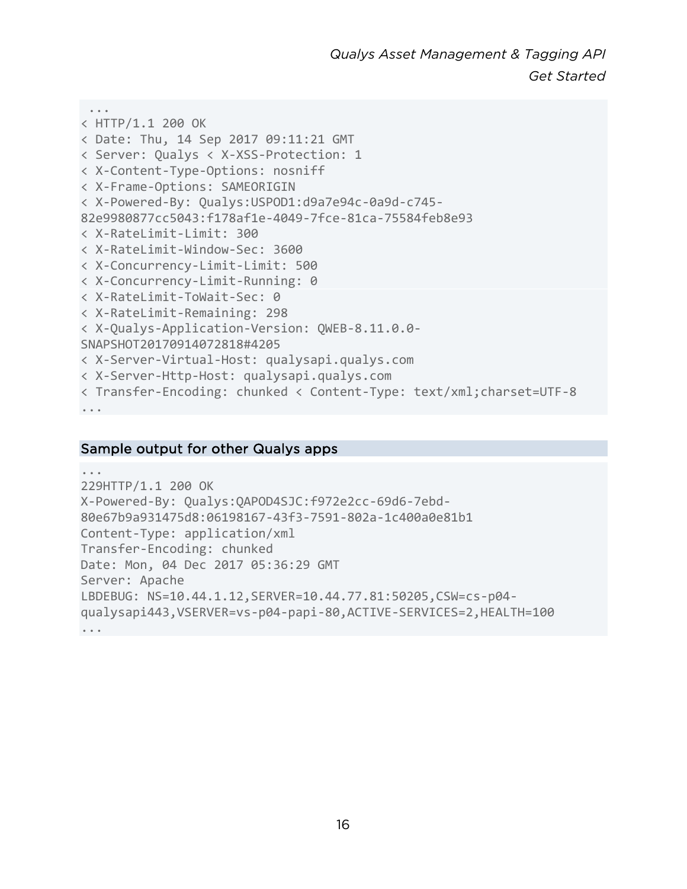```
 ...
< HTTP/1.1 200 OK
< Date: Thu, 14 Sep 2017 09:11:21 GMT
< Server: Qualys < X-XSS-Protection: 1
< X-Content-Type-Options: nosniff
< X-Frame-Options: SAMEORIGIN
< X-Powered-By: Qualys:USPOD1:d9a7e94c-0a9d-c745-
82e9980877cc5043:f178af1e-4049-7fce-81ca-75584feb8e93
< X-RateLimit-Limit: 300
< X-RateLimit-Window-Sec: 3600
< X-Concurrency-Limit-Limit: 500
< X-Concurrency-Limit-Running: 0
< X-RateLimit-ToWait-Sec: 0
< X-RateLimit-Remaining: 298
< X-Qualys-Application-Version: QWEB-8.11.0.0-
SNAPSHOT20170914072818#4205
< X-Server-Virtual-Host: qualysapi.qualys.com
< X-Server-Http-Host: qualysapi.qualys.com
< Transfer-Encoding: chunked < Content-Type: text/xml;charset=UTF-8
...
```

## Sample output for other Qualys apps

```
...
229HTTP/1.1 200 OK
X-Powered-By: Qualys:QAPOD4SJC:f972e2cc-69d6-7ebd-
80e67b9a931475d8:06198167-43f3-7591-802a-1c400a0e81b1
Content-Type: application/xml
Transfer-Encoding: chunked
Date: Mon, 04 Dec 2017 05:36:29 GMT
Server: Apache
LBDEBUG: NS=10.44.1.12,SERVER=10.44.77.81:50205,CSW=cs-p04-
qualysapi443,VSERVER=vs-p04-papi-80,ACTIVE-SERVICES=2,HEALTH=100
...
```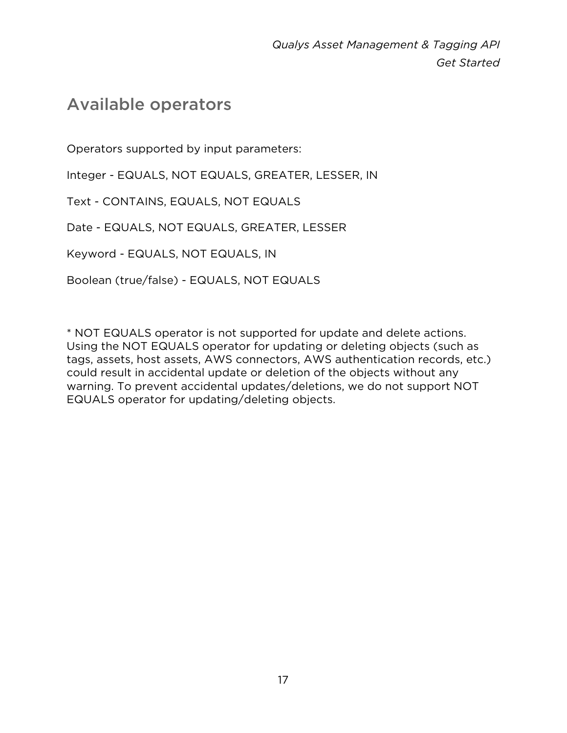## Available operators

Operators supported by input parameters:

Integer - EQUALS, NOT EQUALS, GREATER, LESSER, IN

Text - CONTAINS, EQUALS, NOT EQUALS

Date - EQUALS, NOT EQUALS, GREATER, LESSER

Keyword - EQUALS, NOT EQUALS, IN

Boolean (true/false) - EQUALS, NOT EQUALS

* NOT EQUALS operator is not supported for update and delete actions. Using the NOT EQUALS operator for updating or deleting objects (such as tags, assets, host assets, AWS connectors, AWS authentication records, etc.) could result in accidental update or deletion of the objects without any warning. To prevent accidental updates/deletions, we do not support NOT EQUALS operator for updating/deleting objects.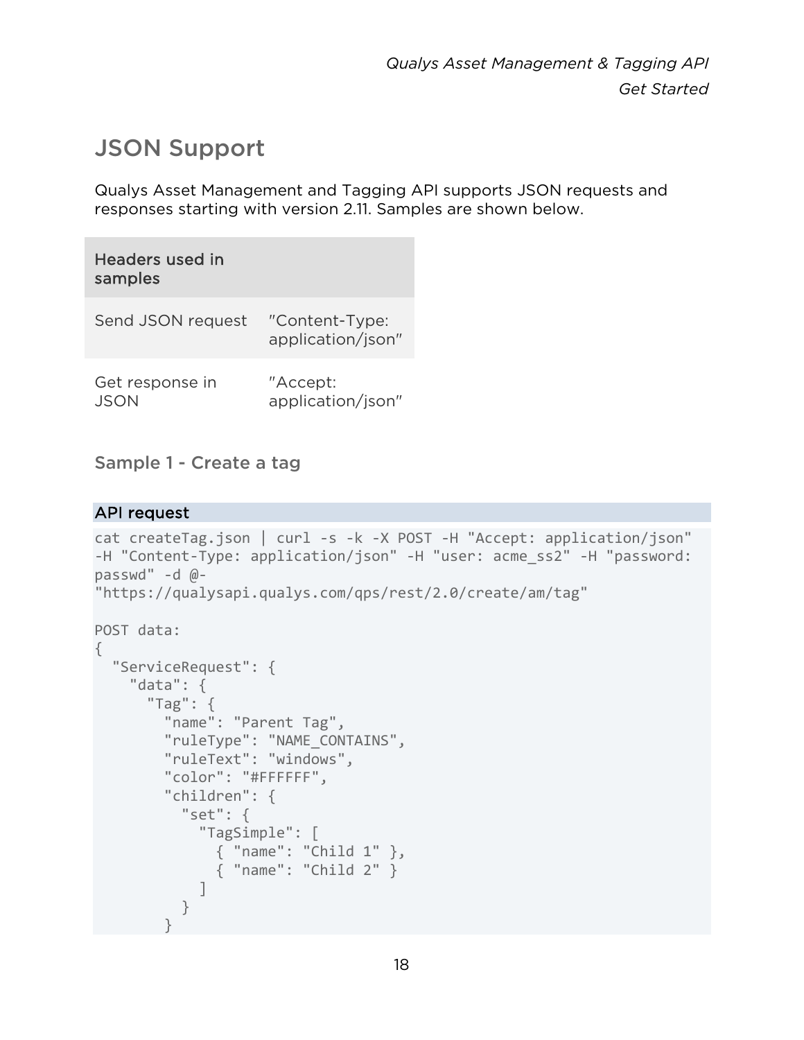# JSON Support

Qualys Asset Management and Tagging API supports JSON requests and responses starting with version 2.11. Samples are shown below.

| Headers used in samples | |
|---|---|
| Send JSON request | "Content-Type: application/json" |
| Get response in JSON | "Accept: application/json" |

## Sample 1 - Create a tag

**API request**

```
cat createTag.json | curl -s -k -X POST -H "Accept: application/json"
-H "Content-Type: application/json" -H "user: acme_ss2" -H "password:
passwd" -d @-
"https://qualysapi.qualys.com/qps/rest/2.0/create/am/tag"

POST data:
{
  "ServiceRequest": {
    "data": {
      "Tag": {
        "name": "Parent Tag",
        "ruleType": "NAME_CONTAINS",
        "ruleText": "windows",
        "color": "#FFFFFF",
        "children": {
          "set": {
            "TagSimple": [
              { "name": "Child 1" },
              { "name": "Child 2" }
            ]
          }
        }
```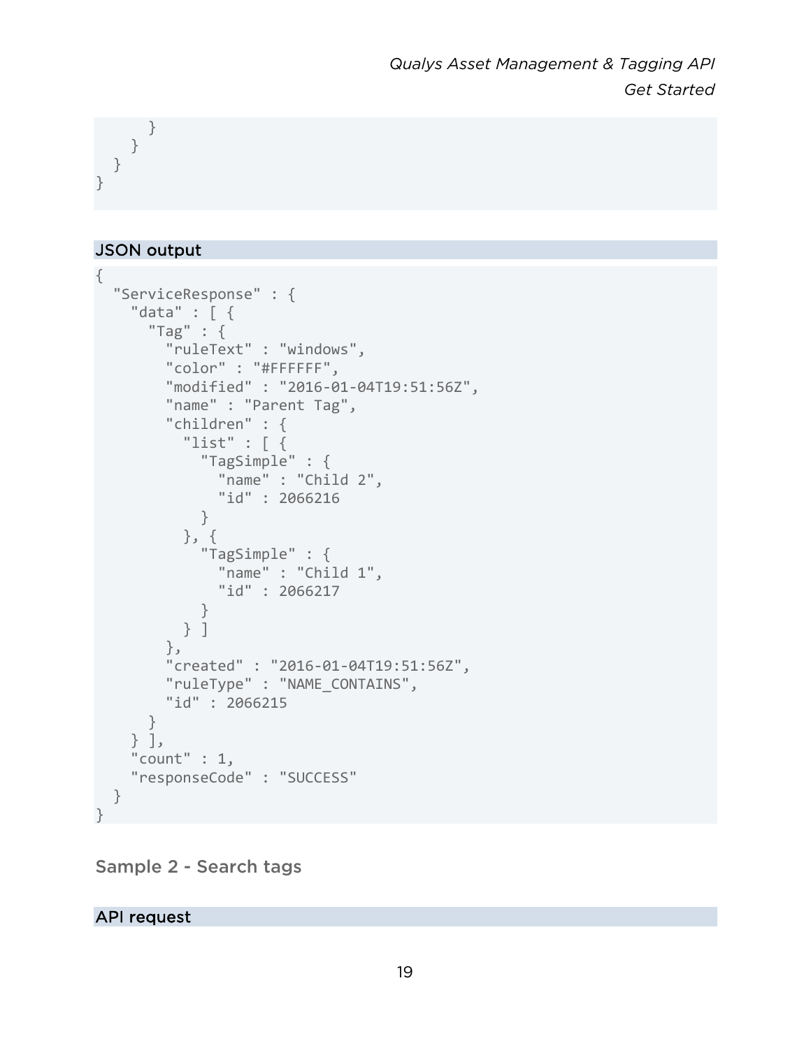```
      }
    }
  }
}
```

### JSON output

```
{
  "ServiceResponse" : {
    "data" : [ {
      "Tag" : {
        "ruleText" : "windows",
        "color" : "#FFFFFF",
        "modified" : "2016-01-04T19:51:56Z",
        "name" : "Parent Tag",
        "children" : {
          "list" : [ {
            "TagSimple" : {
              "name" : "Child 2",
              "id" : 2066216
            }
          }, {
            "TagSimple" : {
              "name" : "Child 1",
              "id" : 2066217
            }
          } ]
        },
        "created" : "2016-01-04T19:51:56Z",
        "ruleType" : "NAME_CONTAINS",
        "id" : 2066215
      }
    } ],
    "count" : 1,
    "responseCode" : "SUCCESS"
  }
}
```

## Sample 2 - Search tags

### API request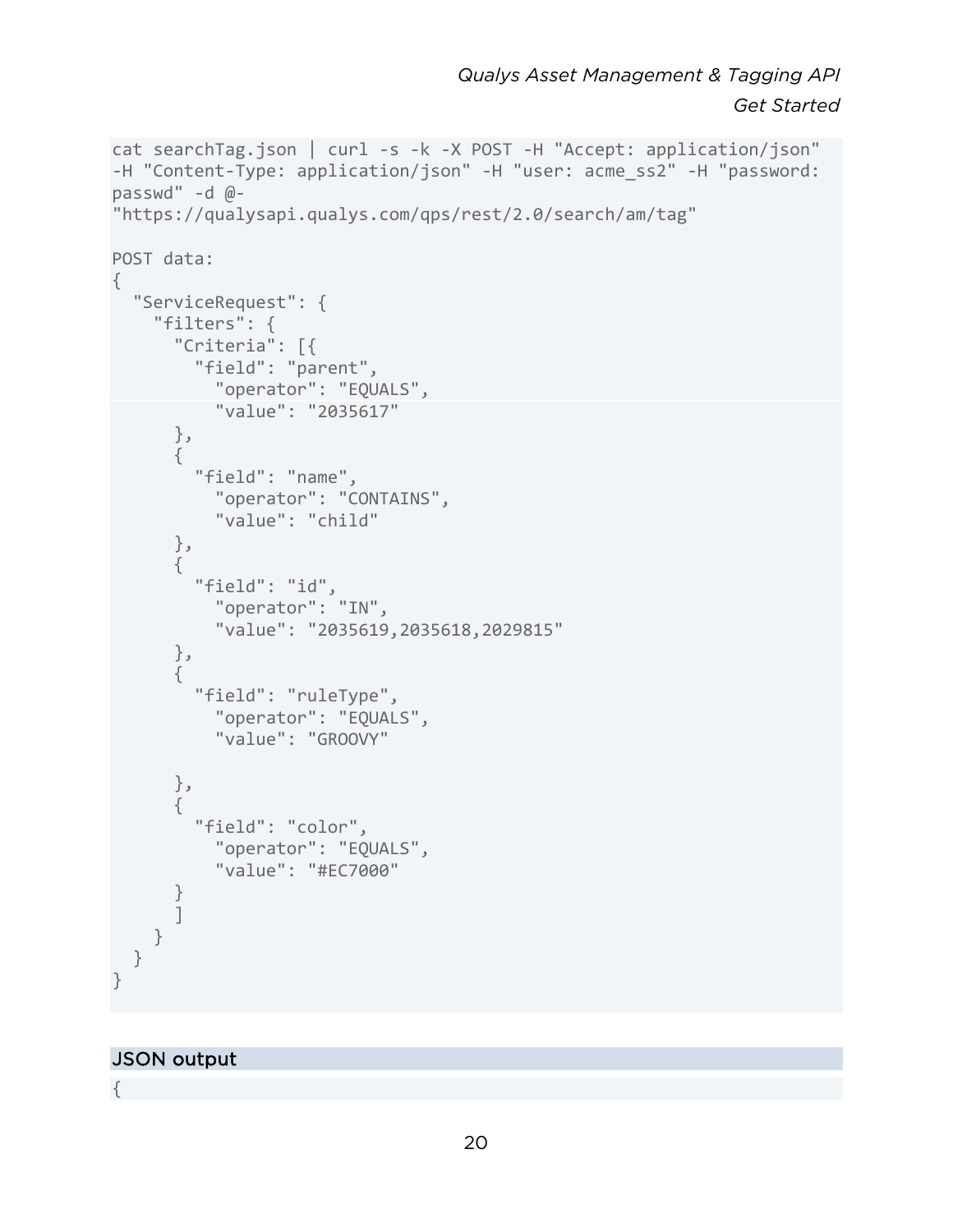```
cat searchTag.json | curl -s -k -X POST -H "Accept: application/json"
-H "Content-Type: application/json" -H "user: acme_ss2" -H "password:
passwd" -d @-
"https://qualysapi.qualys.com/qps/rest/2.0/search/am/tag"

POST data:
{
  "ServiceRequest": {
    "filters": {
      "Criteria": [{
        "field": "parent",
          "operator": "EQUALS",
          "value": "2035617"
      },
      {
        "field": "name",
          "operator": "CONTAINS",
          "value": "child"
      },
      {
        "field": "id",
          "operator": "IN",
          "value": "2035619,2035618,2029815"
      },
      {
        "field": "ruleType",
          "operator": "EQUALS",
          "value": "GROOVY"

      },
      {
        "field": "color",
          "operator": "EQUALS",
          "value": "#EC7000"
      }
      ]
    }
  }
}
```

### JSON output

```
{
```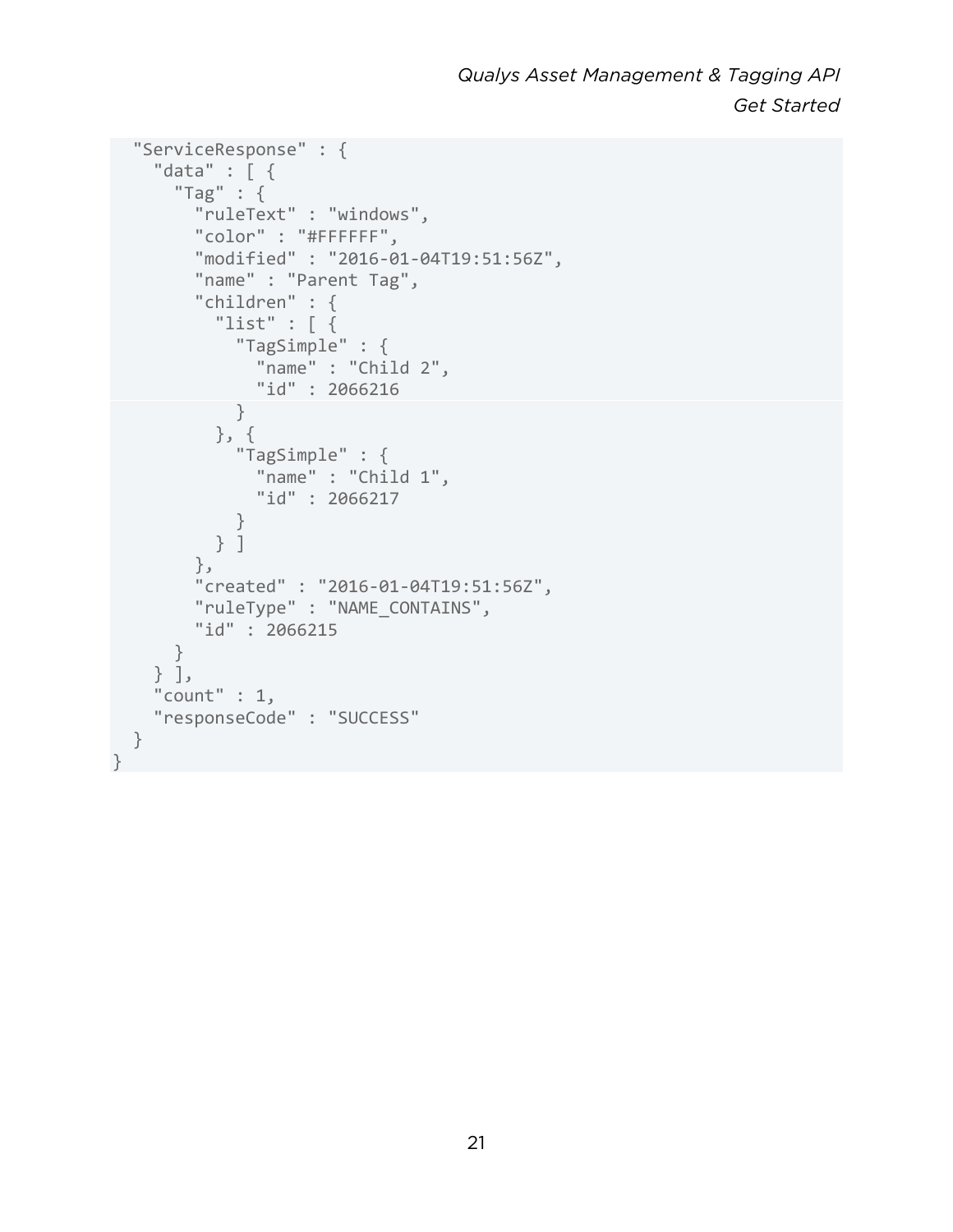```
  "ServiceResponse" : {
    "data" : [ {
      "Tag" : {
        "ruleText" : "windows",
        "color" : "#FFFFFF",
        "modified" : "2016-01-04T19:51:56Z",
        "name" : "Parent Tag",
        "children" : {
          "list" : [ {
            "TagSimple" : {
              "name" : "Child 2",
              "id" : 2066216
            }
          }, {
            "TagSimple" : {
              "name" : "Child 1",
              "id" : 2066217
            }
          } ]
        },
        "created" : "2016-01-04T19:51:56Z",
        "ruleType" : "NAME_CONTAINS",
        "id" : 2066215
      }
    } ],
    "count" : 1,
    "responseCode" : "SUCCESS"
  }
}
```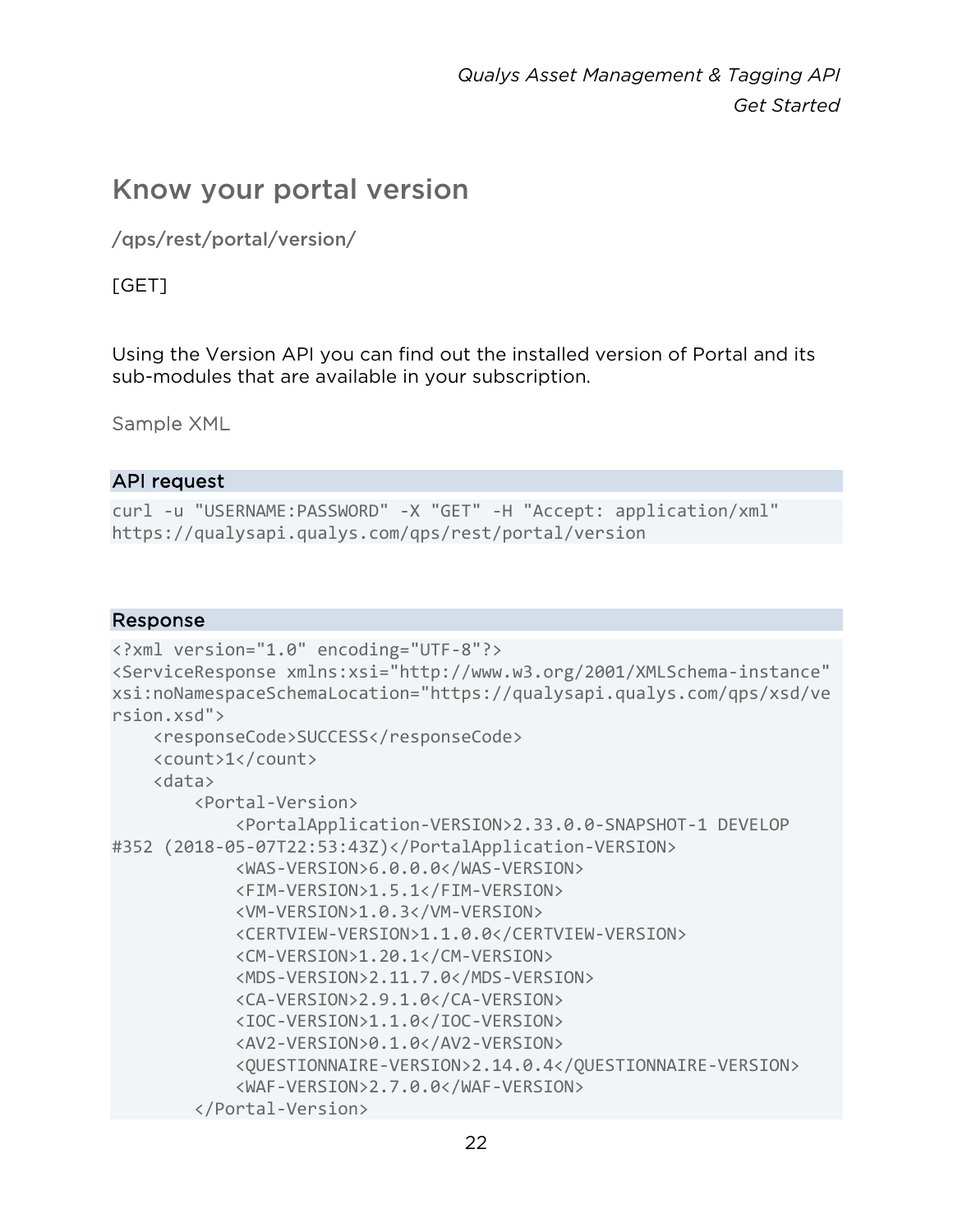## Know your portal version

/qps/rest/portal/version/

[GET]

Using the Version API you can find out the installed version of Portal and its sub-modules that are available in your subscription.

Sample XML

**API request**

```
curl -u "USERNAME:PASSWORD" -X "GET" -H "Accept: application/xml"
https://qualysapi.qualys.com/qps/rest/portal/version
```

**Response**

```
<?xml version="1.0" encoding="UTF-8"?>
<ServiceResponse xmlns:xsi="http://www.w3.org/2001/XMLSchema-instance"
xsi:noNamespaceSchemaLocation="https://qualysapi.qualys.com/qps/xsd/ve
rsion.xsd">
    <responseCode>SUCCESS</responseCode>
    <count>1</count>
    <data>
        <Portal-Version>
            <PortalApplication-VERSION>2.33.0.0-SNAPSHOT-1 DEVELOP
#352 (2018-05-07T22:53:43Z)</PortalApplication-VERSION>
            <WAS-VERSION>6.0.0.0</WAS-VERSION>
            <FIM-VERSION>1.5.1</FIM-VERSION>
            <VM-VERSION>1.0.3</VM-VERSION>
            <CERTVIEW-VERSION>1.1.0.0</CERTVIEW-VERSION>
            <CM-VERSION>1.20.1</CM-VERSION>
            <MDS-VERSION>2.11.7.0</MDS-VERSION>
            <CA-VERSION>2.9.1.0</CA-VERSION>
            <IOC-VERSION>1.1.0</IOC-VERSION>
            <AV2-VERSION>0.1.0</AV2-VERSION>
            <QUESTIONNAIRE-VERSION>2.14.0.4</QUESTIONNAIRE-VERSION>
            <WAF-VERSION>2.7.0.0</WAF-VERSION>
        </Portal-Version>
```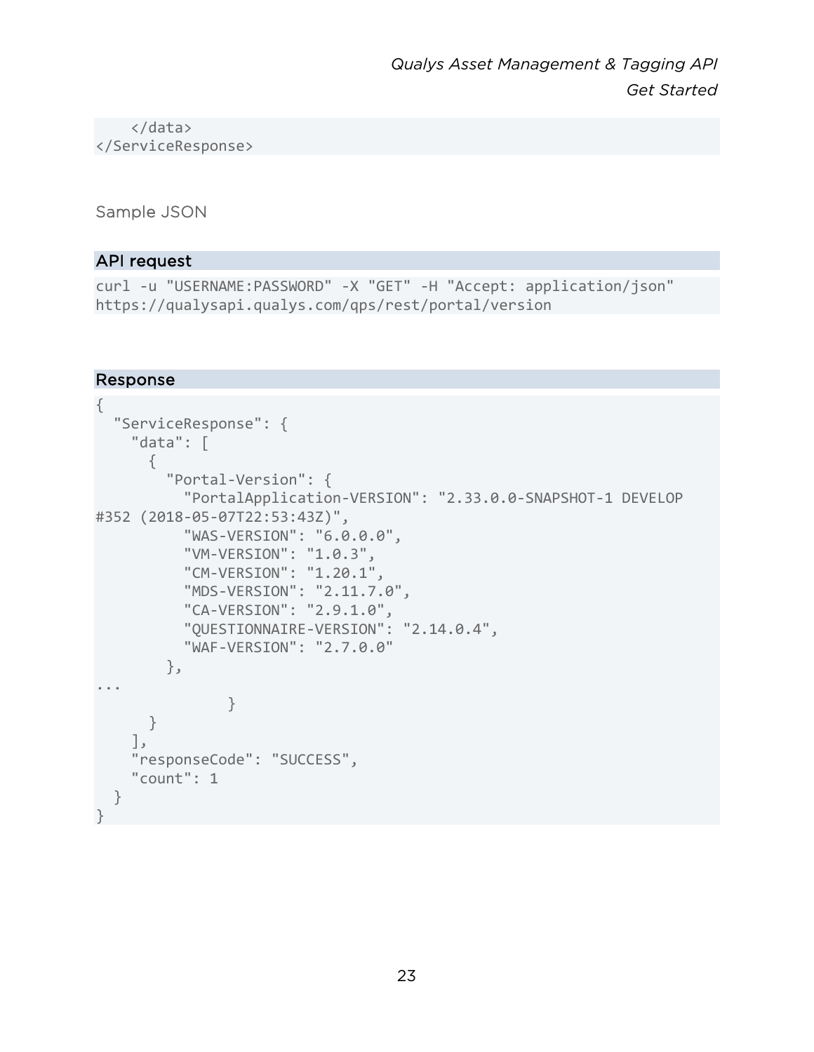```
    </data>
</ServiceResponse>
```

Sample JSON

**API request**

```
curl -u "USERNAME:PASSWORD" -X "GET" -H "Accept: application/json"
https://qualysapi.qualys.com/qps/rest/portal/version
```

**Response**

```
{
  "ServiceResponse": {
    "data": [
      {
        "Portal-Version": {
          "PortalApplication-VERSION": "2.33.0.0-SNAPSHOT-1 DEVELOP
#352 (2018-05-07T22:53:43Z)",
          "WAS-VERSION": "6.0.0.0",
          "VM-VERSION": "1.0.3",
          "CM-VERSION": "1.20.1",
          "MDS-VERSION": "2.11.7.0",
          "CA-VERSION": "2.9.1.0",
          "QUESTIONNAIRE-VERSION": "2.14.0.4",
          "WAF-VERSION": "2.7.0.0"
        },
...
               }
      }
    ],
    "responseCode": "SUCCESS",
    "count": 1
  }
}
```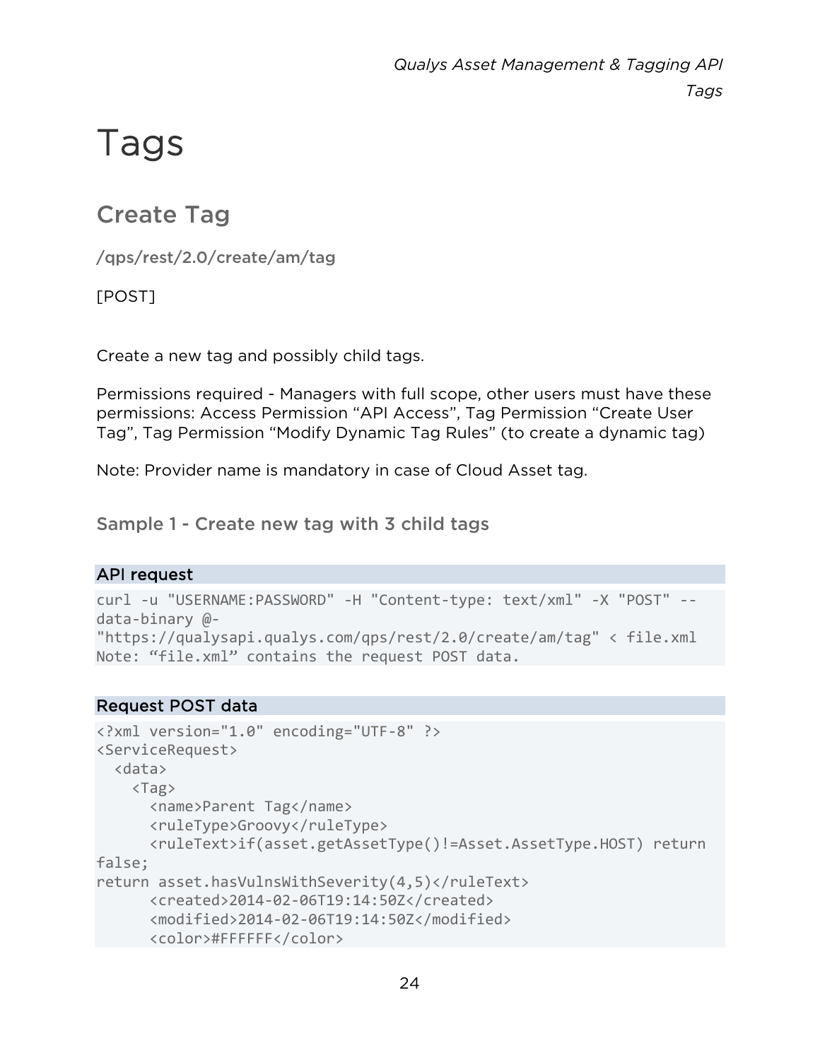# Tags

## Create Tag

/qps/rest/2.0/create/am/tag

[POST]

Create a new tag and possibly child tags.

Permissions required - Managers with full scope, other users must have these permissions: Access Permission “API Access”, Tag Permission “Create User Tag”, Tag Permission “Modify Dynamic Tag Rules” (to create a dynamic tag)

Note: Provider name is mandatory in case of Cloud Asset tag.

### Sample 1 - Create new tag with 3 child tags

#### API request

```
curl -u "USERNAME:PASSWORD" -H "Content-type: text/xml" -X "POST" --
data-binary @-
"https://qualysapi.qualys.com/qps/rest/2.0/create/am/tag" < file.xml
Note: “file.xml” contains the request POST data.
```

#### Request POST data

```
<?xml version="1.0" encoding="UTF-8" ?>
<ServiceRequest>
  <data>
    <Tag>
      <name>Parent Tag</name>
      <ruleType>Groovy</ruleType>
      <ruleText>if(asset.getAssetType()!=Asset.AssetType.HOST) return
false;
return asset.hasVulnsWithSeverity(4,5)</ruleText>
      <created>2014-02-06T19:14:50Z</created>
      <modified>2014-02-06T19:14:50Z</modified>
      <color>#FFFFFF</color>
```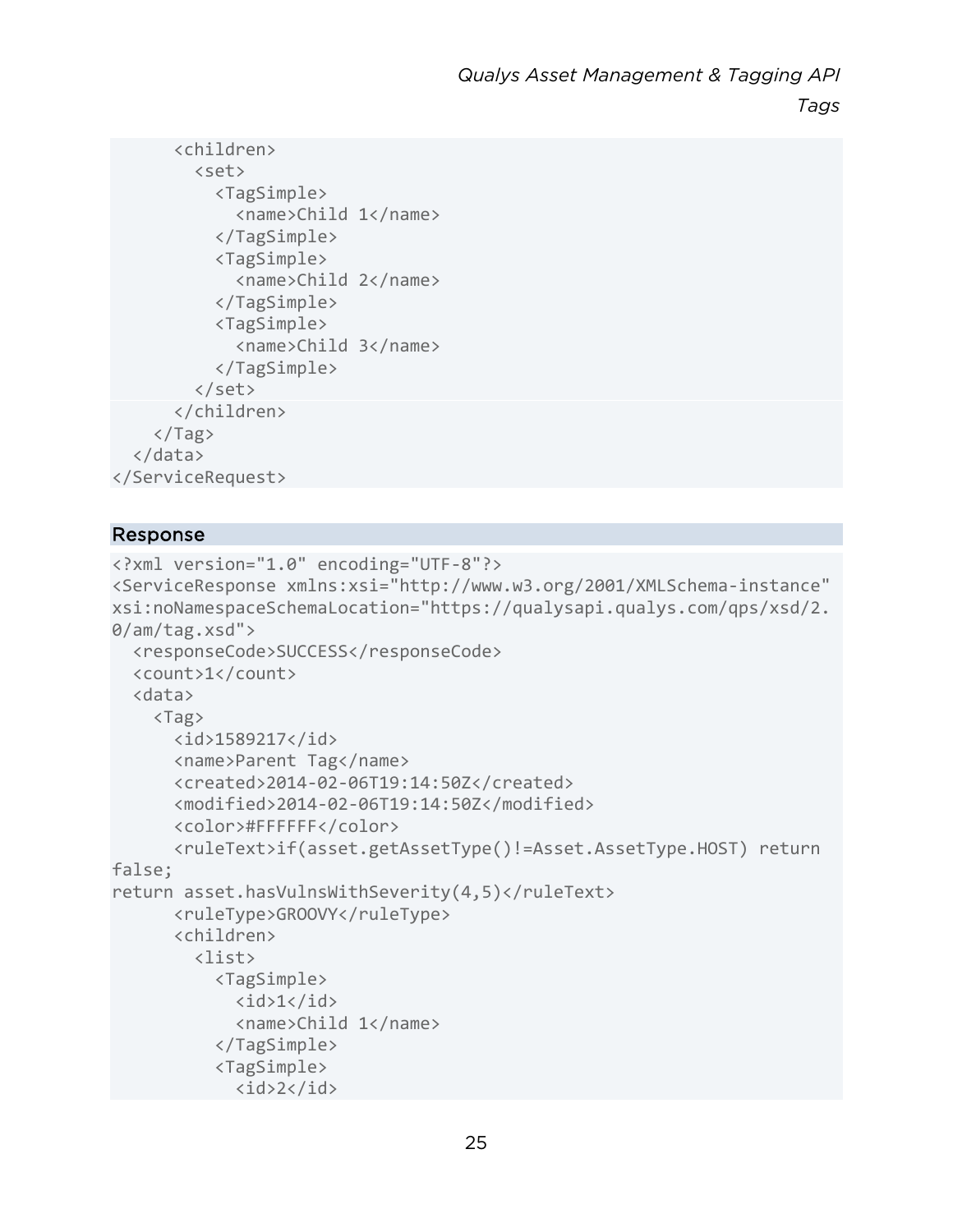```
      <children>
        <set>
          <TagSimple>
            <name>Child 1</name>
          </TagSimple>
          <TagSimple>
            <name>Child 2</name>
          </TagSimple>
          <TagSimple>
            <name>Child 3</name>
          </TagSimple>
        </set>
      </children>
    </Tag>
  </data>
</ServiceRequest>
```

### Response

```
<?xml version="1.0" encoding="UTF-8"?>
<ServiceResponse xmlns:xsi="http://www.w3.org/2001/XMLSchema-instance"
xsi:noNamespaceSchemaLocation="https://qualysapi.qualys.com/qps/xsd/2.
0/am/tag.xsd">
  <responseCode>SUCCESS</responseCode>
  <count>1</count>
  <data>
    <Tag>
      <id>1589217</id>
      <name>Parent Tag</name>
      <created>2014-02-06T19:14:50Z</created>
      <modified>2014-02-06T19:14:50Z</modified>
      <color>#FFFFFF</color>
      <ruleText>if(asset.getAssetType()!=Asset.AssetType.HOST) return
false;
return asset.hasVulnsWithSeverity(4,5)</ruleText>
      <ruleType>GROOVY</ruleType>
      <children>
        <list>
          <TagSimple>
            <id>1</id>
            <name>Child 1</name>
          </TagSimple>
          <TagSimple>
            <id>2</id>
```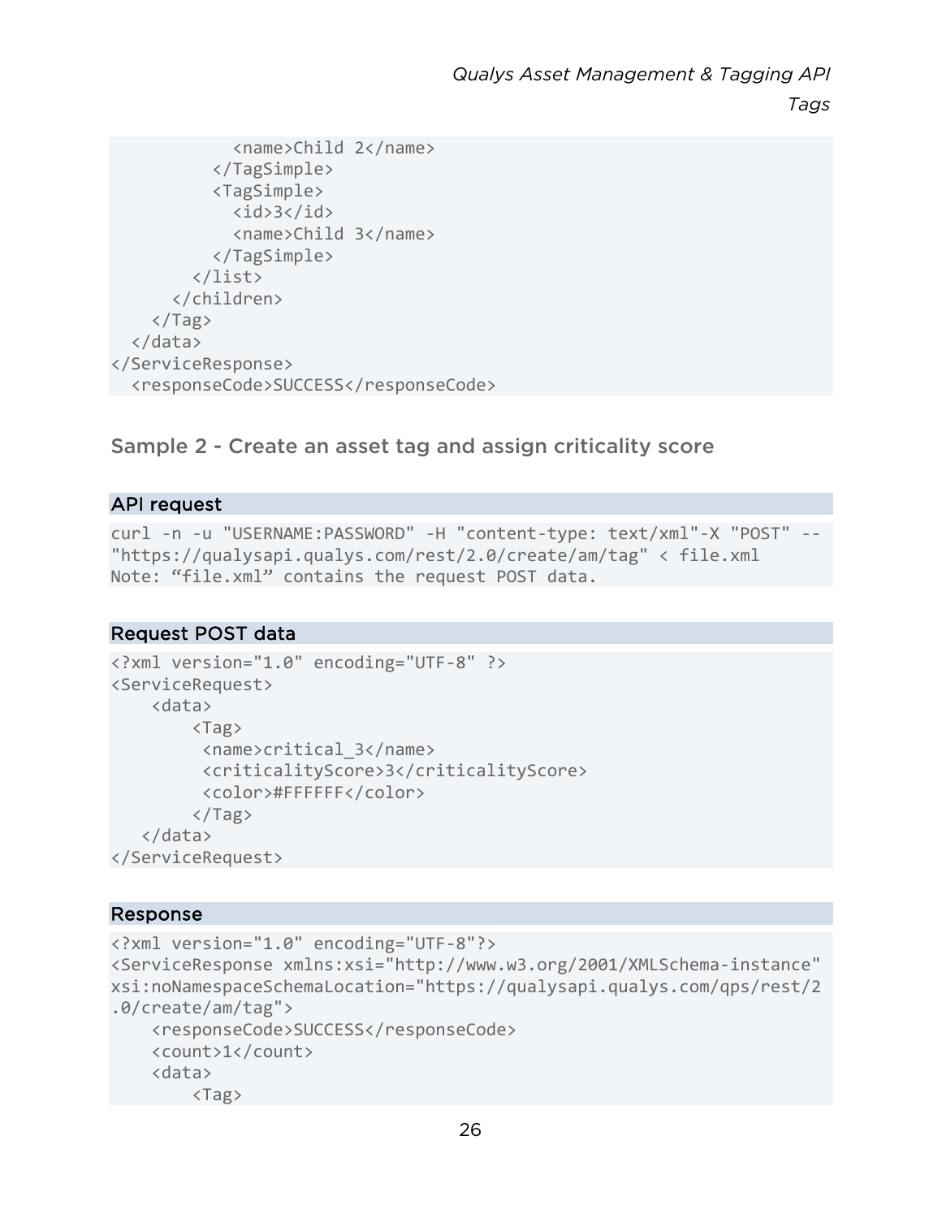```
            <name>Child 2</name>
          </TagSimple>
          <TagSimple>
            <id>3</id>
            <name>Child 3</name>
          </TagSimple>
        </list>
      </children>
    </Tag>
  </data>
</ServiceResponse>
  <responseCode>SUCCESS</responseCode>
```

## Sample 2 - Create an asset tag and assign criticality score

### API request

```
curl -n -u "USERNAME:PASSWORD" -H "content-type: text/xml"-X "POST" --
"https://qualysapi.qualys.com/rest/2.0/create/am/tag" < file.xml
Note: “file.xml” contains the request POST data.
```

### Request POST data

```
<?xml version="1.0" encoding="UTF-8" ?>
<ServiceRequest>
    <data>
        <Tag>
         <name>critical_3</name>
         <criticalityScore>3</criticalityScore>
         <color>#FFFFFF</color>
        </Tag>
   </data>
</ServiceRequest>
```

### Response

```
<?xml version="1.0" encoding="UTF-8"?>
<ServiceResponse xmlns:xsi="http://www.w3.org/2001/XMLSchema-instance"
xsi:noNamespaceSchemaLocation="https://qualysapi.qualys.com/qps/rest/2
.0/create/am/tag">
    <responseCode>SUCCESS</responseCode>
    <count>1</count>
    <data>
        <Tag>
```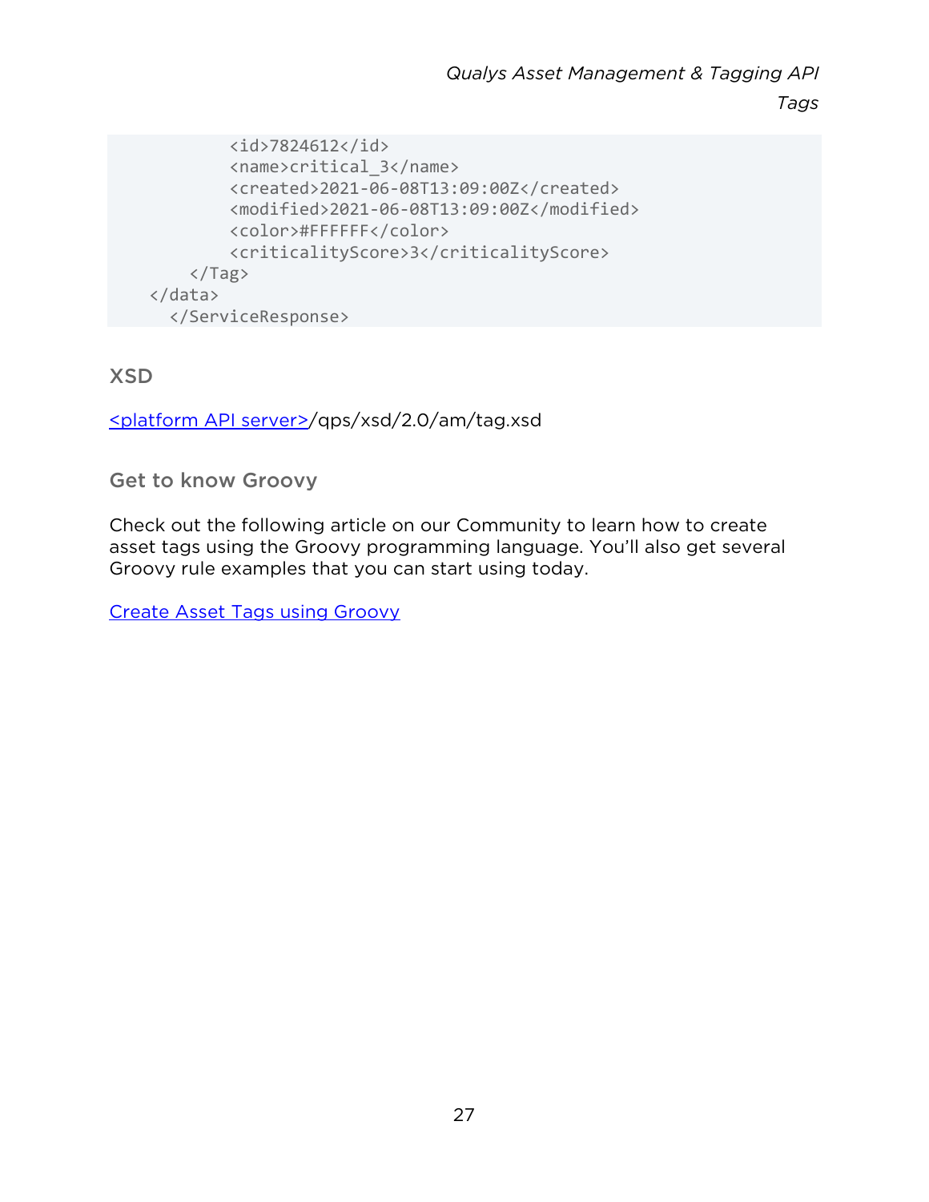```
            <id>7824612</id>
            <name>critical_3</name>
            <created>2021-06-08T13:09:00Z</created>
            <modified>2021-06-08T13:09:00Z</modified>
            <color>#FFFFFF</color>
            <criticalityScore>3</criticalityScore>
        </Tag>
    </data>
      </ServiceResponse>
```

## XSD

<platform API server>/qps/xsd/2.0/am/tag.xsd

### Get to know Groovy

Check out the following article on our Community to learn how to create asset tags using the Groovy programming language. You'll also get several Groovy rule examples that you can start using today.

Create Asset Tags using Groovy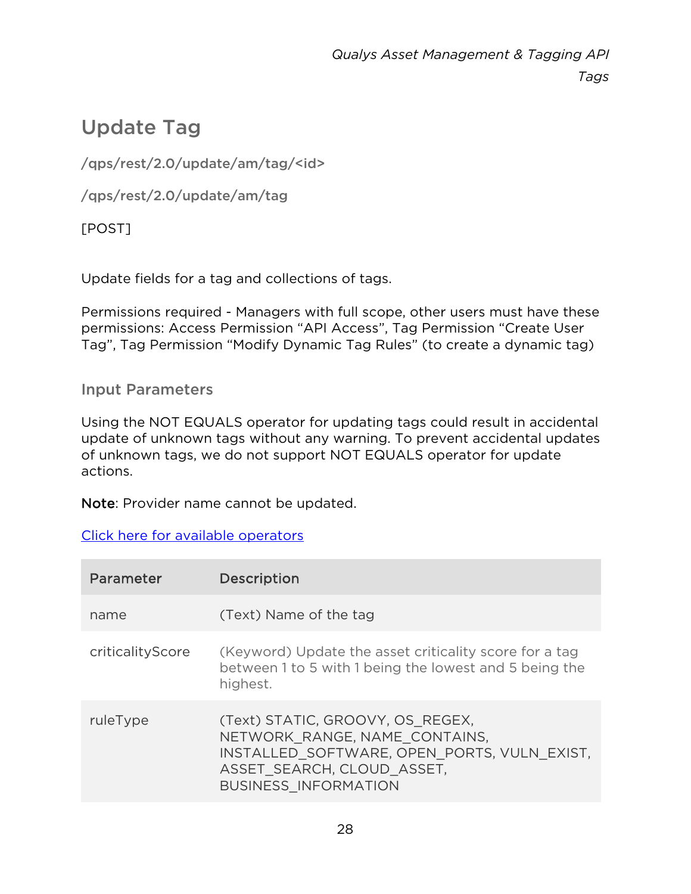## Update Tag

**/qps/rest/2.0/update/am/tag/<id>**

**/qps/rest/2.0/update/am/tag**

[POST]

Update fields for a tag and collections of tags.

Permissions required - Managers with full scope, other users must have these permissions: Access Permission “API Access”, Tag Permission “Create User Tag”, Tag Permission “Modify Dynamic Tag Rules” (to create a dynamic tag)

### Input Parameters

Using the NOT EQUALS operator for updating tags could result in accidental update of unknown tags without any warning. To prevent accidental updates of unknown tags, we do not support NOT EQUALS operator for update actions.

**Note**: Provider name cannot be updated.

[Click here for available operators]

| Parameter | Description |
| --- | --- |
| name | (Text) Name of the tag |
| criticalityScore | (Keyword) Update the asset criticality score for a tag between 1 to 5 with 1 being the lowest and 5 being the highest. |
| ruleType | (Text) STATIC, GROOVY, OS_REGEX, NETWORK_RANGE, NAME_CONTAINS, INSTALLED_SOFTWARE, OPEN_PORTS, VULN_EXIST, ASSET_SEARCH, CLOUD_ASSET, BUSINESS_INFORMATION |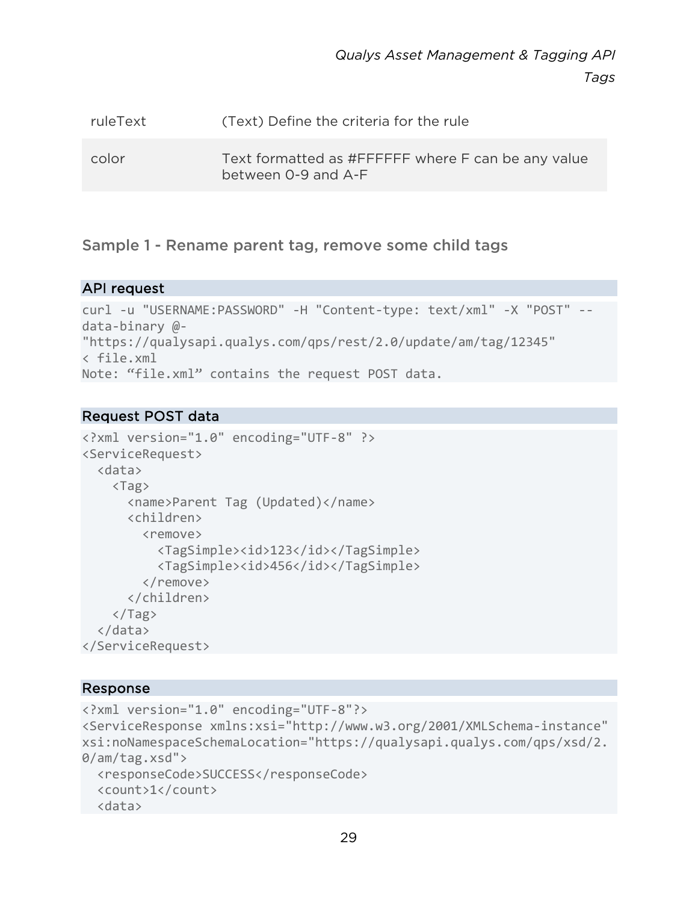| | |
|---|---|
| ruleText | (Text) Define the criteria for the rule |
| color | Text formatted as #FFFFFF where F can be any value between 0-9 and A-F |

## Sample 1 - Rename parent tag, remove some child tags

**API request**

```
curl -u "USERNAME:PASSWORD" -H "Content-type: text/xml" -X "POST" --
data-binary @-
"https://qualysapi.qualys.com/qps/rest/2.0/update/am/tag/12345"
< file.xml
Note: "file.xml" contains the request POST data.
```

**Request POST data**

```
<?xml version="1.0" encoding="UTF-8" ?>
<ServiceRequest>
  <data>
    <Tag>
      <name>Parent Tag (Updated)</name>
      <children>
        <remove>
          <TagSimple><id>123</id></TagSimple>
          <TagSimple><id>456</id></TagSimple>
        </remove>
      </children>
    </Tag>
  </data>
</ServiceRequest>
```

**Response**

```
<?xml version="1.0" encoding="UTF-8"?>
<ServiceResponse xmlns:xsi="http://www.w3.org/2001/XMLSchema-instance"
xsi:noNamespaceSchemaLocation="https://qualysapi.qualys.com/qps/xsd/2.
0/am/tag.xsd">
  <responseCode>SUCCESS</responseCode>
  <count>1</count>
  <data>
```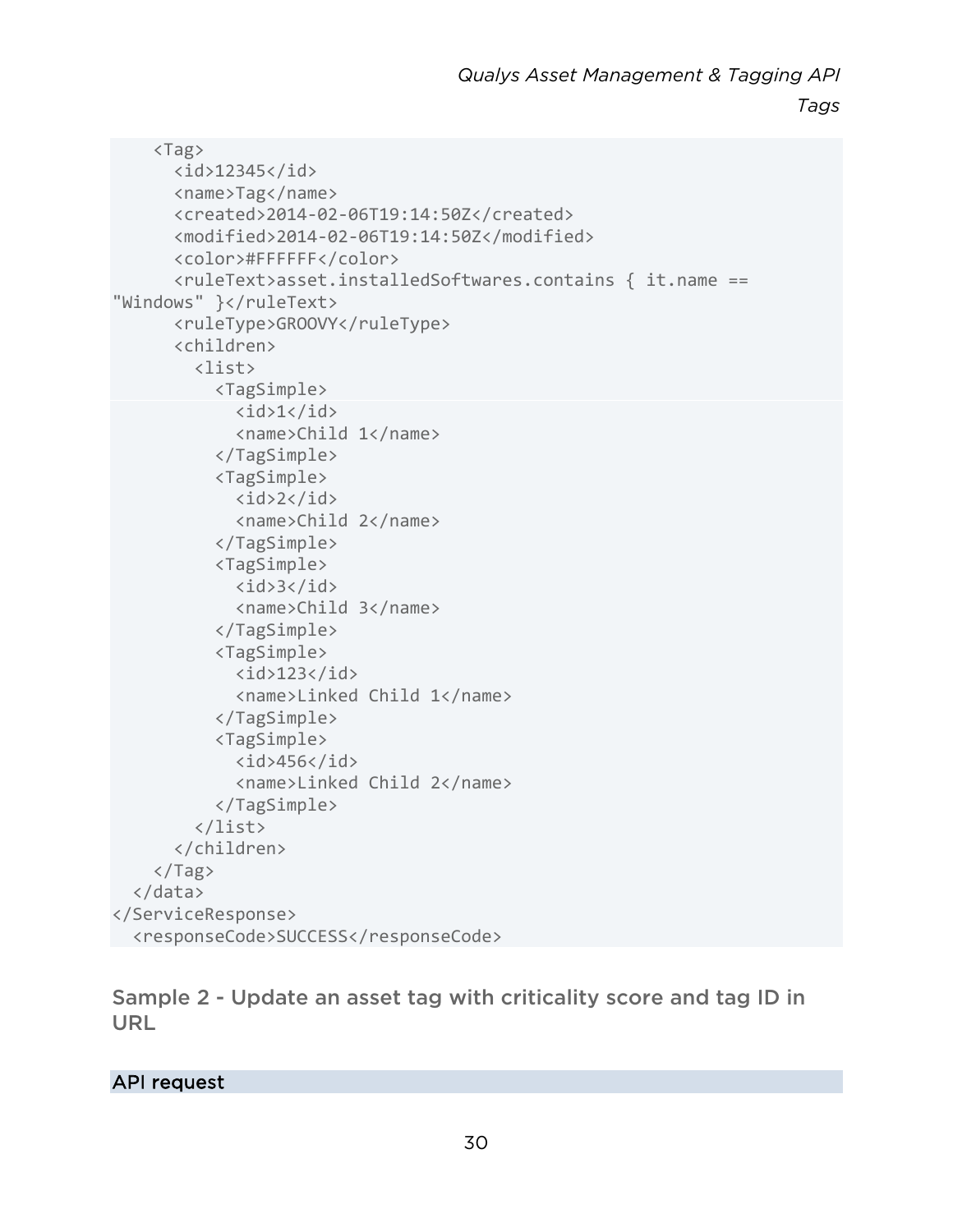```
    <Tag>
      <id>12345</id>
      <name>Tag</name>
      <created>2014-02-06T19:14:50Z</created>
      <modified>2014-02-06T19:14:50Z</modified>
      <color>#FFFFFF</color>
      <ruleText>asset.installedSoftwares.contains { it.name ==
"Windows" }</ruleText>
      <ruleType>GROOVY</ruleType>
      <children>
        <list>
          <TagSimple>
            <id>1</id>
            <name>Child 1</name>
          </TagSimple>
          <TagSimple>
            <id>2</id>
            <name>Child 2</name>
          </TagSimple>
          <TagSimple>
            <id>3</id>
            <name>Child 3</name>
          </TagSimple>
          <TagSimple>
            <id>123</id>
            <name>Linked Child 1</name>
          </TagSimple>
          <TagSimple>
            <id>456</id>
            <name>Linked Child 2</name>
          </TagSimple>
        </list>
      </children>
    </Tag>
  </data>
</ServiceResponse>
  <responseCode>SUCCESS</responseCode>
```

### Sample 2 - Update an asset tag with criticality score and tag ID in URL

#### API request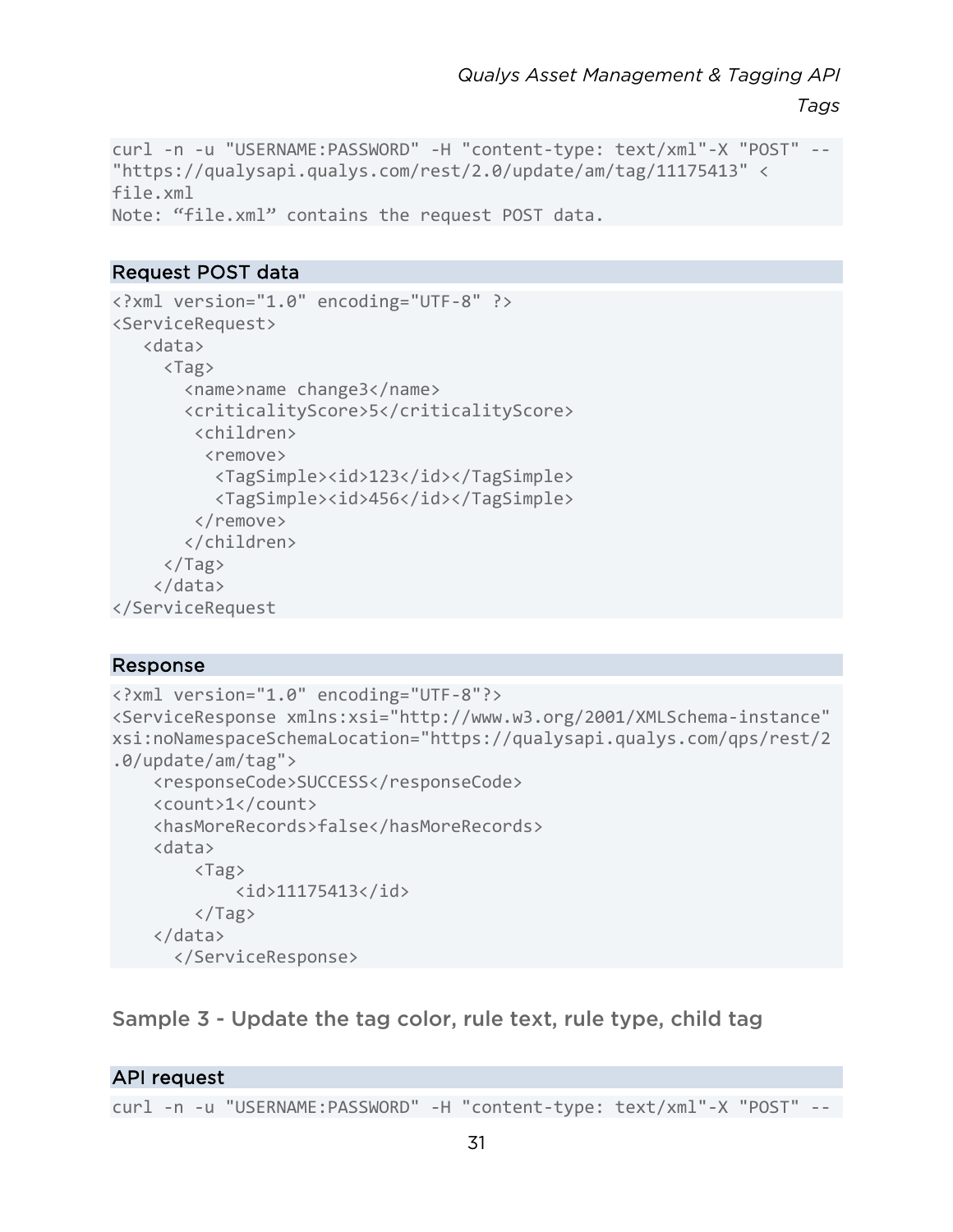```
curl -n -u "USERNAME:PASSWORD" -H "content-type: text/xml"-X "POST" --
"https://qualysapi.qualys.com/rest/2.0/update/am/tag/11175413" <
file.xml
Note: “file.xml” contains the request POST data.
```

### Request POST data

```
<?xml version="1.0" encoding="UTF-8" ?>
<ServiceRequest>
   <data>
     <Tag>
       <name>name change3</name>
       <criticalityScore>5</criticalityScore>
        <children>
         <remove>
          <TagSimple><id>123</id></TagSimple>
          <TagSimple><id>456</id></TagSimple>
        </remove>
       </children>
     </Tag>
    </data>
</ServiceRequest
```

### Response

```
<?xml version="1.0" encoding="UTF-8"?>
<ServiceResponse xmlns:xsi="http://www.w3.org/2001/XMLSchema-instance"
xsi:noNamespaceSchemaLocation="https://qualysapi.qualys.com/qps/rest/2
.0/update/am/tag">
    <responseCode>SUCCESS</responseCode>
    <count>1</count>
    <hasMoreRecords>false</hasMoreRecords>
    <data>
        <Tag>
            <id>11175413</id>
        </Tag>
    </data>
      </ServiceResponse>
```

## Sample 3 - Update the tag color, rule text, rule type, child tag

### API request

```
curl -n -u "USERNAME:PASSWORD" -H "content-type: text/xml"-X "POST" --
```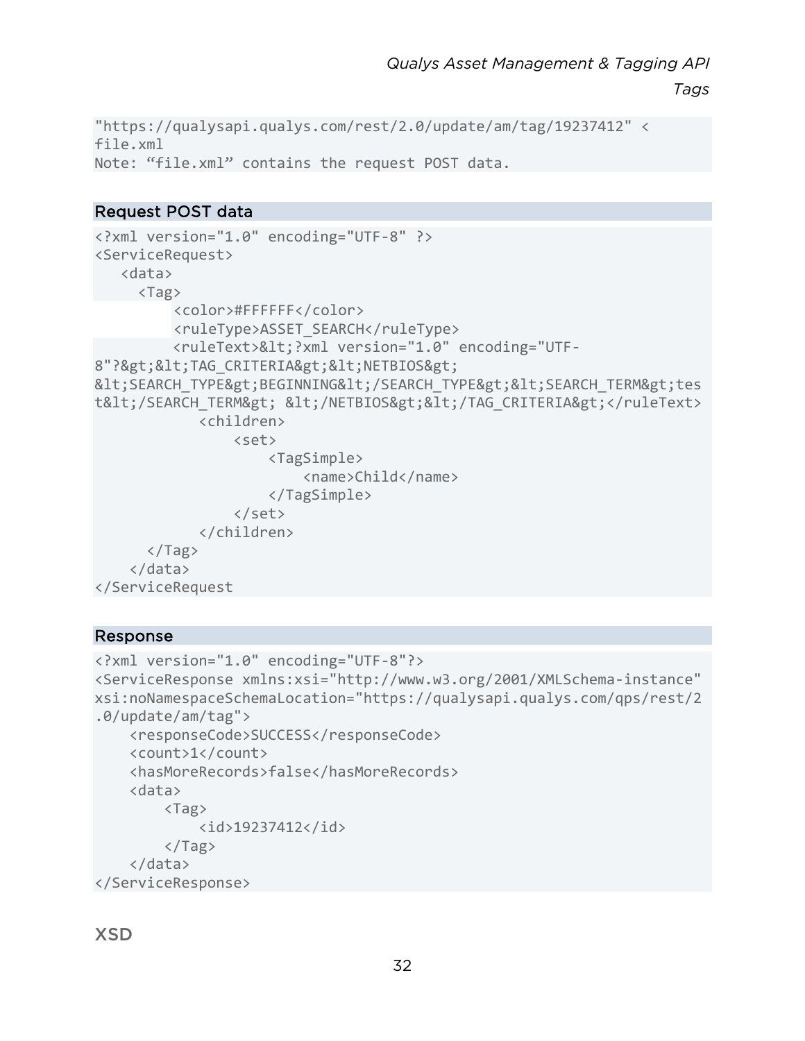```
"https://qualysapi.qualys.com/rest/2.0/update/am/tag/19237412" <
file.xml
Note: "file.xml" contains the request POST data.
```

### Request POST data

```
<?xml version="1.0" encoding="UTF-8" ?>
<ServiceRequest>
   <data>
     <Tag>
         <color>#FFFFFF</color>
         <ruleType>ASSET_SEARCH</ruleType>
         <ruleText>&lt;?xml version="1.0" encoding="UTF-
8"?&gt;&lt;TAG_CRITERIA&gt;&lt;NETBIOS&gt;
&lt;SEARCH_TYPE&gt;BEGINNING&lt;/SEARCH_TYPE&gt;&lt;SEARCH_TERM&gt;tes
t&lt;/SEARCH_TERM&gt; &lt;/NETBIOS&gt;&lt;/TAG_CRITERIA&gt;</ruleText>
            <children>
                <set>
                    <TagSimple>
                        <name>Child</name>
                    </TagSimple>
                </set>
            </children>
      </Tag>
    </data>
</ServiceRequest
```

### Response

```
<?xml version="1.0" encoding="UTF-8"?>
<ServiceResponse xmlns:xsi="http://www.w3.org/2001/XMLSchema-instance"
xsi:noNamespaceSchemaLocation="https://qualysapi.qualys.com/qps/rest/2
.0/update/am/tag">
    <responseCode>SUCCESS</responseCode>
    <count>1</count>
    <hasMoreRecords>false</hasMoreRecords>
    <data>
        <Tag>
            <id>19237412</id>
        </Tag>
    </data>
</ServiceResponse>
```

## XSD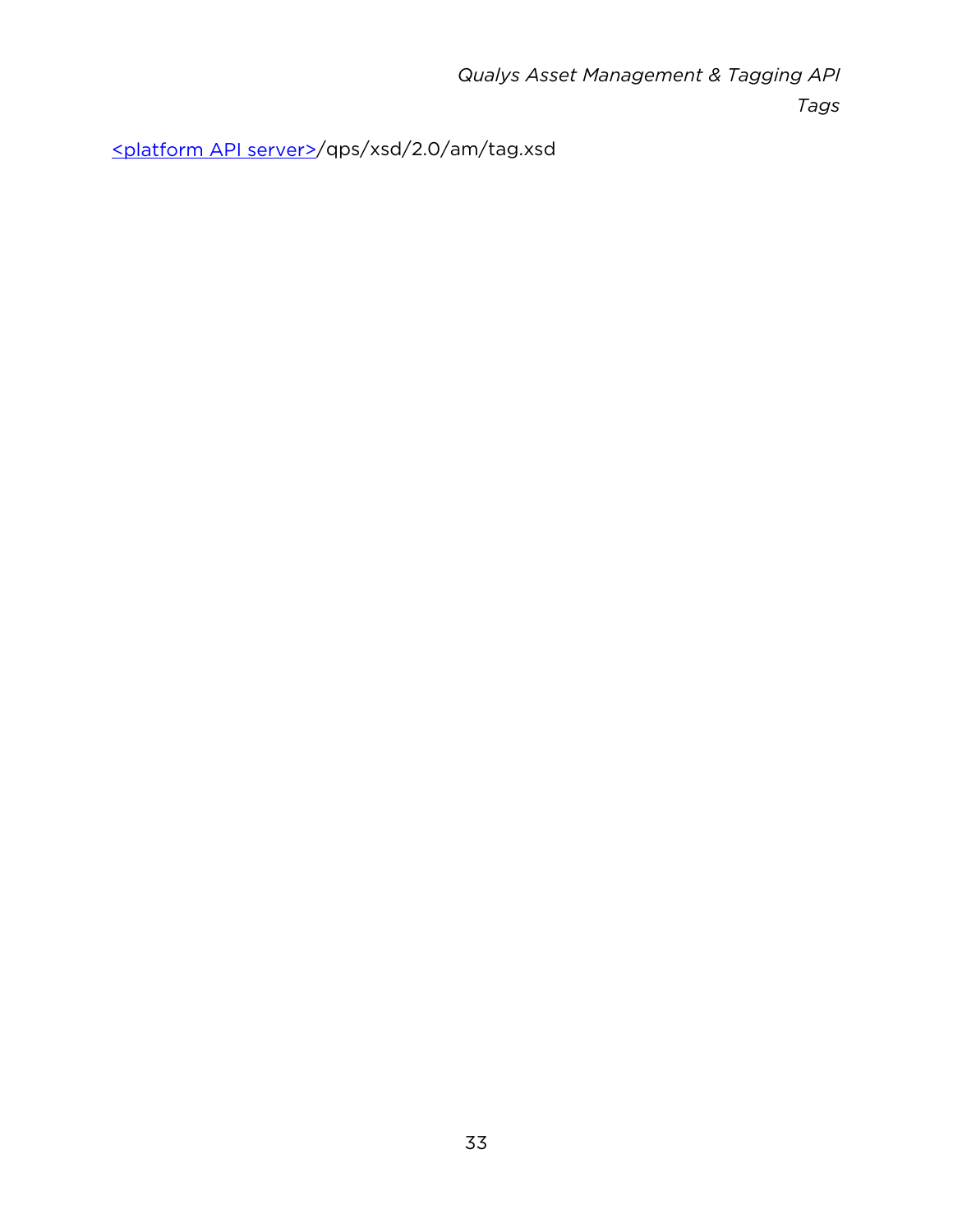[<platform API server>](<platform API server>)/qps/xsd/2.0/am/tag.xsd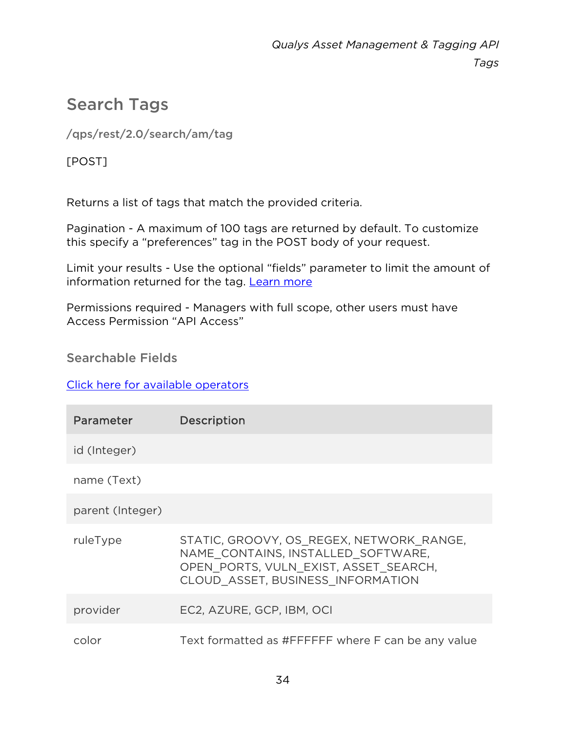## Search Tags

**/qps/rest/2.0/search/am/tag**

[POST]

Returns a list of tags that match the provided criteria.

Pagination - A maximum of 100 tags are returned by default. To customize this specify a “preferences” tag in the POST body of your request.

Limit your results - Use the optional “fields” parameter to limit the amount of information returned for the tag. Learn more

Permissions required - Managers with full scope, other users must have Access Permission “API Access”

### Searchable Fields

Click here for available operators

| Parameter | Description |
| --- | --- |
| id (Integer) | |
| name (Text) | |
| parent (Integer) | |
| ruleType | STATIC, GROOVY, OS_REGEX, NETWORK_RANGE, NAME_CONTAINS, INSTALLED_SOFTWARE, OPEN_PORTS, VULN_EXIST, ASSET_SEARCH, CLOUD_ASSET, BUSINESS_INFORMATION |
| provider | EC2, AZURE, GCP, IBM, OCI |
| color | Text formatted as #FFFFFF where F can be any value |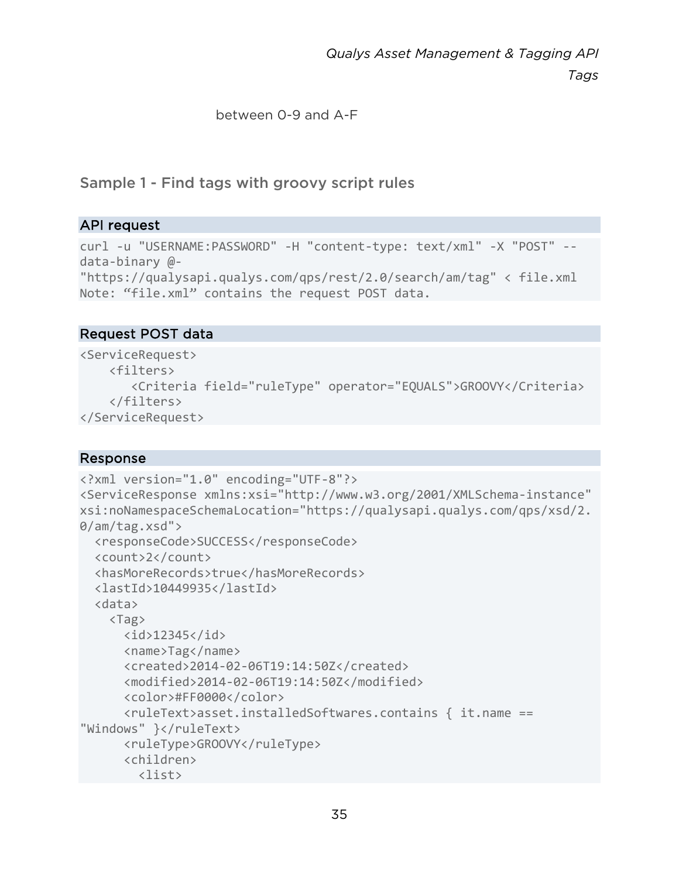between 0-9 and A-F

### Sample 1 - Find tags with groovy script rules

**API request**

```
curl -u "USERNAME:PASSWORD" -H "content-type: text/xml" -X "POST" --
data-binary @-
"https://qualysapi.qualys.com/qps/rest/2.0/search/am/tag" < file.xml
Note: "file.xml" contains the request POST data.
```

**Request POST data**

```
<ServiceRequest>
    <filters>
       <Criteria field="ruleType" operator="EQUALS">GROOVY</Criteria>
    </filters>
</ServiceRequest>
```

**Response**

```
<?xml version="1.0" encoding="UTF-8"?>
<ServiceResponse xmlns:xsi="http://www.w3.org/2001/XMLSchema-instance"
xsi:noNamespaceSchemaLocation="https://qualysapi.qualys.com/qps/xsd/2.
0/am/tag.xsd">
  <responseCode>SUCCESS</responseCode>
  <count>2</count>
  <hasMoreRecords>true</hasMoreRecords>
  <lastId>10449935</lastId>
  <data>
    <Tag>
      <id>12345</id>
      <name>Tag</name>
      <created>2014-02-06T19:14:50Z</created>
      <modified>2014-02-06T19:14:50Z</modified>
      <color>#FF0000</color>
      <ruleText>asset.installedSoftwares.contains { it.name ==
"Windows" }</ruleText>
      <ruleType>GROOVY</ruleType>
      <children>
        <list>
```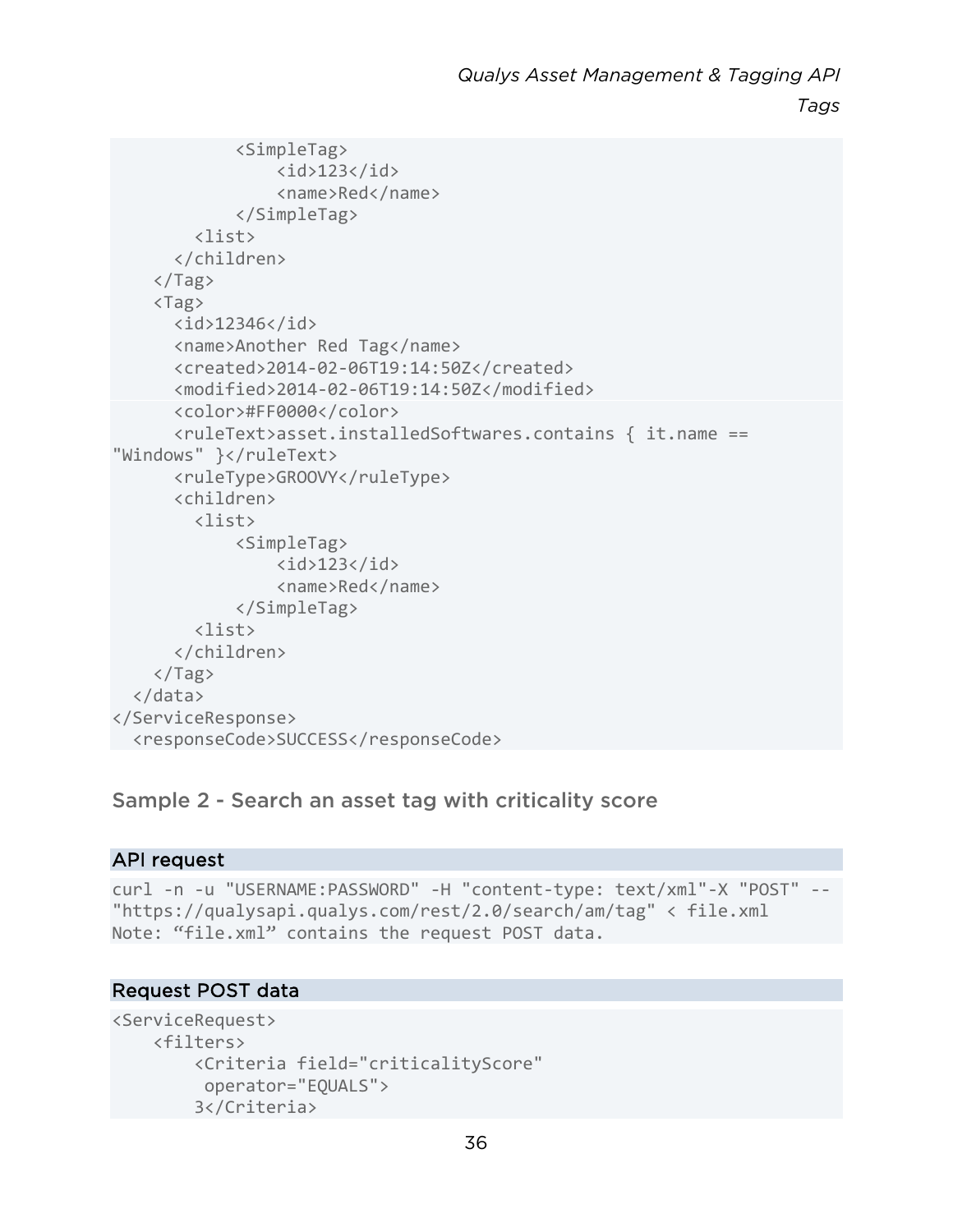```
            <SimpleTag>
                <id>123</id>
                <name>Red</name>
            </SimpleTag>
        <list>
      </children>
    </Tag>
    <Tag>
      <id>12346</id>
      <name>Another Red Tag</name>
      <created>2014-02-06T19:14:50Z</created>
      <modified>2014-02-06T19:14:50Z</modified>
      <color>#FF0000</color>
      <ruleText>asset.installedSoftwares.contains { it.name ==
"Windows" }</ruleText>
      <ruleType>GROOVY</ruleType>
      <children>
        <list>
            <SimpleTag>
                <id>123</id>
                <name>Red</name>
            </SimpleTag>
        <list>
      </children>
    </Tag>
  </data>
</ServiceResponse>
  <responseCode>SUCCESS</responseCode>
```

### Sample 2 - Search an asset tag with criticality score

#### API request

```
curl -n -u "USERNAME:PASSWORD" -H "content-type: text/xml"-X "POST" --
"https://qualysapi.qualys.com/rest/2.0/search/am/tag" < file.xml
Note: “file.xml” contains the request POST data.
```

#### Request POST data

```
<ServiceRequest>
    <filters>
        <Criteria field="criticalityScore"
         operator="EQUALS">
        3</Criteria>
```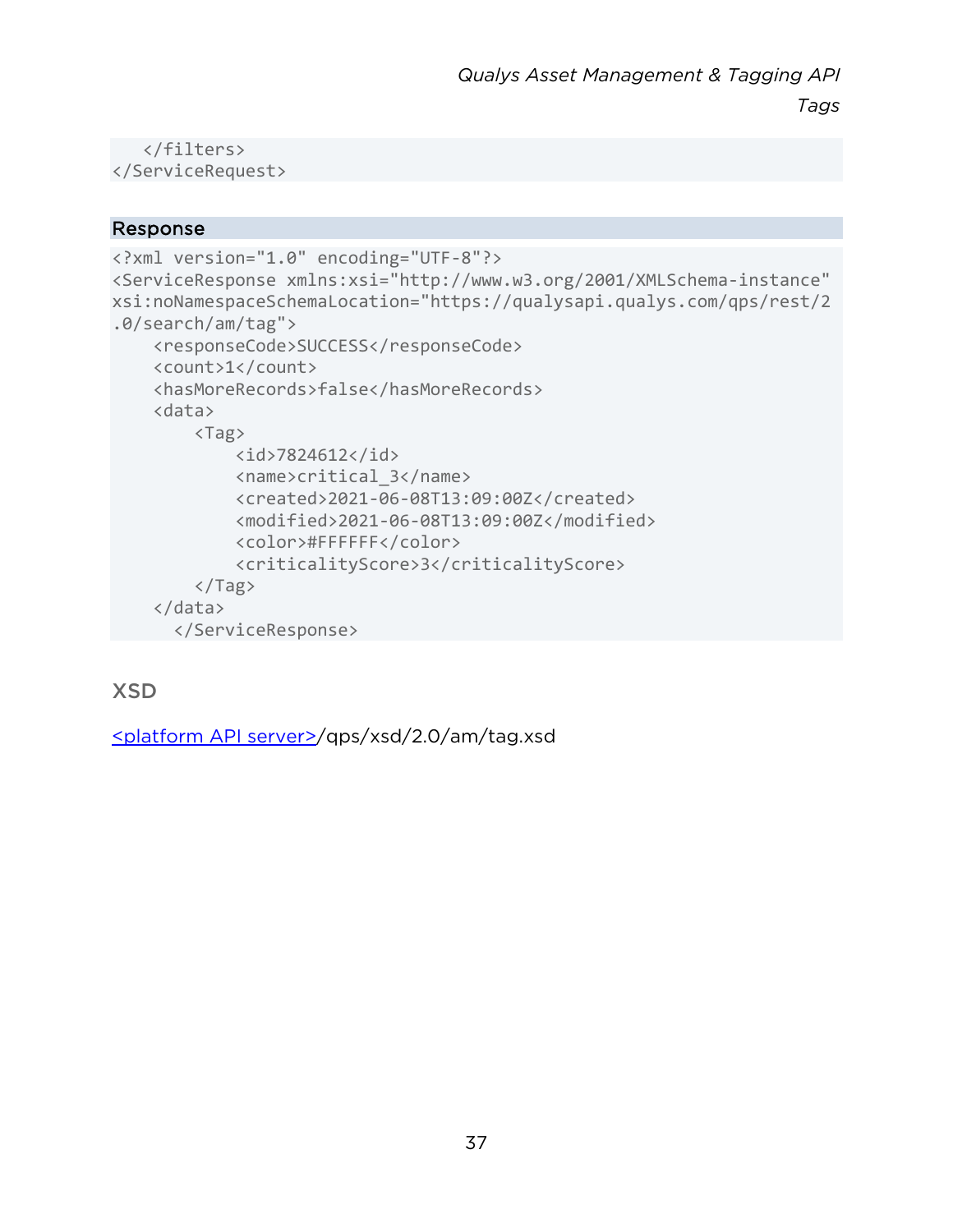```
   </filters>
</ServiceRequest>
```

### Response

```
<?xml version="1.0" encoding="UTF-8"?>
<ServiceResponse xmlns:xsi="http://www.w3.org/2001/XMLSchema-instance"
xsi:noNamespaceSchemaLocation="https://qualysapi.qualys.com/qps/rest/2
.0/search/am/tag">
    <responseCode>SUCCESS</responseCode>
    <count>1</count>
    <hasMoreRecords>false</hasMoreRecords>
    <data>
        <Tag>
            <id>7824612</id>
            <name>critical_3</name>
            <created>2021-06-08T13:09:00Z</created>
            <modified>2021-06-08T13:09:00Z</modified>
            <color>#FFFFFF</color>
            <criticalityScore>3</criticalityScore>
        </Tag>
    </data>
      </ServiceResponse>
```

## XSD

<platform API server>/qps/xsd/2.0/am/tag.xsd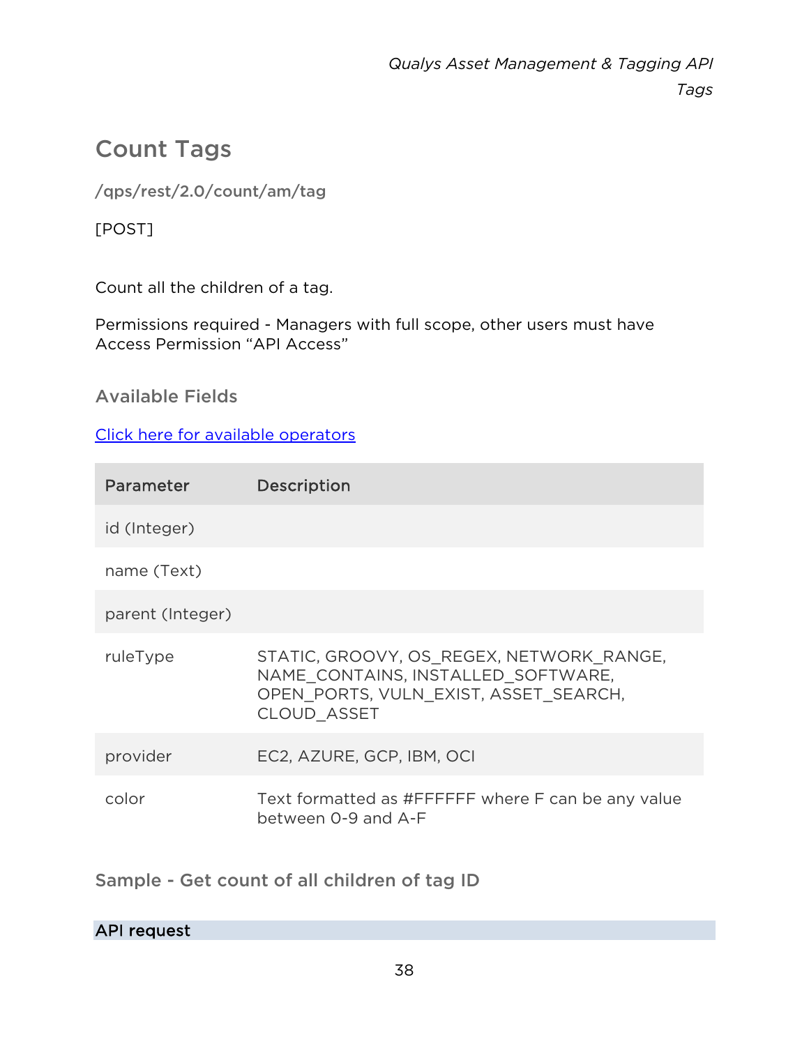## Count Tags

**/qps/rest/2.0/count/am/tag**

[POST]

Count all the children of a tag.

Permissions required - Managers with full scope, other users must have Access Permission “API Access”

### Available Fields

[Click here for available operators]

| Parameter | Description |
|---|---|
| id (Integer) | |
| name (Text) | |
| parent (Integer) | |
| ruleType | STATIC, GROOVY, OS_REGEX, NETWORK_RANGE, NAME_CONTAINS, INSTALLED_SOFTWARE, OPEN_PORTS, VULN_EXIST, ASSET_SEARCH, CLOUD_ASSET |
| provider | EC2, AZURE, GCP, IBM, OCI |
| color | Text formatted as #FFFFFF where F can be any value between 0-9 and A-F |

### Sample - Get count of all children of tag ID

**API request**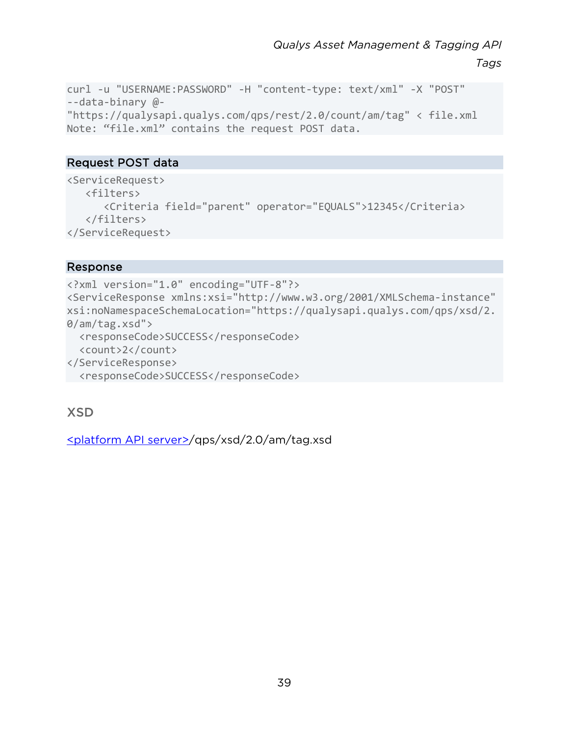```
curl -u "USERNAME:PASSWORD" -H "content-type: text/xml" -X "POST"
--data-binary @-
"https://qualysapi.qualys.com/qps/rest/2.0/count/am/tag" < file.xml
Note: “file.xml” contains the request POST data.
```

#### Request POST data

```
<ServiceRequest>
   <filters>
      <Criteria field="parent" operator="EQUALS">12345</Criteria>
   </filters>
</ServiceRequest>
```

#### Response

```
<?xml version="1.0" encoding="UTF-8"?>
<ServiceResponse xmlns:xsi="http://www.w3.org/2001/XMLSchema-instance"
xsi:noNamespaceSchemaLocation="https://qualysapi.qualys.com/qps/xsd/2.
0/am/tag.xsd">
  <responseCode>SUCCESS</responseCode>
  <count>2</count>
</ServiceResponse>
  <responseCode>SUCCESS</responseCode>
```

### XSD

<platform API server>/qps/xsd/2.0/am/tag.xsd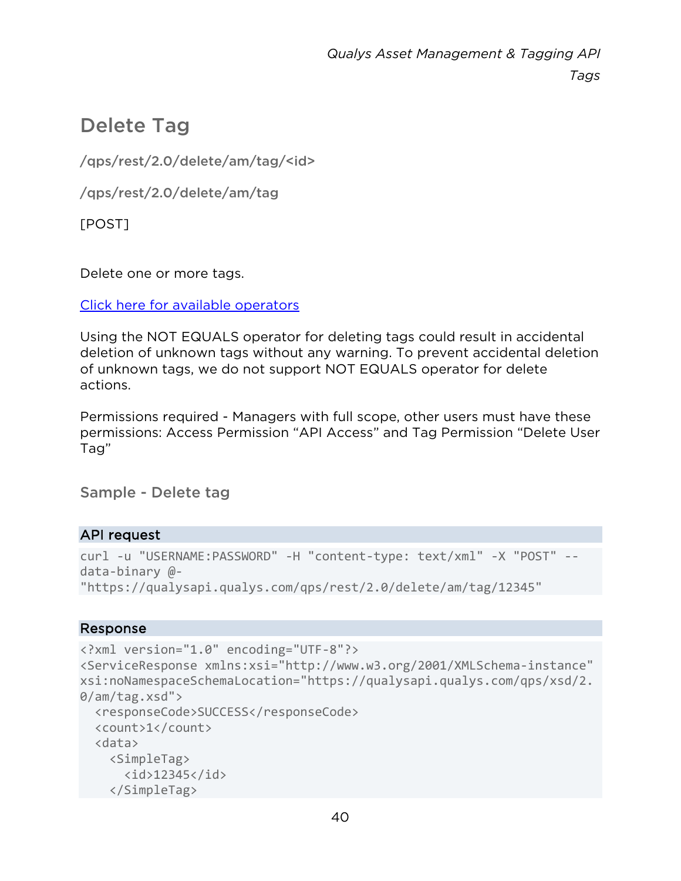## Delete Tag

**/qps/rest/2.0/delete/am/tag/<id>**

**/qps/rest/2.0/delete/am/tag**

[POST]

Delete one or more tags.

[Click here for available operators]()

Using the NOT EQUALS operator for deleting tags could result in accidental deletion of unknown tags without any warning. To prevent accidental deletion of unknown tags, we do not support NOT EQUALS operator for delete actions.

Permissions required - Managers with full scope, other users must have these permissions: Access Permission “API Access” and Tag Permission “Delete User Tag”

### Sample - Delete tag

**API request**

```
curl -u "USERNAME:PASSWORD" -H "content-type: text/xml" -X "POST" --
data-binary @-
"https://qualysapi.qualys.com/qps/rest/2.0/delete/am/tag/12345"
```

**Response**

```
<?xml version="1.0" encoding="UTF-8"?>
<ServiceResponse xmlns:xsi="http://www.w3.org/2001/XMLSchema-instance"
xsi:noNamespaceSchemaLocation="https://qualysapi.qualys.com/qps/xsd/2.
0/am/tag.xsd">
  <responseCode>SUCCESS</responseCode>
  <count>1</count>
  <data>
    <SimpleTag>
      <id>12345</id>
    </SimpleTag>
```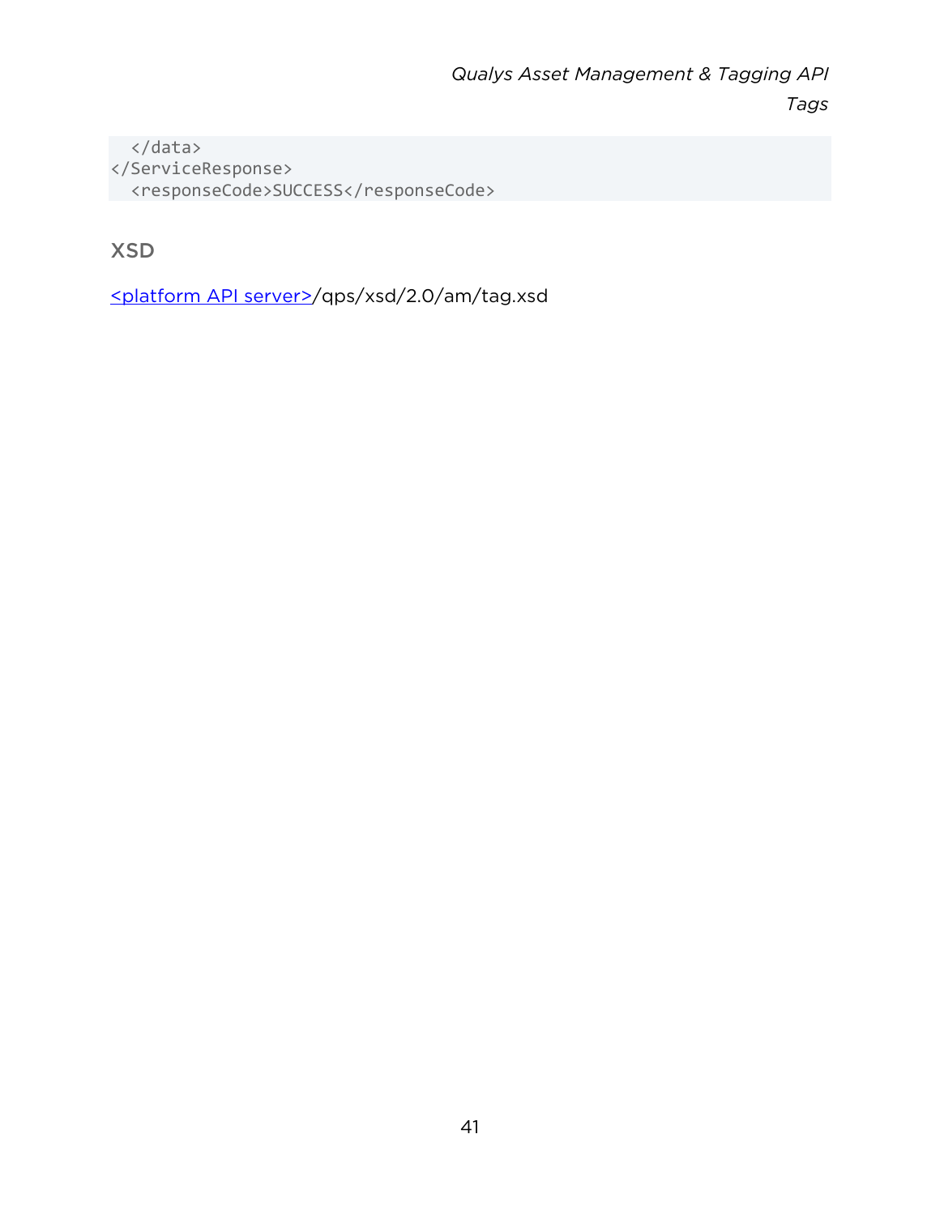```
  </data>
</ServiceResponse>
  <responseCode>SUCCESS</responseCode>
```

### XSD

<platform API server>/qps/xsd/2.0/am/tag.xsd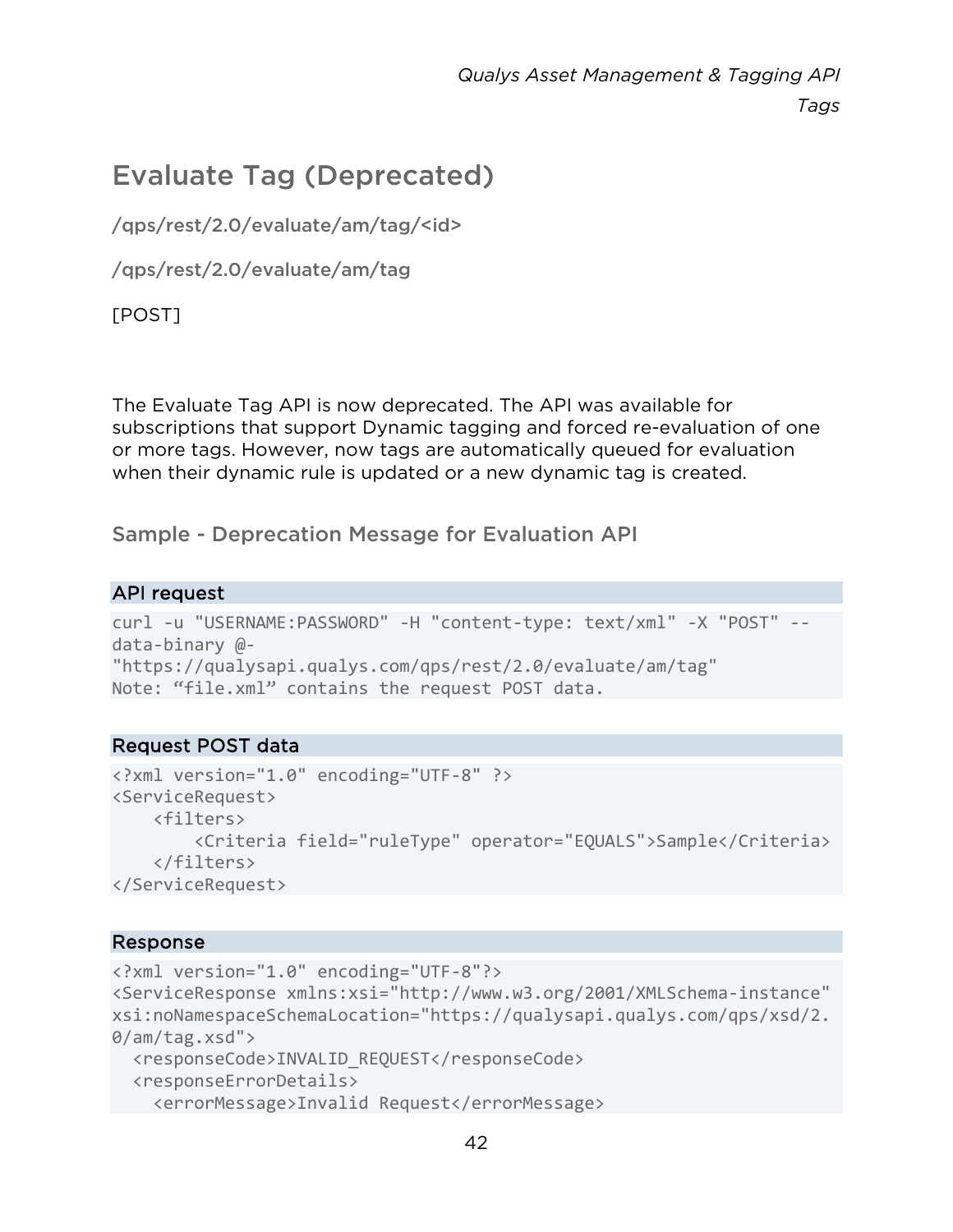## Evaluate Tag (Deprecated)

/qps/rest/2.0/evaluate/am/tag/<id>

/qps/rest/2.0/evaluate/am/tag

[POST]

The Evaluate Tag API is now deprecated. The API was available for subscriptions that support Dynamic tagging and forced re-evaluation of one or more tags. However, now tags are automatically queued for evaluation when their dynamic rule is updated or a new dynamic tag is created.

### Sample - Deprecation Message for Evaluation API

**API request**

```
curl -u "USERNAME:PASSWORD" -H "content-type: text/xml" -X "POST" --
data-binary @-
"https://qualysapi.qualys.com/qps/rest/2.0/evaluate/am/tag"
Note: “file.xml” contains the request POST data.
```

**Request POST data**

```
<?xml version="1.0" encoding="UTF-8" ?>
<ServiceRequest>
    <filters>
        <Criteria field="ruleType" operator="EQUALS">Sample</Criteria>
    </filters>
</ServiceRequest>
```

**Response**

```
<?xml version="1.0" encoding="UTF-8"?>
<ServiceResponse xmlns:xsi="http://www.w3.org/2001/XMLSchema-instance"
xsi:noNamespaceSchemaLocation="https://qualysapi.qualys.com/qps/xsd/2.
0/am/tag.xsd">
  <responseCode>INVALID_REQUEST</responseCode>
  <responseErrorDetails>
    <errorMessage>Invalid Request</errorMessage>
```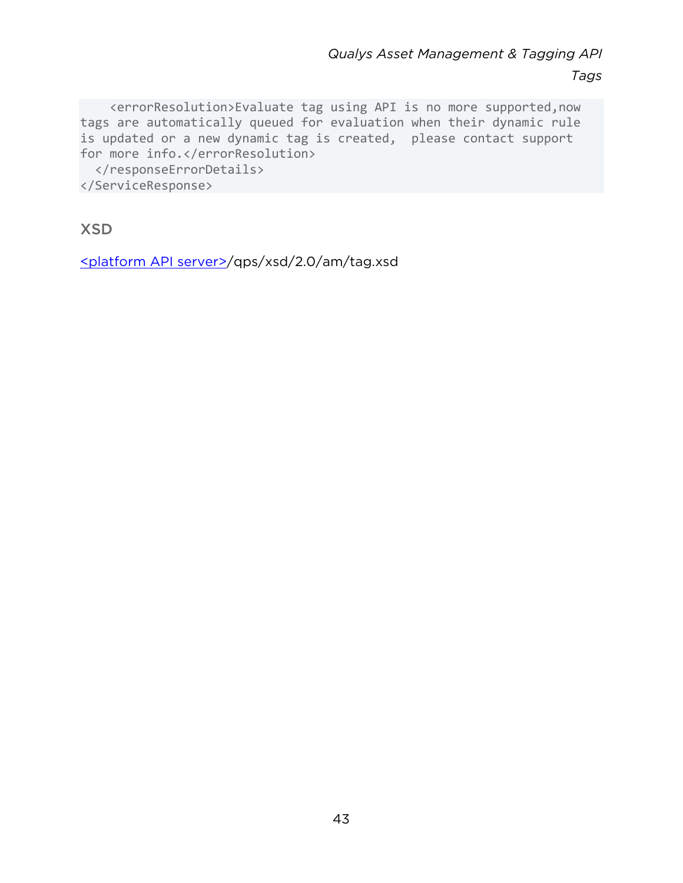```
    <errorResolution>Evaluate tag using API is no more supported,now 
tags are automatically queued for evaluation when their dynamic rule 
is updated or a new dynamic tag is created,  please contact support 
for more info.</errorResolution>
  </responseErrorDetails>
</ServiceResponse>
```

## XSD

<platform API server>/qps/xsd/2.0/am/tag.xsd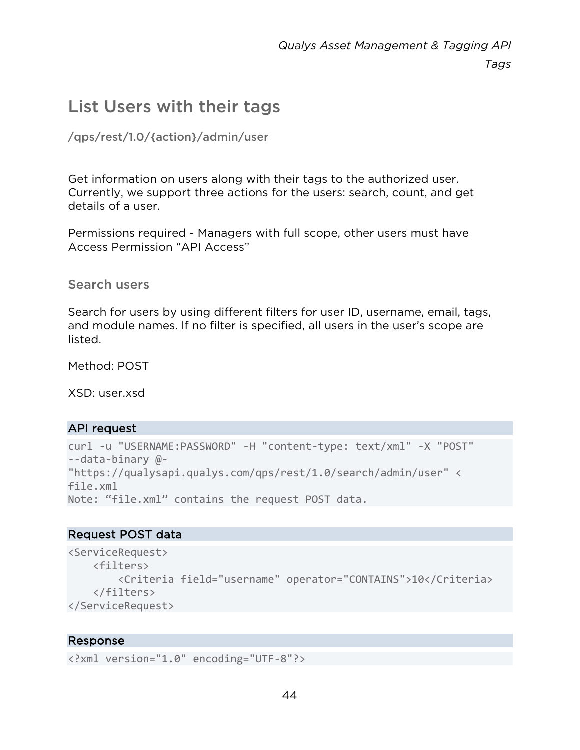## List Users with their tags

### /qps/rest/1.0/{action}/admin/user

Get information on users along with their tags to the authorized user. Currently, we support three actions for the users: search, count, and get details of a user.

Permissions required - Managers with full scope, other users must have Access Permission "API Access"

### Search users

Search for users by using different filters for user ID, username, email, tags, and module names. If no filter is specified, all users in the user's scope are listed.

Method: POST

XSD: user.xsd

**API request**

```
curl -u "USERNAME:PASSWORD" -H "content-type: text/xml" -X "POST"
--data-binary @-
"https://qualysapi.qualys.com/qps/rest/1.0/search/admin/user" <
file.xml
Note: "file.xml" contains the request POST data.
```

**Request POST data**

```
<ServiceRequest>
    <filters>
        <Criteria field="username" operator="CONTAINS">10</Criteria>
    </filters>
</ServiceRequest>
```

**Response**

```
<?xml version="1.0" encoding="UTF-8"?>
```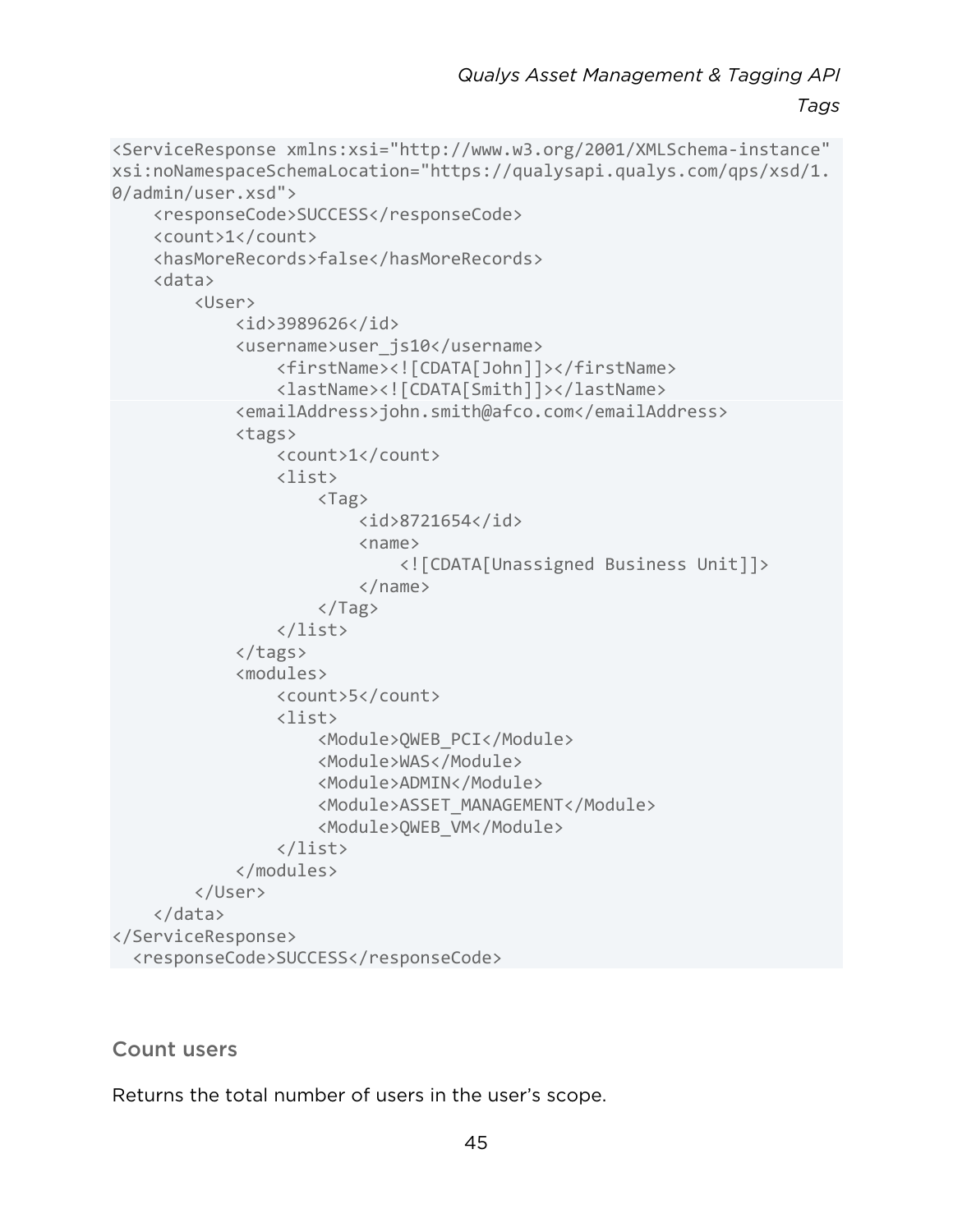```
<ServiceResponse xmlns:xsi="http://www.w3.org/2001/XMLSchema-instance"
xsi:noNamespaceSchemaLocation="https://qualysapi.qualys.com/qps/xsd/1.
0/admin/user.xsd">
    <responseCode>SUCCESS</responseCode>
    <count>1</count>
    <hasMoreRecords>false</hasMoreRecords>
    <data>
        <User>
            <id>3989626</id>
            <username>user_js10</username>
                <firstName><![CDATA[John]]></firstName>
                <lastName><![CDATA[Smith]]></lastName>
            <emailAddress>john.smith@afco.com</emailAddress>
            <tags>
                <count>1</count>
                <list>
                    <Tag>
                        <id>8721654</id>
                        <name>
                            <![CDATA[Unassigned Business Unit]]>
                        </name>
                    </Tag>
                </list>
            </tags>
            <modules>
                <count>5</count>
                <list>
                    <Module>QWEB_PCI</Module>
                    <Module>WAS</Module>
                    <Module>ADMIN</Module>
                    <Module>ASSET_MANAGEMENT</Module>
                    <Module>QWEB_VM</Module>
                </list>
            </modules>
        </User>
    </data>
</ServiceResponse>
  <responseCode>SUCCESS</responseCode>
```

### Count users

Returns the total number of users in the user's scope.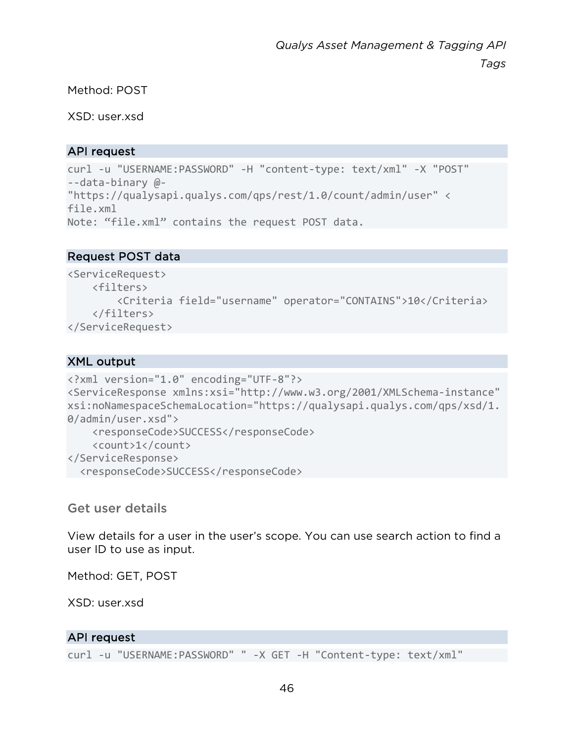Method: POST

XSD: user.xsd

#### API request

```
curl -u "USERNAME:PASSWORD" -H "content-type: text/xml" -X "POST"
--data-binary @-
"https://qualysapi.qualys.com/qps/rest/1.0/count/admin/user" <
file.xml
Note: “file.xml” contains the request POST data.
```

#### Request POST data

```
<ServiceRequest>
    <filters>
        <Criteria field="username" operator="CONTAINS">10</Criteria>
    </filters>
</ServiceRequest>
```

#### XML output

```
<?xml version="1.0" encoding="UTF-8"?>
<ServiceResponse xmlns:xsi="http://www.w3.org/2001/XMLSchema-instance"
xsi:noNamespaceSchemaLocation="https://qualysapi.qualys.com/qps/xsd/1.
0/admin/user.xsd">
    <responseCode>SUCCESS</responseCode>
    <count>1</count>
</ServiceResponse>
  <responseCode>SUCCESS</responseCode>
```

### Get user details

View details for a user in the user’s scope. You can use search action to find a user ID to use as input.

Method: GET, POST

XSD: user.xsd

#### API request

```
curl -u "USERNAME:PASSWORD" " -X GET -H "Content-type: text/xml"
```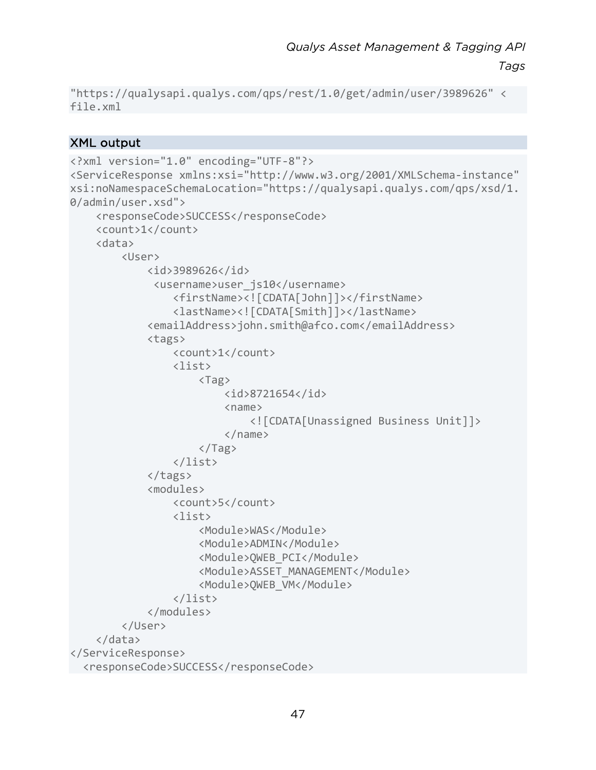```
"https://qualysapi.qualys.com/qps/rest/1.0/get/admin/user/3989626" <
file.xml
```

### XML output

```
<?xml version="1.0" encoding="UTF-8"?>
<ServiceResponse xmlns:xsi="http://www.w3.org/2001/XMLSchema-instance"
xsi:noNamespaceSchemaLocation="https://qualysapi.qualys.com/qps/xsd/1.
0/admin/user.xsd">
    <responseCode>SUCCESS</responseCode>
    <count>1</count>
    <data>
        <User>
            <id>3989626</id>
             <username>user_js10</username>
                <firstName><![CDATA[John]]></firstName>
                <lastName><![CDATA[Smith]]></lastName>
            <emailAddress>john.smith@afco.com</emailAddress>
            <tags>
                <count>1</count>
                <list>
                    <Tag>
                        <id>8721654</id>
                        <name>
                            <![CDATA[Unassigned Business Unit]]>
                        </name>
                    </Tag>
                </list>
            </tags>
            <modules>
                <count>5</count>
                <list>
                    <Module>WAS</Module>
                    <Module>ADMIN</Module>
                    <Module>QWEB_PCI</Module>
                    <Module>ASSET_MANAGEMENT</Module>
                    <Module>QWEB_VM</Module>
                </list>
            </modules>
        </User>
    </data>
</ServiceResponse>
  <responseCode>SUCCESS</responseCode>
```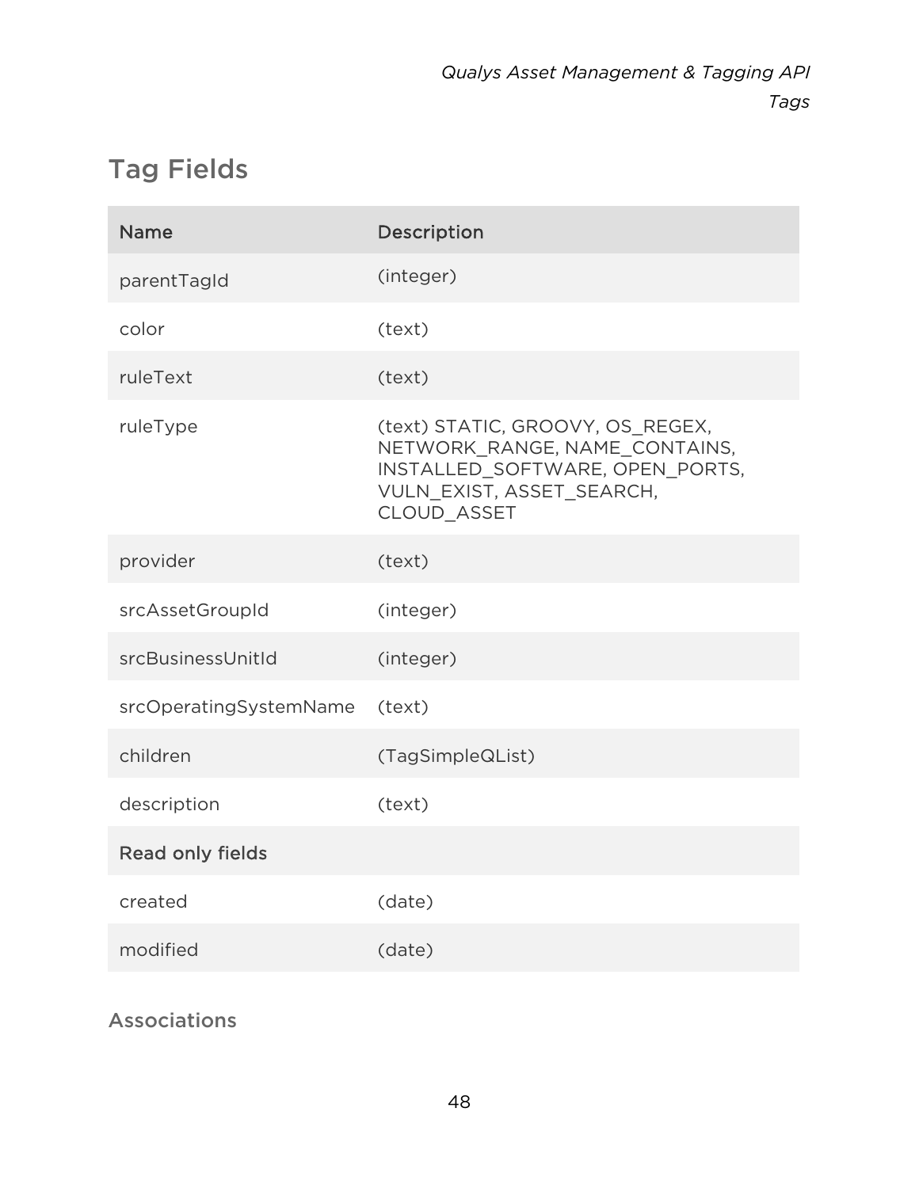## Tag Fields

| Name | Description |
| --- | --- |
| parentTagId | (integer) |
| color | (text) |
| ruleText | (text) |
| ruleType | (text) STATIC, GROOVY, OS_REGEX, NETWORK_RANGE, NAME_CONTAINS, INSTALLED_SOFTWARE, OPEN_PORTS, VULN_EXIST, ASSET_SEARCH, CLOUD_ASSET |
| provider | (text) |
| srcAssetGroupId | (integer) |
| srcBusinessUnitId | (integer) |
| srcOperatingSystemName | (text) |
| children | (TagSimpleQList) |
| description | (text) |
| Read only fields | |
| created | (date) |
| modified | (date) |

### Associations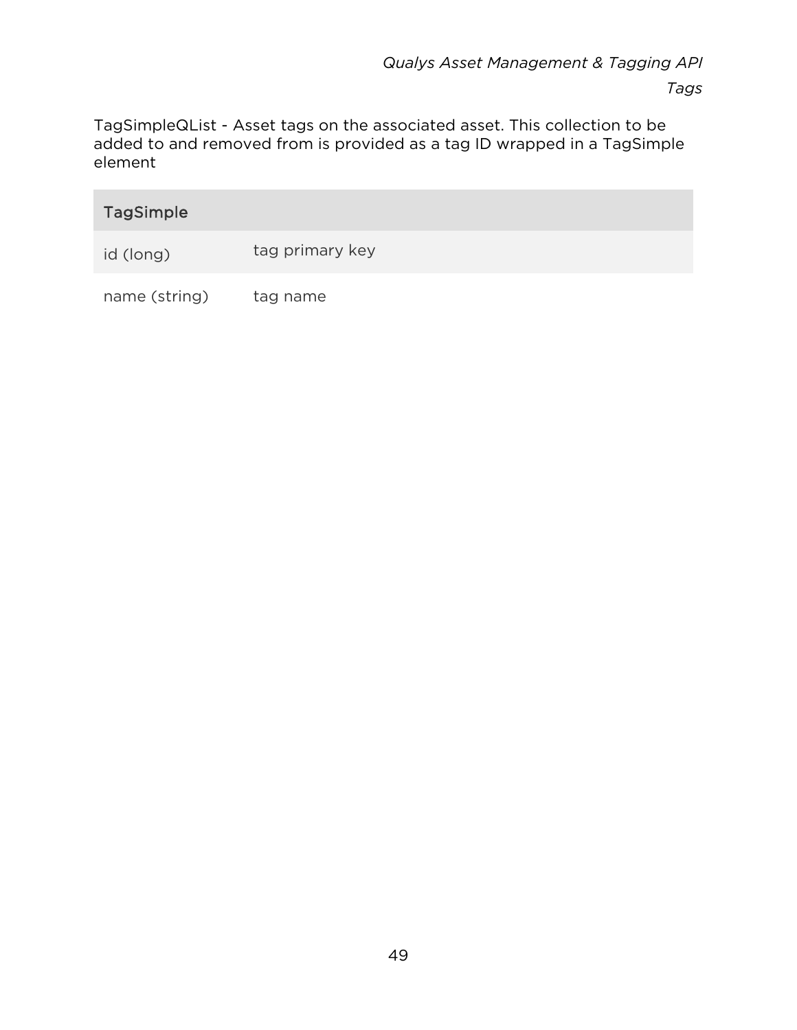TagSimpleQList - Asset tags on the associated asset. This collection to be added to and removed from is provided as a tag ID wrapped in a TagSimple element

| TagSimple | |
|---|---|
| id (long) | tag primary key |
| name (string) | tag name |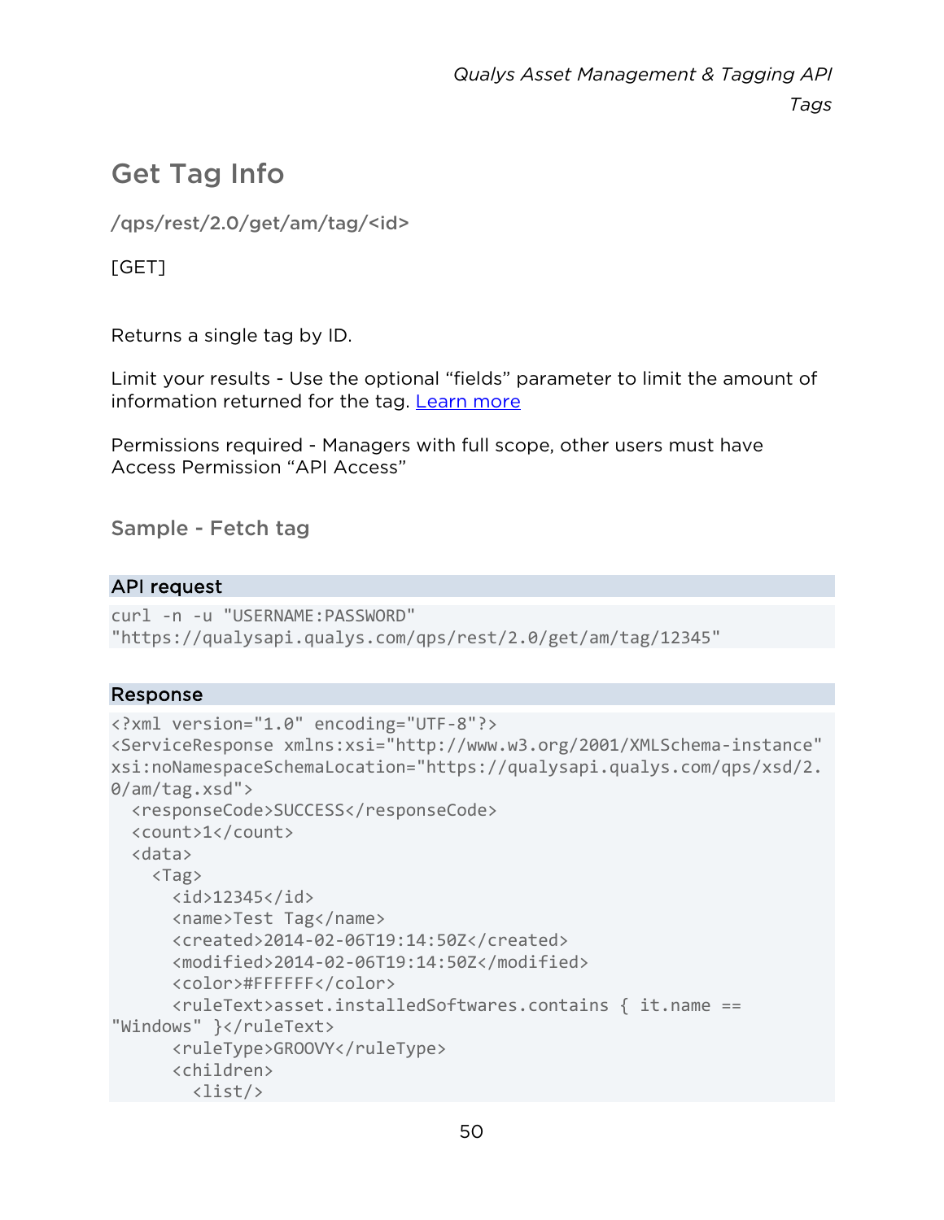## Get Tag Info

/qps/rest/2.0/get/am/tag/<id>

[GET]

Returns a single tag by ID.

Limit your results - Use the optional "fields" parameter to limit the amount of information returned for the tag. Learn more

Permissions required - Managers with full scope, other users must have Access Permission "API Access"

### Sample - Fetch tag

**API request**

```
curl -n -u "USERNAME:PASSWORD"
"https://qualysapi.qualys.com/qps/rest/2.0/get/am/tag/12345"
```

**Response**

```
<?xml version="1.0" encoding="UTF-8"?>
<ServiceResponse xmlns:xsi="http://www.w3.org/2001/XMLSchema-instance"
xsi:noNamespaceSchemaLocation="https://qualysapi.qualys.com/qps/xsd/2.
0/am/tag.xsd">
  <responseCode>SUCCESS</responseCode>
  <count>1</count>
  <data>
    <Tag>
      <id>12345</id>
      <name>Test Tag</name>
      <created>2014-02-06T19:14:50Z</created>
      <modified>2014-02-06T19:14:50Z</modified>
      <color>#FFFFFF</color>
      <ruleText>asset.installedSoftwares.contains { it.name ==
"Windows" }</ruleText>
      <ruleType>GROOVY</ruleType>
      <children>
        <list/>
```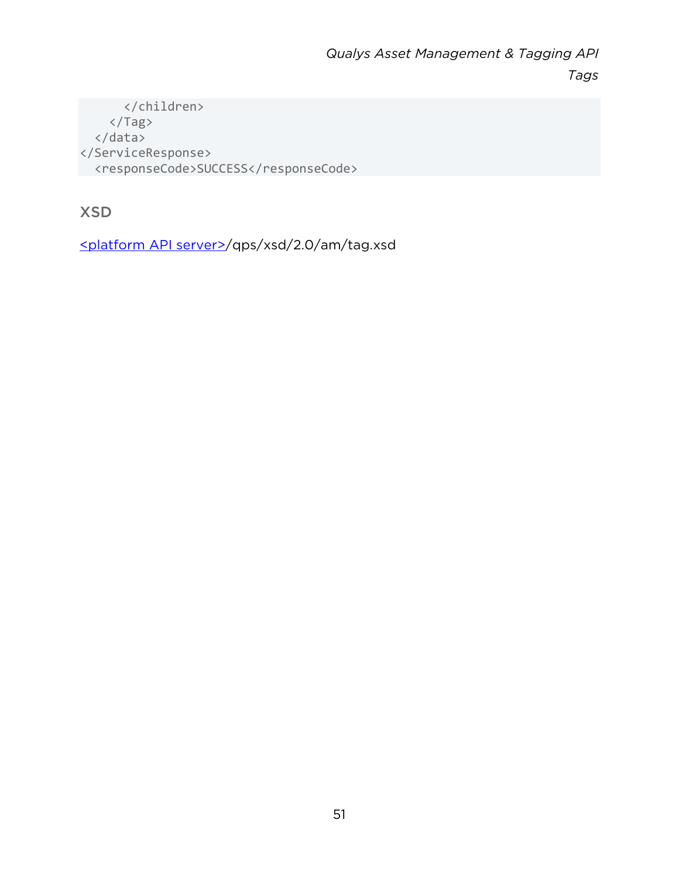```
      </children>
    </Tag>
  </data>
</ServiceResponse>
  <responseCode>SUCCESS</responseCode>
```

## XSD

<platform API server>/qps/xsd/2.0/am/tag.xsd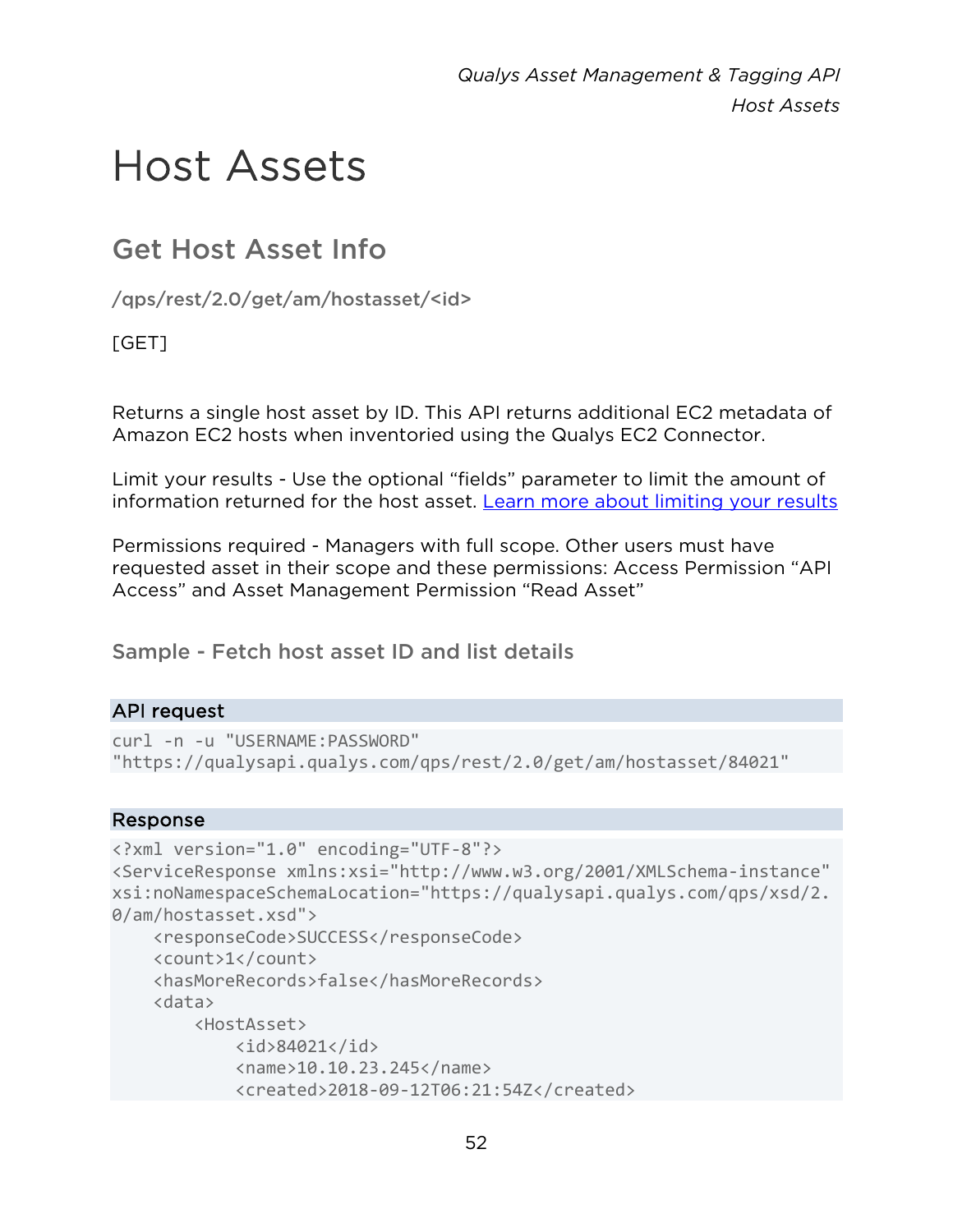# Host Assets

## Get Host Asset Info

/qps/rest/2.0/get/am/hostasset/<id>

[GET]

Returns a single host asset by ID. This API returns additional EC2 metadata of Amazon EC2 hosts when inventoried using the Qualys EC2 Connector.

Limit your results - Use the optional "fields" parameter to limit the amount of information returned for the host asset. [Learn more about limiting your results]()

Permissions required - Managers with full scope. Other users must have requested asset in their scope and these permissions: Access Permission "API Access" and Asset Management Permission "Read Asset"

### Sample - Fetch host asset ID and list details

**API request**

```
curl -n -u "USERNAME:PASSWORD"
"https://qualysapi.qualys.com/qps/rest/2.0/get/am/hostasset/84021"
```

**Response**

```
<?xml version="1.0" encoding="UTF-8"?>
<ServiceResponse xmlns:xsi="http://www.w3.org/2001/XMLSchema-instance"
xsi:noNamespaceSchemaLocation="https://qualysapi.qualys.com/qps/xsd/2.
0/am/hostasset.xsd">
    <responseCode>SUCCESS</responseCode>
    <count>1</count>
    <hasMoreRecords>false</hasMoreRecords>
    <data>
        <HostAsset>
            <id>84021</id>
            <name>10.10.23.245</name>
            <created>2018-09-12T06:21:54Z</created>
```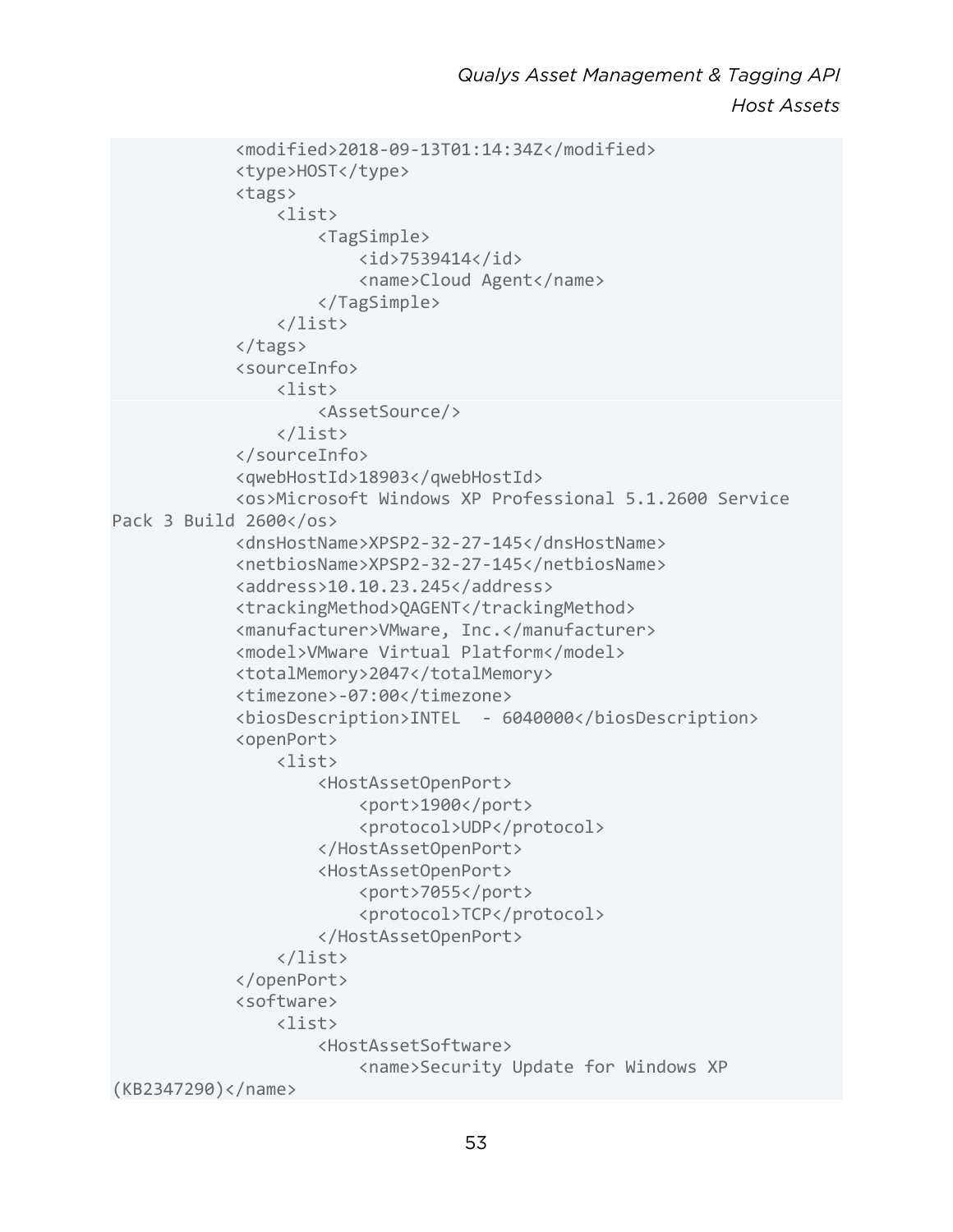```
            <modified>2018-09-13T01:14:34Z</modified>
            <type>HOST</type>
            <tags>
                <list>
                    <TagSimple>
                        <id>7539414</id>
                        <name>Cloud Agent</name>
                    </TagSimple>
                </list>
            </tags>
            <sourceInfo>
                <list>
                    <AssetSource/>
                </list>
            </sourceInfo>
            <qwebHostId>18903</qwebHostId>
            <os>Microsoft Windows XP Professional 5.1.2600 Service
Pack 3 Build 2600</os>
            <dnsHostName>XPSP2-32-27-145</dnsHostName>
            <netbiosName>XPSP2-32-27-145</netbiosName>
            <address>10.10.23.245</address>
            <trackingMethod>QAGENT</trackingMethod>
            <manufacturer>VMware, Inc.</manufacturer>
            <model>VMware Virtual Platform</model>
            <totalMemory>2047</totalMemory>
            <timezone>-07:00</timezone>
            <biosDescription>INTEL  - 6040000</biosDescription>
            <openPort>
                <list>
                    <HostAssetOpenPort>
                        <port>1900</port>
                        <protocol>UDP</protocol>
                    </HostAssetOpenPort>
                    <HostAssetOpenPort>
                        <port>7055</port>
                        <protocol>TCP</protocol>
                    </HostAssetOpenPort>
                </list>
            </openPort>
            <software>
                <list>
                    <HostAssetSoftware>
                        <name>Security Update for Windows XP
(KB2347290)</name>
```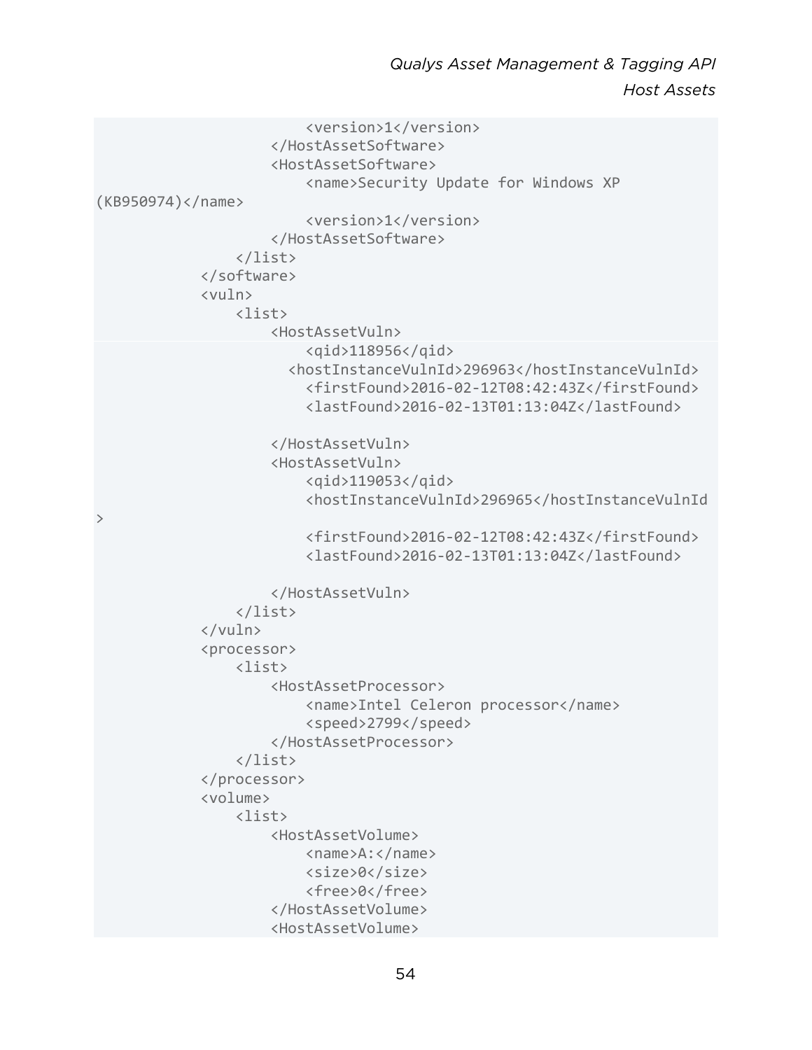```
                        <version>1</version>
                    </HostAssetSoftware>
                    <HostAssetSoftware>
                        <name>Security Update for Windows XP
(KB950974)</name>
                        <version>1</version>
                    </HostAssetSoftware>
                </list>
            </software>
            <vuln>
                <list>
                    <HostAssetVuln>
                        <qid>118956</qid>
                      <hostInstanceVulnId>296963</hostInstanceVulnId>
                        <firstFound>2016-02-12T08:42:43Z</firstFound>
                        <lastFound>2016-02-13T01:13:04Z</lastFound>

                    </HostAssetVuln>
                    <HostAssetVuln>
                        <qid>119053</qid>
                        <hostInstanceVulnId>296965</hostInstanceVulnId
>
                        <firstFound>2016-02-12T08:42:43Z</firstFound>
                        <lastFound>2016-02-13T01:13:04Z</lastFound>

                    </HostAssetVuln>
                </list>
            </vuln>
            <processor>
                <list>
                    <HostAssetProcessor>
                        <name>Intel Celeron processor</name>
                        <speed>2799</speed>
                    </HostAssetProcessor>
                </list>
            </processor>
            <volume>
                <list>
                    <HostAssetVolume>
                        <name>A:</name>
                        <size>0</size>
                        <free>0</free>
                    </HostAssetVolume>
                    <HostAssetVolume>
```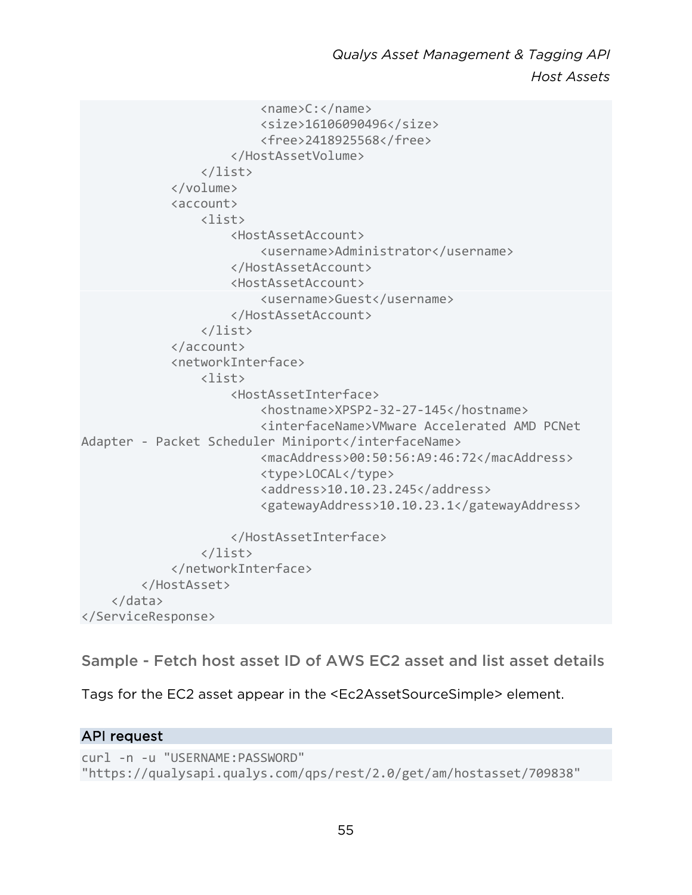```
                        <name>C:</name>
                        <size>16106090496</size>
                        <free>2418925568</free>
                    </HostAssetVolume>
                </list>
            </volume>
            <account>
                <list>
                    <HostAssetAccount>
                        <username>Administrator</username>
                    </HostAssetAccount>
                    <HostAssetAccount>
                        <username>Guest</username>
                    </HostAssetAccount>
                </list>
            </account>
            <networkInterface>
                <list>
                    <HostAssetInterface>
                        <hostname>XPSP2-32-27-145</hostname>
                        <interfaceName>VMware Accelerated AMD PCNet 
Adapter - Packet Scheduler Miniport</interfaceName>
                        <macAddress>00:50:56:A9:46:72</macAddress>
                        <type>LOCAL</type>
                        <address>10.10.23.245</address>
                        <gatewayAddress>10.10.23.1</gatewayAddress>

                    </HostAssetInterface>
                </list>
            </networkInterface>
        </HostAsset>
    </data>
</ServiceResponse>
```

## Sample - Fetch host asset ID of AWS EC2 asset and list asset details

Tags for the EC2 asset appear in the <Ec2AssetSourceSimple> element.

### API request

```
curl -n -u "USERNAME:PASSWORD" 
"https://qualysapi.qualys.com/qps/rest/2.0/get/am/hostasset/709838"
```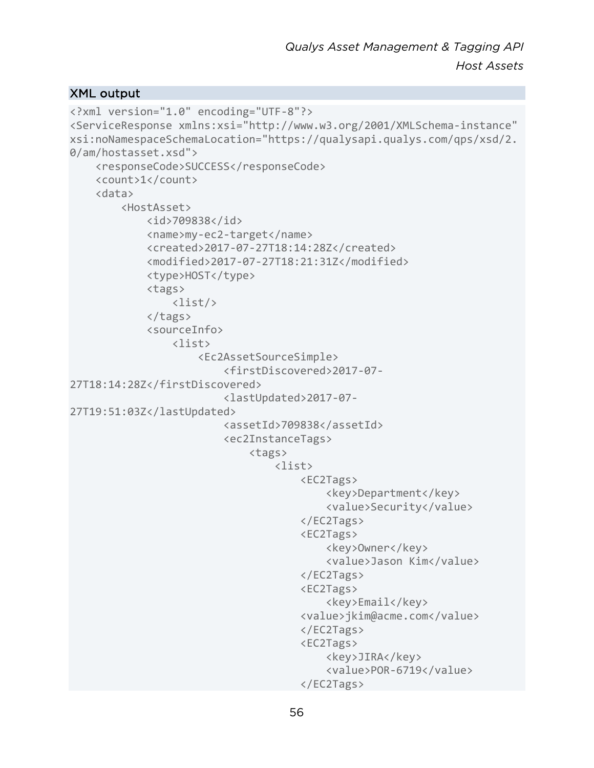### XML output

```
<?xml version="1.0" encoding="UTF-8"?>
<ServiceResponse xmlns:xsi="http://www.w3.org/2001/XMLSchema-instance"
xsi:noNamespaceSchemaLocation="https://qualysapi.qualys.com/qps/xsd/2.
0/am/hostasset.xsd">
    <responseCode>SUCCESS</responseCode>
    <count>1</count>
    <data>
        <HostAsset>
            <id>709838</id>
            <name>my-ec2-target</name>
            <created>2017-07-27T18:14:28Z</created>
            <modified>2017-07-27T18:21:31Z</modified>
            <type>HOST</type>
            <tags>
                <list/>
            </tags>
            <sourceInfo>
                <list>
                    <Ec2AssetSourceSimple>
                        <firstDiscovered>2017-07-
27T18:14:28Z</firstDiscovered>
                        <lastUpdated>2017-07-
27T19:51:03Z</lastUpdated>
                        <assetId>709838</assetId>
                        <ec2InstanceTags>
                            <tags>
                                <list>
                                    <EC2Tags>
                                        <key>Department</key>
                                        <value>Security</value>
                                    </EC2Tags>
                                    <EC2Tags>
                                        <key>Owner</key>
                                        <value>Jason Kim</value>
                                    </EC2Tags>
                                    <EC2Tags>
                                        <key>Email</key>
                                    <value>jkim@acme.com</value>
                                    </EC2Tags>
                                    <EC2Tags>
                                        <key>JIRA</key>
                                        <value>POR-6719</value>
                                    </EC2Tags>
```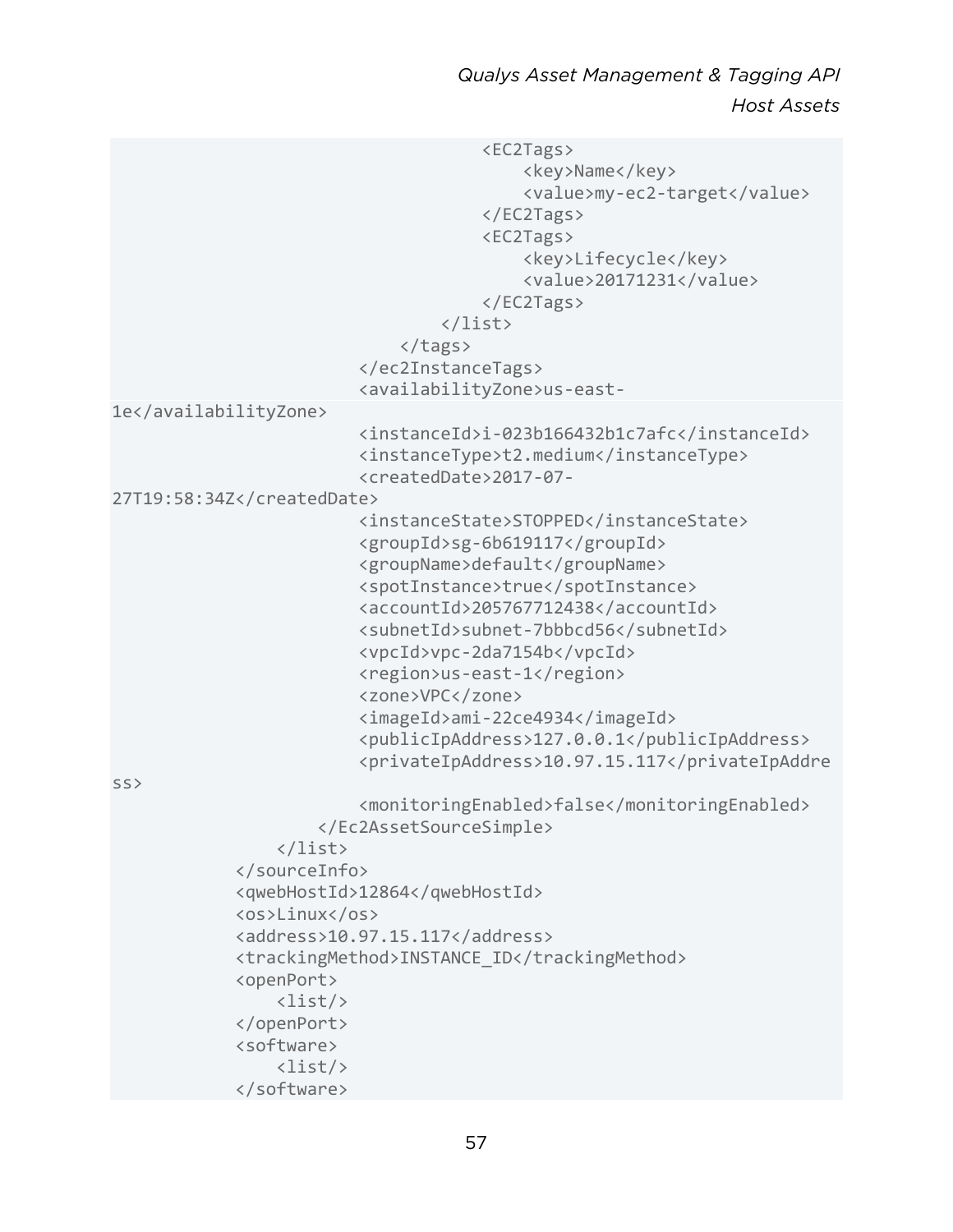```
                                <EC2Tags>
                                    <key>Name</key>
                                    <value>my-ec2-target</value>
                                </EC2Tags>
                                <EC2Tags>
                                    <key>Lifecycle</key>
                                    <value>20171231</value>
                                </EC2Tags>
                            </list>
                        </tags>
                    </ec2InstanceTags>
                    <availabilityZone>us-east-
1e</availabilityZone>
                    <instanceId>i-023b166432b1c7afc</instanceId>
                    <instanceType>t2.medium</instanceType>
                    <createdDate>2017-07-
27T19:58:34Z</createdDate>
                    <instanceState>STOPPED</instanceState>
                    <groupId>sg-6b619117</groupId>
                    <groupName>default</groupName>
                    <spotInstance>true</spotInstance>
                    <accountId>205767712438</accountId>
                    <subnetId>subnet-7bbbcd56</subnetId>
                    <vpcId>vpc-2da7154b</vpcId>
                    <region>us-east-1</region>
                    <zone>VPC</zone>
                    <imageId>ami-22ce4934</imageId>
                    <publicIpAddress>127.0.0.1</publicIpAddress>
                    <privateIpAddress>10.97.15.117</privateIpAddre
ss>
                    <monitoringEnabled>false</monitoringEnabled>
                </Ec2AssetSourceSimple>
            </list>
        </sourceInfo>
        <qwebHostId>12864</qwebHostId>
        <os>Linux</os>
        <address>10.97.15.117</address>
        <trackingMethod>INSTANCE_ID</trackingMethod>
        <openPort>
            <list/>
        </openPort>
        <software>
            <list/>
        </software>
```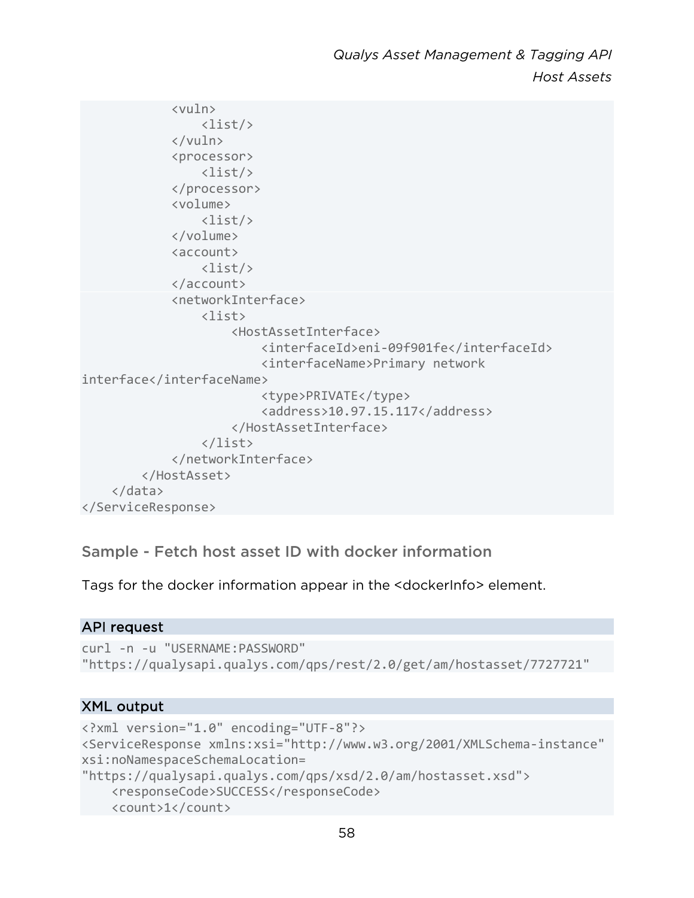```
            <vuln>
                <list/>
            </vuln>
            <processor>
                <list/>
            </processor>
            <volume>
                <list/>
            </volume>
            <account>
                <list/>
            </account>
            <networkInterface>
                <list>
                    <HostAssetInterface>
                        <interfaceId>eni-09f901fe</interfaceId>
                        <interfaceName>Primary network 
interface</interfaceName>
                        <type>PRIVATE</type>
                        <address>10.97.15.117</address>
                    </HostAssetInterface>
                </list>
            </networkInterface>
        </HostAsset>
    </data>
</ServiceResponse>
```

### Sample - Fetch host asset ID with docker information

Tags for the docker information appear in the <dockerInfo> element.

**API request**

```
curl -n -u "USERNAME:PASSWORD" 
"https://qualysapi.qualys.com/qps/rest/2.0/get/am/hostasset/7727721"
```

**XML output**

```
<?xml version="1.0" encoding="UTF-8"?>
<ServiceResponse xmlns:xsi="http://www.w3.org/2001/XMLSchema-instance" 
xsi:noNamespaceSchemaLocation=
"https://qualysapi.qualys.com/qps/xsd/2.0/am/hostasset.xsd">
    <responseCode>SUCCESS</responseCode>
    <count>1</count>
```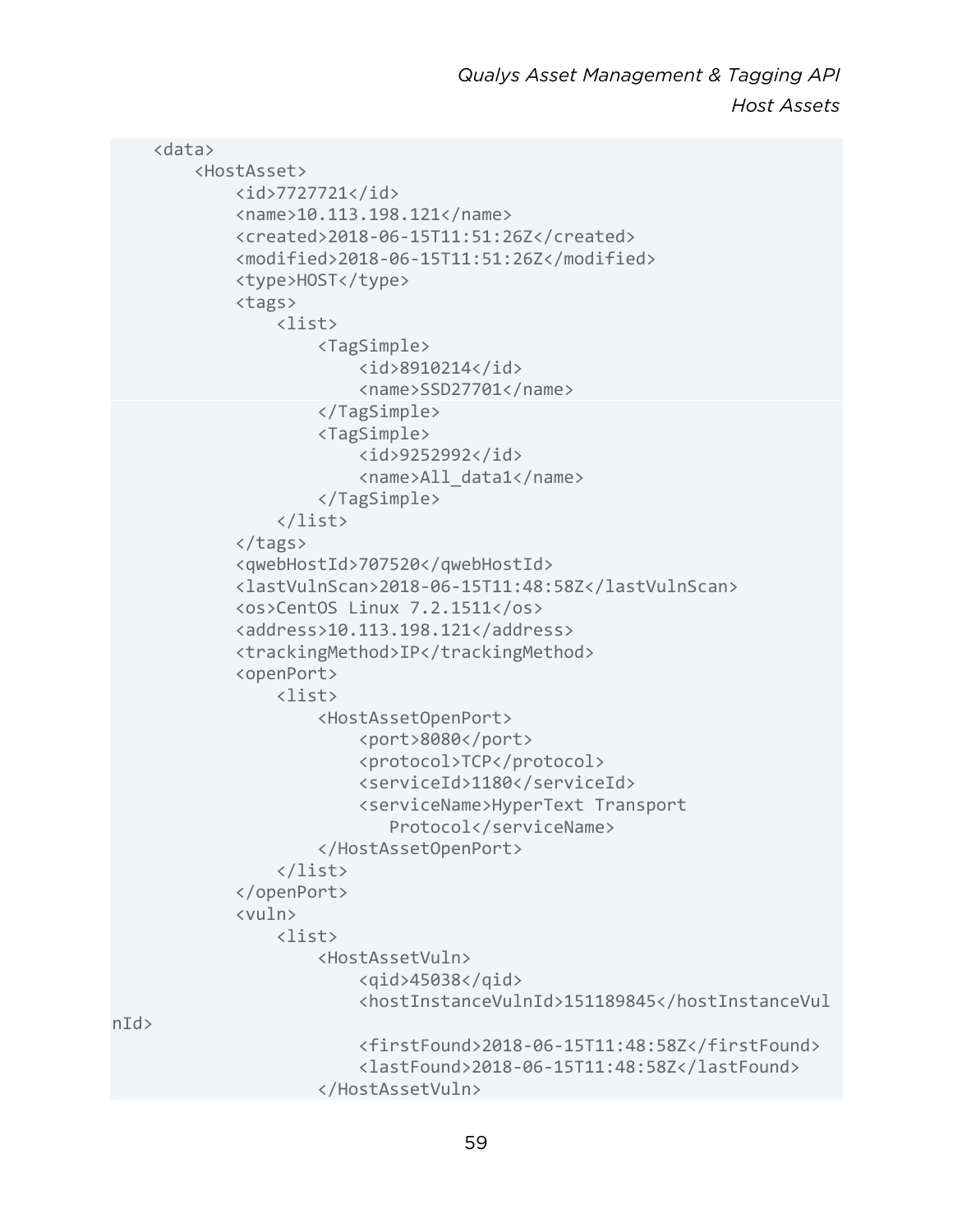```
    <data>
        <HostAsset>
            <id>7727721</id>
            <name>10.113.198.121</name>
            <created>2018-06-15T11:51:26Z</created>
            <modified>2018-06-15T11:51:26Z</modified>
            <type>HOST</type>
            <tags>
                <list>
                    <TagSimple>
                        <id>8910214</id>
                        <name>SSD27701</name>
                    </TagSimple>
                    <TagSimple>
                        <id>9252992</id>
                        <name>All_data1</name>
                    </TagSimple>
                </list>
            </tags>
            <qwebHostId>707520</qwebHostId>
            <lastVulnScan>2018-06-15T11:48:58Z</lastVulnScan>
            <os>CentOS Linux 7.2.1511</os>
            <address>10.113.198.121</address>
            <trackingMethod>IP</trackingMethod>
            <openPort>
                <list>
                    <HostAssetOpenPort>
                        <port>8080</port>
                        <protocol>TCP</protocol>
                        <serviceId>1180</serviceId>
                        <serviceName>HyperText Transport
                           Protocol</serviceName>
                    </HostAssetOpenPort>
                </list>
            </openPort>
            <vuln>
                <list>
                    <HostAssetVuln>
                        <qid>45038</qid>
                        <hostInstanceVulnId>151189845</hostInstanceVul
nId>
                        <firstFound>2018-06-15T11:48:58Z</firstFound>
                        <lastFound>2018-06-15T11:48:58Z</lastFound>
                    </HostAssetVuln>
```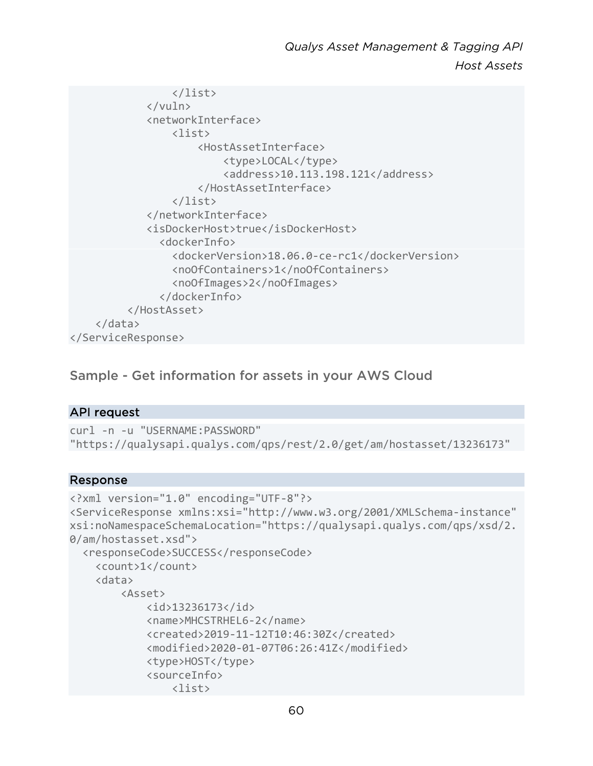```
                </list>
            </vuln>
            <networkInterface>
                <list>
                    <HostAssetInterface>
                        <type>LOCAL</type>
                        <address>10.113.198.121</address>
                    </HostAssetInterface>
                </list>
            </networkInterface>
            <isDockerHost>true</isDockerHost>
              <dockerInfo>
                <dockerVersion>18.06.0-ce-rc1</dockerVersion>
                <noOfContainers>1</noOfContainers>
                <noOfImages>2</noOfImages>
              </dockerInfo>
         </HostAsset>
    </data>
</ServiceResponse>
```

## Sample - Get information for assets in your AWS Cloud

### API request

```
curl -n -u "USERNAME:PASSWORD"
"https://qualysapi.qualys.com/qps/rest/2.0/get/am/hostasset/13236173"
```

### Response

```
<?xml version="1.0" encoding="UTF-8"?>
<ServiceResponse xmlns:xsi="http://www.w3.org/2001/XMLSchema-instance"
xsi:noNamespaceSchemaLocation="https://qualysapi.qualys.com/qps/xsd/2.
0/am/hostasset.xsd">
  <responseCode>SUCCESS</responseCode>
    <count>1</count>
    <data>
        <Asset>
            <id>13236173</id>
            <name>MHCSTRHEL6-2</name>
            <created>2019-11-12T10:46:30Z</created>
            <modified>2020-01-07T06:26:41Z</modified>
            <type>HOST</type>
            <sourceInfo>
                <list>
```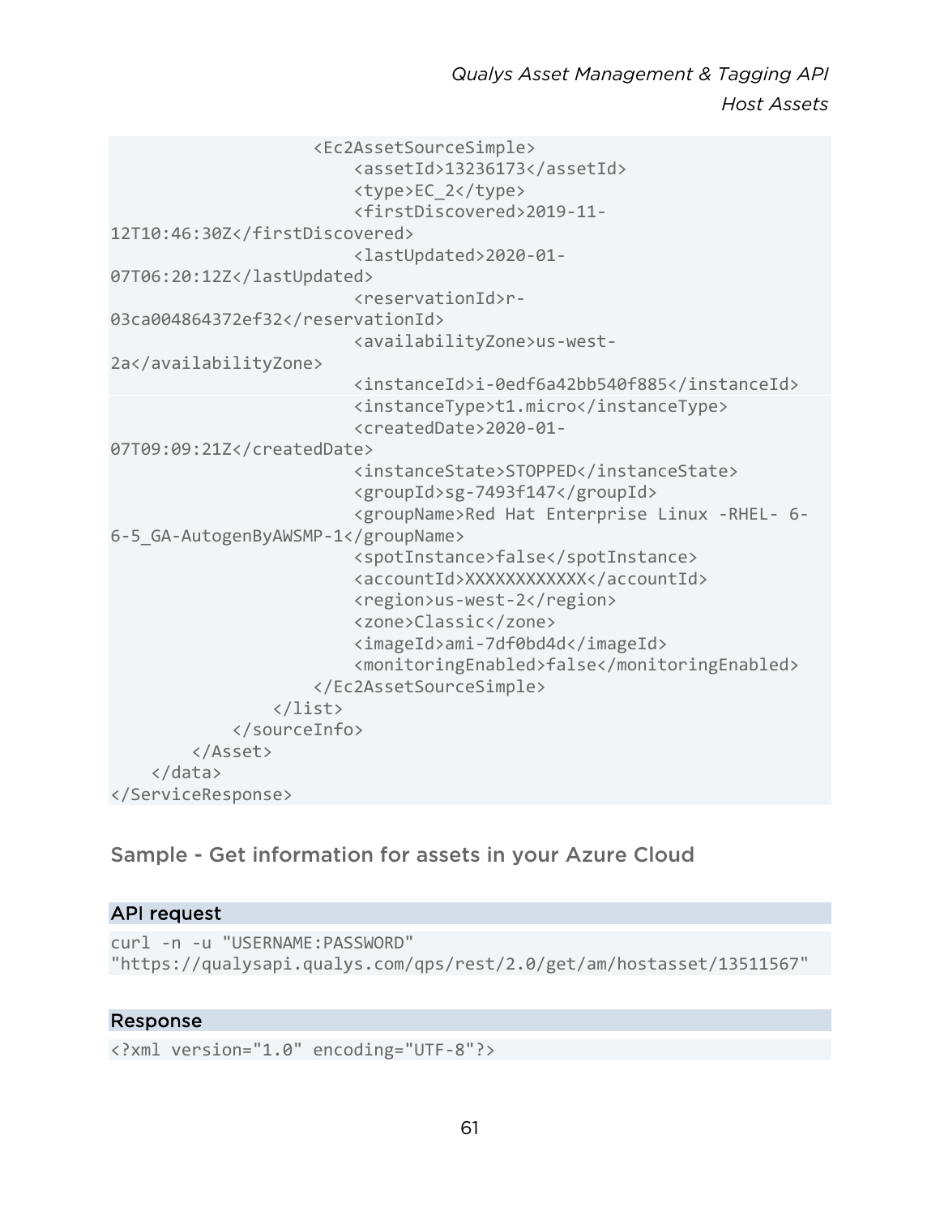```
                    <Ec2AssetSourceSimple>
                        <assetId>13236173</assetId>
                        <type>EC_2</type>
                        <firstDiscovered>2019-11-
12T10:46:30Z</firstDiscovered>
                        <lastUpdated>2020-01-
07T06:20:12Z</lastUpdated>
                        <reservationId>r-
03ca004864372ef32</reservationId>
                        <availabilityZone>us-west-
2a</availabilityZone>
                        <instanceId>i-0edf6a42bb540f885</instanceId>
                        <instanceType>t1.micro</instanceType>
                        <createdDate>2020-01-
07T09:09:21Z</createdDate>
                        <instanceState>STOPPED</instanceState>
                        <groupId>sg-7493f147</groupId>
                        <groupName>Red Hat Enterprise Linux -RHEL- 6-
6-5_GA-AutogenByAWSMP-1</groupName>
                        <spotInstance>false</spotInstance>
                        <accountId>XXXXXXXXXXXX</accountId>
                        <region>us-west-2</region>
                        <zone>Classic</zone>
                        <imageId>ami-7df0bd4d</imageId>
                        <monitoringEnabled>false</monitoringEnabled>
                    </Ec2AssetSourceSimple>
                </list>
            </sourceInfo>
        </Asset>
    </data>
</ServiceResponse>
```

## Sample - Get information for assets in your Azure Cloud

### API request

```
curl -n -u "USERNAME:PASSWORD"
"https://qualysapi.qualys.com/qps/rest/2.0/get/am/hostasset/13511567"
```

### Response

```
<?xml version="1.0" encoding="UTF-8"?>
```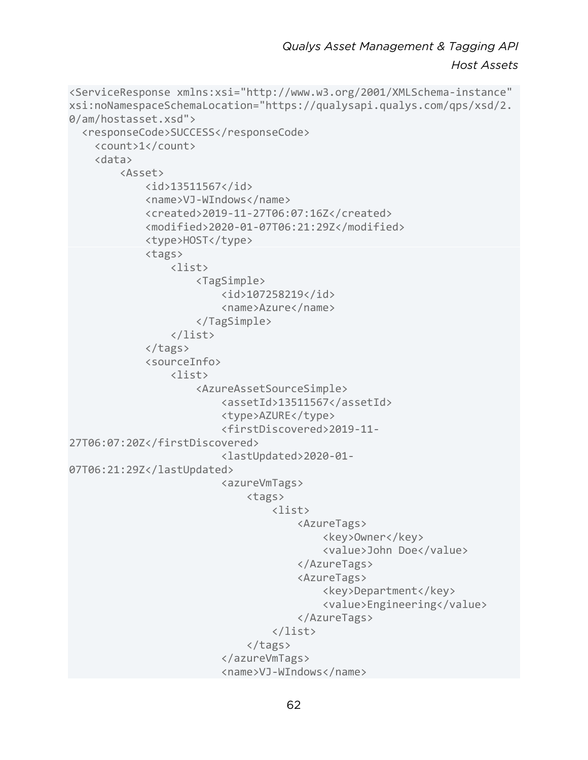```
<ServiceResponse xmlns:xsi="http://www.w3.org/2001/XMLSchema-instance"
xsi:noNamespaceSchemaLocation="https://qualysapi.qualys.com/qps/xsd/2.
0/am/hostasset.xsd">
  <responseCode>SUCCESS</responseCode>
    <count>1</count>
    <data>
        <Asset>
            <id>13511567</id>
            <name>VJ-WIndows</name>
            <created>2019-11-27T06:07:16Z</created>
            <modified>2020-01-07T06:21:29Z</modified>
            <type>HOST</type>
            <tags>
                <list>
                    <TagSimple>
                        <id>107258219</id>
                        <name>Azure</name>
                    </TagSimple>
                </list>
            </tags>
            <sourceInfo>
                <list>
                    <AzureAssetSourceSimple>
                        <assetId>13511567</assetId>
                        <type>AZURE</type>
                        <firstDiscovered>2019-11-
27T06:07:20Z</firstDiscovered>
                        <lastUpdated>2020-01-
07T06:21:29Z</lastUpdated>
                        <azureVmTags>
                            <tags>
                                <list>
                                    <AzureTags>
                                        <key>Owner</key>
                                        <value>John Doe</value>
                                    </AzureTags>
                                    <AzureTags>
                                        <key>Department</key>
                                        <value>Engineering</value>
                                    </AzureTags>
                                </list>
                            </tags>
                        </azureVmTags>
                        <name>VJ-WIndows</name>
```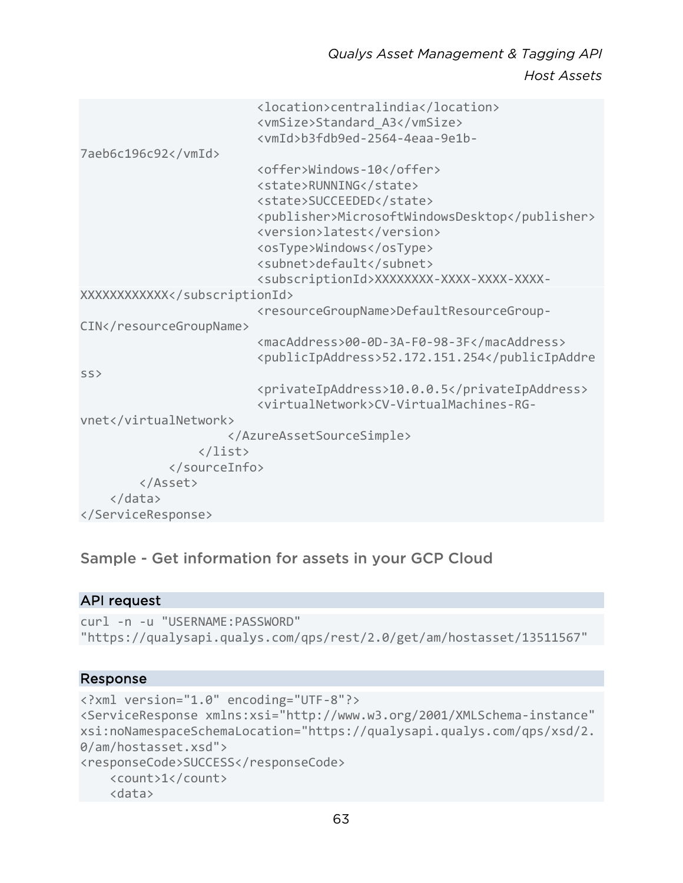```
                        <location>centralindia</location>
                        <vmSize>Standard_A3</vmSize>
                        <vmId>b3fdb9ed-2564-4eaa-9e1b-
7aeb6c196c92</vmId>
                        <offer>Windows-10</offer>
                        <state>RUNNING</state>
                        <state>SUCCEEDED</state>
                        <publisher>MicrosoftWindowsDesktop</publisher>
                        <version>latest</version>
                        <osType>Windows</osType>
                        <subnet>default</subnet>
                        <subscriptionId>XXXXXXXX-XXXX-XXXX-XXXX-
XXXXXXXXXXXX</subscriptionId>
                        <resourceGroupName>DefaultResourceGroup-
CIN</resourceGroupName>
                        <macAddress>00-0D-3A-F0-98-3F</macAddress>
                        <publicIpAddress>52.172.151.254</publicIpAddre
ss>
                        <privateIpAddress>10.0.0.5</privateIpAddress>
                        <virtualNetwork>CV-VirtualMachines-RG-
vnet</virtualNetwork>
                    </AzureAssetSourceSimple>
                </list>
            </sourceInfo>
        </Asset>
    </data>
</ServiceResponse>
```

## Sample - Get information for assets in your GCP Cloud

**API request**

```
curl -n -u "USERNAME:PASSWORD"
"https://qualysapi.qualys.com/qps/rest/2.0/get/am/hostasset/13511567"
```

**Response**

```
<?xml version="1.0" encoding="UTF-8"?>
<ServiceResponse xmlns:xsi="http://www.w3.org/2001/XMLSchema-instance"
xsi:noNamespaceSchemaLocation="https://qualysapi.qualys.com/qps/xsd/2.
0/am/hostasset.xsd">
<responseCode>SUCCESS</responseCode>
    <count>1</count>
    <data>
```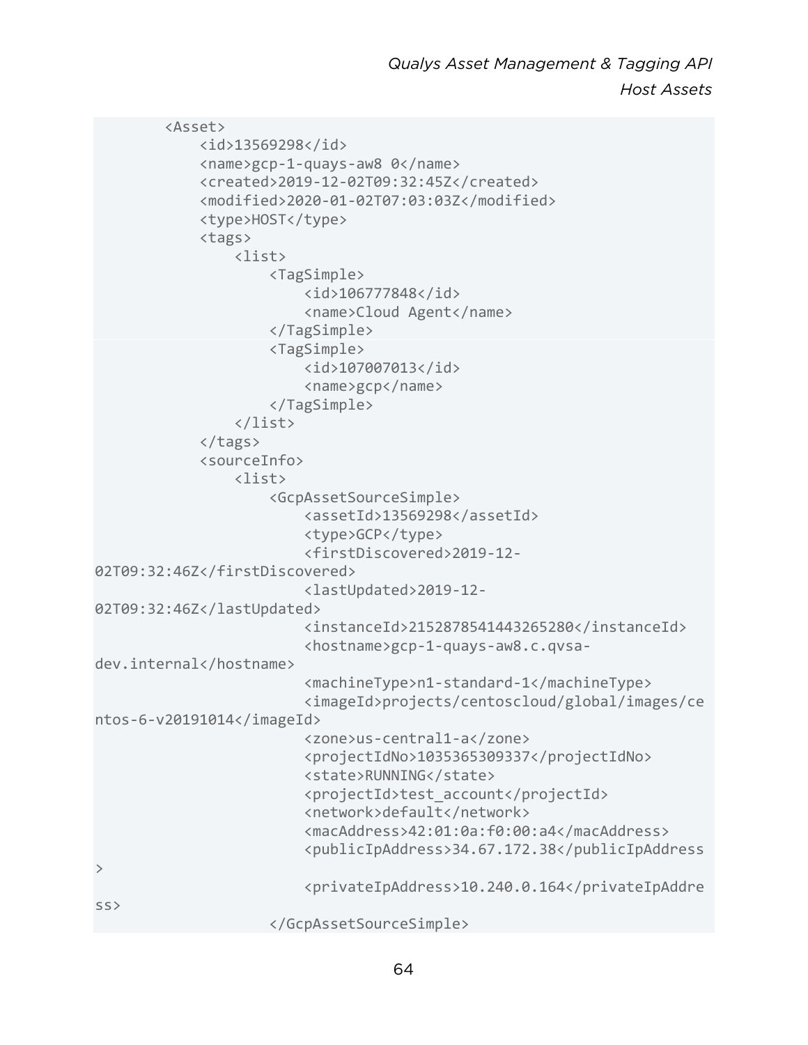```
        <Asset>
            <id>13569298</id>
            <name>gcp-1-quays-aw8 0</name>
            <created>2019-12-02T09:32:45Z</created>
            <modified>2020-01-02T07:03:03Z</modified>
            <type>HOST</type>
            <tags>
                <list>
                    <TagSimple>
                        <id>106777848</id>
                        <name>Cloud Agent</name>
                    </TagSimple>
                    <TagSimple>
                        <id>107007013</id>
                        <name>gcp</name>
                    </TagSimple>
                </list>
            </tags>
            <sourceInfo>
                <list>
                    <GcpAssetSourceSimple>
                        <assetId>13569298</assetId>
                        <type>GCP</type>
                        <firstDiscovered>2019-12-
02T09:32:46Z</firstDiscovered>
                        <lastUpdated>2019-12-
02T09:32:46Z</lastUpdated>
                        <instanceId>2152878541443265280</instanceId>
                        <hostname>gcp-1-quays-aw8.c.qvsa-
dev.internal</hostname>
                        <machineType>n1-standard-1</machineType>
                        <imageId>projects/centoscloud/global/images/ce
ntos-6-v20191014</imageId>
                        <zone>us-central1-a</zone>
                        <projectIdNo>1035365309337</projectIdNo>
                        <state>RUNNING</state>
                        <projectId>test_account</projectId>
                        <network>default</network>
                        <macAddress>42:01:0a:f0:00:a4</macAddress>
                        <publicIpAddress>34.67.172.38</publicIpAddress
>
                        <privateIpAddress>10.240.0.164</privateIpAddre
ss>
                    </GcpAssetSourceSimple>
```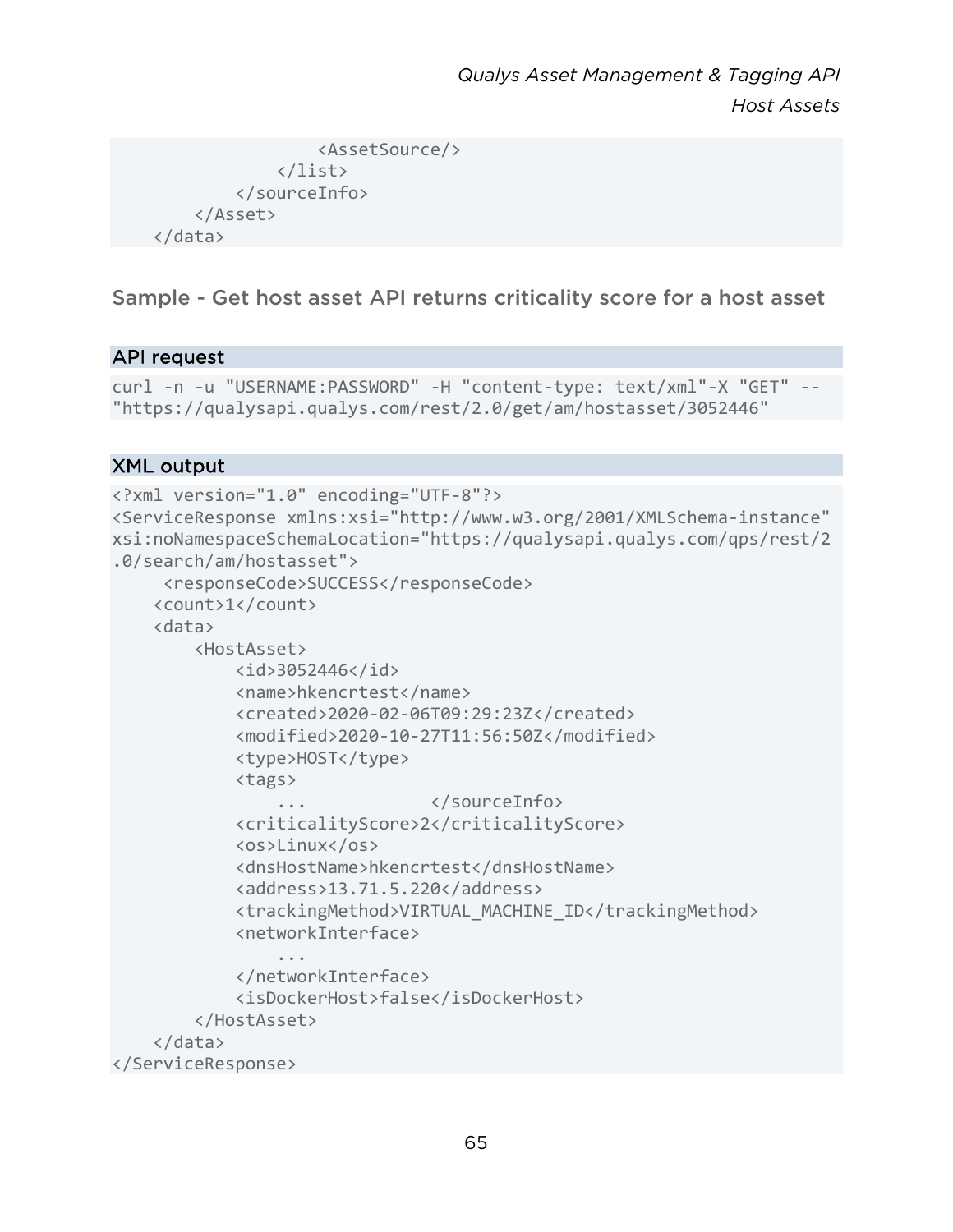```
                    <AssetSource/>
                </list>
            </sourceInfo>
        </Asset>
    </data>
```

### Sample - Get host asset API returns criticality score for a host asset

**API request**

```
curl -n -u "USERNAME:PASSWORD" -H "content-type: text/xml"-X "GET" --
"https://qualysapi.qualys.com/rest/2.0/get/am/hostasset/3052446"
```

**XML output**

```
<?xml version="1.0" encoding="UTF-8"?>
<ServiceResponse xmlns:xsi="http://www.w3.org/2001/XMLSchema-instance"
xsi:noNamespaceSchemaLocation="https://qualysapi.qualys.com/qps/rest/2
.0/search/am/hostasset">
     <responseCode>SUCCESS</responseCode>
    <count>1</count>
    <data>
        <HostAsset>
            <id>3052446</id>
            <name>hkencrtest</name>
            <created>2020-02-06T09:29:23Z</created>
            <modified>2020-10-27T11:56:50Z</modified>
            <type>HOST</type>
            <tags>
                ...            </sourceInfo>
            <criticalityScore>2</criticalityScore>
            <os>Linux</os>
            <dnsHostName>hkencrtest</dnsHostName>
            <address>13.71.5.220</address>
            <trackingMethod>VIRTUAL_MACHINE_ID</trackingMethod>
            <networkInterface>
                ...
            </networkInterface>
            <isDockerHost>false</isDockerHost>
        </HostAsset>
    </data>
</ServiceResponse>
```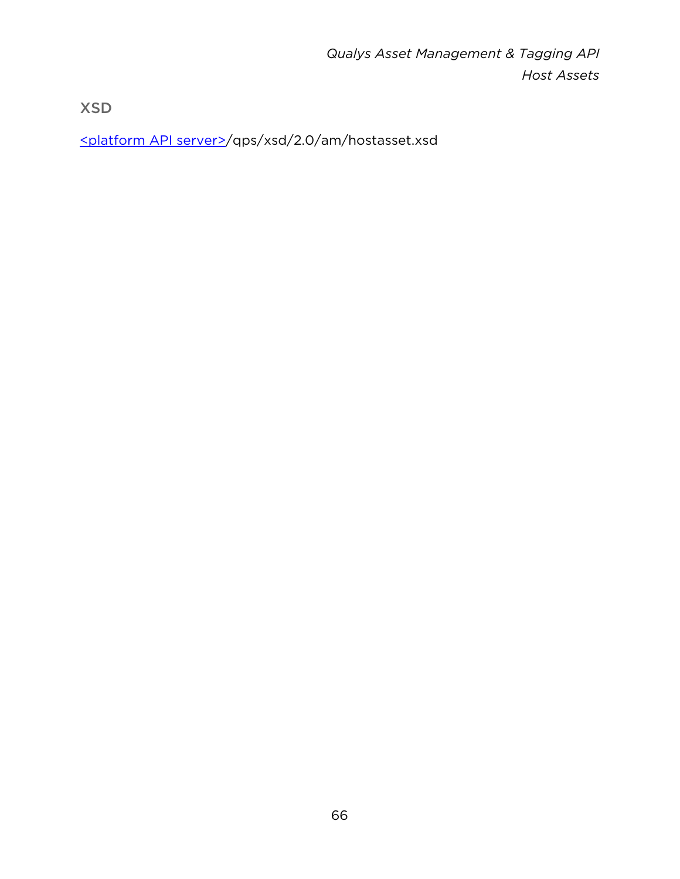## XSD

<platform API server>/qps/xsd/2.0/am/hostasset.xsd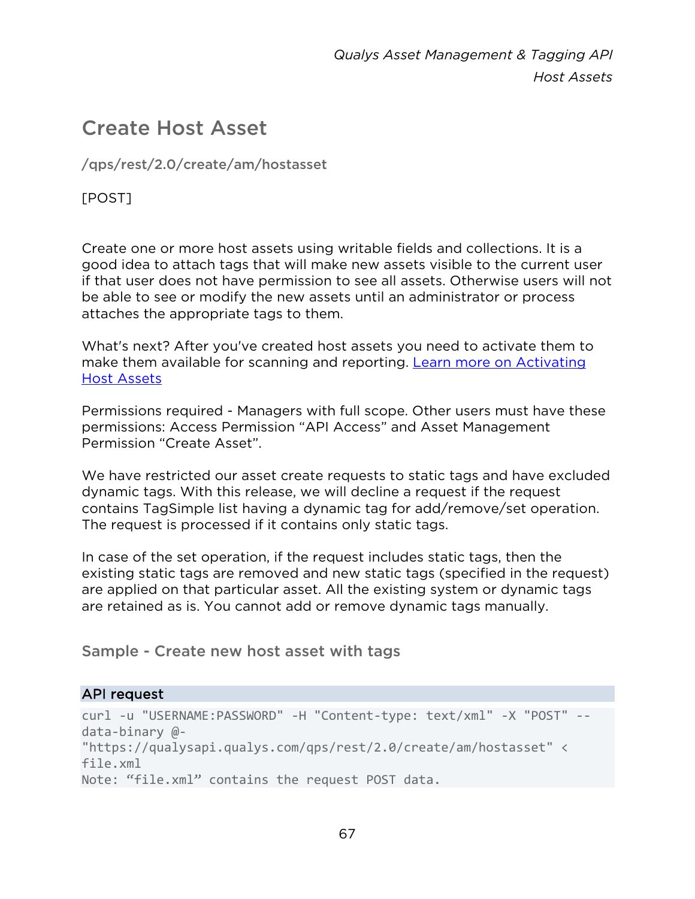# Create Host Asset

/qps/rest/2.0/create/am/hostasset

[POST]

Create one or more host assets using writable fields and collections. It is a good idea to attach tags that will make new assets visible to the current user if that user does not have permission to see all assets. Otherwise users will not be able to see or modify the new assets until an administrator or process attaches the appropriate tags to them.

What's next? After you've created host assets you need to activate them to make them available for scanning and reporting. [Learn more on Activating Host Assets]()

Permissions required - Managers with full scope. Other users must have these permissions: Access Permission “API Access” and Asset Management Permission “Create Asset”.

We have restricted our asset create requests to static tags and have excluded dynamic tags. With this release, we will decline a request if the request contains TagSimple list having a dynamic tag for add/remove/set operation. The request is processed if it contains only static tags.

In case of the set operation, if the request includes static tags, then the existing static tags are removed and new static tags (specified in the request) are applied on that particular asset. All the existing system or dynamic tags are retained as is. You cannot add or remove dynamic tags manually.

## Sample - Create new host asset with tags

**API request**

```
curl -u "USERNAME:PASSWORD" -H "Content-type: text/xml" -X "POST" --
data-binary @-
"https://qualysapi.qualys.com/qps/rest/2.0/create/am/hostasset" <
file.xml
Note: “file.xml” contains the request POST data.
```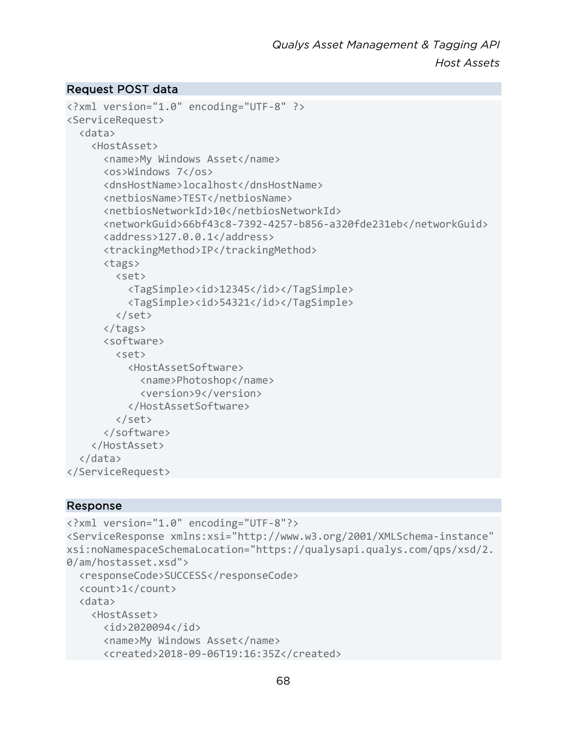### Request POST data

```
<?xml version="1.0" encoding="UTF-8" ?>
<ServiceRequest>
  <data>
    <HostAsset>
      <name>My Windows Asset</name>
      <os>Windows 7</os>
      <dnsHostName>localhost</dnsHostName>
      <netbiosName>TEST</netbiosName>
      <netbiosNetworkId>10</netbiosNetworkId>
      <networkGuid>66bf43c8-7392-4257-b856-a320fde231eb</networkGuid>
      <address>127.0.0.1</address>
      <trackingMethod>IP</trackingMethod>
      <tags>
        <set>
          <TagSimple><id>12345</id></TagSimple>
          <TagSimple><id>54321</id></TagSimple>
        </set>
      </tags>
      <software>
        <set>
          <HostAssetSoftware>
            <name>Photoshop</name>
            <version>9</version>
          </HostAssetSoftware>
        </set>
      </software>
    </HostAsset>
  </data>
</ServiceRequest>
```

### Response

```
<?xml version="1.0" encoding="UTF-8"?>
<ServiceResponse xmlns:xsi="http://www.w3.org/2001/XMLSchema-instance"
xsi:noNamespaceSchemaLocation="https://qualysapi.qualys.com/qps/xsd/2.
0/am/hostasset.xsd">
  <responseCode>SUCCESS</responseCode>
  <count>1</count>
  <data>
    <HostAsset>
      <id>2020094</id>
      <name>My Windows Asset</name>
      <created>2018-09-06T19:16:35Z</created>
```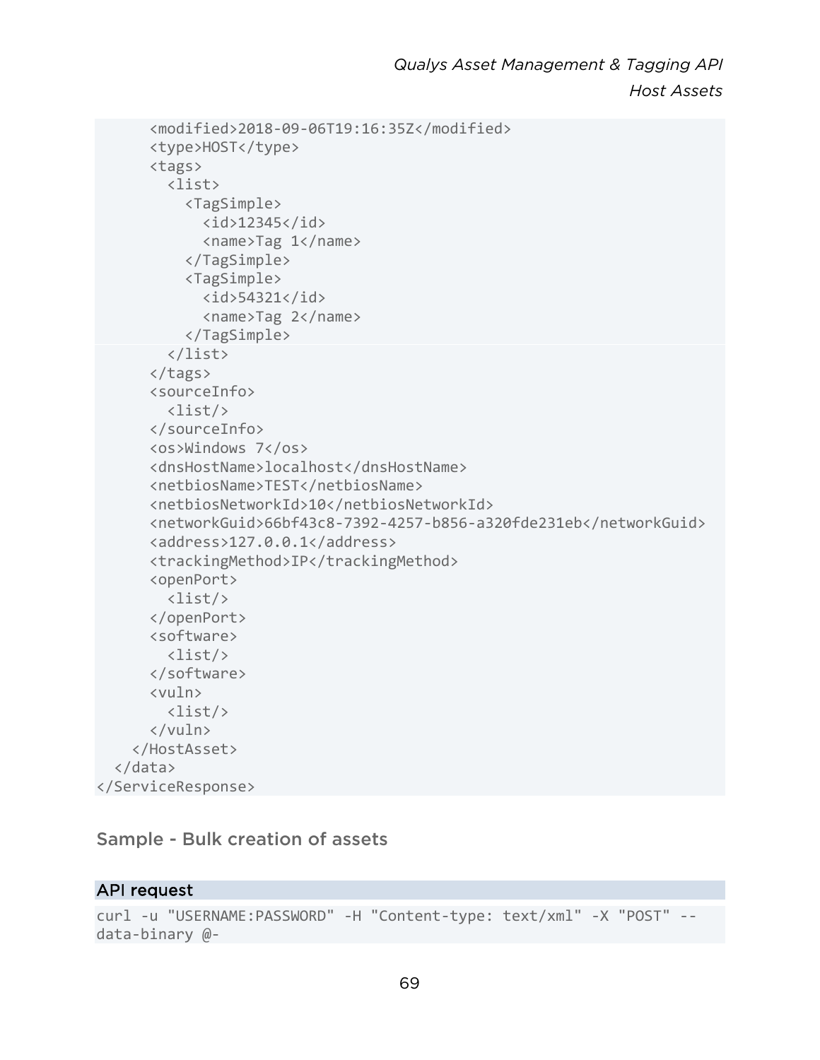```
      <modified>2018-09-06T19:16:35Z</modified>
      <type>HOST</type>
      <tags>
        <list>
          <TagSimple>
            <id>12345</id>
            <name>Tag 1</name>
          </TagSimple>
          <TagSimple>
            <id>54321</id>
            <name>Tag 2</name>
          </TagSimple>
        </list>
      </tags>
      <sourceInfo>
        <list/>
      </sourceInfo>
      <os>Windows 7</os>
      <dnsHostName>localhost</dnsHostName>
      <netbiosName>TEST</netbiosName>
      <netbiosNetworkId>10</netbiosNetworkId>
      <networkGuid>66bf43c8-7392-4257-b856-a320fde231eb</networkGuid>
      <address>127.0.0.1</address>
      <trackingMethod>IP</trackingMethod>
      <openPort>
        <list/>
      </openPort>
      <software>
        <list/>
      </software>
      <vuln>
        <list/>
      </vuln>
    </HostAsset>
  </data>
</ServiceResponse>
```

## Sample - Bulk creation of assets

### API request

```
curl -u "USERNAME:PASSWORD" -H "Content-type: text/xml" -X "POST" --
data-binary @-
```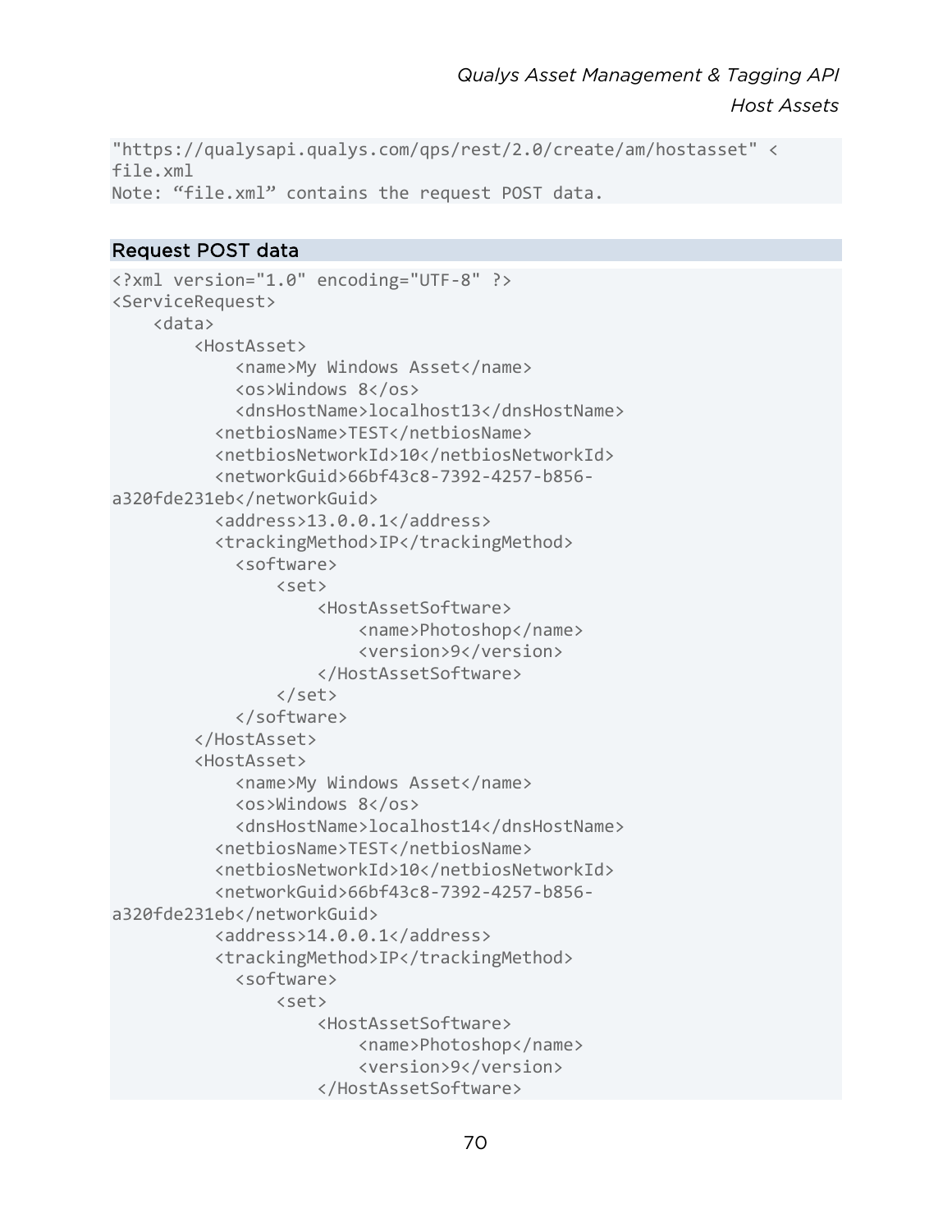```
"https://qualysapi.qualys.com/qps/rest/2.0/create/am/hostasset" <
file.xml
Note: “file.xml” contains the request POST data.
```

## Request POST data

```
<?xml version="1.0" encoding="UTF-8" ?>
<ServiceRequest>
    <data>
        <HostAsset>
            <name>My Windows Asset</name>
            <os>Windows 8</os>
            <dnsHostName>localhost13</dnsHostName>
          <netbiosName>TEST</netbiosName>
          <netbiosNetworkId>10</netbiosNetworkId>
          <networkGuid>66bf43c8-7392-4257-b856-
a320fde231eb</networkGuid>
          <address>13.0.0.1</address>
          <trackingMethod>IP</trackingMethod>
            <software>
                <set>
                    <HostAssetSoftware>
                        <name>Photoshop</name>
                        <version>9</version>
                    </HostAssetSoftware>
                </set>
            </software>
        </HostAsset>
        <HostAsset>
            <name>My Windows Asset</name>
            <os>Windows 8</os>
            <dnsHostName>localhost14</dnsHostName>
          <netbiosName>TEST</netbiosName>
          <netbiosNetworkId>10</netbiosNetworkId>
          <networkGuid>66bf43c8-7392-4257-b856-
a320fde231eb</networkGuid>
          <address>14.0.0.1</address>
          <trackingMethod>IP</trackingMethod>
            <software>
                <set>
                    <HostAssetSoftware>
                        <name>Photoshop</name>
                        <version>9</version>
                    </HostAssetSoftware>
```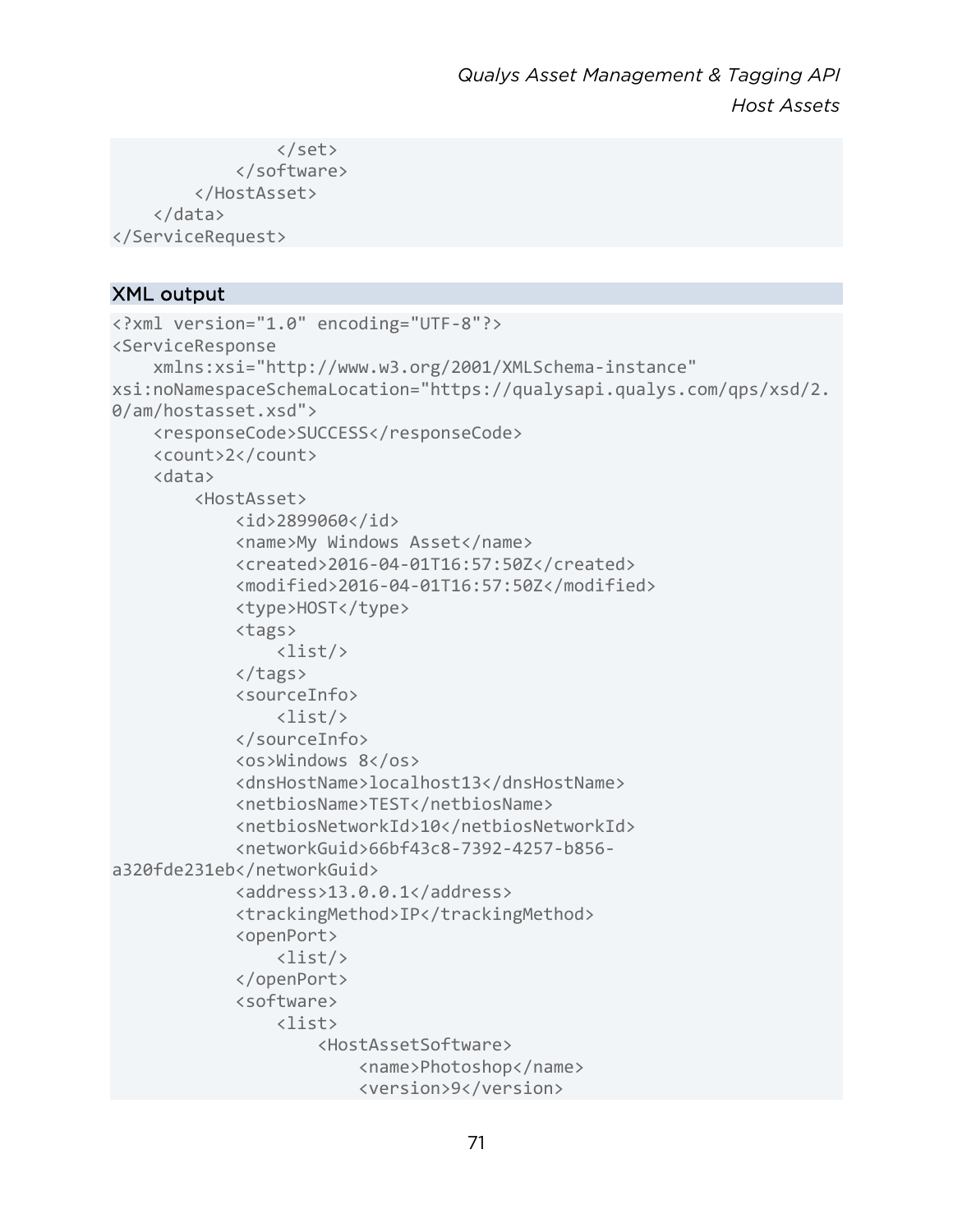```
            </set>
        </software>
    </HostAsset>
  </data>
</ServiceRequest>
```

### XML output

```
<?xml version="1.0" encoding="UTF-8"?>
<ServiceResponse
    xmlns:xsi="http://www.w3.org/2001/XMLSchema-instance"
xsi:noNamespaceSchemaLocation="https://qualysapi.qualys.com/qps/xsd/2.
0/am/hostasset.xsd">
    <responseCode>SUCCESS</responseCode>
    <count>2</count>
    <data>
        <HostAsset>
            <id>2899060</id>
            <name>My Windows Asset</name>
            <created>2016-04-01T16:57:50Z</created>
            <modified>2016-04-01T16:57:50Z</modified>
            <type>HOST</type>
            <tags>
                <list/>
            </tags>
            <sourceInfo>
                <list/>
            </sourceInfo>
            <os>Windows 8</os>
            <dnsHostName>localhost13</dnsHostName>
            <netbiosName>TEST</netbiosName>
            <netbiosNetworkId>10</netbiosNetworkId>
            <networkGuid>66bf43c8-7392-4257-b856-
a320fde231eb</networkGuid>
            <address>13.0.0.1</address>
            <trackingMethod>IP</trackingMethod>
            <openPort>
                <list/>
            </openPort>
            <software>
                <list>
                    <HostAssetSoftware>
                        <name>Photoshop</name>
                        <version>9</version>
```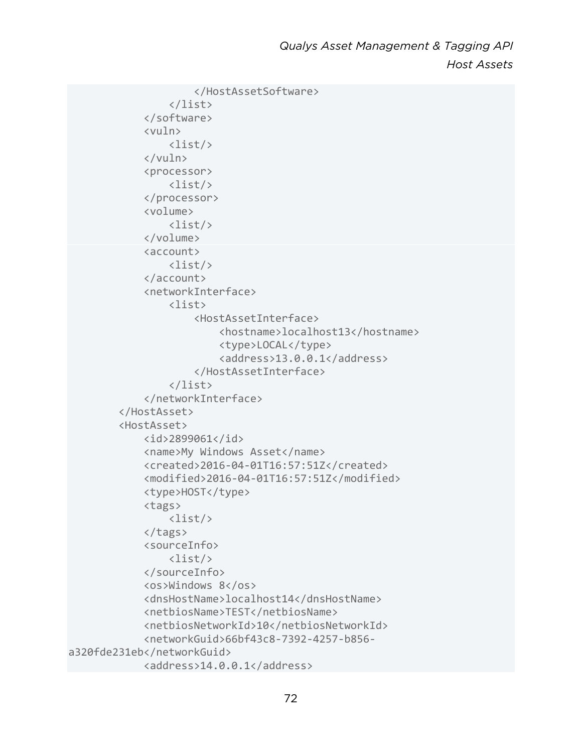```
                </HostAssetSoftware>
            </list>
        </software>
        <vuln>
            <list/>
        </vuln>
        <processor>
            <list/>
        </processor>
        <volume>
            <list/>
        </volume>
        <account>
            <list/>
        </account>
        <networkInterface>
            <list>
                <HostAssetInterface>
                    <hostname>localhost13</hostname>
                    <type>LOCAL</type>
                    <address>13.0.0.1</address>
                </HostAssetInterface>
            </list>
        </networkInterface>
    </HostAsset>
    <HostAsset>
        <id>2899061</id>
        <name>My Windows Asset</name>
        <created>2016-04-01T16:57:51Z</created>
        <modified>2016-04-01T16:57:51Z</modified>
        <type>HOST</type>
        <tags>
            <list/>
        </tags>
        <sourceInfo>
            <list/>
        </sourceInfo>
        <os>Windows 8</os>
        <dnsHostName>localhost14</dnsHostName>
        <netbiosName>TEST</netbiosName>
        <netbiosNetworkId>10</netbiosNetworkId>
        <networkGuid>66bf43c8-7392-4257-b856-
a320fde231eb</networkGuid>
        <address>14.0.0.1</address>
```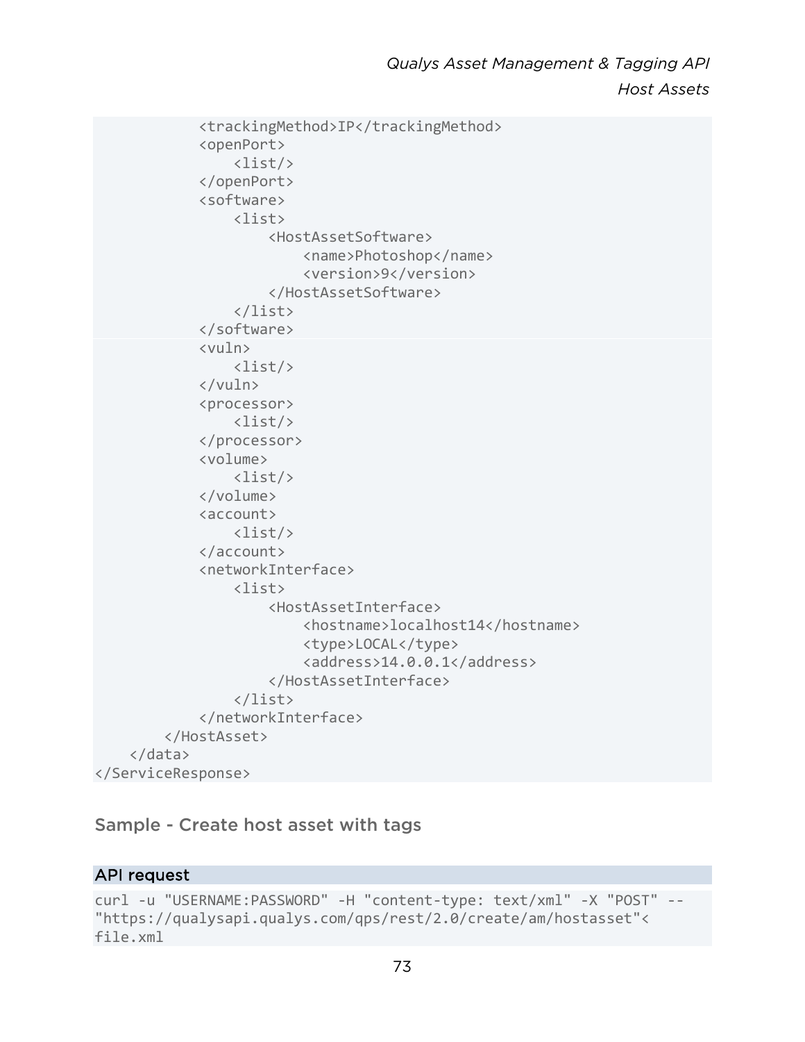```
            <trackingMethod>IP</trackingMethod>
            <openPort>
                <list/>
            </openPort>
            <software>
                <list>
                    <HostAssetSoftware>
                        <name>Photoshop</name>
                        <version>9</version>
                    </HostAssetSoftware>
                </list>
            </software>
            <vuln>
                <list/>
            </vuln>
            <processor>
                <list/>
            </processor>
            <volume>
                <list/>
            </volume>
            <account>
                <list/>
            </account>
            <networkInterface>
                <list>
                    <HostAssetInterface>
                        <hostname>localhost14</hostname>
                        <type>LOCAL</type>
                        <address>14.0.0.1</address>
                    </HostAssetInterface>
                </list>
            </networkInterface>
        </HostAsset>
    </data>
</ServiceResponse>
```

## Sample - Create host asset with tags

### API request

```
curl -u "USERNAME:PASSWORD" -H "content-type: text/xml" -X "POST" --
"https://qualysapi.qualys.com/qps/rest/2.0/create/am/hostasset"<
file.xml
```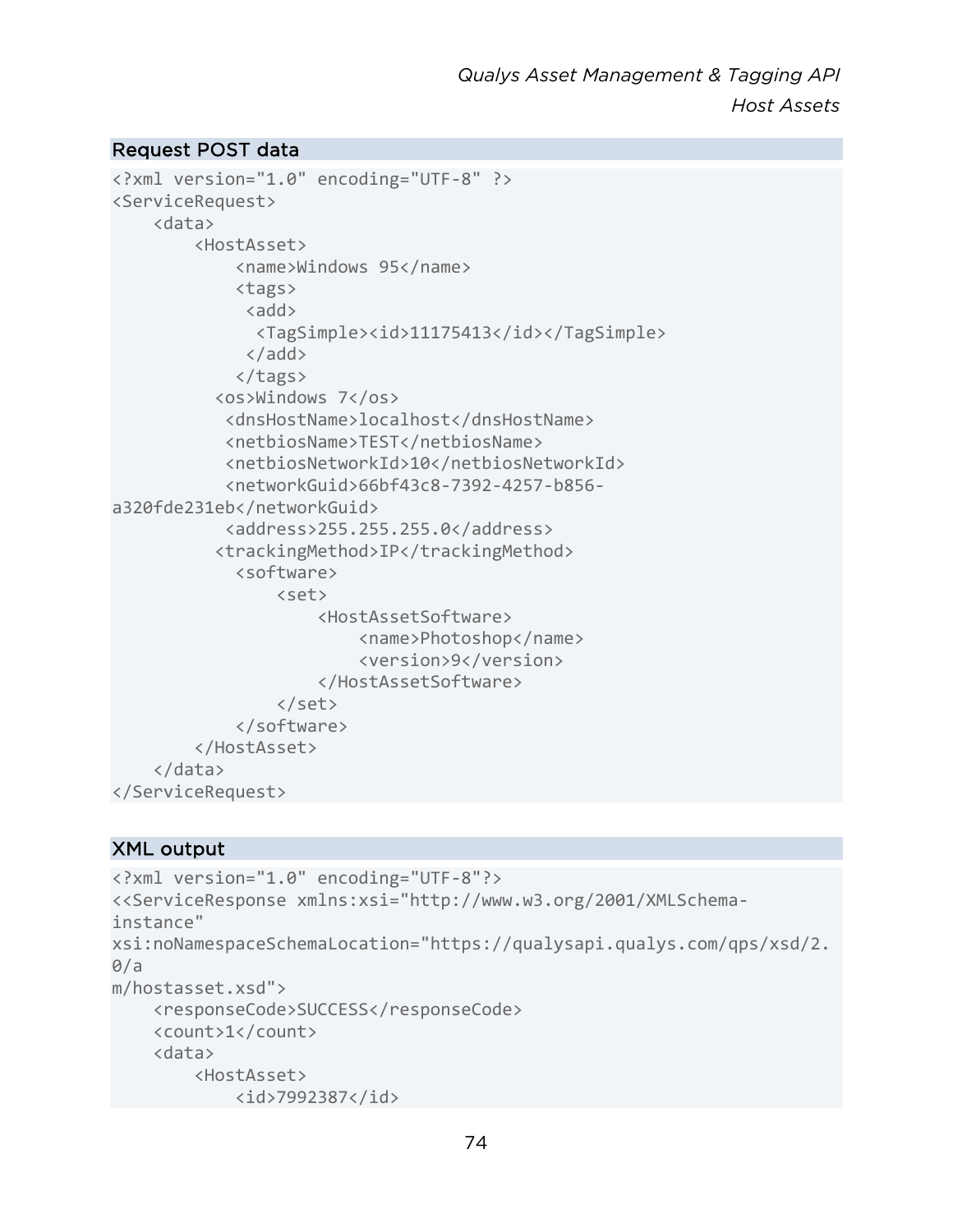#### Request POST data

```
<?xml version="1.0" encoding="UTF-8" ?>
<ServiceRequest>
    <data>
        <HostAsset>
            <name>Windows 95</name>
            <tags>
             <add>
              <TagSimple><id>11175413</id></TagSimple>
             </add>
            </tags>
          <os>Windows 7</os>
           <dnsHostName>localhost</dnsHostName>
           <netbiosName>TEST</netbiosName>
           <netbiosNetworkId>10</netbiosNetworkId>
           <networkGuid>66bf43c8-7392-4257-b856-
a320fde231eb</networkGuid>
           <address>255.255.255.0</address>
          <trackingMethod>IP</trackingMethod>
            <software>
                <set>
                    <HostAssetSoftware>
                        <name>Photoshop</name>
                        <version>9</version>
                    </HostAssetSoftware>
                </set>
            </software>
        </HostAsset>
    </data>
</ServiceRequest>
```

#### XML output

```
<?xml version="1.0" encoding="UTF-8"?>
<<ServiceResponse xmlns:xsi="http://www.w3.org/2001/XMLSchema-
instance"
xsi:noNamespaceSchemaLocation="https://qualysapi.qualys.com/qps/xsd/2.
0/a
m/hostasset.xsd">
    <responseCode>SUCCESS</responseCode>
    <count>1</count>
    <data>
        <HostAsset>
            <id>7992387</id>
```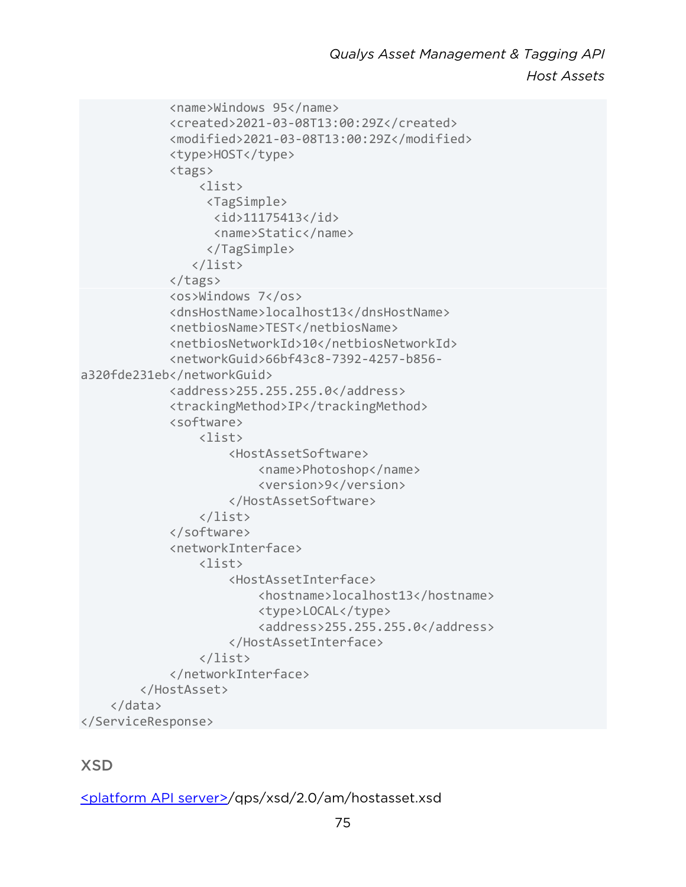```
            <name>Windows 95</name>
            <created>2021-03-08T13:00:29Z</created>
            <modified>2021-03-08T13:00:29Z</modified>
            <type>HOST</type>
            <tags>
                <list>
                 <TagSimple>
                  <id>11175413</id>
                  <name>Static</name>
                 </TagSimple>
               </list>
            </tags>
            <os>Windows 7</os>
            <dnsHostName>localhost13</dnsHostName>
            <netbiosName>TEST</netbiosName>
            <netbiosNetworkId>10</netbiosNetworkId>
            <networkGuid>66bf43c8-7392-4257-b856-
a320fde231eb</networkGuid>
            <address>255.255.255.0</address>
            <trackingMethod>IP</trackingMethod>
            <software>
                <list>
                    <HostAssetSoftware>
                        <name>Photoshop</name>
                        <version>9</version>
                    </HostAssetSoftware>
                </list>
            </software>
            <networkInterface>
                <list>
                    <HostAssetInterface>
                        <hostname>localhost13</hostname>
                        <type>LOCAL</type>
                        <address>255.255.255.0</address>
                    </HostAssetInterface>
                </list>
            </networkInterface>
        </HostAsset>
    </data>
</ServiceResponse>
```

## XSD

<platform API server>/qps/xsd/2.0/am/hostasset.xsd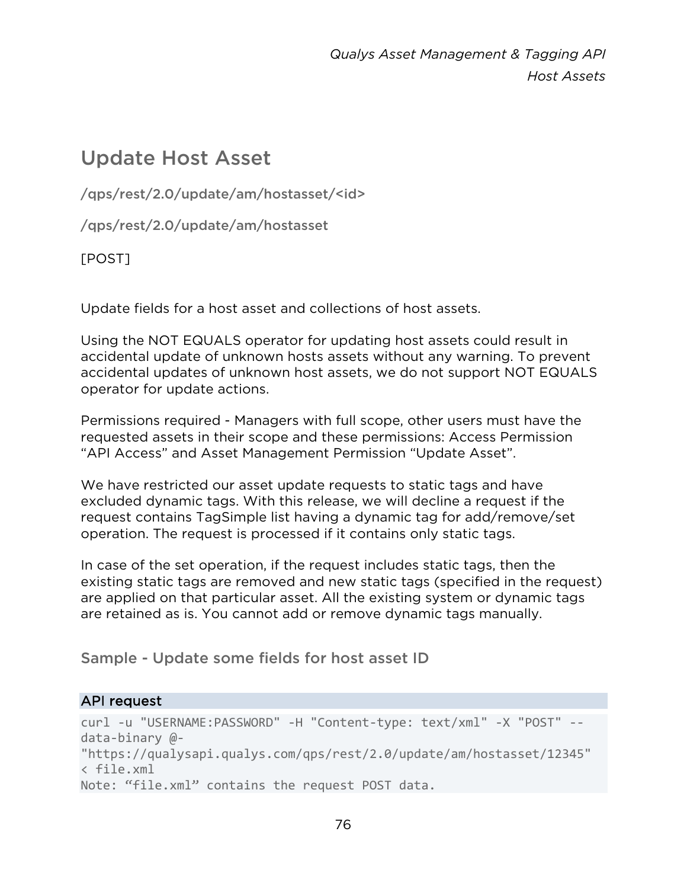# Update Host Asset

/qps/rest/2.0/update/am/hostasset/<id>

/qps/rest/2.0/update/am/hostasset

[POST]

Update fields for a host asset and collections of host assets.

Using the NOT EQUALS operator for updating host assets could result in accidental update of unknown hosts assets without any warning. To prevent accidental updates of unknown host assets, we do not support NOT EQUALS operator for update actions.

Permissions required - Managers with full scope, other users must have the requested assets in their scope and these permissions: Access Permission "API Access" and Asset Management Permission "Update Asset".

We have restricted our asset update requests to static tags and have excluded dynamic tags. With this release, we will decline a request if the request contains TagSimple list having a dynamic tag for add/remove/set operation. The request is processed if it contains only static tags.

In case of the set operation, if the request includes static tags, then the existing static tags are removed and new static tags (specified in the request) are applied on that particular asset. All the existing system or dynamic tags are retained as is. You cannot add or remove dynamic tags manually.

## Sample - Update some fields for host asset ID

### API request

```
curl -u "USERNAME:PASSWORD" -H "Content-type: text/xml" -X "POST" --
data-binary @-
"https://qualysapi.qualys.com/qps/rest/2.0/update/am/hostasset/12345"
< file.xml
Note: "file.xml" contains the request POST data.
```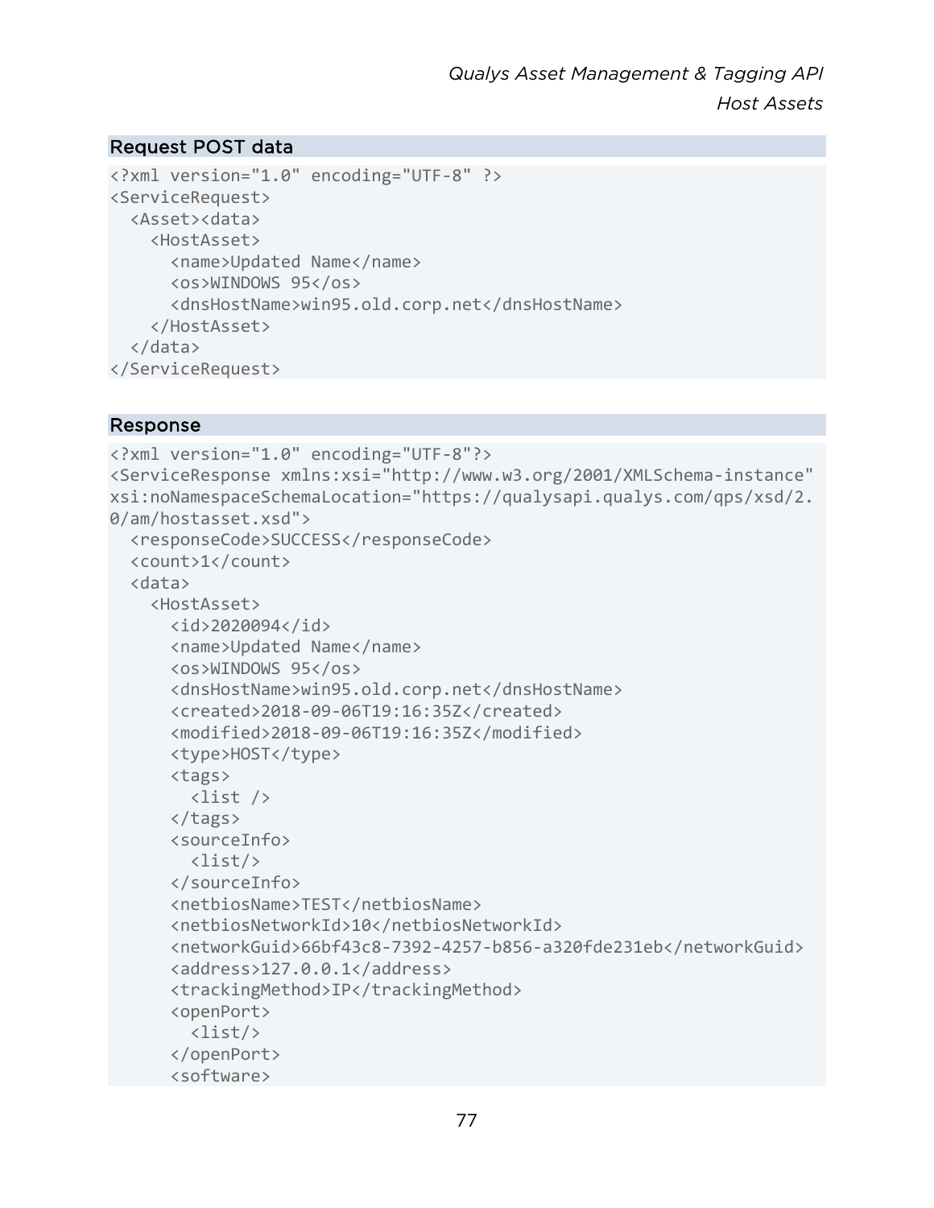### Request POST data

```
<?xml version="1.0" encoding="UTF-8" ?>
<ServiceRequest>
  <Asset><data>
    <HostAsset>
      <name>Updated Name</name>
      <os>WINDOWS 95</os>
      <dnsHostName>win95.old.corp.net</dnsHostName>
    </HostAsset>
  </data>
</ServiceRequest>
```

### Response

```
<?xml version="1.0" encoding="UTF-8"?>
<ServiceResponse xmlns:xsi="http://www.w3.org/2001/XMLSchema-instance"
xsi:noNamespaceSchemaLocation="https://qualysapi.qualys.com/qps/xsd/2.
0/am/hostasset.xsd">
  <responseCode>SUCCESS</responseCode>
  <count>1</count>
  <data>
    <HostAsset>
      <id>2020094</id>
      <name>Updated Name</name>
      <os>WINDOWS 95</os>
      <dnsHostName>win95.old.corp.net</dnsHostName>
      <created>2018-09-06T19:16:35Z</created>
      <modified>2018-09-06T19:16:35Z</modified>
      <type>HOST</type>
      <tags>
        <list />
      </tags>
      <sourceInfo>
        <list/>
      </sourceInfo>
      <netbiosName>TEST</netbiosName>
      <netbiosNetworkId>10</netbiosNetworkId>
      <networkGuid>66bf43c8-7392-4257-b856-a320fde231eb</networkGuid>
      <address>127.0.0.1</address>
      <trackingMethod>IP</trackingMethod>
      <openPort>
        <list/>
      </openPort>
      <software>
```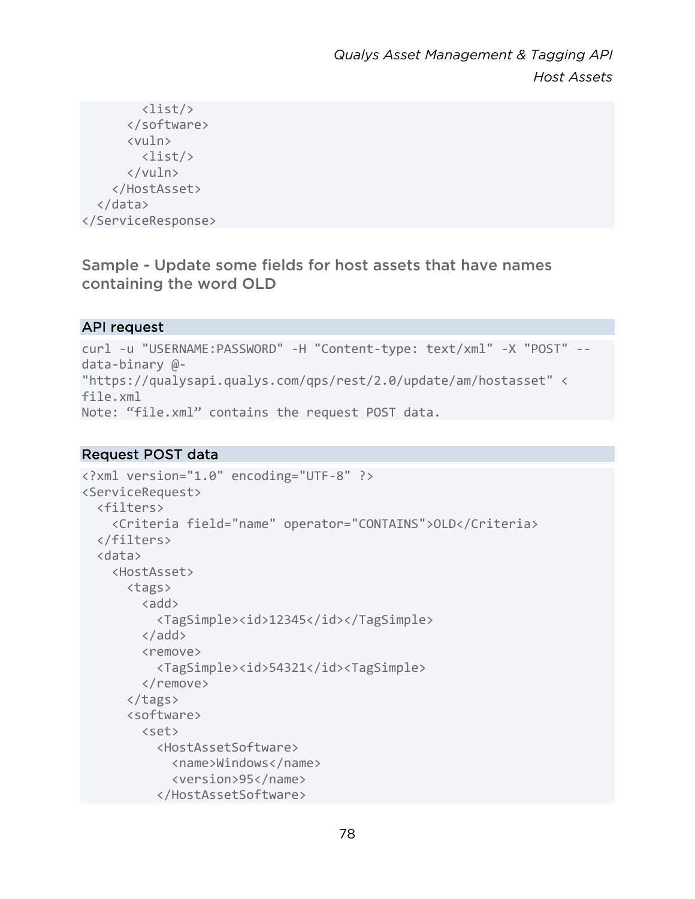```
        <list/>
      </software>
      <vuln>
        <list/>
      </vuln>
    </HostAsset>
  </data>
</ServiceResponse>
```

### Sample - Update some fields for host assets that have names containing the word OLD

#### API request

```
curl -u "USERNAME:PASSWORD" -H "Content-type: text/xml" -X "POST" --
data-binary @-
"https://qualysapi.qualys.com/qps/rest/2.0/update/am/hostasset" <
file.xml
Note: “file.xml” contains the request POST data.
```

#### Request POST data

```
<?xml version="1.0" encoding="UTF-8" ?>
<ServiceRequest>
  <filters>
    <Criteria field="name" operator="CONTAINS">OLD</Criteria>
  </filters>
  <data>
    <HostAsset>
      <tags>
        <add>
          <TagSimple><id>12345</id></TagSimple>
        </add>
        <remove>
          <TagSimple><id>54321</id><TagSimple>
        </remove>
      </tags>
      <software>
        <set>
          <HostAssetSoftware>
            <name>Windows</name>
            <version>95</name>
          </HostAssetSoftware>
```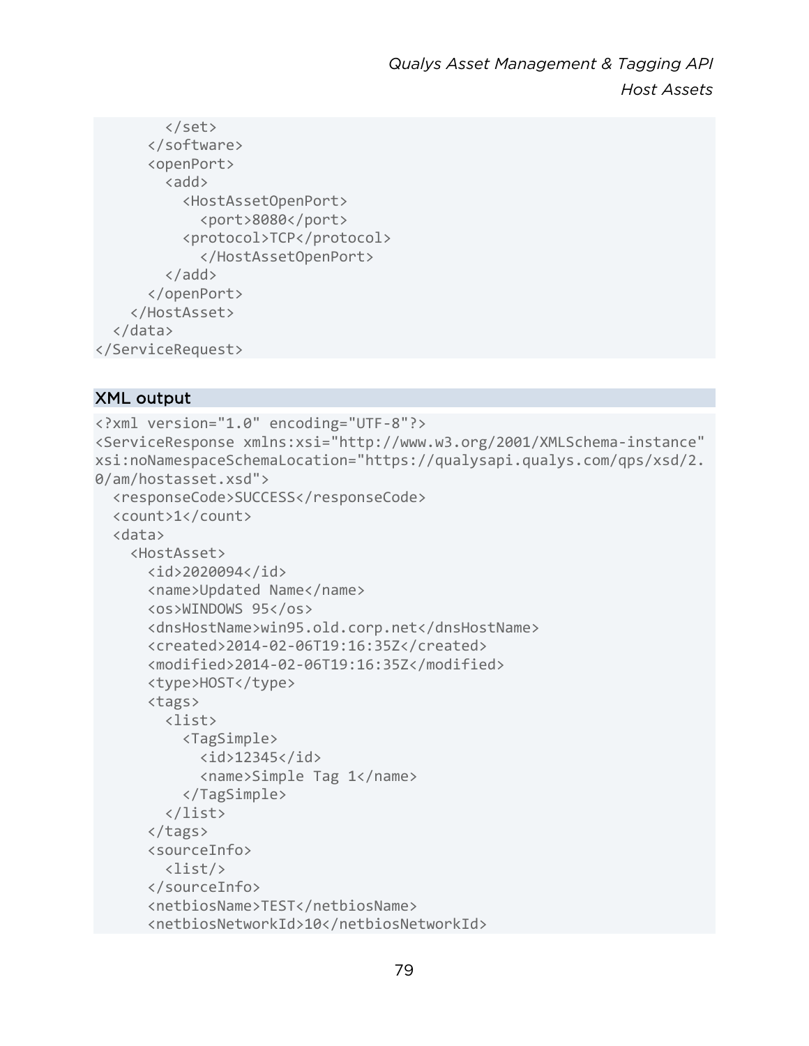```
        </set>
      </software>
      <openPort>
        <add>
          <HostAssetOpenPort>
            <port>8080</port>
          <protocol>TCP</protocol>
            </HostAssetOpenPort>
        </add>
      </openPort>
    </HostAsset>
  </data>
</ServiceRequest>
```

### XML output

```
<?xml version="1.0" encoding="UTF-8"?>
<ServiceResponse xmlns:xsi="http://www.w3.org/2001/XMLSchema-instance"
xsi:noNamespaceSchemaLocation="https://qualysapi.qualys.com/qps/xsd/2.
0/am/hostasset.xsd">
  <responseCode>SUCCESS</responseCode>
  <count>1</count>
  <data>
    <HostAsset>
      <id>2020094</id>
      <name>Updated Name</name>
      <os>WINDOWS 95</os>
      <dnsHostName>win95.old.corp.net</dnsHostName>
      <created>2014-02-06T19:16:35Z</created>
      <modified>2014-02-06T19:16:35Z</modified>
      <type>HOST</type>
      <tags>
        <list>
          <TagSimple>
            <id>12345</id>
            <name>Simple Tag 1</name>
          </TagSimple>
        </list>
      </tags>
      <sourceInfo>
        <list/>
      </sourceInfo>
      <netbiosName>TEST</netbiosName>
      <netbiosNetworkId>10</netbiosNetworkId>
```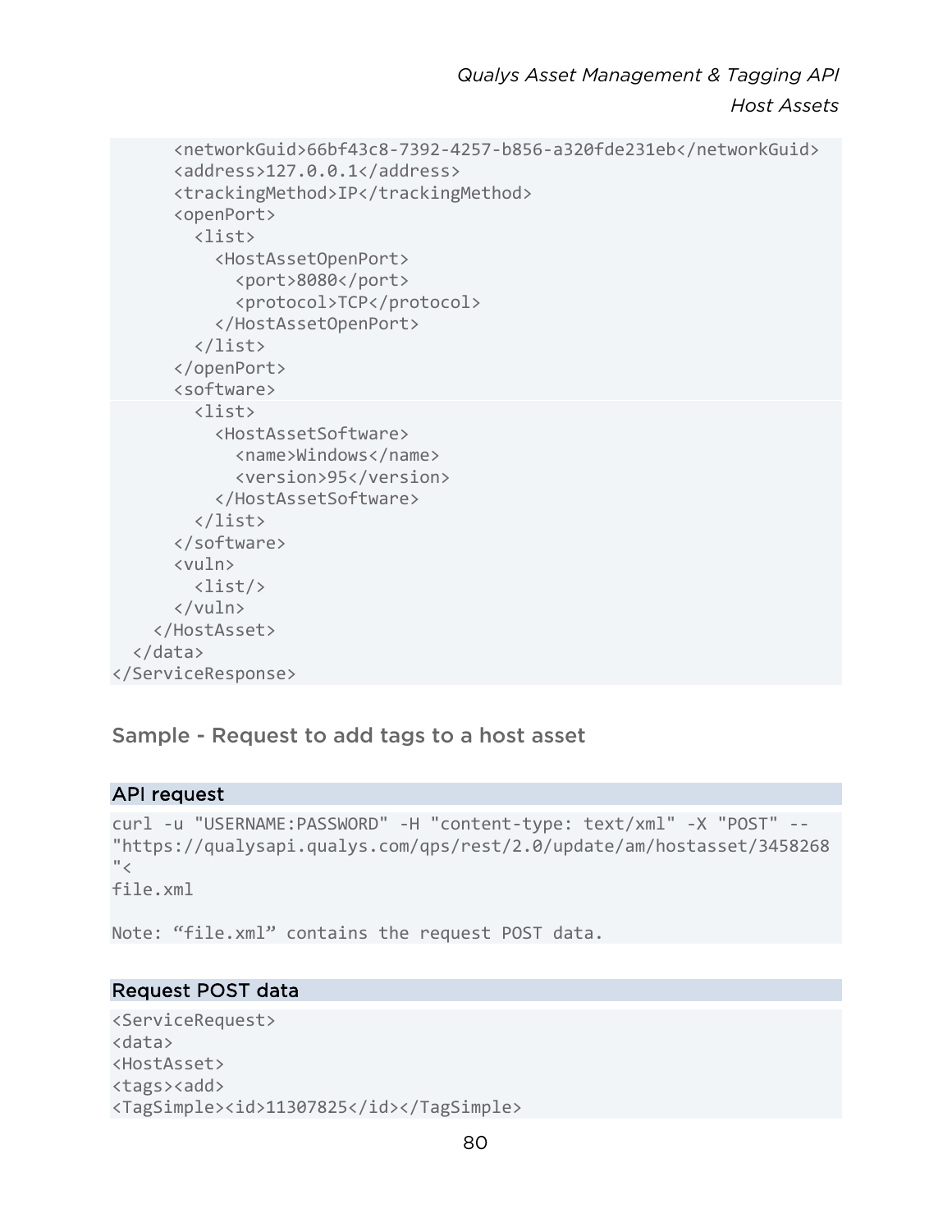```
      <networkGuid>66bf43c8-7392-4257-b856-a320fde231eb</networkGuid>
      <address>127.0.0.1</address>
      <trackingMethod>IP</trackingMethod>
      <openPort>
        <list>
          <HostAssetOpenPort>
            <port>8080</port>
            <protocol>TCP</protocol>
          </HostAssetOpenPort>
        </list>
      </openPort>
      <software>
        <list>
          <HostAssetSoftware>
            <name>Windows</name>
            <version>95</version>
          </HostAssetSoftware>
        </list>
      </software>
      <vuln>
        <list/>
      </vuln>
    </HostAsset>
  </data>
</ServiceResponse>
```

## Sample - Request to add tags to a host asset

### API request

```
curl -u "USERNAME:PASSWORD" -H "content-type: text/xml" -X "POST" --
"https://qualysapi.qualys.com/qps/rest/2.0/update/am/hostasset/3458268
"<
file.xml

Note: “file.xml” contains the request POST data.
```

### Request POST data

```
<ServiceRequest>
<data>
<HostAsset>
<tags><add>
<TagSimple><id>11307825</id></TagSimple>
```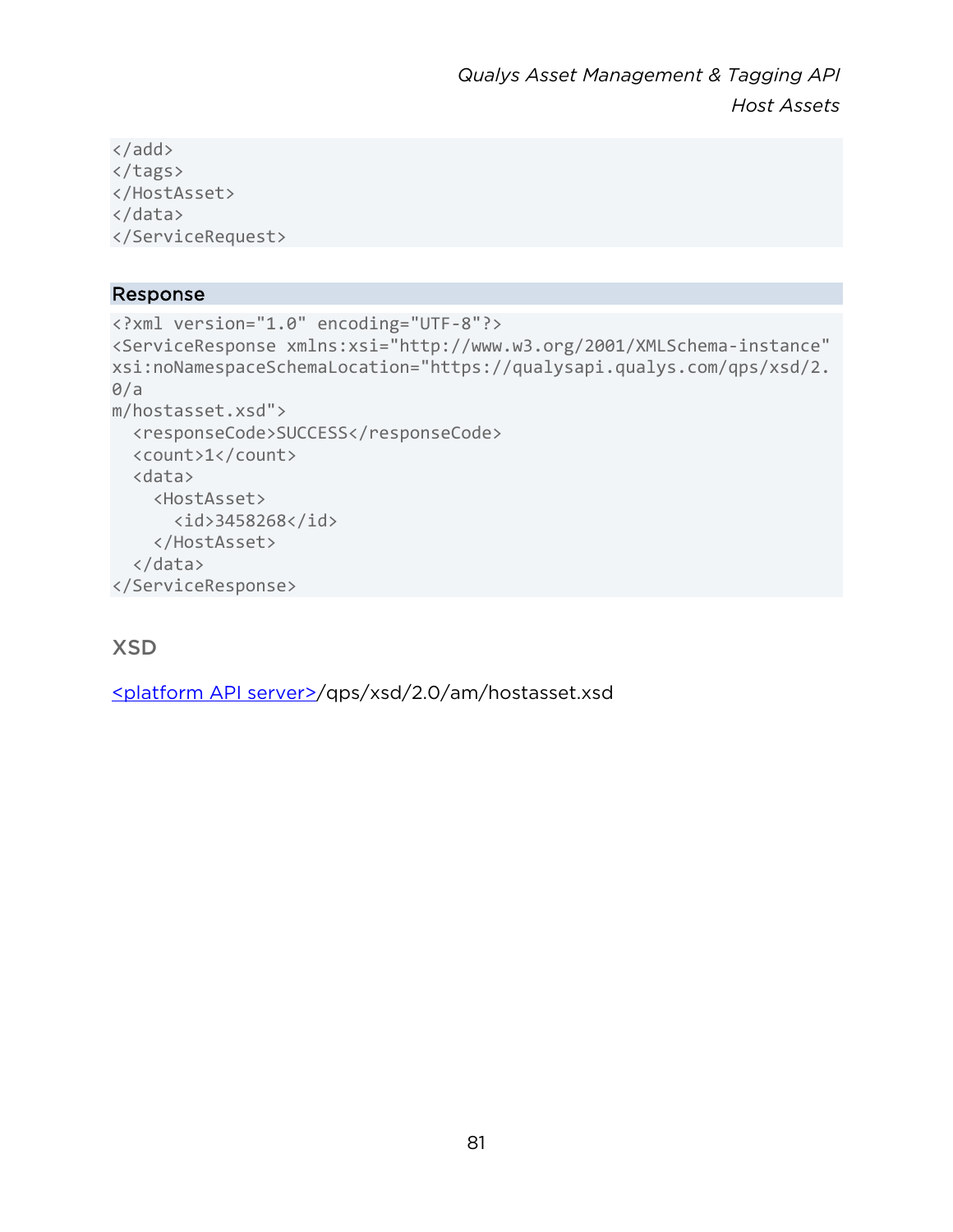```
</add>
</tags>
</HostAsset>
</data>
</ServiceRequest>
```

**Response**

```
<?xml version="1.0" encoding="UTF-8"?>
<ServiceResponse xmlns:xsi="http://www.w3.org/2001/XMLSchema-instance"
xsi:noNamespaceSchemaLocation="https://qualysapi.qualys.com/qps/xsd/2.
0/a
m/hostasset.xsd">
  <responseCode>SUCCESS</responseCode>
  <count>1</count>
  <data>
    <HostAsset>
      <id>3458268</id>
    </HostAsset>
  </data>
</ServiceResponse>
```

## XSD

<platform API server>/qps/xsd/2.0/am/hostasset.xsd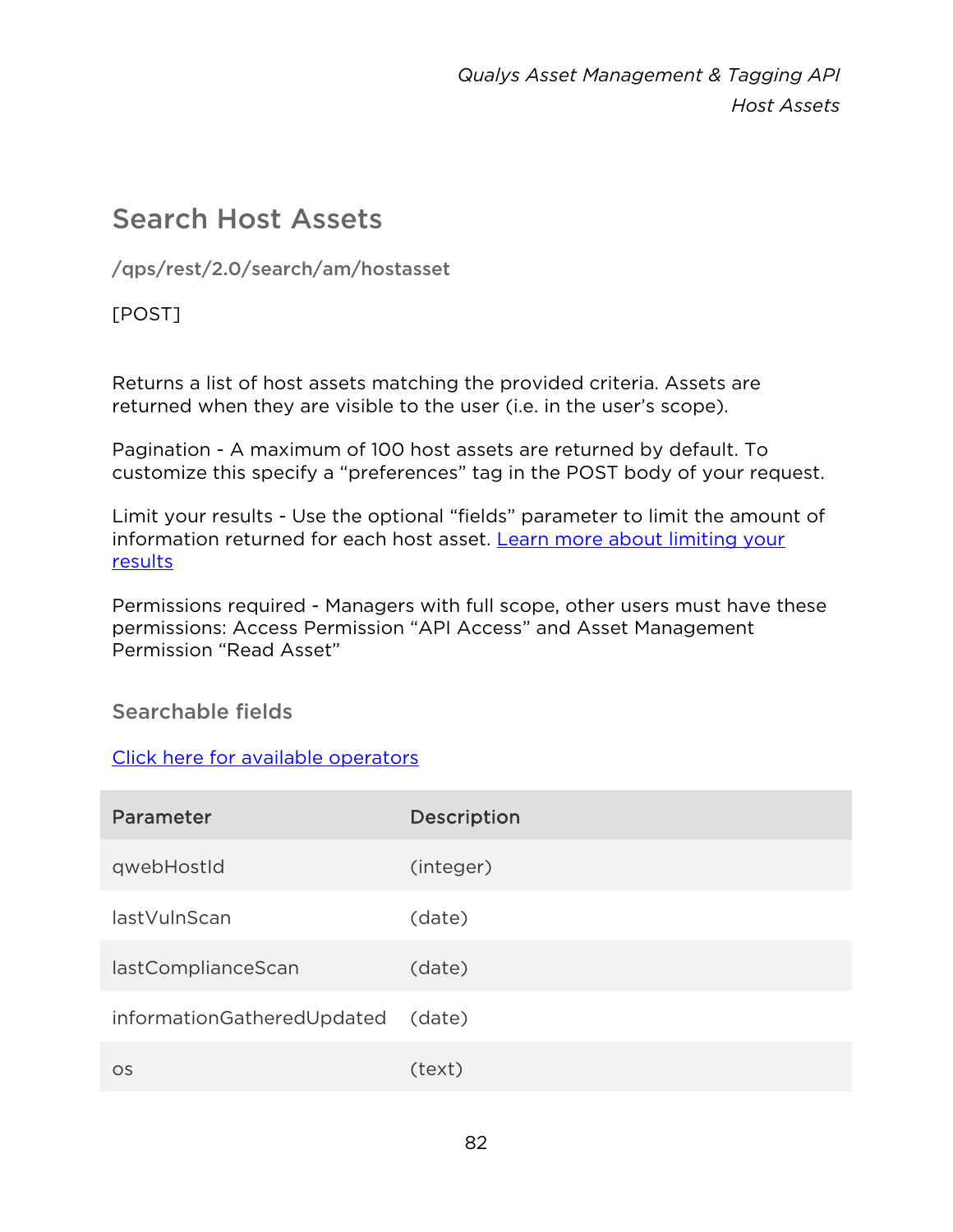## Search Host Assets

**/qps/rest/2.0/search/am/hostasset**

[POST]

Returns a list of host assets matching the provided criteria. Assets are returned when they are visible to the user (i.e. in the user's scope).

Pagination - A maximum of 100 host assets are returned by default. To customize this specify a "preferences" tag in the POST body of your request.

Limit your results - Use the optional "fields" parameter to limit the amount of information returned for each host asset. [Learn more about limiting your results]()

Permissions required - Managers with full scope, other users must have these permissions: Access Permission "API Access" and Asset Management Permission "Read Asset"

### Searchable fields

[Click here for available operators]()

| Parameter | Description |
|---|---|
| qwebHostId | (integer) |
| lastVulnScan | (date) |
| lastComplianceScan | (date) |
| informationGatheredUpdated | (date) |
| os | (text) |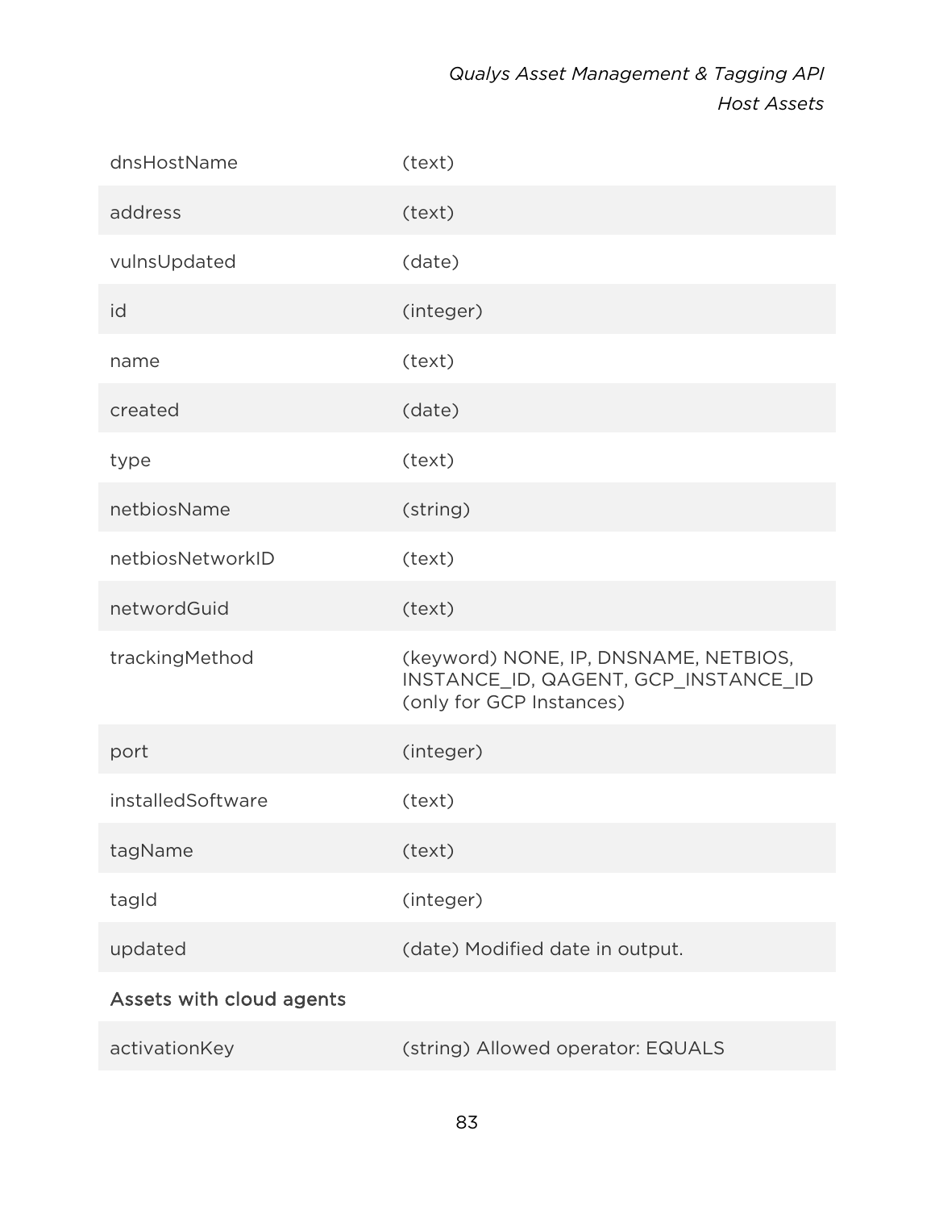| | |
|---|---|
| dnsHostName | (text) |
| address | (text) |
| vulnsUpdated | (date) |
| id | (integer) |
| name | (text) |
| created | (date) |
| type | (text) |
| netbiosName | (string) |
| netbiosNetworkID | (text) |
| networdGuid | (text) |
| trackingMethod | (keyword) NONE, IP, DNSNAME, NETBIOS, INSTANCE_ID, QAGENT, GCP_INSTANCE_ID (only for GCP Instances) |
| port | (integer) |
| installedSoftware | (text) |
| tagName | (text) |
| tagId | (integer) |
| updated | (date) Modified date in output. |
| Assets with cloud agents | |
| activationKey | (string) Allowed operator: EQUALS |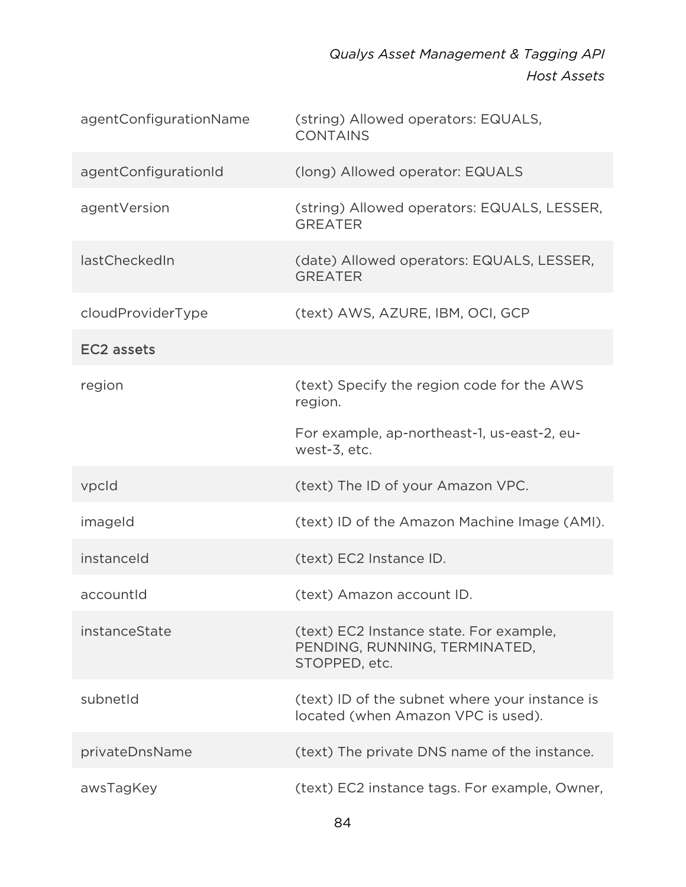| | |
|---|---|
| agentConfigurationName | (string) Allowed operators: EQUALS, CONTAINS |
| agentConfigurationId | (long) Allowed operator: EQUALS |
| agentVersion | (string) Allowed operators: EQUALS, LESSER, GREATER |
| lastCheckedIn | (date) Allowed operators: EQUALS, LESSER, GREATER |
| cloudProviderType | (text) AWS, AZURE, IBM, OCI, GCP |
| EC2 assets | |
| region | (text) Specify the region code for the AWS region.<br><br>For example, ap-northeast-1, us-east-2, eu-west-3, etc. |
| vpcId | (text) The ID of your Amazon VPC. |
| imageId | (text) ID of the Amazon Machine Image (AMI). |
| instanceId | (text) EC2 Instance ID. |
| accountId | (text) Amazon account ID. |
| instanceState | (text) EC2 Instance state. For example, PENDING, RUNNING, TERMINATED, STOPPED, etc. |
| subnetId | (text) ID of the subnet where your instance is located (when Amazon VPC is used). |
| privateDnsName | (text) The private DNS name of the instance. |
| awsTagKey | (text) EC2 instance tags. For example, Owner, |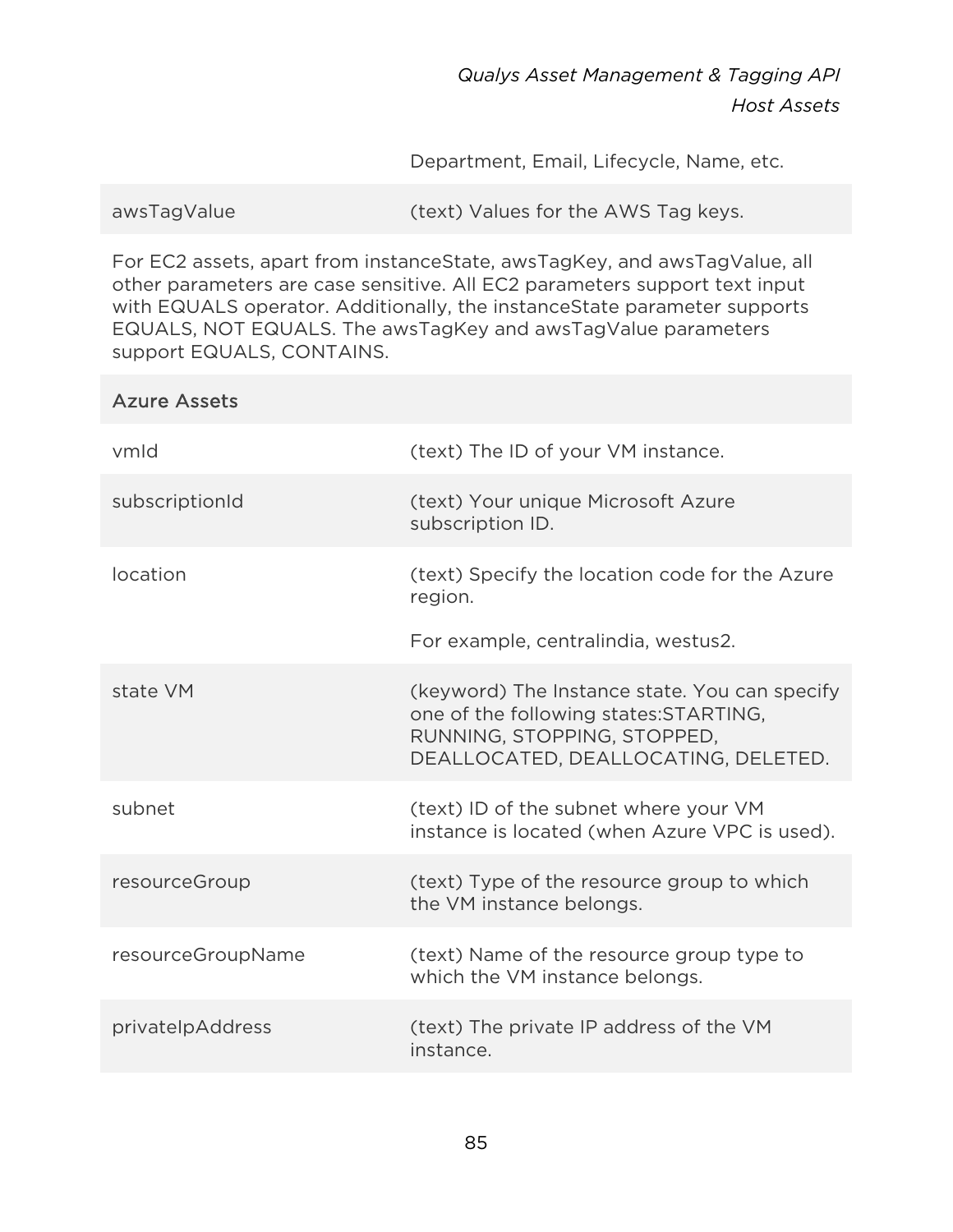| | |
|---|---|
| | Department, Email, Lifecycle, Name, etc. |
| awsTagValue | (text) Values for the AWS Tag keys. |

For EC2 assets, apart from instanceState, awsTagKey, and awsTagValue, all other parameters are case sensitive. All EC2 parameters support text input with EQUALS operator. Additionally, the instanceState parameter supports EQUALS, NOT EQUALS. The awsTagKey and awsTagValue parameters support EQUALS, CONTAINS.

| Azure Assets | |
|---|---|
| vmId | (text) The ID of your VM instance. |
| subscriptionId | (text) Your unique Microsoft Azure subscription ID. |
| location | (text) Specify the location code for the Azure region.<br><br>For example, centralindia, westus2. |
| state VM | (keyword) The Instance state. You can specify one of the following states:STARTING, RUNNING, STOPPING, STOPPED, DEALLOCATED, DEALLOCATING, DELETED. |
| subnet | (text) ID of the subnet where your VM instance is located (when Azure VPC is used). |
| resourceGroup | (text) Type of the resource group to which the VM instance belongs. |
| resourceGroupName | (text) Name of the resource group type to which the VM instance belongs. |
| privateIpAddress | (text) The private IP address of the VM instance. |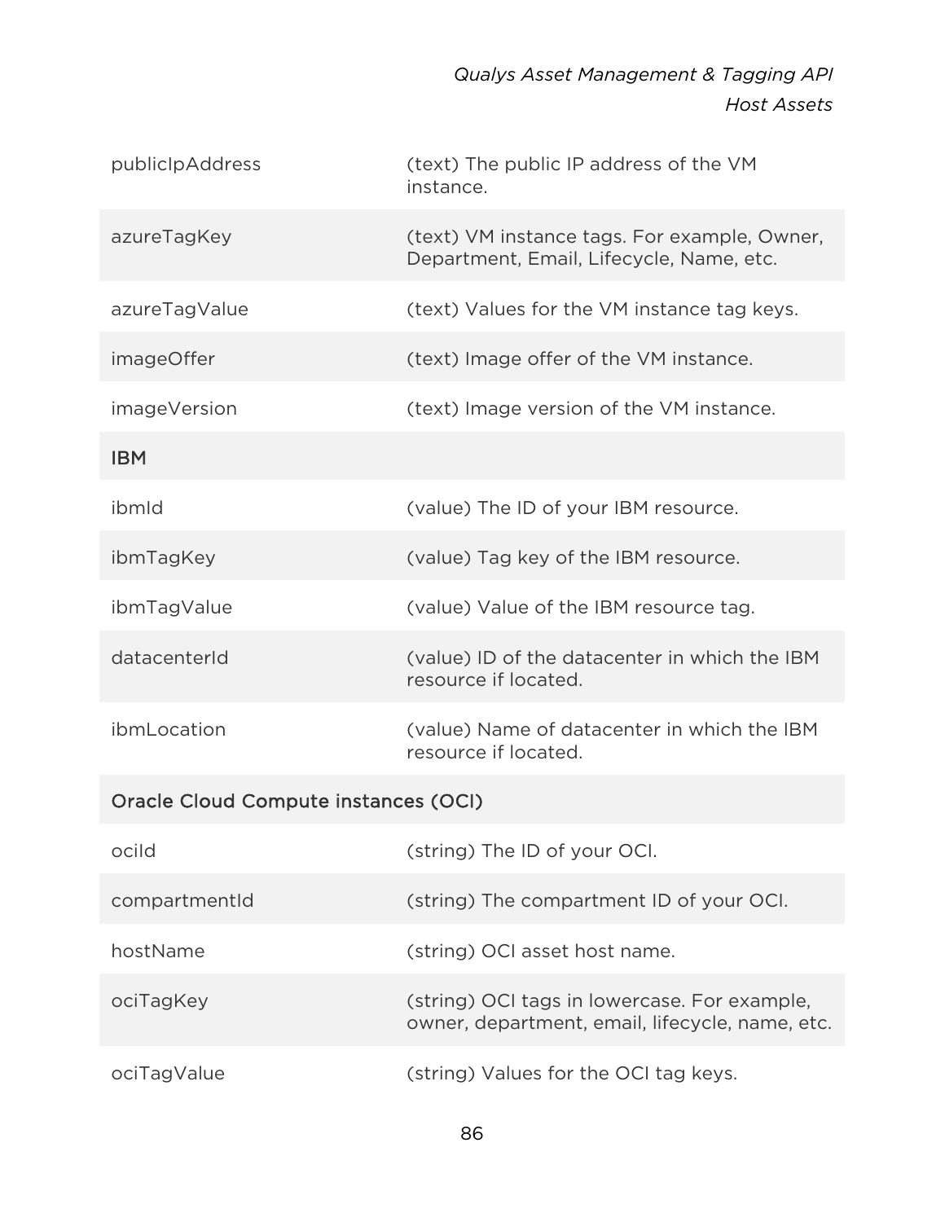| | |
|---|---|
| publicIpAddress | (text) The public IP address of the VM instance. |
| azureTagKey | (text) VM instance tags. For example, Owner, Department, Email, Lifecycle, Name, etc. |
| azureTagValue | (text) Values for the VM instance tag keys. |
| imageOffer | (text) Image offer of the VM instance. |
| imageVersion | (text) Image version of the VM instance. |
| IBM | |
| ibmId | (value) The ID of your IBM resource. |
| ibmTagKey | (value) Tag key of the IBM resource. |
| ibmTagValue | (value) Value of the IBM resource tag. |
| datacenterId | (value) ID of the datacenter in which the IBM resource if located. |
| ibmLocation | (value) Name of datacenter in which the IBM resource if located. |
| Oracle Cloud Compute instances (OCI) | |
| ociId | (string) The ID of your OCI. |
| compartmentId | (string) The compartment ID of your OCI. |
| hostName | (string) OCI asset host name. |
| ociTagKey | (string) OCI tags in lowercase. For example, owner, department, email, lifecycle, name, etc. |
| ociTagValue | (string) Values for the OCI tag keys. |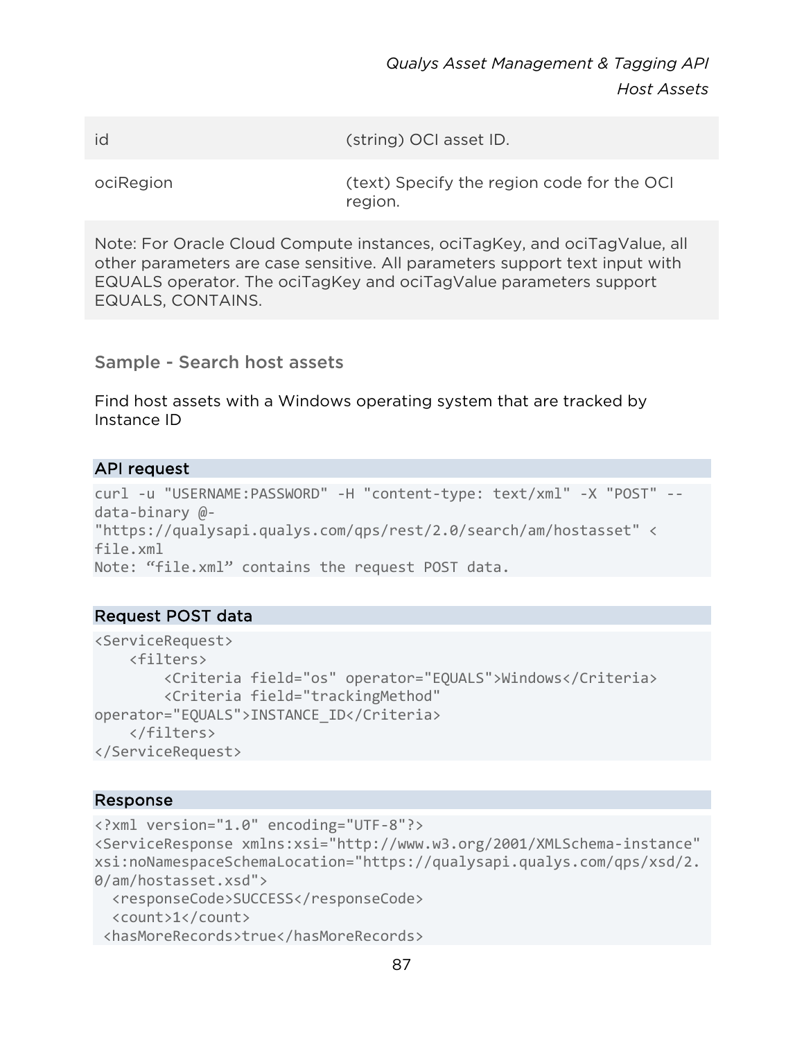| | |
|---|---|
| id | (string) OCI asset ID. |
| ociRegion | (text) Specify the region code for the OCI region. |

Note: For Oracle Cloud Compute instances, ociTagKey, and ociTagValue, all other parameters are case sensitive. All parameters support text input with EQUALS operator. The ociTagKey and ociTagValue parameters support EQUALS, CONTAINS.

### Sample - Search host assets

Find host assets with a Windows operating system that are tracked by Instance ID

**API request**

```
curl -u "USERNAME:PASSWORD" -H "content-type: text/xml" -X "POST" --
data-binary @-
"https://qualysapi.qualys.com/qps/rest/2.0/search/am/hostasset" <
file.xml
Note: “file.xml” contains the request POST data.
```

**Request POST data**

```
<ServiceRequest>
    <filters>
        <Criteria field="os" operator="EQUALS">Windows</Criteria>
        <Criteria field="trackingMethod"
operator="EQUALS">INSTANCE_ID</Criteria>
    </filters>
</ServiceRequest>
```

**Response**

```
<?xml version="1.0" encoding="UTF-8"?>
<ServiceResponse xmlns:xsi="http://www.w3.org/2001/XMLSchema-instance"
xsi:noNamespaceSchemaLocation="https://qualysapi.qualys.com/qps/xsd/2.
0/am/hostasset.xsd">
  <responseCode>SUCCESS</responseCode>
  <count>1</count>
 <hasMoreRecords>true</hasMoreRecords>
```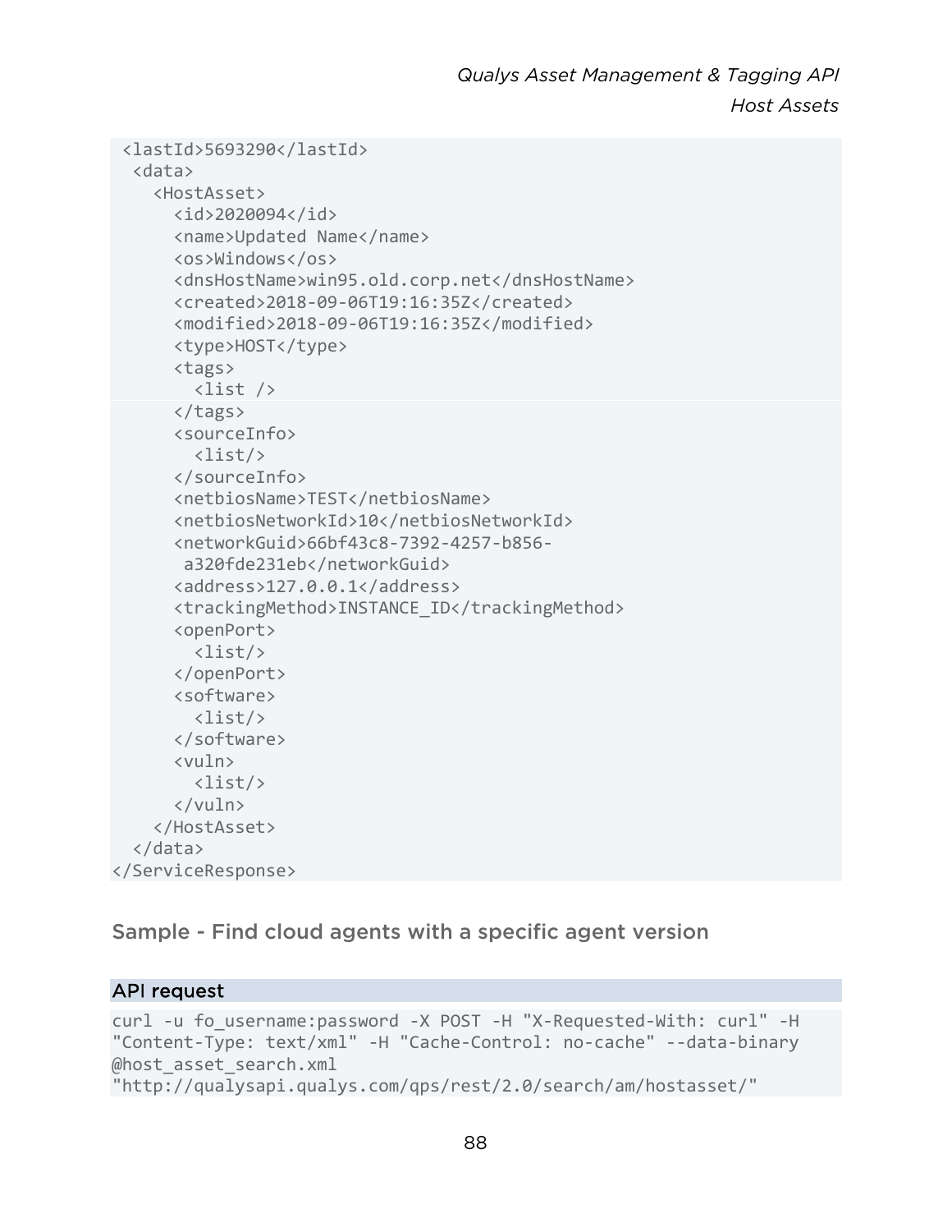```
 <lastId>5693290</lastId>
  <data>
    <HostAsset>
      <id>2020094</id>
      <name>Updated Name</name>
      <os>Windows</os>
      <dnsHostName>win95.old.corp.net</dnsHostName>
      <created>2018-09-06T19:16:35Z</created>
      <modified>2018-09-06T19:16:35Z</modified>
      <type>HOST</type>
      <tags>
        <list />
      </tags>
      <sourceInfo>
        <list/>
      </sourceInfo>
      <netbiosName>TEST</netbiosName>
      <netbiosNetworkId>10</netbiosNetworkId>
      <networkGuid>66bf43c8-7392-4257-b856-
       a320fde231eb</networkGuid>
      <address>127.0.0.1</address>
      <trackingMethod>INSTANCE_ID</trackingMethod>
      <openPort>
        <list/>
      </openPort>
      <software>
        <list/>
      </software>
      <vuln>
        <list/>
      </vuln>
    </HostAsset>
  </data>
</ServiceResponse>
```

## Sample - Find cloud agents with a specific agent version

### API request

```
curl -u fo_username:password -X POST -H "X-Requested-With: curl" -H
"Content-Type: text/xml" -H "Cache-Control: no-cache" --data-binary
@host_asset_search.xml
"http://qualysapi.qualys.com/qps/rest/2.0/search/am/hostasset/"
```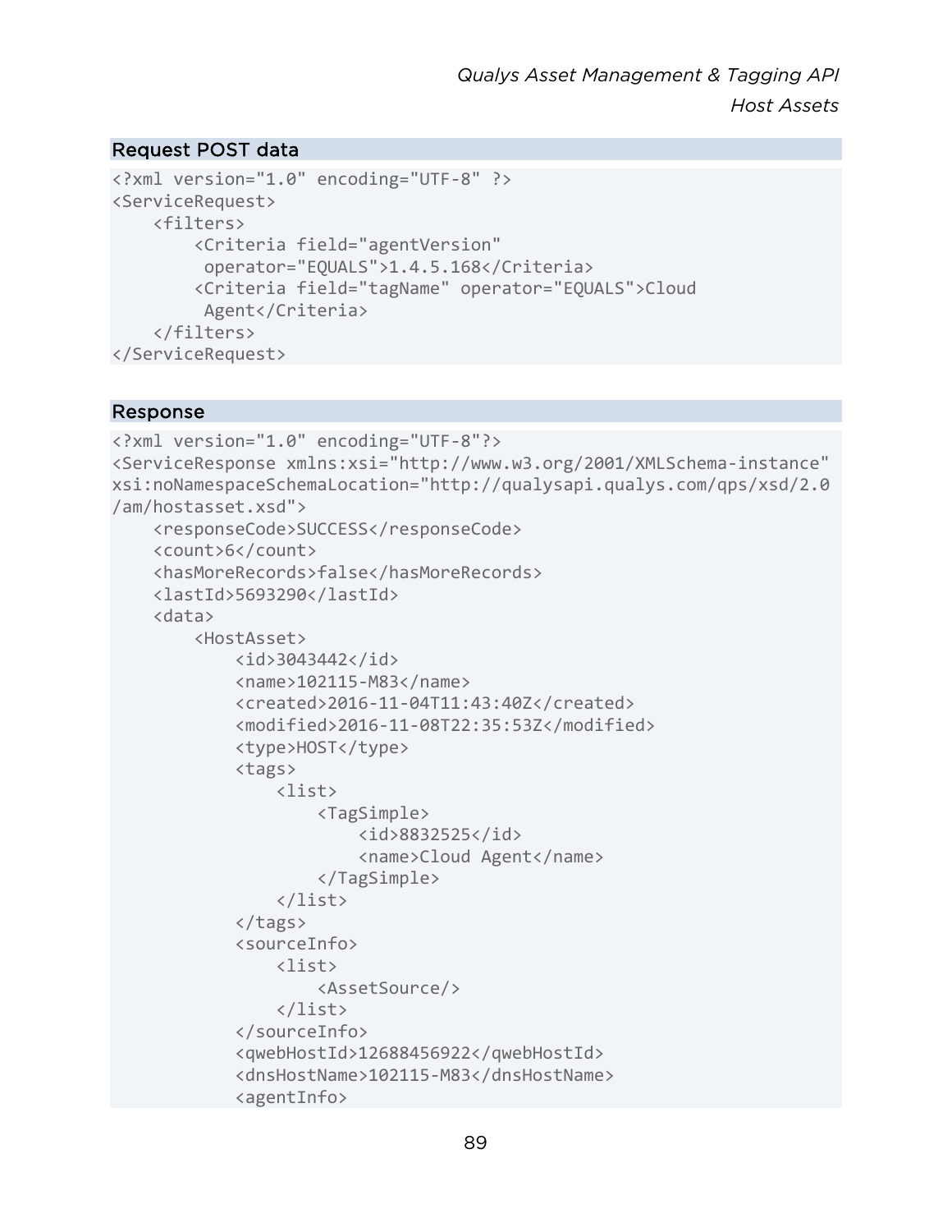### Request POST data

```
<?xml version="1.0" encoding="UTF-8" ?>
<ServiceRequest>
    <filters>
        <Criteria field="agentVersion"
         operator="EQUALS">1.4.5.168</Criteria>
        <Criteria field="tagName" operator="EQUALS">Cloud
         Agent</Criteria>
    </filters>
</ServiceRequest>
```

### Response

```
<?xml version="1.0" encoding="UTF-8"?>
<ServiceResponse xmlns:xsi="http://www.w3.org/2001/XMLSchema-instance"
xsi:noNamespaceSchemaLocation="http://qualysapi.qualys.com/qps/xsd/2.0
/am/hostasset.xsd">
    <responseCode>SUCCESS</responseCode>
    <count>6</count>
    <hasMoreRecords>false</hasMoreRecords>
    <lastId>5693290</lastId>
    <data>
        <HostAsset>
            <id>3043442</id>
            <name>102115-M83</name>
            <created>2016-11-04T11:43:40Z</created>
            <modified>2016-11-08T22:35:53Z</modified>
            <type>HOST</type>
            <tags>
                <list>
                    <TagSimple>
                        <id>8832525</id>
                        <name>Cloud Agent</name>
                    </TagSimple>
                </list>
            </tags>
            <sourceInfo>
                <list>
                    <AssetSource/>
                </list>
            </sourceInfo>
            <qwebHostId>12688456922</qwebHostId>
            <dnsHostName>102115-M83</dnsHostName>
            <agentInfo>
```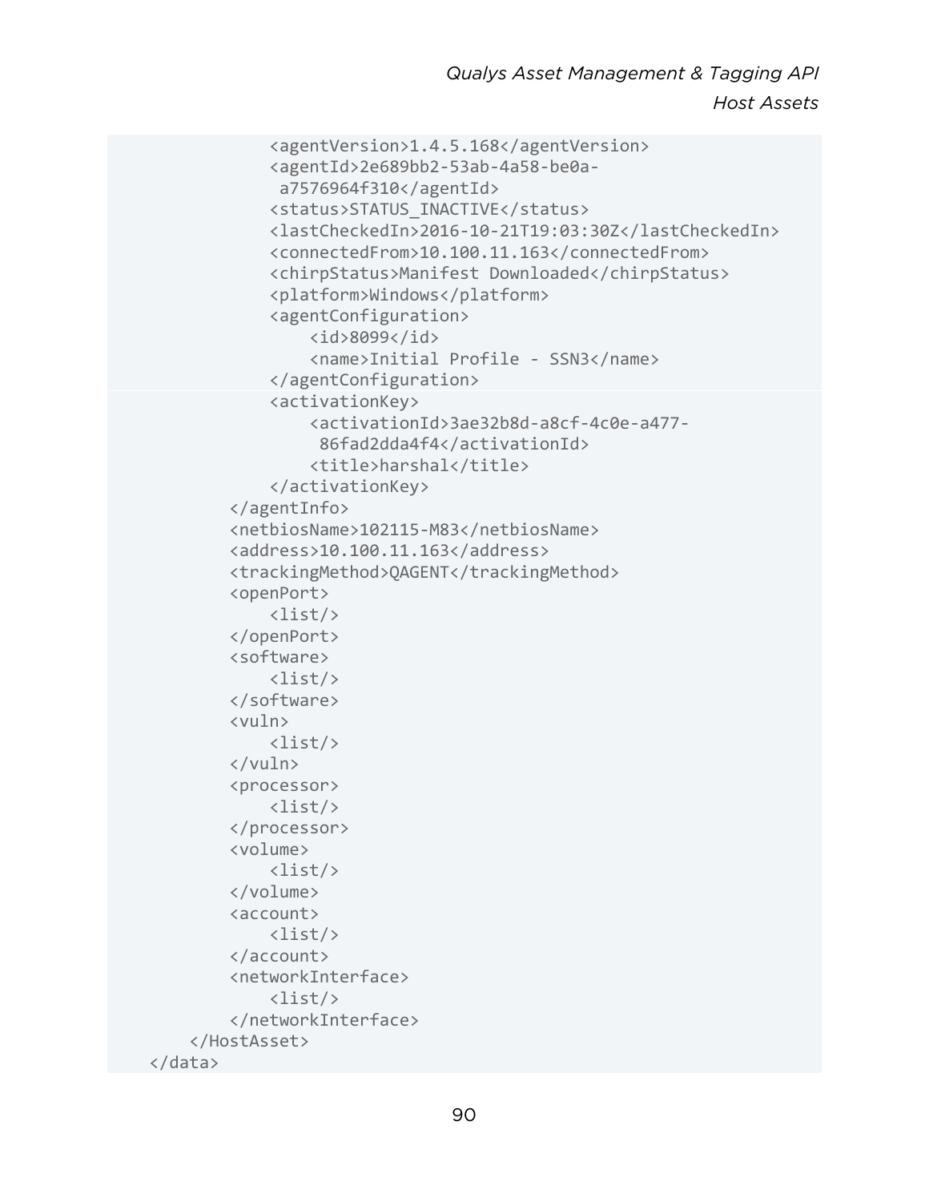```
            <agentVersion>1.4.5.168</agentVersion>
            <agentId>2e689bb2-53ab-4a58-be0a-
             a7576964f310</agentId>
            <status>STATUS_INACTIVE</status>
            <lastCheckedIn>2016-10-21T19:03:30Z</lastCheckedIn>
            <connectedFrom>10.100.11.163</connectedFrom>
            <chirpStatus>Manifest Downloaded</chirpStatus>
            <platform>Windows</platform>
            <agentConfiguration>
                <id>8099</id>
                <name>Initial Profile - SSN3</name>
            </agentConfiguration>
            <activationKey>
                <activationId>3ae32b8d-a8cf-4c0e-a477-
                 86fad2dda4f4</activationId>
                <title>harshal</title>
            </activationKey>
        </agentInfo>
        <netbiosName>102115-M83</netbiosName>
        <address>10.100.11.163</address>
        <trackingMethod>QAGENT</trackingMethod>
        <openPort>
            <list/>
        </openPort>
        <software>
            <list/>
        </software>
        <vuln>
            <list/>
        </vuln>
        <processor>
            <list/>
        </processor>
        <volume>
            <list/>
        </volume>
        <account>
            <list/>
        </account>
        <networkInterface>
            <list/>
        </networkInterface>
    </HostAsset>
</data>
```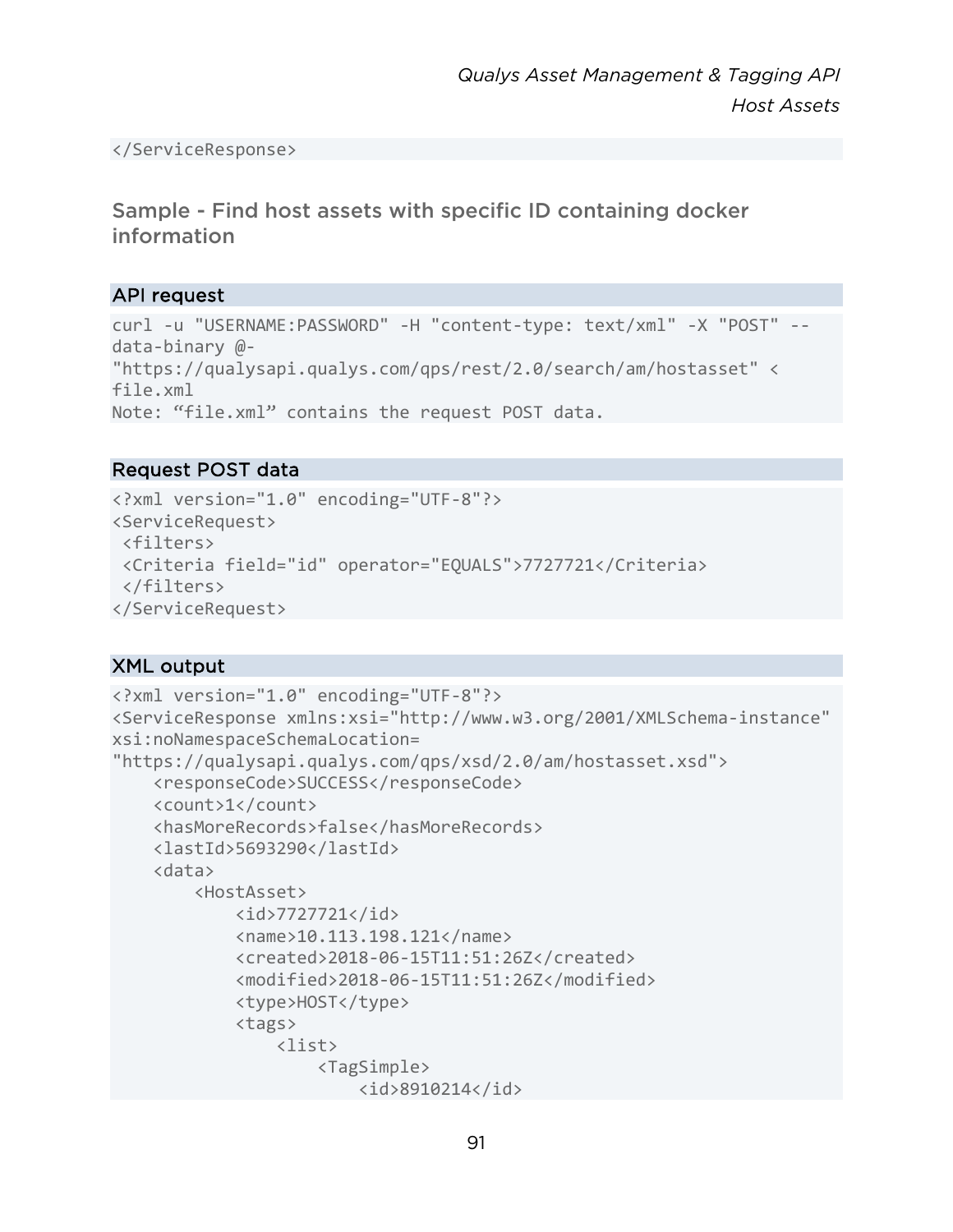```
</ServiceResponse>
```

### Sample - Find host assets with specific ID containing docker information

#### API request

```
curl -u "USERNAME:PASSWORD" -H "content-type: text/xml" -X "POST" --
data-binary @-
"https://qualysapi.qualys.com/qps/rest/2.0/search/am/hostasset" <
file.xml
Note: "file.xml" contains the request POST data.
```

#### Request POST data

```
<?xml version="1.0" encoding="UTF-8"?>
<ServiceRequest>
 <filters>
 <Criteria field="id" operator="EQUALS">7727721</Criteria>
 </filters>
</ServiceRequest>
```

#### XML output

```
<?xml version="1.0" encoding="UTF-8"?>
<ServiceResponse xmlns:xsi="http://www.w3.org/2001/XMLSchema-instance"
xsi:noNamespaceSchemaLocation=
"https://qualysapi.qualys.com/qps/xsd/2.0/am/hostasset.xsd">
    <responseCode>SUCCESS</responseCode>
    <count>1</count>
    <hasMoreRecords>false</hasMoreRecords>
    <lastId>5693290</lastId>
    <data>
        <HostAsset>
            <id>7727721</id>
            <name>10.113.198.121</name>
            <created>2018-06-15T11:51:26Z</created>
            <modified>2018-06-15T11:51:26Z</modified>
            <type>HOST</type>
            <tags>
                <list>
                    <TagSimple>
                        <id>8910214</id>
```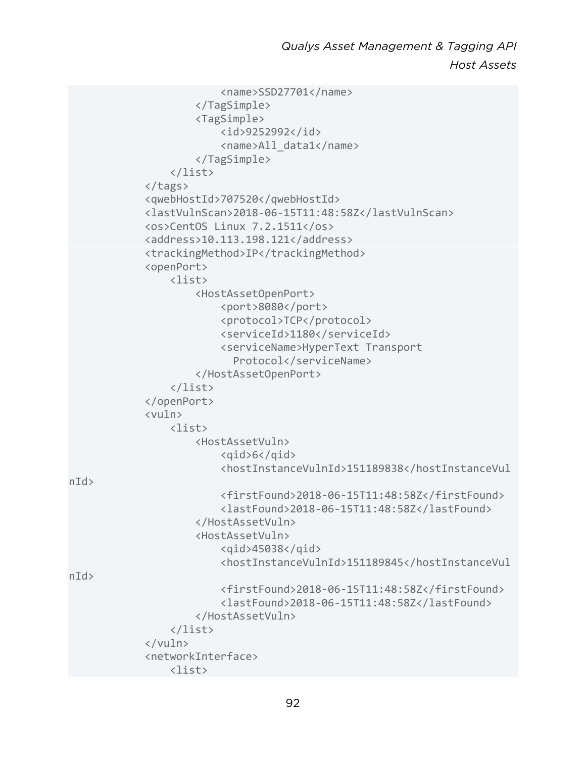```
                    <name>SSD27701</name>
                </TagSimple>
                <TagSimple>
                    <id>9252992</id>
                    <name>All_data1</name>
                </TagSimple>
            </list>
        </tags>
        <qwebHostId>707520</qwebHostId>
        <lastVulnScan>2018-06-15T11:48:58Z</lastVulnScan>
        <os>CentOS Linux 7.2.1511</os>
        <address>10.113.198.121</address>
        <trackingMethod>IP</trackingMethod>
        <openPort>
            <list>
                <HostAssetOpenPort>
                    <port>8080</port>
                    <protocol>TCP</protocol>
                    <serviceId>1180</serviceId>
                    <serviceName>HyperText Transport
                      Protocol</serviceName>
                </HostAssetOpenPort>
            </list>
        </openPort>
        <vuln>
            <list>
                <HostAssetVuln>
                    <qid>6</qid>
                    <hostInstanceVulnId>151189838</hostInstanceVul
nId>
                    <firstFound>2018-06-15T11:48:58Z</firstFound>
                    <lastFound>2018-06-15T11:48:58Z</lastFound>
                </HostAssetVuln>
                <HostAssetVuln>
                    <qid>45038</qid>
                    <hostInstanceVulnId>151189845</hostInstanceVul
nId>
                    <firstFound>2018-06-15T11:48:58Z</firstFound>
                    <lastFound>2018-06-15T11:48:58Z</lastFound>
                </HostAssetVuln>
            </list>
        </vuln>
        <networkInterface>
            <list>
```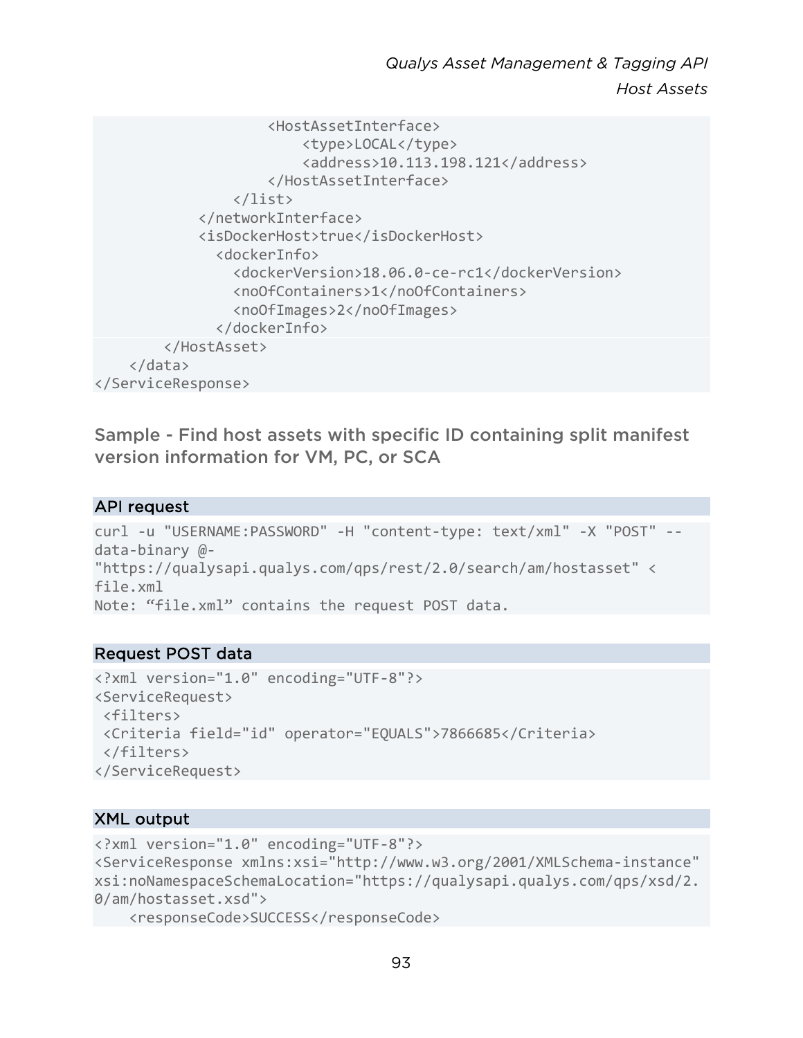```
                    <HostAssetInterface>
                        <type>LOCAL</type>
                        <address>10.113.198.121</address>
                    </HostAssetInterface>
                </list>
            </networkInterface>
            <isDockerHost>true</isDockerHost>
              <dockerInfo>
                <dockerVersion>18.06.0-ce-rc1</dockerVersion>
                <noOfContainers>1</noOfContainers>
                <noOfImages>2</noOfImages>
              </dockerInfo>
        </HostAsset>
    </data>
</ServiceResponse>
```

## Sample - Find host assets with specific ID containing split manifest version information for VM, PC, or SCA

### API request

```
curl -u "USERNAME:PASSWORD" -H "content-type: text/xml" -X "POST" --
data-binary @-
"https://qualysapi.qualys.com/qps/rest/2.0/search/am/hostasset" <
file.xml
Note: "file.xml" contains the request POST data.
```

### Request POST data

```
<?xml version="1.0" encoding="UTF-8"?>
<ServiceRequest>
 <filters>
 <Criteria field="id" operator="EQUALS">7866685</Criteria>
 </filters>
</ServiceRequest>
```

### XML output

```
<?xml version="1.0" encoding="UTF-8"?>
<ServiceResponse xmlns:xsi="http://www.w3.org/2001/XMLSchema-instance"
xsi:noNamespaceSchemaLocation="https://qualysapi.qualys.com/qps/xsd/2.
0/am/hostasset.xsd">
    <responseCode>SUCCESS</responseCode>
```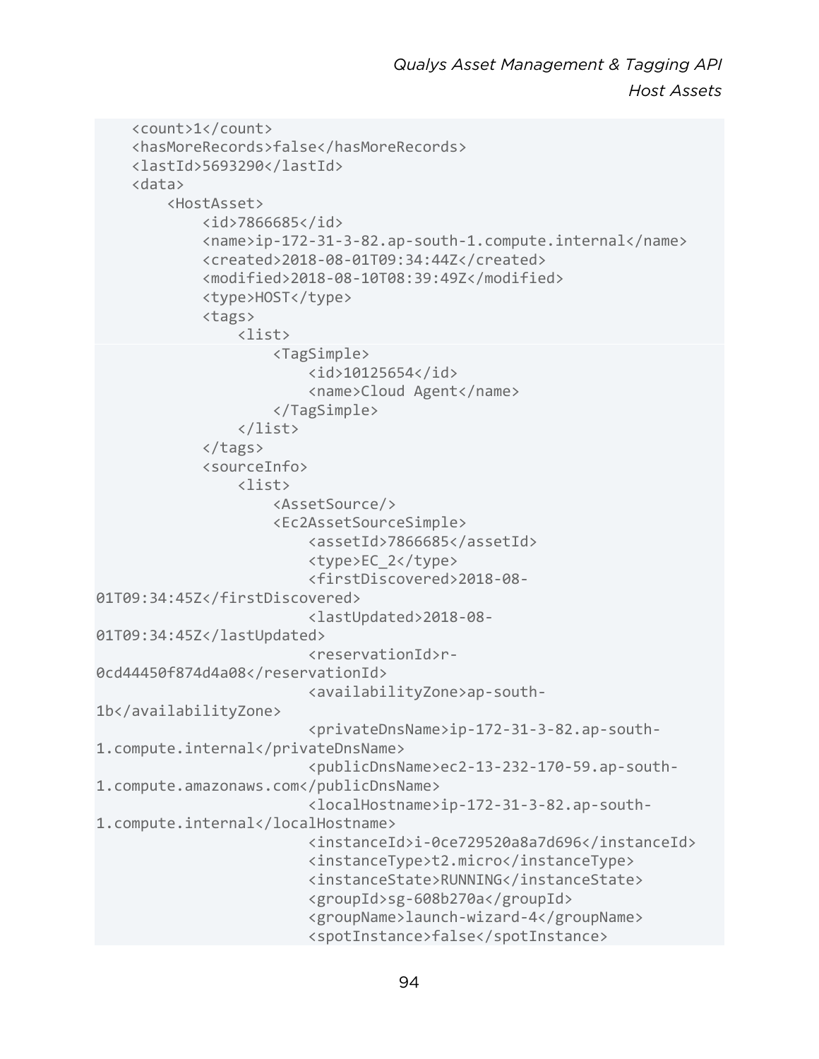```
    <count>1</count>
    <hasMoreRecords>false</hasMoreRecords>
    <lastId>5693290</lastId>
    <data>
        <HostAsset>
            <id>7866685</id>
            <name>ip-172-31-3-82.ap-south-1.compute.internal</name>
            <created>2018-08-01T09:34:44Z</created>
            <modified>2018-08-10T08:39:49Z</modified>
            <type>HOST</type>
            <tags>
                <list>
                    <TagSimple>
                        <id>10125654</id>
                        <name>Cloud Agent</name>
                    </TagSimple>
                </list>
            </tags>
            <sourceInfo>
                <list>
                    <AssetSource/>
                    <Ec2AssetSourceSimple>
                        <assetId>7866685</assetId>
                        <type>EC_2</type>
                        <firstDiscovered>2018-08-
01T09:34:45Z</firstDiscovered>
                        <lastUpdated>2018-08-
01T09:34:45Z</lastUpdated>
                        <reservationId>r-
0cd44450f874d4a08</reservationId>
                        <availabilityZone>ap-south-
1b</availabilityZone>
                        <privateDnsName>ip-172-31-3-82.ap-south-
1.compute.internal</privateDnsName>
                        <publicDnsName>ec2-13-232-170-59.ap-south-
1.compute.amazonaws.com</publicDnsName>
                        <localHostname>ip-172-31-3-82.ap-south-
1.compute.internal</localHostname>
                        <instanceId>i-0ce729520a8a7d696</instanceId>
                        <instanceType>t2.micro</instanceType>
                        <instanceState>RUNNING</instanceState>
                        <groupId>sg-608b270a</groupId>
                        <groupName>launch-wizard-4</groupName>
                        <spotInstance>false</spotInstance>
```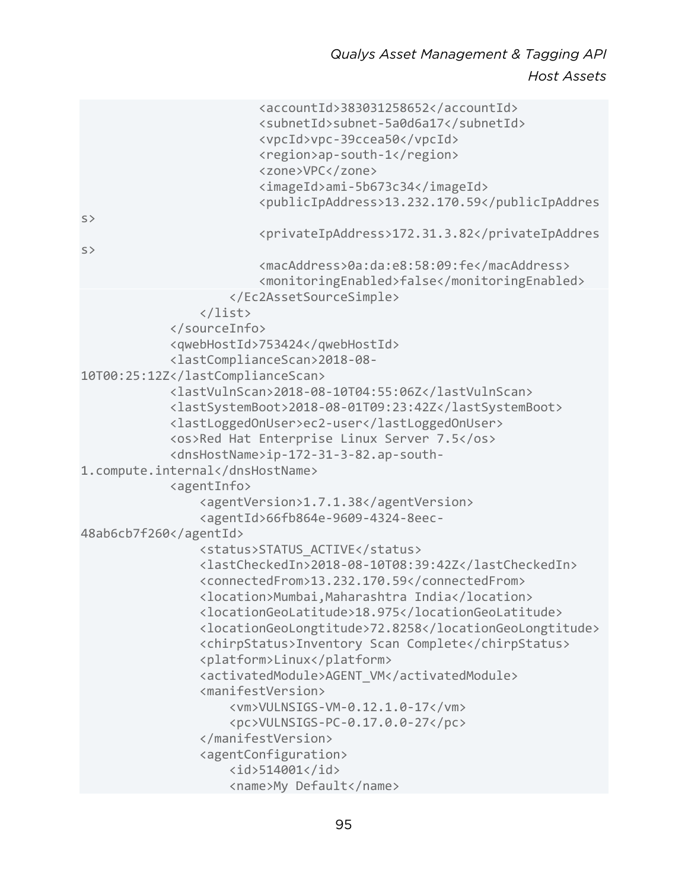```
                        <accountId>383031258652</accountId>
                        <subnetId>subnet-5a0d6a17</subnetId>
                        <vpcId>vpc-39ccea50</vpcId>
                        <region>ap-south-1</region>
                        <zone>VPC</zone>
                        <imageId>ami-5b673c34</imageId>
                        <publicIpAddress>13.232.170.59</publicIpAddres
s>
                        <privateIpAddress>172.31.3.82</privateIpAddres
s>
                        <macAddress>0a:da:e8:58:09:fe</macAddress>
                        <monitoringEnabled>false</monitoringEnabled>
                    </Ec2AssetSourceSimple>
                </list>
            </sourceInfo>
            <qwebHostId>753424</qwebHostId>
            <lastComplianceScan>2018-08-
10T00:25:12Z</lastComplianceScan>
            <lastVulnScan>2018-08-10T04:55:06Z</lastVulnScan>
            <lastSystemBoot>2018-08-01T09:23:42Z</lastSystemBoot>
            <lastLoggedOnUser>ec2-user</lastLoggedOnUser>
            <os>Red Hat Enterprise Linux Server 7.5</os>
            <dnsHostName>ip-172-31-3-82.ap-south-
1.compute.internal</dnsHostName>
            <agentInfo>
                <agentVersion>1.7.1.38</agentVersion>
                <agentId>66fb864e-9609-4324-8eec-
48ab6cb7f260</agentId>
                <status>STATUS_ACTIVE</status>
                <lastCheckedIn>2018-08-10T08:39:42Z</lastCheckedIn>
                <connectedFrom>13.232.170.59</connectedFrom>
                <location>Mumbai,Maharashtra India</location>
                <locationGeoLatitude>18.975</locationGeoLatitude>
                <locationGeoLongtitude>72.8258</locationGeoLongtitude>
                <chirpStatus>Inventory Scan Complete</chirpStatus>
                <platform>Linux</platform>
                <activatedModule>AGENT_VM</activatedModule>
                <manifestVersion>
                    <vm>VULNSIGS-VM-0.12.1.0-17</vm>
                    <pc>VULNSIGS-PC-0.17.0.0-27</pc>
                </manifestVersion>
                <agentConfiguration>
                    <id>514001</id>
                    <name>My Default</name>
```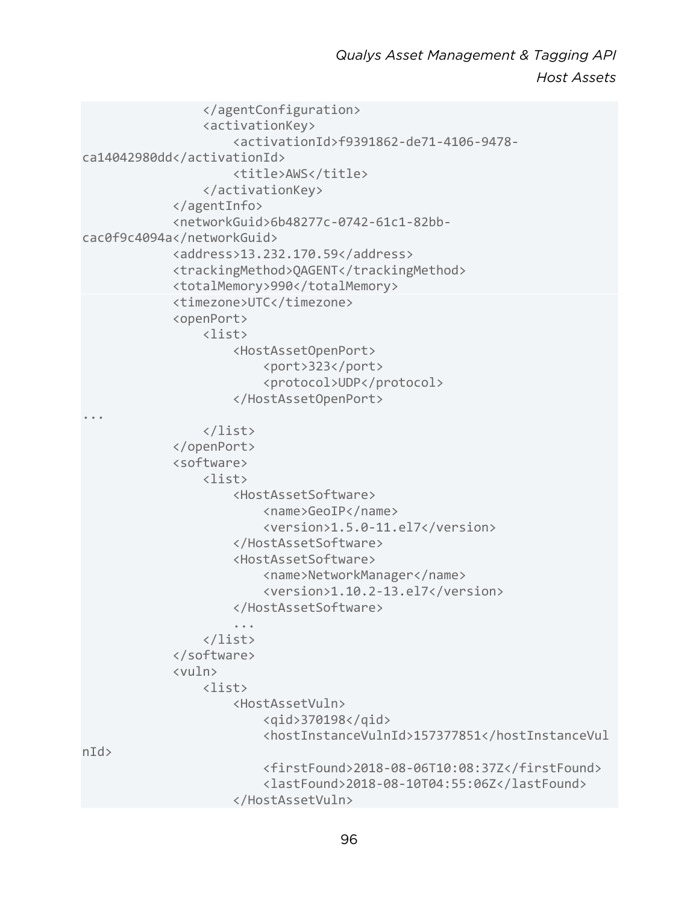```
                </agentConfiguration>
                <activationKey>
                    <activationId>f9391862-de71-4106-9478-
ca14042980dd</activationId>
                    <title>AWS</title>
                </activationKey>
            </agentInfo>
            <networkGuid>6b48277c-0742-61c1-82bb-
cac0f9c4094a</networkGuid>
            <address>13.232.170.59</address>
            <trackingMethod>QAGENT</trackingMethod>
            <totalMemory>990</totalMemory>
            <timezone>UTC</timezone>
            <openPort>
                <list>
                    <HostAssetOpenPort>
                        <port>323</port>
                        <protocol>UDP</protocol>
                    </HostAssetOpenPort>
...
                </list>
            </openPort>
            <software>
                <list>
                    <HostAssetSoftware>
                        <name>GeoIP</name>
                        <version>1.5.0-11.el7</version>
                    </HostAssetSoftware>
                    <HostAssetSoftware>
                        <name>NetworkManager</name>
                        <version>1.10.2-13.el7</version>
                    </HostAssetSoftware>
                    ...
                </list>
            </software>
            <vuln>
                <list>
                    <HostAssetVuln>
                        <qid>370198</qid>
                        <hostInstanceVulnId>157377851</hostInstanceVul
nId>
                        <firstFound>2018-08-06T10:08:37Z</firstFound>
                        <lastFound>2018-08-10T04:55:06Z</lastFound>
                    </HostAssetVuln>
```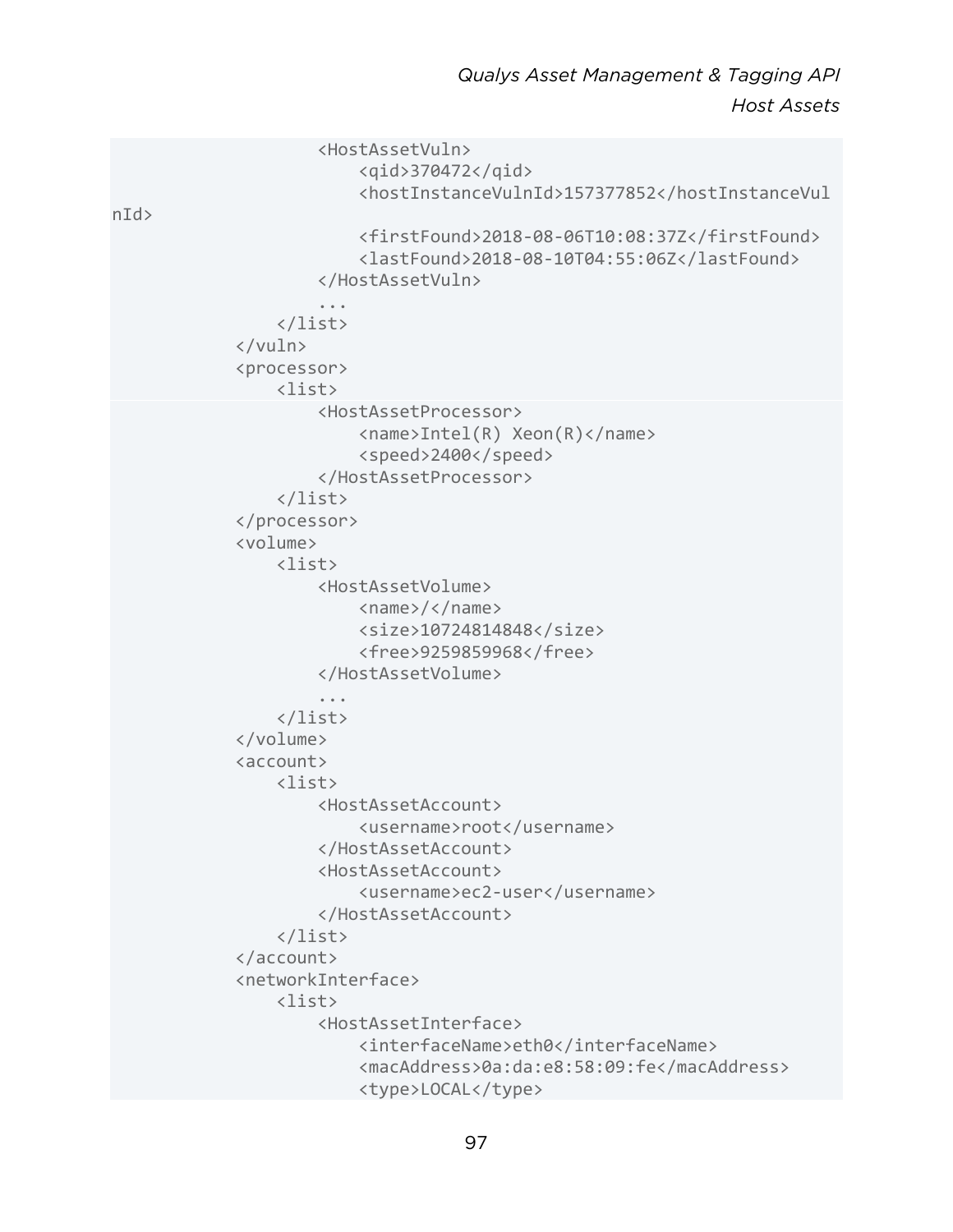```
                <HostAssetVuln>
                    <qid>370472</qid>
                    <hostInstanceVulnId>157377852</hostInstanceVul
nId>
                    <firstFound>2018-08-06T10:08:37Z</firstFound>
                    <lastFound>2018-08-10T04:55:06Z</lastFound>
                </HostAssetVuln>
                ...
            </list>
        </vuln>
        <processor>
            <list>
                <HostAssetProcessor>
                    <name>Intel(R) Xeon(R)</name>
                    <speed>2400</speed>
                </HostAssetProcessor>
            </list>
        </processor>
        <volume>
            <list>
                <HostAssetVolume>
                    <name>/</name>
                    <size>10724814848</size>
                    <free>9259859968</free>
                </HostAssetVolume>
                ...
            </list>
        </volume>
        <account>
            <list>
                <HostAssetAccount>
                    <username>root</username>
                </HostAssetAccount>
                <HostAssetAccount>
                    <username>ec2-user</username>
                </HostAssetAccount>
            </list>
        </account>
        <networkInterface>
            <list>
                <HostAssetInterface>
                    <interfaceName>eth0</interfaceName>
                    <macAddress>0a:da:e8:58:09:fe</macAddress>
                    <type>LOCAL</type>
```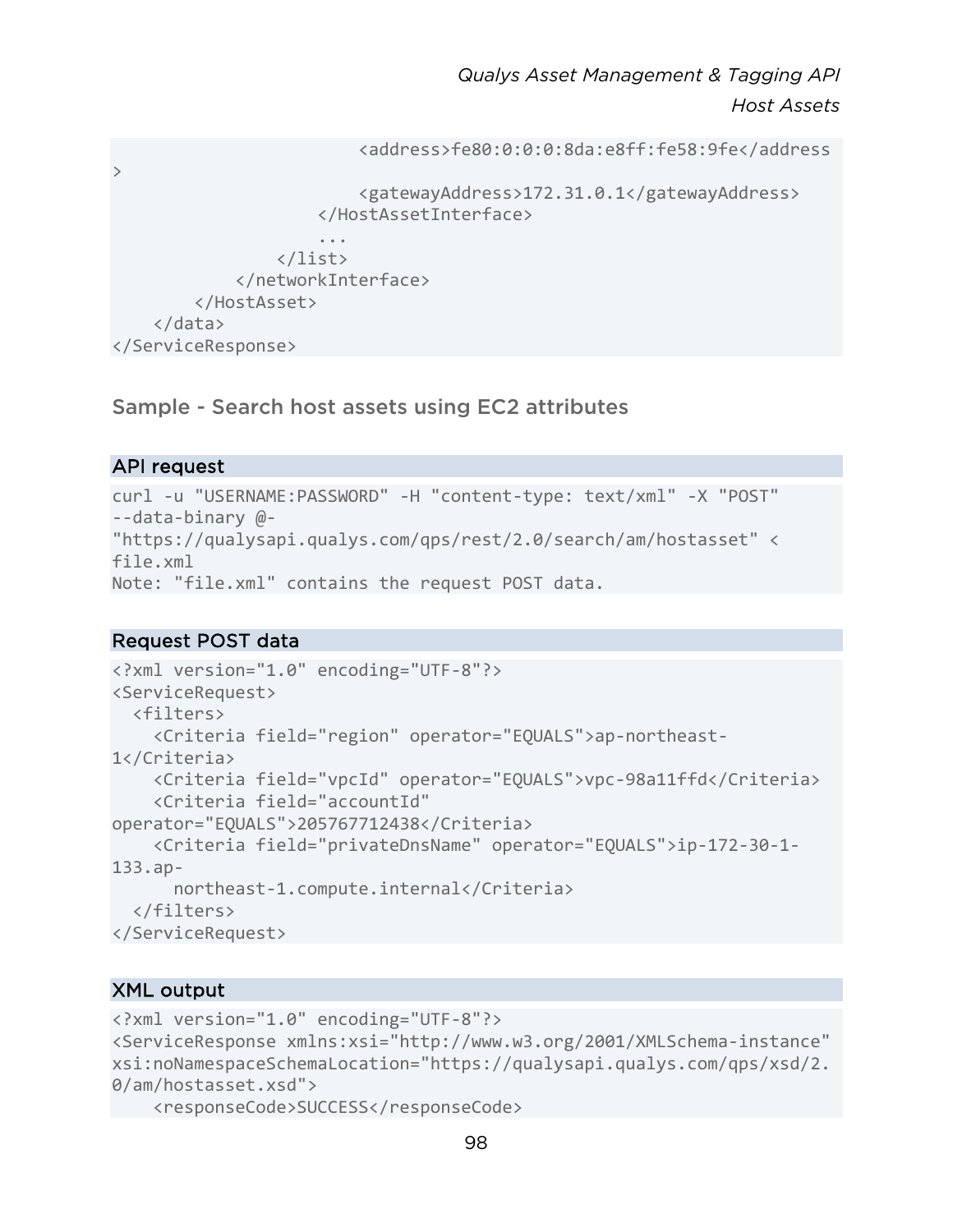```
                        <address>fe80:0:0:0:8da:e8ff:fe58:9fe</address
>
                        <gatewayAddress>172.31.0.1</gatewayAddress>
                    </HostAssetInterface>
                    ...
                </list>
            </networkInterface>
        </HostAsset>
    </data>
</ServiceResponse>
```

### Sample - Search host assets using EC2 attributes

#### API request

```
curl -u "USERNAME:PASSWORD" -H "content-type: text/xml" -X "POST"
--data-binary @-
"https://qualysapi.qualys.com/qps/rest/2.0/search/am/hostasset" <
file.xml
Note: "file.xml" contains the request POST data.
```

#### Request POST data

```
<?xml version="1.0" encoding="UTF-8"?>
<ServiceRequest>
  <filters>
    <Criteria field="region" operator="EQUALS">ap-northeast-
1</Criteria>
    <Criteria field="vpcId" operator="EQUALS">vpc-98a11ffd</Criteria>
    <Criteria field="accountId"
operator="EQUALS">205767712438</Criteria>
    <Criteria field="privateDnsName" operator="EQUALS">ip-172-30-1-
133.ap-
      northeast-1.compute.internal</Criteria>
  </filters>
</ServiceRequest>
```

#### XML output

```
<?xml version="1.0" encoding="UTF-8"?>
<ServiceResponse xmlns:xsi="http://www.w3.org/2001/XMLSchema-instance"
xsi:noNamespaceSchemaLocation="https://qualysapi.qualys.com/qps/xsd/2.
0/am/hostasset.xsd">
    <responseCode>SUCCESS</responseCode>
```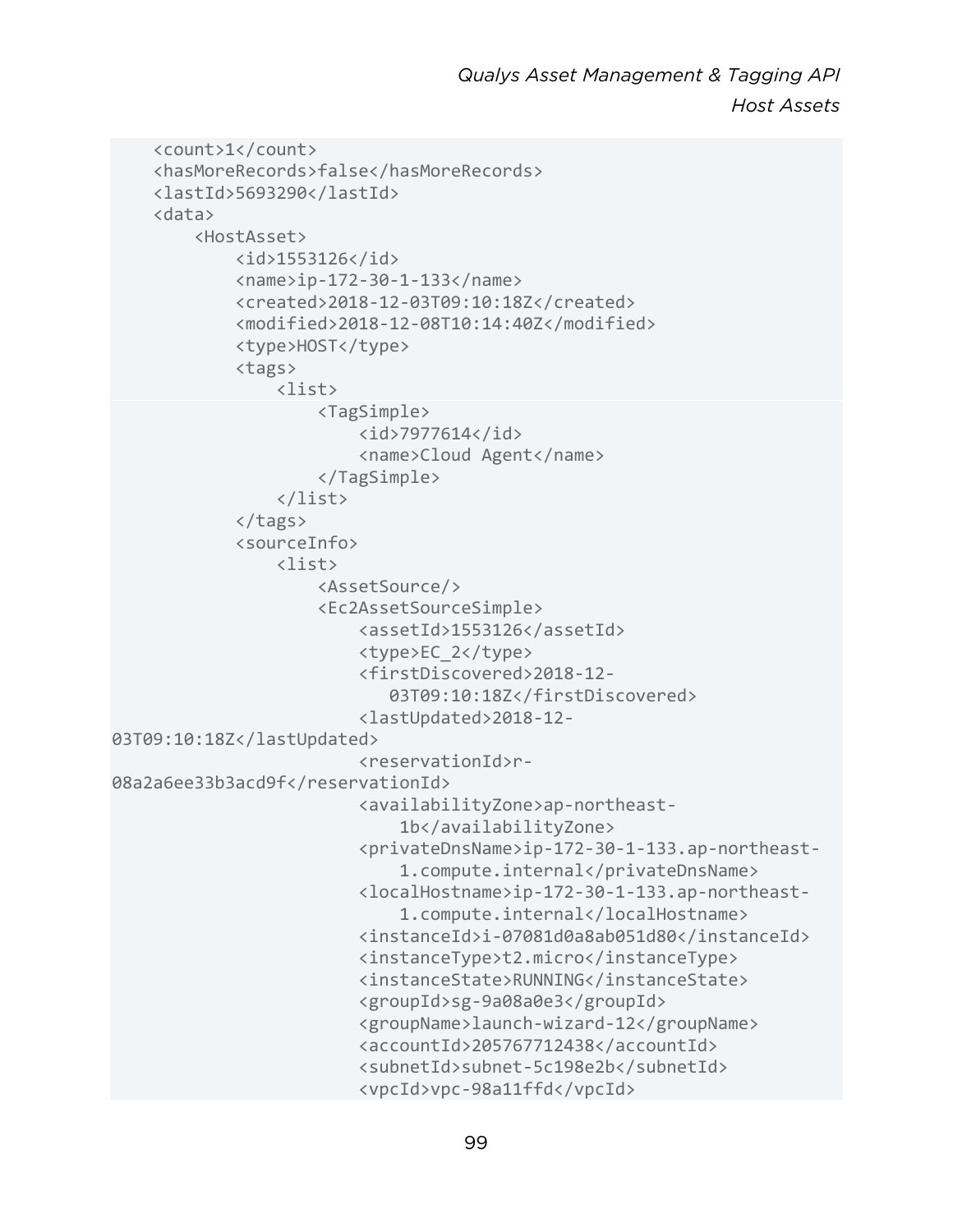```
    <count>1</count>
    <hasMoreRecords>false</hasMoreRecords>
    <lastId>5693290</lastId>
    <data>
        <HostAsset>
            <id>1553126</id>
            <name>ip-172-30-1-133</name>
            <created>2018-12-03T09:10:18Z</created>
            <modified>2018-12-08T10:14:40Z</modified>
            <type>HOST</type>
            <tags>
                <list>
                    <TagSimple>
                        <id>7977614</id>
                        <name>Cloud Agent</name>
                    </TagSimple>
                </list>
            </tags>
            <sourceInfo>
                <list>
                    <AssetSource/>
                    <Ec2AssetSourceSimple>
                        <assetId>1553126</assetId>
                        <type>EC_2</type>
                        <firstDiscovered>2018-12-
                           03T09:10:18Z</firstDiscovered>
                        <lastUpdated>2018-12-
03T09:10:18Z</lastUpdated>
                        <reservationId>r-
08a2a6ee33b3acd9f</reservationId>
                        <availabilityZone>ap-northeast-
                            1b</availabilityZone>
                        <privateDnsName>ip-172-30-1-133.ap-northeast-
                            1.compute.internal</privateDnsName>
                        <localHostname>ip-172-30-1-133.ap-northeast-
                            1.compute.internal</localHostname>
                        <instanceId>i-07081d0a8ab051d80</instanceId>
                        <instanceType>t2.micro</instanceType>
                        <instanceState>RUNNING</instanceState>
                        <groupId>sg-9a08a0e3</groupId>
                        <groupName>launch-wizard-12</groupName>
                        <accountId>205767712438</accountId>
                        <subnetId>subnet-5c198e2b</subnetId>
                        <vpcId>vpc-98a11ffd</vpcId>
```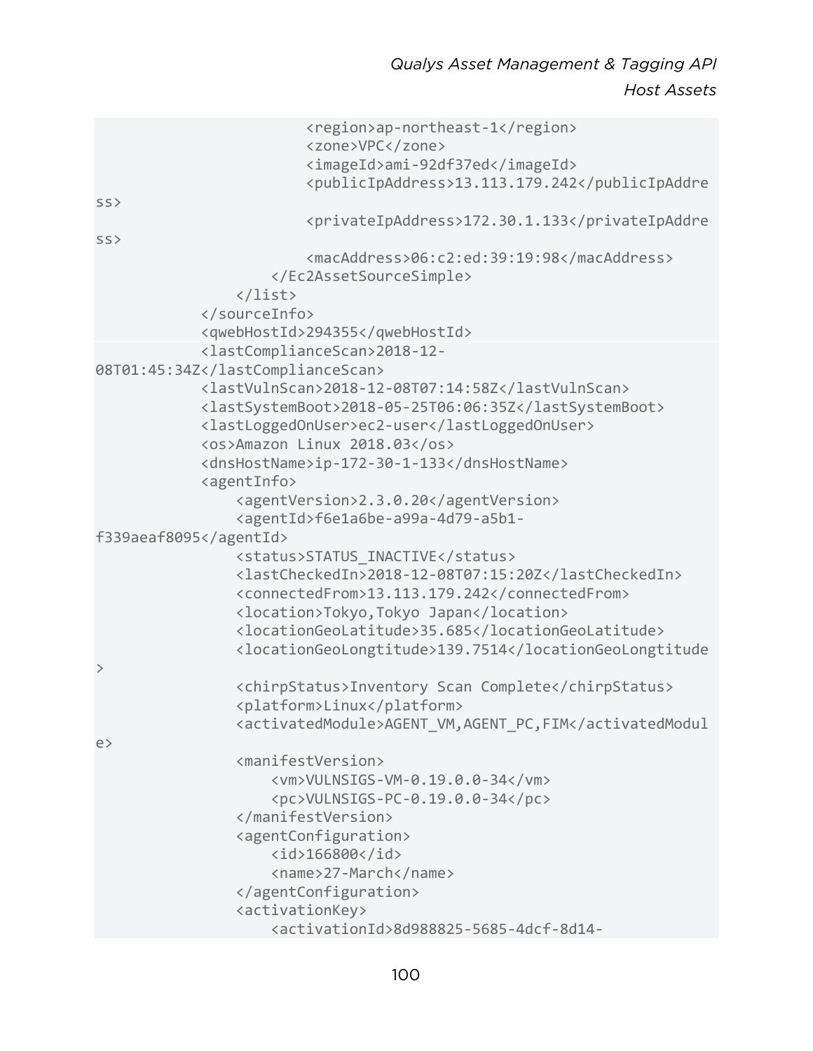```
                        <region>ap-northeast-1</region>
                        <zone>VPC</zone>
                        <imageId>ami-92df37ed</imageId>
                        <publicIpAddress>13.113.179.242</publicIpAddre
ss>
                        <privateIpAddress>172.30.1.133</privateIpAddre
ss>
                        <macAddress>06:c2:ed:39:19:98</macAddress>
                    </Ec2AssetSourceSimple>
                </list>
            </sourceInfo>
            <qwebHostId>294355</qwebHostId>
            <lastComplianceScan>2018-12-
08T01:45:34Z</lastComplianceScan>
            <lastVulnScan>2018-12-08T07:14:58Z</lastVulnScan>
            <lastSystemBoot>2018-05-25T06:06:35Z</lastSystemBoot>
            <lastLoggedOnUser>ec2-user</lastLoggedOnUser>
            <os>Amazon Linux 2018.03</os>
            <dnsHostName>ip-172-30-1-133</dnsHostName>
            <agentInfo>
                <agentVersion>2.3.0.20</agentVersion>
                <agentId>f6e1a6be-a99a-4d79-a5b1-
f339aeaf8095</agentId>
                <status>STATUS_INACTIVE</status>
                <lastCheckedIn>2018-12-08T07:15:20Z</lastCheckedIn>
                <connectedFrom>13.113.179.242</connectedFrom>
                <location>Tokyo,Tokyo Japan</location>
                <locationGeoLatitude>35.685</locationGeoLatitude>
                <locationGeoLongtitude>139.7514</locationGeoLongtitude
>
                <chirpStatus>Inventory Scan Complete</chirpStatus>
                <platform>Linux</platform>
                <activatedModule>AGENT_VM,AGENT_PC,FIM</activatedModul
e>
                <manifestVersion>
                    <vm>VULNSIGS-VM-0.19.0.0-34</vm>
                    <pc>VULNSIGS-PC-0.19.0.0-34</pc>
                </manifestVersion>
                <agentConfiguration>
                    <id>166800</id>
                    <name>27-March</name>
                </agentConfiguration>
                <activationKey>
                    <activationId>8d988825-5685-4dcf-8d14-
```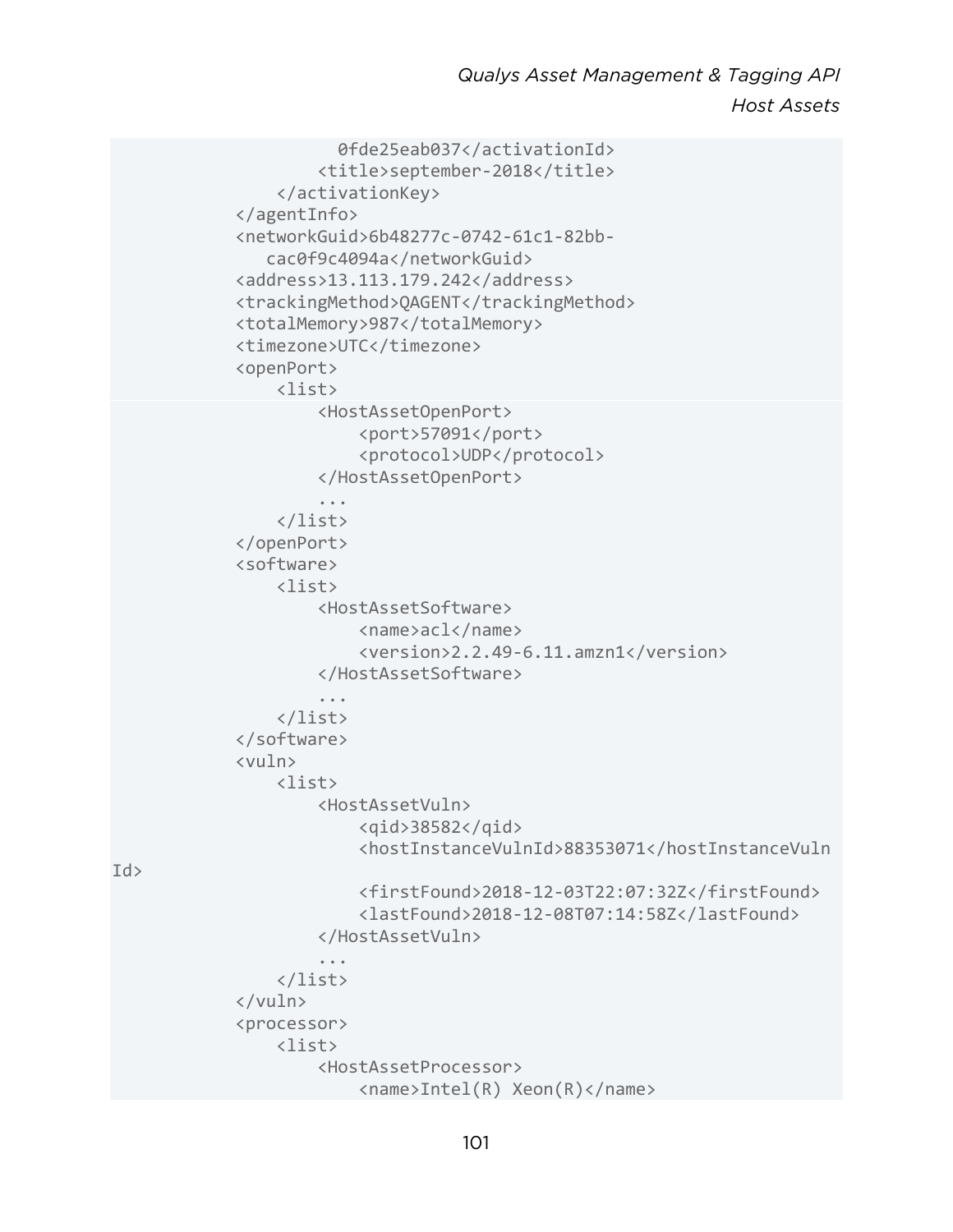```
                0fde25eab037</activationId>
                <title>september-2018</title>
            </activationKey>
        </agentInfo>
        <networkGuid>6b48277c-0742-61c1-82bb-
           cac0f9c4094a</networkGuid>
        <address>13.113.179.242</address>
        <trackingMethod>QAGENT</trackingMethod>
        <totalMemory>987</totalMemory>
        <timezone>UTC</timezone>
        <openPort>
            <list>
                <HostAssetOpenPort>
                    <port>57091</port>
                    <protocol>UDP</protocol>
                </HostAssetOpenPort>
                ...
            </list>
        </openPort>
        <software>
            <list>
                <HostAssetSoftware>
                    <name>acl</name>
                    <version>2.2.49-6.11.amzn1</version>
                </HostAssetSoftware>
                ...
            </list>
        </software>
        <vuln>
            <list>
                <HostAssetVuln>
                    <qid>38582</qid>
                    <hostInstanceVulnId>88353071</hostInstanceVuln
Id>
                    <firstFound>2018-12-03T22:07:32Z</firstFound>
                    <lastFound>2018-12-08T07:14:58Z</lastFound>
                </HostAssetVuln>
                ...
            </list>
        </vuln>
        <processor>
            <list>
                <HostAssetProcessor>
                    <name>Intel(R) Xeon(R)</name>
```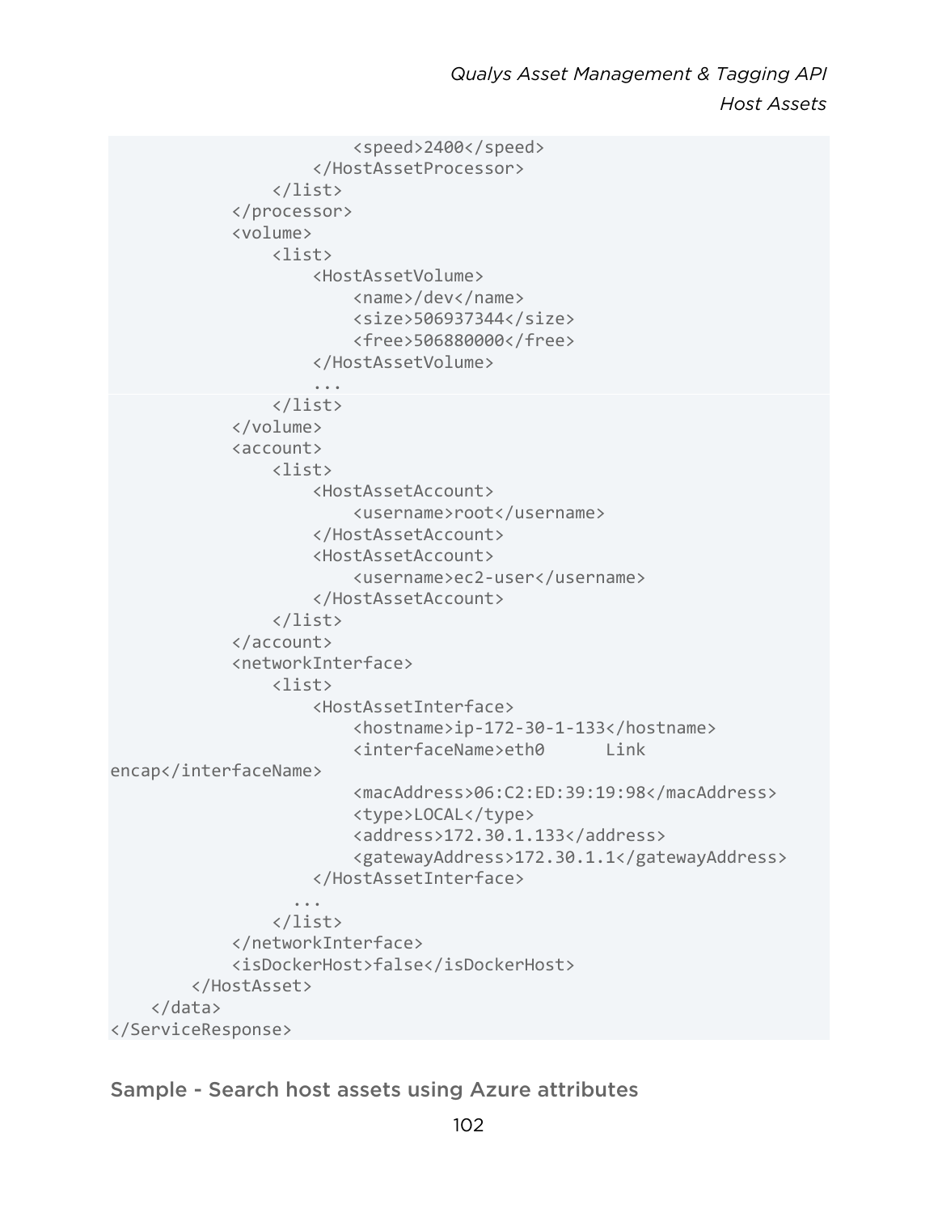```
                        <speed>2400</speed>
                    </HostAssetProcessor>
                </list>
            </processor>
            <volume>
                <list>
                    <HostAssetVolume>
                        <name>/dev</name>
                        <size>506937344</size>
                        <free>506880000</free>
                    </HostAssetVolume>
                    ...
                </list>
            </volume>
            <account>
                <list>
                    <HostAssetAccount>
                        <username>root</username>
                    </HostAssetAccount>
                    <HostAssetAccount>
                        <username>ec2-user</username>
                    </HostAssetAccount>
                </list>
            </account>
            <networkInterface>
                <list>
                    <HostAssetInterface>
                        <hostname>ip-172-30-1-133</hostname>
                        <interfaceName>eth0      Link
encap</interfaceName>
                        <macAddress>06:C2:ED:39:19:98</macAddress>
                        <type>LOCAL</type>
                        <address>172.30.1.133</address>
                        <gatewayAddress>172.30.1.1</gatewayAddress>
                    </HostAssetInterface>
                  ...
                </list>
            </networkInterface>
            <isDockerHost>false</isDockerHost>
        </HostAsset>
    </data>
</ServiceResponse>
```

### Sample - Search host assets using Azure attributes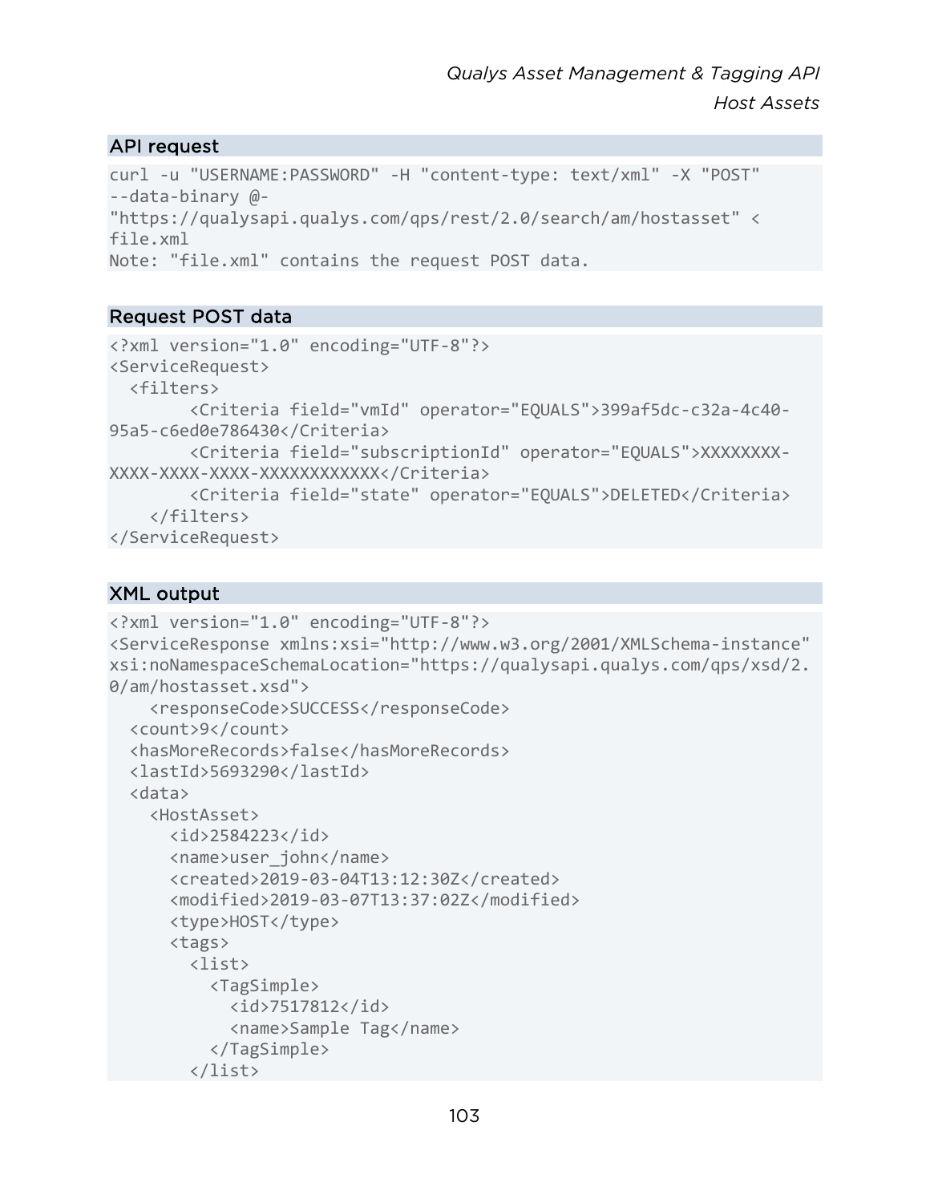### API request

```
curl -u "USERNAME:PASSWORD" -H "content-type: text/xml" -X "POST"
--data-binary @-
"https://qualysapi.qualys.com/qps/rest/2.0/search/am/hostasset" <
file.xml
Note: "file.xml" contains the request POST data.
```

### Request POST data

```
<?xml version="1.0" encoding="UTF-8"?>
<ServiceRequest>
  <filters>
        <Criteria field="vmId" operator="EQUALS">399af5dc-c32a-4c40-
95a5-c6ed0e786430</Criteria>
        <Criteria field="subscriptionId" operator="EQUALS">XXXXXXXX-
XXXX-XXXX-XXXX-XXXXXXXXXXXX</Criteria>
        <Criteria field="state" operator="EQUALS">DELETED</Criteria>
    </filters>
</ServiceRequest>
```

### XML output

```
<?xml version="1.0" encoding="UTF-8"?>
<ServiceResponse xmlns:xsi="http://www.w3.org/2001/XMLSchema-instance"
xsi:noNamespaceSchemaLocation="https://qualysapi.qualys.com/qps/xsd/2.
0/am/hostasset.xsd">
    <responseCode>SUCCESS</responseCode>
  <count>9</count>
  <hasMoreRecords>false</hasMoreRecords>
  <lastId>5693290</lastId>
  <data>
    <HostAsset>
      <id>2584223</id>
      <name>user_john</name>
      <created>2019-03-04T13:12:30Z</created>
      <modified>2019-03-07T13:37:02Z</modified>
      <type>HOST</type>
      <tags>
        <list>
          <TagSimple>
            <id>7517812</id>
            <name>Sample Tag</name>
          </TagSimple>
        </list>
```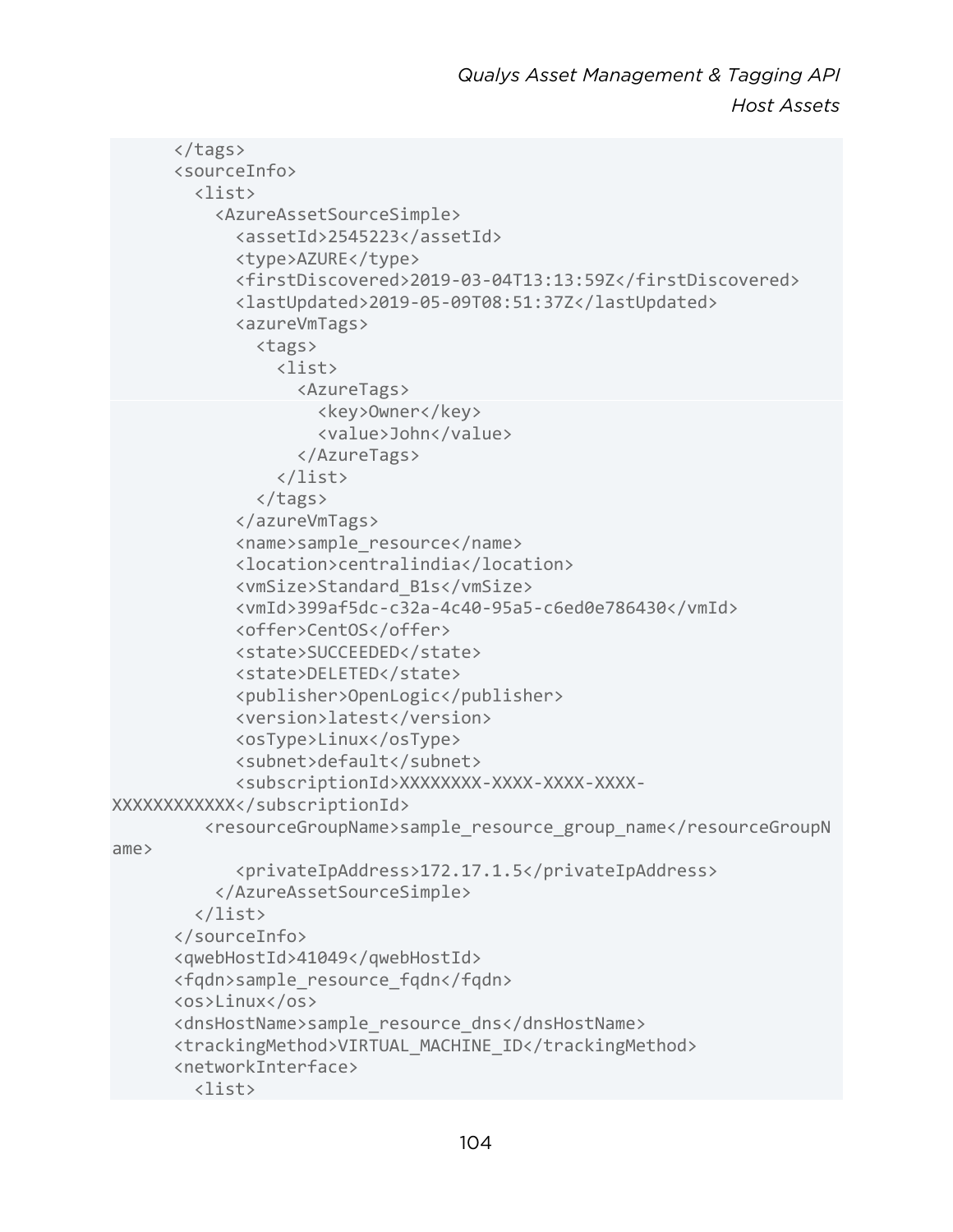```
      </tags>
      <sourceInfo>
        <list>
          <AzureAssetSourceSimple>
            <assetId>2545223</assetId>
            <type>AZURE</type>
            <firstDiscovered>2019-03-04T13:13:59Z</firstDiscovered>
            <lastUpdated>2019-05-09T08:51:37Z</lastUpdated>
            <azureVmTags>
              <tags>
                <list>
                  <AzureTags>
                    <key>Owner</key>
                    <value>John</value>
                  </AzureTags>
                </list>
              </tags>
            </azureVmTags>
            <name>sample_resource</name>
            <location>centralindia</location>
            <vmSize>Standard_B1s</vmSize>
            <vmId>399af5dc-c32a-4c40-95a5-c6ed0e786430</vmId>
            <offer>CentOS</offer>
            <state>SUCCEEDED</state>
            <state>DELETED</state>
            <publisher>OpenLogic</publisher>
            <version>latest</version>
            <osType>Linux</osType>
            <subnet>default</subnet>
            <subscriptionId>XXXXXXXX-XXXX-XXXX-XXXX-
XXXXXXXXXXXX</subscriptionId>
          <resourceGroupName>sample_resource_group_name</resourceGroupN
ame>
            <privateIpAddress>172.17.1.5</privateIpAddress>
          </AzureAssetSourceSimple>
        </list>
      </sourceInfo>
      <qwebHostId>41049</qwebHostId>
      <fqdn>sample_resource_fqdn</fqdn>
      <os>Linux</os>
      <dnsHostName>sample_resource_dns</dnsHostName>
      <trackingMethod>VIRTUAL_MACHINE_ID</trackingMethod>
      <networkInterface>
        <list>
```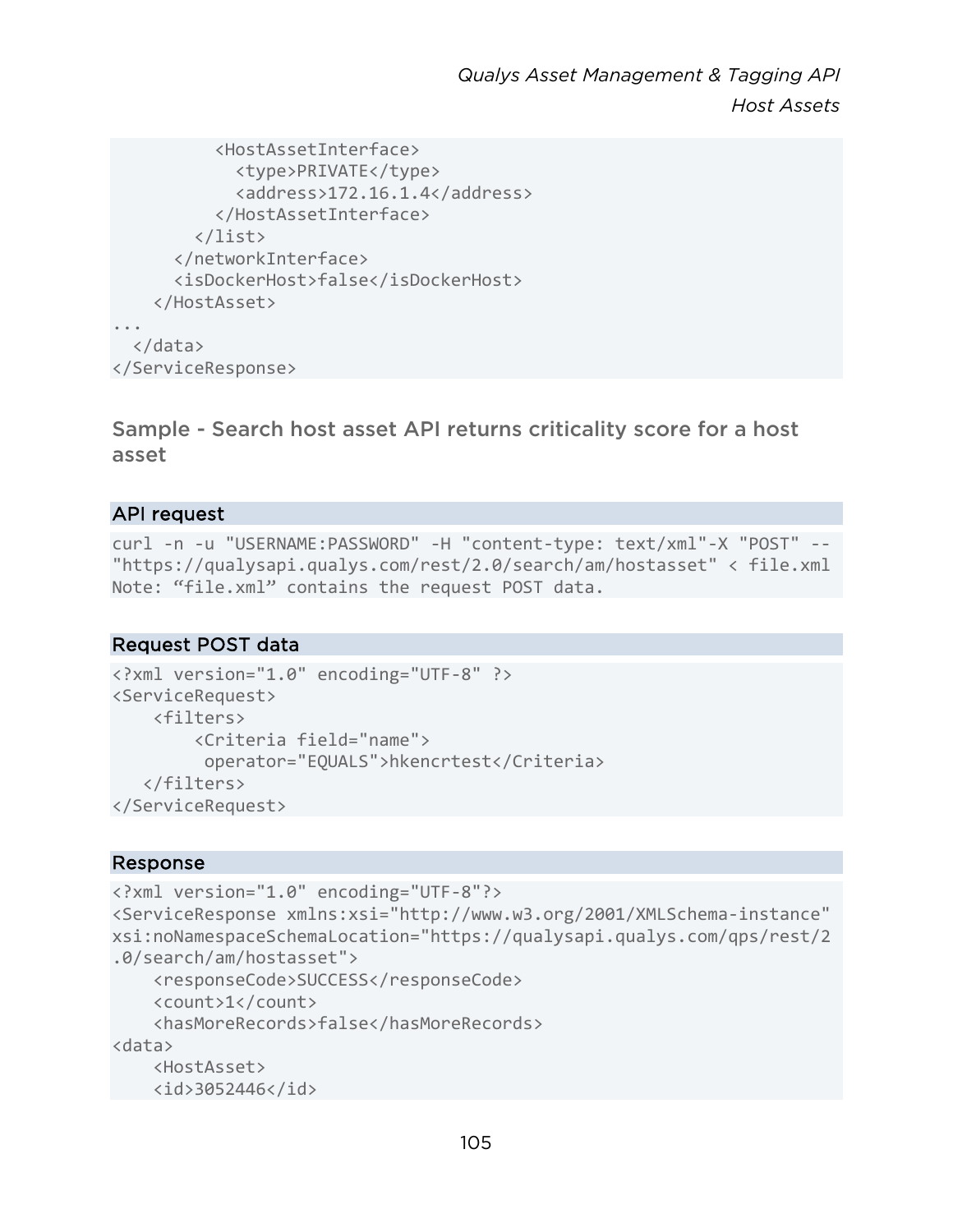```
        <HostAssetInterface>
          <type>PRIVATE</type>
          <address>172.16.1.4</address>
        </HostAssetInterface>
      </list>
    </networkInterface>
    <isDockerHost>false</isDockerHost>
  </HostAsset>
...
  </data>
</ServiceResponse>
```

### Sample - Search host asset API returns criticality score for a host asset

**API request**

```
curl -n -u "USERNAME:PASSWORD" -H "content-type: text/xml"-X "POST" --
"https://qualysapi.qualys.com/rest/2.0/search/am/hostasset" < file.xml
Note: “file.xml” contains the request POST data.
```

**Request POST data**

```
<?xml version="1.0" encoding="UTF-8" ?>
<ServiceRequest>
    <filters>
        <Criteria field="name">
         operator="EQUALS">hkencrtest</Criteria>
   </filters>
</ServiceRequest>
```

**Response**

```
<?xml version="1.0" encoding="UTF-8"?>
<ServiceResponse xmlns:xsi="http://www.w3.org/2001/XMLSchema-instance"
xsi:noNamespaceSchemaLocation="https://qualysapi.qualys.com/qps/rest/2
.0/search/am/hostasset">
    <responseCode>SUCCESS</responseCode>
    <count>1</count>
    <hasMoreRecords>false</hasMoreRecords>
<data>
    <HostAsset>
    <id>3052446</id>
```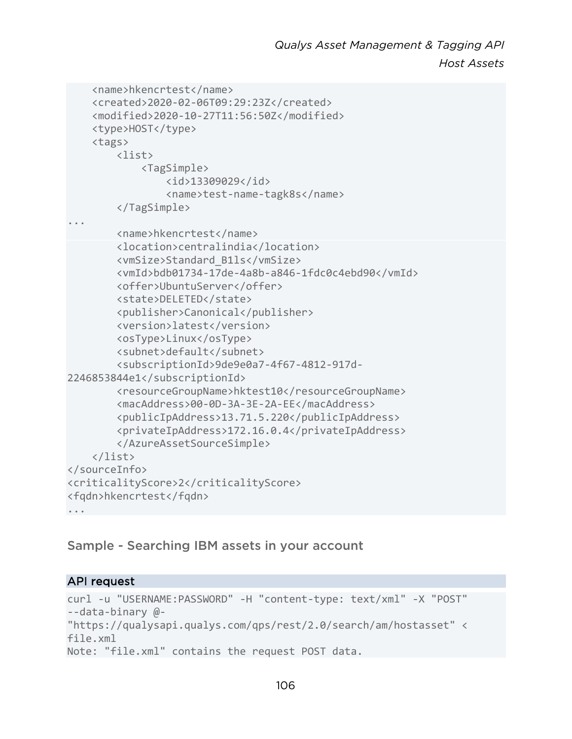```
    <name>hkencrtest</name>
    <created>2020-02-06T09:29:23Z</created>
    <modified>2020-10-27T11:56:50Z</modified>
    <type>HOST</type>
    <tags>
        <list>
            <TagSimple>
                <id>13309029</id>
                <name>test-name-tagk8s</name>
        </TagSimple>
...
        <name>hkencrtest</name>
        <location>centralindia</location>
        <vmSize>Standard_B1ls</vmSize>
        <vmId>bdb01734-17de-4a8b-a846-1fdc0c4ebd90</vmId>
        <offer>UbuntuServer</offer>
        <state>DELETED</state>
        <publisher>Canonical</publisher>
        <version>latest</version>
        <osType>Linux</osType>
        <subnet>default</subnet>
        <subscriptionId>9de9e0a7-4f67-4812-917d-
2246853844e1</subscriptionId>
        <resourceGroupName>hktest10</resourceGroupName>
        <macAddress>00-0D-3A-3E-2A-EE</macAddress>
        <publicIpAddress>13.71.5.220</publicIpAddress>
        <privateIpAddress>172.16.0.4</privateIpAddress>
        </AzureAssetSourceSimple>
    </list>
</sourceInfo>
<criticalityScore>2</criticalityScore>
<fqdn>hkencrtest</fqdn>
...
```

## Sample - Searching IBM assets in your account

### API request

```
curl -u "USERNAME:PASSWORD" -H "content-type: text/xml" -X "POST"
--data-binary @-
"https://qualysapi.qualys.com/qps/rest/2.0/search/am/hostasset" <
file.xml
Note: "file.xml" contains the request POST data.
```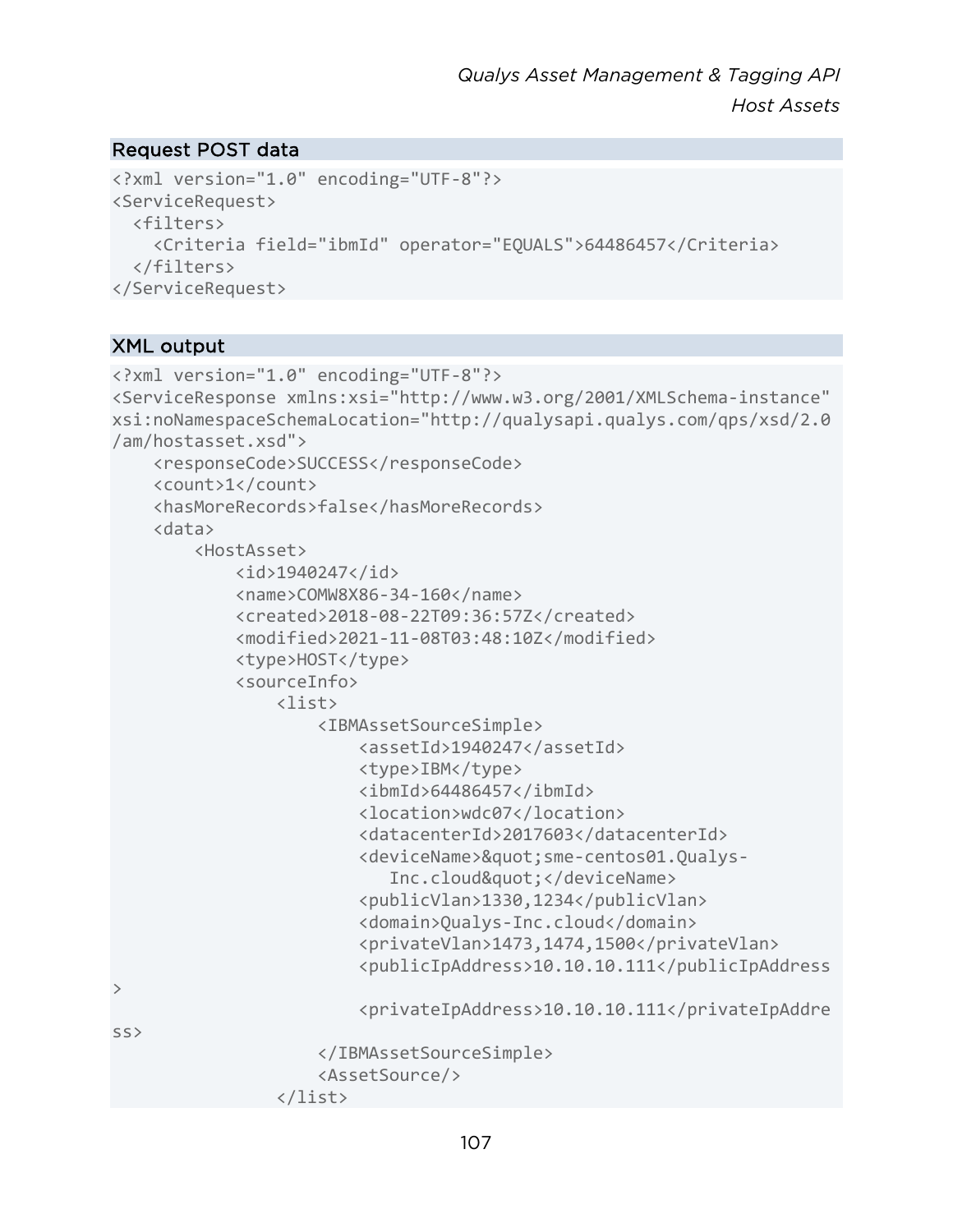### Request POST data

```
<?xml version="1.0" encoding="UTF-8"?>
<ServiceRequest>
  <filters>
    <Criteria field="ibmId" operator="EQUALS">64486457</Criteria>
  </filters>
</ServiceRequest>
```

### XML output

```
<?xml version="1.0" encoding="UTF-8"?>
<ServiceResponse xmlns:xsi="http://www.w3.org/2001/XMLSchema-instance"
xsi:noNamespaceSchemaLocation="http://qualysapi.qualys.com/qps/xsd/2.0
/am/hostasset.xsd">
    <responseCode>SUCCESS</responseCode>
    <count>1</count>
    <hasMoreRecords>false</hasMoreRecords>
    <data>
        <HostAsset>
            <id>1940247</id>
            <name>COMW8X86-34-160</name>
            <created>2018-08-22T09:36:57Z</created>
            <modified>2021-11-08T03:48:10Z</modified>
            <type>HOST</type>
            <sourceInfo>
                <list>
                    <IBMAssetSourceSimple>
                        <assetId>1940247</assetId>
                        <type>IBM</type>
                        <ibmId>64486457</ibmId>
                        <location>wdc07</location>
                        <datacenterId>2017603</datacenterId>
                        <deviceName>&quot;sme-centos01.Qualys-
                           Inc.cloud&quot;</deviceName>
                        <publicVlan>1330,1234</publicVlan>
                        <domain>Qualys-Inc.cloud</domain>
                        <privateVlan>1473,1474,1500</privateVlan>
                        <publicIpAddress>10.10.10.111</publicIpAddress
>
                        <privateIpAddress>10.10.10.111</privateIpAddre
ss>
                    </IBMAssetSourceSimple>
                    <AssetSource/>
                </list>
```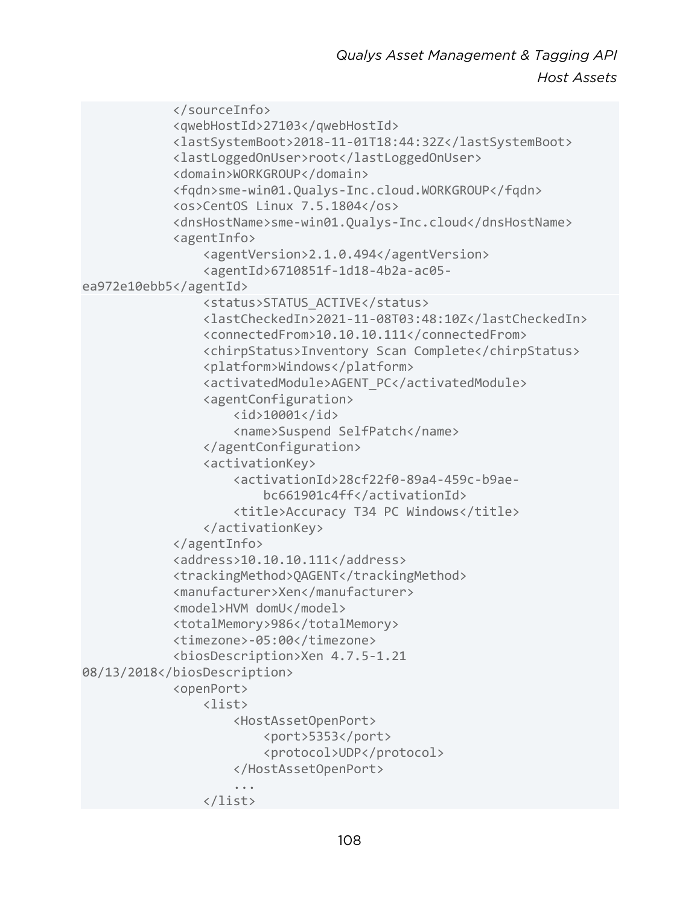```
            </sourceInfo>
            <qwebHostId>27103</qwebHostId>
            <lastSystemBoot>2018-11-01T18:44:32Z</lastSystemBoot>
            <lastLoggedOnUser>root</lastLoggedOnUser>
            <domain>WORKGROUP</domain>
            <fqdn>sme-win01.Qualys-Inc.cloud.WORKGROUP</fqdn>
            <os>CentOS Linux 7.5.1804</os>
            <dnsHostName>sme-win01.Qualys-Inc.cloud</dnsHostName>
            <agentInfo>
                <agentVersion>2.1.0.494</agentVersion>
                <agentId>6710851f-1d18-4b2a-ac05-
ea972e10ebb5</agentId>
                <status>STATUS_ACTIVE</status>
                <lastCheckedIn>2021-11-08T03:48:10Z</lastCheckedIn>
                <connectedFrom>10.10.10.111</connectedFrom>
                <chirpStatus>Inventory Scan Complete</chirpStatus>
                <platform>Windows</platform>
                <activatedModule>AGENT_PC</activatedModule>
                <agentConfiguration>
                    <id>10001</id>
                    <name>Suspend SelfPatch</name>
                </agentConfiguration>
                <activationKey>
                    <activationId>28cf22f0-89a4-459c-b9ae-
                        bc661901c4ff</activationId>
                    <title>Accuracy T34 PC Windows</title>
                </activationKey>
            </agentInfo>
            <address>10.10.10.111</address>
            <trackingMethod>QAGENT</trackingMethod>
            <manufacturer>Xen</manufacturer>
            <model>HVM domU</model>
            <totalMemory>986</totalMemory>
            <timezone>-05:00</timezone>
            <biosDescription>Xen 4.7.5-1.21
08/13/2018</biosDescription>
            <openPort>
                <list>
                    <HostAssetOpenPort>
                        <port>5353</port>
                        <protocol>UDP</protocol>
                    </HostAssetOpenPort>
                    ...
                </list>
```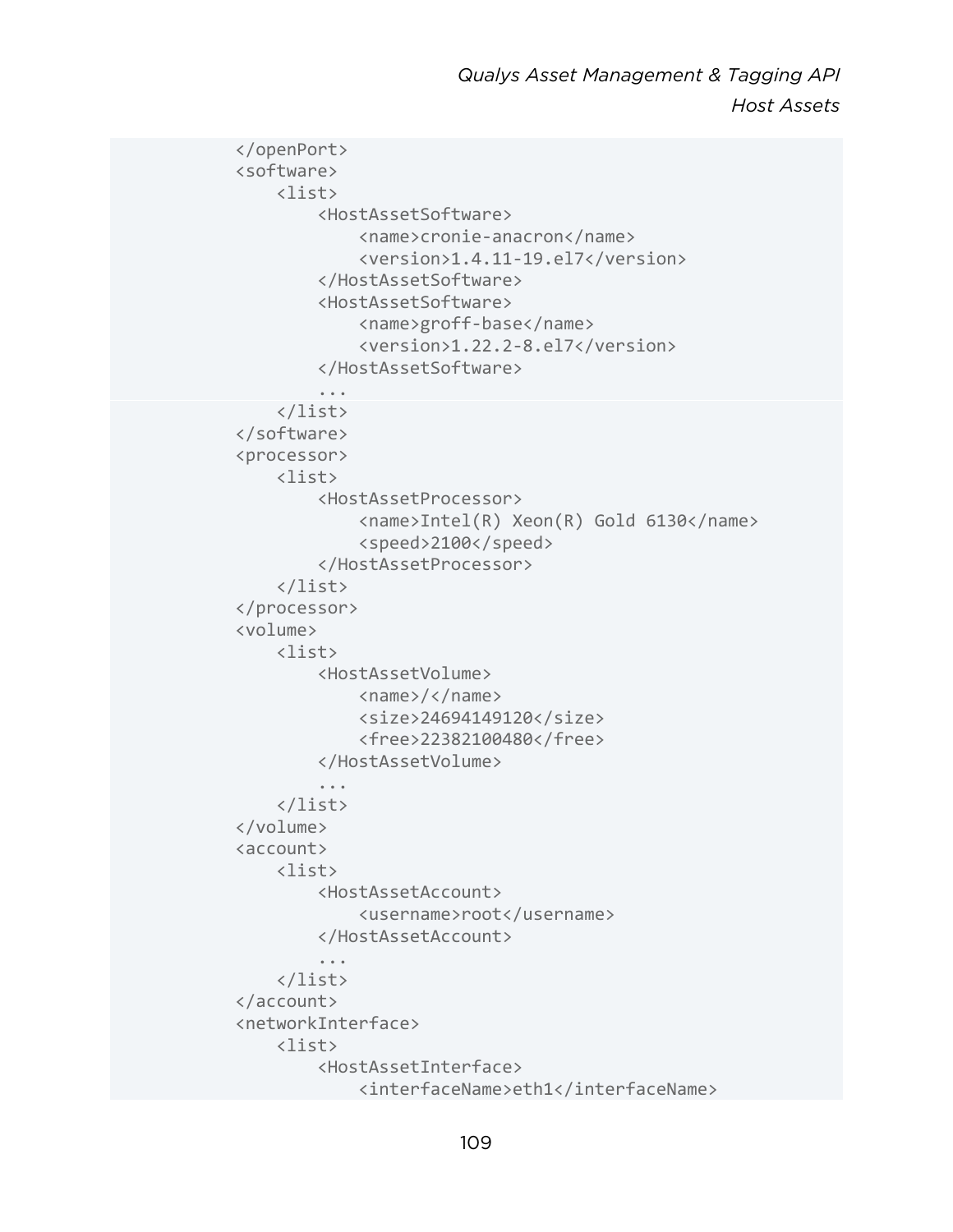```
            </openPort>
            <software>
                <list>
                    <HostAssetSoftware>
                        <name>cronie-anacron</name>
                        <version>1.4.11-19.el7</version>
                    </HostAssetSoftware>
                    <HostAssetSoftware>
                        <name>groff-base</name>
                        <version>1.22.2-8.el7</version>
                    </HostAssetSoftware>
                    ...
                </list>
            </software>
            <processor>
                <list>
                    <HostAssetProcessor>
                        <name>Intel(R) Xeon(R) Gold 6130</name>
                        <speed>2100</speed>
                    </HostAssetProcessor>
                </list>
            </processor>
            <volume>
                <list>
                    <HostAssetVolume>
                        <name>/</name>
                        <size>24694149120</size>
                        <free>22382100480</free>
                    </HostAssetVolume>
                    ...
                </list>
            </volume>
            <account>
                <list>
                    <HostAssetAccount>
                        <username>root</username>
                    </HostAssetAccount>
                    ...
                </list>
            </account>
            <networkInterface>
                <list>
                    <HostAssetInterface>
                        <interfaceName>eth1</interfaceName>
```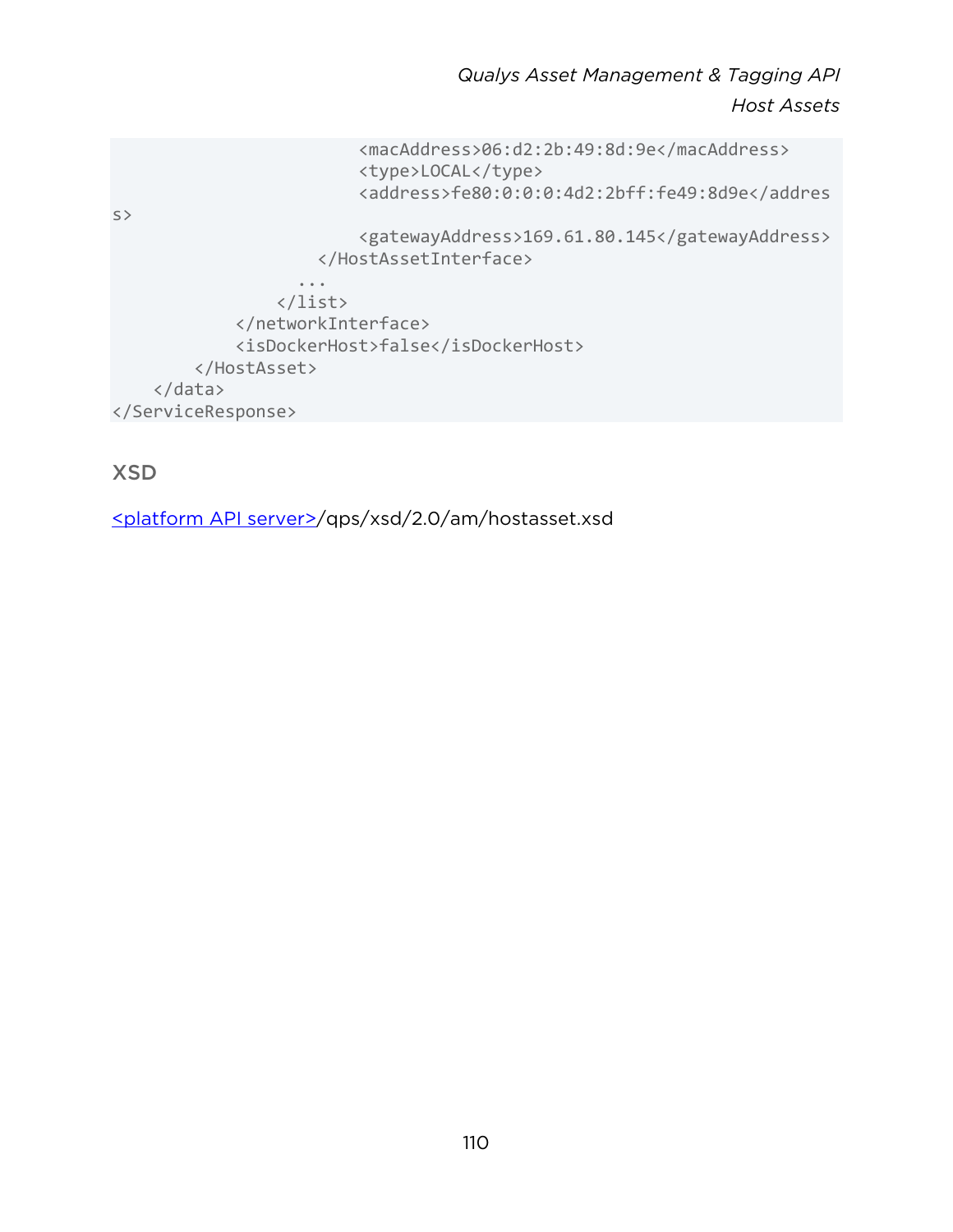```
                        <macAddress>06:d2:2b:49:8d:9e</macAddress>
                        <type>LOCAL</type>
                        <address>fe80:0:0:0:4d2:2bff:fe49:8d9e</address>
                        <gatewayAddress>169.61.80.145</gatewayAddress>
                    </HostAssetInterface>
                  ...
                </list>
            </networkInterface>
            <isDockerHost>false</isDockerHost>
        </HostAsset>
    </data>
</ServiceResponse>
```

## XSD

<platform API server>/qps/xsd/2.0/am/hostasset.xsd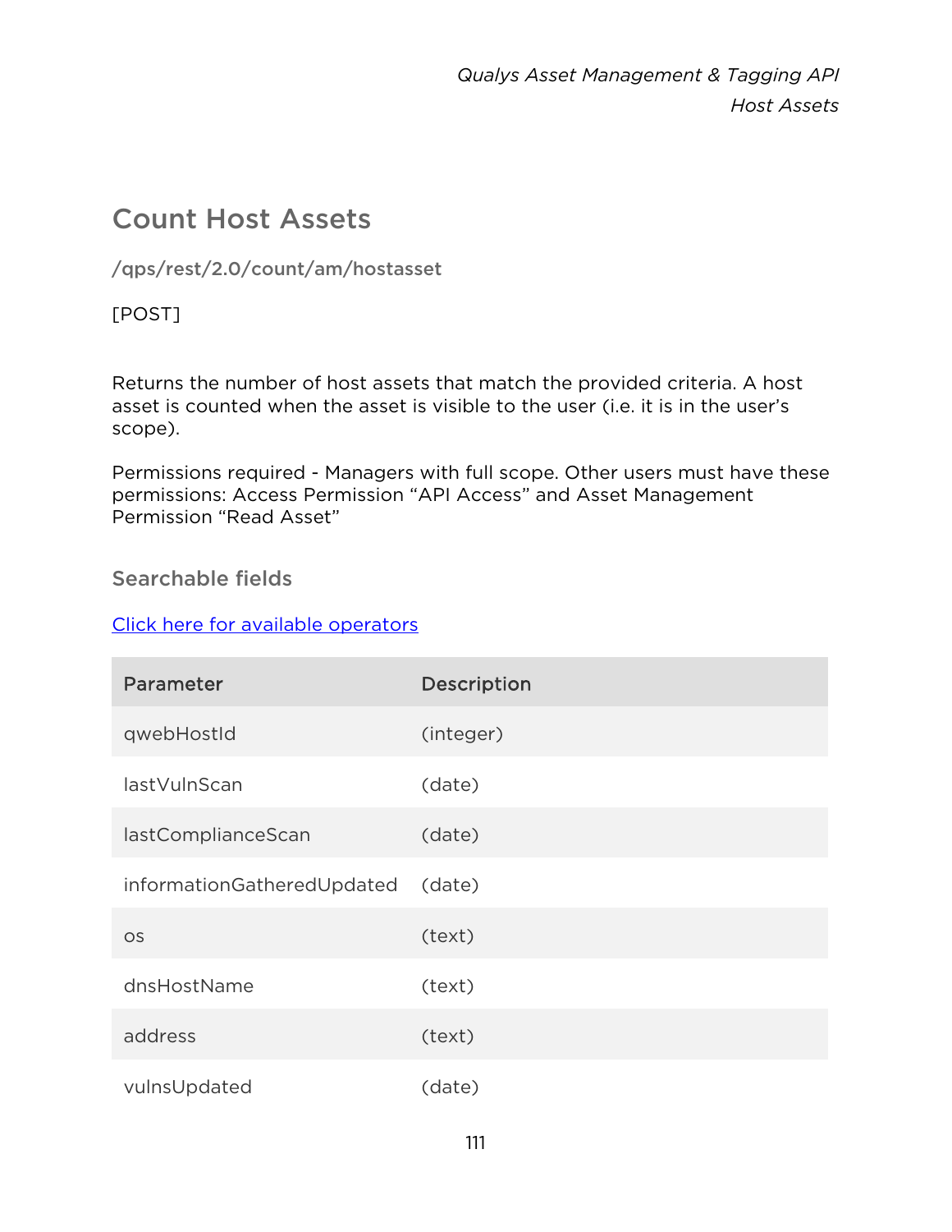## Count Host Assets

/qps/rest/2.0/count/am/hostasset

[POST]

Returns the number of host assets that match the provided criteria. A host asset is counted when the asset is visible to the user (i.e. it is in the user's scope).

Permissions required - Managers with full scope. Other users must have these permissions: Access Permission "API Access" and Asset Management Permission "Read Asset"

### Searchable fields

[Click here for available operators]

| Parameter | Description |
| --- | --- |
| qwebHostId | (integer) |
| lastVulnScan | (date) |
| lastComplianceScan | (date) |
| informationGatheredUpdated | (date) |
| os | (text) |
| dnsHostName | (text) |
| address | (text) |
| vulnsUpdated | (date) |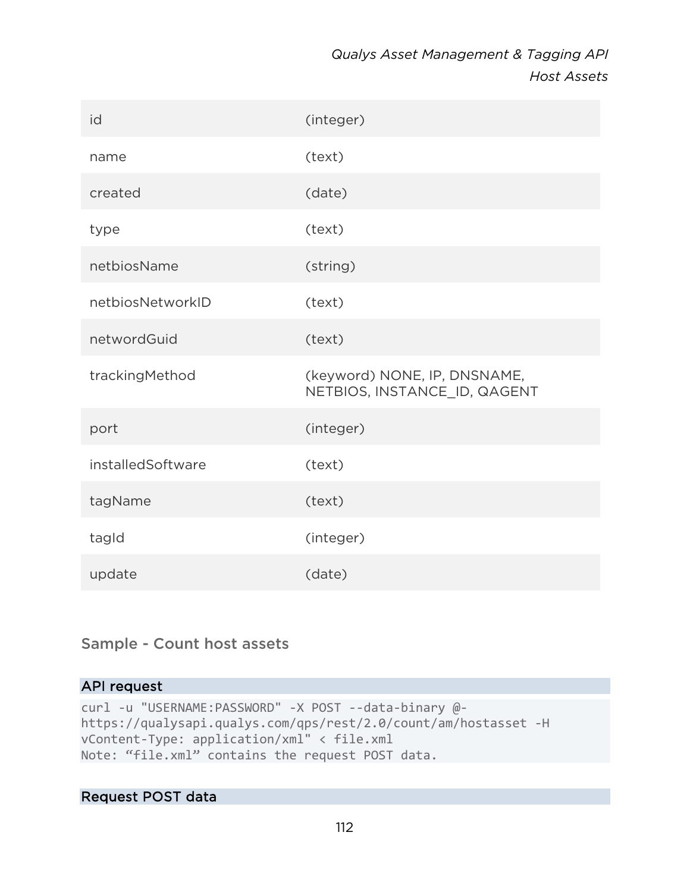| | |
|---|---|
| id | (integer) |
| name | (text) |
| created | (date) |
| type | (text) |
| netbiosName | (string) |
| netbiosNetworkID | (text) |
| networdGuid | (text) |
| trackingMethod | (keyword) NONE, IP, DNSNAME, NETBIOS, INSTANCE_ID, QAGENT |
| port | (integer) |
| installedSoftware | (text) |
| tagName | (text) |
| tagId | (integer) |
| update | (date) |

### Sample - Count host assets

**API request**

```
curl -u "USERNAME:PASSWORD" -X POST --data-binary @-
https://qualysapi.qualys.com/qps/rest/2.0/count/am/hostasset -H
vContent-Type: application/xml" < file.xml
Note: “file.xml” contains the request POST data.
```

**Request POST data**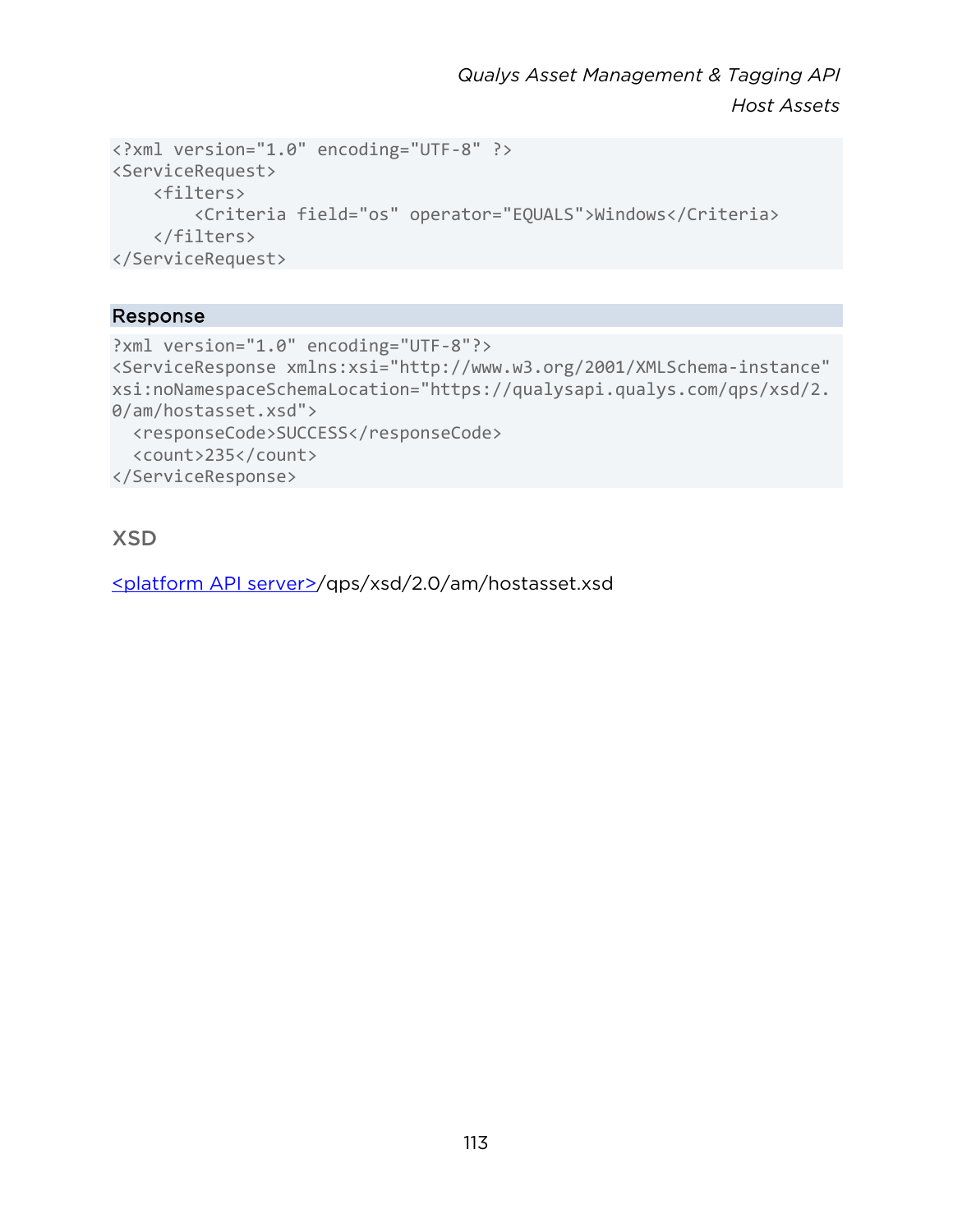```
<?xml version="1.0" encoding="UTF-8" ?>
<ServiceRequest>
    <filters>
        <Criteria field="os" operator="EQUALS">Windows</Criteria>
    </filters>
</ServiceRequest>
```

### Response

```
?xml version="1.0" encoding="UTF-8"?>
<ServiceResponse xmlns:xsi="http://www.w3.org/2001/XMLSchema-instance"
xsi:noNamespaceSchemaLocation="https://qualysapi.qualys.com/qps/xsd/2.
0/am/hostasset.xsd">
  <responseCode>SUCCESS</responseCode>
  <count>235</count>
</ServiceResponse>
```

## XSD

<platform API server>/qps/xsd/2.0/am/hostasset.xsd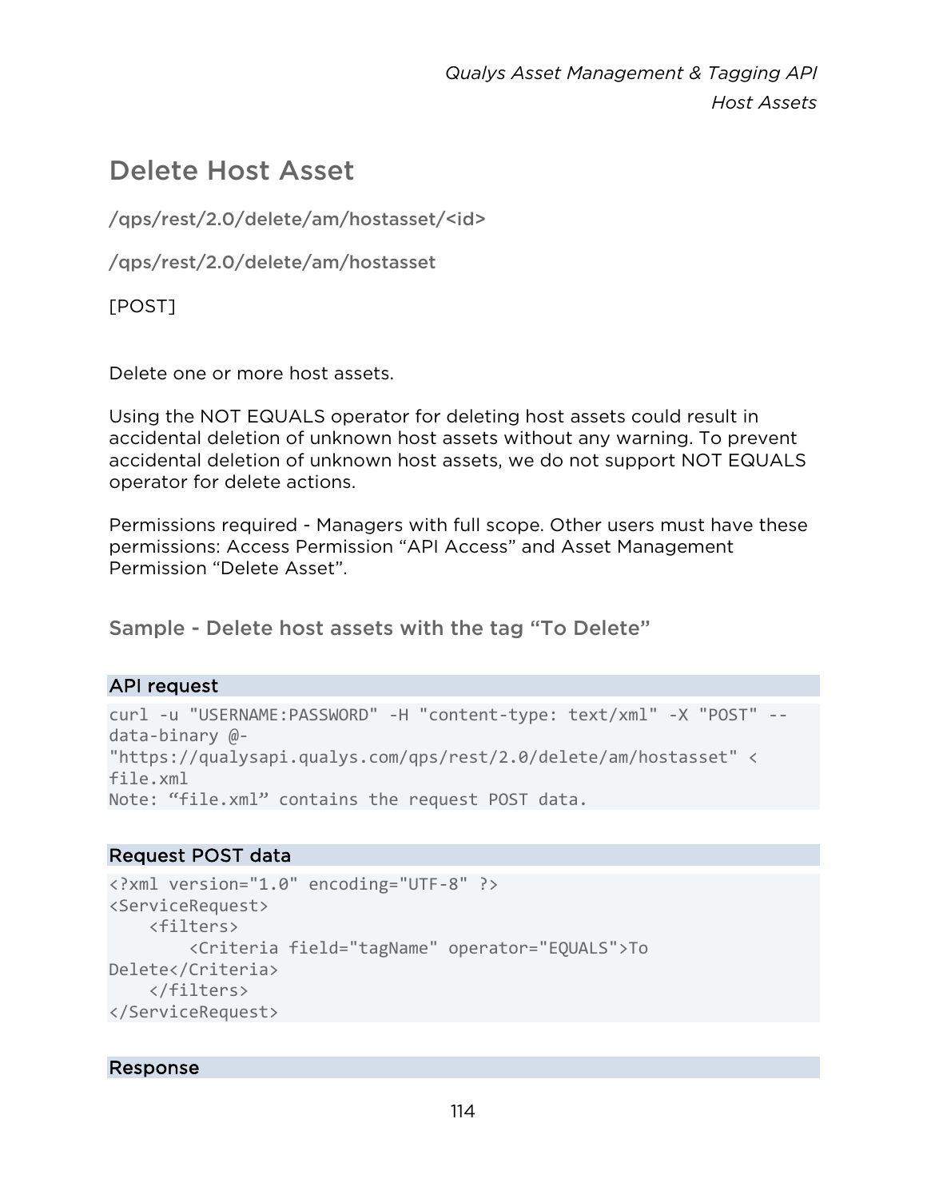## Delete Host Asset

/qps/rest/2.0/delete/am/hostasset/<id>

/qps/rest/2.0/delete/am/hostasset

[POST]

Delete one or more host assets.

Using the NOT EQUALS operator for deleting host assets could result in accidental deletion of unknown host assets without any warning. To prevent accidental deletion of unknown host assets, we do not support NOT EQUALS operator for delete actions.

Permissions required - Managers with full scope. Other users must have these permissions: Access Permission "API Access" and Asset Management Permission "Delete Asset".

### Sample - Delete host assets with the tag "To Delete"

**API request**

```
curl -u "USERNAME:PASSWORD" -H "content-type: text/xml" -X "POST" --
data-binary @-
"https://qualysapi.qualys.com/qps/rest/2.0/delete/am/hostasset" <
file.xml
Note: "file.xml" contains the request POST data.
```

**Request POST data**

```
<?xml version="1.0" encoding="UTF-8" ?>
<ServiceRequest>
    <filters>
        <Criteria field="tagName" operator="EQUALS">To
Delete</Criteria>
    </filters>
</ServiceRequest>
```

**Response**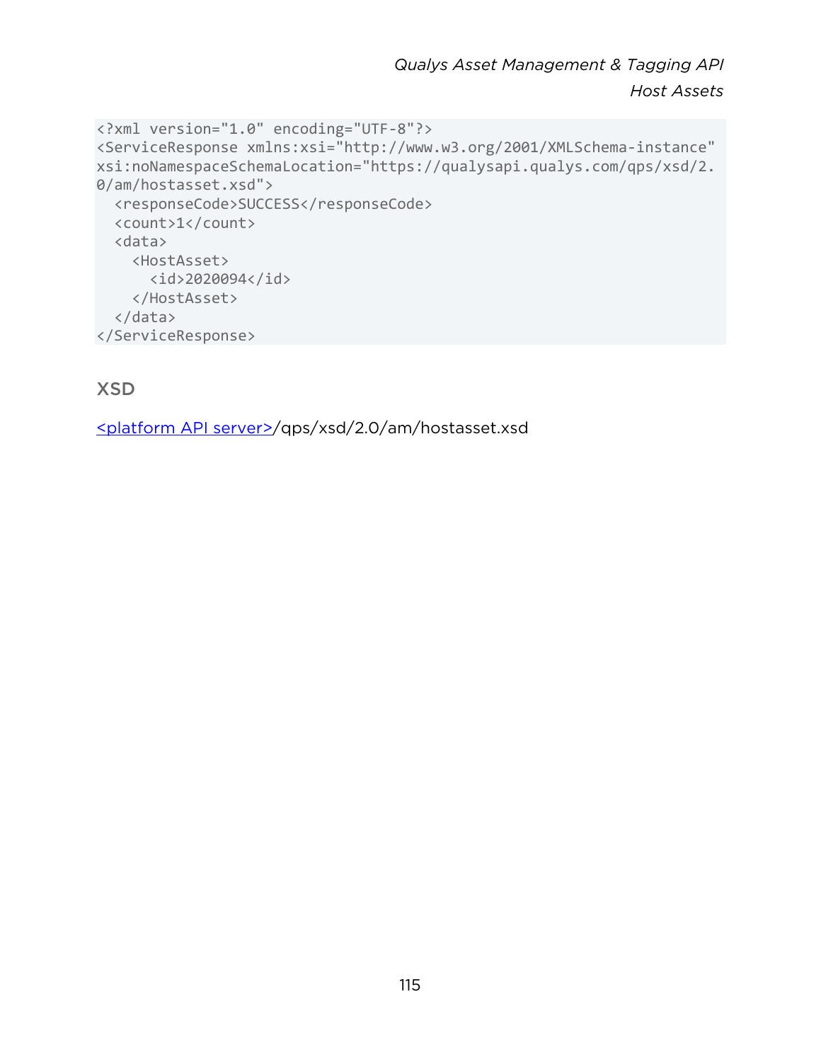```
<?xml version="1.0" encoding="UTF-8"?>
<ServiceResponse xmlns:xsi="http://www.w3.org/2001/XMLSchema-instance"
xsi:noNamespaceSchemaLocation="https://qualysapi.qualys.com/qps/xsd/2.
0/am/hostasset.xsd">
  <responseCode>SUCCESS</responseCode>
  <count>1</count>
  <data>
    <HostAsset>
      <id>2020094</id>
    </HostAsset>
  </data>
</ServiceResponse>
```

## XSD

<platform API server>/qps/xsd/2.0/am/hostasset.xsd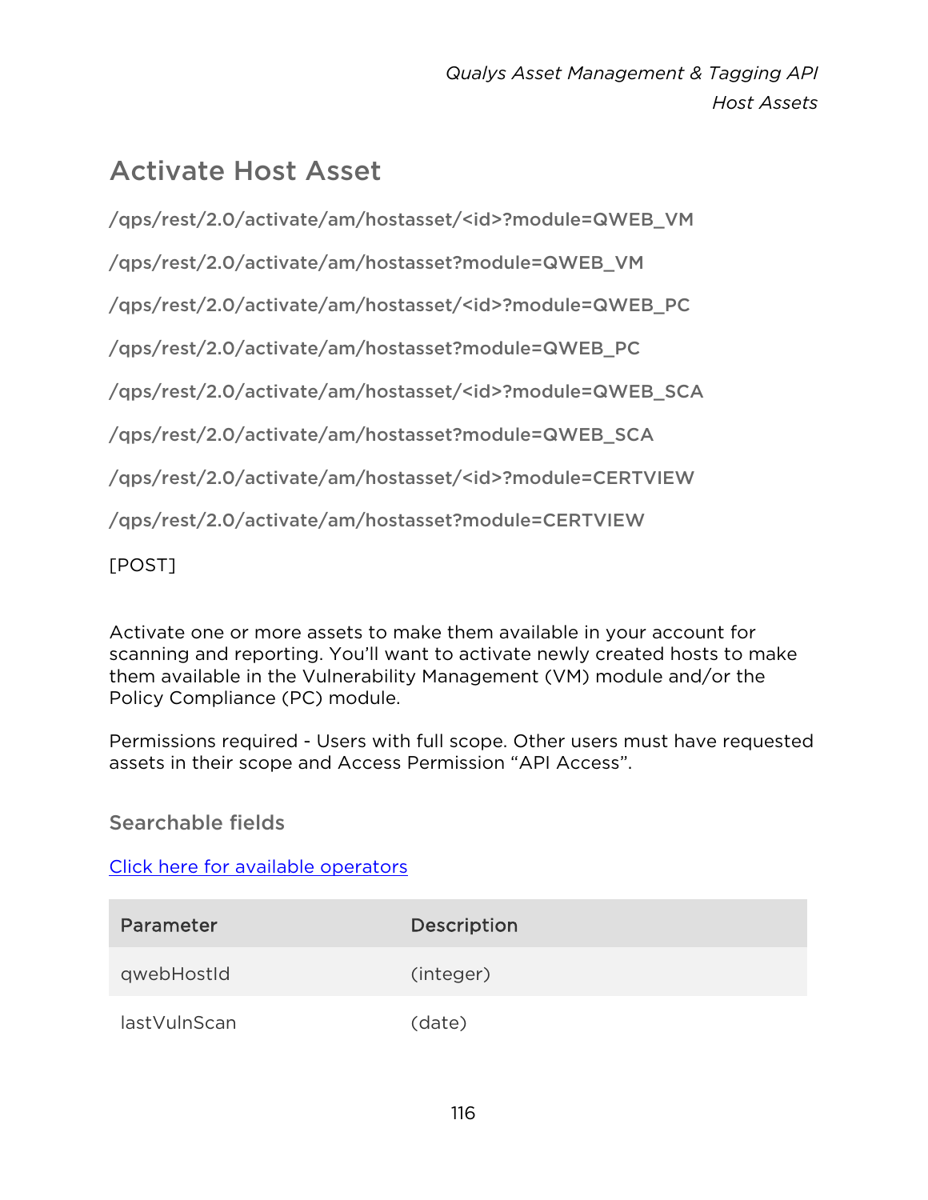# Activate Host Asset

/qps/rest/2.0/activate/am/hostasset/<id>?module=QWEB_VM

/qps/rest/2.0/activate/am/hostasset?module=QWEB_VM

/qps/rest/2.0/activate/am/hostasset/<id>?module=QWEB_PC

/qps/rest/2.0/activate/am/hostasset?module=QWEB_PC

/qps/rest/2.0/activate/am/hostasset/<id>?module=QWEB_SCA

/qps/rest/2.0/activate/am/hostasset?module=QWEB_SCA

/qps/rest/2.0/activate/am/hostasset/<id>?module=CERTVIEW

/qps/rest/2.0/activate/am/hostasset?module=CERTVIEW

[POST]

Activate one or more assets to make them available in your account for scanning and reporting. You'll want to activate newly created hosts to make them available in the Vulnerability Management (VM) module and/or the Policy Compliance (PC) module.

Permissions required - Users with full scope. Other users must have requested assets in their scope and Access Permission "API Access".

## Searchable fields

Click here for available operators

| Parameter | Description |
| --- | --- |
| qwebHostId | (integer) |
| lastVulnScan | (date) |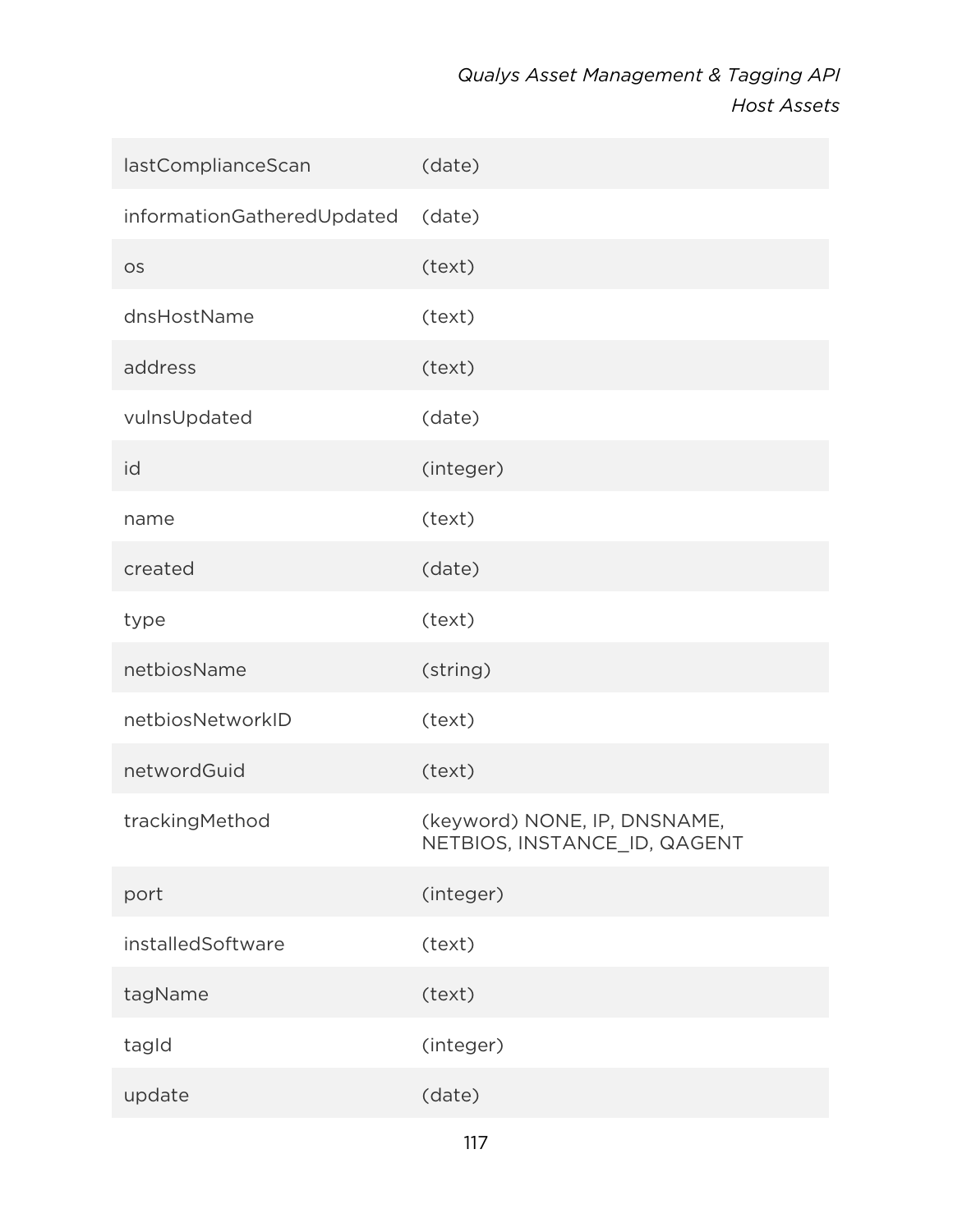| | |
|---|---|
| lastComplianceScan | (date) |
| informationGatheredUpdated | (date) |
| os | (text) |
| dnsHostName | (text) |
| address | (text) |
| vulnsUpdated | (date) |
| id | (integer) |
| name | (text) |
| created | (date) |
| type | (text) |
| netbiosName | (string) |
| netbiosNetworkID | (text) |
| networdGuid | (text) |
| trackingMethod | (keyword) NONE, IP, DNSNAME, NETBIOS, INSTANCE_ID, QAGENT |
| port | (integer) |
| installedSoftware | (text) |
| tagName | (text) |
| tagId | (integer) |
| update | (date) |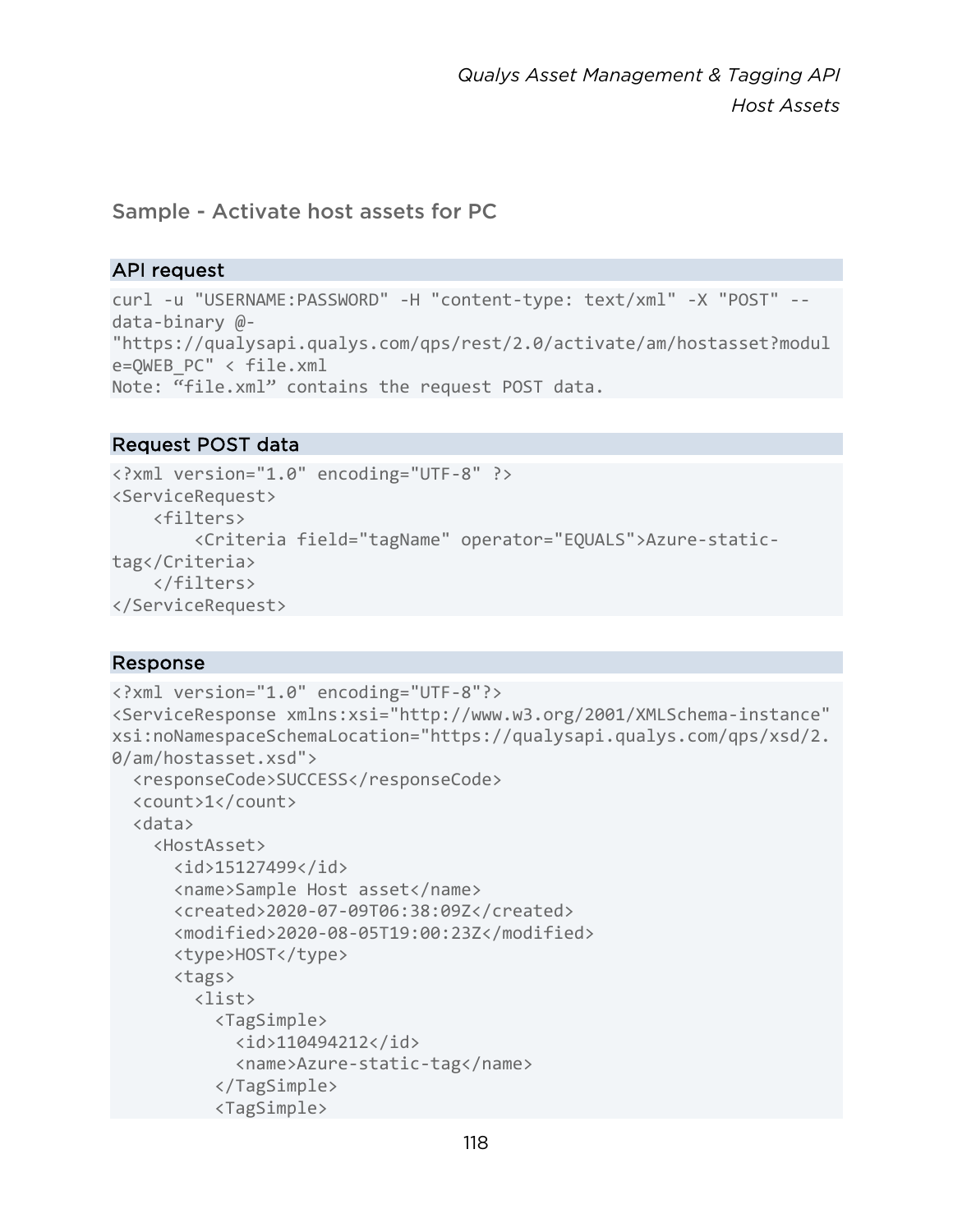### Sample - Activate host assets for PC

#### API request

```
curl -u "USERNAME:PASSWORD" -H "content-type: text/xml" -X "POST" --
data-binary @-
"https://qualysapi.qualys.com/qps/rest/2.0/activate/am/hostasset?modul
e=QWEB_PC" < file.xml
Note: "file.xml" contains the request POST data.
```

#### Request POST data

```
<?xml version="1.0" encoding="UTF-8" ?>
<ServiceRequest>
    <filters>
        <Criteria field="tagName" operator="EQUALS">Azure-static-
tag</Criteria>
    </filters>
</ServiceRequest>
```

#### Response

```
<?xml version="1.0" encoding="UTF-8"?>
<ServiceResponse xmlns:xsi="http://www.w3.org/2001/XMLSchema-instance"
xsi:noNamespaceSchemaLocation="https://qualysapi.qualys.com/qps/xsd/2.
0/am/hostasset.xsd">
  <responseCode>SUCCESS</responseCode>
  <count>1</count>
  <data>
    <HostAsset>
      <id>15127499</id>
      <name>Sample Host asset</name>
      <created>2020-07-09T06:38:09Z</created>
      <modified>2020-08-05T19:00:23Z</modified>
      <type>HOST</type>
      <tags>
        <list>
          <TagSimple>
            <id>110494212</id>
            <name>Azure-static-tag</name>
          </TagSimple>
          <TagSimple>
```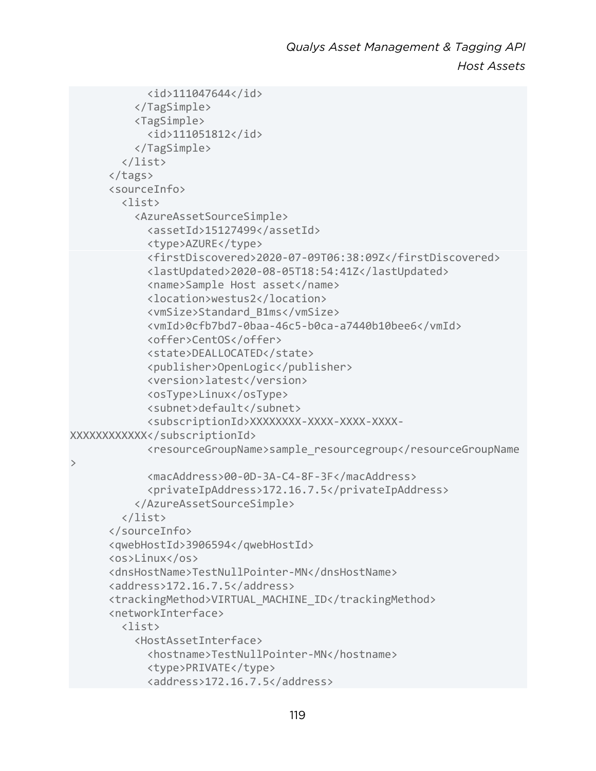```
            <id>111047644</id>
          </TagSimple>
          <TagSimple>
            <id>111051812</id>
          </TagSimple>
        </list>
      </tags>
      <sourceInfo>
        <list>
          <AzureAssetSourceSimple>
            <assetId>15127499</assetId>
            <type>AZURE</type>
            <firstDiscovered>2020-07-09T06:38:09Z</firstDiscovered>
            <lastUpdated>2020-08-05T18:54:41Z</lastUpdated>
            <name>Sample Host asset</name>
            <location>westus2</location>
            <vmSize>Standard_B1ms</vmSize>
            <vmId>0cfb7bd7-0baa-46c5-b0ca-a7440b10bee6</vmId>
            <offer>CentOS</offer>
            <state>DEALLOCATED</state>
            <publisher>OpenLogic</publisher>
            <version>latest</version>
            <osType>Linux</osType>
            <subnet>default</subnet>
            <subscriptionId>XXXXXXXX-XXXX-XXXX-XXXX-
XXXXXXXXXXXX</subscriptionId>
            <resourceGroupName>sample_resourcegroup</resourceGroupName
>
            <macAddress>00-0D-3A-C4-8F-3F</macAddress>
            <privateIpAddress>172.16.7.5</privateIpAddress>
          </AzureAssetSourceSimple>
        </list>
      </sourceInfo>
      <qwebHostId>3906594</qwebHostId>
      <os>Linux</os>
      <dnsHostName>TestNullPointer-MN</dnsHostName>
      <address>172.16.7.5</address>
      <trackingMethod>VIRTUAL_MACHINE_ID</trackingMethod>
      <networkInterface>
        <list>
          <HostAssetInterface>
            <hostname>TestNullPointer-MN</hostname>
            <type>PRIVATE</type>
            <address>172.16.7.5</address>
```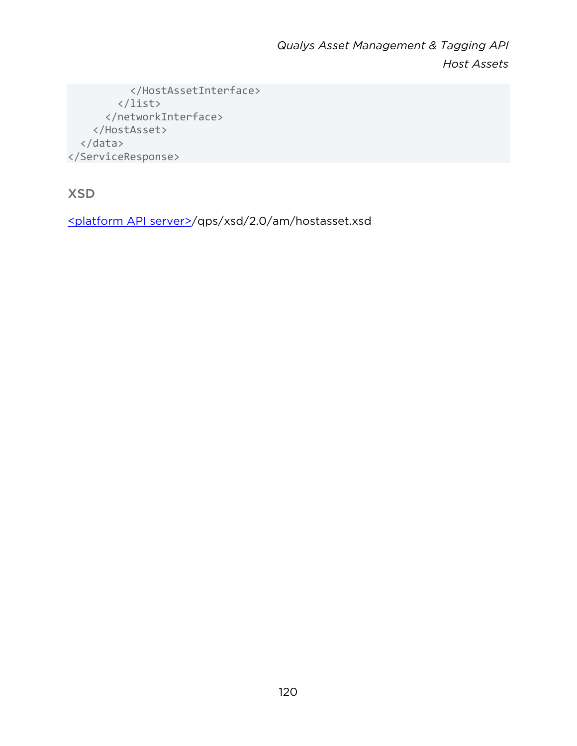```
          </HostAssetInterface>
        </list>
      </networkInterface>
    </HostAsset>
  </data>
</ServiceResponse>
```

## XSD

<platform API server>/qps/xsd/2.0/am/hostasset.xsd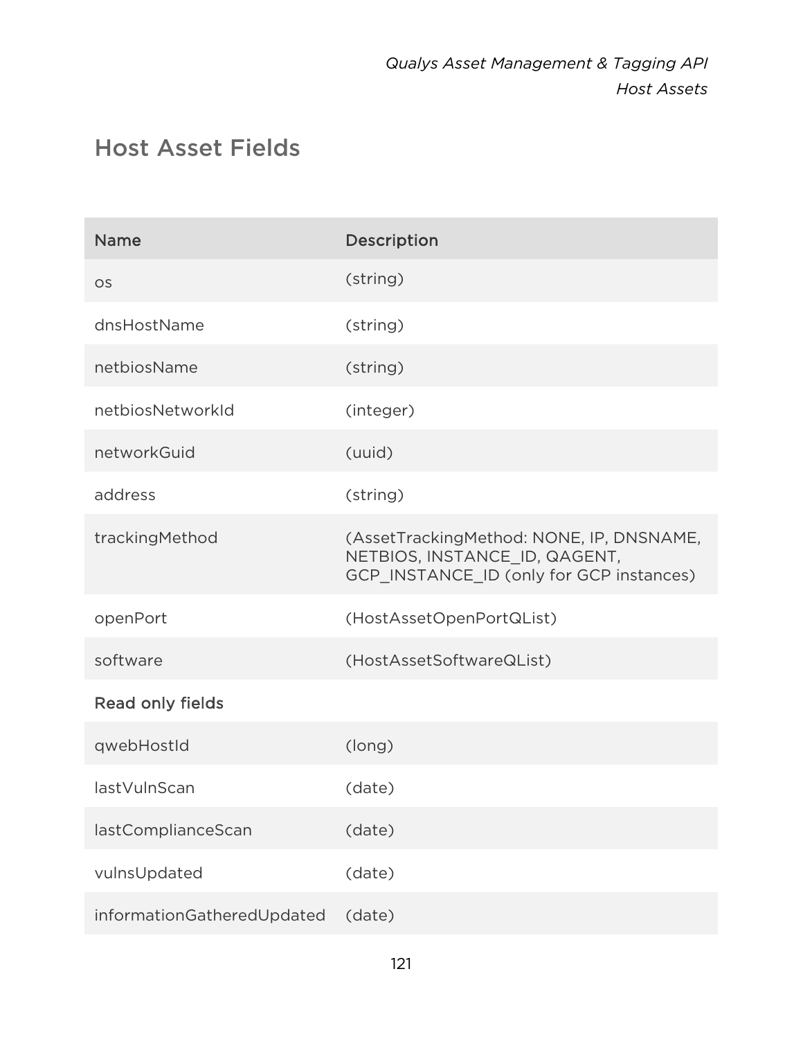## Host Asset Fields

| Name | Description |
| --- | --- |
| os | (string) |
| dnsHostName | (string) |
| netbiosName | (string) |
| netbiosNetworkId | (integer) |
| networkGuid | (uuid) |
| address | (string) |
| trackingMethod | (AssetTrackingMethod: NONE, IP, DNSNAME, NETBIOS, INSTANCE_ID, QAGENT, GCP_INSTANCE_ID (only for GCP instances) |
| openPort | (HostAssetOpenPortQList) |
| software | (HostAssetSoftwareQList) |
| Read only fields | |
| qwebHostId | (long) |
| lastVulnScan | (date) |
| lastComplianceScan | (date) |
| vulnsUpdated | (date) |
| informationGatheredUpdated | (date) |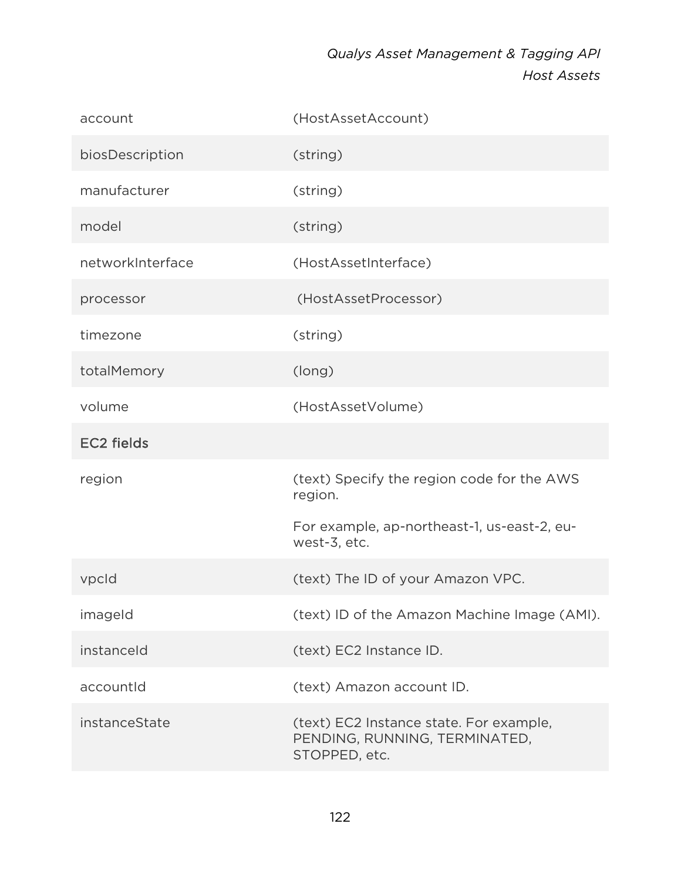| | |
|---|---|
| account | (HostAssetAccount) |
| biosDescription | (string) |
| manufacturer | (string) |
| model | (string) |
| networkInterface | (HostAssetInterface) |
| processor | (HostAssetProcessor) |
| timezone | (string) |
| totalMemory | (long) |
| volume | (HostAssetVolume) |
| **EC2 fields** | |
| region | (text) Specify the region code for the AWS region.<br><br>For example, ap-northeast-1, us-east-2, eu-west-3, etc. |
| vpcId | (text) The ID of your Amazon VPC. |
| imageId | (text) ID of the Amazon Machine Image (AMI). |
| instanceId | (text) EC2 Instance ID. |
| accountId | (text) Amazon account ID. |
| instanceState | (text) EC2 Instance state. For example, PENDING, RUNNING, TERMINATED, STOPPED, etc. |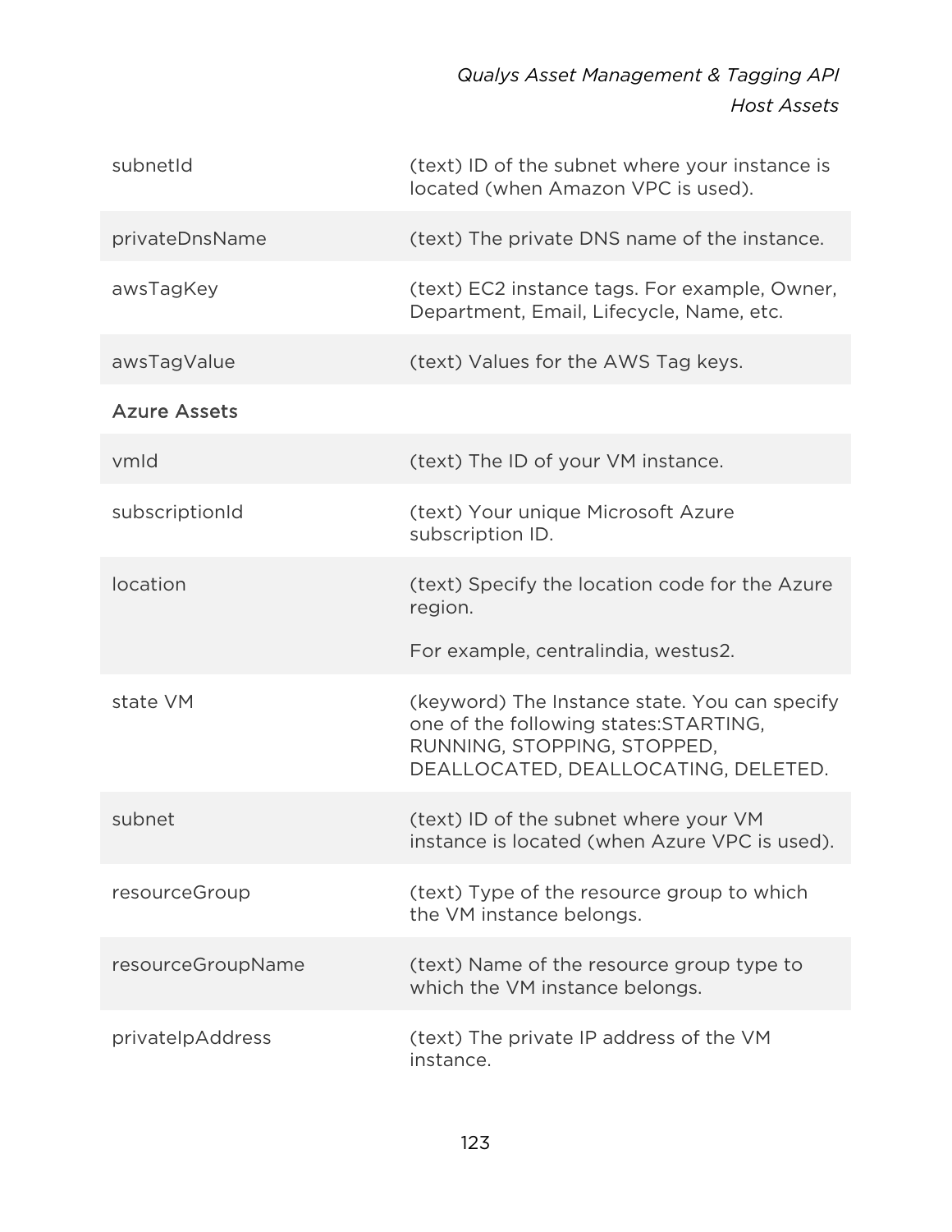| | |
|---|---|
| subnetId | (text) ID of the subnet where your instance is located (when Amazon VPC is used). |
| privateDnsName | (text) The private DNS name of the instance. |
| awsTagKey | (text) EC2 instance tags. For example, Owner, Department, Email, Lifecycle, Name, etc. |
| awsTagValue | (text) Values for the AWS Tag keys. |
| Azure Assets | |
| vmId | (text) The ID of your VM instance. |
| subscriptionId | (text) Your unique Microsoft Azure subscription ID. |
| location | (text) Specify the location code for the Azure region.<br><br>For example, centralindia, westus2. |
| state VM | (keyword) The Instance state. You can specify one of the following states:STARTING, RUNNING, STOPPING, STOPPED, DEALLOCATED, DEALLOCATING, DELETED. |
| subnet | (text) ID of the subnet where your VM instance is located (when Azure VPC is used). |
| resourceGroup | (text) Type of the resource group to which the VM instance belongs. |
| resourceGroupName | (text) Name of the resource group type to which the VM instance belongs. |
| privateIpAddress | (text) The private IP address of the VM instance. |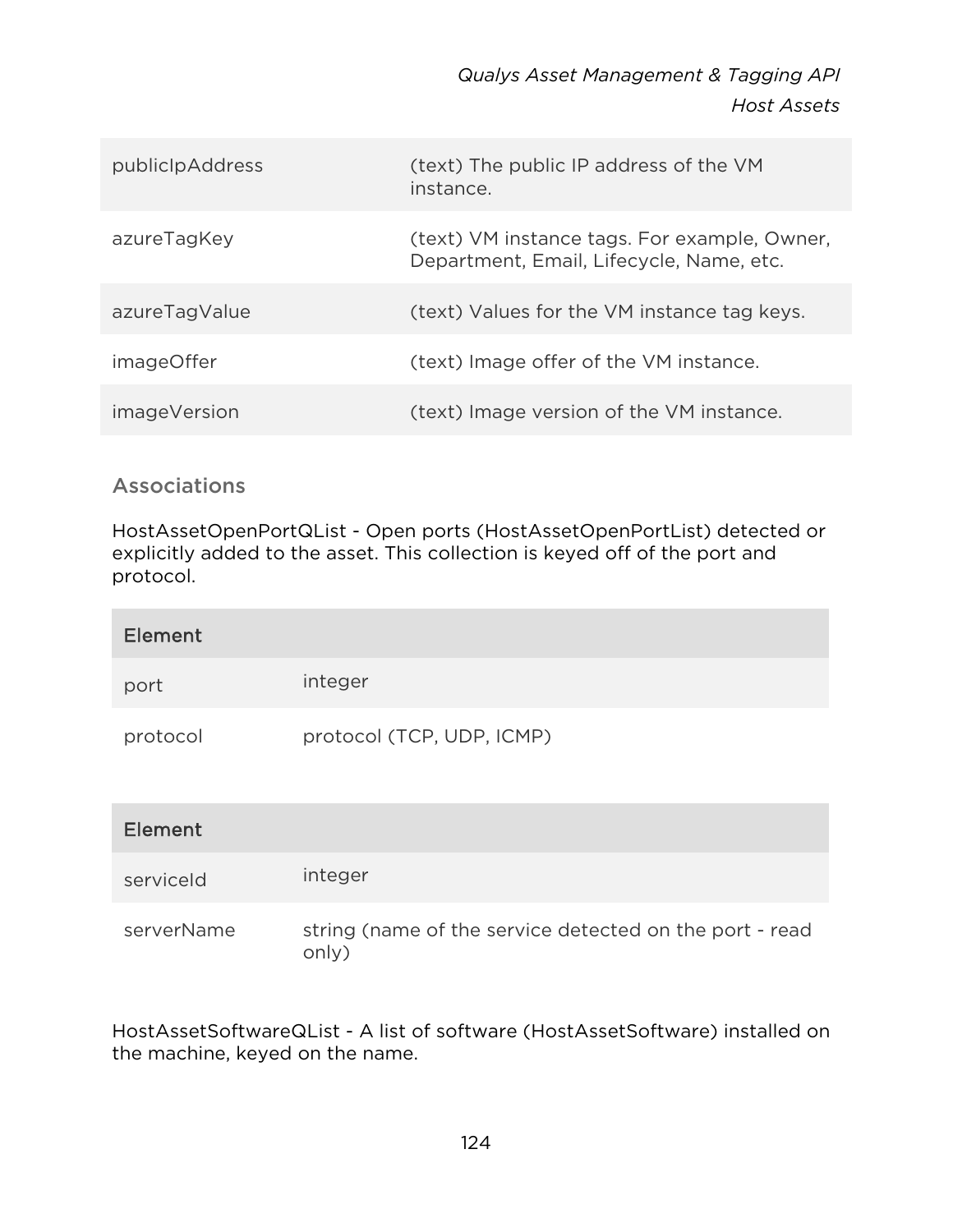| | |
|---|---|
| publicIpAddress | (text) The public IP address of the VM instance. |
| azureTagKey | (text) VM instance tags. For example, Owner, Department, Email, Lifecycle, Name, etc. |
| azureTagValue | (text) Values for the VM instance tag keys. |
| imageOffer | (text) Image offer of the VM instance. |
| imageVersion | (text) Image version of the VM instance. |

### Associations

HostAssetOpenPortQList - Open ports (HostAssetOpenPortList) detected or explicitly added to the asset. This collection is keyed off of the port and protocol.

| Element | |
|---|---|
| port | integer |
| protocol | protocol (TCP, UDP, ICMP) |

| Element | |
|---|---|
| serviceId | integer |
| serverName | string (name of the service detected on the port - read only) |

HostAssetSoftwareQList - A list of software (HostAssetSoftware) installed on the machine, keyed on the name.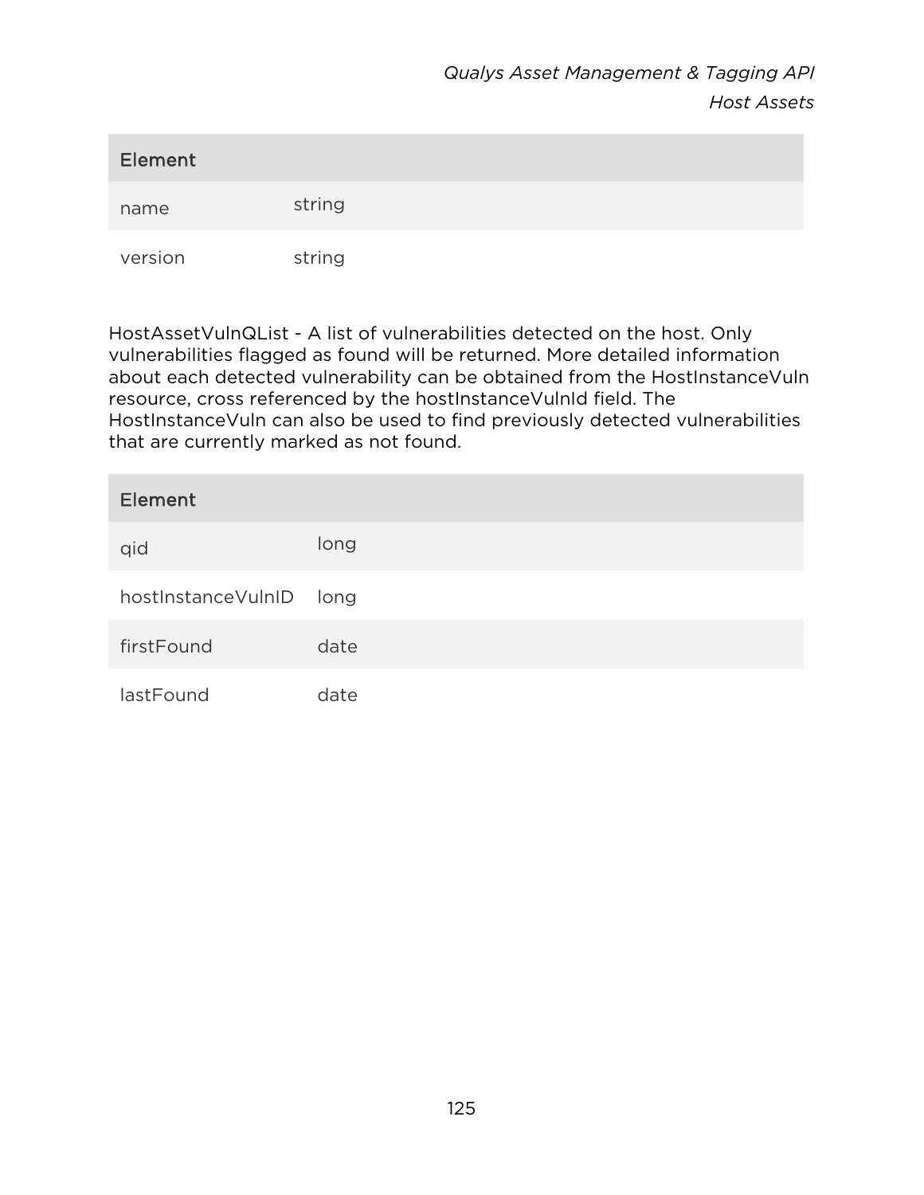| Element | |
|---|---|
| name | string |
| version | string |

HostAssetVulnQList - A list of vulnerabilities detected on the host. Only vulnerabilities flagged as found will be returned. More detailed information about each detected vulnerability can be obtained from the HostInstanceVuln resource, cross referenced by the hostInstanceVulnId field. The HostInstanceVuln can also be used to find previously detected vulnerabilities that are currently marked as not found.

| Element | |
|---|---|
| qid | long |
| hostInstanceVulnID | long |
| firstFound | date |
| lastFound | date |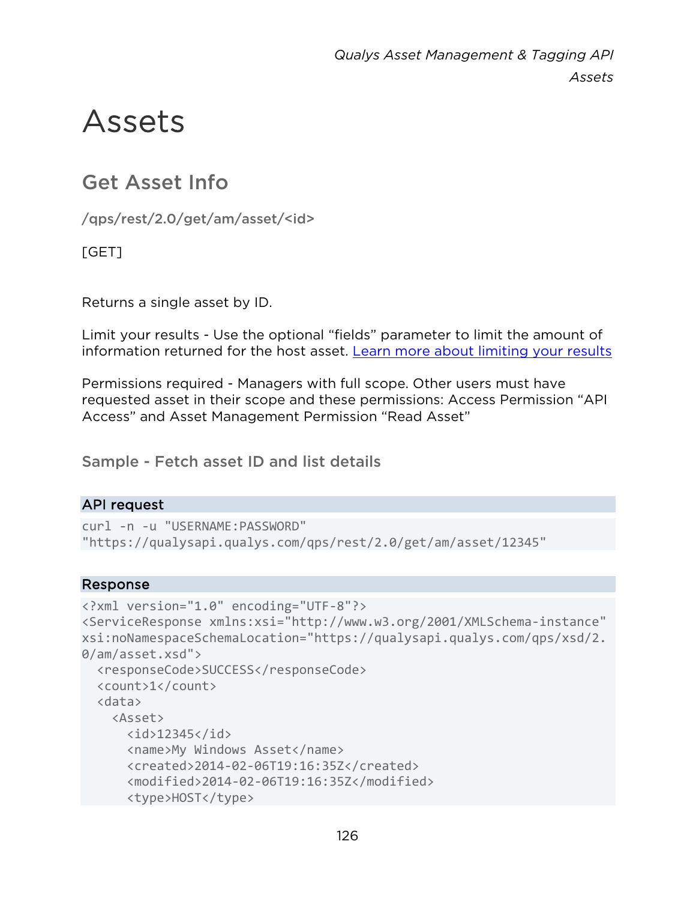# Assets

## Get Asset Info

/qps/rest/2.0/get/am/asset/<id>

[GET]

Returns a single asset by ID.

Limit your results - Use the optional “fields” parameter to limit the amount of information returned for the host asset. [Learn more about limiting your results](#)

Permissions required - Managers with full scope. Other users must have requested asset in their scope and these permissions: Access Permission “API Access” and Asset Management Permission “Read Asset”

### Sample - Fetch asset ID and list details

**API request**

```
curl -n -u "USERNAME:PASSWORD"
"https://qualysapi.qualys.com/qps/rest/2.0/get/am/asset/12345"
```

**Response**

```
<?xml version="1.0" encoding="UTF-8"?>
<ServiceResponse xmlns:xsi="http://www.w3.org/2001/XMLSchema-instance"
xsi:noNamespaceSchemaLocation="https://qualysapi.qualys.com/qps/xsd/2.
0/am/asset.xsd">
  <responseCode>SUCCESS</responseCode>
  <count>1</count>
  <data>
    <Asset>
      <id>12345</id>
      <name>My Windows Asset</name>
      <created>2014-02-06T19:16:35Z</created>
      <modified>2014-02-06T19:16:35Z</modified>
      <type>HOST</type>
```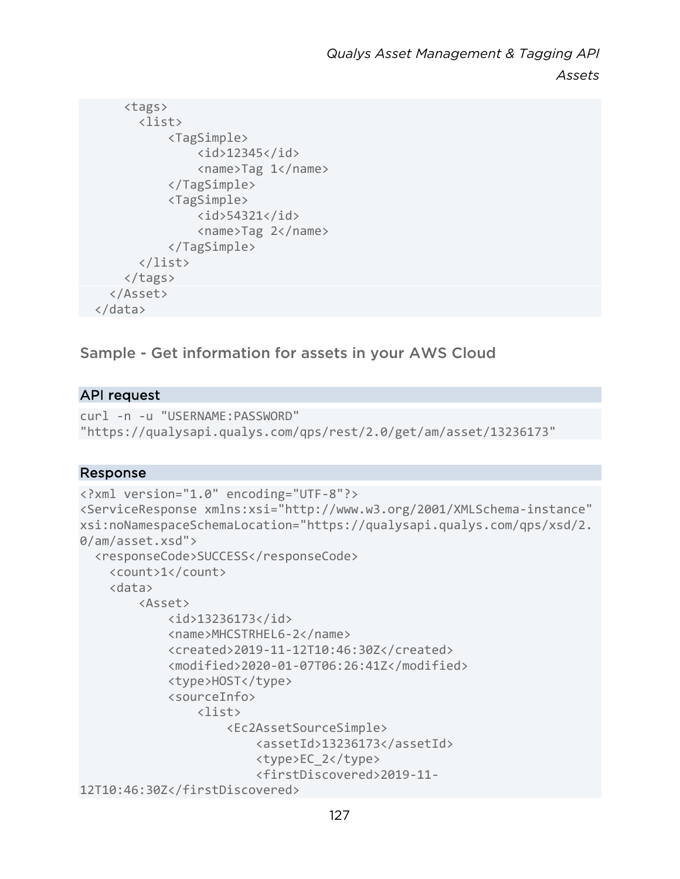```
      <tags>
        <list>
            <TagSimple>
                <id>12345</id>
                <name>Tag 1</name>
            </TagSimple>
            <TagSimple>
                <id>54321</id>
                <name>Tag 2</name>
            </TagSimple>
        </list>
      </tags>
    </Asset>
  </data>
```

## Sample - Get information for assets in your AWS Cloud

### API request

```
curl -n -u "USERNAME:PASSWORD"
"https://qualysapi.qualys.com/qps/rest/2.0/get/am/asset/13236173"
```

### Response

```
<?xml version="1.0" encoding="UTF-8"?>
<ServiceResponse xmlns:xsi="http://www.w3.org/2001/XMLSchema-instance"
xsi:noNamespaceSchemaLocation="https://qualysapi.qualys.com/qps/xsd/2.
0/am/asset.xsd">
  <responseCode>SUCCESS</responseCode>
    <count>1</count>
    <data>
        <Asset>
            <id>13236173</id>
            <name>MHCSTRHEL6-2</name>
            <created>2019-11-12T10:46:30Z</created>
            <modified>2020-01-07T06:26:41Z</modified>
            <type>HOST</type>
            <sourceInfo>
                <list>
                    <Ec2AssetSourceSimple>
                        <assetId>13236173</assetId>
                        <type>EC_2</type>
                        <firstDiscovered>2019-11-
12T10:46:30Z</firstDiscovered>
```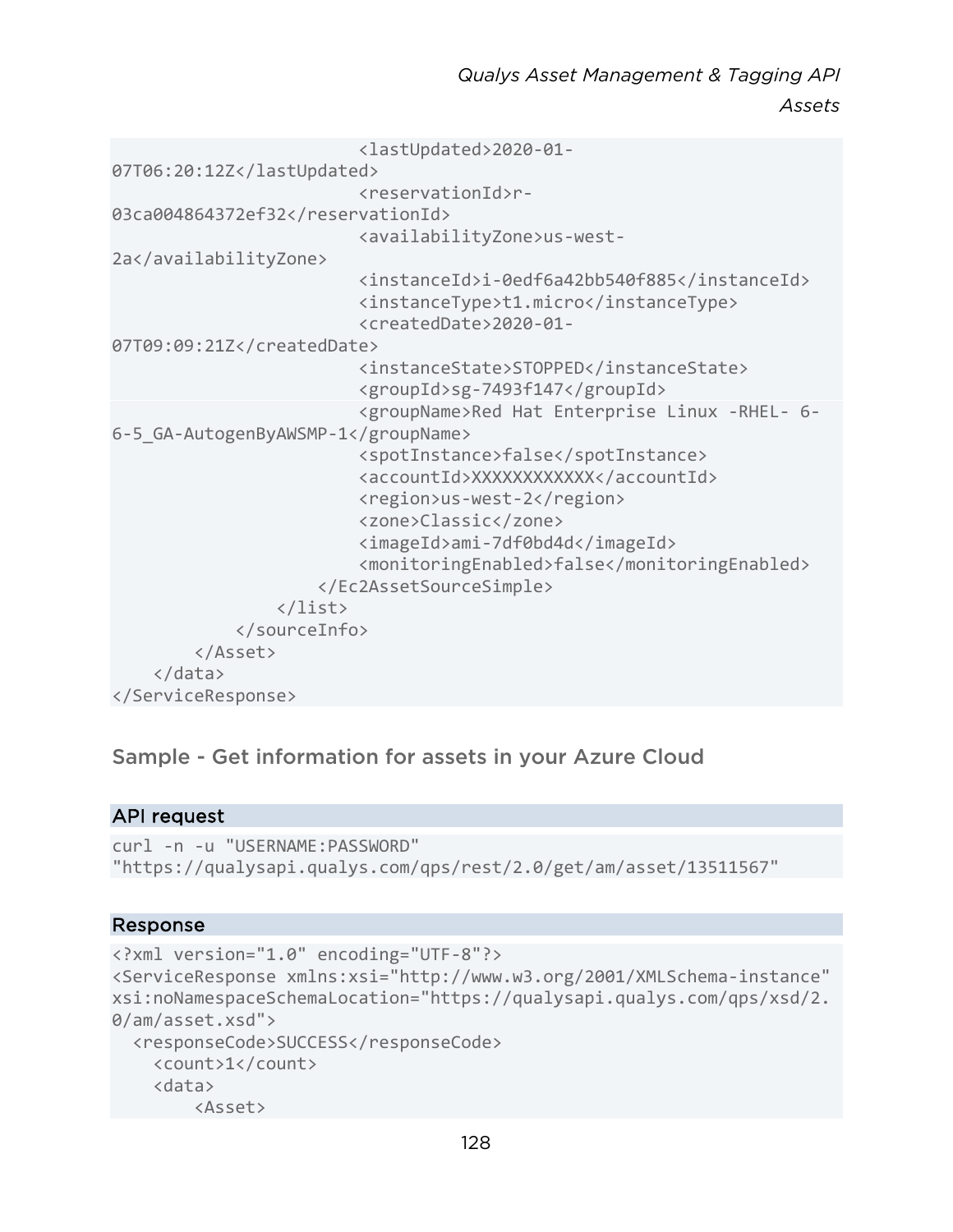```
                        <lastUpdated>2020-01-
07T06:20:12Z</lastUpdated>
                        <reservationId>r-
03ca004864372ef32</reservationId>
                        <availabilityZone>us-west-
2a</availabilityZone>
                        <instanceId>i-0edf6a42bb540f885</instanceId>
                        <instanceType>t1.micro</instanceType>
                        <createdDate>2020-01-
07T09:09:21Z</createdDate>
                        <instanceState>STOPPED</instanceState>
                        <groupId>sg-7493f147</groupId>
                        <groupName>Red Hat Enterprise Linux -RHEL- 6-
6-5_GA-AutogenByAWSMP-1</groupName>
                        <spotInstance>false</spotInstance>
                        <accountId>XXXXXXXXXXXX</accountId>
                        <region>us-west-2</region>
                        <zone>Classic</zone>
                        <imageId>ami-7df0bd4d</imageId>
                        <monitoringEnabled>false</monitoringEnabled>
                    </Ec2AssetSourceSimple>
                </list>
            </sourceInfo>
        </Asset>
    </data>
</ServiceResponse>
```

## Sample - Get information for assets in your Azure Cloud

### API request

```
curl -n -u "USERNAME:PASSWORD"
"https://qualysapi.qualys.com/qps/rest/2.0/get/am/asset/13511567"
```

### Response

```
<?xml version="1.0" encoding="UTF-8"?>
<ServiceResponse xmlns:xsi="http://www.w3.org/2001/XMLSchema-instance"
xsi:noNamespaceSchemaLocation="https://qualysapi.qualys.com/qps/xsd/2.
0/am/asset.xsd">
  <responseCode>SUCCESS</responseCode>
    <count>1</count>
    <data>
        <Asset>
```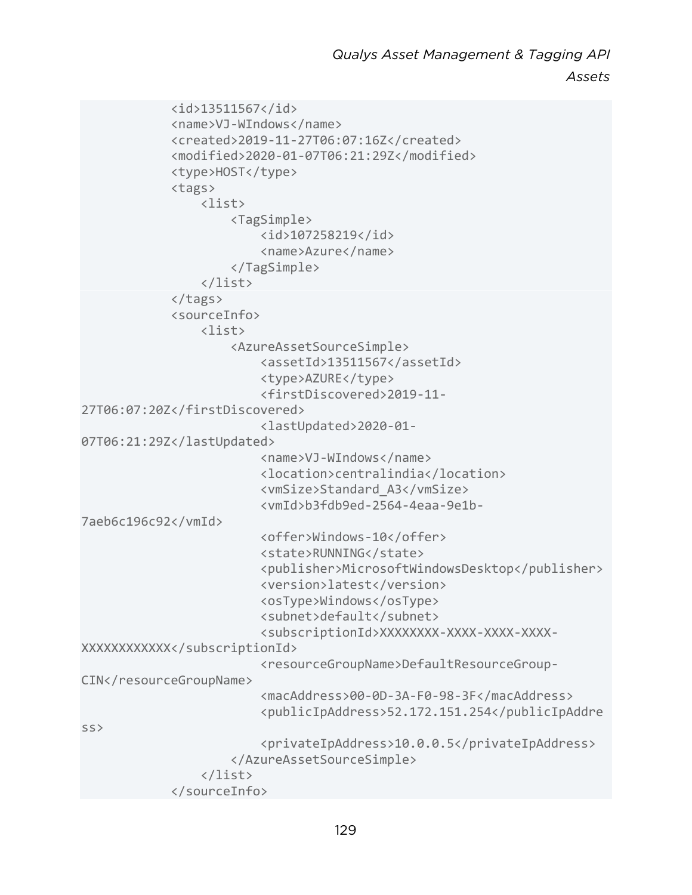```
            <id>13511567</id>
            <name>VJ-WIndows</name>
            <created>2019-11-27T06:07:16Z</created>
            <modified>2020-01-07T06:21:29Z</modified>
            <type>HOST</type>
            <tags>
                <list>
                    <TagSimple>
                        <id>107258219</id>
                        <name>Azure</name>
                    </TagSimple>
                </list>
            </tags>
            <sourceInfo>
                <list>
                    <AzureAssetSourceSimple>
                        <assetId>13511567</assetId>
                        <type>AZURE</type>
                        <firstDiscovered>2019-11-
27T06:07:20Z</firstDiscovered>
                        <lastUpdated>2020-01-
07T06:21:29Z</lastUpdated>
                        <name>VJ-WIndows</name>
                        <location>centralindia</location>
                        <vmSize>Standard_A3</vmSize>
                        <vmId>b3fdb9ed-2564-4eaa-9e1b-
7aeb6c196c92</vmId>
                        <offer>Windows-10</offer>
                        <state>RUNNING</state>
                        <publisher>MicrosoftWindowsDesktop</publisher>
                        <version>latest</version>
                        <osType>Windows</osType>
                        <subnet>default</subnet>
                        <subscriptionId>XXXXXXXX-XXXX-XXXX-XXXX-
XXXXXXXXXXXX</subscriptionId>
                        <resourceGroupName>DefaultResourceGroup-
CIN</resourceGroupName>
                        <macAddress>00-0D-3A-F0-98-3F</macAddress>
                        <publicIpAddress>52.172.151.254</publicIpAddre
ss>
                        <privateIpAddress>10.0.0.5</privateIpAddress>
                    </AzureAssetSourceSimple>
                </list>
            </sourceInfo>
```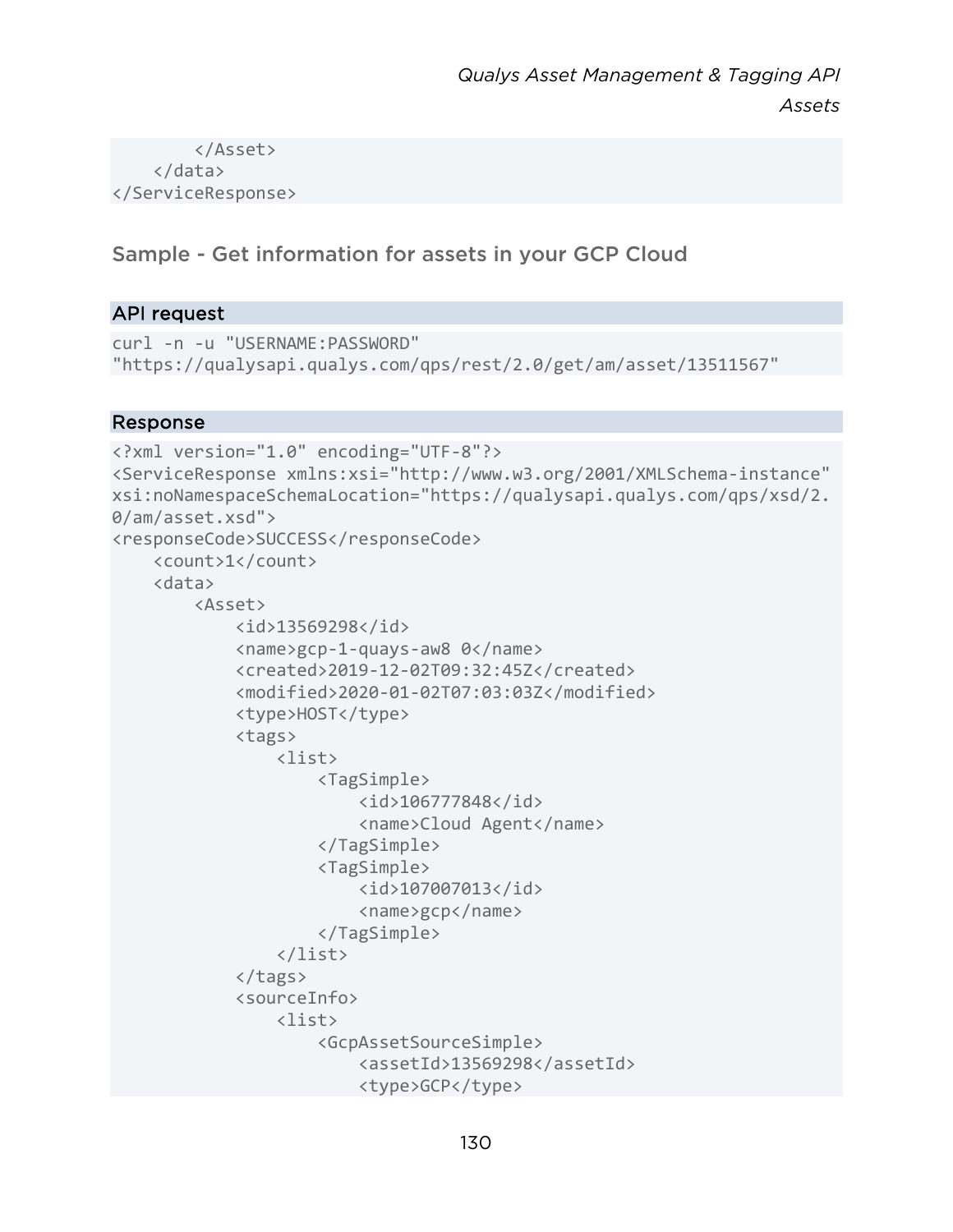```
        </Asset>
    </data>
</ServiceResponse>
```

### Sample - Get information for assets in your GCP Cloud

**API request**

```
curl -n -u "USERNAME:PASSWORD"
"https://qualysapi.qualys.com/qps/rest/2.0/get/am/asset/13511567"
```

**Response**

```
<?xml version="1.0" encoding="UTF-8"?>
<ServiceResponse xmlns:xsi="http://www.w3.org/2001/XMLSchema-instance"
xsi:noNamespaceSchemaLocation="https://qualysapi.qualys.com/qps/xsd/2.
0/am/asset.xsd">
<responseCode>SUCCESS</responseCode>
    <count>1</count>
    <data>
        <Asset>
            <id>13569298</id>
            <name>gcp-1-quays-aw8 0</name>
            <created>2019-12-02T09:32:45Z</created>
            <modified>2020-01-02T07:03:03Z</modified>
            <type>HOST</type>
            <tags>
                <list>
                    <TagSimple>
                        <id>106777848</id>
                        <name>Cloud Agent</name>
                    </TagSimple>
                    <TagSimple>
                        <id>107007013</id>
                        <name>gcp</name>
                    </TagSimple>
                </list>
            </tags>
            <sourceInfo>
                <list>
                    <GcpAssetSourceSimple>
                        <assetId>13569298</assetId>
                        <type>GCP</type>
```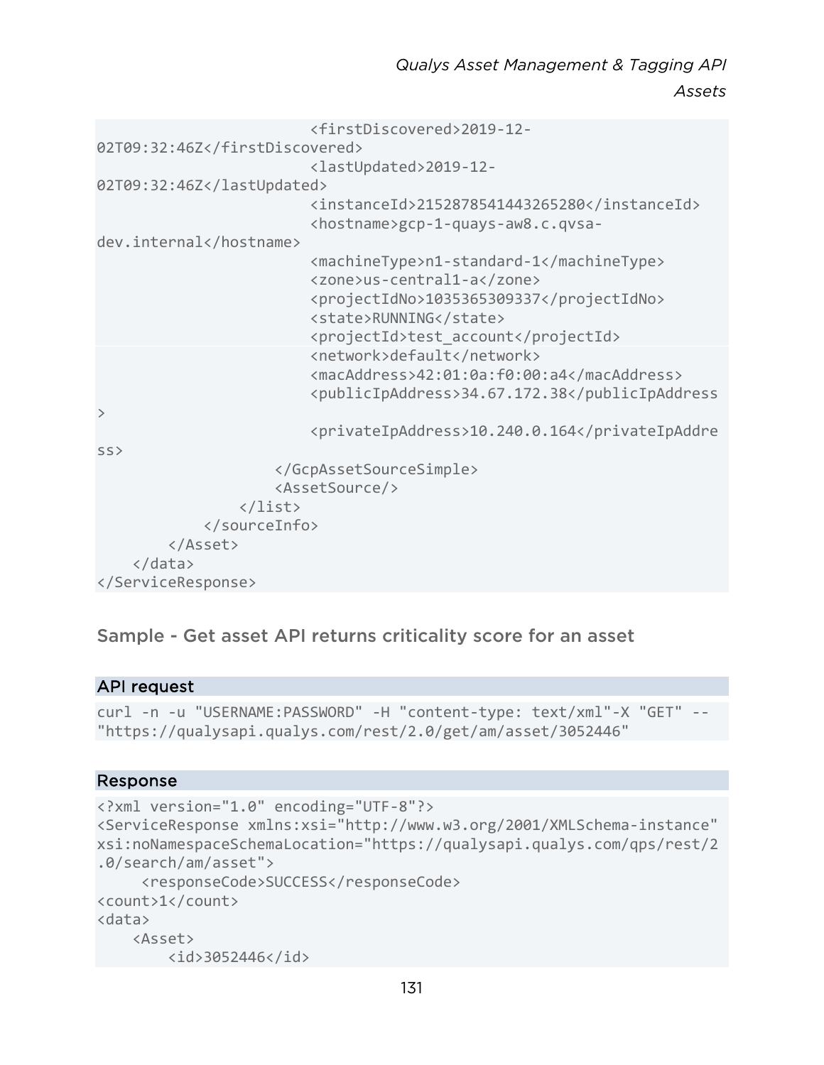```
                        <firstDiscovered>2019-12-
02T09:32:46Z</firstDiscovered>
                        <lastUpdated>2019-12-
02T09:32:46Z</lastUpdated>
                        <instanceId>2152878541443265280</instanceId>
                        <hostname>gcp-1-quays-aw8.c.qvsa-
dev.internal</hostname>
                        <machineType>n1-standard-1</machineType>
                        <zone>us-central1-a</zone>
                        <projectIdNo>1035365309337</projectIdNo>
                        <state>RUNNING</state>
                        <projectId>test_account</projectId>
                        <network>default</network>
                        <macAddress>42:01:0a:f0:00:a4</macAddress>
                        <publicIpAddress>34.67.172.38</publicIpAddress
>
                        <privateIpAddress>10.240.0.164</privateIpAddre
ss>
                    </GcpAssetSourceSimple>
                    <AssetSource/>
                </list>
            </sourceInfo>
        </Asset>
    </data>
</ServiceResponse>
```

## Sample - Get asset API returns criticality score for an asset

**API request**

```
curl -n -u "USERNAME:PASSWORD" -H "content-type: text/xml"-X "GET" --
"https://qualysapi.qualys.com/rest/2.0/get/am/asset/3052446"
```

**Response**

```
<?xml version="1.0" encoding="UTF-8"?>
<ServiceResponse xmlns:xsi="http://www.w3.org/2001/XMLSchema-instance"
xsi:noNamespaceSchemaLocation="https://qualysapi.qualys.com/qps/rest/2
.0/search/am/asset">
     <responseCode>SUCCESS</responseCode>
<count>1</count>
<data>
    <Asset>
        <id>3052446</id>
```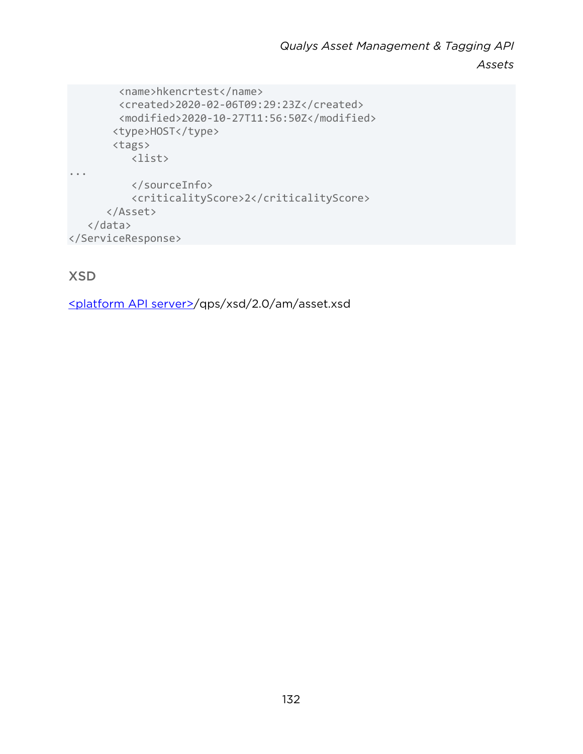```
        <name>hkencrtest</name>
        <created>2020-02-06T09:29:23Z</created>
        <modified>2020-10-27T11:56:50Z</modified>
       <type>HOST</type>
       <tags>
          <list>
...
          </sourceInfo>
          <criticalityScore>2</criticalityScore>
      </Asset>
   </data>
</ServiceResponse>
```

### XSD

<platform API server>/qps/xsd/2.0/am/asset.xsd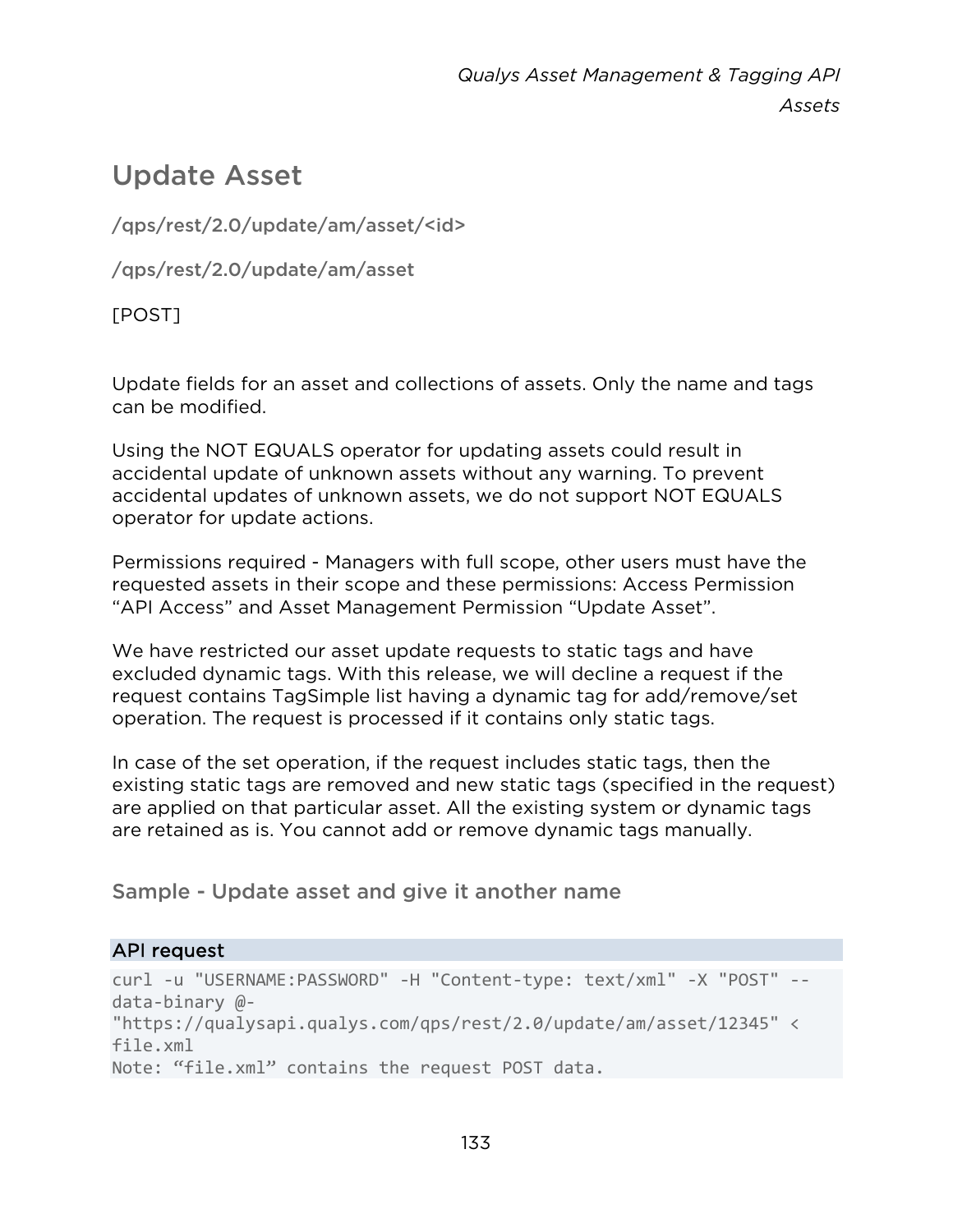## Update Assets

/qps/rest/2.0/update/am/asset/<id>

/qps/rest/2.0/update/am/asset

[POST]

Update fields for an asset and collections of assets. Only the name and tags can be modified.

Using the NOT EQUALS operator for updating assets could result in accidental update of unknown assets without any warning. To prevent accidental updates of unknown assets, we do not support NOT EQUALS operator for update actions.

Permissions required - Managers with full scope, other users must have the requested assets in their scope and these permissions: Access Permission "API Access" and Asset Management Permission "Update Asset".

We have restricted our asset update requests to static tags and have excluded dynamic tags. With this release, we will decline a request if the request contains TagSimple list having a dynamic tag for add/remove/set operation. The request is processed if it contains only static tags.

In case of the set operation, if the request includes static tags, then the existing static tags are removed and new static tags (specified in the request) are applied on that particular asset. All the existing system or dynamic tags are retained as is. You cannot add or remove dynamic tags manually.

### Sample - Update asset and give it another name

**API request**

```
curl -u "USERNAME:PASSWORD" -H "Content-type: text/xml" -X "POST" --
data-binary @-
"https://qualysapi.qualys.com/qps/rest/2.0/update/am/asset/12345" <
file.xml
Note: "file.xml" contains the request POST data.
```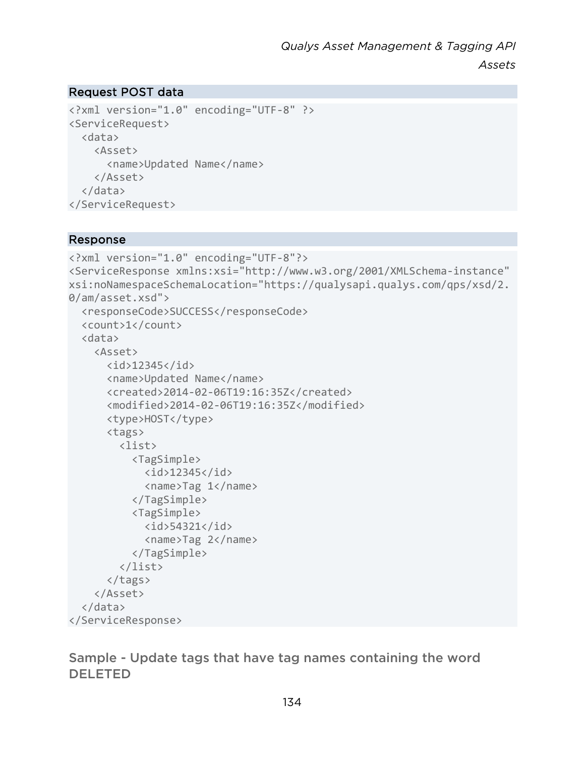### Request POST data

```
<?xml version="1.0" encoding="UTF-8" ?>
<ServiceRequest>
  <data>
    <Asset>
      <name>Updated Name</name>
    </Asset>
  </data>
</ServiceRequest>
```

### Response

```
<?xml version="1.0" encoding="UTF-8"?>
<ServiceResponse xmlns:xsi="http://www.w3.org/2001/XMLSchema-instance"
xsi:noNamespaceSchemaLocation="https://qualysapi.qualys.com/qps/xsd/2.
0/am/asset.xsd">
  <responseCode>SUCCESS</responseCode>
  <count>1</count>
  <data>
    <Asset>
      <id>12345</id>
      <name>Updated Name</name>
      <created>2014-02-06T19:16:35Z</created>
      <modified>2014-02-06T19:16:35Z</modified>
      <type>HOST</type>
      <tags>
        <list>
          <TagSimple>
            <id>12345</id>
            <name>Tag 1</name>
          </TagSimple>
          <TagSimple>
            <id>54321</id>
            <name>Tag 2</name>
          </TagSimple>
        </list>
      </tags>
    </Asset>
  </data>
</ServiceResponse>
```

## Sample - Update tags that have tag names containing the word DELETED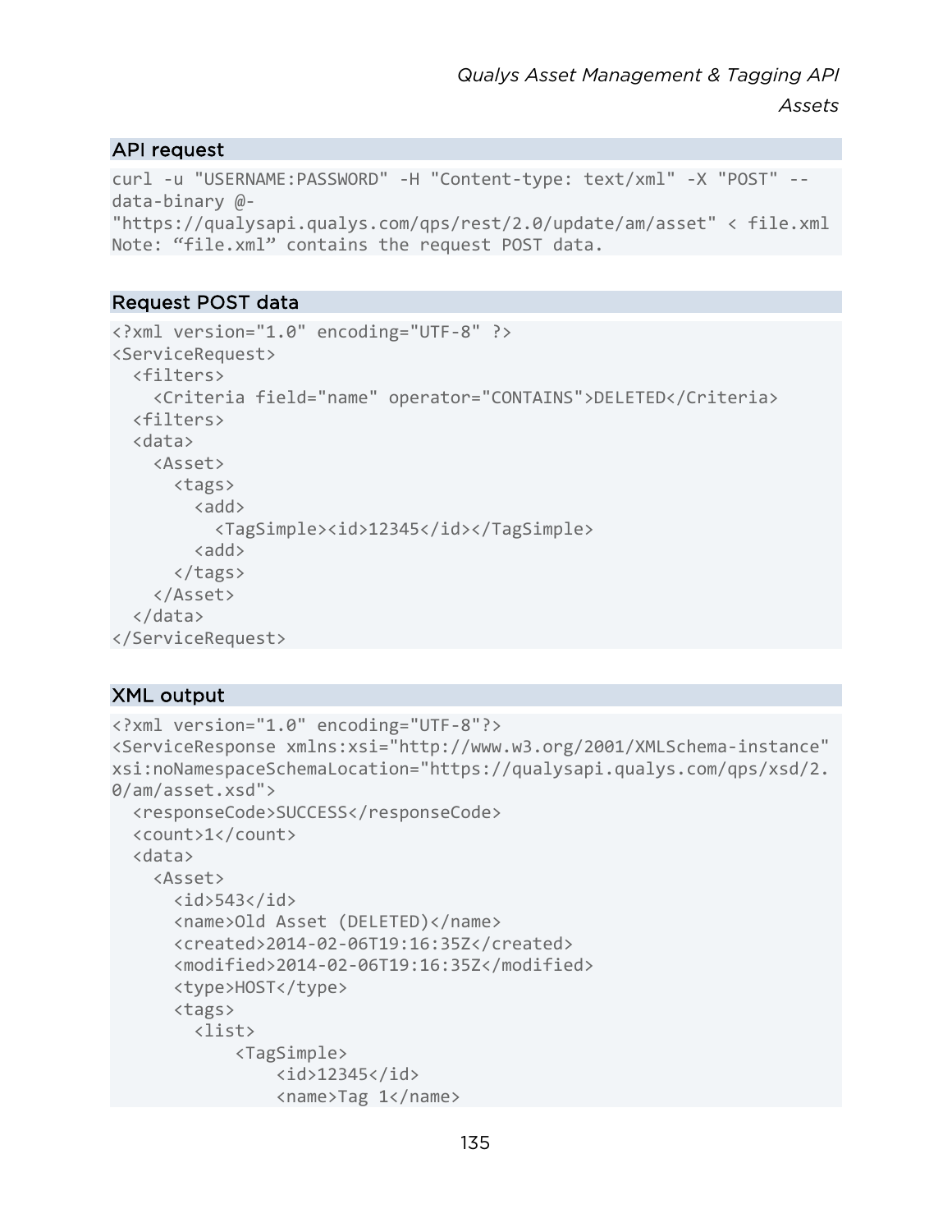### API request

```
curl -u "USERNAME:PASSWORD" -H "Content-type: text/xml" -X "POST" --
data-binary @-
"https://qualysapi.qualys.com/qps/rest/2.0/update/am/asset" < file.xml
Note: “file.xml” contains the request POST data.
```

### Request POST data

```
<?xml version="1.0" encoding="UTF-8" ?>
<ServiceRequest>
  <filters>
    <Criteria field="name" operator="CONTAINS">DELETED</Criteria>
  <filters>
  <data>
    <Asset>
      <tags>
        <add>
          <TagSimple><id>12345</id></TagSimple>
        <add>
      </tags>
    </Asset>
  </data>
</ServiceRequest>
```

### XML output

```
<?xml version="1.0" encoding="UTF-8"?>
<ServiceResponse xmlns:xsi="http://www.w3.org/2001/XMLSchema-instance"
xsi:noNamespaceSchemaLocation="https://qualysapi.qualys.com/qps/xsd/2.
0/am/asset.xsd">
  <responseCode>SUCCESS</responseCode>
  <count>1</count>
  <data>
    <Asset>
      <id>543</id>
      <name>Old Asset (DELETED)</name>
      <created>2014-02-06T19:16:35Z</created>
      <modified>2014-02-06T19:16:35Z</modified>
      <type>HOST</type>
      <tags>
        <list>
            <TagSimple>
                <id>12345</id>
                <name>Tag 1</name>
```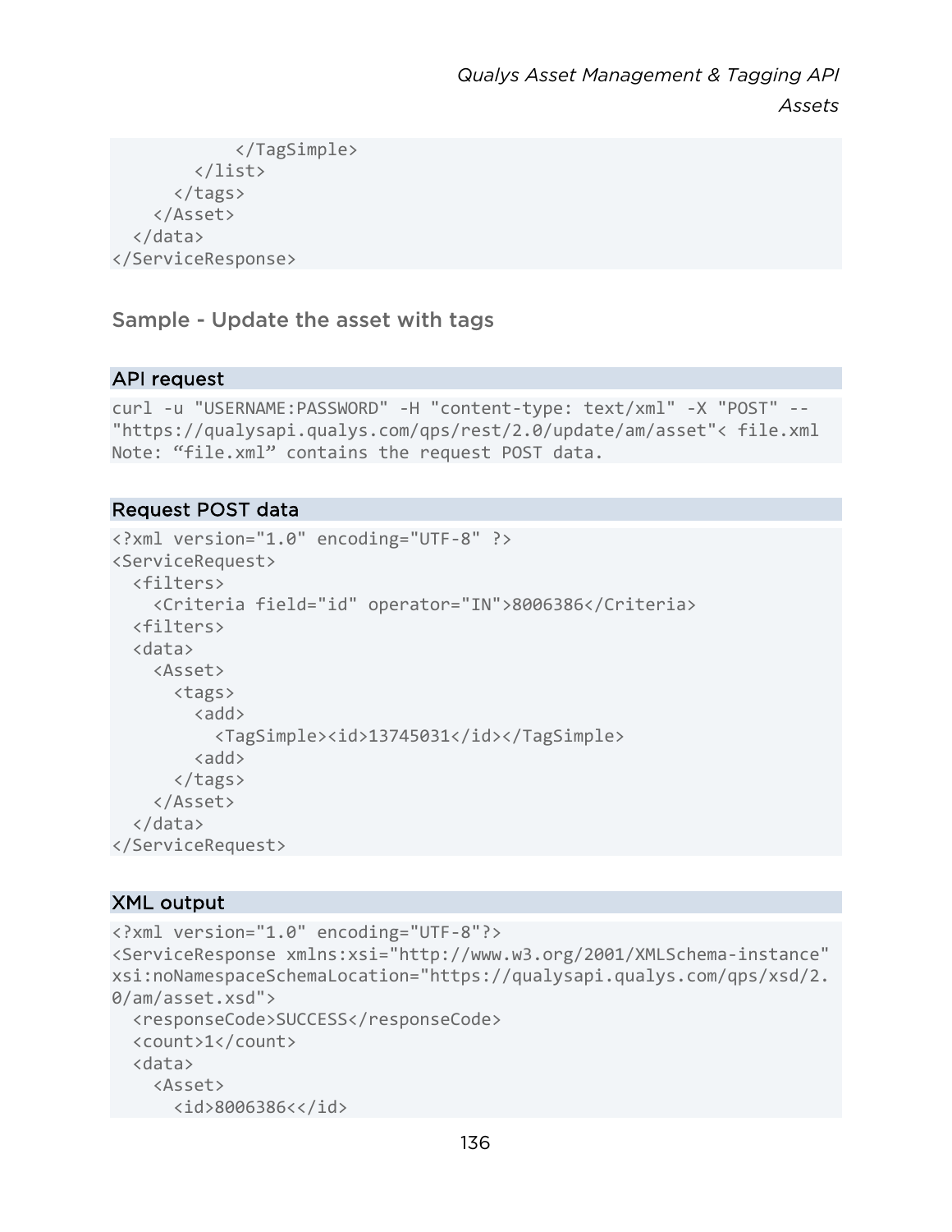```
            </TagSimple>
        </list>
      </tags>
    </Asset>
  </data>
</ServiceResponse>
```

## Sample - Update the asset with tags

### API request

```
curl -u "USERNAME:PASSWORD" -H "content-type: text/xml" -X "POST" --
"https://qualysapi.qualys.com/qps/rest/2.0/update/am/asset"< file.xml
Note: “file.xml” contains the request POST data.
```

### Request POST data

```
<?xml version="1.0" encoding="UTF-8" ?>
<ServiceRequest>
  <filters>
    <Criteria field="id" operator="IN">8006386</Criteria>
  <filters>
  <data>
    <Asset>
      <tags>
        <add>
          <TagSimple><id>13745031</id></TagSimple>
        <add>
      </tags>
    </Asset>
  </data>
</ServiceRequest>
```

### XML output

```
<?xml version="1.0" encoding="UTF-8"?>
<ServiceResponse xmlns:xsi="http://www.w3.org/2001/XMLSchema-instance"
xsi:noNamespaceSchemaLocation="https://qualysapi.qualys.com/qps/xsd/2.
0/am/asset.xsd">
  <responseCode>SUCCESS</responseCode>
  <count>1</count>
  <data>
    <Asset>
      <id>8006386<</id>
```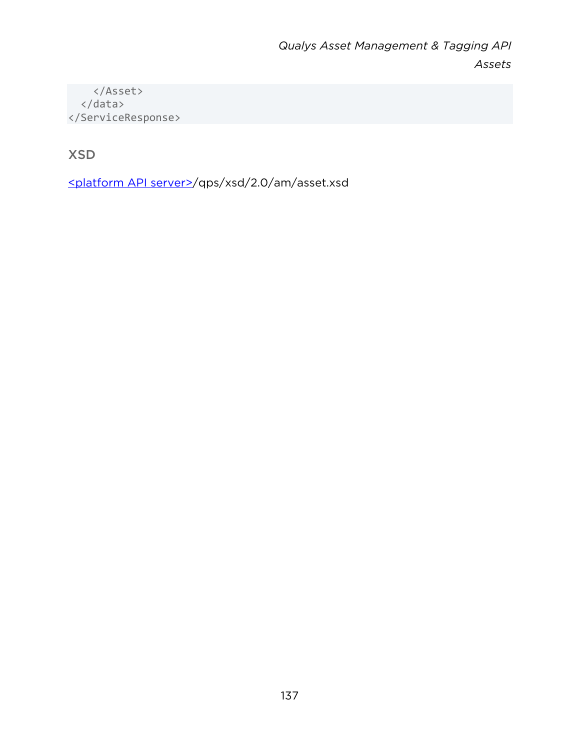```
    </Asset>
  </data>
</ServiceResponse>
```

### XSD

<platform API server>/qps/xsd/2.0/am/asset.xsd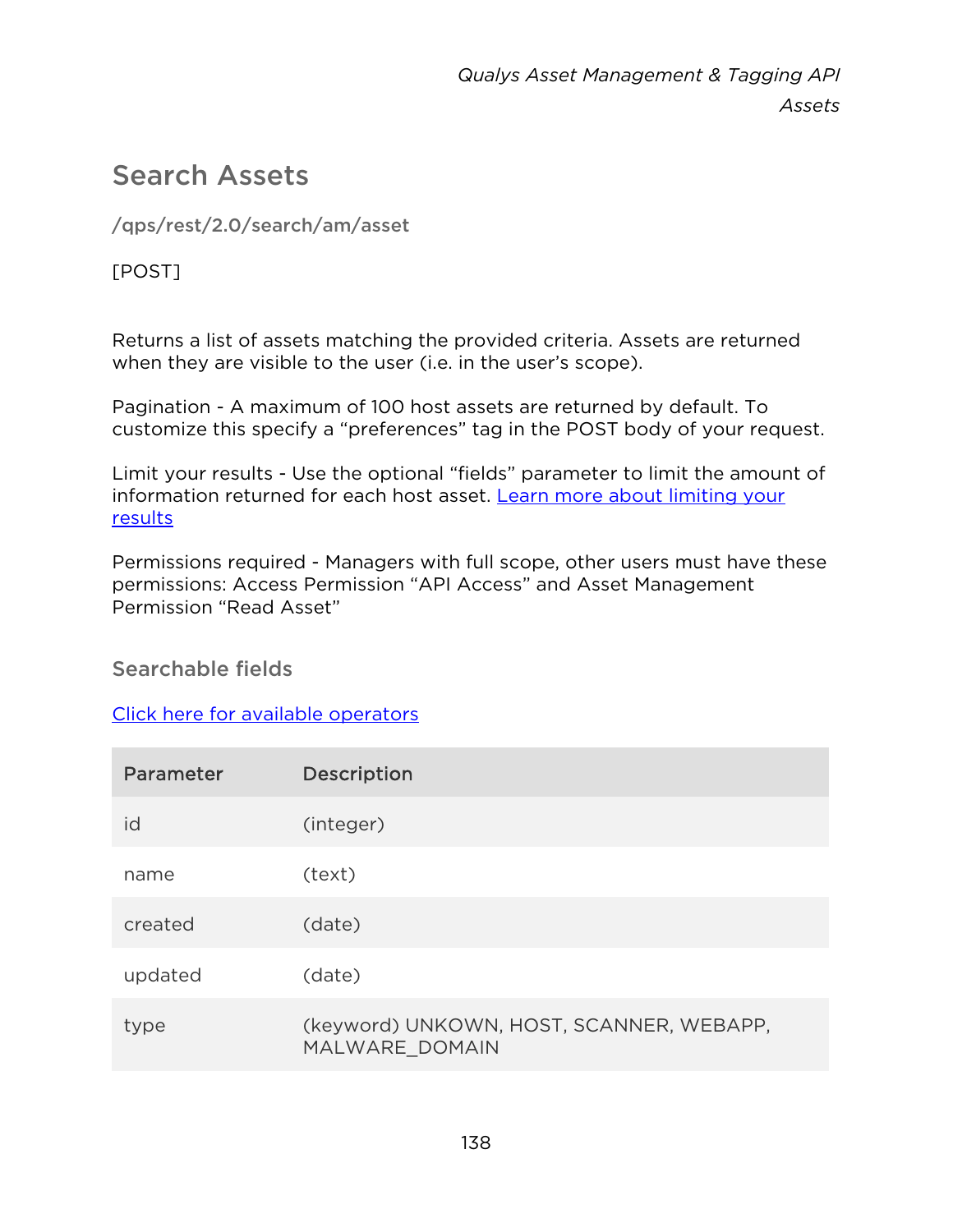## Search Assets

**/qps/rest/2.0/search/am/asset**

[POST]

Returns a list of assets matching the provided criteria. Assets are returned when they are visible to the user (i.e. in the user's scope).

Pagination - A maximum of 100 host assets are returned by default. To customize this specify a "preferences" tag in the POST body of your request.

Limit your results - Use the optional "fields" parameter to limit the amount of information returned for each host asset. Learn more about limiting your results

Permissions required - Managers with full scope, other users must have these permissions: Access Permission "API Access" and Asset Management Permission "Read Asset"

### Searchable fields

Click here for available operators

| Parameter | Description |
| --- | --- |
| id | (integer) |
| name | (text) |
| created | (date) |
| updated | (date) |
| type | (keyword) UNKOWN, HOST, SCANNER, WEBAPP, MALWARE_DOMAIN |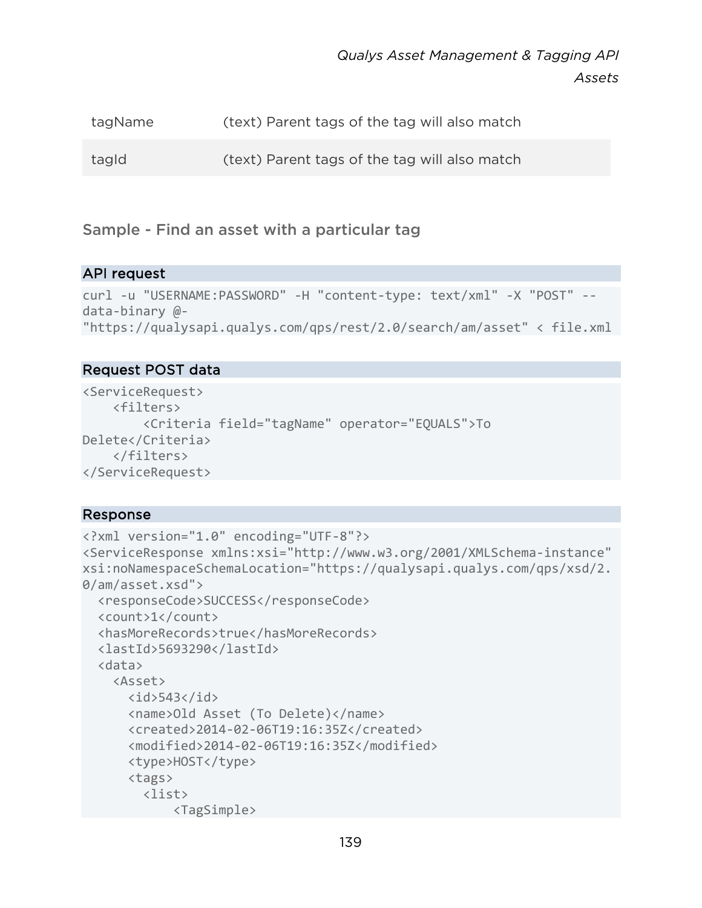| | |
|---|---|
| tagName | (text) Parent tags of the tag will also match |
| tagId | (text) Parent tags of the tag will also match |

### Sample - Find an asset with a particular tag

**API request**

```
curl -u "USERNAME:PASSWORD" -H "content-type: text/xml" -X "POST" --
data-binary @-
"https://qualysapi.qualys.com/qps/rest/2.0/search/am/asset" < file.xml
```

**Request POST data**

```
<ServiceRequest>
    <filters>
        <Criteria field="tagName" operator="EQUALS">To
Delete</Criteria>
    </filters>
</ServiceRequest>
```

**Response**

```
<?xml version="1.0" encoding="UTF-8"?>
<ServiceResponse xmlns:xsi="http://www.w3.org/2001/XMLSchema-instance"
xsi:noNamespaceSchemaLocation="https://qualysapi.qualys.com/qps/xsd/2.
0/am/asset.xsd">
  <responseCode>SUCCESS</responseCode>
  <count>1</count>
  <hasMoreRecords>true</hasMoreRecords>
  <lastId>5693290</lastId>
  <data>
    <Asset>
      <id>543</id>
      <name>Old Asset (To Delete)</name>
      <created>2014-02-06T19:16:35Z</created>
      <modified>2014-02-06T19:16:35Z</modified>
      <type>HOST</type>
      <tags>
        <list>
            <TagSimple>
```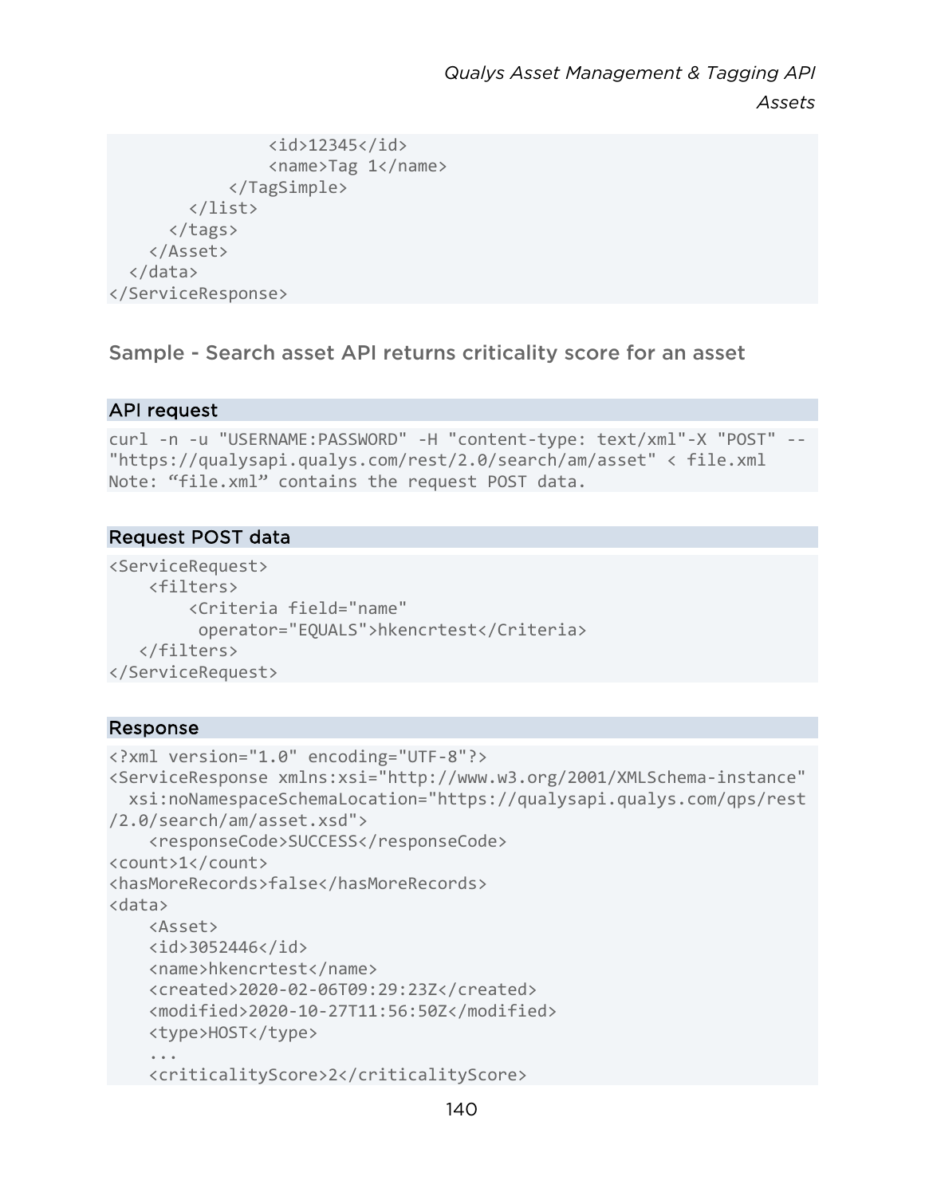```
                <id>12345</id>
                <name>Tag 1</name>
            </TagSimple>
        </list>
      </tags>
    </Asset>
  </data>
</ServiceResponse>
```

### Sample - Search asset API returns criticality score for an asset

#### API request

```
curl -n -u "USERNAME:PASSWORD" -H "content-type: text/xml"-X "POST" --
"https://qualysapi.qualys.com/rest/2.0/search/am/asset" < file.xml
Note: “file.xml” contains the request POST data.
```

#### Request POST data

```
<ServiceRequest>
    <filters>
        <Criteria field="name"
         operator="EQUALS">hkencrtest</Criteria>
   </filters>
</ServiceRequest>
```

#### Response

```
<?xml version="1.0" encoding="UTF-8"?>
<ServiceResponse xmlns:xsi="http://www.w3.org/2001/XMLSchema-instance"
  xsi:noNamespaceSchemaLocation="https://qualysapi.qualys.com/qps/rest
/2.0/search/am/asset.xsd">
    <responseCode>SUCCESS</responseCode>
<count>1</count>
<hasMoreRecords>false</hasMoreRecords>
<data>
    <Asset>
    <id>3052446</id>
    <name>hkencrtest</name>
    <created>2020-02-06T09:29:23Z</created>
    <modified>2020-10-27T11:56:50Z</modified>
    <type>HOST</type>
    ...
    <criticalityScore>2</criticalityScore>
```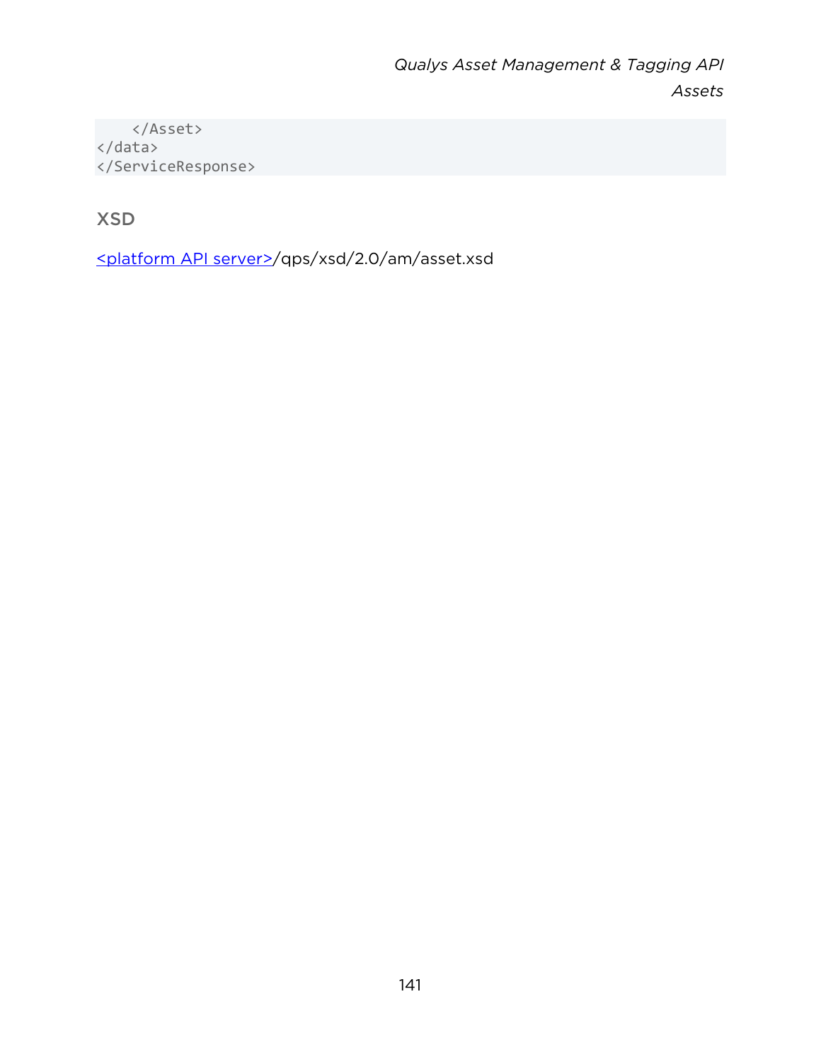```
    </Asset>
</data>
</ServiceResponse>
```

### XSD

<platform API server>/qps/xsd/2.0/am/asset.xsd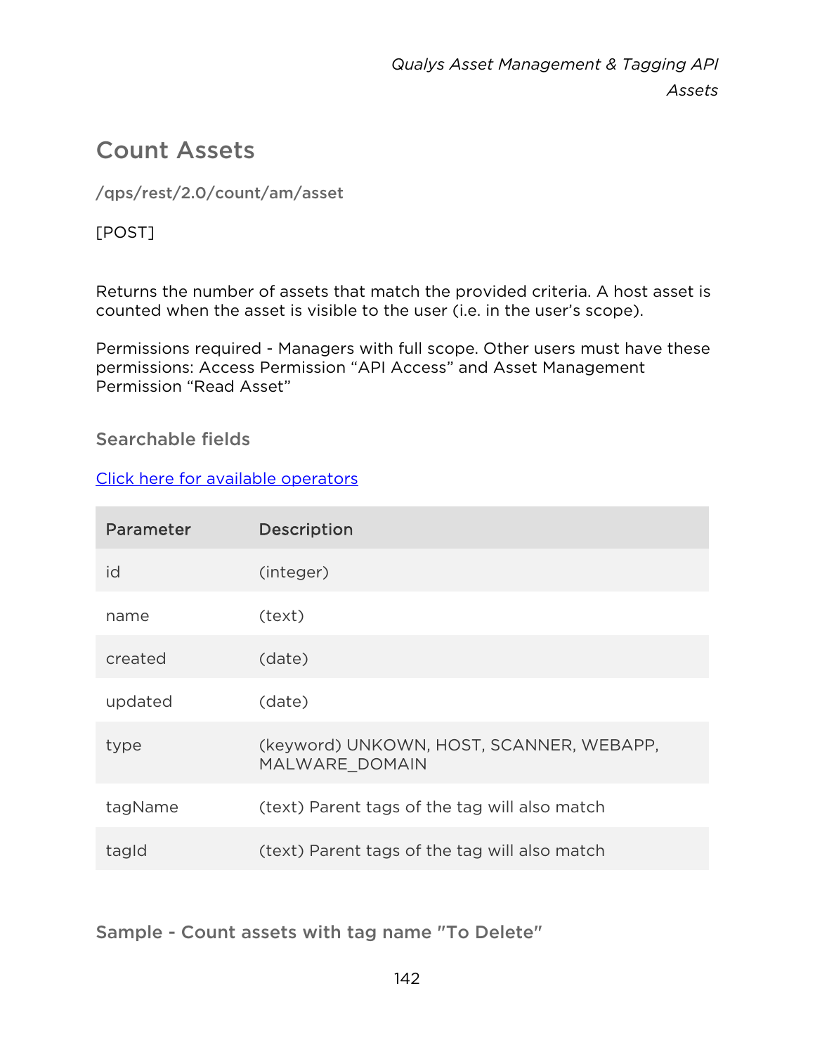## Count Assets

**/qps/rest/2.0/count/am/asset**

[POST]

Returns the number of assets that match the provided criteria. A host asset is counted when the asset is visible to the user (i.e. in the user's scope).

Permissions required - Managers with full scope. Other users must have these permissions: Access Permission "API Access" and Asset Management Permission "Read Asset"

### Searchable fields

[Click here for available operators]

| Parameter | Description |
|---|---|
| id | (integer) |
| name | (text) |
| created | (date) |
| updated | (date) |
| type | (keyword) UNKOWN, HOST, SCANNER, WEBAPP, MALWARE_DOMAIN |
| tagName | (text) Parent tags of the tag will also match |
| tagId | (text) Parent tags of the tag will also match |

### Sample - Count assets with tag name "To Delete"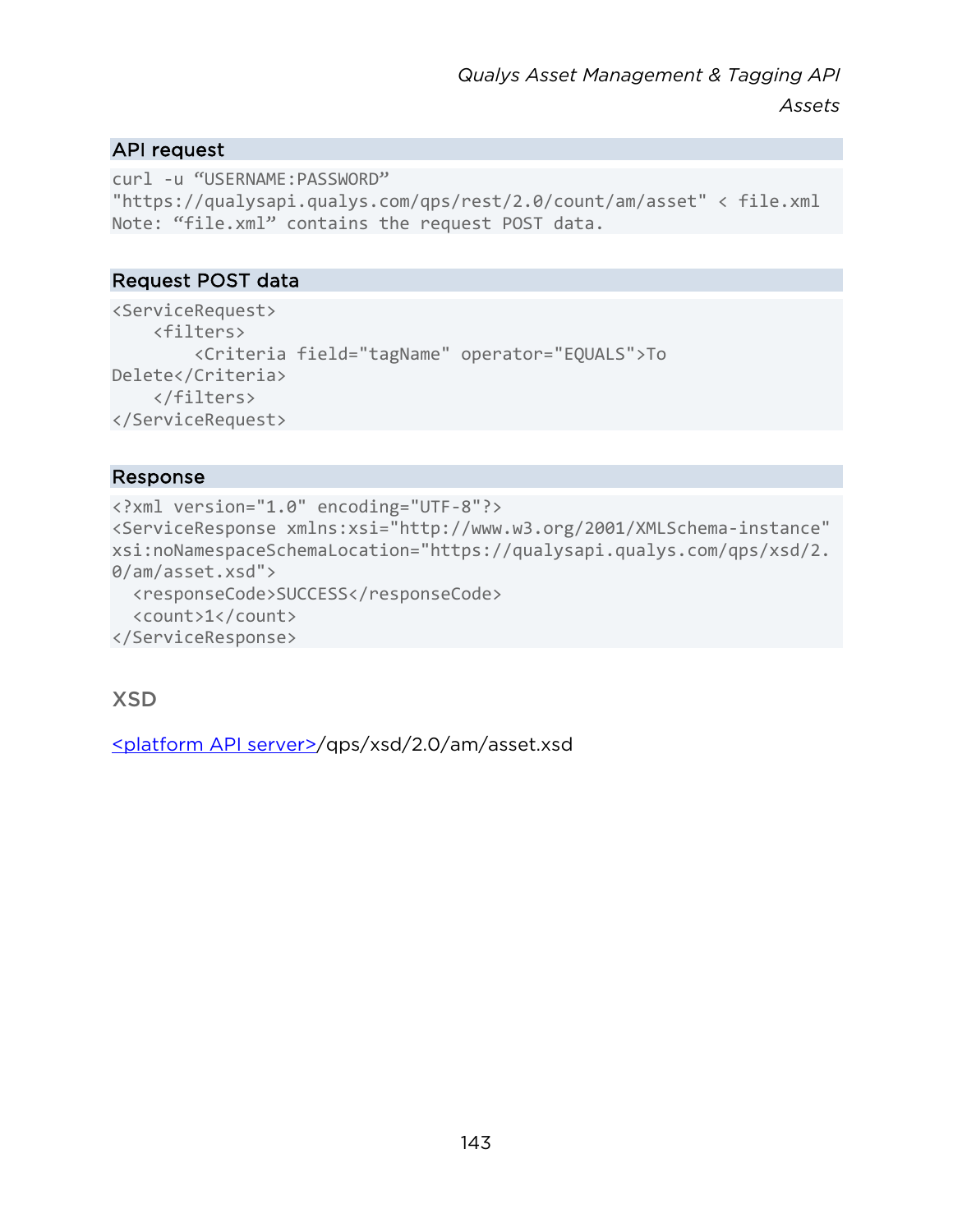## API request

```
curl -u “USERNAME:PASSWORD”
"https://qualysapi.qualys.com/qps/rest/2.0/count/am/asset" < file.xml
Note: “file.xml” contains the request POST data.
```

## Request POST data

```
<ServiceRequest>
    <filters>
        <Criteria field="tagName" operator="EQUALS">To
Delete</Criteria>
    </filters>
</ServiceRequest>
```

## Response

```
<?xml version="1.0" encoding="UTF-8"?>
<ServiceResponse xmlns:xsi="http://www.w3.org/2001/XMLSchema-instance"
xsi:noNamespaceSchemaLocation="https://qualysapi.qualys.com/qps/xsd/2.
0/am/asset.xsd">
  <responseCode>SUCCESS</responseCode>
  <count>1</count>
</ServiceResponse>
```

### XSD

<platform API server>/qps/xsd/2.0/am/asset.xsd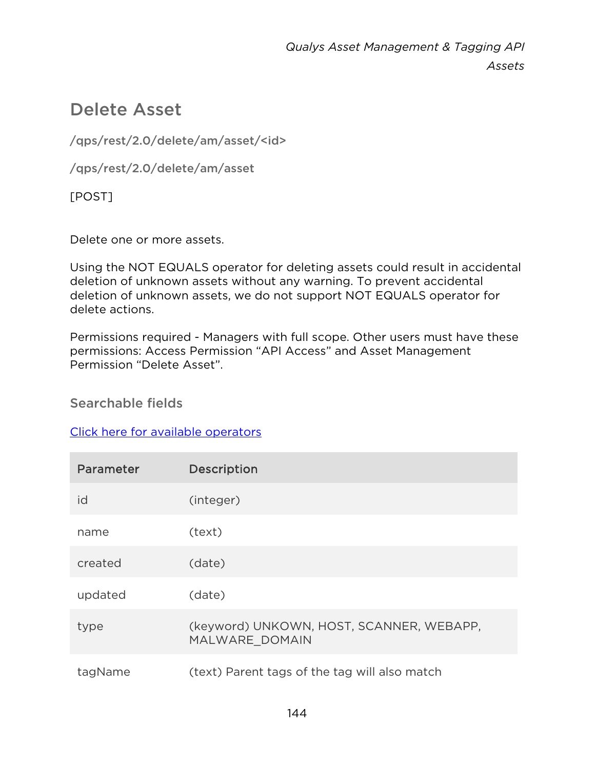## Delete Asset

**/qps/rest/2.0/delete/am/asset/<id>**

**/qps/rest/2.0/delete/am/asset**

[POST]

Delete one or more assets.

Using the NOT EQUALS operator for deleting assets could result in accidental deletion of unknown assets without any warning. To prevent accidental deletion of unknown assets, we do not support NOT EQUALS operator for delete actions.

Permissions required - Managers with full scope. Other users must have these permissions: Access Permission “API Access” and Asset Management Permission “Delete Asset”.

### Searchable fields

[Click here for available operators]

| Parameter | Description |
|---|---|
| id | (integer) |
| name | (text) |
| created | (date) |
| updated | (date) |
| type | (keyword) UNKOWN, HOST, SCANNER, WEBAPP, MALWARE_DOMAIN |
| tagName | (text) Parent tags of the tag will also match |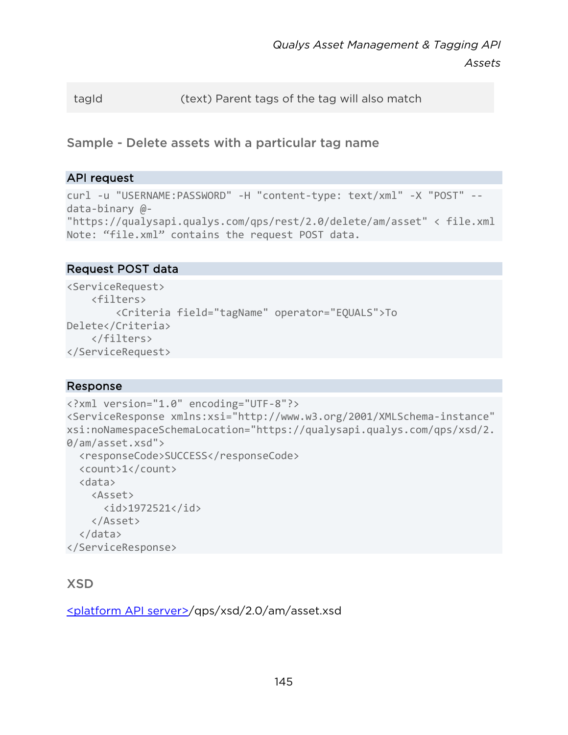| | |
|---|---|
| tagId | (text) Parent tags of the tag will also match |

### Sample - Delete assets with a particular tag name

**API request**

```
curl -u "USERNAME:PASSWORD" -H "content-type: text/xml" -X "POST" --
data-binary @-
"https://qualysapi.qualys.com/qps/rest/2.0/delete/am/asset" < file.xml
Note: "file.xml" contains the request POST data.
```

**Request POST data**

```
<ServiceRequest>
    <filters>
        <Criteria field="tagName" operator="EQUALS">To
Delete</Criteria>
    </filters>
</ServiceRequest>
```

**Response**

```
<?xml version="1.0" encoding="UTF-8"?>
<ServiceResponse xmlns:xsi="http://www.w3.org/2001/XMLSchema-instance"
xsi:noNamespaceSchemaLocation="https://qualysapi.qualys.com/qps/xsd/2.
0/am/asset.xsd">
  <responseCode>SUCCESS</responseCode>
  <count>1</count>
  <data>
    <Asset>
      <id>1972521</id>
    </Asset>
  </data>
</ServiceResponse>
```

### XSD

<platform API server>/qps/xsd/2.0/am/asset.xsd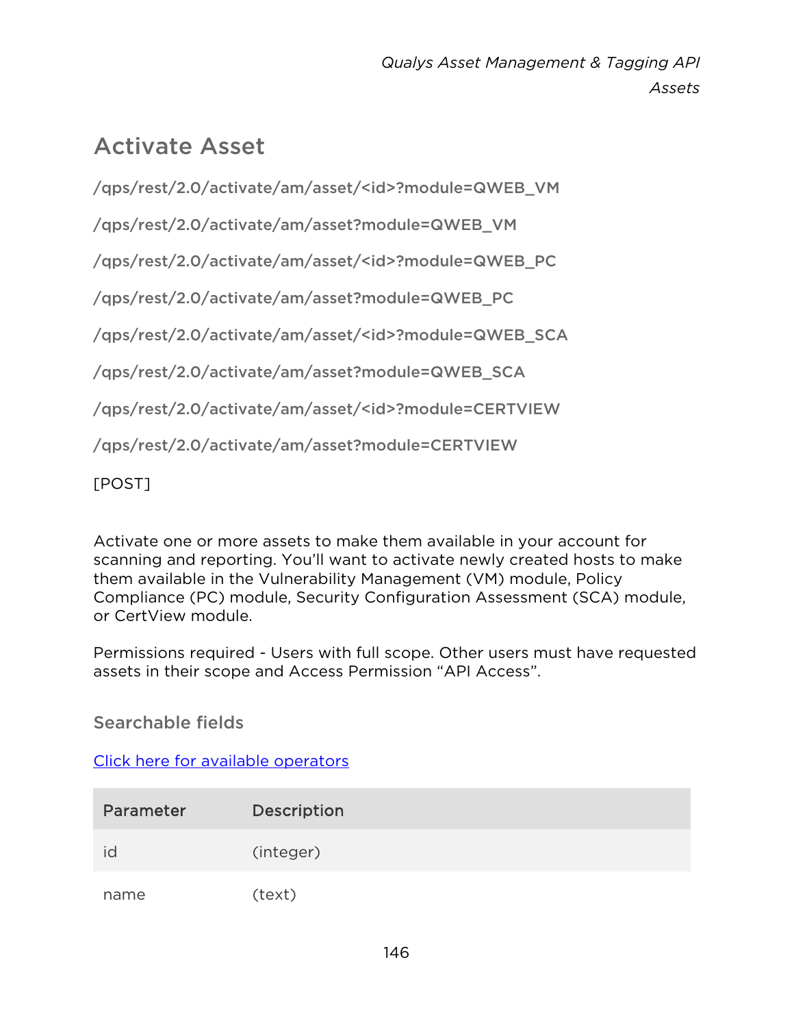## Activate Asset

/qps/rest/2.0/activate/am/asset/<id>?module=QWEB_VM

/qps/rest/2.0/activate/am/asset?module=QWEB_VM

/qps/rest/2.0/activate/am/asset/<id>?module=QWEB_PC

/qps/rest/2.0/activate/am/asset?module=QWEB_PC

/qps/rest/2.0/activate/am/asset/<id>?module=QWEB_SCA

/qps/rest/2.0/activate/am/asset?module=QWEB_SCA

/qps/rest/2.0/activate/am/asset/<id>?module=CERTVIEW

/qps/rest/2.0/activate/am/asset?module=CERTVIEW

[POST]

Activate one or more assets to make them available in your account for scanning and reporting. You'll want to activate newly created hosts to make them available in the Vulnerability Management (VM) module, Policy Compliance (PC) module, Security Configuration Assessment (SCA) module, or CertView module.

Permissions required - Users with full scope. Other users must have requested assets in their scope and Access Permission "API Access".

### Searchable fields

Click here for available operators

| Parameter | Description |
| --- | --- |
| id | (integer) |
| name | (text) |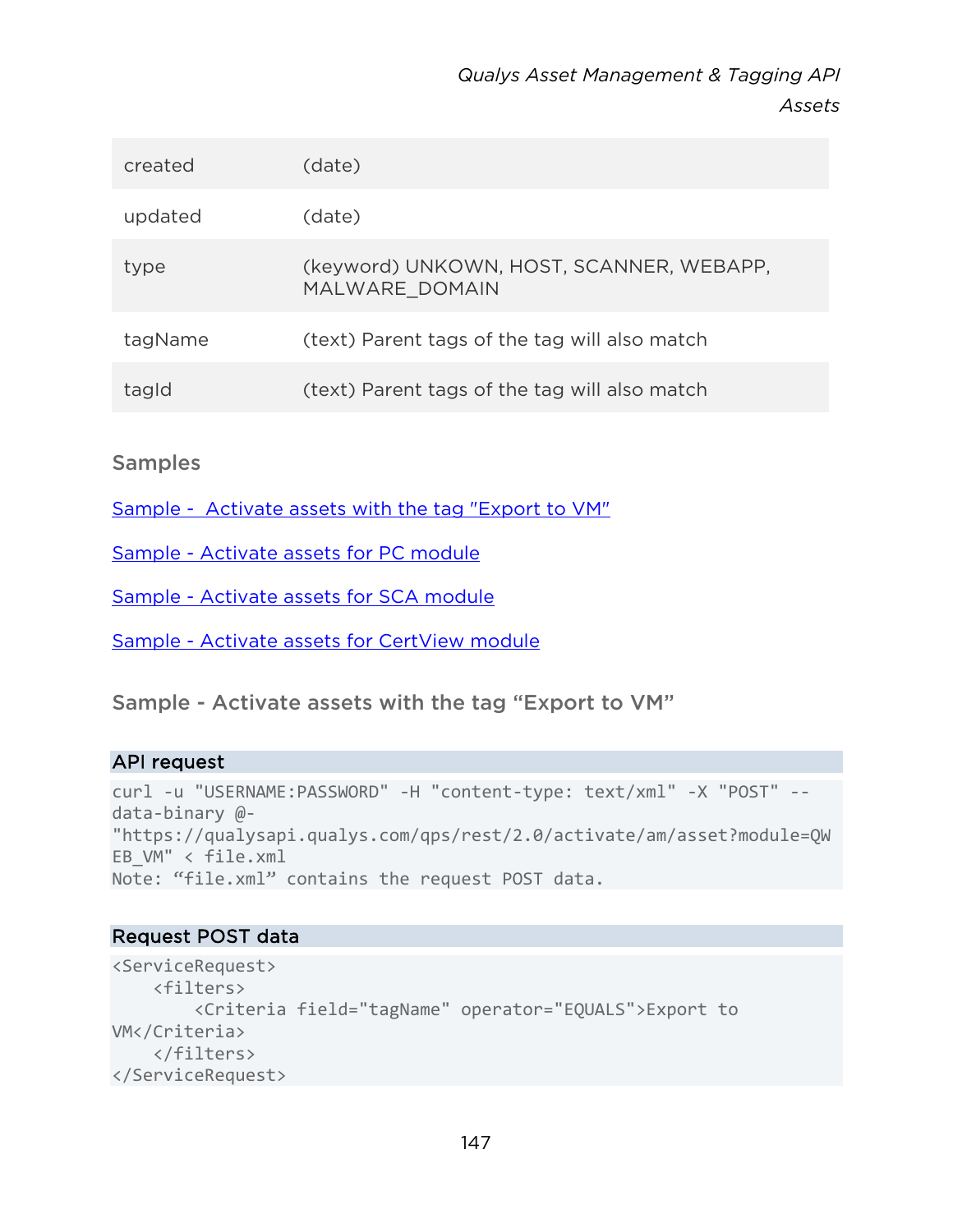| | |
|---|---|
| created | (date) |
| updated | (date) |
| type | (keyword) UNKOWN, HOST, SCANNER, WEBAPP, MALWARE_DOMAIN |
| tagName | (text) Parent tags of the tag will also match |
| tagId | (text) Parent tags of the tag will also match |

### Samples

Sample - Activate assets with the tag "Export to VM"

Sample - Activate assets for PC module

Sample - Activate assets for SCA module

Sample - Activate assets for CertView module

### Sample - Activate assets with the tag "Export to VM"

**API request**

```
curl -u "USERNAME:PASSWORD" -H "content-type: text/xml" -X "POST" --
data-binary @-
"https://qualysapi.qualys.com/qps/rest/2.0/activate/am/asset?module=QW
EB_VM" < file.xml
Note: "file.xml" contains the request POST data.
```

**Request POST data**

```
<ServiceRequest>
    <filters>
        <Criteria field="tagName" operator="EQUALS">Export to
VM</Criteria>
    </filters>
</ServiceRequest>
```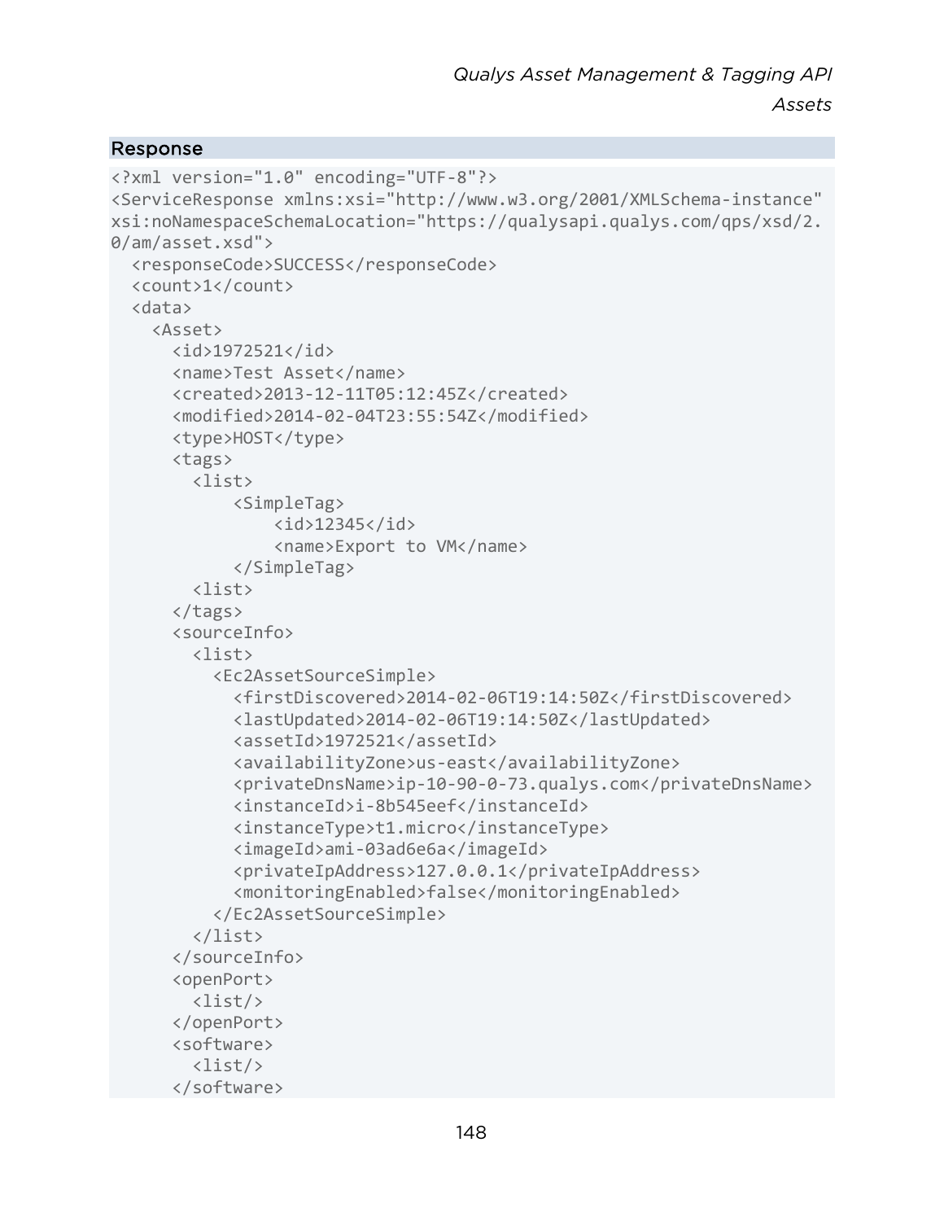### Response

```
<?xml version="1.0" encoding="UTF-8"?>
<ServiceResponse xmlns:xsi="http://www.w3.org/2001/XMLSchema-instance"
xsi:noNamespaceSchemaLocation="https://qualysapi.qualys.com/qps/xsd/2.
0/am/asset.xsd">
  <responseCode>SUCCESS</responseCode>
  <count>1</count>
  <data>
    <Asset>
      <id>1972521</id>
      <name>Test Asset</name>
      <created>2013-12-11T05:12:45Z</created>
      <modified>2014-02-04T23:55:54Z</modified>
      <type>HOST</type>
      <tags>
        <list>
            <SimpleTag>
                <id>12345</id>
                <name>Export to VM</name>
            </SimpleTag>
        <list>
      </tags>
      <sourceInfo>
        <list>
          <Ec2AssetSourceSimple>
            <firstDiscovered>2014-02-06T19:14:50Z</firstDiscovered>
            <lastUpdated>2014-02-06T19:14:50Z</lastUpdated>
            <assetId>1972521</assetId>
            <availabilityZone>us-east</availabilityZone>
            <privateDnsName>ip-10-90-0-73.qualys.com</privateDnsName>
            <instanceId>i-8b545eef</instanceId>
            <instanceType>t1.micro</instanceType>
            <imageId>ami-03ad6e6a</imageId>
            <privateIpAddress>127.0.0.1</privateIpAddress>
            <monitoringEnabled>false</monitoringEnabled>
          </Ec2AssetSourceSimple>
        </list>
      </sourceInfo>
      <openPort>
        <list/>
      </openPort>
      <software>
        <list/>
      </software>
```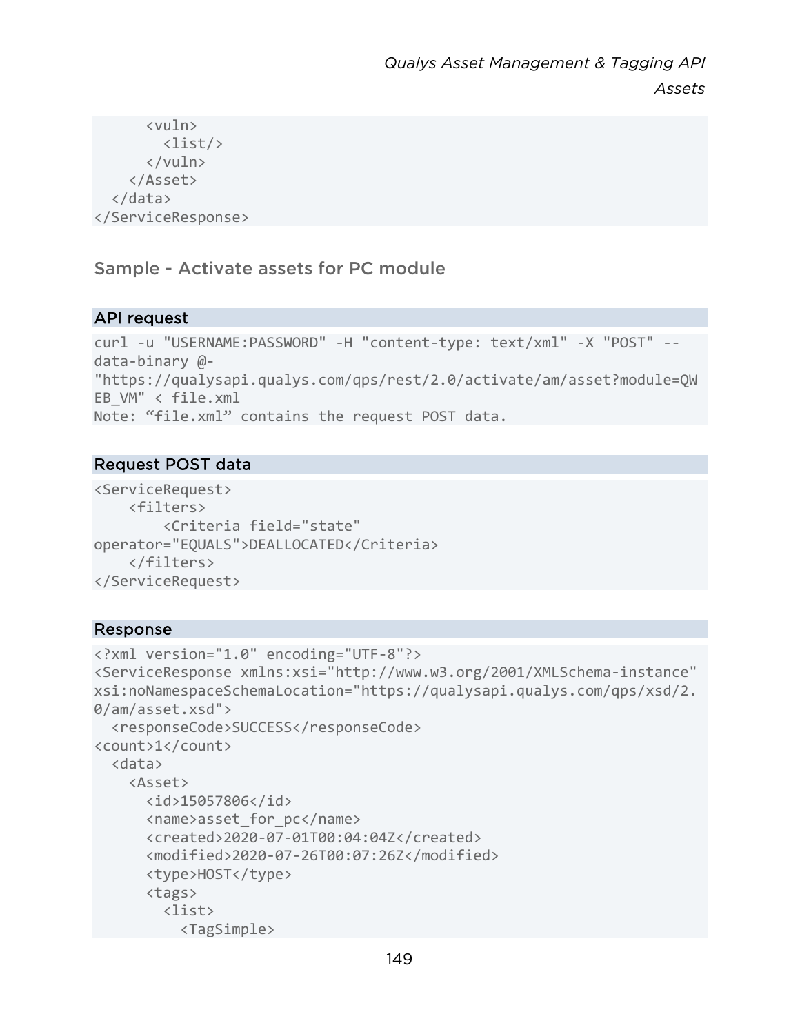```
      <vuln>
        <list/>
      </vuln>
    </Asset>
  </data>
</ServiceResponse>
```

### Sample - Activate assets for PC module

#### API request

```
curl -u "USERNAME:PASSWORD" -H "content-type: text/xml" -X "POST" --
data-binary @-
"https://qualysapi.qualys.com/qps/rest/2.0/activate/am/asset?module=QW
EB_VM" < file.xml
Note: “file.xml” contains the request POST data.
```

#### Request POST data

```
<ServiceRequest>
    <filters>
        <Criteria field="state"
operator="EQUALS">DEALLOCATED</Criteria>
    </filters>
</ServiceRequest>
```

#### Response

```
<?xml version="1.0" encoding="UTF-8"?>
<ServiceResponse xmlns:xsi="http://www.w3.org/2001/XMLSchema-instance"
xsi:noNamespaceSchemaLocation="https://qualysapi.qualys.com/qps/xsd/2.
0/am/asset.xsd">
  <responseCode>SUCCESS</responseCode>
<count>1</count>
  <data>
    <Asset>
      <id>15057806</id>
      <name>asset_for_pc</name>
      <created>2020-07-01T00:04:04Z</created>
      <modified>2020-07-26T00:07:26Z</modified>
      <type>HOST</type>
      <tags>
        <list>
          <TagSimple>
```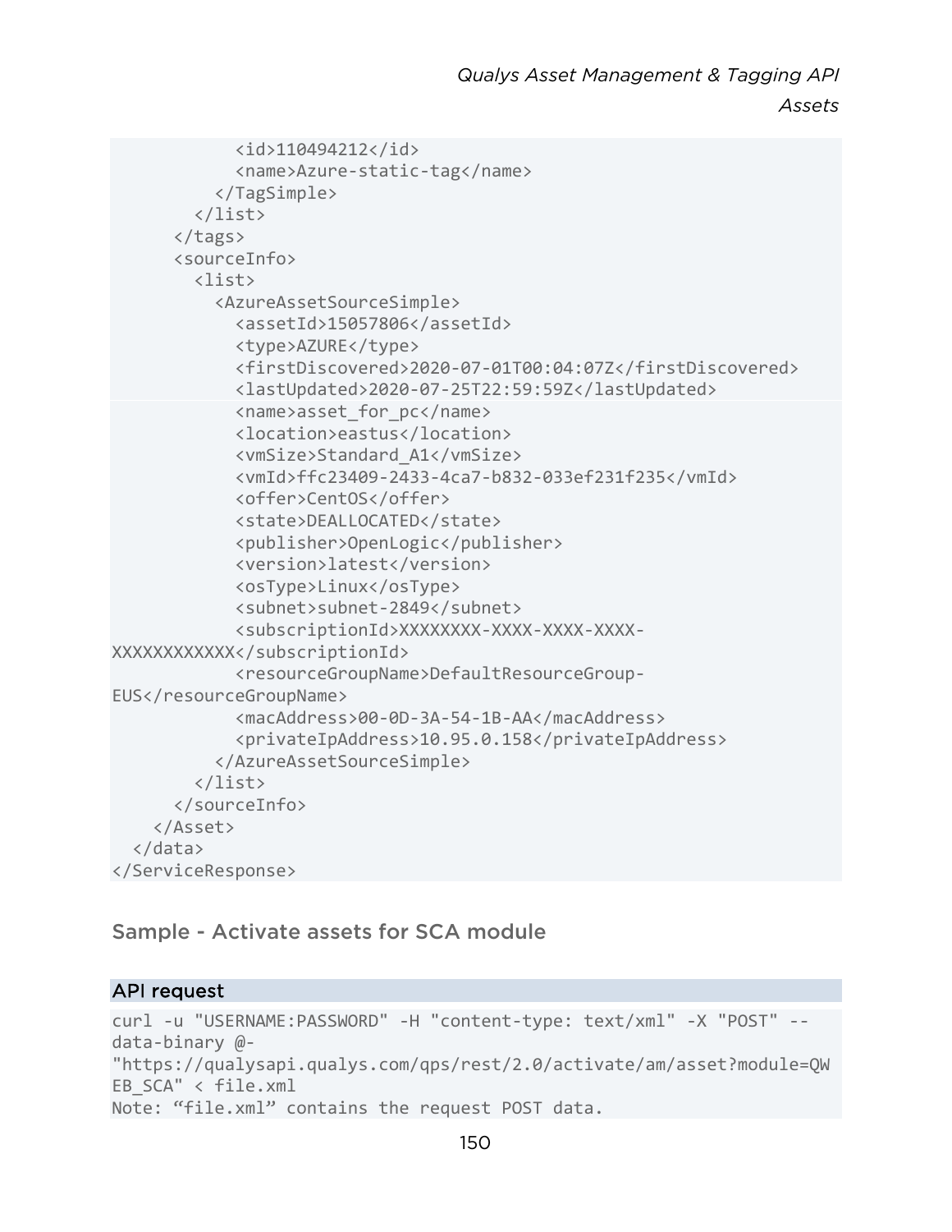```
            <id>110494212</id>
            <name>Azure-static-tag</name>
          </TagSimple>
        </list>
      </tags>
      <sourceInfo>
        <list>
          <AzureAssetSourceSimple>
            <assetId>15057806</assetId>
            <type>AZURE</type>
            <firstDiscovered>2020-07-01T00:04:07Z</firstDiscovered>
            <lastUpdated>2020-07-25T22:59:59Z</lastUpdated>
            <name>asset_for_pc</name>
            <location>eastus</location>
            <vmSize>Standard_A1</vmSize>
            <vmId>ffc23409-2433-4ca7-b832-033ef231f235</vmId>
            <offer>CentOS</offer>
            <state>DEALLOCATED</state>
            <publisher>OpenLogic</publisher>
            <version>latest</version>
            <osType>Linux</osType>
            <subnet>subnet-2849</subnet>
            <subscriptionId>XXXXXXXX-XXXX-XXXX-XXXX-
XXXXXXXXXXXX</subscriptionId>
            <resourceGroupName>DefaultResourceGroup-
EUS</resourceGroupName>
            <macAddress>00-0D-3A-54-1B-AA</macAddress>
            <privateIpAddress>10.95.0.158</privateIpAddress>
          </AzureAssetSourceSimple>
        </list>
      </sourceInfo>
    </Asset>
  </data>
</ServiceResponse>
```

## Sample - Activate assets for SCA module

### API request

```
curl -u "USERNAME:PASSWORD" -H "content-type: text/xml" -X "POST" --
data-binary @-
"https://qualysapi.qualys.com/qps/rest/2.0/activate/am/asset?module=QW
EB_SCA" < file.xml
Note: “file.xml” contains the request POST data.
```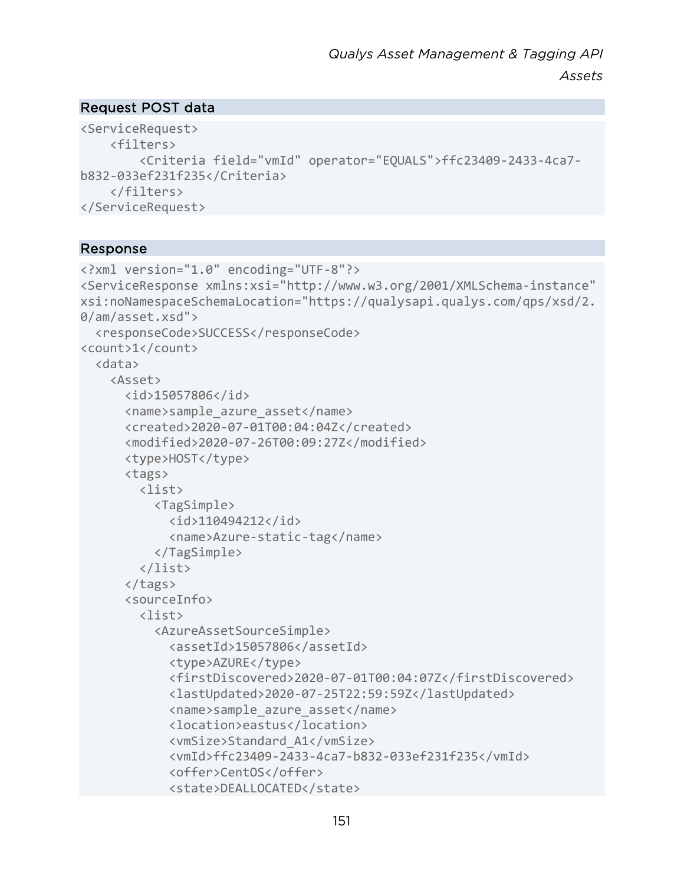### Request POST data

```
<ServiceRequest>
    <filters>
        <Criteria field="vmId" operator="EQUALS">ffc23409-2433-4ca7-
b832-033ef231f235</Criteria>
    </filters>
</ServiceRequest>
```

### Response

```
<?xml version="1.0" encoding="UTF-8"?>
<ServiceResponse xmlns:xsi="http://www.w3.org/2001/XMLSchema-instance"
xsi:noNamespaceSchemaLocation="https://qualysapi.qualys.com/qps/xsd/2.
0/am/asset.xsd">
  <responseCode>SUCCESS</responseCode>
<count>1</count>
  <data>
    <Asset>
      <id>15057806</id>
      <name>sample_azure_asset</name>
      <created>2020-07-01T00:04:04Z</created>
      <modified>2020-07-26T00:09:27Z</modified>
      <type>HOST</type>
      <tags>
        <list>
          <TagSimple>
            <id>110494212</id>
            <name>Azure-static-tag</name>
          </TagSimple>
        </list>
      </tags>
      <sourceInfo>
        <list>
          <AzureAssetSourceSimple>
            <assetId>15057806</assetId>
            <type>AZURE</type>
            <firstDiscovered>2020-07-01T00:04:07Z</firstDiscovered>
            <lastUpdated>2020-07-25T22:59:59Z</lastUpdated>
            <name>sample_azure_asset</name>
            <location>eastus</location>
            <vmSize>Standard_A1</vmSize>
            <vmId>ffc23409-2433-4ca7-b832-033ef231f235</vmId>
            <offer>CentOS</offer>
            <state>DEALLOCATED</state>
```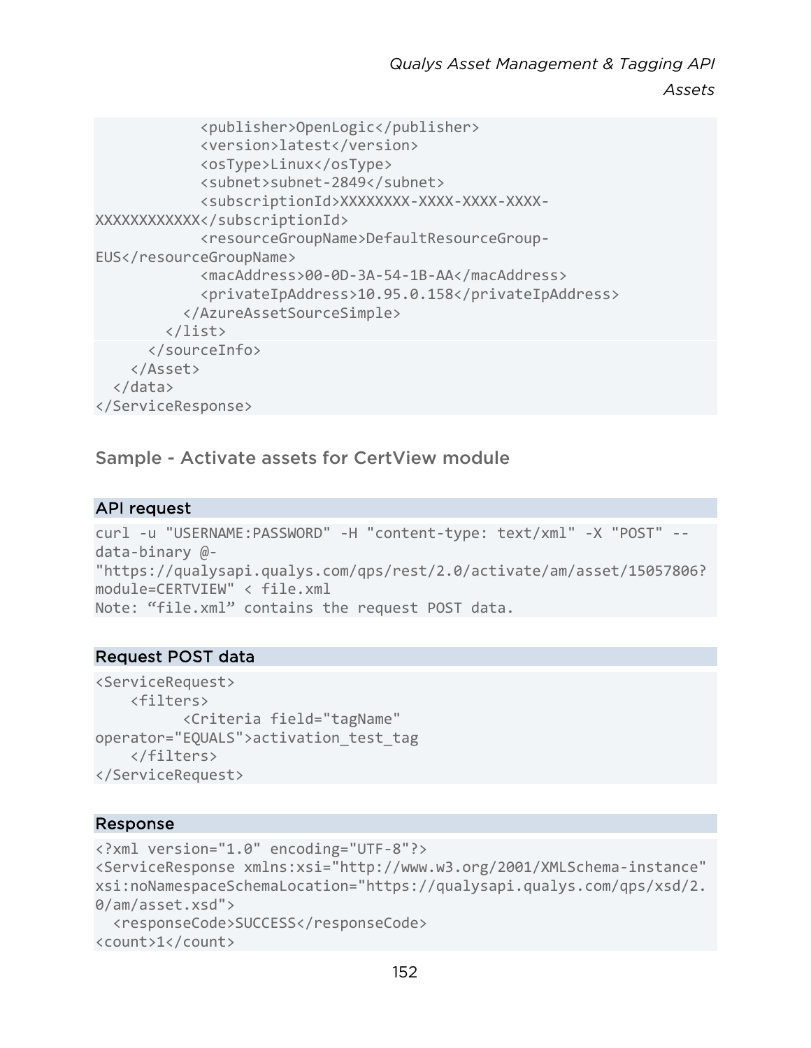```
            <publisher>OpenLogic</publisher>
            <version>latest</version>
            <osType>Linux</osType>
            <subnet>subnet-2849</subnet>
            <subscriptionId>XXXXXXXX-XXXX-XXXX-XXXX-
XXXXXXXXXXXX</subscriptionId>
            <resourceGroupName>DefaultResourceGroup-
EUS</resourceGroupName>
            <macAddress>00-0D-3A-54-1B-AA</macAddress>
            <privateIpAddress>10.95.0.158</privateIpAddress>
          </AzureAssetSourceSimple>
        </list>
      </sourceInfo>
    </Asset>
  </data>
</ServiceResponse>
```

## Sample - Activate assets for CertView module

### API request

```
curl -u "USERNAME:PASSWORD" -H "content-type: text/xml" -X "POST" --
data-binary @-
"https://qualysapi.qualys.com/qps/rest/2.0/activate/am/asset/15057806?
module=CERTVIEW" < file.xml
Note: “file.xml” contains the request POST data.
```

### Request POST data

```
<ServiceRequest>
    <filters>
          <Criteria field="tagName"
operator="EQUALS">activation_test_tag
    </filters>
</ServiceRequest>
```

### Response

```
<?xml version="1.0" encoding="UTF-8"?>
<ServiceResponse xmlns:xsi="http://www.w3.org/2001/XMLSchema-instance"
xsi:noNamespaceSchemaLocation="https://qualysapi.qualys.com/qps/xsd/2.
0/am/asset.xsd">
  <responseCode>SUCCESS</responseCode>
<count>1</count>
```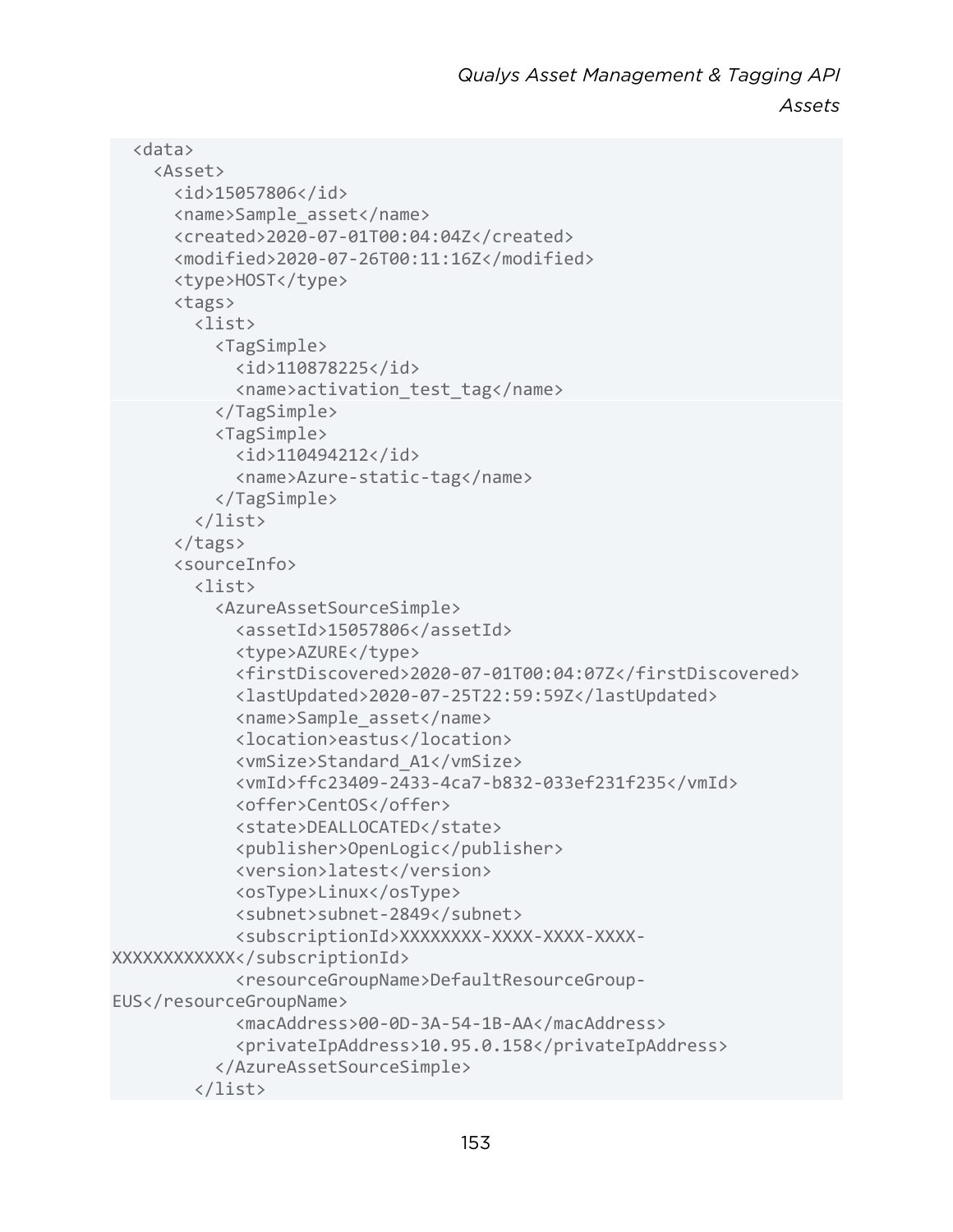```
  <data>
    <Asset>
      <id>15057806</id>
      <name>Sample_asset</name>
      <created>2020-07-01T00:04:04Z</created>
      <modified>2020-07-26T00:11:16Z</modified>
      <type>HOST</type>
      <tags>
        <list>
          <TagSimple>
            <id>110878225</id>
            <name>activation_test_tag</name>
          </TagSimple>
          <TagSimple>
            <id>110494212</id>
            <name>Azure-static-tag</name>
          </TagSimple>
        </list>
      </tags>
      <sourceInfo>
        <list>
          <AzureAssetSourceSimple>
            <assetId>15057806</assetId>
            <type>AZURE</type>
            <firstDiscovered>2020-07-01T00:04:07Z</firstDiscovered>
            <lastUpdated>2020-07-25T22:59:59Z</lastUpdated>
            <name>Sample_asset</name>
            <location>eastus</location>
            <vmSize>Standard_A1</vmSize>
            <vmId>ffc23409-2433-4ca7-b832-033ef231f235</vmId>
            <offer>CentOS</offer>
            <state>DEALLOCATED</state>
            <publisher>OpenLogic</publisher>
            <version>latest</version>
            <osType>Linux</osType>
            <subnet>subnet-2849</subnet>
            <subscriptionId>XXXXXXXX-XXXX-XXXX-XXXX-
XXXXXXXXXXXX</subscriptionId>
            <resourceGroupName>DefaultResourceGroup-
EUS</resourceGroupName>
            <macAddress>00-0D-3A-54-1B-AA</macAddress>
            <privateIpAddress>10.95.0.158</privateIpAddress>
          </AzureAssetSourceSimple>
        </list>
```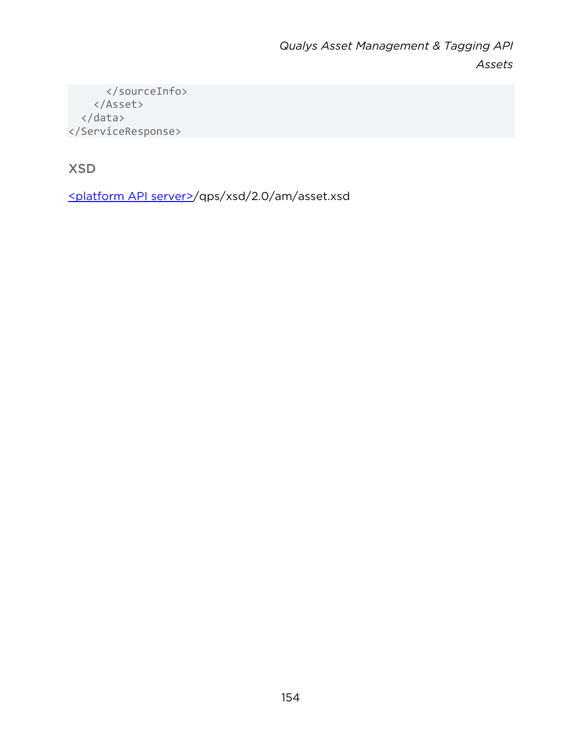```
      </sourceInfo>
    </Asset>
  </data>
</ServiceResponse>
```

## XSD

<platform API server>/qps/xsd/2.0/am/asset.xsd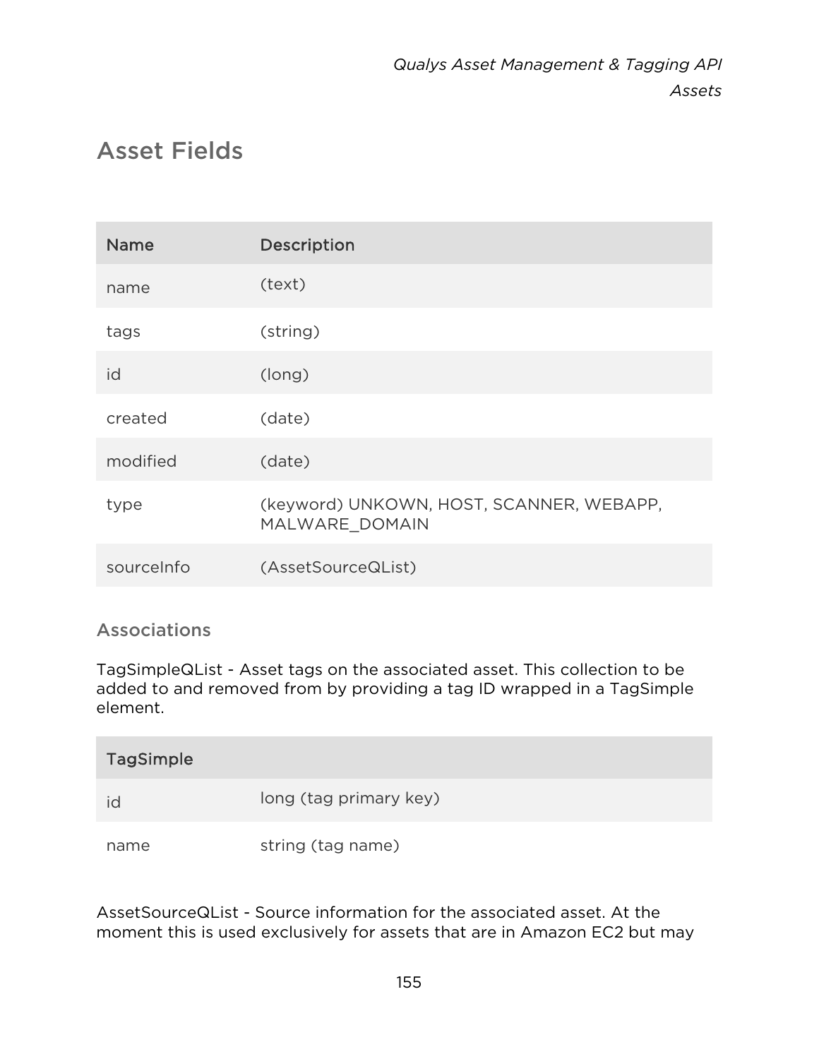## Asset Fields

| Name | Description |
| --- | --- |
| name | (text) |
| tags | (string) |
| id | (long) |
| created | (date) |
| modified | (date) |
| type | (keyword) UNKOWN, HOST, SCANNER, WEBAPP, MALWARE_DOMAIN |
| sourceInfo | (AssetSourceQList) |

### Associations

TagSimpleQList - Asset tags on the associated asset. This collection to be added to and removed from by providing a tag ID wrapped in a TagSimple element.

| TagSimple | |
| --- | --- |
| id | long (tag primary key) |
| name | string (tag name) |

AssetSourceQList - Source information for the associated asset. At the moment this is used exclusively for assets that are in Amazon EC2 but may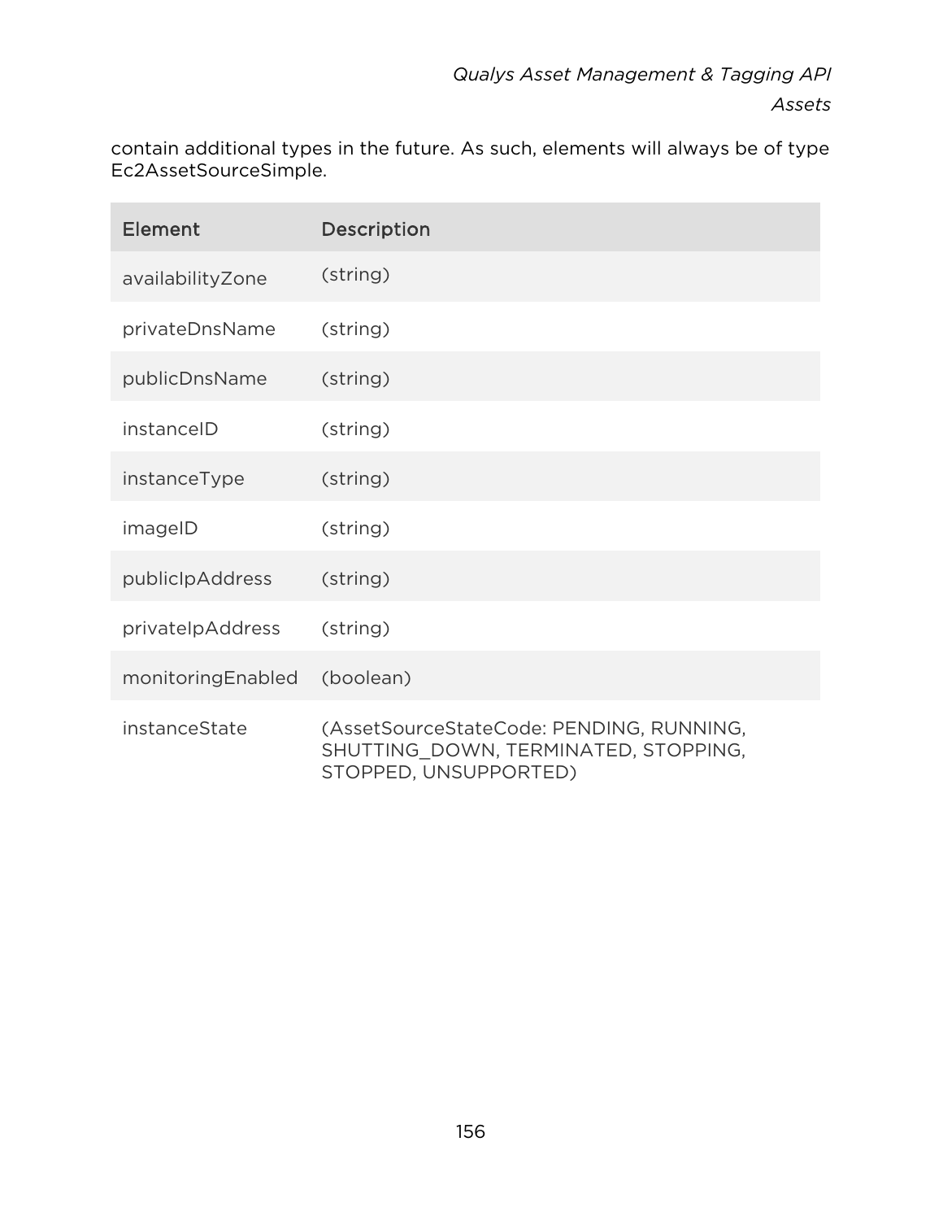contain additional types in the future. As such, elements will always be of type Ec2AssetSourceSimple.

| Element | Description |
| --- | --- |
| availabilityZone | (string) |
| privateDnsName | (string) |
| publicDnsName | (string) |
| instanceID | (string) |
| instanceType | (string) |
| imageID | (string) |
| publicIpAddress | (string) |
| privateIpAddress | (string) |
| monitoringEnabled | (boolean) |
| instanceState | (AssetSourceStateCode: PENDING, RUNNING, SHUTTING_DOWN, TERMINATED, STOPPING, STOPPED, UNSUPPORTED) |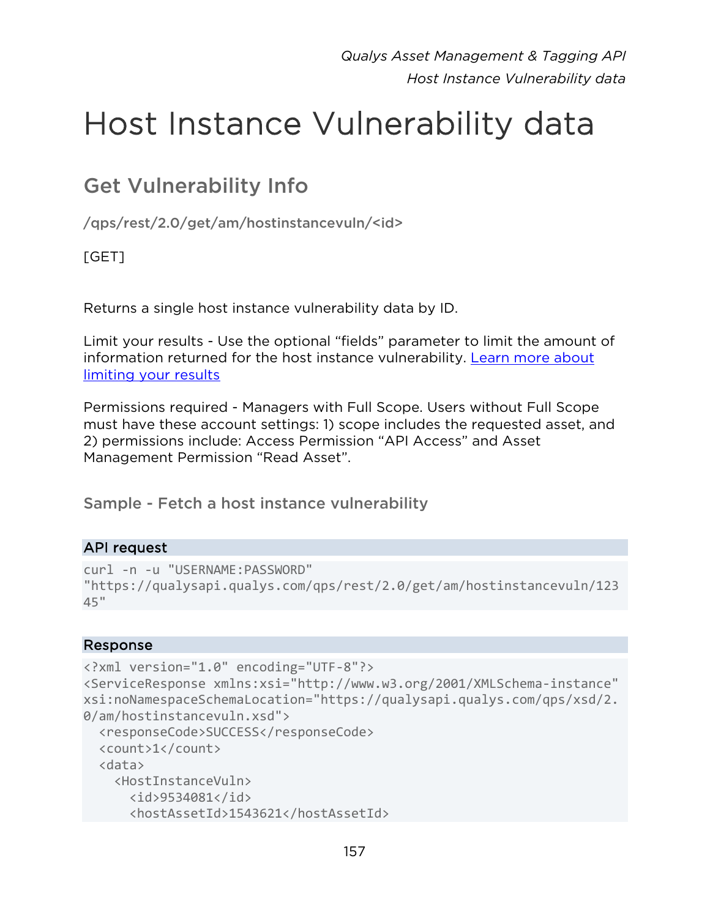# Host Instance Vulnerability data

## Get Vulnerability Info

/qps/rest/2.0/get/am/hostinstancevuln/<id>

[GET]

Returns a single host instance vulnerability data by ID.

Limit your results - Use the optional "fields" parameter to limit the amount of information returned for the host instance vulnerability. [Learn more about limiting your results](#)

Permissions required - Managers with Full Scope. Users without Full Scope must have these account settings: 1) scope includes the requested asset, and 2) permissions include: Access Permission "API Access" and Asset Management Permission "Read Asset".

### Sample - Fetch a host instance vulnerability

**API request**

```
curl -n -u "USERNAME:PASSWORD"
"https://qualysapi.qualys.com/qps/rest/2.0/get/am/hostinstancevuln/12345"
```

**Response**

```
<?xml version="1.0" encoding="UTF-8"?>
<ServiceResponse xmlns:xsi="http://www.w3.org/2001/XMLSchema-instance"
xsi:noNamespaceSchemaLocation="https://qualysapi.qualys.com/qps/xsd/2.0/am/hostinstancevuln.xsd">
  <responseCode>SUCCESS</responseCode>
  <count>1</count>
  <data>
    <HostInstanceVuln>
      <id>9534081</id>
      <hostAssetId>1543621</hostAssetId>
```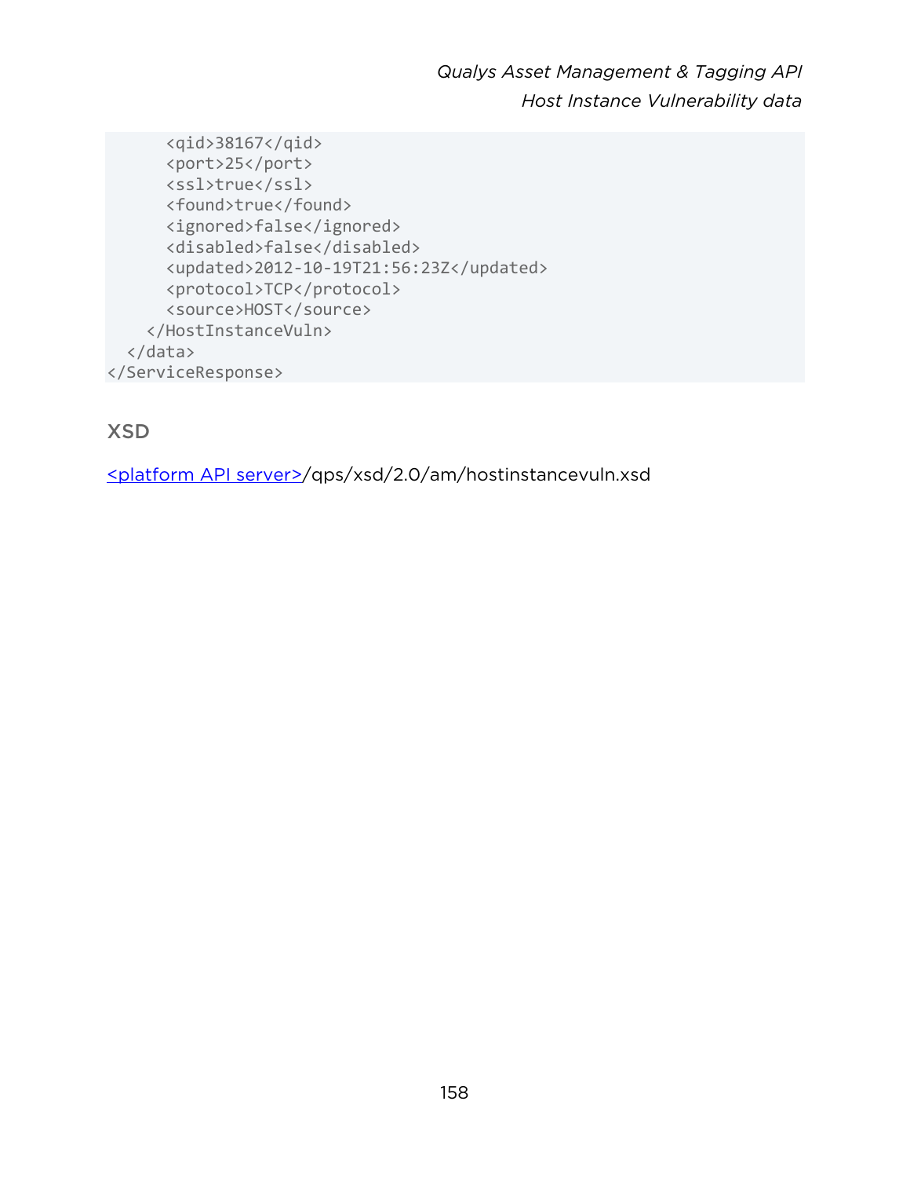```
      <qid>38167</qid>
      <port>25</port>
      <ssl>true</ssl>
      <found>true</found>
      <ignored>false</ignored>
      <disabled>false</disabled>
      <updated>2012-10-19T21:56:23Z</updated>
      <protocol>TCP</protocol>
      <source>HOST</source>
    </HostInstanceVuln>
  </data>
</ServiceResponse>
```

## XSD

<platform API server>/qps/xsd/2.0/am/hostinstancevuln.xsd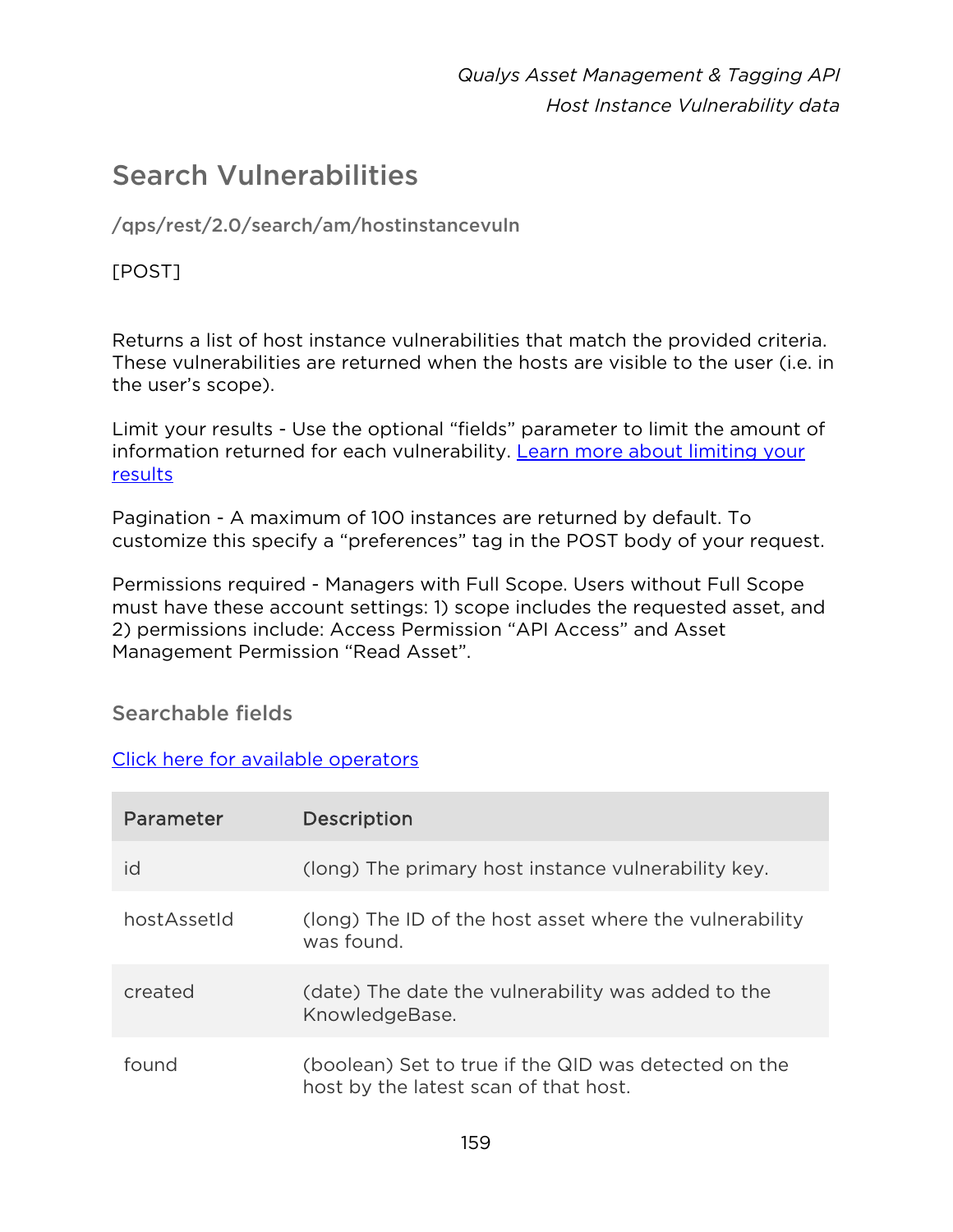# Search Vulnerabilities

**/qps/rest/2.0/search/am/hostinstancevuln**

[POST]

Returns a list of host instance vulnerabilities that match the provided criteria. These vulnerabilities are returned when the hosts are visible to the user (i.e. in the user's scope).

Limit your results - Use the optional "fields" parameter to limit the amount of information returned for each vulnerability. [Learn more about limiting your results]()

Pagination - A maximum of 100 instances are returned by default. To customize this specify a "preferences" tag in the POST body of your request.

Permissions required - Managers with Full Scope. Users without Full Scope must have these account settings: 1) scope includes the requested asset, and 2) permissions include: Access Permission "API Access" and Asset Management Permission "Read Asset".

## Searchable fields

[Click here for available operators]()

| Parameter | Description |
|---|---|
| id | (long) The primary host instance vulnerability key. |
| hostAssetId | (long) The ID of the host asset where the vulnerability was found. |
| created | (date) The date the vulnerability was added to the KnowledgeBase. |
| found | (boolean) Set to true if the QID was detected on the host by the latest scan of that host. |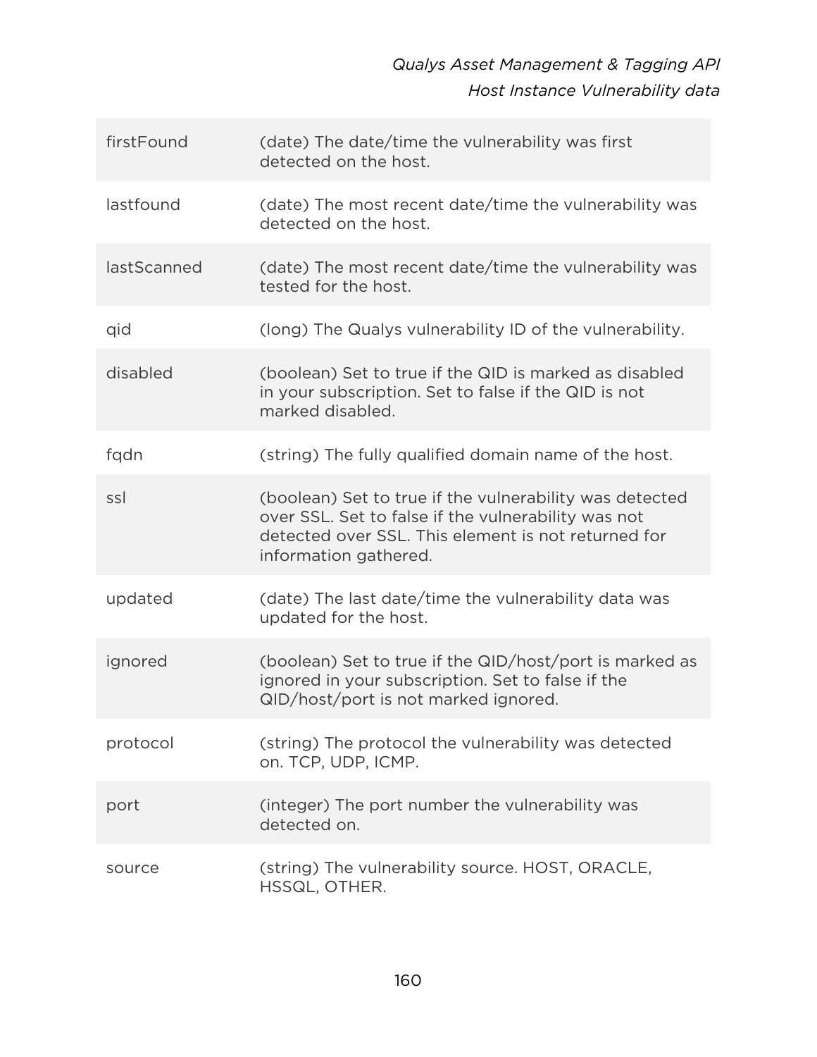| | |
|---|---|
| firstFound | (date) The date/time the vulnerability was first detected on the host. |
| lastfound | (date) The most recent date/time the vulnerability was detected on the host. |
| lastScanned | (date) The most recent date/time the vulnerability was tested for the host. |
| qid | (long) The Qualys vulnerability ID of the vulnerability. |
| disabled | (boolean) Set to true if the QID is marked as disabled in your subscription. Set to false if the QID is not marked disabled. |
| fqdn | (string) The fully qualified domain name of the host. |
| ssl | (boolean) Set to true if the vulnerability was detected over SSL. Set to false if the vulnerability was not detected over SSL. This element is not returned for information gathered. |
| updated | (date) The last date/time the vulnerability data was updated for the host. |
| ignored | (boolean) Set to true if the QID/host/port is marked as ignored in your subscription. Set to false if the QID/host/port is not marked ignored. |
| protocol | (string) The protocol the vulnerability was detected on. TCP, UDP, ICMP. |
| port | (integer) The port number the vulnerability was detected on. |
| source | (string) The vulnerability source. HOST, ORACLE, HSSQL, OTHER. |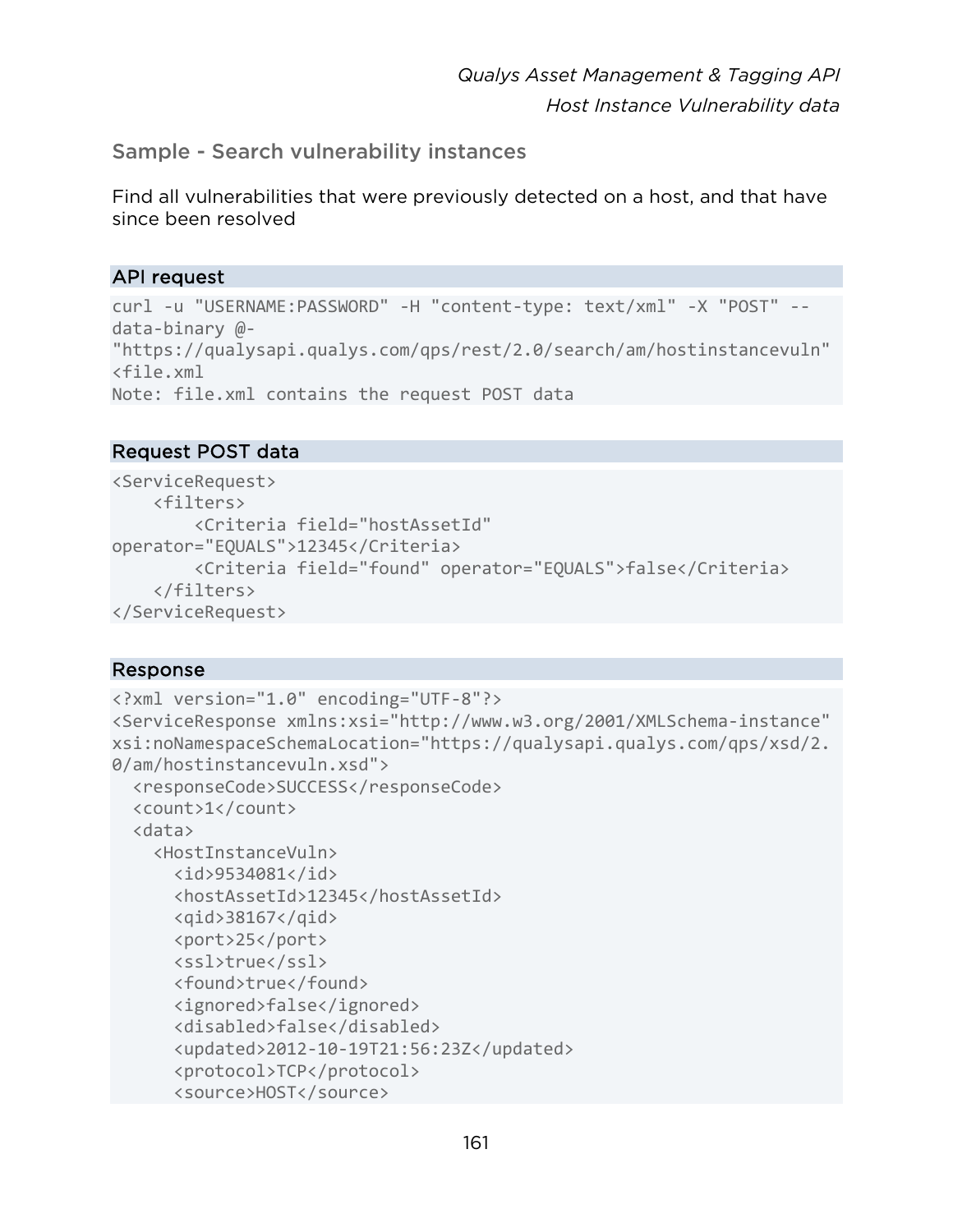## Sample - Search vulnerability instances

Find all vulnerabilities that were previously detected on a host, and that have since been resolved

**API request**

```
curl -u "USERNAME:PASSWORD" -H "content-type: text/xml" -X "POST" --
data-binary @-
"https://qualysapi.qualys.com/qps/rest/2.0/search/am/hostinstancevuln"
<file.xml
Note: file.xml contains the request POST data
```

**Request POST data**

```
<ServiceRequest>
    <filters>
        <Criteria field="hostAssetId"
operator="EQUALS">12345</Criteria>
        <Criteria field="found" operator="EQUALS">false</Criteria>
    </filters>
</ServiceRequest>
```

**Response**

```
<?xml version="1.0" encoding="UTF-8"?>
<ServiceResponse xmlns:xsi="http://www.w3.org/2001/XMLSchema-instance"
xsi:noNamespaceSchemaLocation="https://qualysapi.qualys.com/qps/xsd/2.
0/am/hostinstancevuln.xsd">
  <responseCode>SUCCESS</responseCode>
  <count>1</count>
  <data>
    <HostInstanceVuln>
      <id>9534081</id>
      <hostAssetId>12345</hostAssetId>
      <qid>38167</qid>
      <port>25</port>
      <ssl>true</ssl>
      <found>true</found>
      <ignored>false</ignored>
      <disabled>false</disabled>
      <updated>2012-10-19T21:56:23Z</updated>
      <protocol>TCP</protocol>
      <source>HOST</source>
```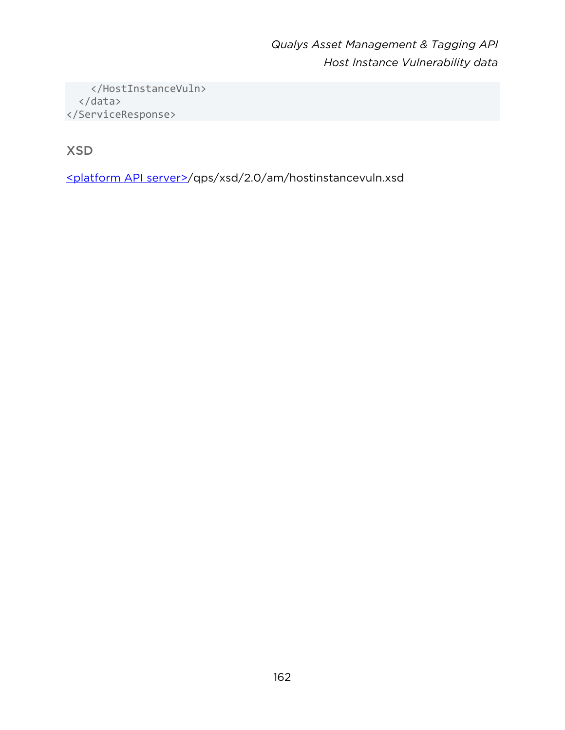```
    </HostInstanceVuln>
  </data>
</ServiceResponse>
```

## XSD

<platform API server>/qps/xsd/2.0/am/hostinstancevuln.xsd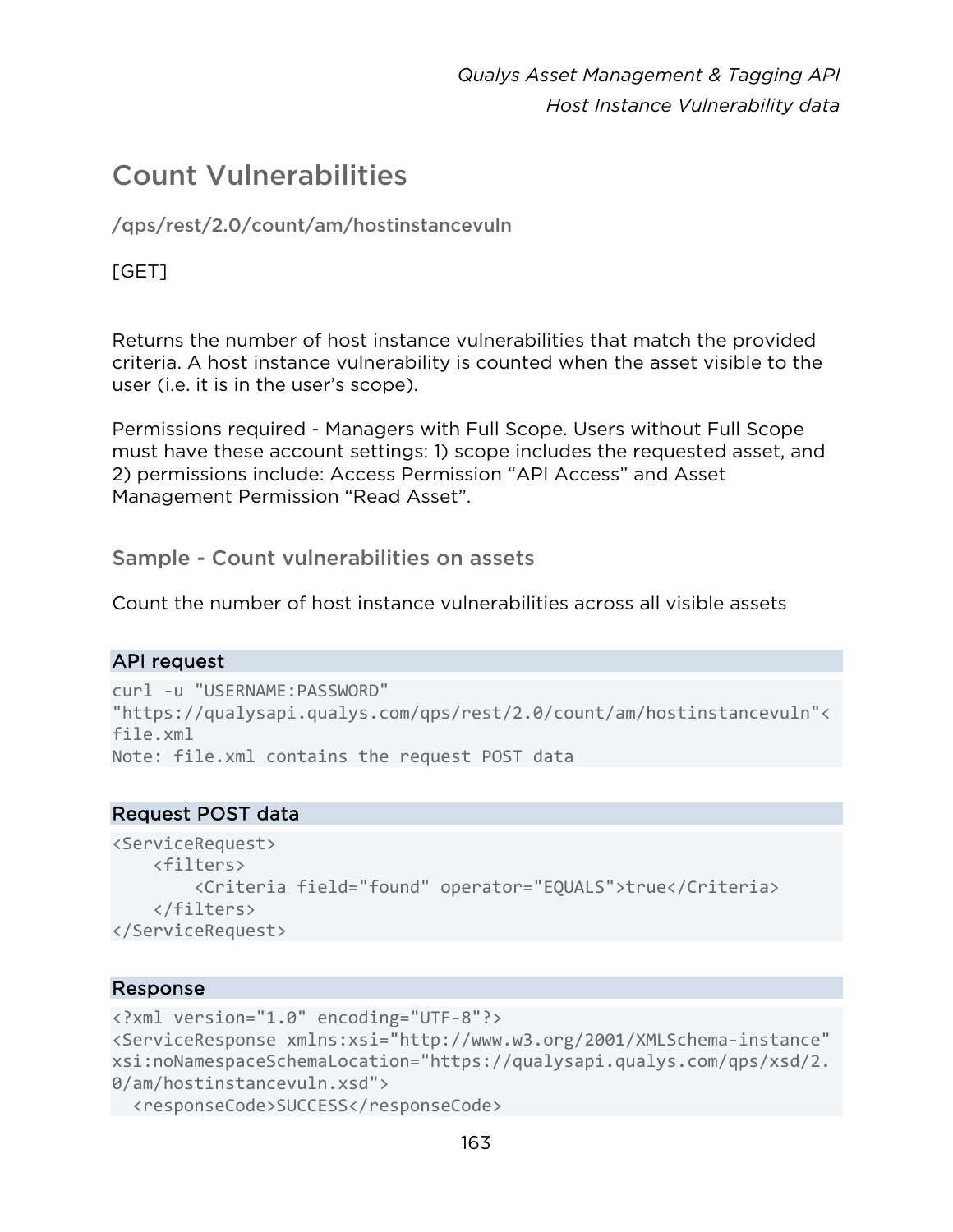# Count Vulnerabilities

/qps/rest/2.0/count/am/hostinstancevuln

[GET]

Returns the number of host instance vulnerabilities that match the provided criteria. A host instance vulnerability is counted when the asset visible to the user (i.e. it is in the user's scope).

Permissions required - Managers with Full Scope. Users without Full Scope must have these account settings: 1) scope includes the requested asset, and 2) permissions include: Access Permission "API Access" and Asset Management Permission "Read Asset".

## Sample - Count vulnerabilities on assets

Count the number of host instance vulnerabilities across all visible assets

### API request

```
curl -u "USERNAME:PASSWORD"
"https://qualysapi.qualys.com/qps/rest/2.0/count/am/hostinstancevuln"<
file.xml
Note: file.xml contains the request POST data
```

### Request POST data

```
<ServiceRequest>
    <filters>
        <Criteria field="found" operator="EQUALS">true</Criteria>
    </filters>
</ServiceRequest>
```

### Response

```
<?xml version="1.0" encoding="UTF-8"?>
<ServiceResponse xmlns:xsi="http://www.w3.org/2001/XMLSchema-instance"
xsi:noNamespaceSchemaLocation="https://qualysapi.qualys.com/qps/xsd/2.
0/am/hostinstancevuln.xsd">
  <responseCode>SUCCESS</responseCode>
```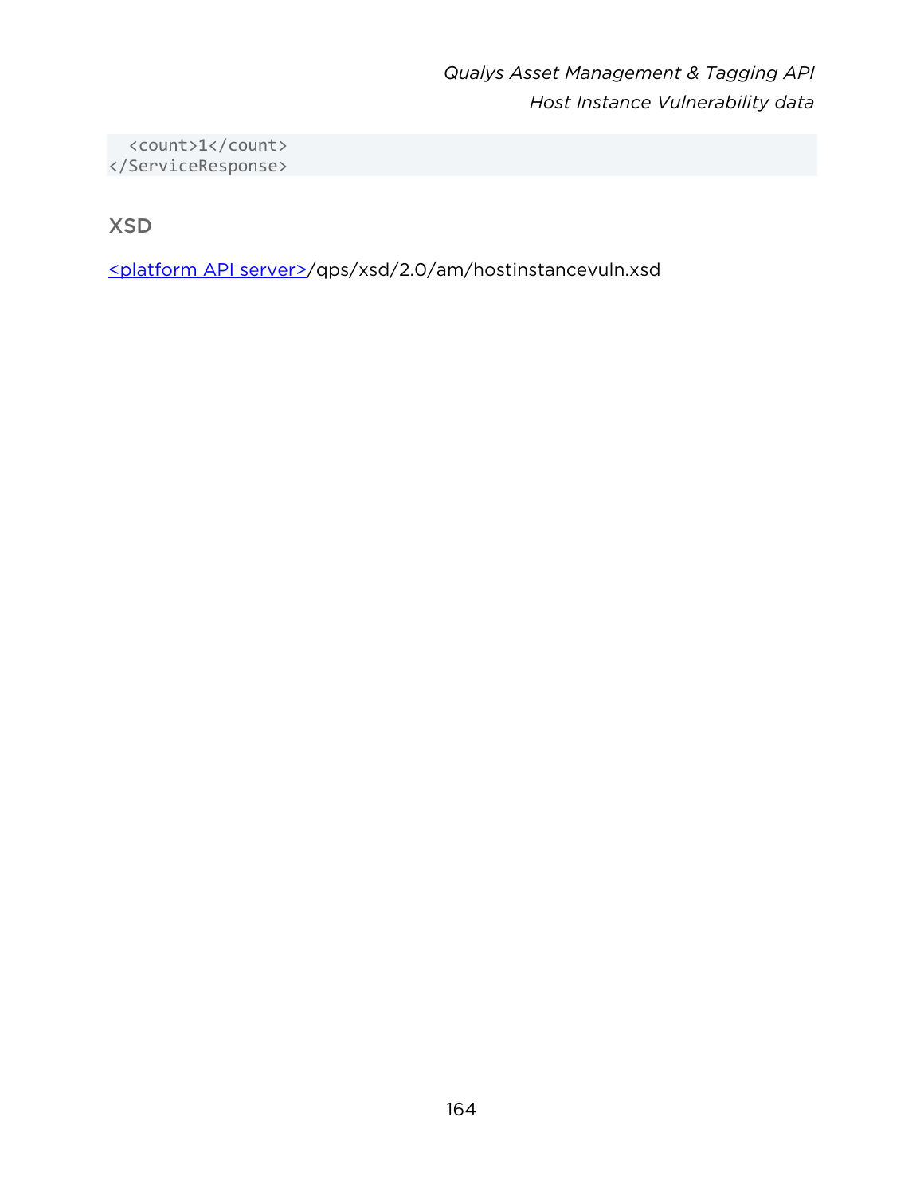```
  <count>1</count>
</ServiceResponse>
```

### XSD

<platform API server>/qps/xsd/2.0/am/hostinstancevuln.xsd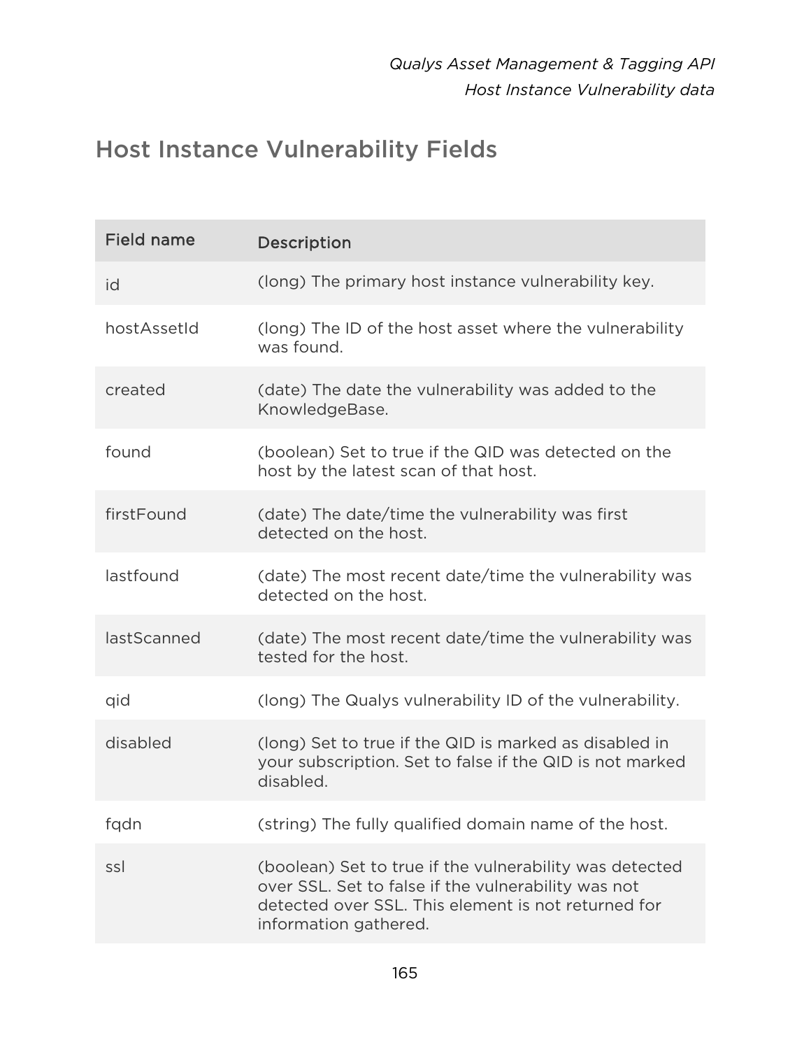## Host Instance Vulnerability Fields

| Field name | Description |
| --- | --- |
| id | (long) The primary host instance vulnerability key. |
| hostAssetId | (long) The ID of the host asset where the vulnerability was found. |
| created | (date) The date the vulnerability was added to the KnowledgeBase. |
| found | (boolean) Set to true if the QID was detected on the host by the latest scan of that host. |
| firstFound | (date) The date/time the vulnerability was first detected on the host. |
| lastfound | (date) The most recent date/time the vulnerability was detected on the host. |
| lastScanned | (date) The most recent date/time the vulnerability was tested for the host. |
| qid | (long) The Qualys vulnerability ID of the vulnerability. |
| disabled | (long) Set to true if the QID is marked as disabled in your subscription. Set to false if the QID is not marked disabled. |
| fqdn | (string) The fully qualified domain name of the host. |
| ssl | (boolean) Set to true if the vulnerability was detected over SSL. Set to false if the vulnerability was not detected over SSL. This element is not returned for information gathered. |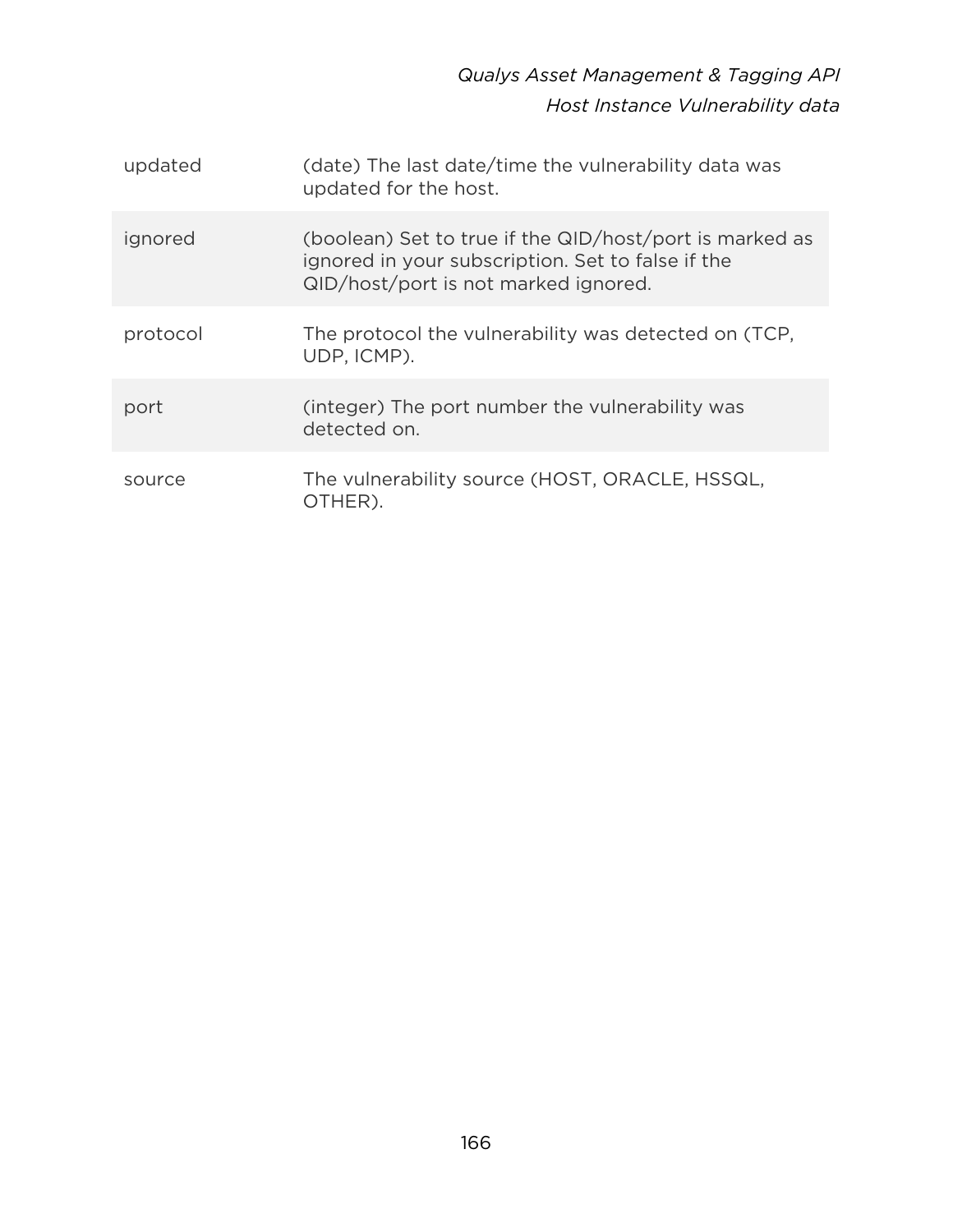| | |
|---|---|
| updated | (date) The last date/time the vulnerability data was updated for the host. |
| ignored | (boolean) Set to true if the QID/host/port is marked as ignored in your subscription. Set to false if the QID/host/port is not marked ignored. |
| protocol | The protocol the vulnerability was detected on (TCP, UDP, ICMP). |
| port | (integer) The port number the vulnerability was detected on. |
| source | The vulnerability source (HOST, ORACLE, HSSQL, OTHER). |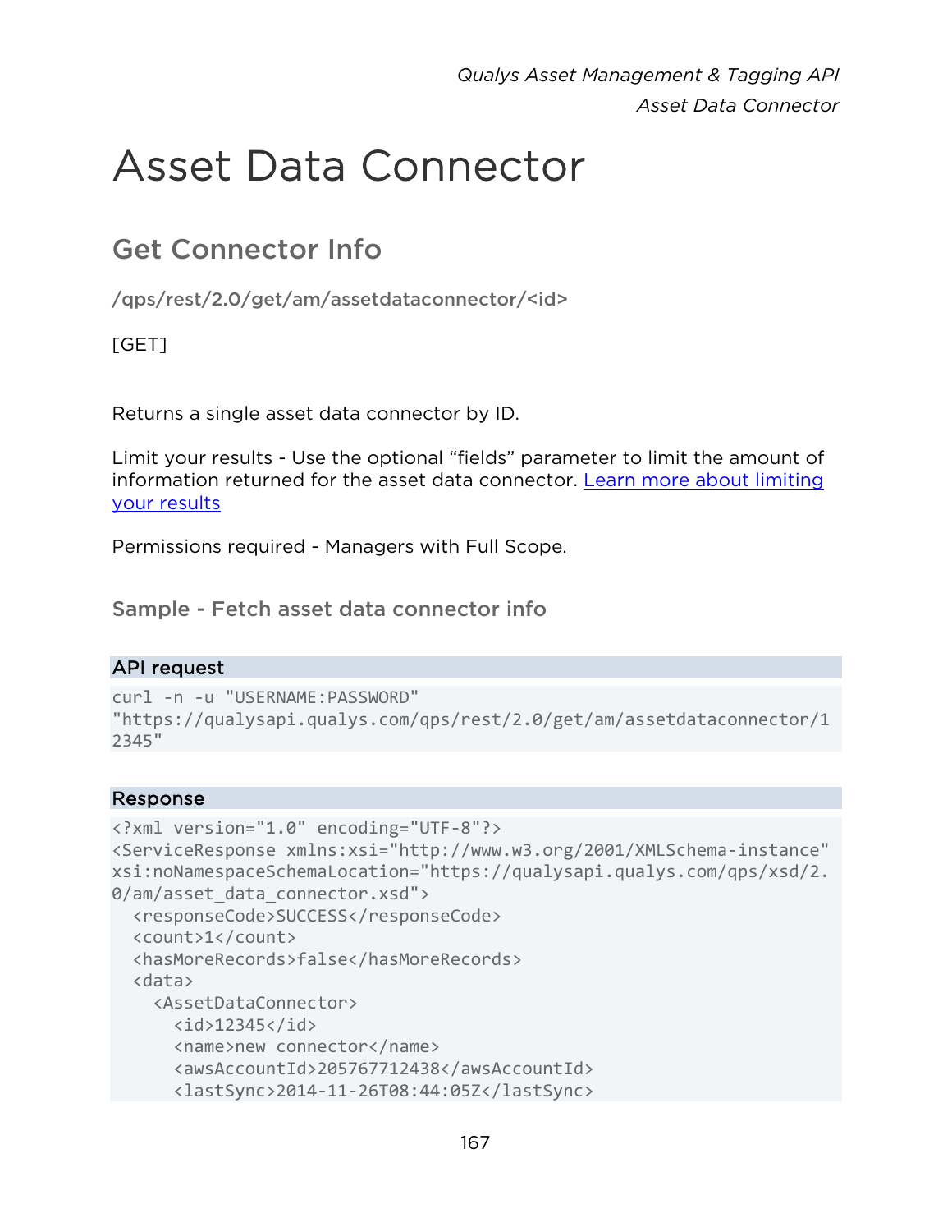# Asset Data Connector

## Get Connector Info

**/qps/rest/2.0/get/am/assetdataconnector/<id>**

[GET]

Returns a single asset data connector by ID.

Limit your results - Use the optional “fields” parameter to limit the amount of information returned for the asset data connector. Learn more about limiting your results

Permissions required - Managers with Full Scope.

### Sample - Fetch asset data connector info

**API request**

```
curl -n -u "USERNAME:PASSWORD"
"https://qualysapi.qualys.com/qps/rest/2.0/get/am/assetdataconnector/12345"
```

**Response**

```
<?xml version="1.0" encoding="UTF-8"?>
<ServiceResponse xmlns:xsi="http://www.w3.org/2001/XMLSchema-instance"
xsi:noNamespaceSchemaLocation="https://qualysapi.qualys.com/qps/xsd/2.0/am/asset_data_connector.xsd">
  <responseCode>SUCCESS</responseCode>
  <count>1</count>
  <hasMoreRecords>false</hasMoreRecords>
  <data>
    <AssetDataConnector>
      <id>12345</id>
      <name>new connector</name>
      <awsAccountId>205767712438</awsAccountId>
      <lastSync>2014-11-26T08:44:05Z</lastSync>
```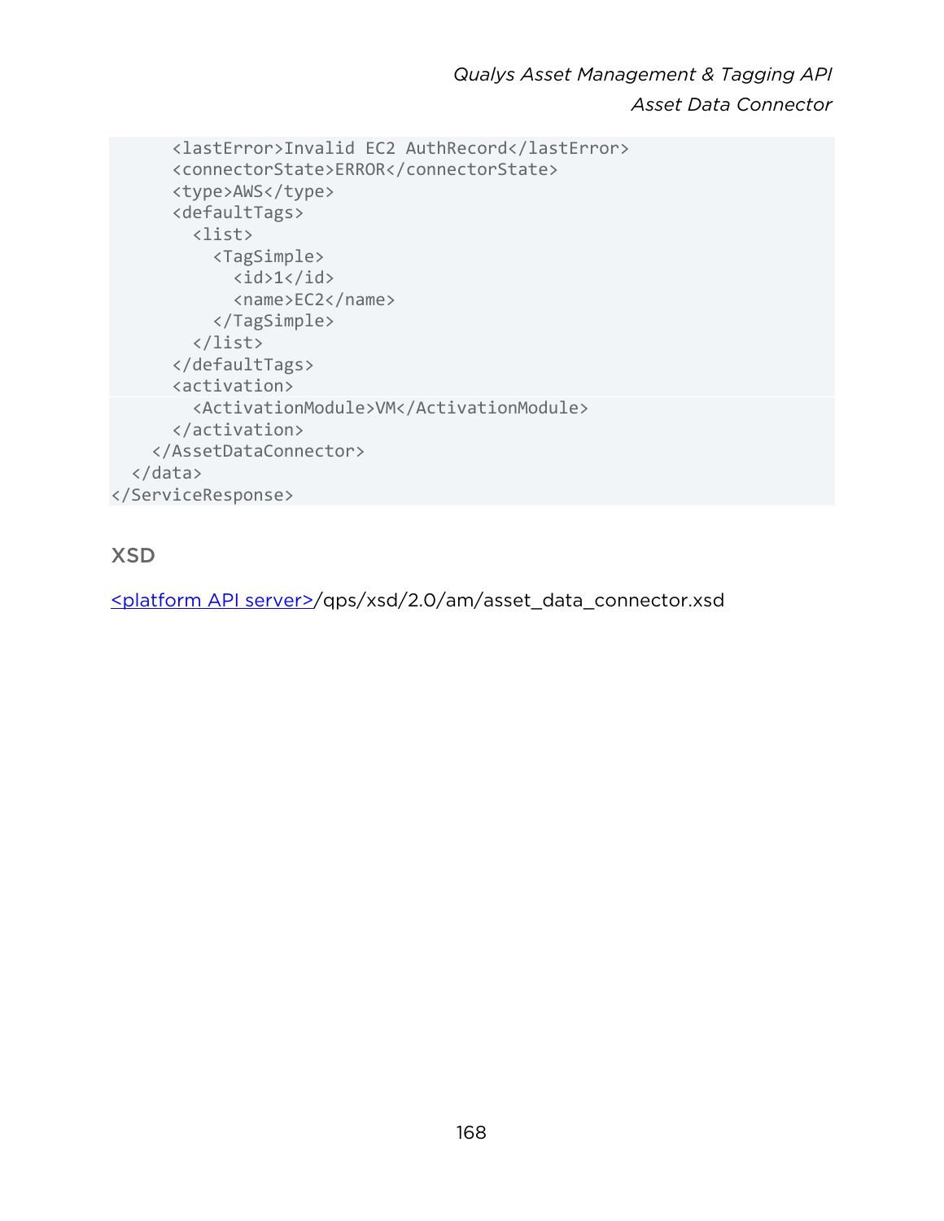```
      <lastError>Invalid EC2 AuthRecord</lastError>
      <connectorState>ERROR</connectorState>
      <type>AWS</type>
      <defaultTags>
        <list>
          <TagSimple>
            <id>1</id>
            <name>EC2</name>
          </TagSimple>
        </list>
      </defaultTags>
      <activation>
        <ActivationModule>VM</ActivationModule>
      </activation>
    </AssetDataConnector>
  </data>
</ServiceResponse>
```

## XSD

<platform API server>/qps/xsd/2.0/am/asset_data_connector.xsd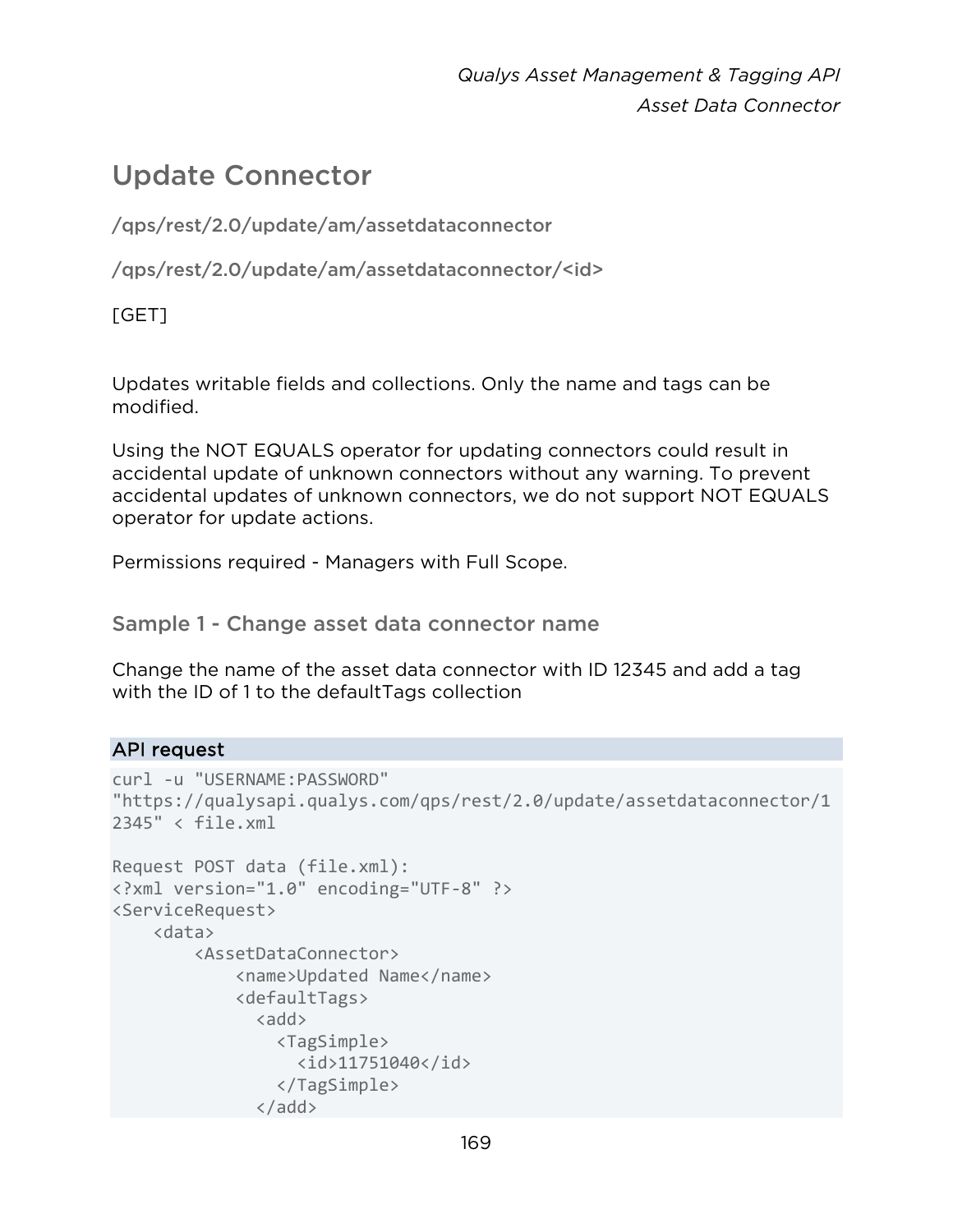# Update Connector

/qps/rest/2.0/update/am/assetdataconnector

/qps/rest/2.0/update/am/assetdataconnector/<id>

[GET]

Updates writable fields and collections. Only the name and tags can be modified.

Using the NOT EQUALS operator for updating connectors could result in accidental update of unknown connectors without any warning. To prevent accidental updates of unknown connectors, we do not support NOT EQUALS operator for update actions.

Permissions required - Managers with Full Scope.

## Sample 1 - Change asset data connector name

Change the name of the asset data connector with ID 12345 and add a tag with the ID of 1 to the defaultTags collection

**API request**

```
curl -u "USERNAME:PASSWORD"
"https://qualysapi.qualys.com/qps/rest/2.0/update/assetdataconnector/1
2345" < file.xml

Request POST data (file.xml):
<?xml version="1.0" encoding="UTF-8" ?>
<ServiceRequest>
    <data>
        <AssetDataConnector>
            <name>Updated Name</name>
            <defaultTags>
              <add>
                <TagSimple>
                  <id>11751040</id>
                </TagSimple>
              </add>
```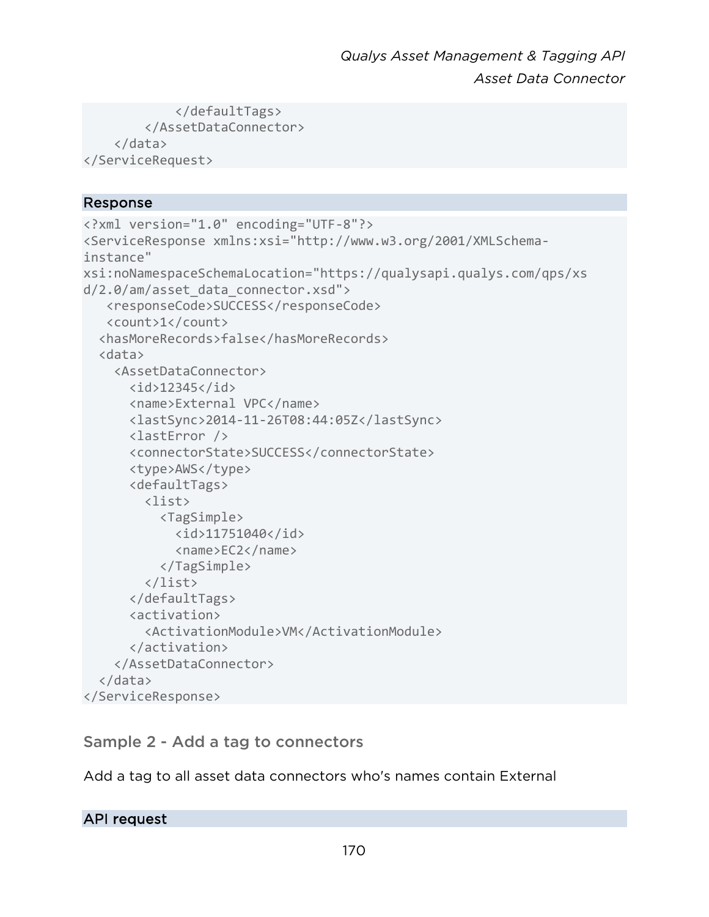```
            </defaultTags>
        </AssetDataConnector>
    </data>
</ServiceRequest>
```

#### Response

```
<?xml version="1.0" encoding="UTF-8"?>
<ServiceResponse xmlns:xsi="http://www.w3.org/2001/XMLSchema-
instance"
xsi:noNamespaceSchemaLocation="https://qualysapi.qualys.com/qps/xs
d/2.0/am/asset_data_connector.xsd">
   <responseCode>SUCCESS</responseCode>
   <count>1</count>
  <hasMoreRecords>false</hasMoreRecords>
  <data>
    <AssetDataConnector>
      <id>12345</id>
      <name>External VPC</name>
      <lastSync>2014-11-26T08:44:05Z</lastSync>
      <lastError />
      <connectorState>SUCCESS</connectorState>
      <type>AWS</type>
      <defaultTags>
        <list>
          <TagSimple>
            <id>11751040</id>
            <name>EC2</name>
          </TagSimple>
        </list>
      </defaultTags>
      <activation>
        <ActivationModule>VM</ActivationModule>
      </activation>
    </AssetDataConnector>
  </data>
</ServiceResponse>
```

### Sample 2 - Add a tag to connectors

Add a tag to all asset data connectors who's names contain External

#### API request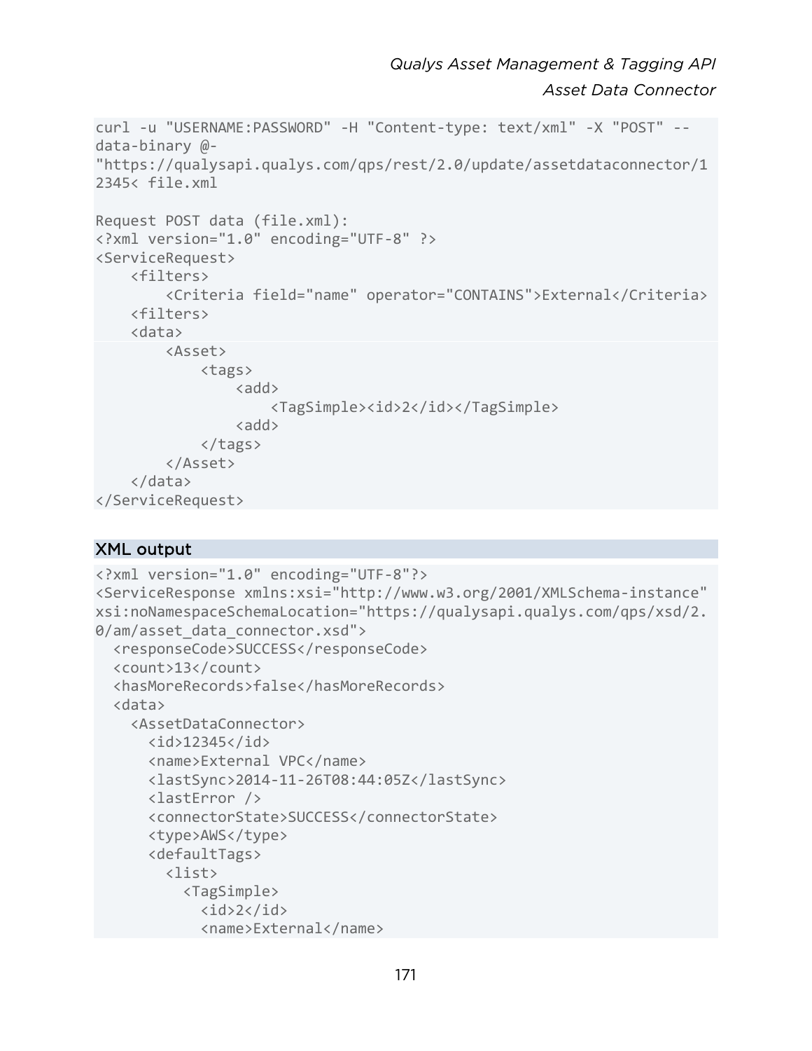```
curl -u "USERNAME:PASSWORD" -H "Content-type: text/xml" -X "POST" --
data-binary @-
"https://qualysapi.qualys.com/qps/rest/2.0/update/assetdataconnector/1
2345< file.xml

Request POST data (file.xml):
<?xml version="1.0" encoding="UTF-8" ?>
<ServiceRequest>
    <filters>
        <Criteria field="name" operator="CONTAINS">External</Criteria>
    <filters>
    <data>
        <Asset>
            <tags>
                <add>
                    <TagSimple><id>2</id></TagSimple>
                <add>
            </tags>
        </Asset>
    </data>
</ServiceRequest>
```

### XML output

```
<?xml version="1.0" encoding="UTF-8"?>
<ServiceResponse xmlns:xsi="http://www.w3.org/2001/XMLSchema-instance"
xsi:noNamespaceSchemaLocation="https://qualysapi.qualys.com/qps/xsd/2.
0/am/asset_data_connector.xsd">
  <responseCode>SUCCESS</responseCode>
  <count>13</count>
  <hasMoreRecords>false</hasMoreRecords>
  <data>
    <AssetDataConnector>
      <id>12345</id>
      <name>External VPC</name>
      <lastSync>2014-11-26T08:44:05Z</lastSync>
      <lastError />
      <connectorState>SUCCESS</connectorState>
      <type>AWS</type>
      <defaultTags>
        <list>
          <TagSimple>
            <id>2</id>
            <name>External</name>
```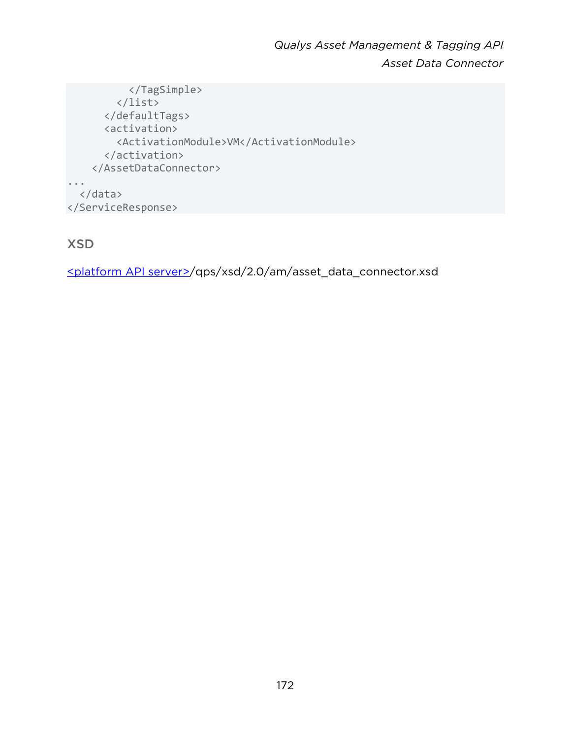```
          </TagSimple>
        </list>
      </defaultTags>
      <activation>
        <ActivationModule>VM</ActivationModule>
      </activation>
    </AssetDataConnector>
...
  </data>
</ServiceResponse>
```

## XSD

<platform API server>/qps/xsd/2.0/am/asset_data_connector.xsd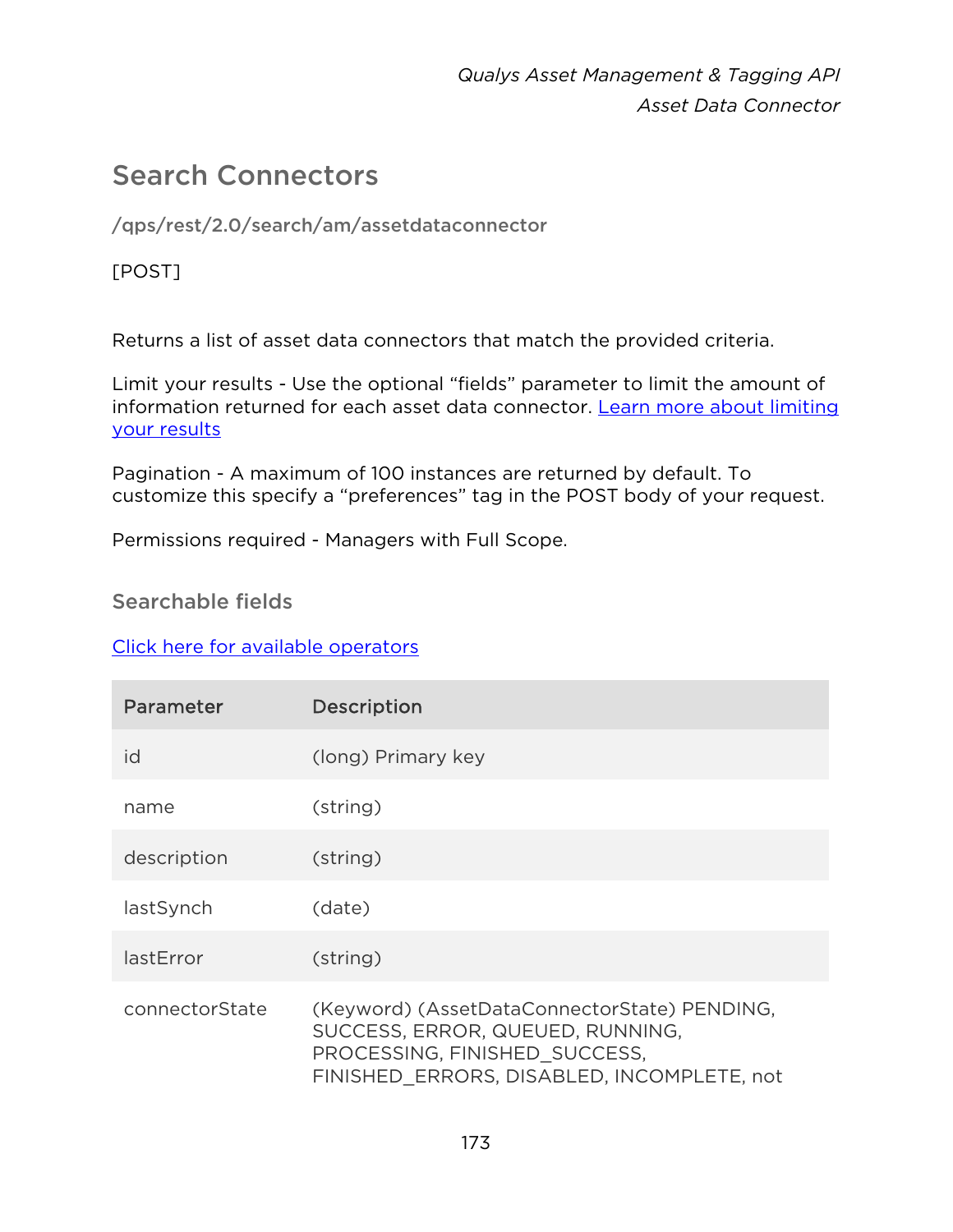# Search Connectors

**/qps/rest/2.0/search/am/assetdataconnector**

[POST]

Returns a list of asset data connectors that match the provided criteria.

Limit your results - Use the optional “fields” parameter to limit the amount of information returned for each asset data connector. Learn more about limiting your results

Pagination - A maximum of 100 instances are returned by default. To customize this specify a “preferences” tag in the POST body of your request.

Permissions required - Managers with Full Scope.

## Searchable fields

Click here for available operators

| Parameter | Description |
|---|---|
| id | (long) Primary key |
| name | (string) |
| description | (string) |
| lastSynch | (date) |
| lastError | (string) |
| connectorState | (Keyword) (AssetDataConnectorState) PENDING, SUCCESS, ERROR, QUEUED, RUNNING, PROCESSING, FINISHED_SUCCESS, FINISHED_ERRORS, DISABLED, INCOMPLETE, not |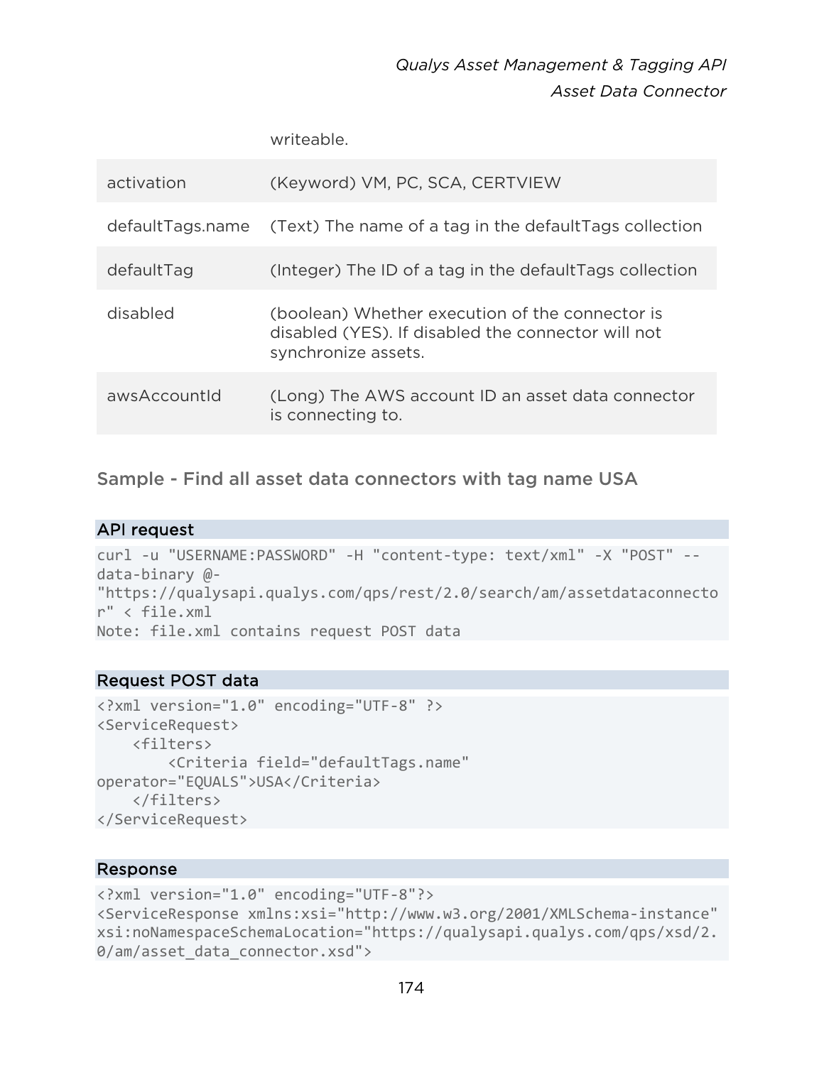| | |
|---|---|
| | writeable. |
| activation | (Keyword) VM, PC, SCA, CERTVIEW |
| defaultTags.name | (Text) The name of a tag in the defaultTags collection |
| defaultTag | (Integer) The ID of a tag in the defaultTags collection |
| disabled | (boolean) Whether execution of the connector is disabled (YES). If disabled the connector will not synchronize assets. |
| awsAccountId | (Long) The AWS account ID an asset data connector is connecting to. |

### Sample - Find all asset data connectors with tag name USA

**API request**

```
curl -u "USERNAME:PASSWORD" -H "content-type: text/xml" -X "POST" --
data-binary @-
"https://qualysapi.qualys.com/qps/rest/2.0/search/am/assetdataconnecto
r" < file.xml
Note: file.xml contains request POST data
```

**Request POST data**

```
<?xml version="1.0" encoding="UTF-8" ?>
<ServiceRequest>
    <filters>
        <Criteria field="defaultTags.name"
operator="EQUALS">USA</Criteria>
    </filters>
</ServiceRequest>
```

**Response**

```
<?xml version="1.0" encoding="UTF-8"?>
<ServiceResponse xmlns:xsi="http://www.w3.org/2001/XMLSchema-instance"
xsi:noNamespaceSchemaLocation="https://qualysapi.qualys.com/qps/xsd/2.
0/am/asset_data_connector.xsd">
```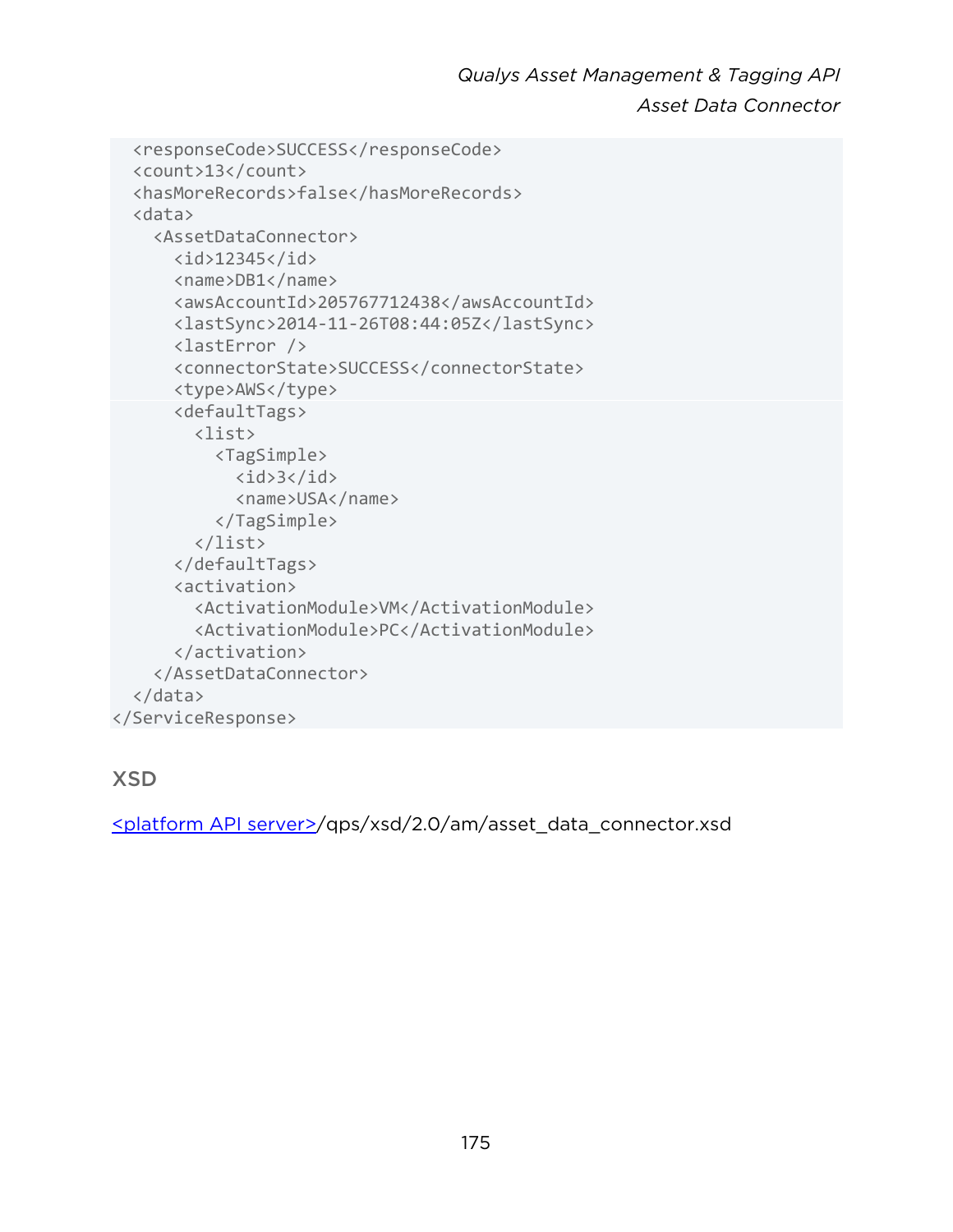```
  <responseCode>SUCCESS</responseCode>
  <count>13</count>
  <hasMoreRecords>false</hasMoreRecords>
  <data>
    <AssetDataConnector>
      <id>12345</id>
      <name>DB1</name>
      <awsAccountId>205767712438</awsAccountId>
      <lastSync>2014-11-26T08:44:05Z</lastSync>
      <lastError />
      <connectorState>SUCCESS</connectorState>
      <type>AWS</type>
      <defaultTags>
        <list>
          <TagSimple>
            <id>3</id>
            <name>USA</name>
          </TagSimple>
        </list>
      </defaultTags>
      <activation>
        <ActivationModule>VM</ActivationModule>
        <ActivationModule>PC</ActivationModule>
      </activation>
    </AssetDataConnector>
  </data>
</ServiceResponse>
```

### XSD

<platform API server>/qps/xsd/2.0/am/asset_data_connector.xsd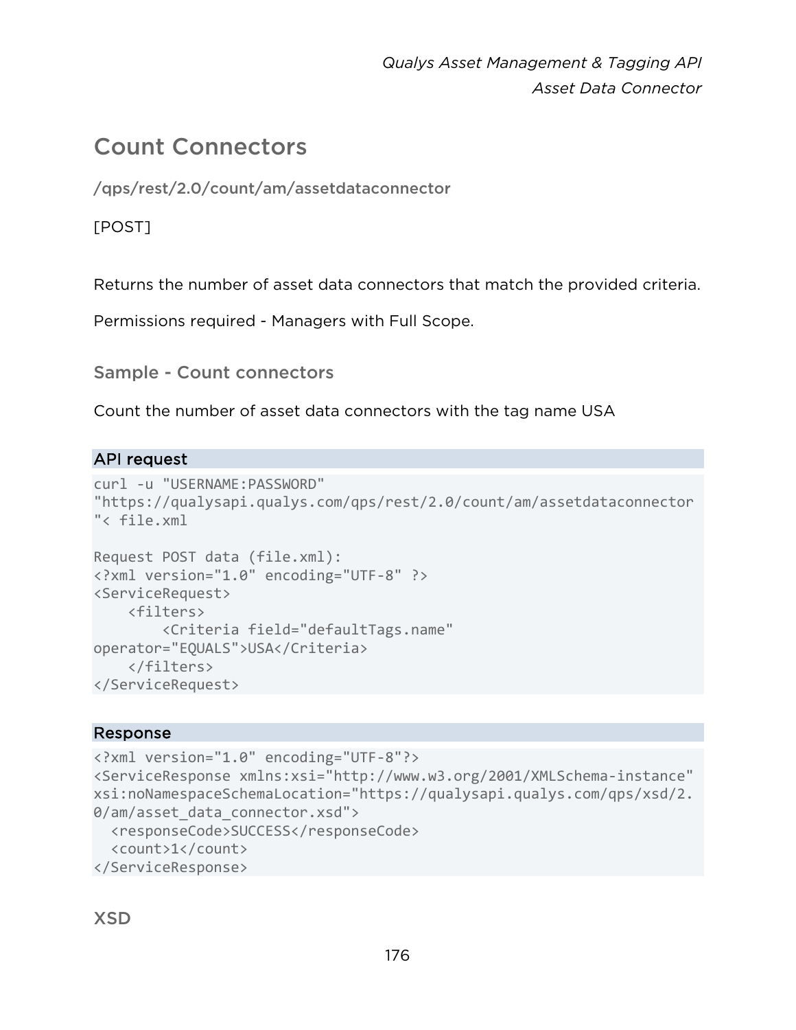# Count Connectors

### /qps/rest/2.0/count/am/assetdataconnector

[POST]

Returns the number of asset data connectors that match the provided criteria.

Permissions required - Managers with Full Scope.

### Sample - Count connectors

Count the number of asset data connectors with the tag name USA

**API request**

```
curl -u "USERNAME:PASSWORD"
"https://qualysapi.qualys.com/qps/rest/2.0/count/am/assetdataconnector
"< file.xml

Request POST data (file.xml):
<?xml version="1.0" encoding="UTF-8" ?>
<ServiceRequest>
    <filters>
        <Criteria field="defaultTags.name"
operator="EQUALS">USA</Criteria>
    </filters>
</ServiceRequest>
```

**Response**

```
<?xml version="1.0" encoding="UTF-8"?>
<ServiceResponse xmlns:xsi="http://www.w3.org/2001/XMLSchema-instance"
xsi:noNamespaceSchemaLocation="https://qualysapi.qualys.com/qps/xsd/2.
0/am/asset_data_connector.xsd">
  <responseCode>SUCCESS</responseCode>
  <count>1</count>
</ServiceResponse>
```

## XSD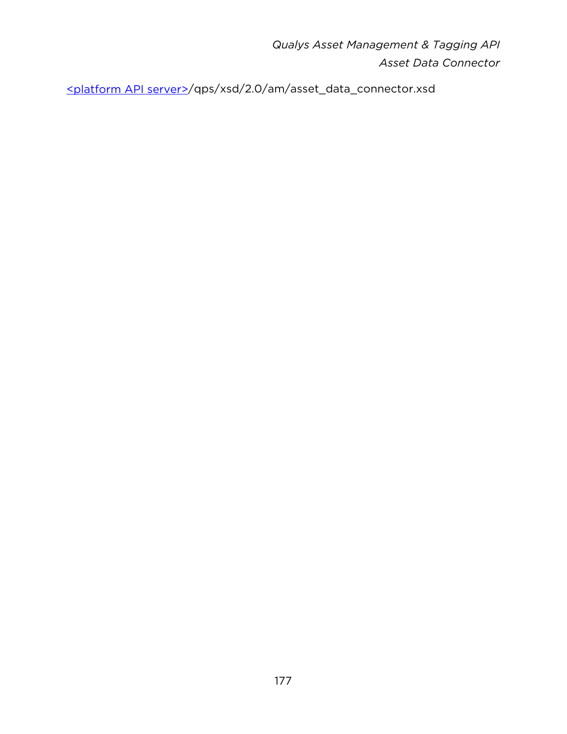[<platform API server>](#)/qps/xsd/2.0/am/asset_data_connector.xsd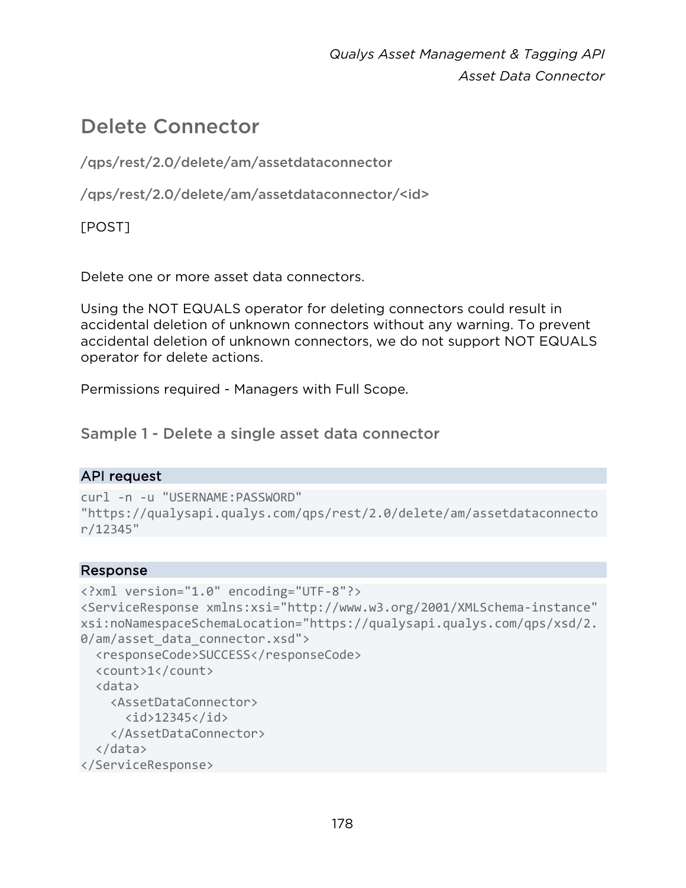# Delete Connector

/qps/rest/2.0/delete/am/assetdataconnector

/qps/rest/2.0/delete/am/assetdataconnector/<id>

[POST]

Delete one or more asset data connectors.

Using the NOT EQUALS operator for deleting connectors could result in accidental deletion of unknown connectors without any warning. To prevent accidental deletion of unknown connectors, we do not support NOT EQUALS operator for delete actions.

Permissions required - Managers with Full Scope.

## Sample 1 - Delete a single asset data connector

**API request**

```
curl -n -u "USERNAME:PASSWORD"
"https://qualysapi.qualys.com/qps/rest/2.0/delete/am/assetdataconnecto
r/12345"
```

**Response**

```
<?xml version="1.0" encoding="UTF-8"?>
<ServiceResponse xmlns:xsi="http://www.w3.org/2001/XMLSchema-instance"
xsi:noNamespaceSchemaLocation="https://qualysapi.qualys.com/qps/xsd/2.
0/am/asset_data_connector.xsd">
  <responseCode>SUCCESS</responseCode>
  <count>1</count>
  <data>
    <AssetDataConnector>
      <id>12345</id>
    </AssetDataConnector>
  </data>
</ServiceResponse>
```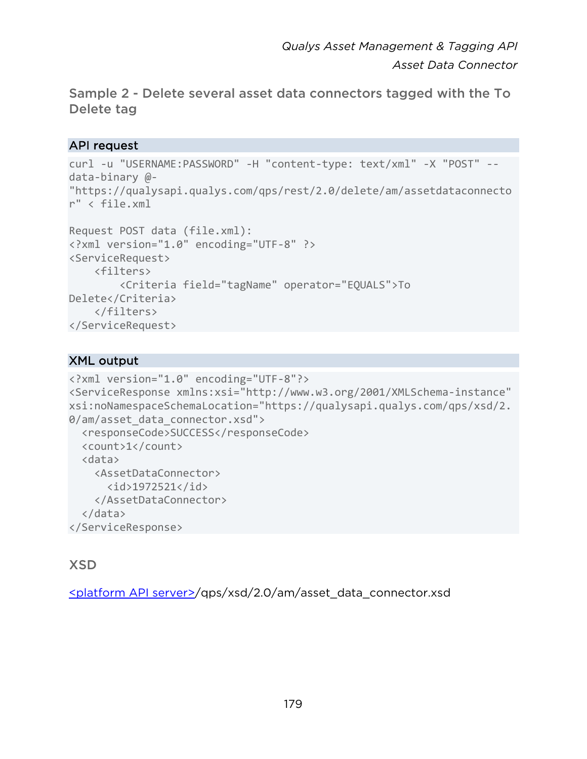## Sample 2 - Delete several asset data connectors tagged with the To Delete tag

### API request

```
curl -u "USERNAME:PASSWORD" -H "content-type: text/xml" -X "POST" --
data-binary @-
"https://qualysapi.qualys.com/qps/rest/2.0/delete/am/assetdataconnecto
r" < file.xml

Request POST data (file.xml):
<?xml version="1.0" encoding="UTF-8" ?>
<ServiceRequest>
    <filters>
        <Criteria field="tagName" operator="EQUALS">To
Delete</Criteria>
    </filters>
</ServiceRequest>
```

### XML output

```
<?xml version="1.0" encoding="UTF-8"?>
<ServiceResponse xmlns:xsi="http://www.w3.org/2001/XMLSchema-instance"
xsi:noNamespaceSchemaLocation="https://qualysapi.qualys.com/qps/xsd/2.
0/am/asset_data_connector.xsd">
  <responseCode>SUCCESS</responseCode>
  <count>1</count>
  <data>
    <AssetDataConnector>
      <id>1972521</id>
    </AssetDataConnector>
  </data>
</ServiceResponse>
```

### XSD

<platform API server>/qps/xsd/2.0/am/asset_data_connector.xsd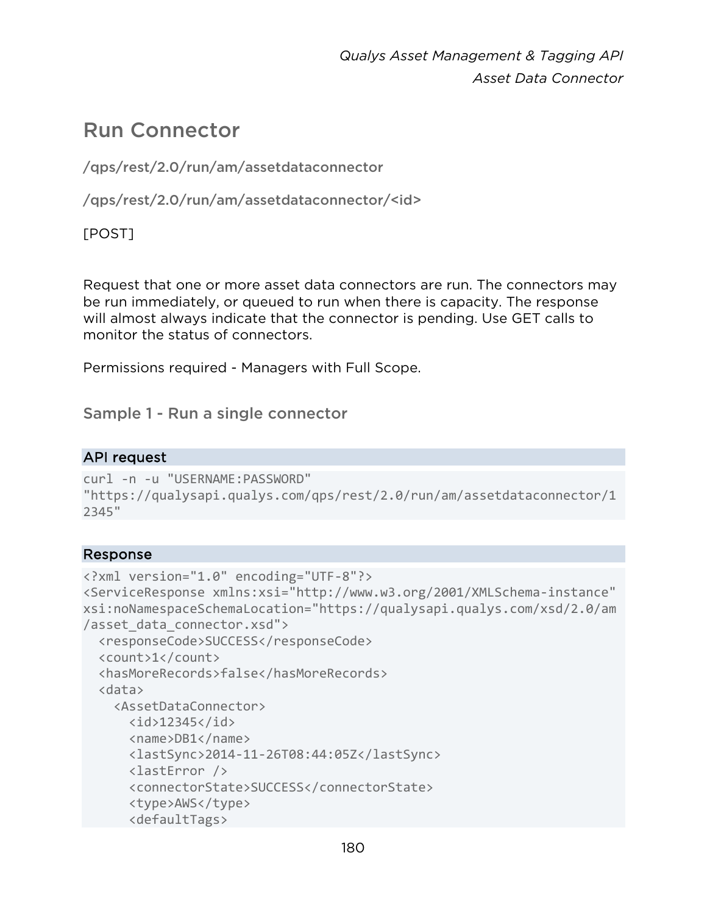# Run Connector

/qps/rest/2.0/run/am/assetdataconnector

/qps/rest/2.0/run/am/assetdataconnector/<id>

[POST]

Request that one or more asset data connectors are run. The connectors may be run immediately, or queued to run when there is capacity. The response will almost always indicate that the connector is pending. Use GET calls to monitor the status of connectors.

Permissions required - Managers with Full Scope.

## Sample 1 - Run a single connector

### API request

```
curl -n -u "USERNAME:PASSWORD"
"https://qualysapi.qualys.com/qps/rest/2.0/run/am/assetdataconnector/1
2345"
```

### Response

```
<?xml version="1.0" encoding="UTF-8"?>
<ServiceResponse xmlns:xsi="http://www.w3.org/2001/XMLSchema-instance"
xsi:noNamespaceSchemaLocation="https://qualysapi.qualys.com/xsd/2.0/am
/asset_data_connector.xsd">
  <responseCode>SUCCESS</responseCode>
  <count>1</count>
  <hasMoreRecords>false</hasMoreRecords>
  <data>
    <AssetDataConnector>
      <id>12345</id>
      <name>DB1</name>
      <lastSync>2014-11-26T08:44:05Z</lastSync>
      <lastError />
      <connectorState>SUCCESS</connectorState>
      <type>AWS</type>
      <defaultTags>
```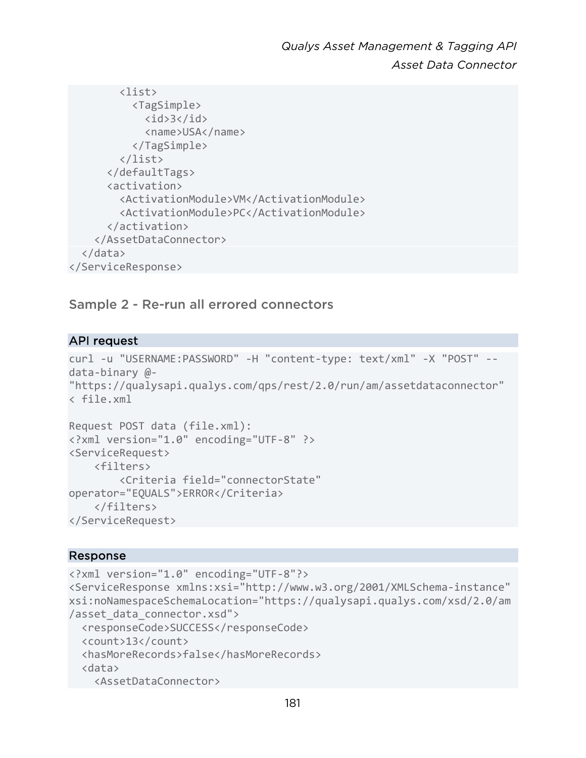```
        <list>
          <TagSimple>
            <id>3</id>
            <name>USA</name>
          </TagSimple>
        </list>
      </defaultTags>
      <activation>
        <ActivationModule>VM</ActivationModule>
        <ActivationModule>PC</ActivationModule>
      </activation>
    </AssetDataConnector>
  </data>
</ServiceResponse>
```

## Sample 2 - Re-run all errored connectors

### API request

```
curl -u "USERNAME:PASSWORD" -H "content-type: text/xml" -X "POST" --
data-binary @-
"https://qualysapi.qualys.com/qps/rest/2.0/run/am/assetdataconnector"
< file.xml

Request POST data (file.xml):
<?xml version="1.0" encoding="UTF-8" ?>
<ServiceRequest>
    <filters>
        <Criteria field="connectorState"
operator="EQUALS">ERROR</Criteria>
    </filters>
</ServiceRequest>
```

### Response

```
<?xml version="1.0" encoding="UTF-8"?>
<ServiceResponse xmlns:xsi="http://www.w3.org/2001/XMLSchema-instance"
xsi:noNamespaceSchemaLocation="https://qualysapi.qualys.com/xsd/2.0/am
/asset_data_connector.xsd">
  <responseCode>SUCCESS</responseCode>
  <count>13</count>
  <hasMoreRecords>false</hasMoreRecords>
  <data>
    <AssetDataConnector>
```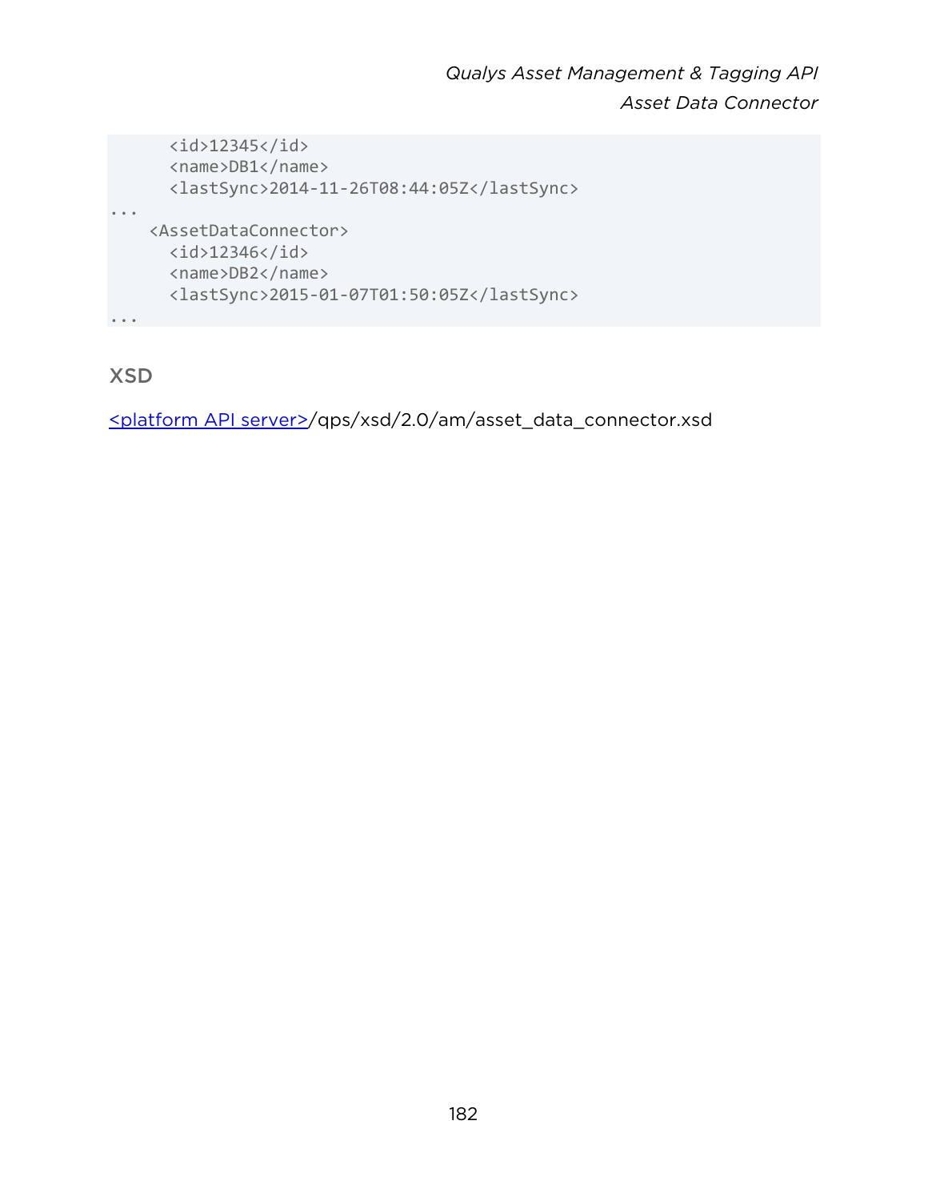```
      <id>12345</id>
      <name>DB1</name>
      <lastSync>2014-11-26T08:44:05Z</lastSync>
...
    <AssetDataConnector>
      <id>12346</id>
      <name>DB2</name>
      <lastSync>2015-01-07T01:50:05Z</lastSync>
...
```

## XSD

<platform API server>/qps/xsd/2.0/am/asset_data_connector.xsd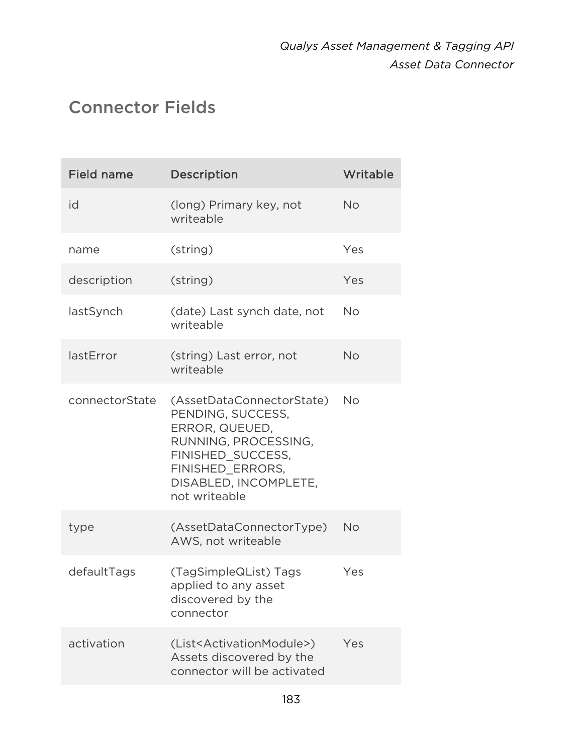## Connector Fields

| Field name | Description | Writable |
| --- | --- | --- |
| id | (long) Primary key, not writeable | No |
| name | (string) | Yes |
| description | (string) | Yes |
| lastSynch | (date) Last synch date, not writeable | No |
| lastError | (string) Last error, not writeable | No |
| connectorState | (AssetDataConnectorState) PENDING, SUCCESS, ERROR, QUEUED, RUNNING, PROCESSING, FINISHED_SUCCESS, FINISHED_ERRORS, DISABLED, INCOMPLETE, not writeable | No |
| type | (AssetDataConnectorType) AWS, not writeable | No |
| defaultTags | (TagSimpleQList) Tags applied to any asset discovered by the connector | Yes |
| activation | (List<ActivationModule>) Assets discovered by the connector will be activated | Yes |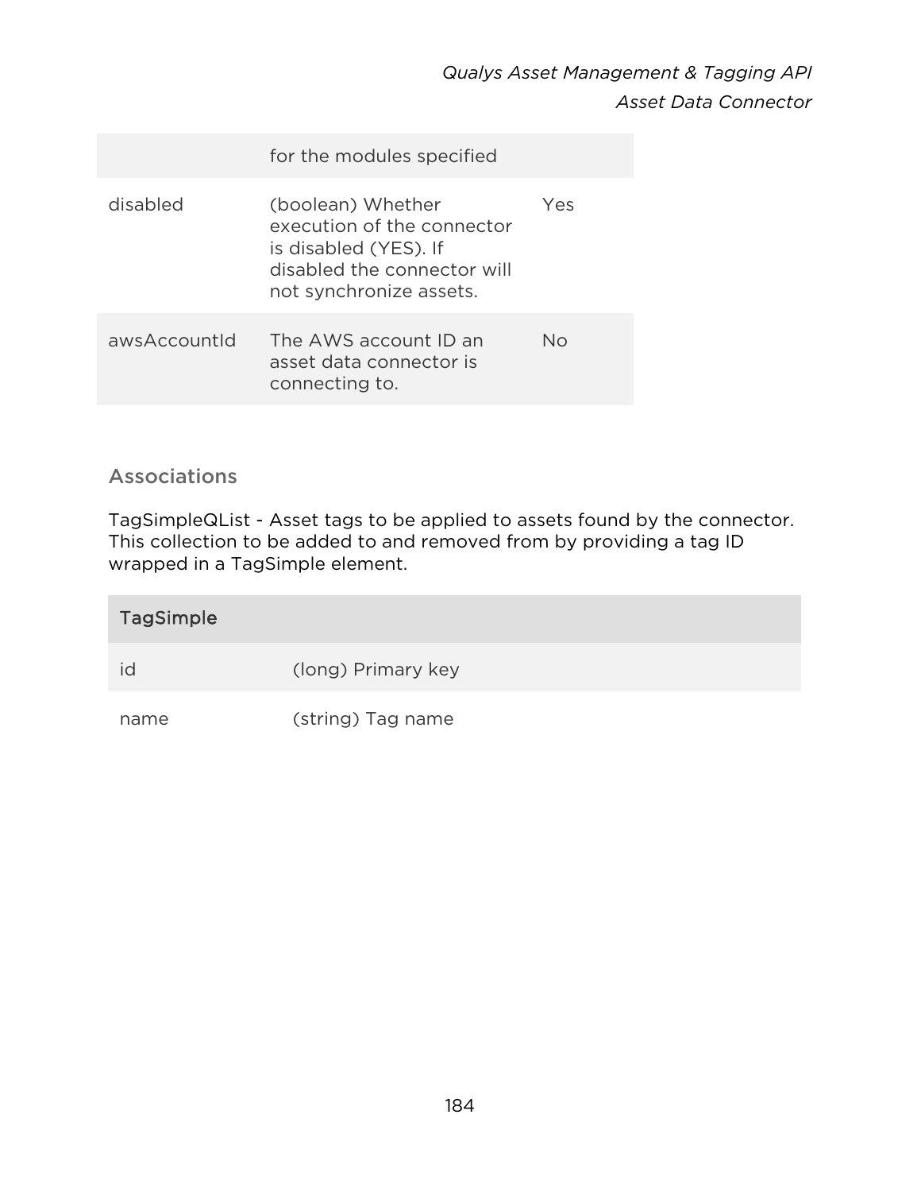| | | |
|---|---|---|
| | for the modules specified | |
| disabled | (boolean) Whether execution of the connector is disabled (YES). If disabled the connector will not synchronize assets. | Yes |
| awsAccountId | The AWS account ID an asset data connector is connecting to. | No |

### Associations

TagSimpleQList - Asset tags to be applied to assets found by the connector. This collection to be added to and removed from by providing a tag ID wrapped in a TagSimple element.

| TagSimple | |
|---|---|
| id | (long) Primary key |
| name | (string) Tag name |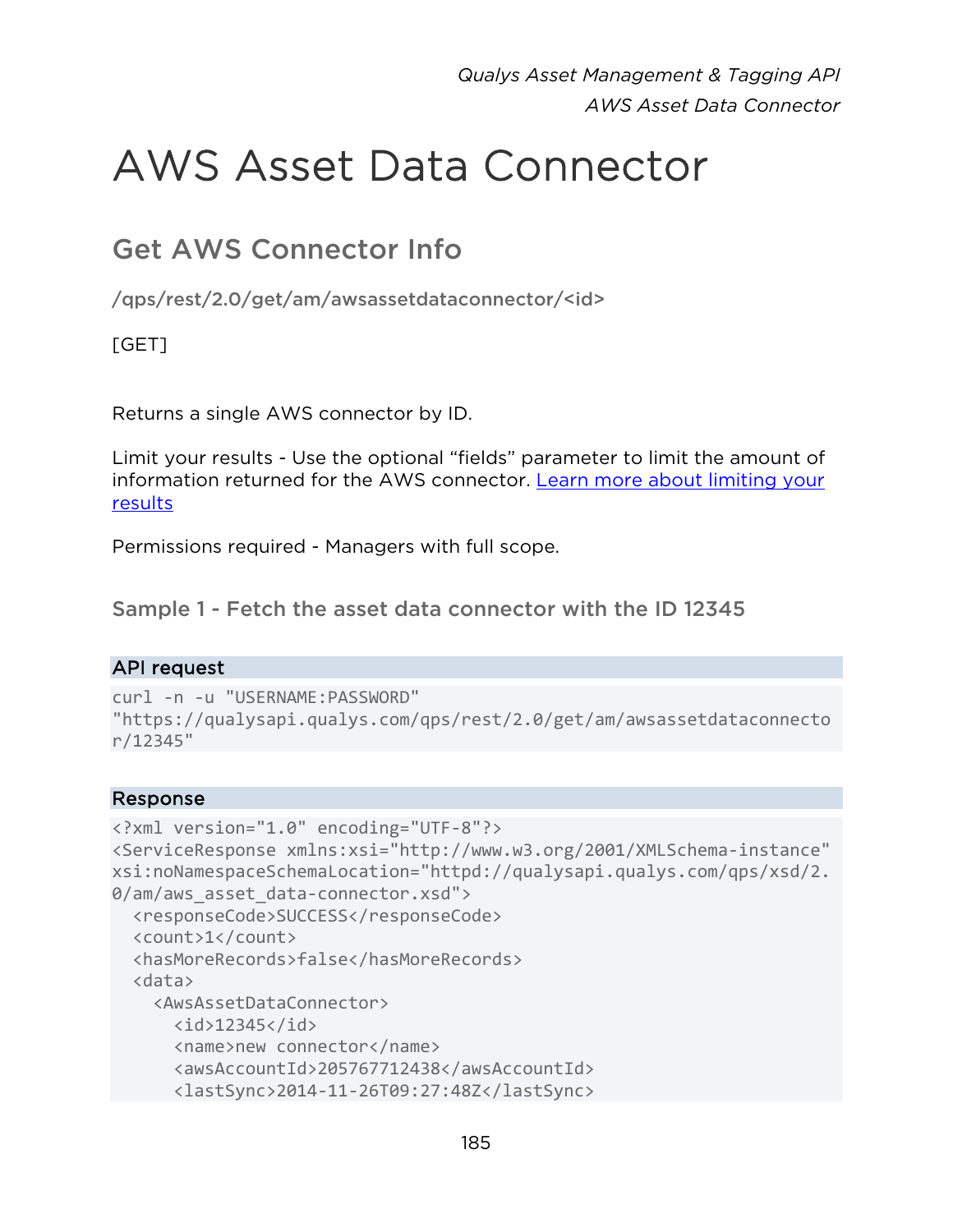# AWS Asset Data Connector

## Get AWS Connector Info

/qps/rest/2.0/get/am/awsassetdataconnector/<id>

[GET]

Returns a single AWS connector by ID.

Limit your results - Use the optional “fields” parameter to limit the amount of information returned for the AWS connector. Learn more about limiting your results

Permissions required - Managers with full scope.

### Sample 1 - Fetch the asset data connector with the ID 12345

**API request**

```
curl -n -u "USERNAME:PASSWORD"
"https://qualysapi.qualys.com/qps/rest/2.0/get/am/awsassetdataconnecto
r/12345"
```

**Response**

```
<?xml version="1.0" encoding="UTF-8"?>
<ServiceResponse xmlns:xsi="http://www.w3.org/2001/XMLSchema-instance"
xsi:noNamespaceSchemaLocation="httpd://qualysapi.qualys.com/qps/xsd/2.
0/am/aws_asset_data-connector.xsd">
  <responseCode>SUCCESS</responseCode>
  <count>1</count>
  <hasMoreRecords>false</hasMoreRecords>
  <data>
    <AwsAssetDataConnector>
      <id>12345</id>
      <name>new connector</name>
      <awsAccountId>205767712438</awsAccountId>
      <lastSync>2014-11-26T09:27:48Z</lastSync>
```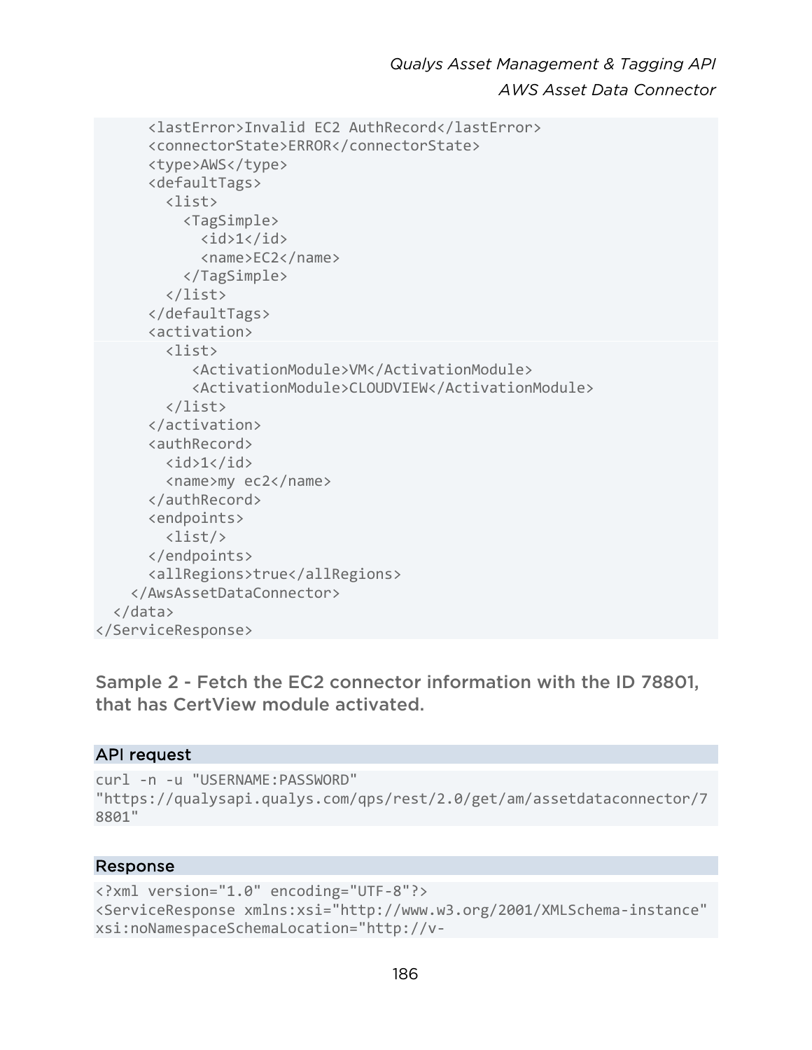```
      <lastError>Invalid EC2 AuthRecord</lastError>
      <connectorState>ERROR</connectorState>
      <type>AWS</type>
      <defaultTags>
        <list>
          <TagSimple>
            <id>1</id>
            <name>EC2</name>
          </TagSimple>
        </list>
      </defaultTags>
      <activation>
        <list>
           <ActivationModule>VM</ActivationModule>
           <ActivationModule>CLOUDVIEW</ActivationModule>
        </list>
      </activation>
      <authRecord>
        <id>1</id>
        <name>my ec2</name>
      </authRecord>
      <endpoints>
        <list/>
      </endpoints>
      <allRegions>true</allRegions>
    </AwsAssetDataConnector>
  </data>
</ServiceResponse>
```

### Sample 2 - Fetch the EC2 connector information with the ID 78801, that has CertView module activated.

#### API request

```
curl -n -u "USERNAME:PASSWORD"
"https://qualysapi.qualys.com/qps/rest/2.0/get/am/assetdataconnector/7
8801"
```

#### Response

```
<?xml version="1.0" encoding="UTF-8"?>
<ServiceResponse xmlns:xsi="http://www.w3.org/2001/XMLSchema-instance"
xsi:noNamespaceSchemaLocation="http://v-
```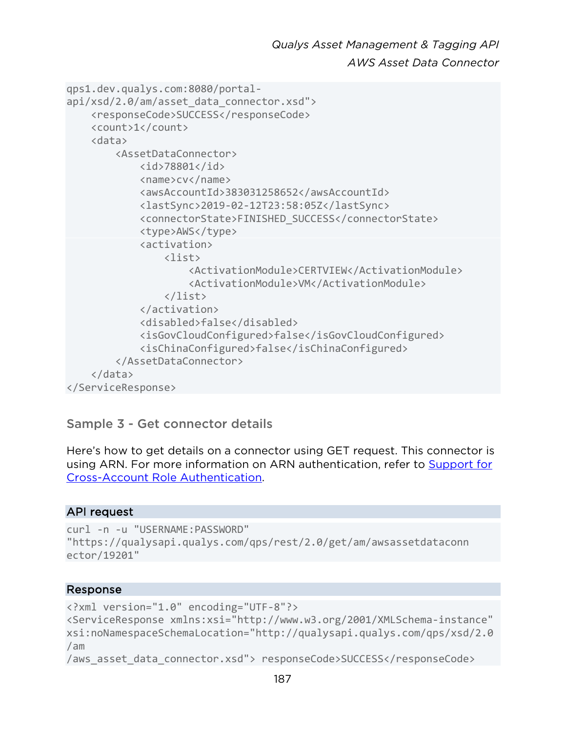```
qps1.dev.qualys.com:8080/portal-
api/xsd/2.0/am/asset_data_connector.xsd">
    <responseCode>SUCCESS</responseCode>
    <count>1</count>
    <data>
        <AssetDataConnector>
            <id>78801</id>
            <name>cv</name>
            <awsAccountId>383031258652</awsAccountId>
            <lastSync>2019-02-12T23:58:05Z</lastSync>
            <connectorState>FINISHED_SUCCESS</connectorState>
            <type>AWS</type>
            <activation>
                <list>
                    <ActivationModule>CERTVIEW</ActivationModule>
                    <ActivationModule>VM</ActivationModule>
                </list>
            </activation>
            <disabled>false</disabled>
            <isGovCloudConfigured>false</isGovCloudConfigured>
            <isChinaConfigured>false</isChinaConfigured>
        </AssetDataConnector>
    </data>
</ServiceResponse>
```

### Sample 3 - Get connector details

Here's how to get details on a connector using GET request. This connector is using ARN. For more information on ARN authentication, refer to Support for Cross-Account Role Authentication.

#### API request

```
curl -n -u "USERNAME:PASSWORD"
"https://qualysapi.qualys.com/qps/rest/2.0/get/am/awsassetdataconn
ector/19201"
```

#### Response

```
<?xml version="1.0" encoding="UTF-8"?>
<ServiceResponse xmlns:xsi="http://www.w3.org/2001/XMLSchema-instance"
xsi:noNamespaceSchemaLocation="http://qualysapi.qualys.com/qps/xsd/2.0
/am
/aws_asset_data_connector.xsd"> responseCode>SUCCESS</responseCode>
```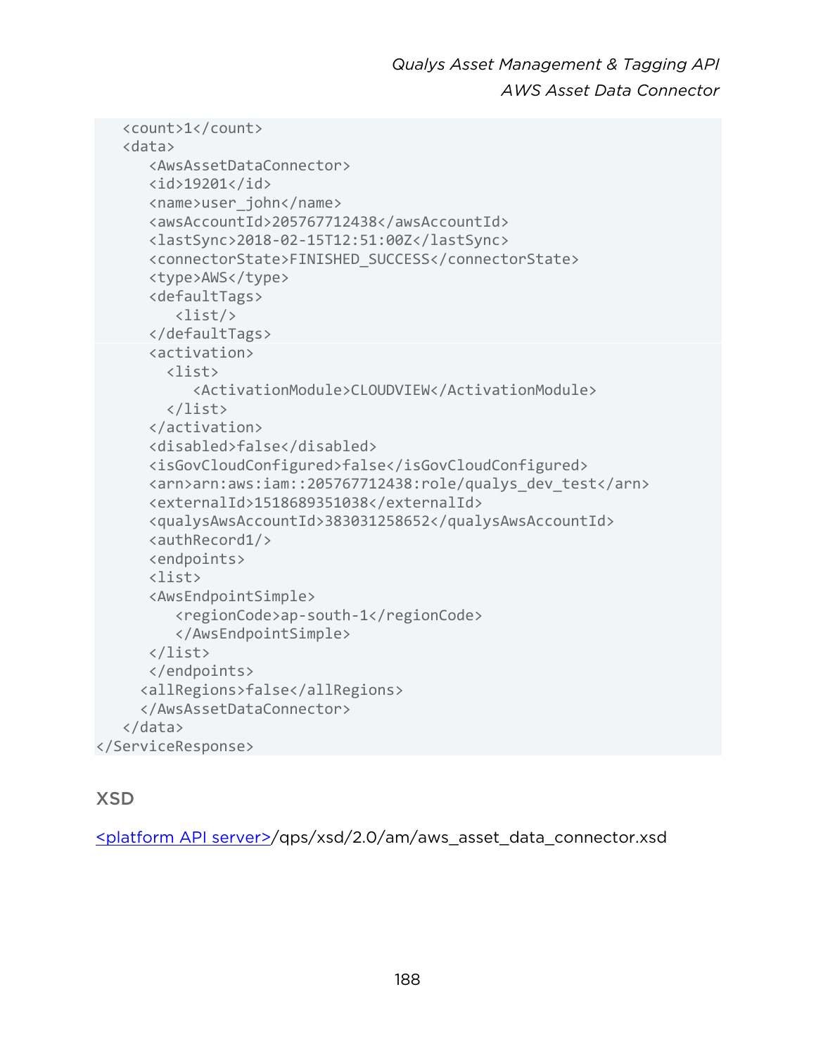```
   <count>1</count>
   <data>
      <AwsAssetDataConnector>
      <id>19201</id>
      <name>user_john</name>
      <awsAccountId>205767712438</awsAccountId>
      <lastSync>2018-02-15T12:51:00Z</lastSync>
      <connectorState>FINISHED_SUCCESS</connectorState>
      <type>AWS</type>
      <defaultTags>
         <list/>
      </defaultTags>
      <activation>
        <list>
           <ActivationModule>CLOUDVIEW</ActivationModule>
        </list>
      </activation>
      <disabled>false</disabled>
      <isGovCloudConfigured>false</isGovCloudConfigured>
      <arn>arn:aws:iam::205767712438:role/qualys_dev_test</arn>
      <externalId>1518689351038</externalId>
      <qualysAwsAccountId>383031258652</qualysAwsAccountId>
      <authRecord1/>
      <endpoints>
      <list>
      <AwsEndpointSimple>
         <regionCode>ap-south-1</regionCode>
         </AwsEndpointSimple>
      </list>
      </endpoints>
     <allRegions>false</allRegions>
     </AwsAssetDataConnector>
   </data>
</ServiceResponse>
```

## XSD

<platform API server>/qps/xsd/2.0/am/aws_asset_data_connector.xsd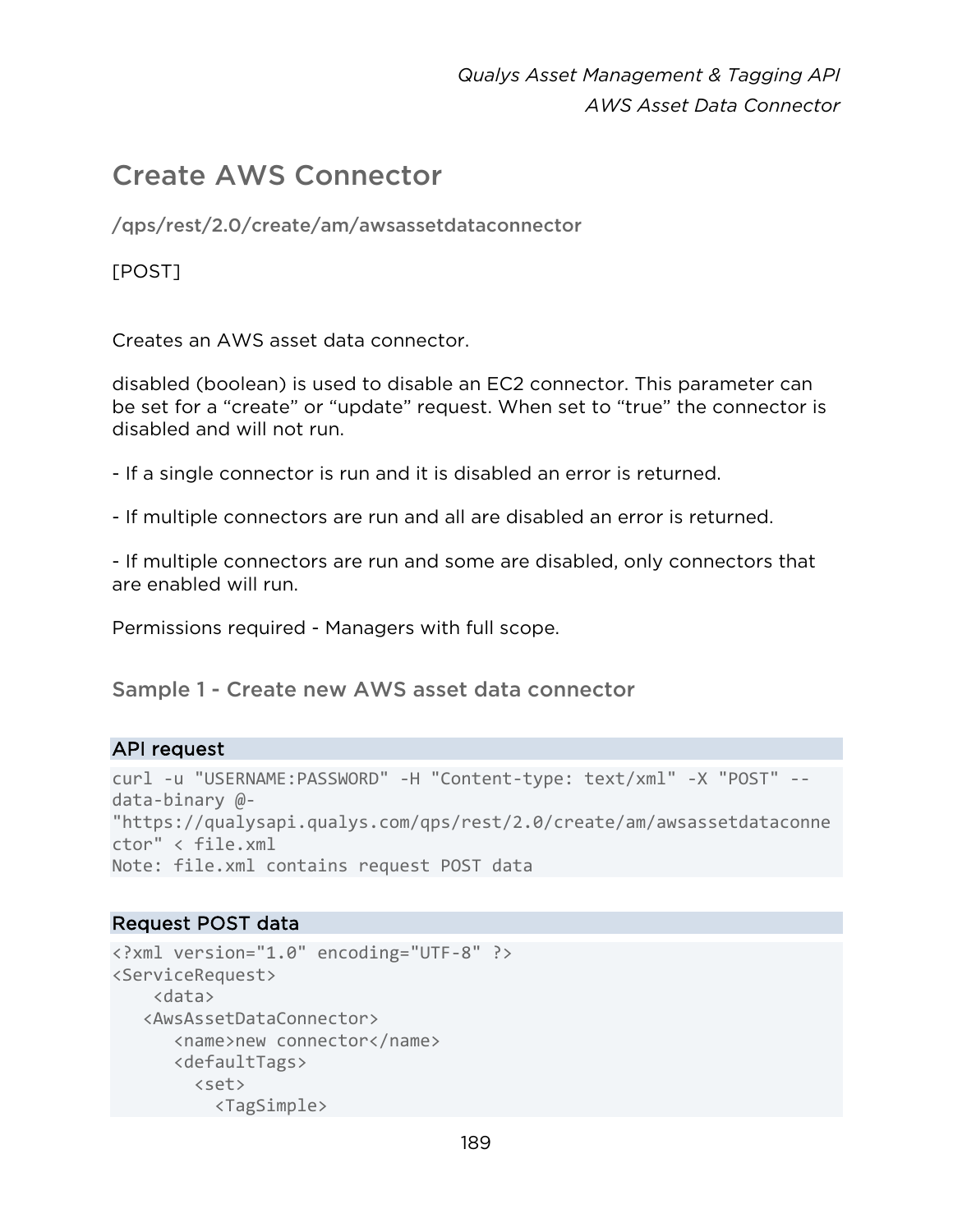# Create AWS Connector

/qps/rest/2.0/create/am/awsassetdataconnector

[POST]

Creates an AWS asset data connector.

disabled (boolean) is used to disable an EC2 connector. This parameter can be set for a “create” or “update” request. When set to “true” the connector is disabled and will not run.

- If a single connector is run and it is disabled an error is returned.

- If multiple connectors are run and all are disabled an error is returned.

- If multiple connectors are run and some are disabled, only connectors that are enabled will run.

Permissions required - Managers with full scope.

## Sample 1 - Create new AWS asset data connector

### API request

```
curl -u "USERNAME:PASSWORD" -H "Content-type: text/xml" -X "POST" --
data-binary @-
"https://qualysapi.qualys.com/qps/rest/2.0/create/am/awsassetdataconne
ctor" < file.xml
Note: file.xml contains request POST data
```

### Request POST data

```
<?xml version="1.0" encoding="UTF-8" ?>
<ServiceRequest>
    <data>
   <AwsAssetDataConnector>
      <name>new connector</name>
      <defaultTags>
        <set>
          <TagSimple>
```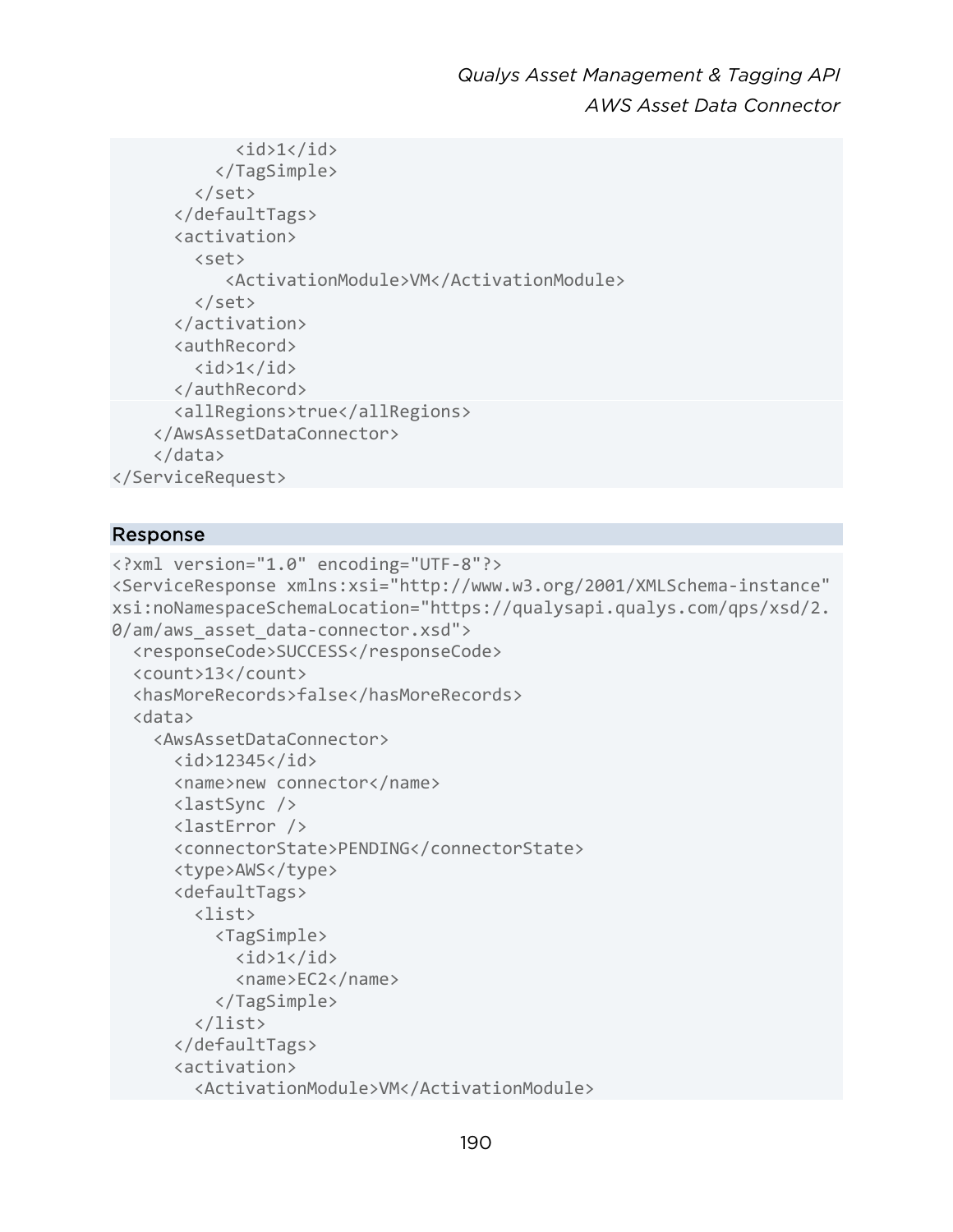```
            <id>1</id>
          </TagSimple>
        </set>
      </defaultTags>
      <activation>
        <set>
           <ActivationModule>VM</ActivationModule>
        </set>
      </activation>
      <authRecord>
        <id>1</id>
      </authRecord>
      <allRegions>true</allRegions>
    </AwsAssetDataConnector>
    </data>
</ServiceRequest>
```

### Response

```
<?xml version="1.0" encoding="UTF-8"?>
<ServiceResponse xmlns:xsi="http://www.w3.org/2001/XMLSchema-instance"
xsi:noNamespaceSchemaLocation="https://qualysapi.qualys.com/qps/xsd/2.
0/am/aws_asset_data-connector.xsd">
  <responseCode>SUCCESS</responseCode>
  <count>13</count>
  <hasMoreRecords>false</hasMoreRecords>
  <data>
    <AwsAssetDataConnector>
      <id>12345</id>
      <name>new connector</name>
      <lastSync />
      <lastError />
      <connectorState>PENDING</connectorState>
      <type>AWS</type>
      <defaultTags>
        <list>
          <TagSimple>
            <id>1</id>
            <name>EC2</name>
          </TagSimple>
        </list>
      </defaultTags>
      <activation>
        <ActivationModule>VM</ActivationModule>
```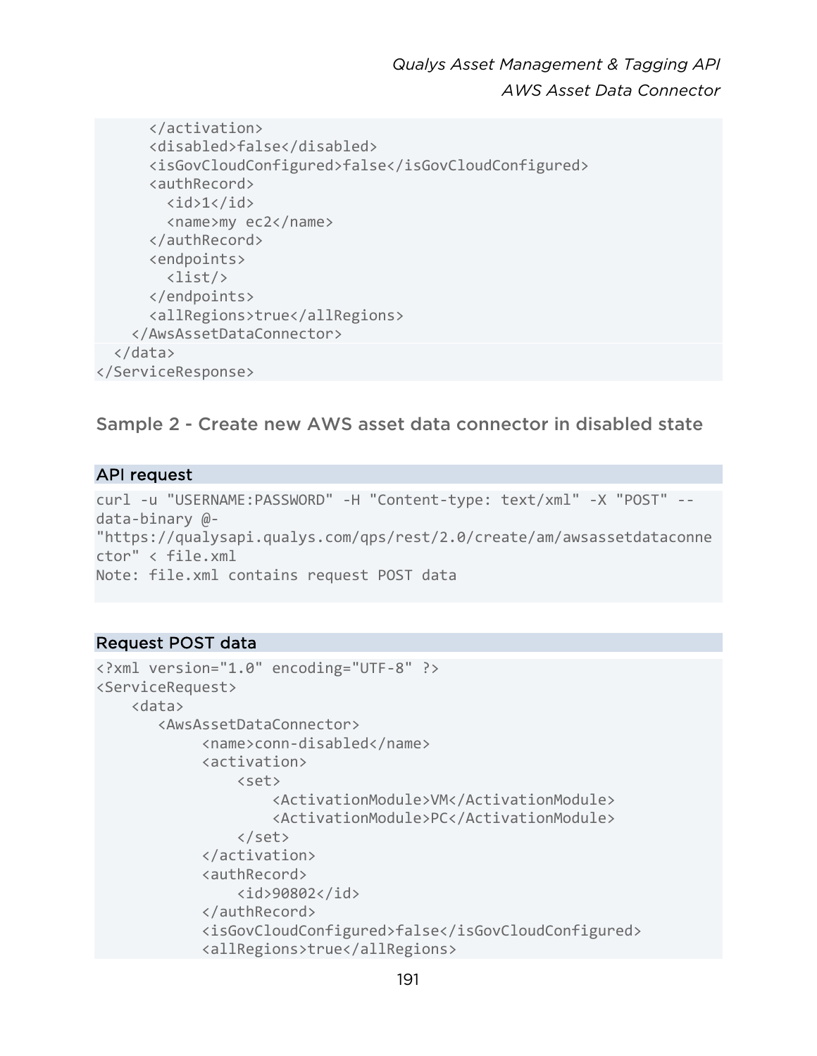```
      </activation>
      <disabled>false</disabled>
      <isGovCloudConfigured>false</isGovCloudConfigured>
      <authRecord>
        <id>1</id>
        <name>my ec2</name>
      </authRecord>
      <endpoints>
        <list/>
      </endpoints>
      <allRegions>true</allRegions>
    </AwsAssetDataConnector>
  </data>
</ServiceResponse>
```

## Sample 2 - Create new AWS asset data connector in disabled state

### API request

```
curl -u "USERNAME:PASSWORD" -H "Content-type: text/xml" -X "POST" --
data-binary @-
"https://qualysapi.qualys.com/qps/rest/2.0/create/am/awsassetdataconne
ctor" < file.xml
Note: file.xml contains request POST data
```

### Request POST data

```
<?xml version="1.0" encoding="UTF-8" ?>
<ServiceRequest>
    <data>
       <AwsAssetDataConnector>
            <name>conn-disabled</name>
            <activation>
                <set>
                    <ActivationModule>VM</ActivationModule>
                    <ActivationModule>PC</ActivationModule>
                </set>
            </activation>
            <authRecord>
                <id>90802</id>
            </authRecord>
            <isGovCloudConfigured>false</isGovCloudConfigured>
            <allRegions>true</allRegions>
```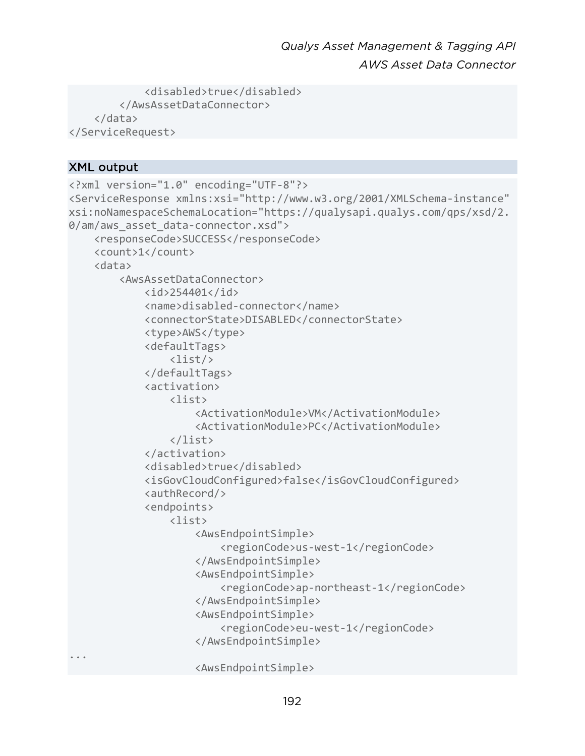```
            <disabled>true</disabled>
        </AwsAssetDataConnector>
    </data>
</ServiceRequest>
```

## XML output

```
<?xml version="1.0" encoding="UTF-8"?>
<ServiceResponse xmlns:xsi="http://www.w3.org/2001/XMLSchema-instance"
xsi:noNamespaceSchemaLocation="https://qualysapi.qualys.com/qps/xsd/2.
0/am/aws_asset_data-connector.xsd">
    <responseCode>SUCCESS</responseCode>
    <count>1</count>
    <data>
        <AwsAssetDataConnector>
            <id>254401</id>
            <name>disabled-connector</name>
            <connectorState>DISABLED</connectorState>
            <type>AWS</type>
            <defaultTags>
                <list/>
            </defaultTags>
            <activation>
                <list>
                    <ActivationModule>VM</ActivationModule>
                    <ActivationModule>PC</ActivationModule>
                </list>
            </activation>
            <disabled>true</disabled>
            <isGovCloudConfigured>false</isGovCloudConfigured>
            <authRecord/>
            <endpoints>
                <list>
                    <AwsEndpointSimple>
                        <regionCode>us-west-1</regionCode>
                    </AwsEndpointSimple>
                    <AwsEndpointSimple>
                        <regionCode>ap-northeast-1</regionCode>
                    </AwsEndpointSimple>
                    <AwsEndpointSimple>
                        <regionCode>eu-west-1</regionCode>
                    </AwsEndpointSimple>
...
                    <AwsEndpointSimple>
```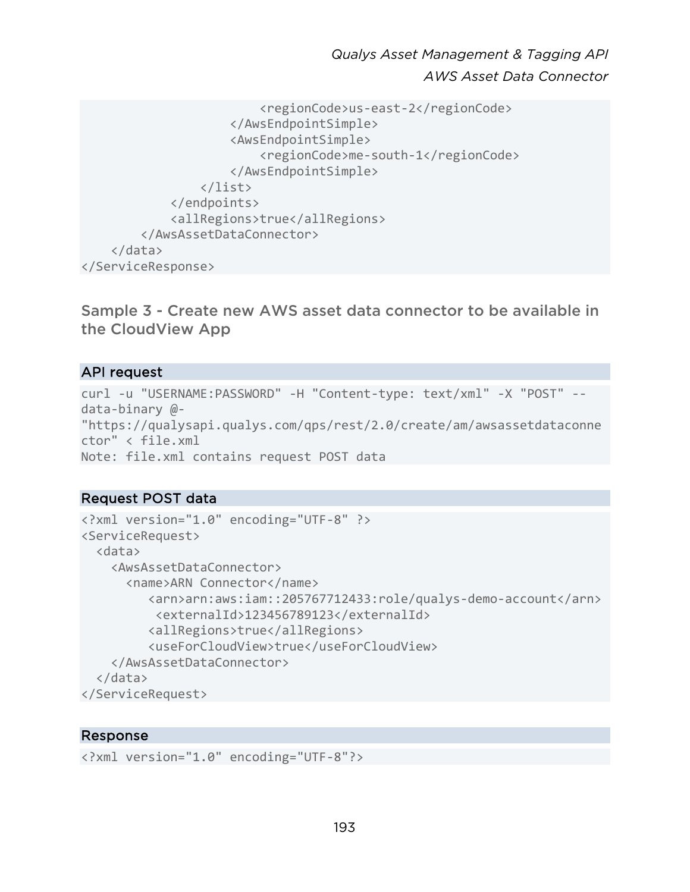```
                        <regionCode>us-east-2</regionCode>
                    </AwsEndpointSimple>
                    <AwsEndpointSimple>
                        <regionCode>me-south-1</regionCode>
                    </AwsEndpointSimple>
                </list>
            </endpoints>
            <allRegions>true</allRegions>
        </AwsAssetDataConnector>
    </data>
</ServiceResponse>
```

### Sample 3 - Create new AWS asset data connector to be available in the CloudView App

#### API request

```
curl -u "USERNAME:PASSWORD" -H "Content-type: text/xml" -X "POST" --
data-binary @-
"https://qualysapi.qualys.com/qps/rest/2.0/create/am/awsassetdataconne
ctor" < file.xml
Note: file.xml contains request POST data
```

#### Request POST data

```
<?xml version="1.0" encoding="UTF-8" ?>
<ServiceRequest>
  <data>
    <AwsAssetDataConnector>
      <name>ARN Connector</name>
         <arn>arn:aws:iam::205767712433:role/qualys-demo-account</arn>
          <externalId>123456789123</externalId>
         <allRegions>true</allRegions>
         <useForCloudView>true</useForCloudView>
    </AwsAssetDataConnector>
  </data>
</ServiceRequest>
```

#### Response

```
<?xml version="1.0" encoding="UTF-8"?>
```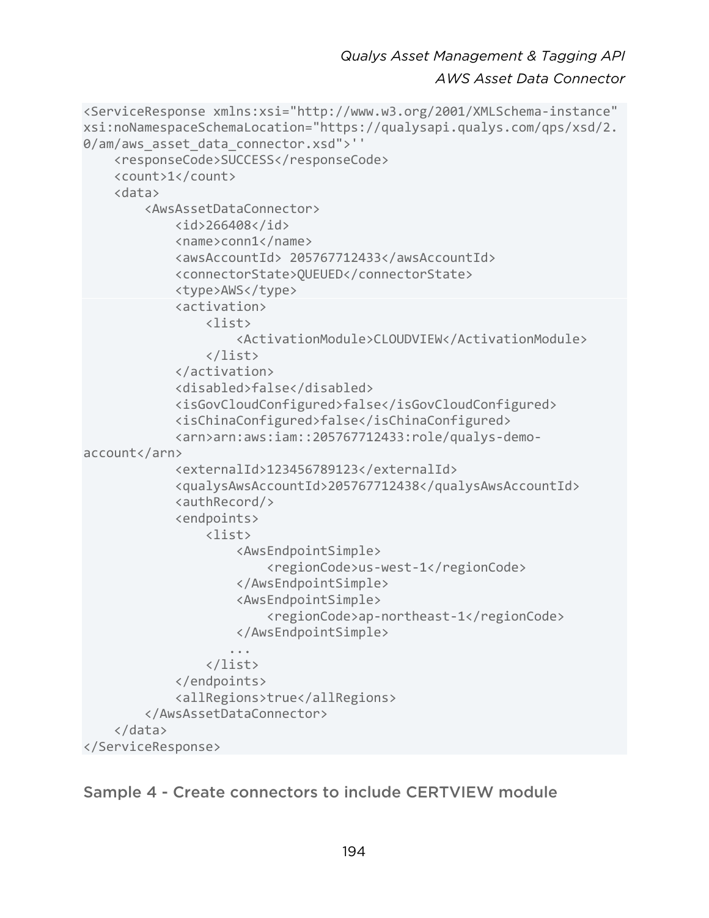```
<ServiceResponse xmlns:xsi="http://www.w3.org/2001/XMLSchema-instance"
xsi:noNamespaceSchemaLocation="https://qualysapi.qualys.com/qps/xsd/2.
0/am/aws_asset_data_connector.xsd">''
    <responseCode>SUCCESS</responseCode>
    <count>1</count>
    <data>
        <AwsAssetDataConnector>
            <id>266408</id>
            <name>conn1</name>
            <awsAccountId> 205767712433</awsAccountId>
            <connectorState>QUEUED</connectorState>
            <type>AWS</type>
            <activation>
                <list>
                    <ActivationModule>CLOUDVIEW</ActivationModule>
                </list>
            </activation>
            <disabled>false</disabled>
            <isGovCloudConfigured>false</isGovCloudConfigured>
            <isChinaConfigured>false</isChinaConfigured>
            <arn>arn:aws:iam::205767712433:role/qualys-demo-
account</arn>
            <externalId>123456789123</externalId>
            <qualysAwsAccountId>205767712438</qualysAwsAccountId>
            <authRecord/>
            <endpoints>
                <list>
                    <AwsEndpointSimple>
                        <regionCode>us-west-1</regionCode>
                    </AwsEndpointSimple>
                    <AwsEndpointSimple>
                        <regionCode>ap-northeast-1</regionCode>
                    </AwsEndpointSimple>
                   ...
                </list>
            </endpoints>
            <allRegions>true</allRegions>
        </AwsAssetDataConnector>
    </data>
</ServiceResponse>
```

## Sample 4 - Create connectors to include CERTVIEW module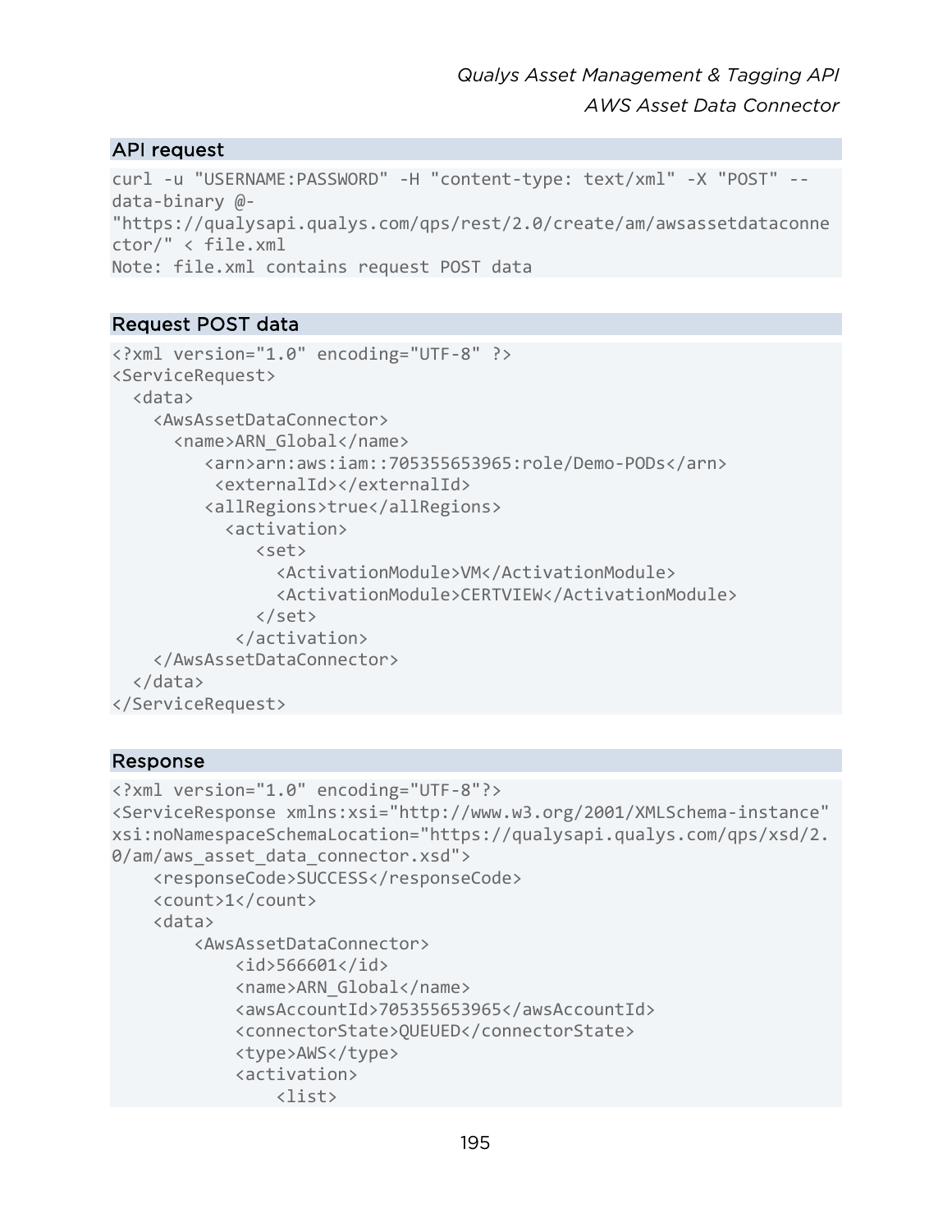### API request

```
curl -u "USERNAME:PASSWORD" -H "content-type: text/xml" -X "POST" --
data-binary @-
"https://qualysapi.qualys.com/qps/rest/2.0/create/am/awsassetdataconne
ctor/" < file.xml
Note: file.xml contains request POST data
```

### Request POST data

```
<?xml version="1.0" encoding="UTF-8" ?>
<ServiceRequest>
  <data>
    <AwsAssetDataConnector>
      <name>ARN_Global</name>
         <arn>arn:aws:iam::705355653965:role/Demo-PODs</arn>
          <externalId></externalId>
         <allRegions>true</allRegions>
           <activation>
              <set>
                <ActivationModule>VM</ActivationModule>
                <ActivationModule>CERTVIEW</ActivationModule>
              </set>
            </activation>
    </AwsAssetDataConnector>
  </data>
</ServiceRequest>
```

### Response

```
<?xml version="1.0" encoding="UTF-8"?>
<ServiceResponse xmlns:xsi="http://www.w3.org/2001/XMLSchema-instance"
xsi:noNamespaceSchemaLocation="https://qualysapi.qualys.com/qps/xsd/2.
0/am/aws_asset_data_connector.xsd">
    <responseCode>SUCCESS</responseCode>
    <count>1</count>
    <data>
        <AwsAssetDataConnector>
            <id>566601</id>
            <name>ARN_Global</name>
            <awsAccountId>705355653965</awsAccountId>
            <connectorState>QUEUED</connectorState>
            <type>AWS</type>
            <activation>
                <list>
```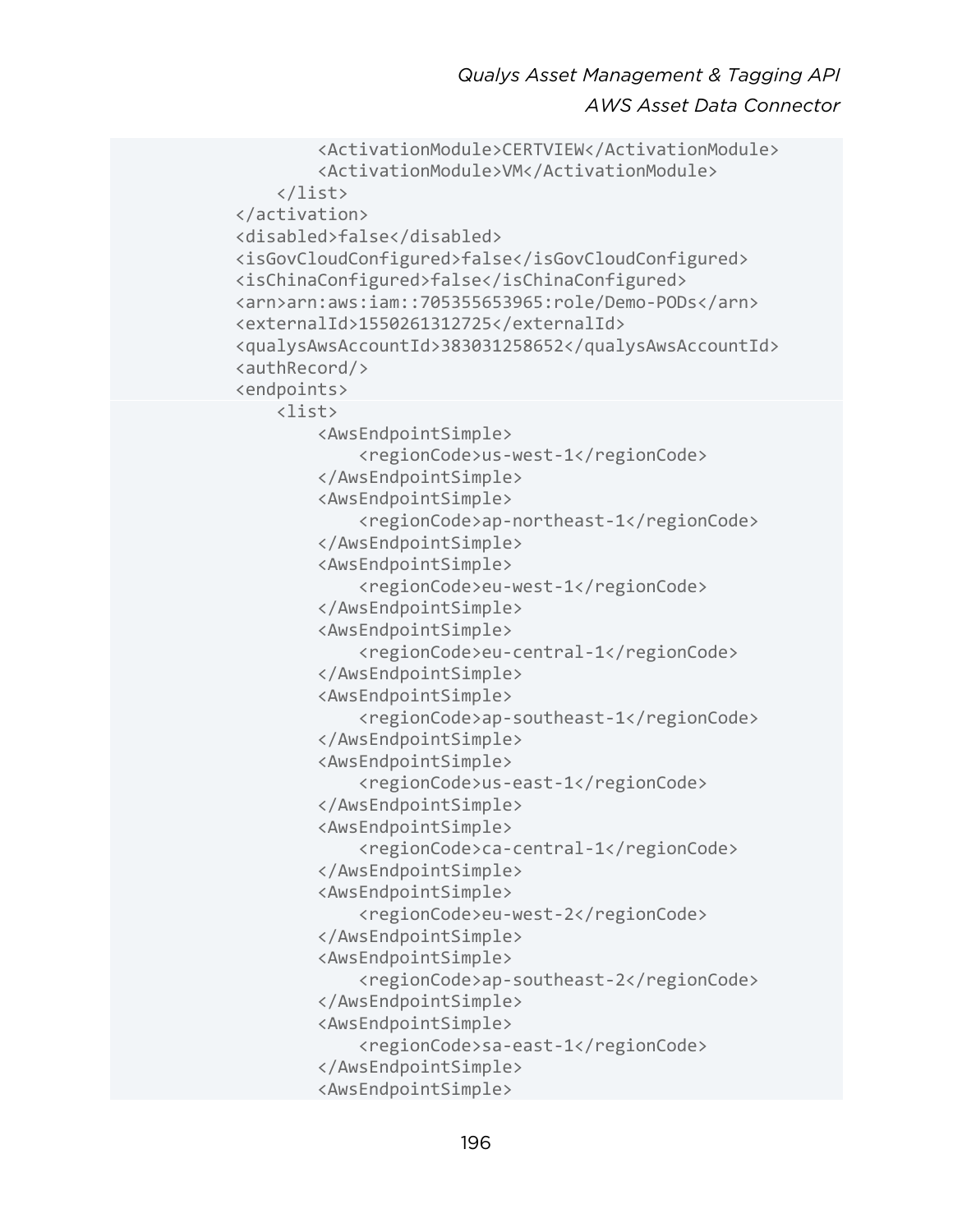```
                <ActivationModule>CERTVIEW</ActivationModule>
                <ActivationModule>VM</ActivationModule>
            </list>
        </activation>
        <disabled>false</disabled>
        <isGovCloudConfigured>false</isGovCloudConfigured>
        <isChinaConfigured>false</isChinaConfigured>
        <arn>arn:aws:iam::705355653965:role/Demo-PODs</arn>
        <externalId>1550261312725</externalId>
        <qualysAwsAccountId>383031258652</qualysAwsAccountId>
        <authRecord/>
        <endpoints>
            <list>
                <AwsEndpointSimple>
                    <regionCode>us-west-1</regionCode>
                </AwsEndpointSimple>
                <AwsEndpointSimple>
                    <regionCode>ap-northeast-1</regionCode>
                </AwsEndpointSimple>
                <AwsEndpointSimple>
                    <regionCode>eu-west-1</regionCode>
                </AwsEndpointSimple>
                <AwsEndpointSimple>
                    <regionCode>eu-central-1</regionCode>
                </AwsEndpointSimple>
                <AwsEndpointSimple>
                    <regionCode>ap-southeast-1</regionCode>
                </AwsEndpointSimple>
                <AwsEndpointSimple>
                    <regionCode>us-east-1</regionCode>
                </AwsEndpointSimple>
                <AwsEndpointSimple>
                    <regionCode>ca-central-1</regionCode>
                </AwsEndpointSimple>
                <AwsEndpointSimple>
                    <regionCode>eu-west-2</regionCode>
                </AwsEndpointSimple>
                <AwsEndpointSimple>
                    <regionCode>ap-southeast-2</regionCode>
                </AwsEndpointSimple>
                <AwsEndpointSimple>
                    <regionCode>sa-east-1</regionCode>
                </AwsEndpointSimple>
                <AwsEndpointSimple>
```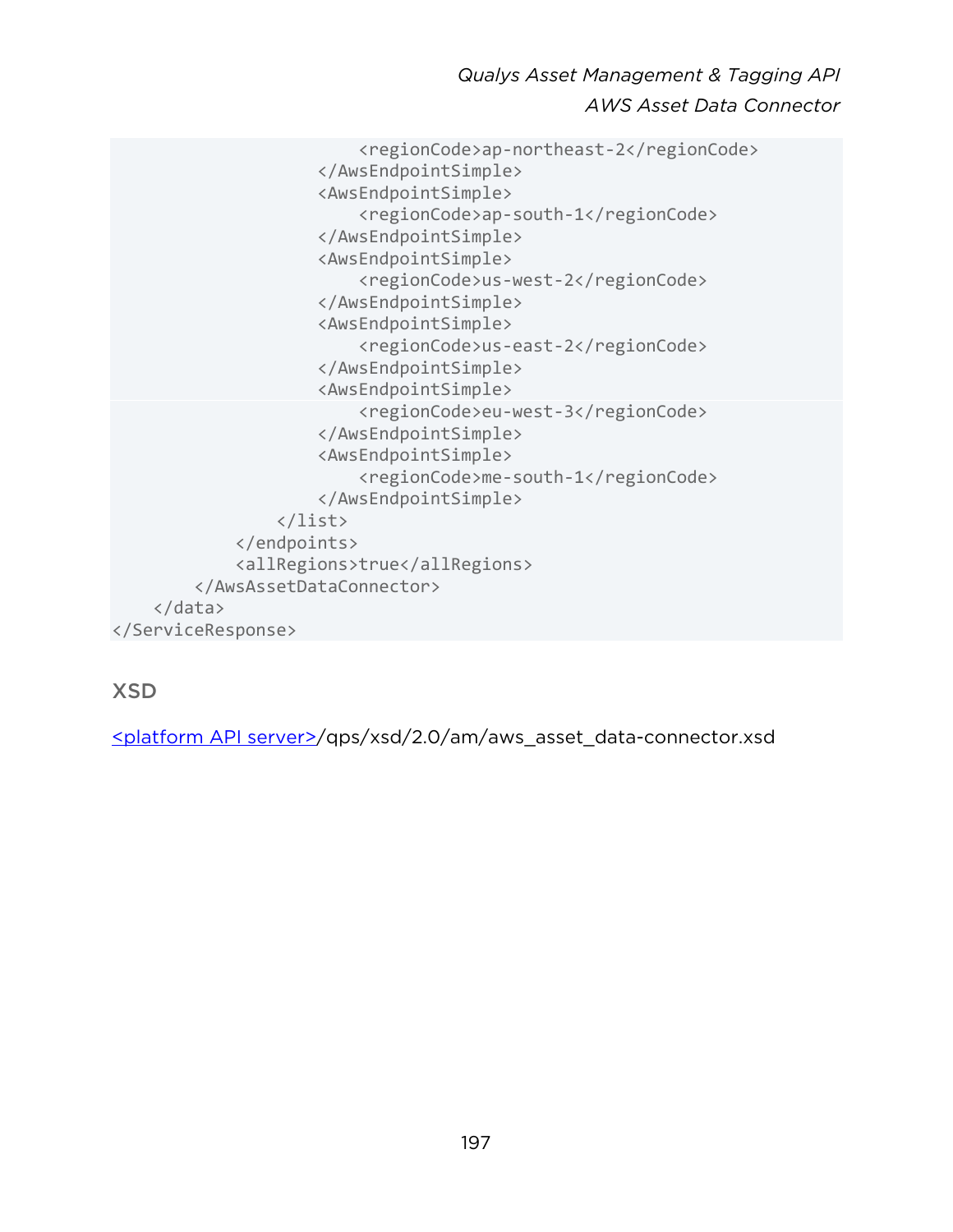```
                        <regionCode>ap-northeast-2</regionCode>
                    </AwsEndpointSimple>
                    <AwsEndpointSimple>
                        <regionCode>ap-south-1</regionCode>
                    </AwsEndpointSimple>
                    <AwsEndpointSimple>
                        <regionCode>us-west-2</regionCode>
                    </AwsEndpointSimple>
                    <AwsEndpointSimple>
                        <regionCode>us-east-2</regionCode>
                    </AwsEndpointSimple>
                    <AwsEndpointSimple>
                        <regionCode>eu-west-3</regionCode>
                    </AwsEndpointSimple>
                    <AwsEndpointSimple>
                        <regionCode>me-south-1</regionCode>
                    </AwsEndpointSimple>
                </list>
            </endpoints>
            <allRegions>true</allRegions>
        </AwsAssetDataConnector>
    </data>
</ServiceResponse>
```

## XSD

<platform API server>/qps/xsd/2.0/am/aws_asset_data-connector.xsd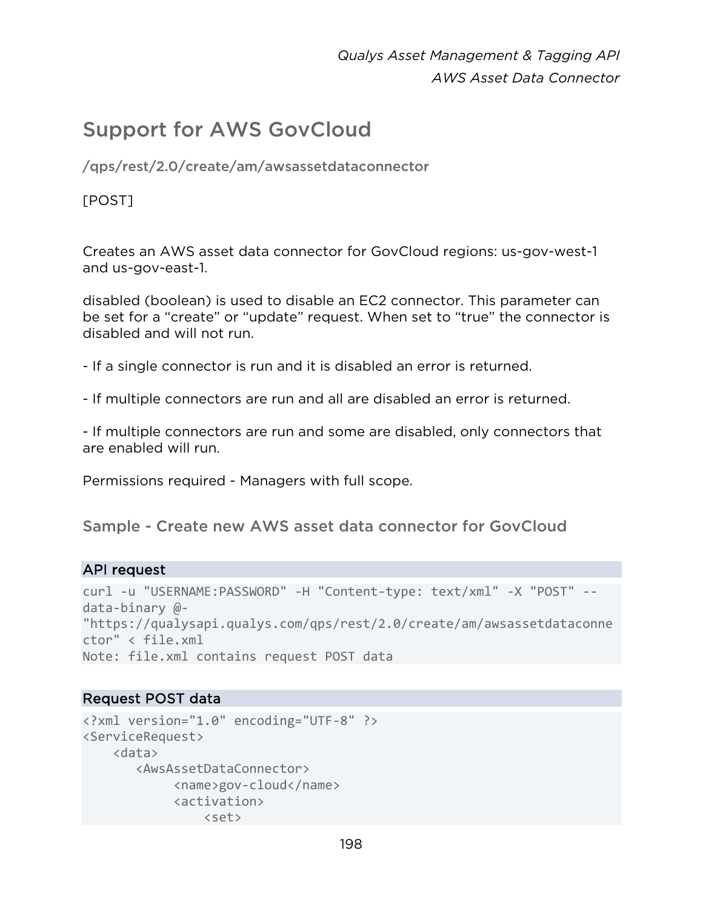## Support for AWS GovCloud

### /qps/rest/2.0/create/am/awsassetdataconnector

[POST]

Creates an AWS asset data connector for GovCloud regions: us-gov-west-1 and us-gov-east-1.

disabled (boolean) is used to disable an EC2 connector. This parameter can be set for a "create" or "update" request. When set to "true" the connector is disabled and will not run.

- If a single connector is run and it is disabled an error is returned.

- If multiple connectors are run and all are disabled an error is returned.

- If multiple connectors are run and some are disabled, only connectors that are enabled will run.

Permissions required - Managers with full scope.

### Sample - Create new AWS asset data connector for GovCloud

**API request**

```
curl -u "USERNAME:PASSWORD" -H "Content-type: text/xml" -X "POST" --
data-binary @-
"https://qualysapi.qualys.com/qps/rest/2.0/create/am/awsassetdataconne
ctor" < file.xml
Note: file.xml contains request POST data
```

**Request POST data**

```
<?xml version="1.0" encoding="UTF-8" ?>
<ServiceRequest>
    <data>
       <AwsAssetDataConnector>
            <name>gov-cloud</name>
            <activation>
                <set>
```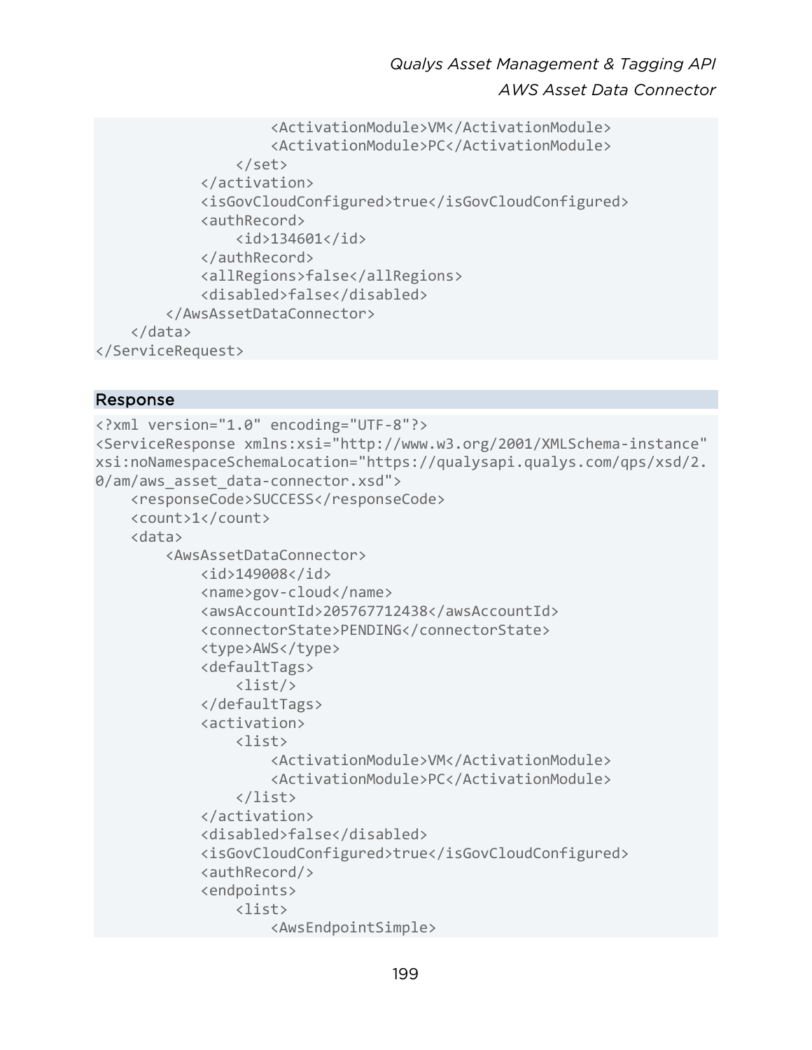```
                    <ActivationModule>VM</ActivationModule>
                    <ActivationModule>PC</ActivationModule>
                </set>
            </activation>
            <isGovCloudConfigured>true</isGovCloudConfigured>
            <authRecord>
                <id>134601</id>
            </authRecord>
            <allRegions>false</allRegions>
            <disabled>false</disabled>
        </AwsAssetDataConnector>
    </data>
</ServiceRequest>
```

### Response

```
<?xml version="1.0" encoding="UTF-8"?>
<ServiceResponse xmlns:xsi="http://www.w3.org/2001/XMLSchema-instance"
xsi:noNamespaceSchemaLocation="https://qualysapi.qualys.com/qps/xsd/2.
0/am/aws_asset_data-connector.xsd">
    <responseCode>SUCCESS</responseCode>
    <count>1</count>
    <data>
        <AwsAssetDataConnector>
            <id>149008</id>
            <name>gov-cloud</name>
            <awsAccountId>205767712438</awsAccountId>
            <connectorState>PENDING</connectorState>
            <type>AWS</type>
            <defaultTags>
                <list/>
            </defaultTags>
            <activation>
                <list>
                    <ActivationModule>VM</ActivationModule>
                    <ActivationModule>PC</ActivationModule>
                </list>
            </activation>
            <disabled>false</disabled>
            <isGovCloudConfigured>true</isGovCloudConfigured>
            <authRecord/>
            <endpoints>
                <list>
                    <AwsEndpointSimple>
```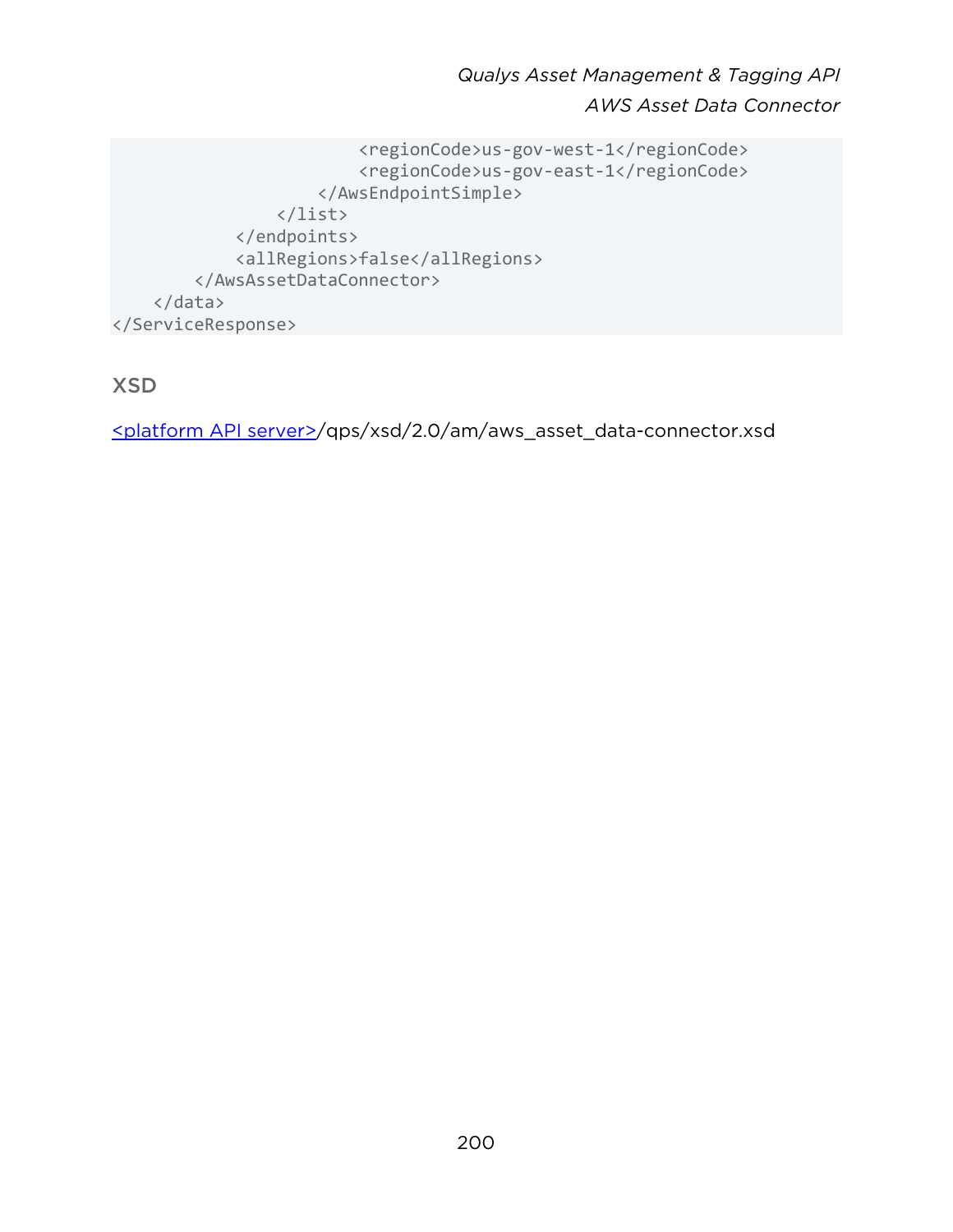```
                        <regionCode>us-gov-west-1</regionCode>
                        <regionCode>us-gov-east-1</regionCode>
                    </AwsEndpointSimple>
                </list>
            </endpoints>
            <allRegions>false</allRegions>
        </AwsAssetDataConnector>
    </data>
</ServiceResponse>
```

### XSD

<platform API server>/qps/xsd/2.0/am/aws_asset_data-connector.xsd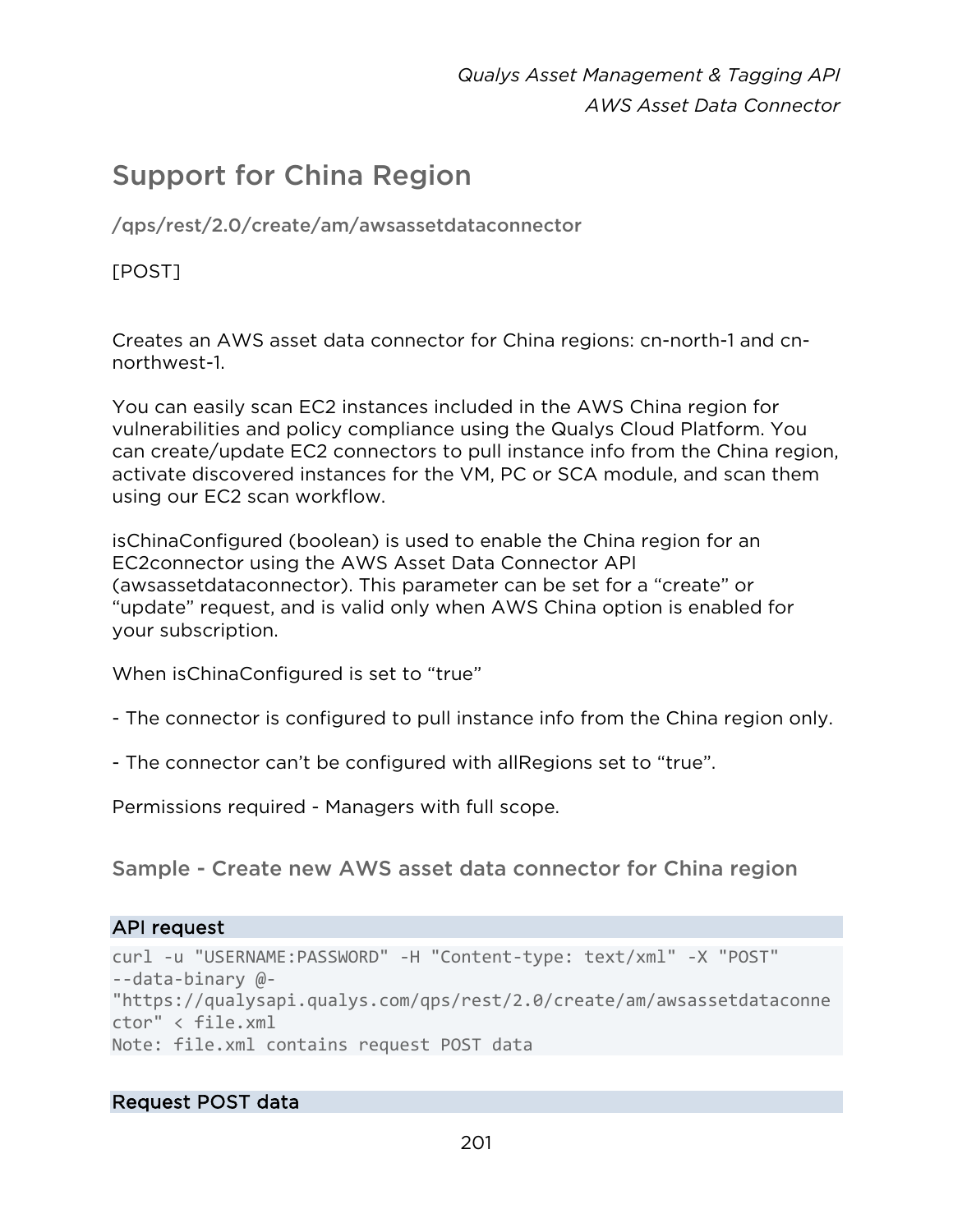## Support for China Region

### /qps/rest/2.0/create/am/awsassetdataconnector

[POST]

Creates an AWS asset data connector for China regions: cn-north-1 and cn-northwest-1.

You can easily scan EC2 instances included in the AWS China region for vulnerabilities and policy compliance using the Qualys Cloud Platform. You can create/update EC2 connectors to pull instance info from the China region, activate discovered instances for the VM, PC or SCA module, and scan them using our EC2 scan workflow.

isChinaConfigured (boolean) is used to enable the China region for an EC2connector using the AWS Asset Data Connector API (awsassetdataconnector). This parameter can be set for a "create" or "update" request, and is valid only when AWS China option is enabled for your subscription.

When isChinaConfigured is set to "true"

- The connector is configured to pull instance info from the China region only.

- The connector can't be configured with allRegions set to "true".

Permissions required - Managers with full scope.

### Sample - Create new AWS asset data connector for China region

**API request**

```
curl -u "USERNAME:PASSWORD" -H "Content-type: text/xml" -X "POST"
--data-binary @-
"https://qualysapi.qualys.com/qps/rest/2.0/create/am/awsassetdataconne
ctor" < file.xml
Note: file.xml contains request POST data
```

**Request POST data**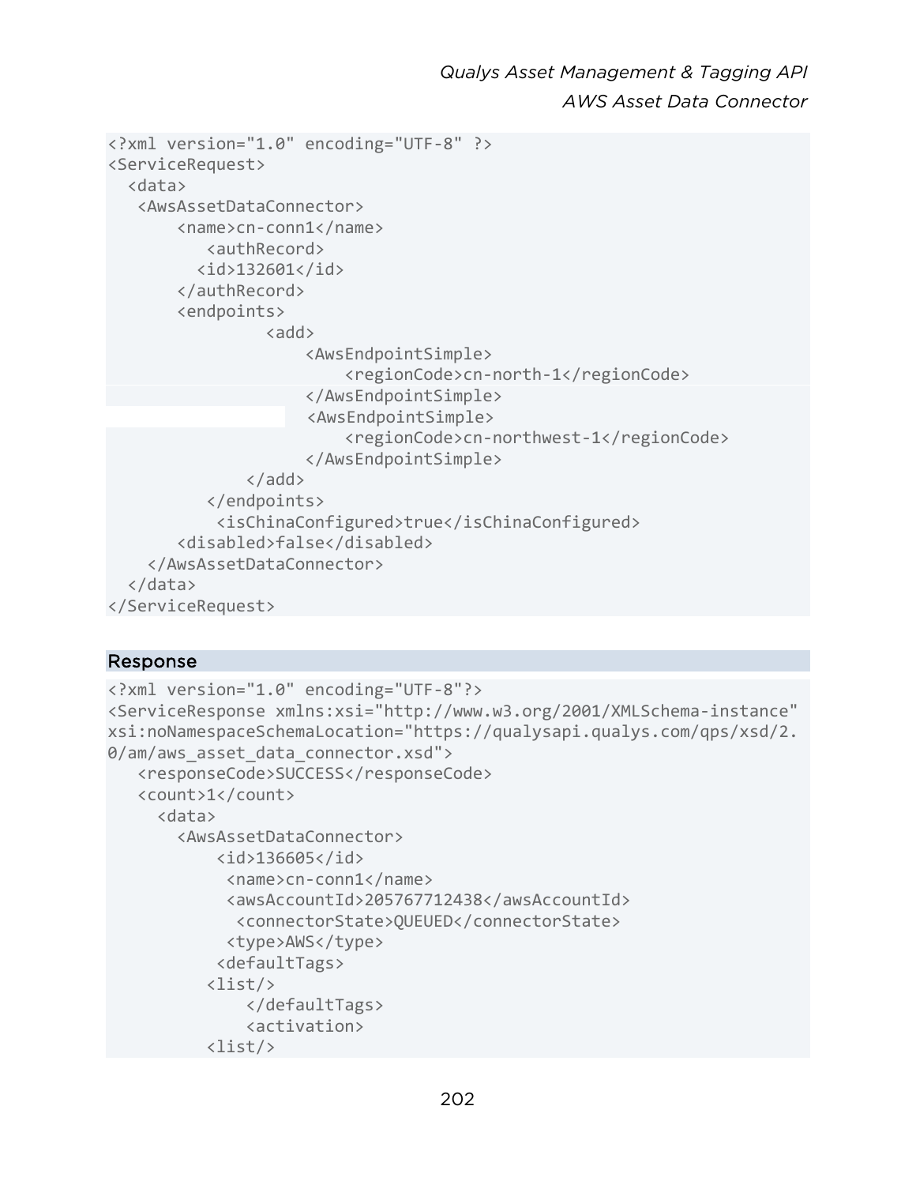```
<?xml version="1.0" encoding="UTF-8" ?>
<ServiceRequest>
  <data>
   <AwsAssetDataConnector>
       <name>cn-conn1</name>
          <authRecord>
         <id>132601</id>
       </authRecord>
       <endpoints>
                <add>
                    <AwsEndpointSimple>
                        <regionCode>cn-north-1</regionCode>
                    </AwsEndpointSimple>
                    <AwsEndpointSimple>
                        <regionCode>cn-northwest-1</regionCode>
                    </AwsEndpointSimple>
              </add>
          </endpoints>
           <isChinaConfigured>true</isChinaConfigured>
       <disabled>false</disabled>
    </AwsAssetDataConnector>
  </data>
</ServiceRequest>
```

## Response

```
<?xml version="1.0" encoding="UTF-8"?>
<ServiceResponse xmlns:xsi="http://www.w3.org/2001/XMLSchema-instance"
xsi:noNamespaceSchemaLocation="https://qualysapi.qualys.com/qps/xsd/2.
0/am/aws_asset_data_connector.xsd">
   <responseCode>SUCCESS</responseCode>
   <count>1</count>
     <data>
       <AwsAssetDataConnector>
           <id>136605</id>
            <name>cn-conn1</name>
            <awsAccountId>205767712438</awsAccountId>
             <connectorState>QUEUED</connectorState>
            <type>AWS</type>
           <defaultTags>
          <list/>
              </defaultTags>
              <activation>
          <list/>
```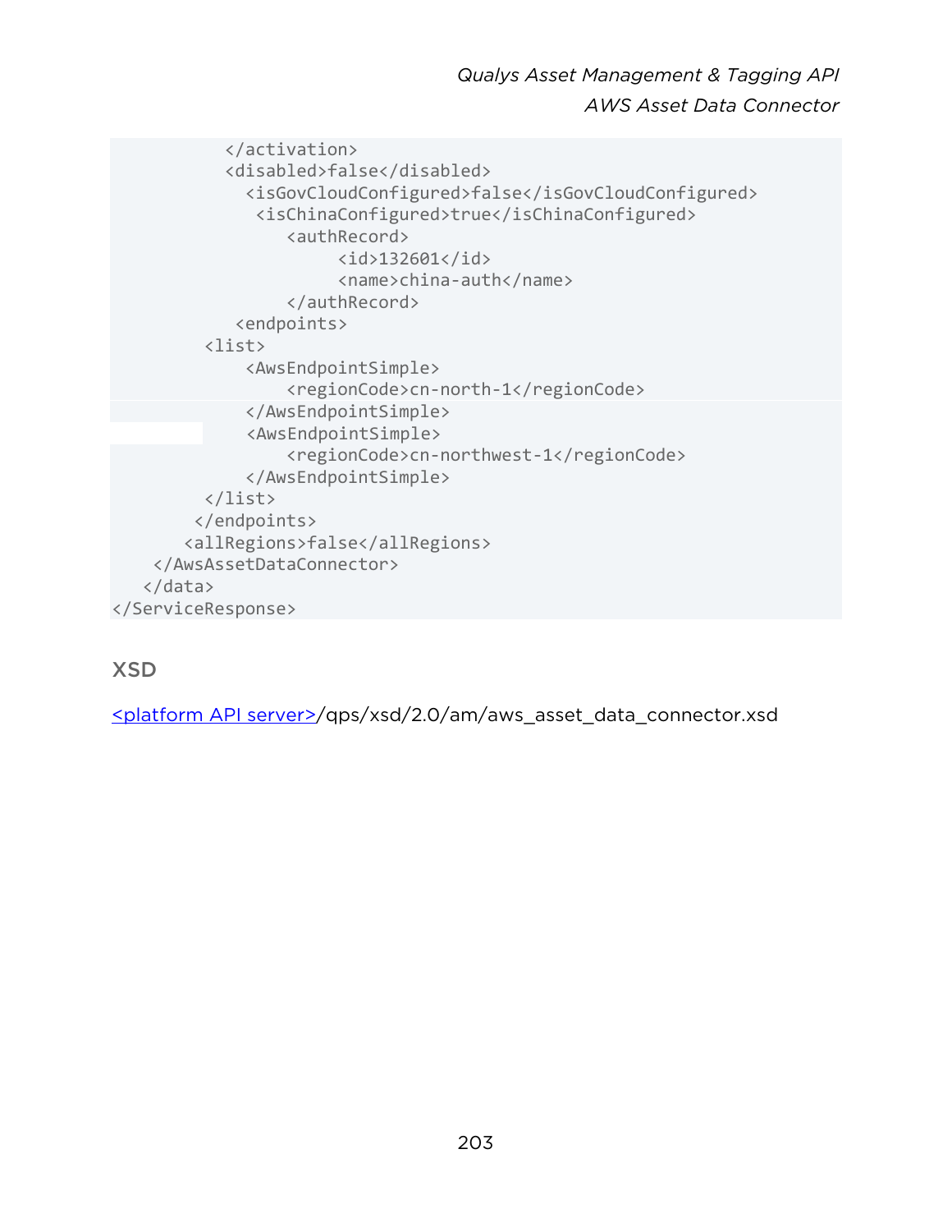```
            </activation>
            <disabled>false</disabled>
              <isGovCloudConfigured>false</isGovCloudConfigured>
               <isChinaConfigured>true</isChinaConfigured>
                  <authRecord>
                       <id>132601</id>
                       <name>china-auth</name>
                  </authRecord>
             <endpoints>
          <list>
              <AwsEndpointSimple>
                  <regionCode>cn-north-1</regionCode>
              </AwsEndpointSimple>
              <AwsEndpointSimple>
                  <regionCode>cn-northwest-1</regionCode>
              </AwsEndpointSimple>
          </list>
         </endpoints>
        <allRegions>false</allRegions>
     </AwsAssetDataConnector>
   </data>
</ServiceResponse>
```

### XSD

<platform API server>/qps/xsd/2.0/am/aws_asset_data_connector.xsd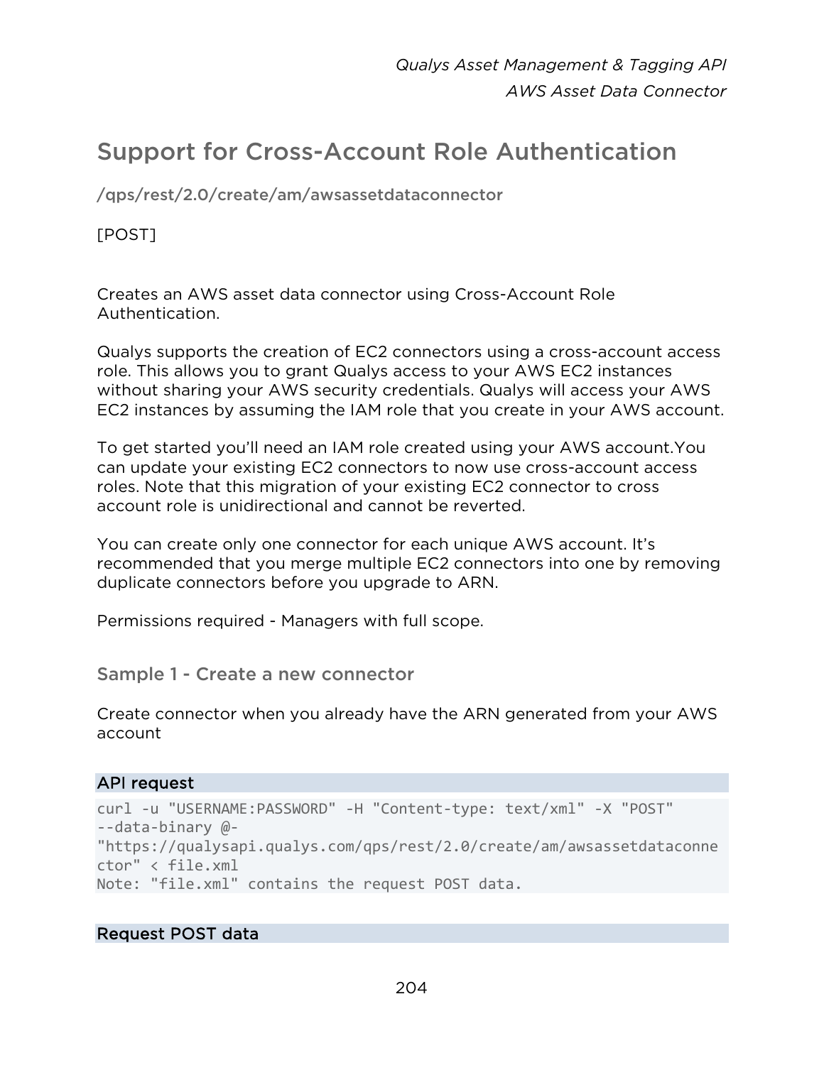## Support for Cross-Account Role Authentication

**/qps/rest/2.0/create/am/awsassetdataconnector**

[POST]

Creates an AWS asset data connector using Cross-Account Role Authentication.

Qualys supports the creation of EC2 connectors using a cross-account access role. This allows you to grant Qualys access to your AWS EC2 instances without sharing your AWS security credentials. Qualys will access your AWS EC2 instances by assuming the IAM role that you create in your AWS account.

To get started you'll need an IAM role created using your AWS account.You can update your existing EC2 connectors to now use cross-account access roles. Note that this migration of your existing EC2 connector to cross account role is unidirectional and cannot be reverted.

You can create only one connector for each unique AWS account. It's recommended that you merge multiple EC2 connectors into one by removing duplicate connectors before you upgrade to ARN.

Permissions required - Managers with full scope.

### Sample 1 - Create a new connector

Create connector when you already have the ARN generated from your AWS account

**API request**

```
curl -u "USERNAME:PASSWORD" -H "Content-type: text/xml" -X "POST"
--data-binary @-
"https://qualysapi.qualys.com/qps/rest/2.0/create/am/awsassetdataconne
ctor" < file.xml
Note: "file.xml" contains the request POST data.
```

**Request POST data**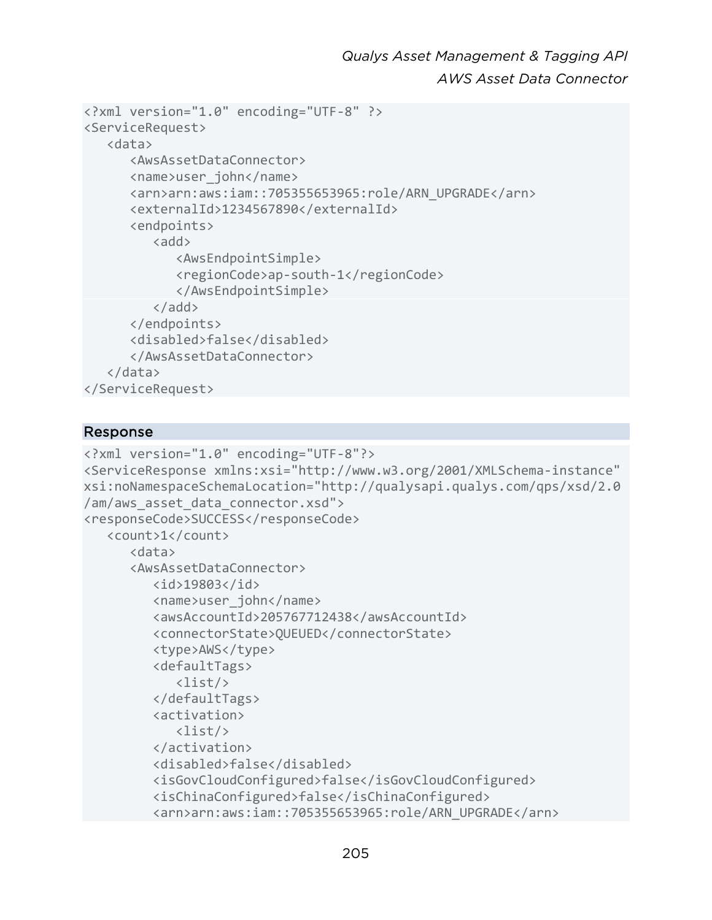```
<?xml version="1.0" encoding="UTF-8" ?>
<ServiceRequest>
   <data>
      <AwsAssetDataConnector>
      <name>user_john</name>
      <arn>arn:aws:iam::705355653965:role/ARN_UPGRADE</arn>
      <externalId>1234567890</externalId>
      <endpoints>
         <add>
            <AwsEndpointSimple>
            <regionCode>ap-south-1</regionCode>
            </AwsEndpointSimple>
         </add>
      </endpoints>
      <disabled>false</disabled>
      </AwsAssetDataConnector>
   </data>
</ServiceRequest>
```

### Response

```
<?xml version="1.0" encoding="UTF-8"?>
<ServiceResponse xmlns:xsi="http://www.w3.org/2001/XMLSchema-instance"
xsi:noNamespaceSchemaLocation="http://qualysapi.qualys.com/qps/xsd/2.0
/am/aws_asset_data_connector.xsd">
<responseCode>SUCCESS</responseCode>
   <count>1</count>
      <data>
      <AwsAssetDataConnector>
         <id>19803</id>
         <name>user_john</name>
         <awsAccountId>205767712438</awsAccountId>
         <connectorState>QUEUED</connectorState>
         <type>AWS</type>
         <defaultTags>
            <list/>
         </defaultTags>
         <activation>
            <list/>
         </activation>
         <disabled>false</disabled>
         <isGovCloudConfigured>false</isGovCloudConfigured>
         <isChinaConfigured>false</isChinaConfigured>
         <arn>arn:aws:iam::705355653965:role/ARN_UPGRADE</arn>
```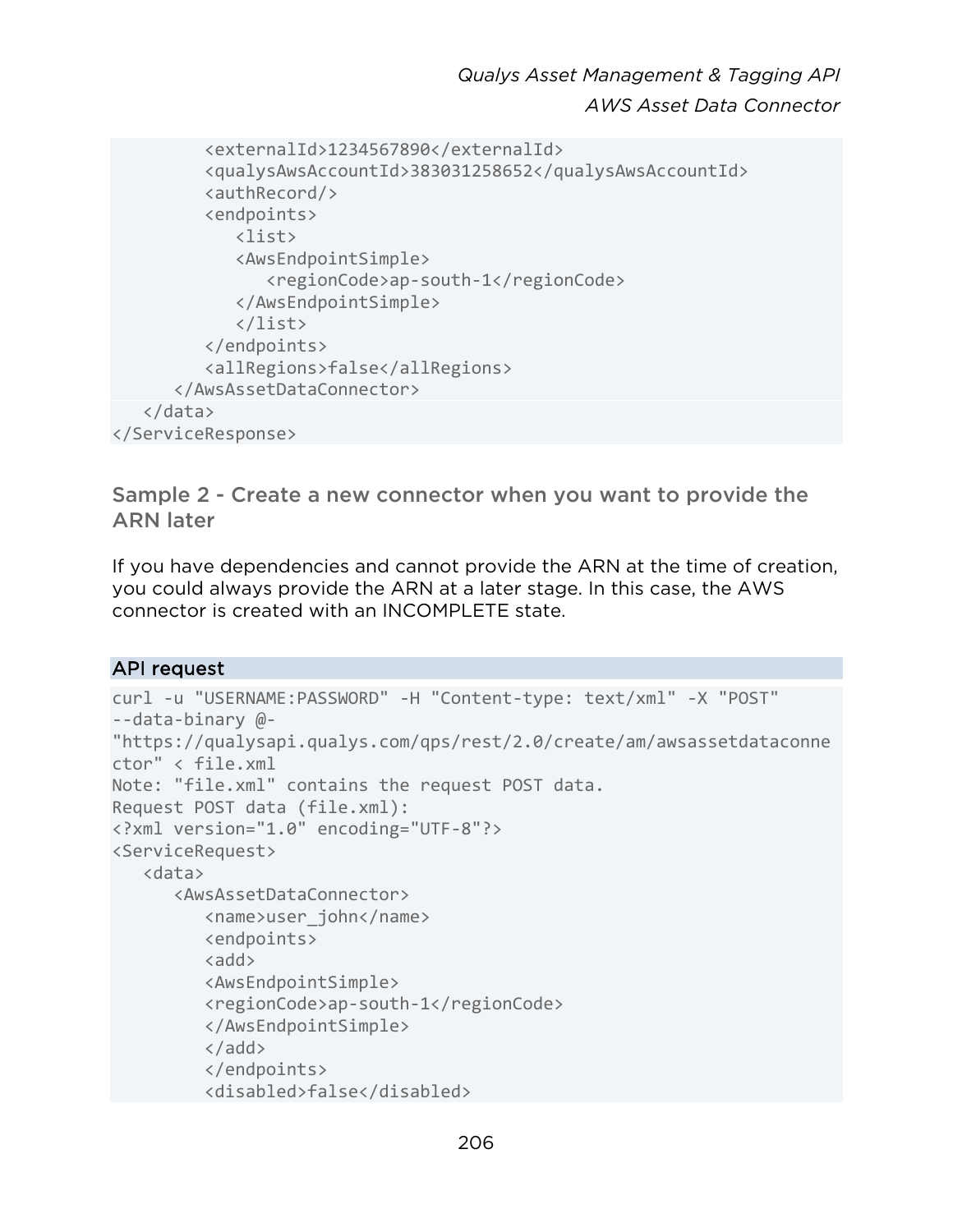```
        <externalId>1234567890</externalId>
        <qualysAwsAccountId>383031258652</qualysAwsAccountId>
        <authRecord/>
        <endpoints>
           <list>
           <AwsEndpointSimple>
              <regionCode>ap-south-1</regionCode>
           </AwsEndpointSimple>
           </list>
        </endpoints>
        <allRegions>false</allRegions>
     </AwsAssetDataConnector>
  </data>
</ServiceResponse>
```

### Sample 2 - Create a new connector when you want to provide the ARN later

If you have dependencies and cannot provide the ARN at the time of creation, you could always provide the ARN at a later stage. In this case, the AWS connector is created with an INCOMPLETE state.

**API request**

```
curl -u "USERNAME:PASSWORD" -H "Content-type: text/xml" -X "POST"
--data-binary @-
"https://qualysapi.qualys.com/qps/rest/2.0/create/am/awsassetdataconne
ctor" < file.xml
Note: "file.xml" contains the request POST data.
Request POST data (file.xml):
<?xml version="1.0" encoding="UTF-8"?>
<ServiceRequest>
   <data>
      <AwsAssetDataConnector>
         <name>user_john</name>
         <endpoints>
         <add>
         <AwsEndpointSimple>
         <regionCode>ap-south-1</regionCode>
         </AwsEndpointSimple>
         </add>
         </endpoints>
         <disabled>false</disabled>
```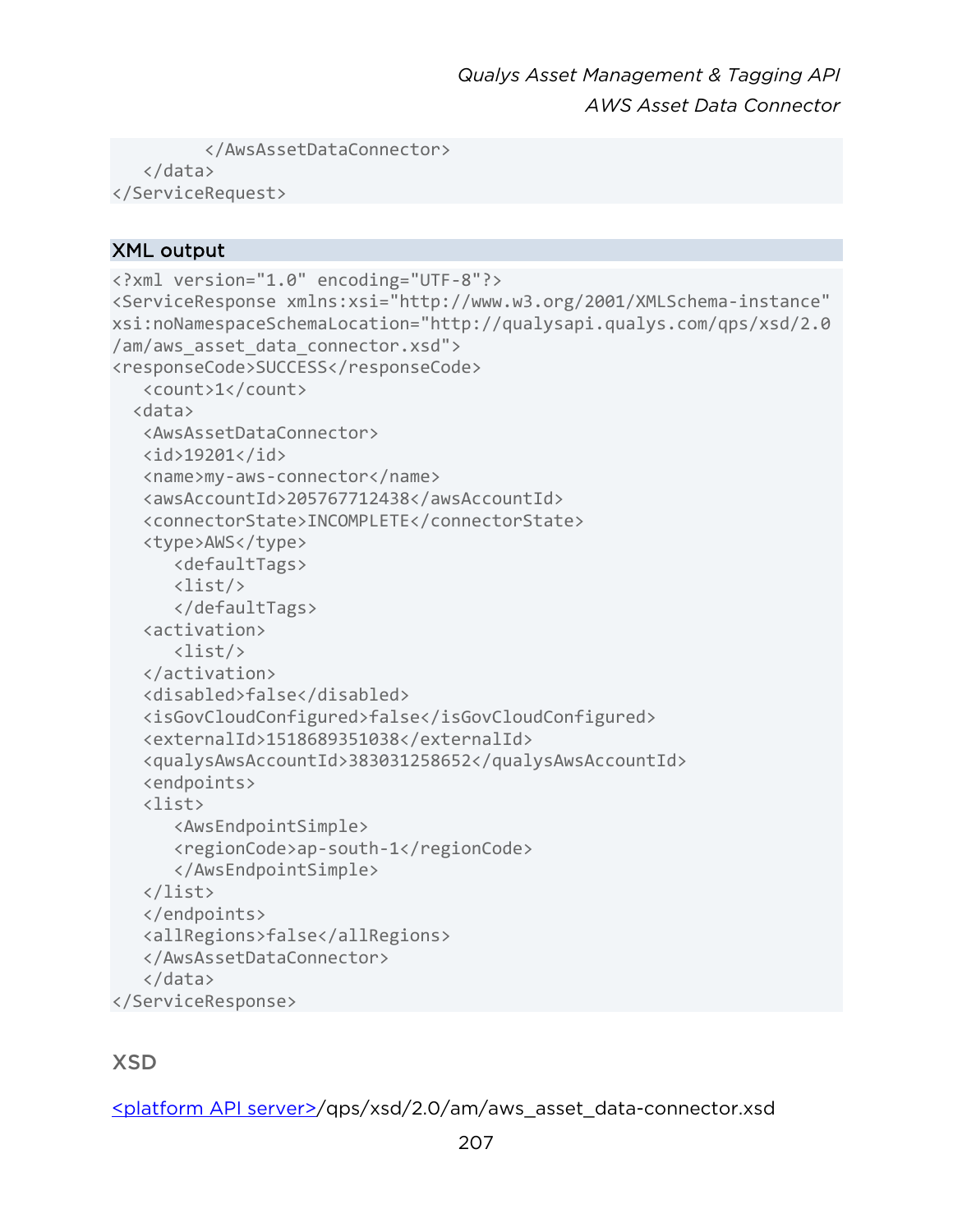```
        </AwsAssetDataConnector>
   </data>
</ServiceRequest>
```

## XML output

```
<?xml version="1.0" encoding="UTF-8"?>
<ServiceResponse xmlns:xsi="http://www.w3.org/2001/XMLSchema-instance"
xsi:noNamespaceSchemaLocation="http://qualysapi.qualys.com/qps/xsd/2.0
/am/aws_asset_data_connector.xsd">
<responseCode>SUCCESS</responseCode>
   <count>1</count>
  <data>
   <AwsAssetDataConnector>
   <id>19201</id>
   <name>my-aws-connector</name>
   <awsAccountId>205767712438</awsAccountId>
   <connectorState>INCOMPLETE</connectorState>
   <type>AWS</type>
      <defaultTags>
      <list/>
      </defaultTags>
   <activation>
      <list/>
   </activation>
   <disabled>false</disabled>
   <isGovCloudConfigured>false</isGovCloudConfigured>
   <externalId>1518689351038</externalId>
   <qualysAwsAccountId>383031258652</qualysAwsAccountId>
   <endpoints>
   <list>
      <AwsEndpointSimple>
      <regionCode>ap-south-1</regionCode>
      </AwsEndpointSimple>
   </list>
   </endpoints>
   <allRegions>false</allRegions>
   </AwsAssetDataConnector>
   </data>
</ServiceResponse>
```

## XSD

<platform API server>/qps/xsd/2.0/am/aws_asset_data-connector.xsd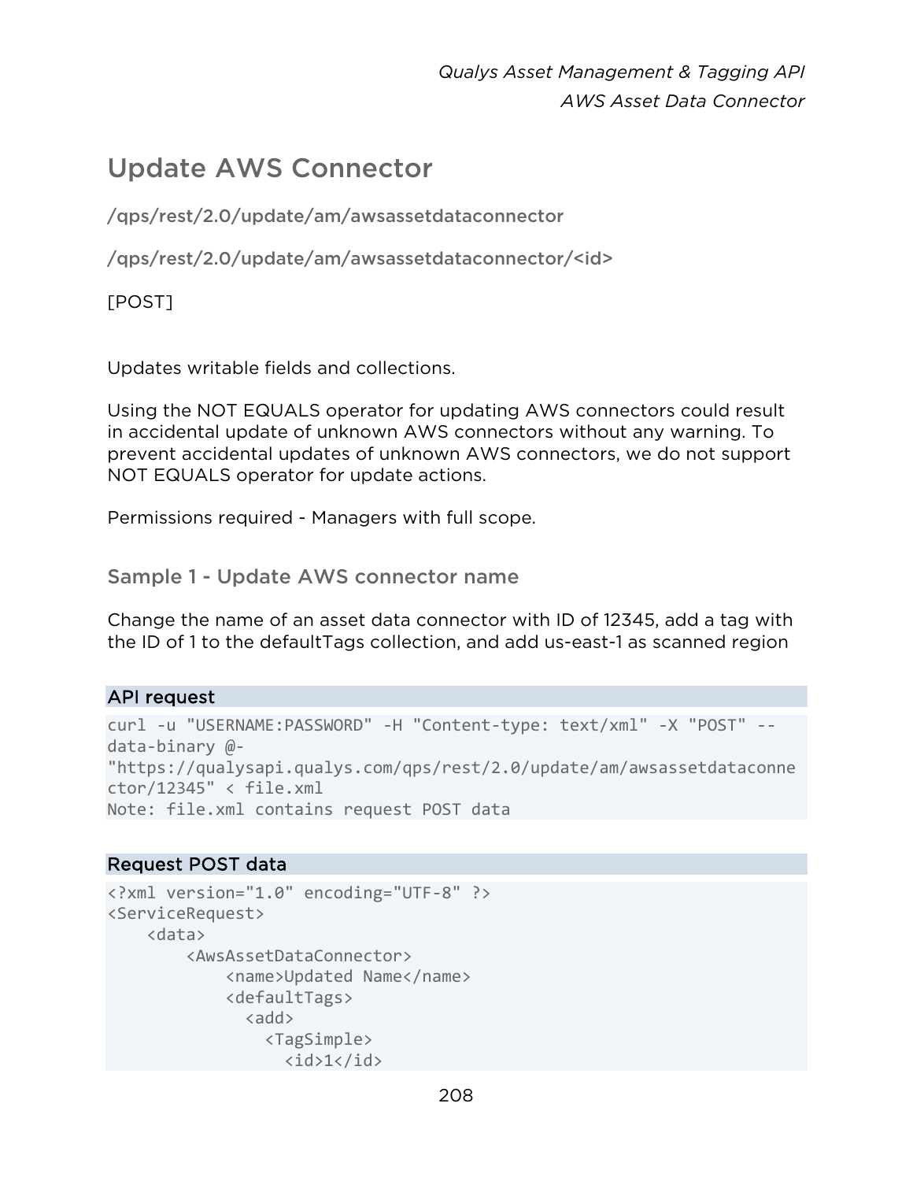# Update AWS Connector

/qps/rest/2.0/update/am/awsassetdataconnector

/qps/rest/2.0/update/am/awsassetdataconnector/<id>

[POST]

Updates writable fields and collections.

Using the NOT EQUALS operator for updating AWS connectors could result in accidental update of unknown AWS connectors without any warning. To prevent accidental updates of unknown AWS connectors, we do not support NOT EQUALS operator for update actions.

Permissions required - Managers with full scope.

## Sample 1 - Update AWS connector name

Change the name of an asset data connector with ID of 12345, add a tag with the ID of 1 to the defaultTags collection, and add us-east-1 as scanned region

**API request**

```
curl -u "USERNAME:PASSWORD" -H "Content-type: text/xml" -X "POST" --
data-binary @-
"https://qualysapi.qualys.com/qps/rest/2.0/update/am/awsassetdataconne
ctor/12345" < file.xml
Note: file.xml contains request POST data
```

**Request POST data**

```
<?xml version="1.0" encoding="UTF-8" ?>
<ServiceRequest>
    <data>
        <AwsAssetDataConnector>
            <name>Updated Name</name>
            <defaultTags>
              <add>
                <TagSimple>
                  <id>1</id>
```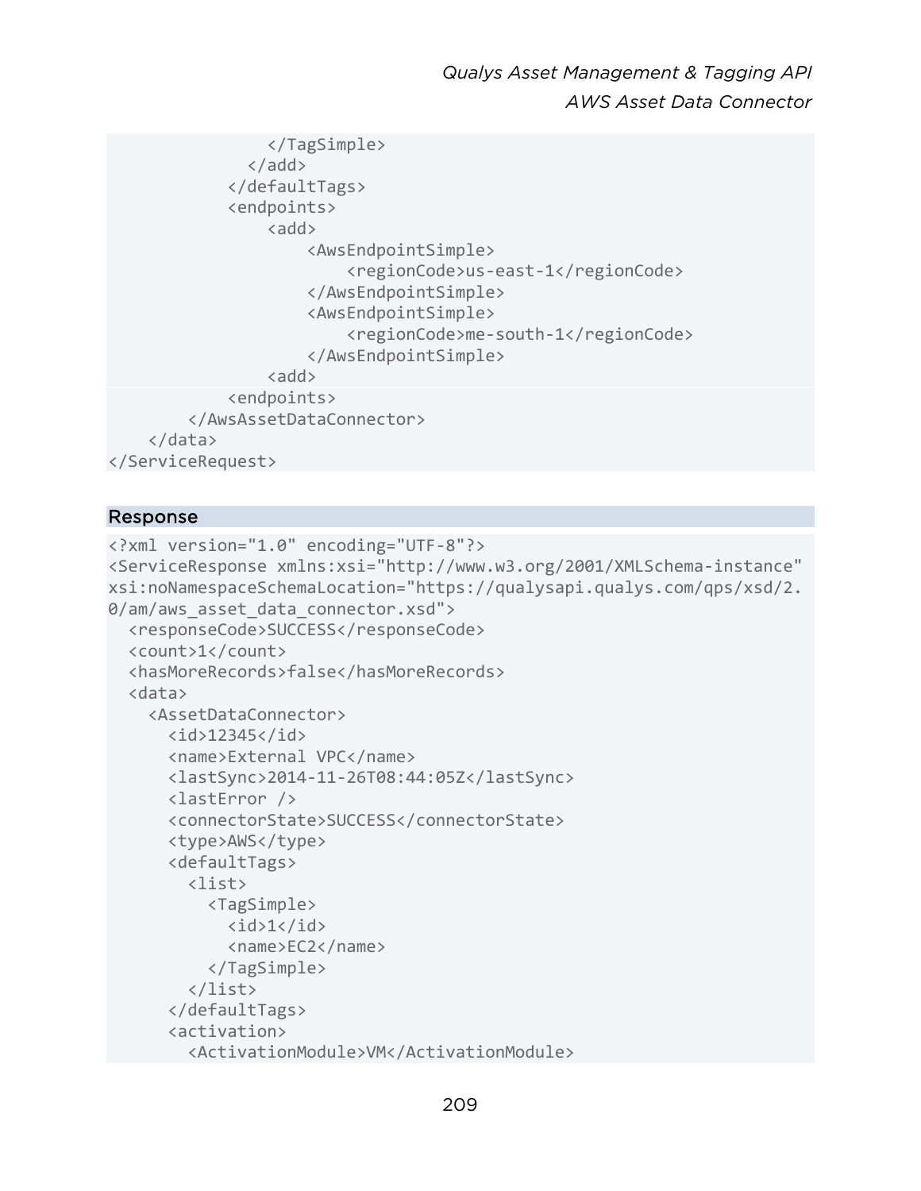```
                </TagSimple>
              </add>
            </defaultTags>
            <endpoints>
                <add>
                    <AwsEndpointSimple>
                        <regionCode>us-east-1</regionCode>
                    </AwsEndpointSimple>
                    <AwsEndpointSimple>
                        <regionCode>me-south-1</regionCode>
                    </AwsEndpointSimple>
                <add>
            <endpoints>
        </AwsAssetDataConnector>
    </data>
</ServiceRequest>
```

### Response

```
<?xml version="1.0" encoding="UTF-8"?>
<ServiceResponse xmlns:xsi="http://www.w3.org/2001/XMLSchema-instance"
xsi:noNamespaceSchemaLocation="https://qualysapi.qualys.com/qps/xsd/2.
0/am/aws_asset_data_connector.xsd">
  <responseCode>SUCCESS</responseCode>
  <count>1</count>
  <hasMoreRecords>false</hasMoreRecords>
  <data>
    <AssetDataConnector>
      <id>12345</id>
      <name>External VPC</name>
      <lastSync>2014-11-26T08:44:05Z</lastSync>
      <lastError />
      <connectorState>SUCCESS</connectorState>
      <type>AWS</type>
      <defaultTags>
        <list>
          <TagSimple>
            <id>1</id>
            <name>EC2</name>
          </TagSimple>
        </list>
      </defaultTags>
      <activation>
        <ActivationModule>VM</ActivationModule>
```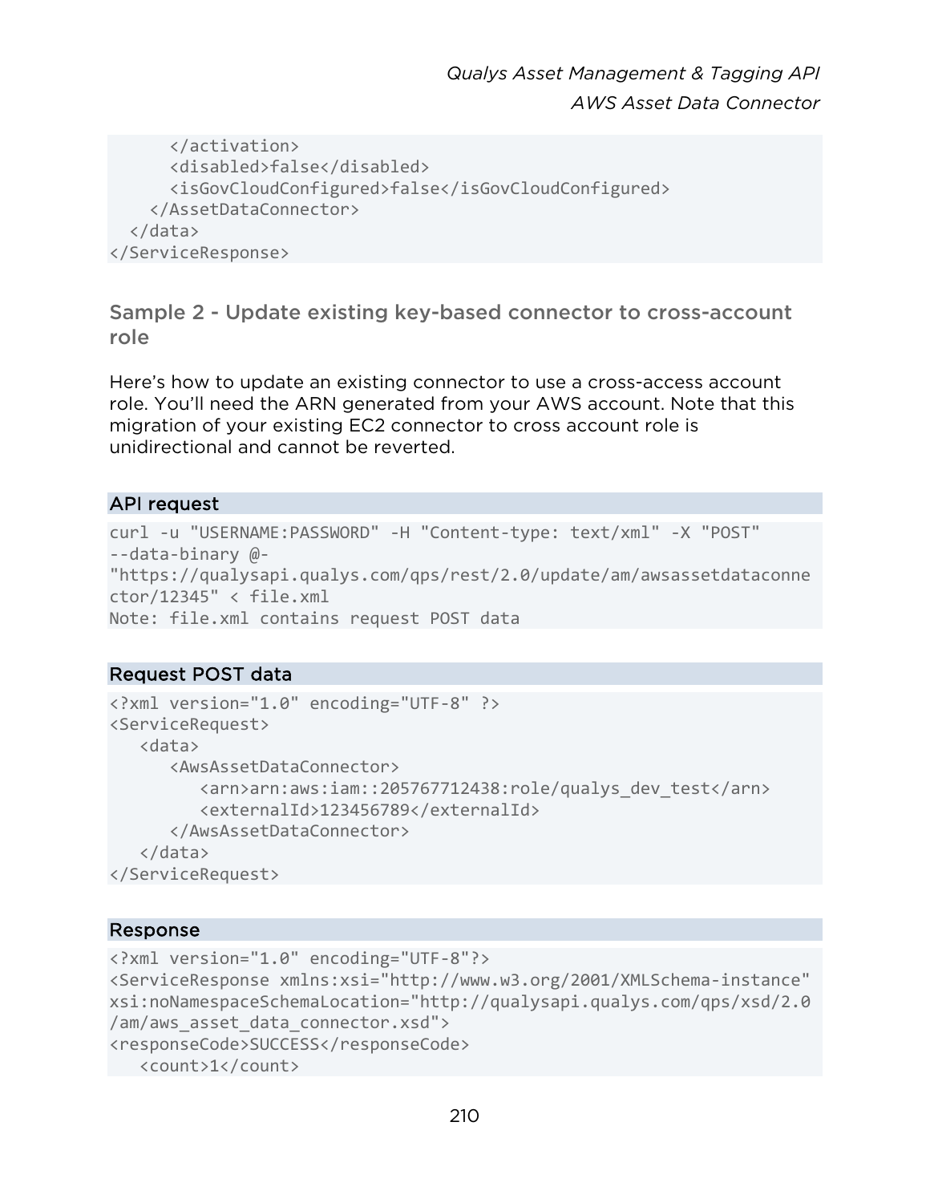```
      </activation>
      <disabled>false</disabled>
      <isGovCloudConfigured>false</isGovCloudConfigured>
    </AssetDataConnector>
  </data>
</ServiceResponse>
```

### Sample 2 - Update existing key-based connector to cross-account role

Here's how to update an existing connector to use a cross-access account role. You'll need the ARN generated from your AWS account. Note that this migration of your existing EC2 connector to cross account role is unidirectional and cannot be reverted.

#### API request

```
curl -u "USERNAME:PASSWORD" -H "Content-type: text/xml" -X "POST"
--data-binary @-
"https://qualysapi.qualys.com/qps/rest/2.0/update/am/awsassetdataconne
ctor/12345" < file.xml
Note: file.xml contains request POST data
```

#### Request POST data

```
<?xml version="1.0" encoding="UTF-8" ?>
<ServiceRequest>
   <data>
      <AwsAssetDataConnector>
         <arn>arn:aws:iam::205767712438:role/qualys_dev_test</arn>
         <externalId>123456789</externalId>
      </AwsAssetDataConnector>
   </data>
</ServiceRequest>
```

#### Response

```
<?xml version="1.0" encoding="UTF-8"?>
<ServiceResponse xmlns:xsi="http://www.w3.org/2001/XMLSchema-instance"
xsi:noNamespaceSchemaLocation="http://qualysapi.qualys.com/qps/xsd/2.0
/am/aws_asset_data_connector.xsd">
<responseCode>SUCCESS</responseCode>
   <count>1</count>
```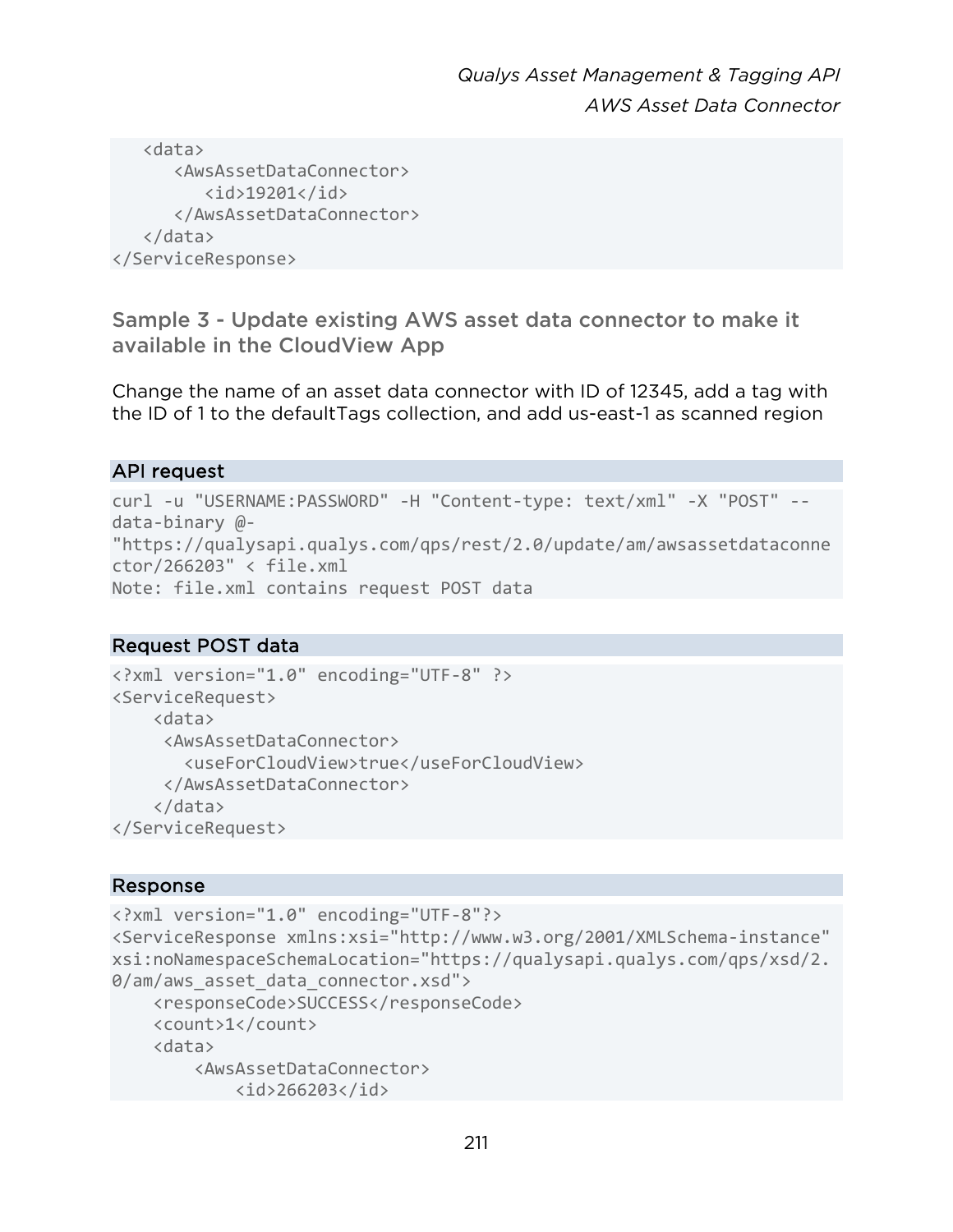```
   <data>
      <AwsAssetDataConnector>
         <id>19201</id>
      </AwsAssetDataConnector>
   </data>
</ServiceResponse>
```

### Sample 3 - Update existing AWS asset data connector to make it available in the CloudView App

Change the name of an asset data connector with ID of 12345, add a tag with the ID of 1 to the defaultTags collection, and add us-east-1 as scanned region

#### API request

```
curl -u "USERNAME:PASSWORD" -H "Content-type: text/xml" -X "POST" --
data-binary @-
"https://qualysapi.qualys.com/qps/rest/2.0/update/am/awsassetdataconne
ctor/266203" < file.xml
Note: file.xml contains request POST data
```

#### Request POST data

```
<?xml version="1.0" encoding="UTF-8" ?>
<ServiceRequest>
    <data>
     <AwsAssetDataConnector>
       <useForCloudView>true</useForCloudView>
     </AwsAssetDataConnector>
    </data>
</ServiceRequest>
```

#### Response

```
<?xml version="1.0" encoding="UTF-8"?>
<ServiceResponse xmlns:xsi="http://www.w3.org/2001/XMLSchema-instance"
xsi:noNamespaceSchemaLocation="https://qualysapi.qualys.com/qps/xsd/2.
0/am/aws_asset_data_connector.xsd">
    <responseCode>SUCCESS</responseCode>
    <count>1</count>
    <data>
        <AwsAssetDataConnector>
            <id>266203</id>
```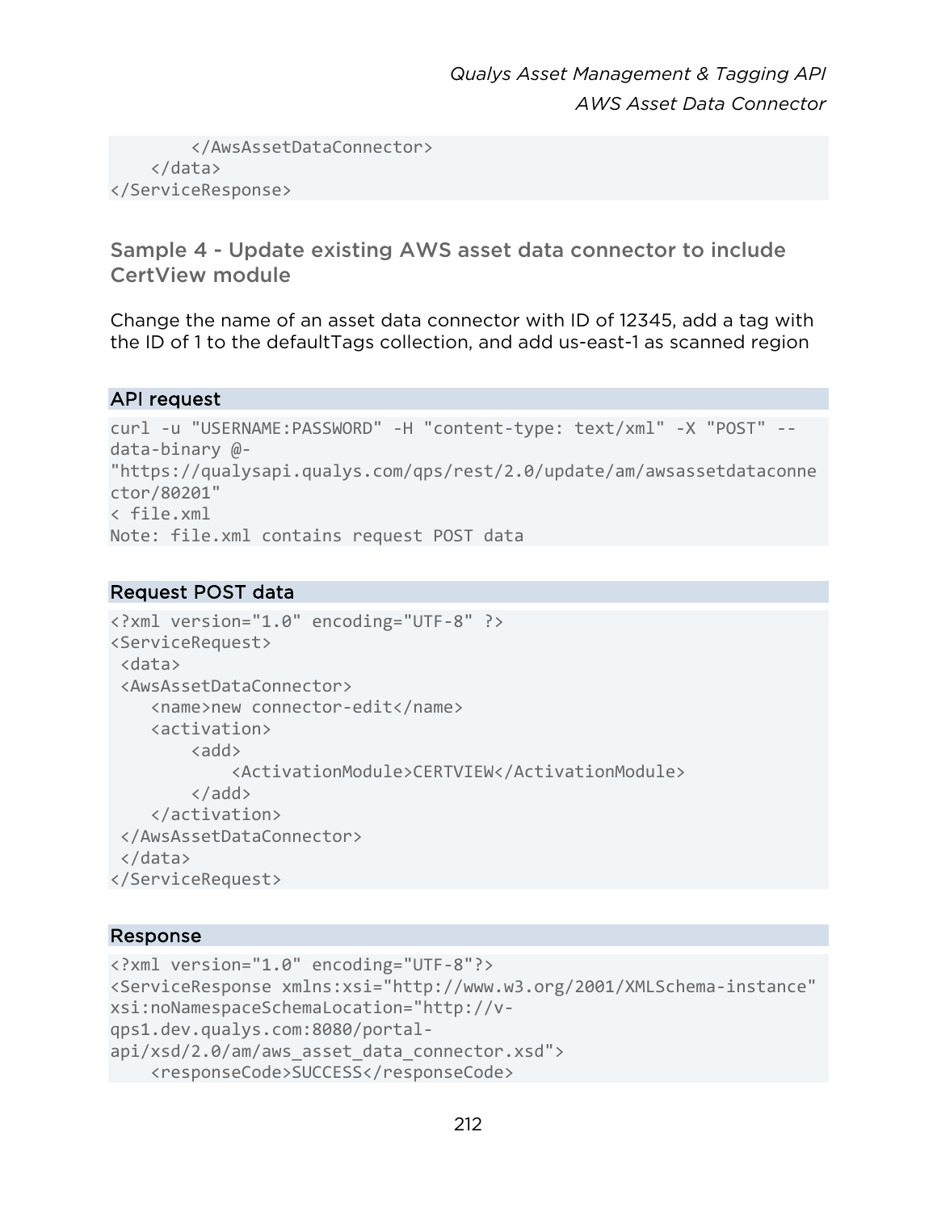```
        </AwsAssetDataConnector>
    </data>
</ServiceResponse>
```

### Sample 4 - Update existing AWS asset data connector to include CertView module

Change the name of an asset data connector with ID of 12345, add a tag with the ID of 1 to the defaultTags collection, and add us-east-1 as scanned region

**API request**

```
curl -u "USERNAME:PASSWORD" -H "content-type: text/xml" -X "POST" --
data-binary @-
"https://qualysapi.qualys.com/qps/rest/2.0/update/am/awsassetdataconne
ctor/80201"
< file.xml
Note: file.xml contains request POST data
```

**Request POST data**

```
<?xml version="1.0" encoding="UTF-8" ?>
<ServiceRequest>
 <data>
 <AwsAssetDataConnector>
    <name>new connector-edit</name>
    <activation>
        <add>
            <ActivationModule>CERTVIEW</ActivationModule>
        </add>
    </activation>
 </AwsAssetDataConnector>
 </data>
</ServiceRequest>
```

**Response**

```
<?xml version="1.0" encoding="UTF-8"?>
<ServiceResponse xmlns:xsi="http://www.w3.org/2001/XMLSchema-instance"
xsi:noNamespaceSchemaLocation="http://v-
qps1.dev.qualys.com:8080/portal-
api/xsd/2.0/am/aws_asset_data_connector.xsd">
    <responseCode>SUCCESS</responseCode>
```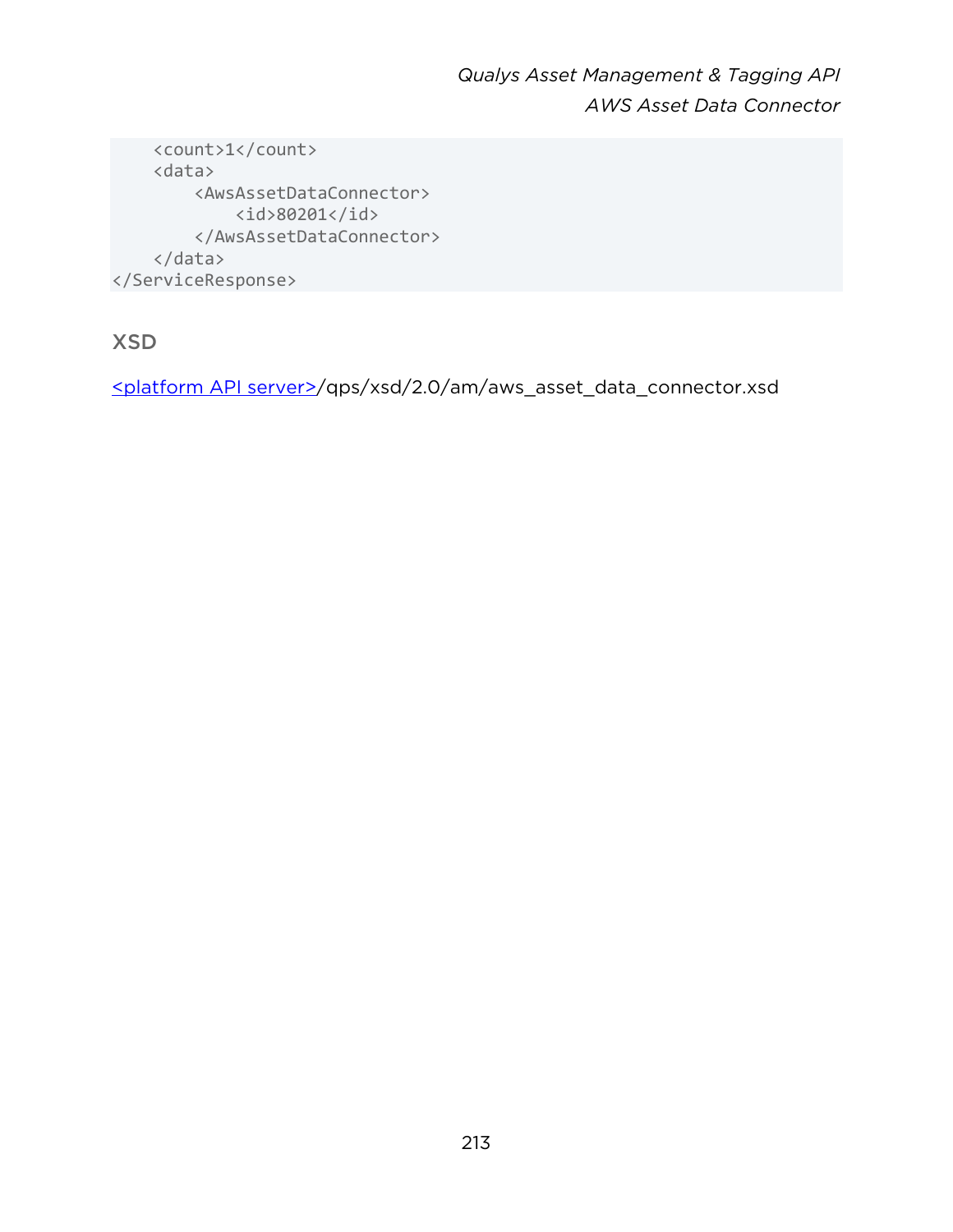```
    <count>1</count>
    <data>
        <AwsAssetDataConnector>
            <id>80201</id>
        </AwsAssetDataConnector>
    </data>
</ServiceResponse>
```

## XSD

<platform API server>/qps/xsd/2.0/am/aws_asset_data_connector.xsd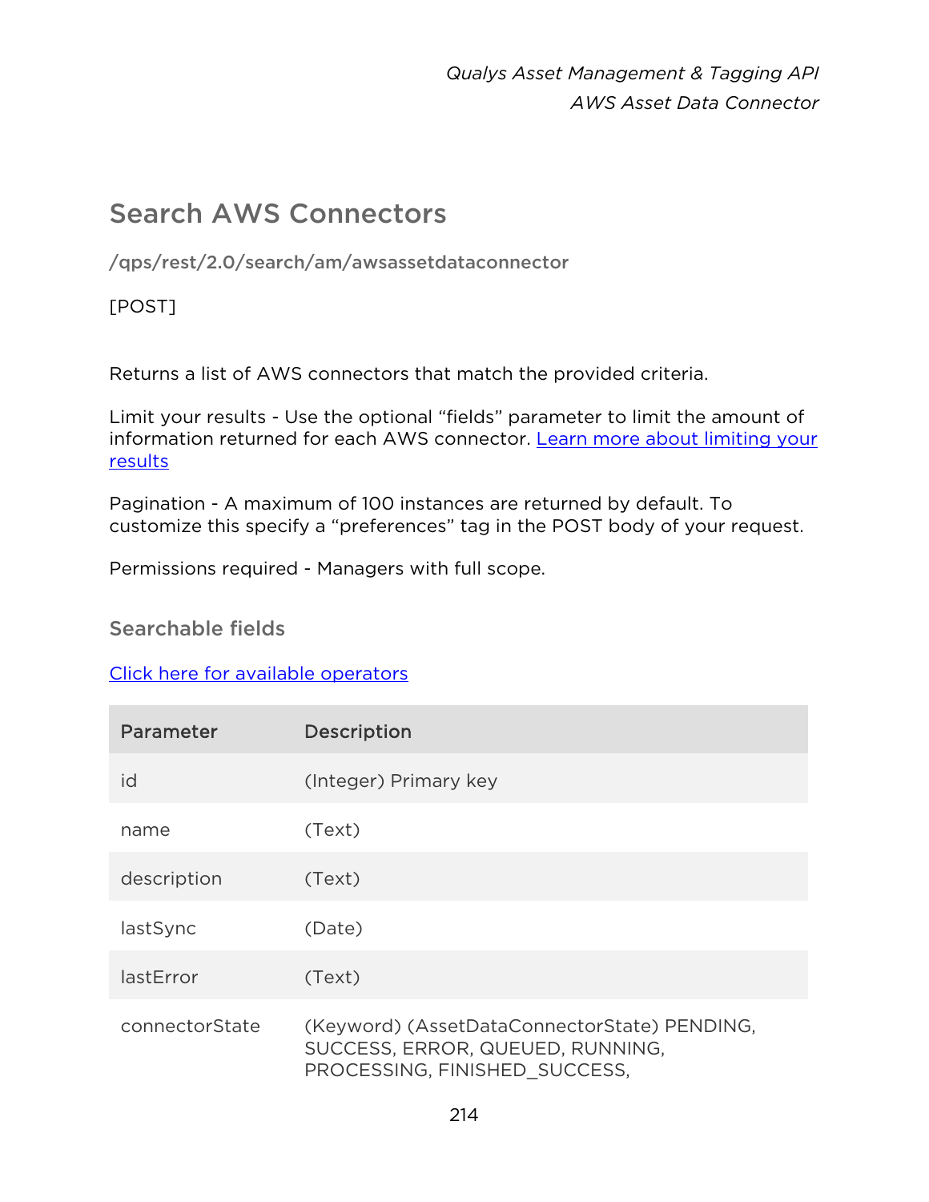## Search AWS Connectors

/qps/rest/2.0/search/am/awsassetdataconnector

[POST]

Returns a list of AWS connectors that match the provided criteria.

Limit your results - Use the optional "fields" parameter to limit the amount of information returned for each AWS connector. Learn more about limiting your results

Pagination - A maximum of 100 instances are returned by default. To customize this specify a "preferences" tag in the POST body of your request.

Permissions required - Managers with full scope.

### Searchable fields

Click here for available operators

| Parameter | Description |
| --- | --- |
| id | (Integer) Primary key |
| name | (Text) |
| description | (Text) |
| lastSync | (Date) |
| lastError | (Text) |
| connectorState | (Keyword) (AssetDataConnectorState) PENDING, SUCCESS, ERROR, QUEUED, RUNNING, PROCESSING, FINISHED_SUCCESS, |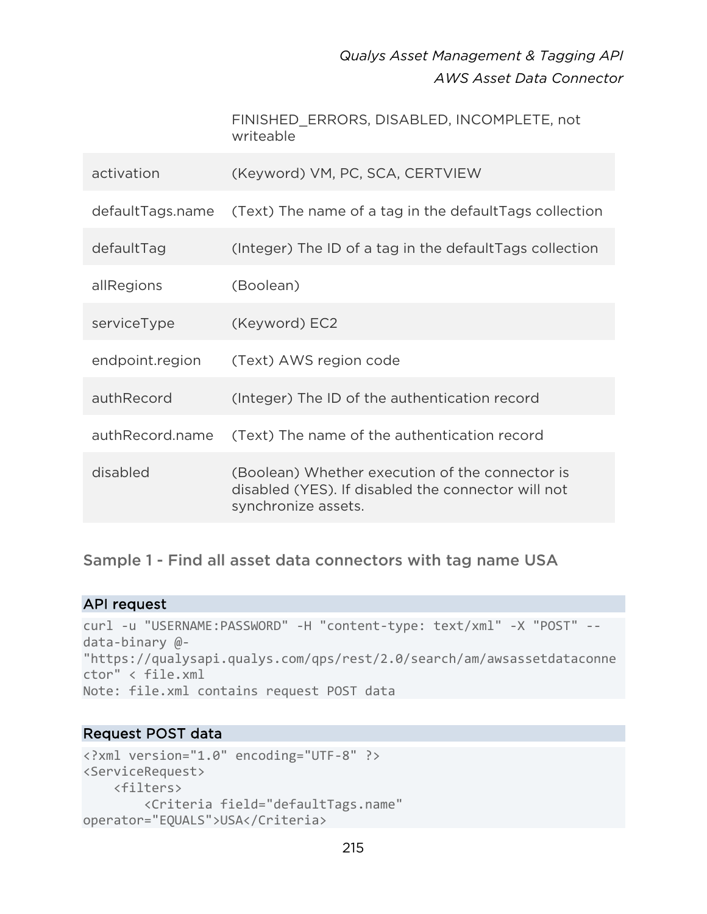| | |
|---|---|
| | FINISHED_ERRORS, DISABLED, INCOMPLETE, not writeable |
| activation | (Keyword) VM, PC, SCA, CERTVIEW |
| defaultTags.name | (Text) The name of a tag in the defaultTags collection |
| defaultTag | (Integer) The ID of a tag in the defaultTags collection |
| allRegions | (Boolean) |
| serviceType | (Keyword) EC2 |
| endpoint.region | (Text) AWS region code |
| authRecord | (Integer) The ID of the authentication record |
| authRecord.name | (Text) The name of the authentication record |
| disabled | (Boolean) Whether execution of the connector is disabled (YES). If disabled the connector will not synchronize assets. |

### Sample 1 - Find all asset data connectors with tag name USA

**API request**

```
curl -u "USERNAME:PASSWORD" -H "content-type: text/xml" -X "POST" --
data-binary @-
"https://qualysapi.qualys.com/qps/rest/2.0/search/am/awsassetdataconne
ctor" < file.xml
Note: file.xml contains request POST data
```

**Request POST data**

```
<?xml version="1.0" encoding="UTF-8" ?>
<ServiceRequest>
    <filters>
        <Criteria field="defaultTags.name"
operator="EQUALS">USA</Criteria>
```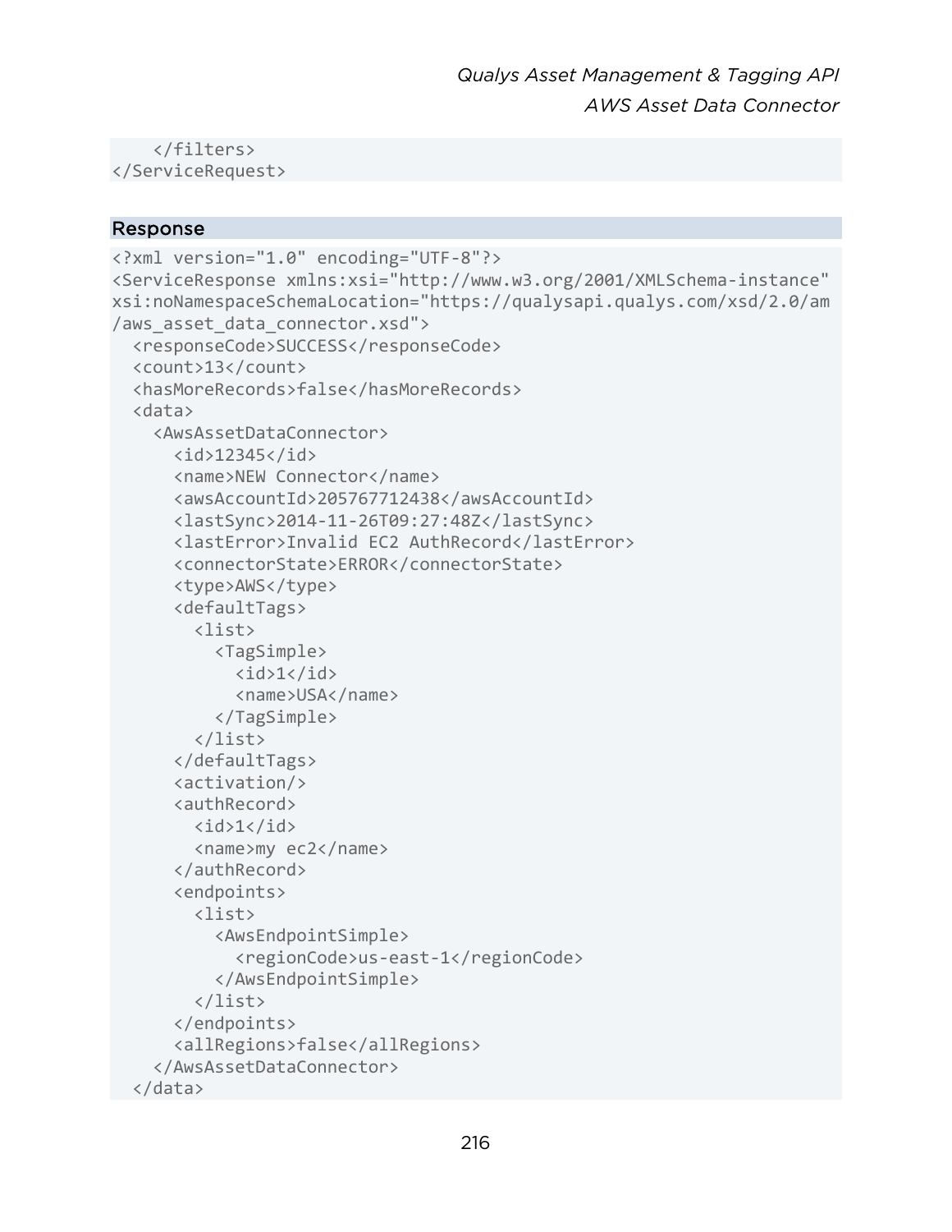```
    </filters>
</ServiceRequest>
```

### Response

```
<?xml version="1.0" encoding="UTF-8"?>
<ServiceResponse xmlns:xsi="http://www.w3.org/2001/XMLSchema-instance"
xsi:noNamespaceSchemaLocation="https://qualysapi.qualys.com/xsd/2.0/am
/aws_asset_data_connector.xsd">
  <responseCode>SUCCESS</responseCode>
  <count>13</count>
  <hasMoreRecords>false</hasMoreRecords>
  <data>
    <AwsAssetDataConnector>
      <id>12345</id>
      <name>NEW Connector</name>
      <awsAccountId>205767712438</awsAccountId>
      <lastSync>2014-11-26T09:27:48Z</lastSync>
      <lastError>Invalid EC2 AuthRecord</lastError>
      <connectorState>ERROR</connectorState>
      <type>AWS</type>
      <defaultTags>
        <list>
          <TagSimple>
            <id>1</id>
            <name>USA</name>
          </TagSimple>
        </list>
      </defaultTags>
      <activation/>
      <authRecord>
        <id>1</id>
        <name>my ec2</name>
      </authRecord>
      <endpoints>
        <list>
          <AwsEndpointSimple>
            <regionCode>us-east-1</regionCode>
          </AwsEndpointSimple>
        </list>
      </endpoints>
      <allRegions>false</allRegions>
    </AwsAssetDataConnector>
  </data>
```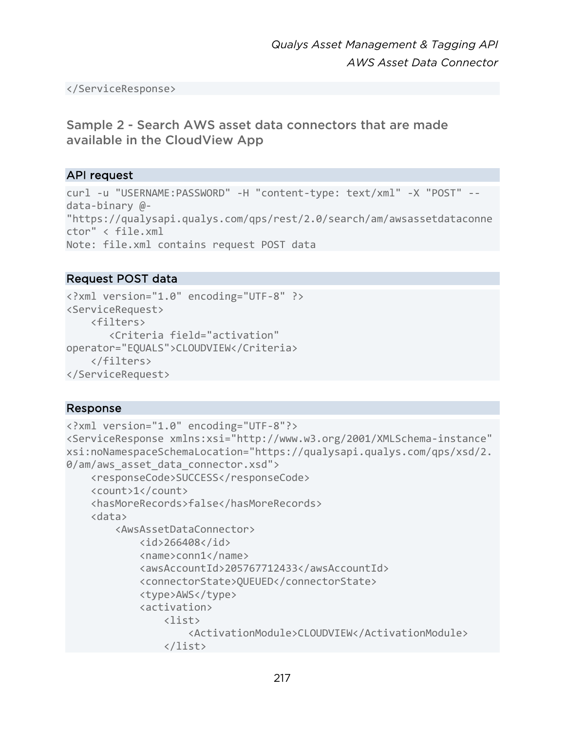```
</ServiceResponse>
```

### Sample 2 - Search AWS asset data connectors that are made available in the CloudView App

#### API request

```
curl -u "USERNAME:PASSWORD" -H "content-type: text/xml" -X "POST" --
data-binary @-
"https://qualysapi.qualys.com/qps/rest/2.0/search/am/awsassetdataconne
ctor" < file.xml
Note: file.xml contains request POST data
```

#### Request POST data

```
<?xml version="1.0" encoding="UTF-8" ?>
<ServiceRequest>
    <filters>
       <Criteria field="activation"
operator="EQUALS">CLOUDVIEW</Criteria>
    </filters>
</ServiceRequest>
```

#### Response

```
<?xml version="1.0" encoding="UTF-8"?>
<ServiceResponse xmlns:xsi="http://www.w3.org/2001/XMLSchema-instance"
xsi:noNamespaceSchemaLocation="https://qualysapi.qualys.com/qps/xsd/2.
0/am/aws_asset_data_connector.xsd">
    <responseCode>SUCCESS</responseCode>
    <count>1</count>
    <hasMoreRecords>false</hasMoreRecords>
    <data>
        <AwsAssetDataConnector>
            <id>266408</id>
            <name>conn1</name>
            <awsAccountId>205767712433</awsAccountId>
            <connectorState>QUEUED</connectorState>
            <type>AWS</type>
            <activation>
                <list>
                    <ActivationModule>CLOUDVIEW</ActivationModule>
                </list>
```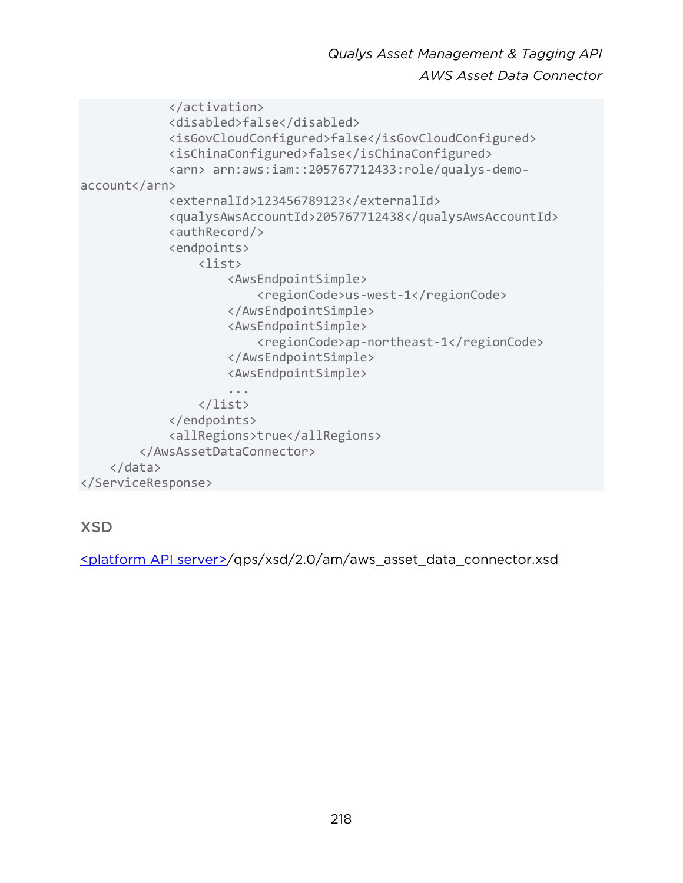```
            </activation>
            <disabled>false</disabled>
            <isGovCloudConfigured>false</isGovCloudConfigured>
            <isChinaConfigured>false</isChinaConfigured>
            <arn> arn:aws:iam::205767712433:role/qualys-demo-
account</arn>
            <externalId>123456789123</externalId>
            <qualysAwsAccountId>205767712438</qualysAwsAccountId>
            <authRecord/>
            <endpoints>
                <list>
                    <AwsEndpointSimple>
                        <regionCode>us-west-1</regionCode>
                    </AwsEndpointSimple>
                    <AwsEndpointSimple>
                        <regionCode>ap-northeast-1</regionCode>
                    </AwsEndpointSimple>
                    <AwsEndpointSimple>
                    ...
                </list>
            </endpoints>
            <allRegions>true</allRegions>
        </AwsAssetDataConnector>
    </data>
</ServiceResponse>
```

## XSD

<platform API server>/qps/xsd/2.0/am/aws_asset_data_connector.xsd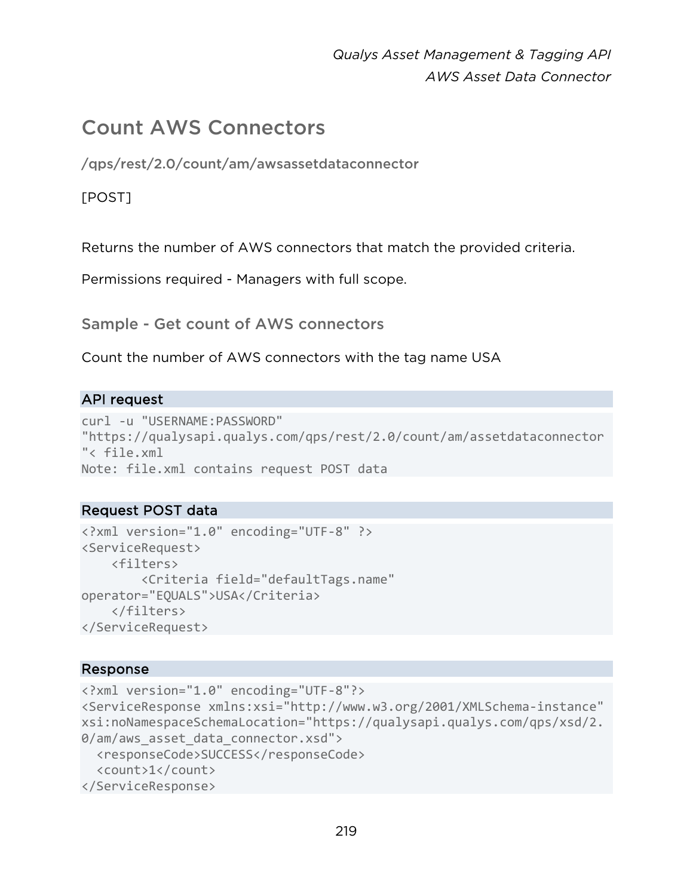## Count AWS Connectors

**/qps/rest/2.0/count/am/awsassetdataconnector**

[POST]

Returns the number of AWS connectors that match the provided criteria.

Permissions required - Managers with full scope.

### Sample - Get count of AWS connectors

Count the number of AWS connectors with the tag name USA

**API request**

```
curl -u "USERNAME:PASSWORD"
"https://qualysapi.qualys.com/qps/rest/2.0/count/am/assetdataconnector
"< file.xml
Note: file.xml contains request POST data
```

**Request POST data**

```
<?xml version="1.0" encoding="UTF-8" ?>
<ServiceRequest>
    <filters>
        <Criteria field="defaultTags.name"
operator="EQUALS">USA</Criteria>
    </filters>
</ServiceRequest>
```

**Response**

```
<?xml version="1.0" encoding="UTF-8"?>
<ServiceResponse xmlns:xsi="http://www.w3.org/2001/XMLSchema-instance"
xsi:noNamespaceSchemaLocation="https://qualysapi.qualys.com/qps/xsd/2.
0/am/aws_asset_data_connector.xsd">
  <responseCode>SUCCESS</responseCode>
  <count>1</count>
</ServiceResponse>
```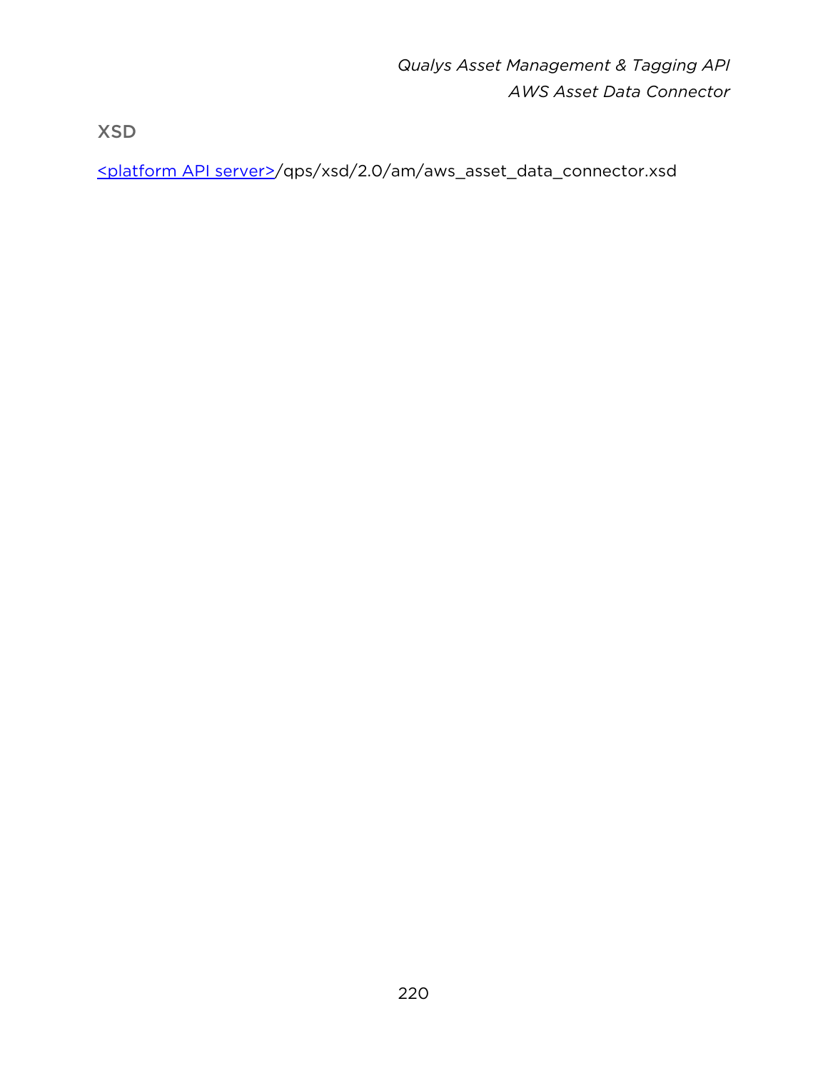## XSD

<platform API server>/qps/xsd/2.0/am/aws_asset_data_connector.xsd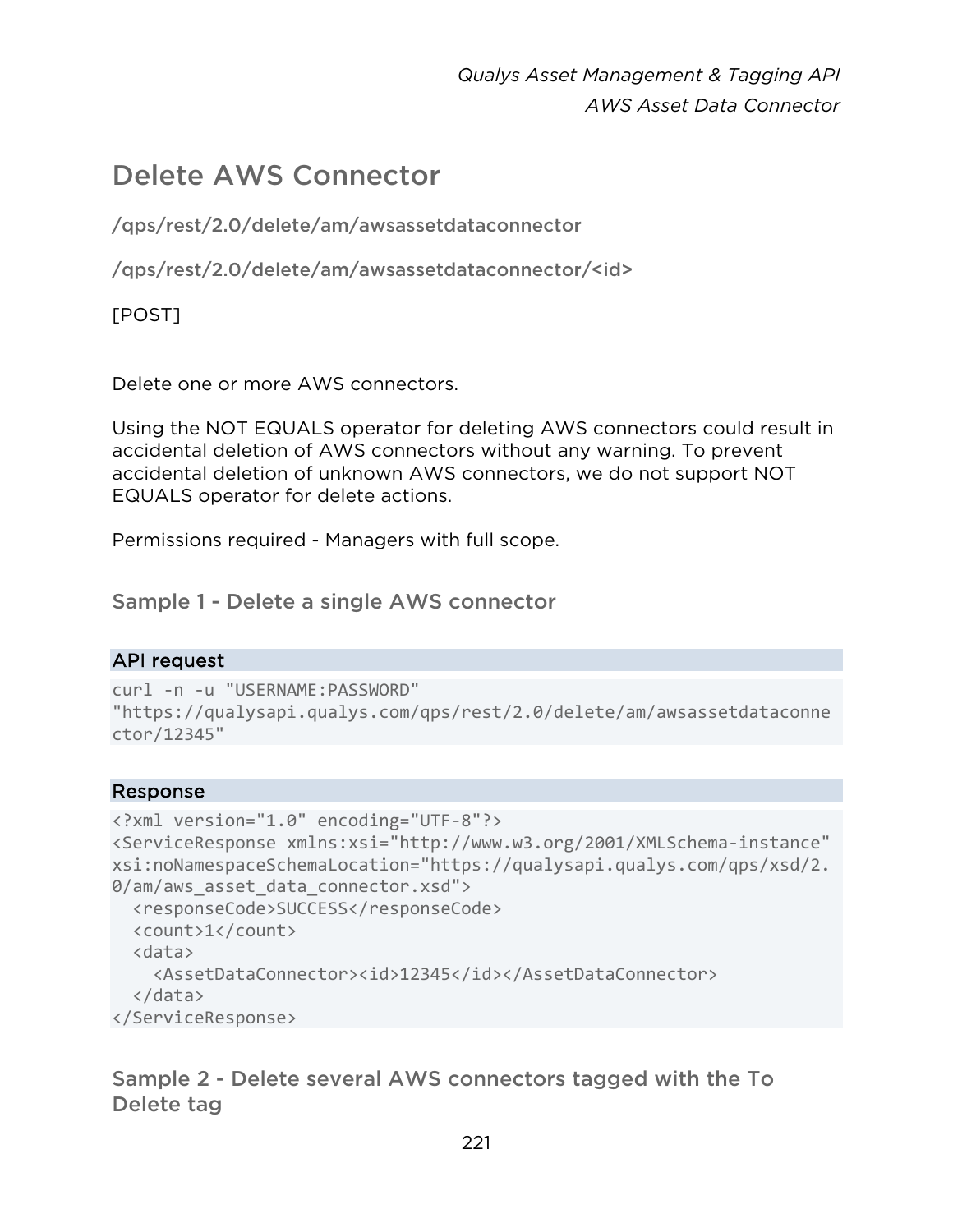## Delete AWS Connector

/qps/rest/2.0/delete/am/awsassetdataconnector

/qps/rest/2.0/delete/am/awsassetdataconnector/<id>

[POST]

Delete one or more AWS connectors.

Using the NOT EQUALS operator for deleting AWS connectors could result in accidental deletion of AWS connectors without any warning. To prevent accidental deletion of unknown AWS connectors, we do not support NOT EQUALS operator for delete actions.

Permissions required - Managers with full scope.

### Sample 1 - Delete a single AWS connector

**API request**

```
curl -n -u "USERNAME:PASSWORD"
"https://qualysapi.qualys.com/qps/rest/2.0/delete/am/awsassetdataconne
ctor/12345"
```

**Response**

```
<?xml version="1.0" encoding="UTF-8"?>
<ServiceResponse xmlns:xsi="http://www.w3.org/2001/XMLSchema-instance"
xsi:noNamespaceSchemaLocation="https://qualysapi.qualys.com/qps/xsd/2.
0/am/aws_asset_data_connector.xsd">
  <responseCode>SUCCESS</responseCode>
  <count>1</count>
  <data>
    <AssetDataConnector><id>12345</id></AssetDataConnector>
  </data>
</ServiceResponse>
```

### Sample 2 - Delete several AWS connectors tagged with the To Delete tag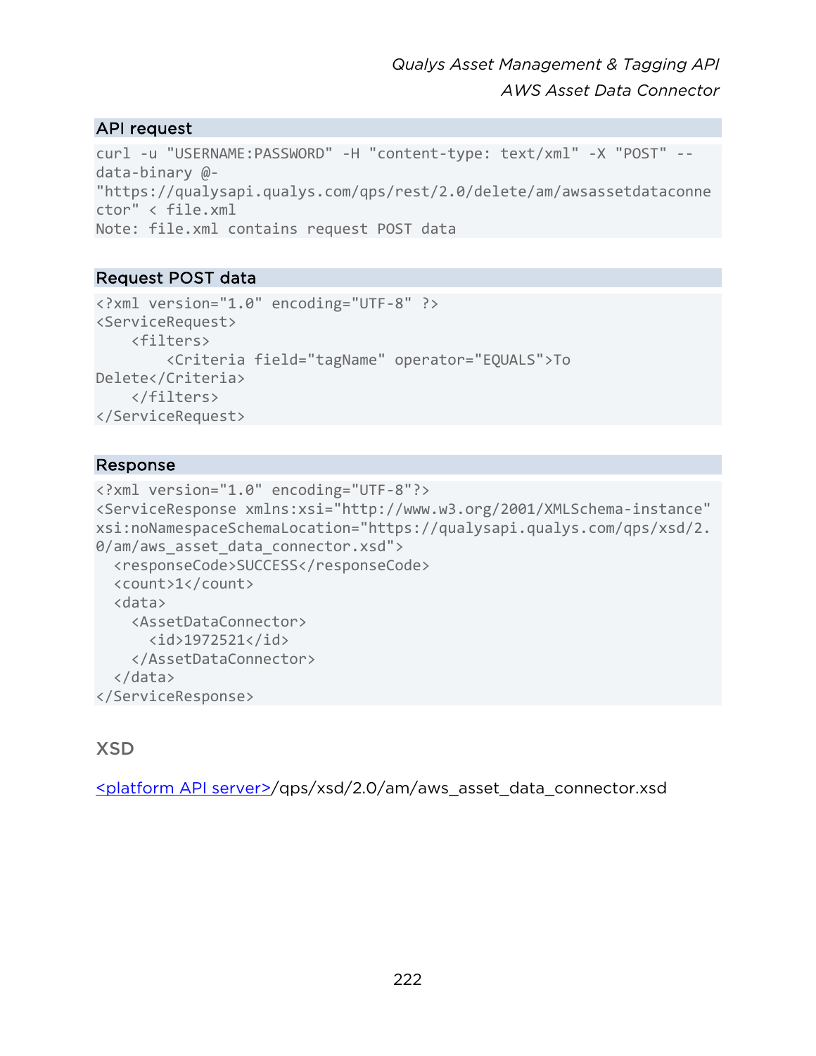## API request

```
curl -u "USERNAME:PASSWORD" -H "content-type: text/xml" -X "POST" --
data-binary @-
"https://qualysapi.qualys.com/qps/rest/2.0/delete/am/awsassetdataconne
ctor" < file.xml
Note: file.xml contains request POST data
```

## Request POST data

```
<?xml version="1.0" encoding="UTF-8" ?>
<ServiceRequest>
    <filters>
        <Criteria field="tagName" operator="EQUALS">To
Delete</Criteria>
    </filters>
</ServiceRequest>
```

## Response

```
<?xml version="1.0" encoding="UTF-8"?>
<ServiceResponse xmlns:xsi="http://www.w3.org/2001/XMLSchema-instance"
xsi:noNamespaceSchemaLocation="https://qualysapi.qualys.com/qps/xsd/2.
0/am/aws_asset_data_connector.xsd">
  <responseCode>SUCCESS</responseCode>
  <count>1</count>
  <data>
    <AssetDataConnector>
      <id>1972521</id>
    </AssetDataConnector>
  </data>
</ServiceResponse>
```

### XSD

<platform API server>/qps/xsd/2.0/am/aws_asset_data_connector.xsd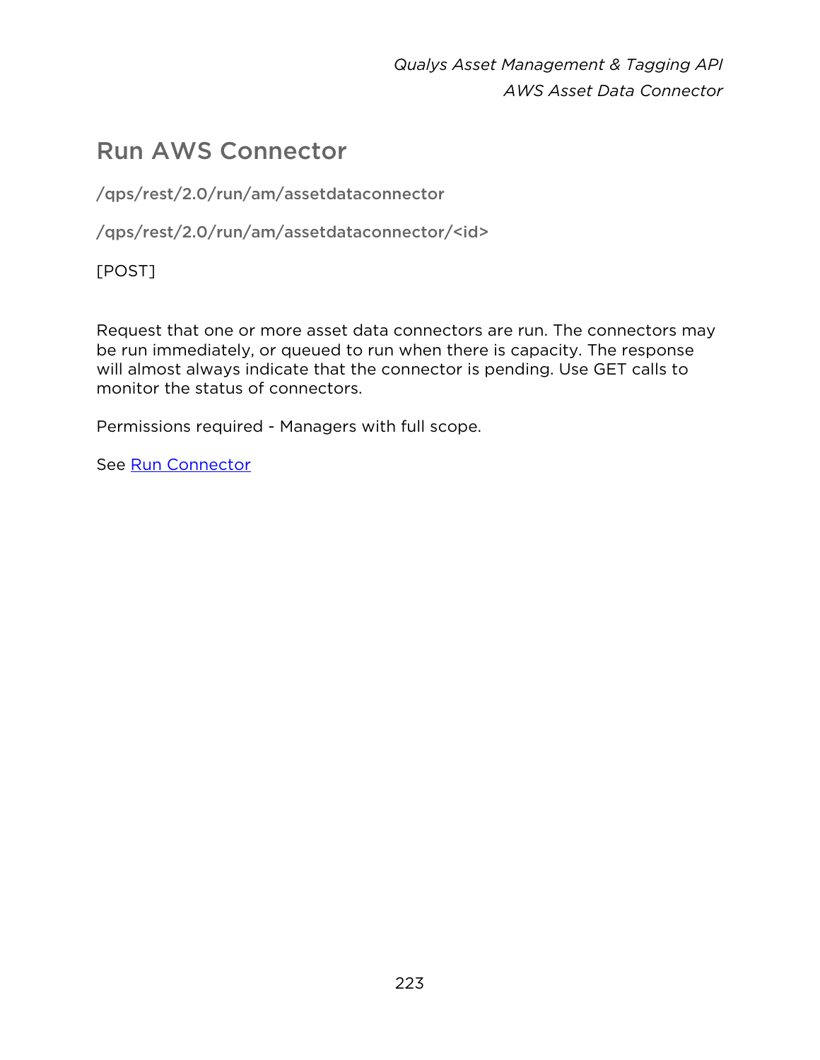# Run AWS Connector

**/qps/rest/2.0/run/am/assetdataconnector**

**/qps/rest/2.0/run/am/assetdataconnector/<id>**

[POST]

Request that one or more asset data connectors are run. The connectors may be run immediately, or queued to run when there is capacity. The response will almost always indicate that the connector is pending. Use GET calls to monitor the status of connectors.

Permissions required - Managers with full scope.

See Run Connector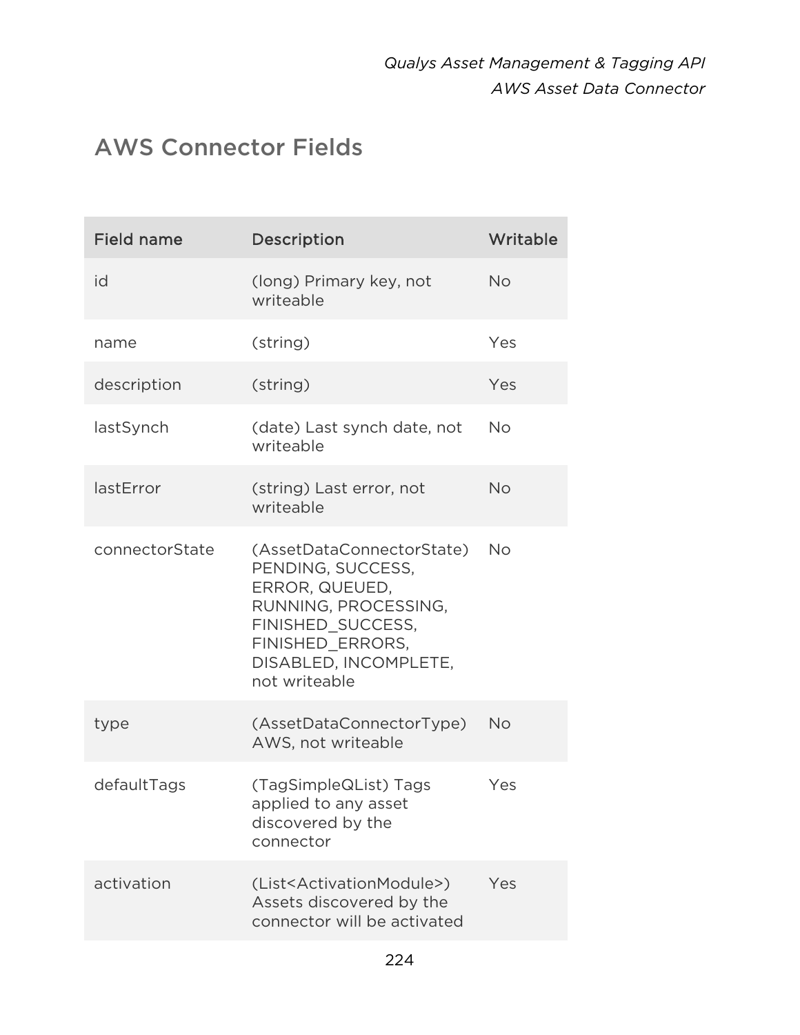## AWS Connector Fields

| Field name | Description | Writable |
|---|---|---|
| id | (long) Primary key, not writeable | No |
| name | (string) | Yes |
| description | (string) | Yes |
| lastSynch | (date) Last synch date, not writeable | No |
| lastError | (string) Last error, not writeable | No |
| connectorState | (AssetDataConnectorState) PENDING, SUCCESS, ERROR, QUEUED, RUNNING, PROCESSING, FINISHED_SUCCESS, FINISHED_ERRORS, DISABLED, INCOMPLETE, not writeable | No |
| type | (AssetDataConnectorType) AWS, not writeable | No |
| defaultTags | (TagSimpleQList) Tags applied to any asset discovered by the connector | Yes |
| activation | (List<ActivationModule>) Assets discovered by the connector will be activated | Yes |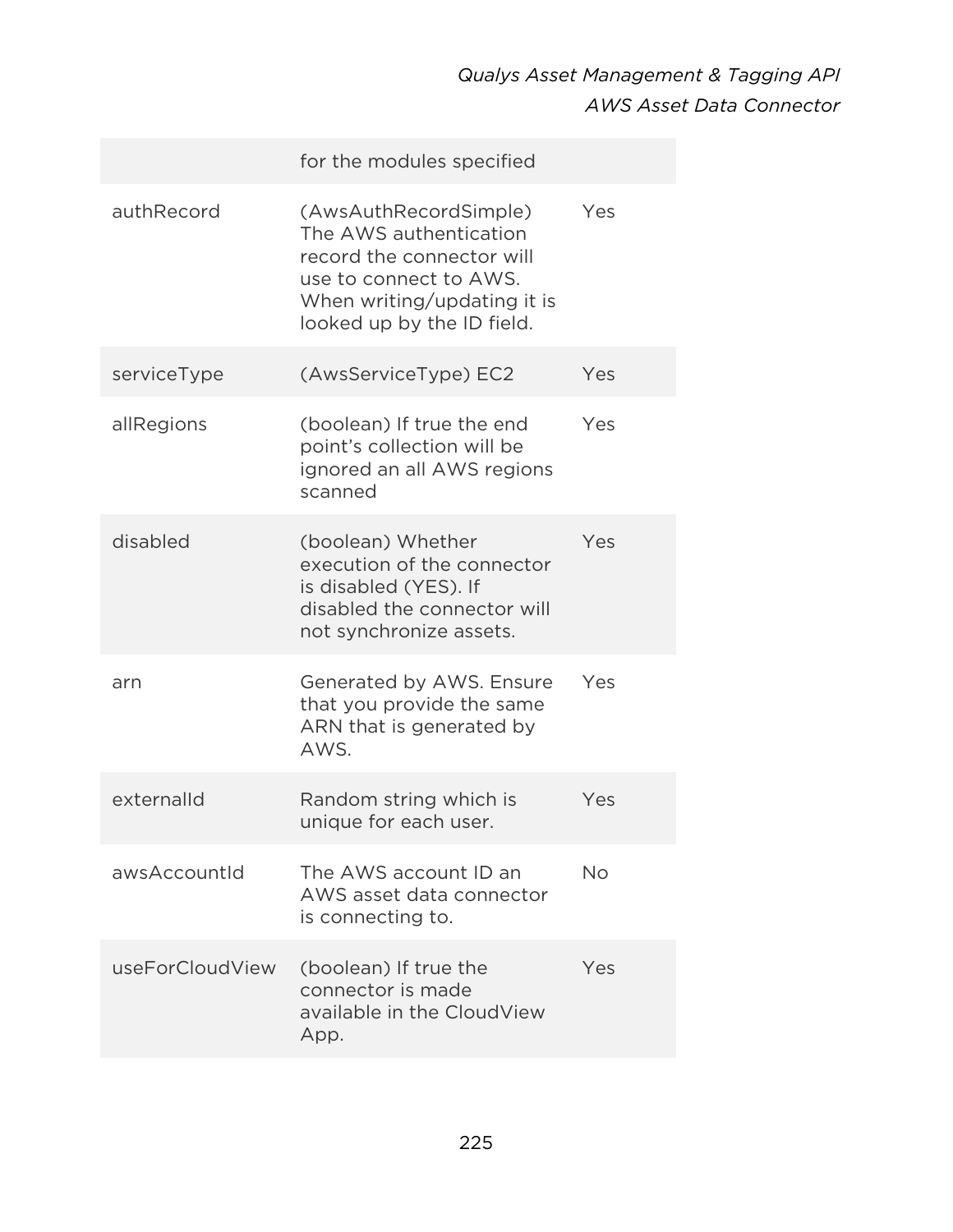|  |  |  |
| --- | --- | --- |
|  | for the modules specified |  |
| authRecord | (AwsAuthRecordSimple) The AWS authentication record the connector will use to connect to AWS. When writing/updating it is looked up by the ID field. | Yes |
| serviceType | (AwsServiceType) EC2 | Yes |
| allRegions | (boolean) If true the end point's collection will be ignored an all AWS regions scanned | Yes |
| disabled | (boolean) Whether execution of the connector is disabled (YES). If disabled the connector will not synchronize assets. | Yes |
| arn | Generated by AWS. Ensure that you provide the same ARN that is generated by AWS. | Yes |
| externalId | Random string which is unique for each user. | Yes |
| awsAccountId | The AWS account ID an AWS asset data connector is connecting to. | No |
| useForCloudView | (boolean) If true the connector is made available in the CloudView App. | Yes |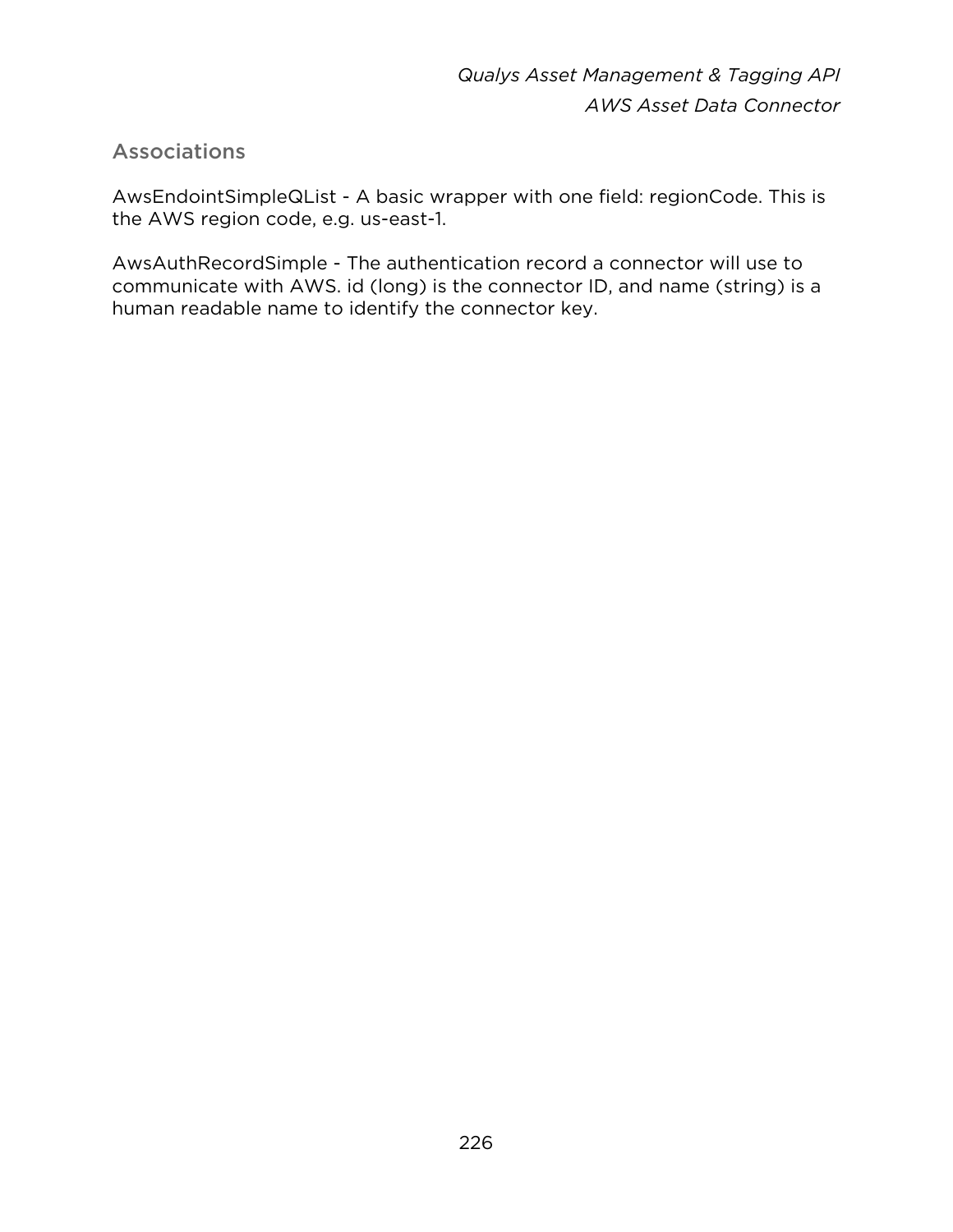## Associations

AwsEndointSimpleQList - A basic wrapper with one field: regionCode. This is the AWS region code, e.g. us-east-1.

AwsAuthRecordSimple - The authentication record a connector will use to communicate with AWS. id (long) is the connector ID, and name (string) is a human readable name to identify the connector key.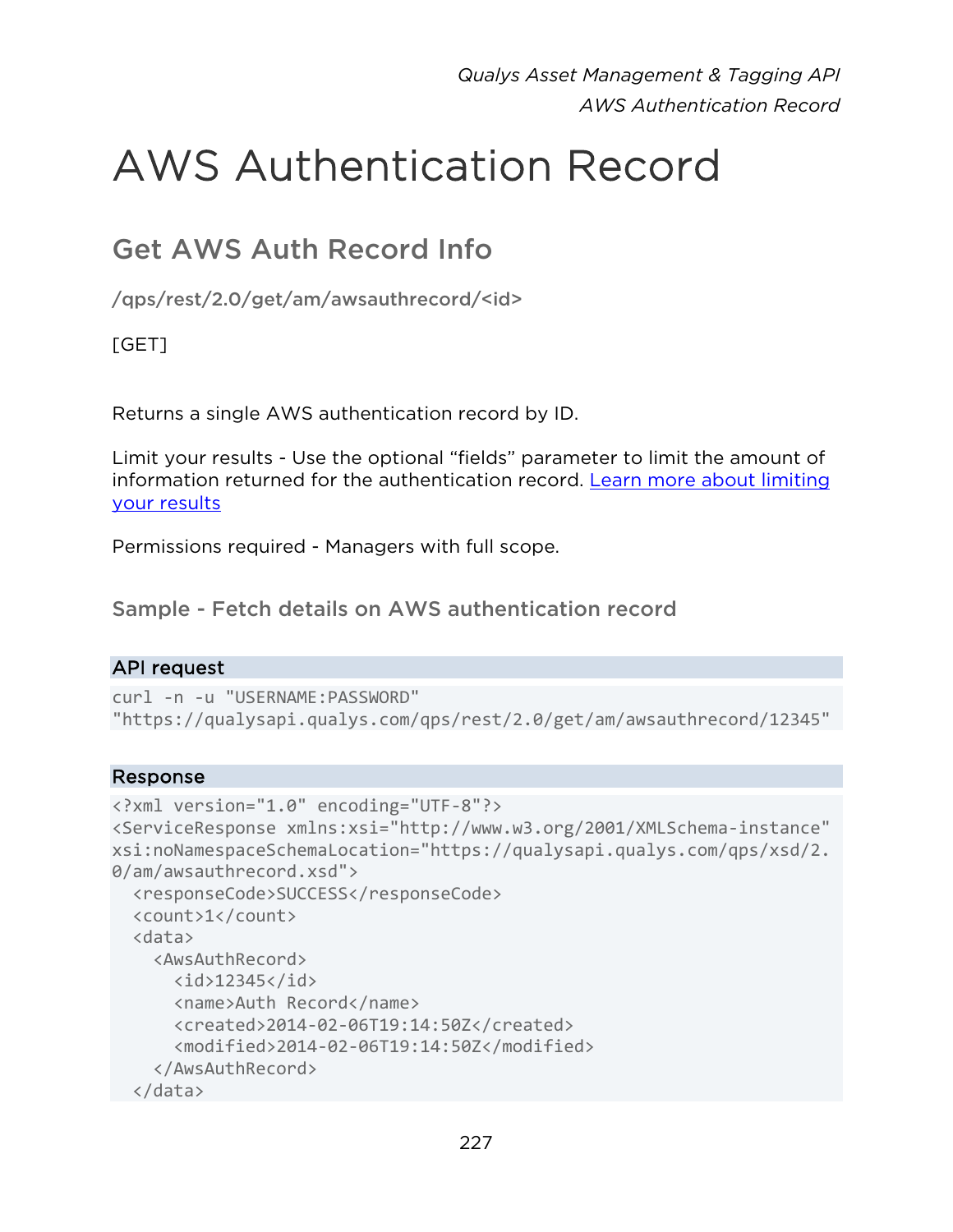# AWS Authentication Record

## Get AWS Auth Record Info

/qps/rest/2.0/get/am/awsauthrecord/<id>

[GET]

Returns a single AWS authentication record by ID.

Limit your results - Use the optional “fields” parameter to limit the amount of information returned for the authentication record. Learn more about limiting your results

Permissions required - Managers with full scope.

### Sample - Fetch details on AWS authentication record

**API request**

```
curl -n -u "USERNAME:PASSWORD"
"https://qualysapi.qualys.com/qps/rest/2.0/get/am/awsauthrecord/12345"
```

**Response**

```
<?xml version="1.0" encoding="UTF-8"?>
<ServiceResponse xmlns:xsi="http://www.w3.org/2001/XMLSchema-instance"
xsi:noNamespaceSchemaLocation="https://qualysapi.qualys.com/qps/xsd/2.
0/am/awsauthrecord.xsd">
  <responseCode>SUCCESS</responseCode>
  <count>1</count>
  <data>
    <AwsAuthRecord>
      <id>12345</id>
      <name>Auth Record</name>
      <created>2014-02-06T19:14:50Z</created>
      <modified>2014-02-06T19:14:50Z</modified>
    </AwsAuthRecord>
  </data>
```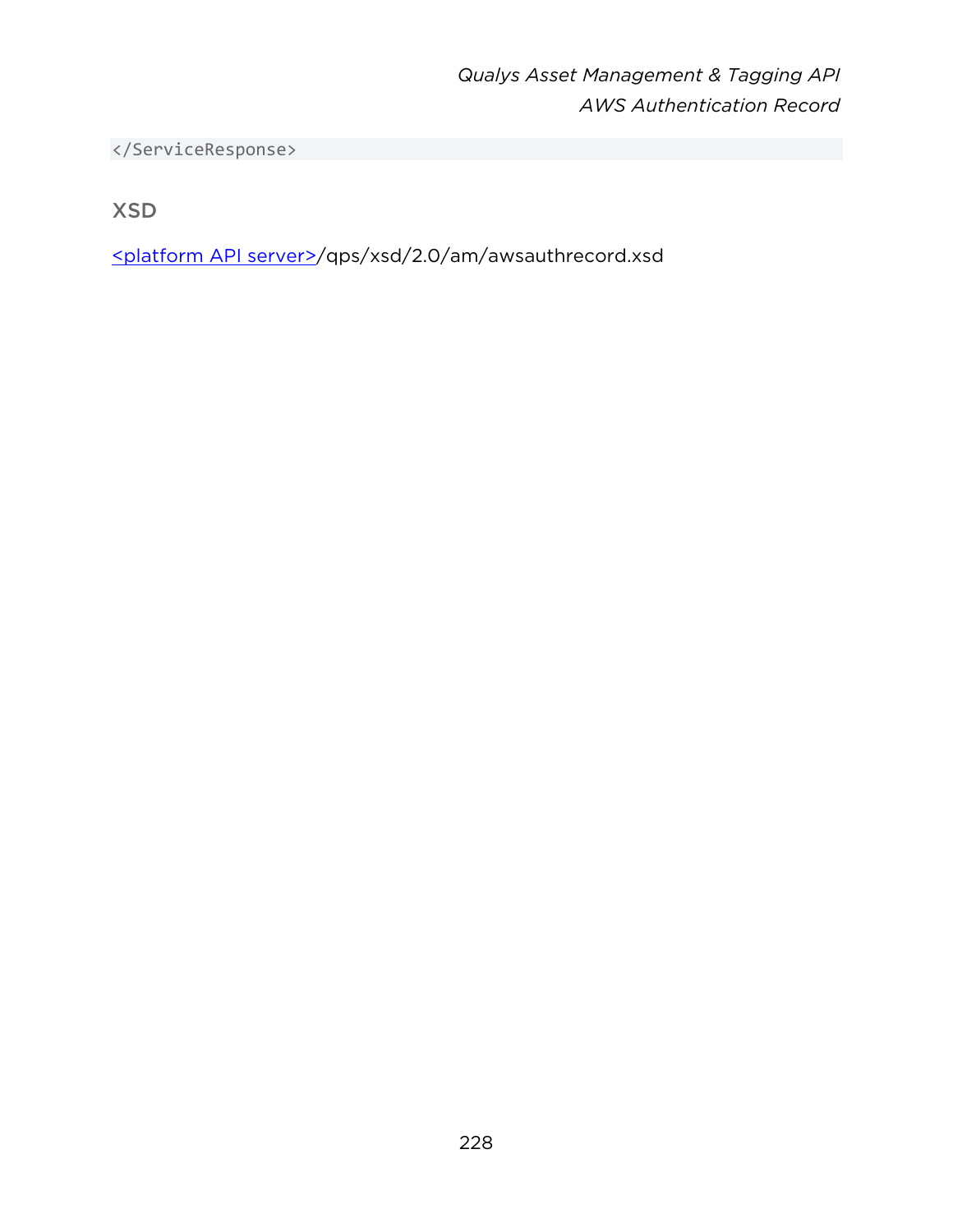```
</ServiceResponse>
```

## XSD

<platform API server>/qps/xsd/2.0/am/awsauthrecord.xsd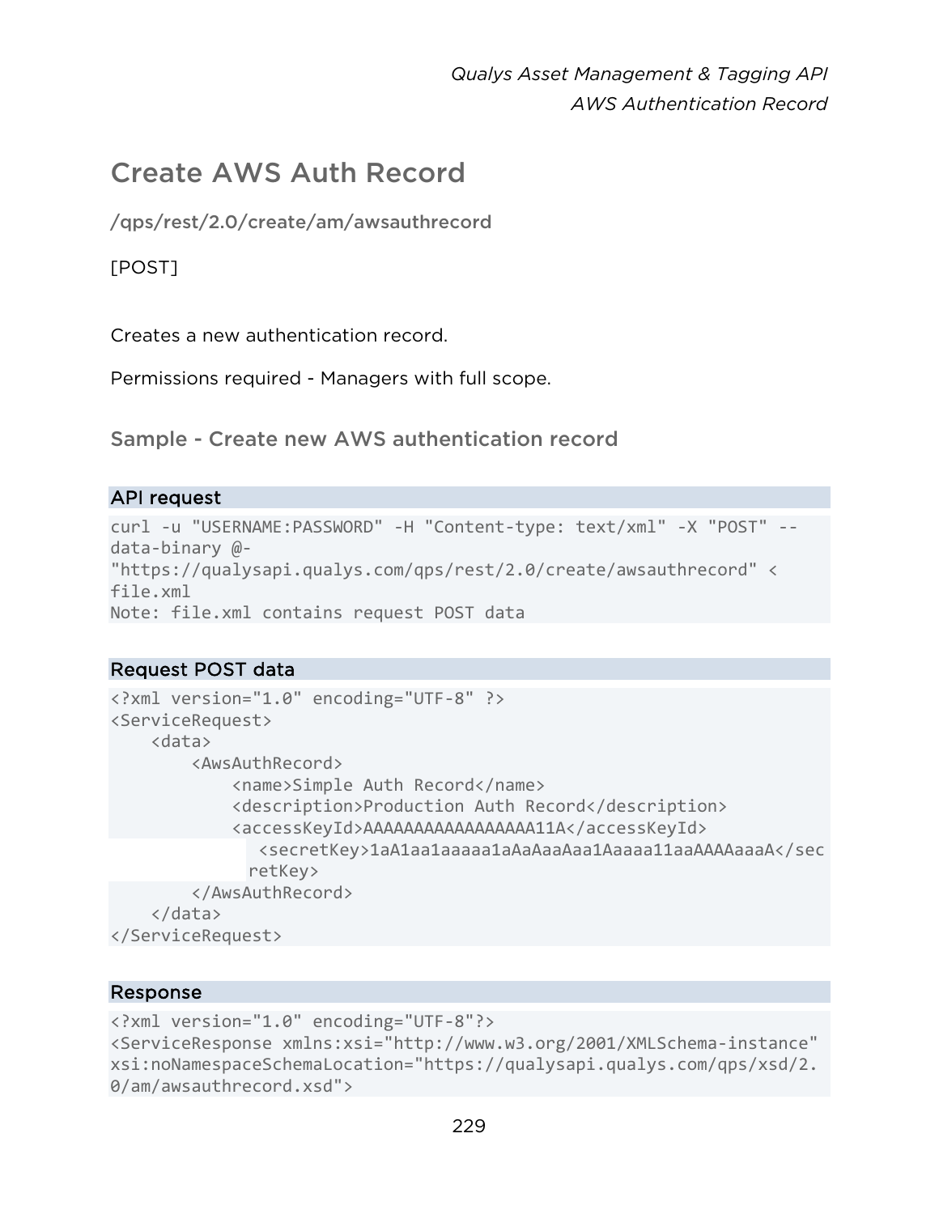# Create AWS Auth Record

/qps/rest/2.0/create/am/awsauthrecord

[POST]

Creates a new authentication record.

Permissions required - Managers with full scope.

## Sample - Create new AWS authentication record

### API request

```
curl -u "USERNAME:PASSWORD" -H "Content-type: text/xml" -X "POST" --
data-binary @-
"https://qualysapi.qualys.com/qps/rest/2.0/create/awsauthrecord" <
file.xml
Note: file.xml contains request POST data
```

### Request POST data

```
<?xml version="1.0" encoding="UTF-8" ?>
<ServiceRequest>
    <data>
        <AwsAuthRecord>
            <name>Simple Auth Record</name>
            <description>Production Auth Record</description>
            <accessKeyId>AAAAAAAAAAAAAAAA11A</accessKeyId>
              <secretKey>1aA1aa1aaaaa1aAaAaaAaa1Aaaaa11aaAAAAaaaA</sec
             retKey>
        </AwsAuthRecord>
    </data>
</ServiceRequest>
```

### Response

```
<?xml version="1.0" encoding="UTF-8"?>
<ServiceResponse xmlns:xsi="http://www.w3.org/2001/XMLSchema-instance"
xsi:noNamespaceSchemaLocation="https://qualysapi.qualys.com/qps/xsd/2.
0/am/awsauthrecord.xsd">
```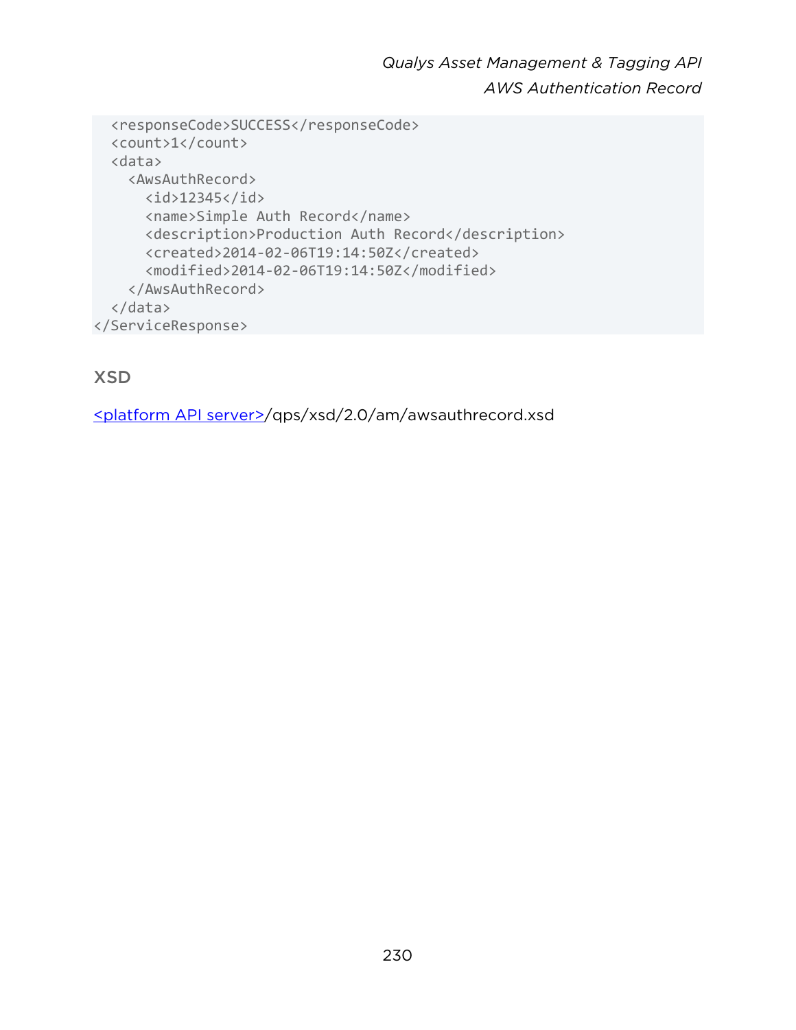```
  <responseCode>SUCCESS</responseCode>
  <count>1</count>
  <data>
    <AwsAuthRecord>
      <id>12345</id>
      <name>Simple Auth Record</name>
      <description>Production Auth Record</description>
      <created>2014-02-06T19:14:50Z</created>
      <modified>2014-02-06T19:14:50Z</modified>
    </AwsAuthRecord>
  </data>
</ServiceResponse>
```

## XSD

<platform API server>/qps/xsd/2.0/am/awsauthrecord.xsd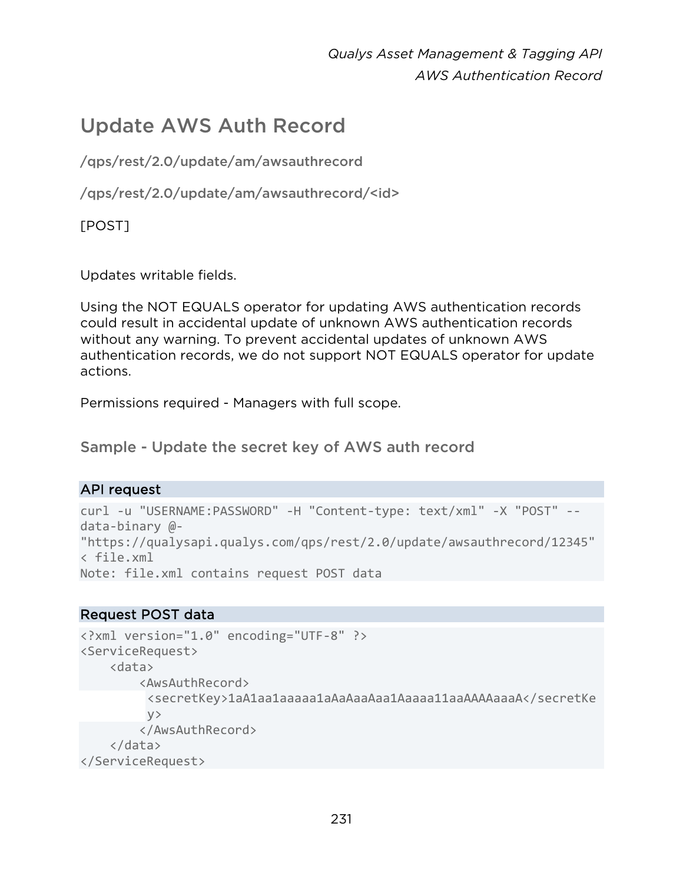# Update AWS Auth Record

/qps/rest/2.0/update/am/awsauthrecord

/qps/rest/2.0/update/am/awsauthrecord/<id>

[POST]

Updates writable fields.

Using the NOT EQUALS operator for updating AWS authentication records could result in accidental update of unknown AWS authentication records without any warning. To prevent accidental updates of unknown AWS authentication records, we do not support NOT EQUALS operator for update actions.

Permissions required - Managers with full scope.

## Sample - Update the secret key of AWS auth record

**API request**

```
curl -u "USERNAME:PASSWORD" -H "Content-type: text/xml" -X "POST" --
data-binary @-
"https://qualysapi.qualys.com/qps/rest/2.0/update/awsauthrecord/12345"
< file.xml
Note: file.xml contains request POST data
```

**Request POST data**

```
<?xml version="1.0" encoding="UTF-8" ?>
<ServiceRequest>
    <data>
        <AwsAuthRecord>
         <secretKey>1aA1aa1aaaaa1aAaAaaAaa1Aaaaa11aaAAAAaaaA</secretKe
         y>
        </AwsAuthRecord>
    </data>
</ServiceRequest>
```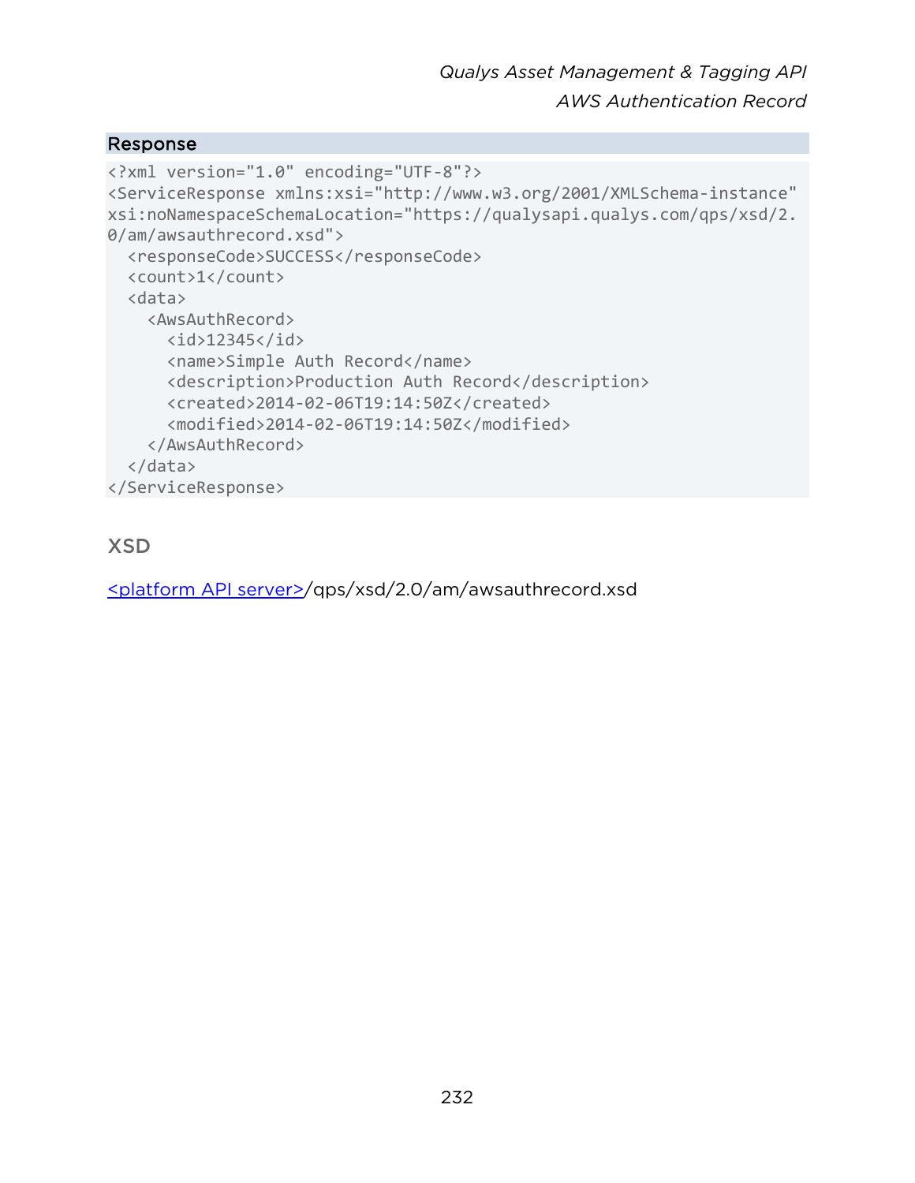### Response

```
<?xml version="1.0" encoding="UTF-8"?>
<ServiceResponse xmlns:xsi="http://www.w3.org/2001/XMLSchema-instance"
xsi:noNamespaceSchemaLocation="https://qualysapi.qualys.com/qps/xsd/2.
0/am/awsauthrecord.xsd">
  <responseCode>SUCCESS</responseCode>
  <count>1</count>
  <data>
    <AwsAuthRecord>
      <id>12345</id>
      <name>Simple Auth Record</name>
      <description>Production Auth Record</description>
      <created>2014-02-06T19:14:50Z</created>
      <modified>2014-02-06T19:14:50Z</modified>
    </AwsAuthRecord>
  </data>
</ServiceResponse>
```

## XSD

<platform API server>/qps/xsd/2.0/am/awsauthrecord.xsd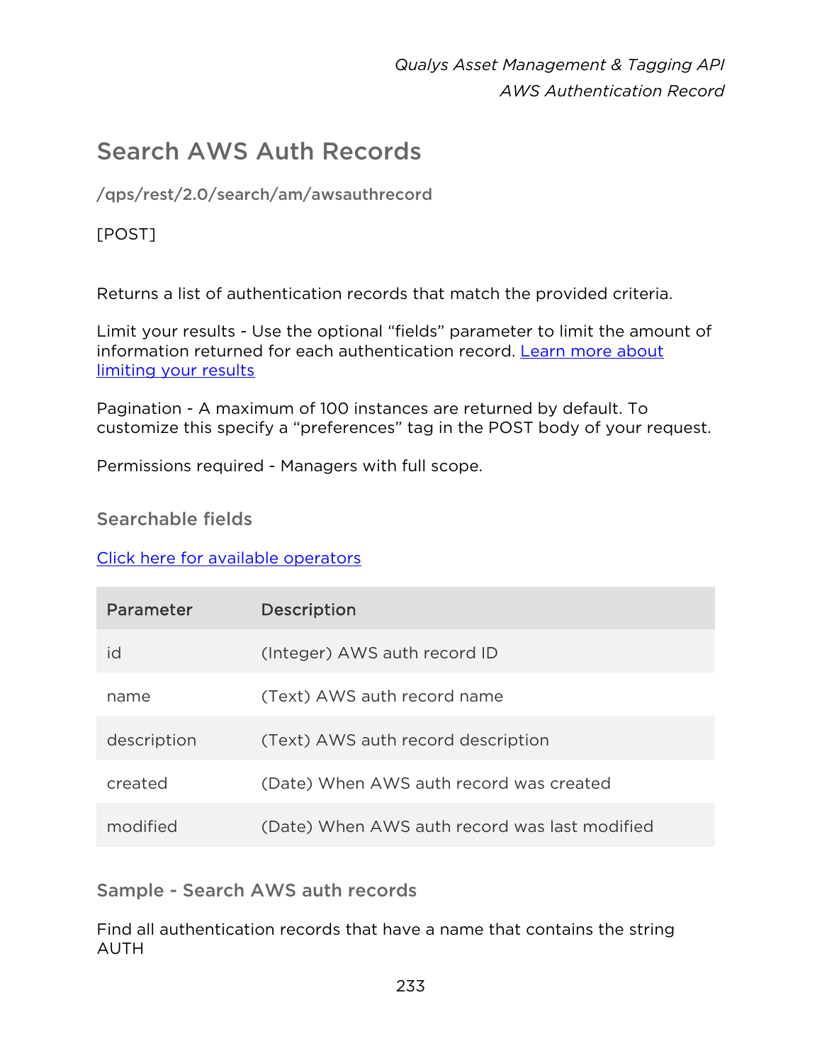## Search AWS Auth Records

/qps/rest/2.0/search/am/awsauthrecord

[POST]

Returns a list of authentication records that match the provided criteria.

Limit your results - Use the optional “fields” parameter to limit the amount of information returned for each authentication record. Learn more about limiting your results

Pagination - A maximum of 100 instances are returned by default. To customize this specify a “preferences” tag in the POST body of your request.

Permissions required - Managers with full scope.

### Searchable fields

Click here for available operators

| Parameter | Description |
| --- | --- |
| id | (Integer) AWS auth record ID |
| name | (Text) AWS auth record name |
| description | (Text) AWS auth record description |
| created | (Date) When AWS auth record was created |
| modified | (Date) When AWS auth record was last modified |

### Sample - Search AWS auth records

Find all authentication records that have a name that contains the string AUTH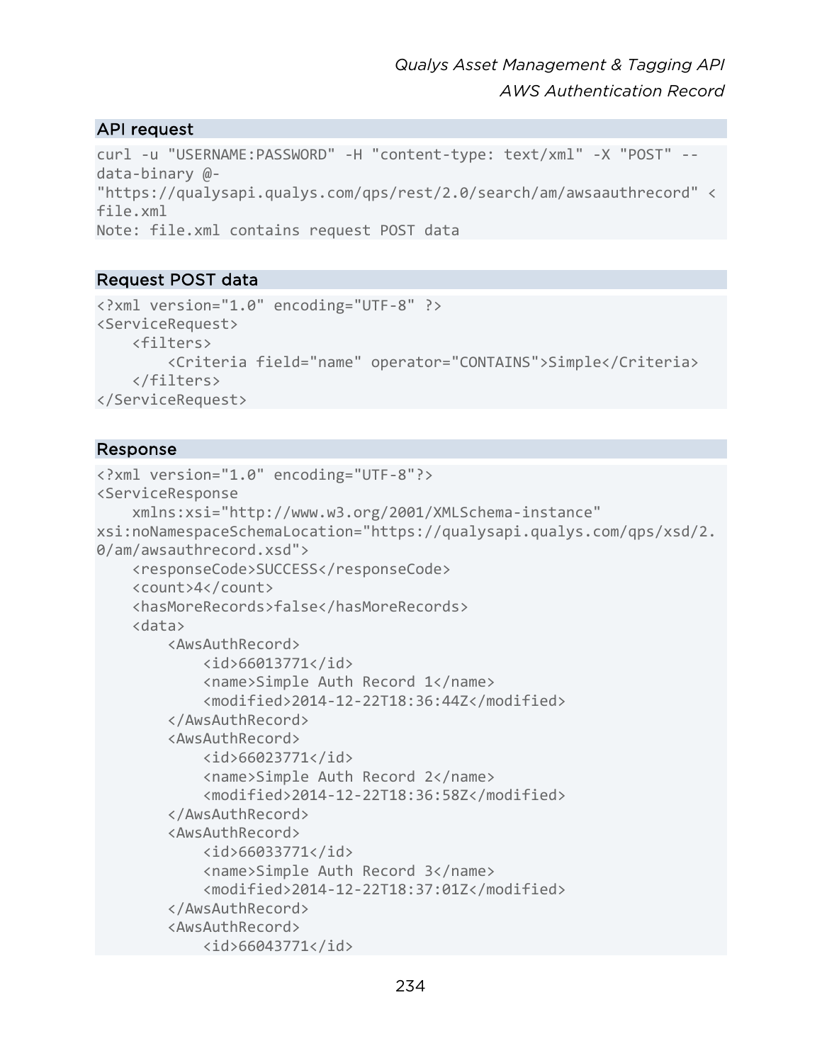### API request

```
curl -u "USERNAME:PASSWORD" -H "content-type: text/xml" -X "POST" --
data-binary @-
"https://qualysapi.qualys.com/qps/rest/2.0/search/am/awsaauthrecord" <
file.xml
Note: file.xml contains request POST data
```

### Request POST data

```
<?xml version="1.0" encoding="UTF-8" ?>
<ServiceRequest>
    <filters>
        <Criteria field="name" operator="CONTAINS">Simple</Criteria>
    </filters>
</ServiceRequest>
```

### Response

```
<?xml version="1.0" encoding="UTF-8"?>
<ServiceResponse
    xmlns:xsi="http://www.w3.org/2001/XMLSchema-instance"
xsi:noNamespaceSchemaLocation="https://qualysapi.qualys.com/qps/xsd/2.
0/am/awsauthrecord.xsd">
    <responseCode>SUCCESS</responseCode>
    <count>4</count>
    <hasMoreRecords>false</hasMoreRecords>
    <data>
        <AwsAuthRecord>
            <id>66013771</id>
            <name>Simple Auth Record 1</name>
            <modified>2014-12-22T18:36:44Z</modified>
        </AwsAuthRecord>
        <AwsAuthRecord>
            <id>66023771</id>
            <name>Simple Auth Record 2</name>
            <modified>2014-12-22T18:36:58Z</modified>
        </AwsAuthRecord>
        <AwsAuthRecord>
            <id>66033771</id>
            <name>Simple Auth Record 3</name>
            <modified>2014-12-22T18:37:01Z</modified>
        </AwsAuthRecord>
        <AwsAuthRecord>
            <id>66043771</id>
```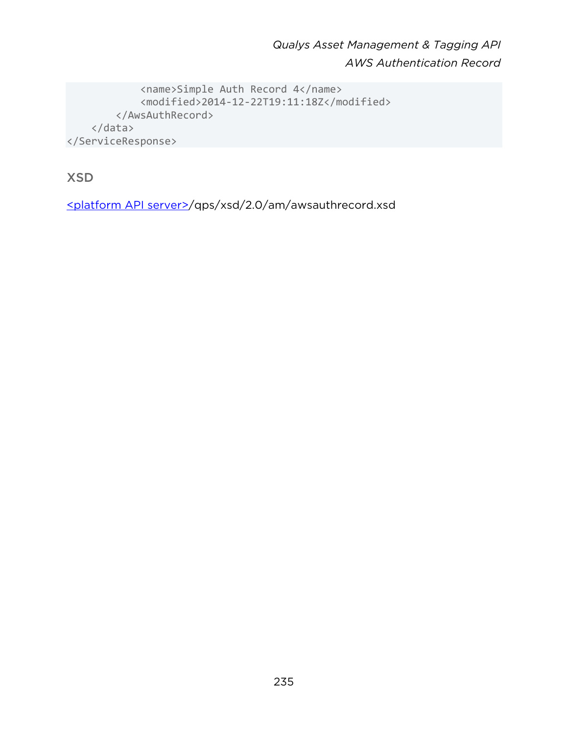```
            <name>Simple Auth Record 4</name>
            <modified>2014-12-22T19:11:18Z</modified>
        </AwsAuthRecord>
    </data>
</ServiceResponse>
```

## XSD

<platform API server>/qps/xsd/2.0/am/awsauthrecord.xsd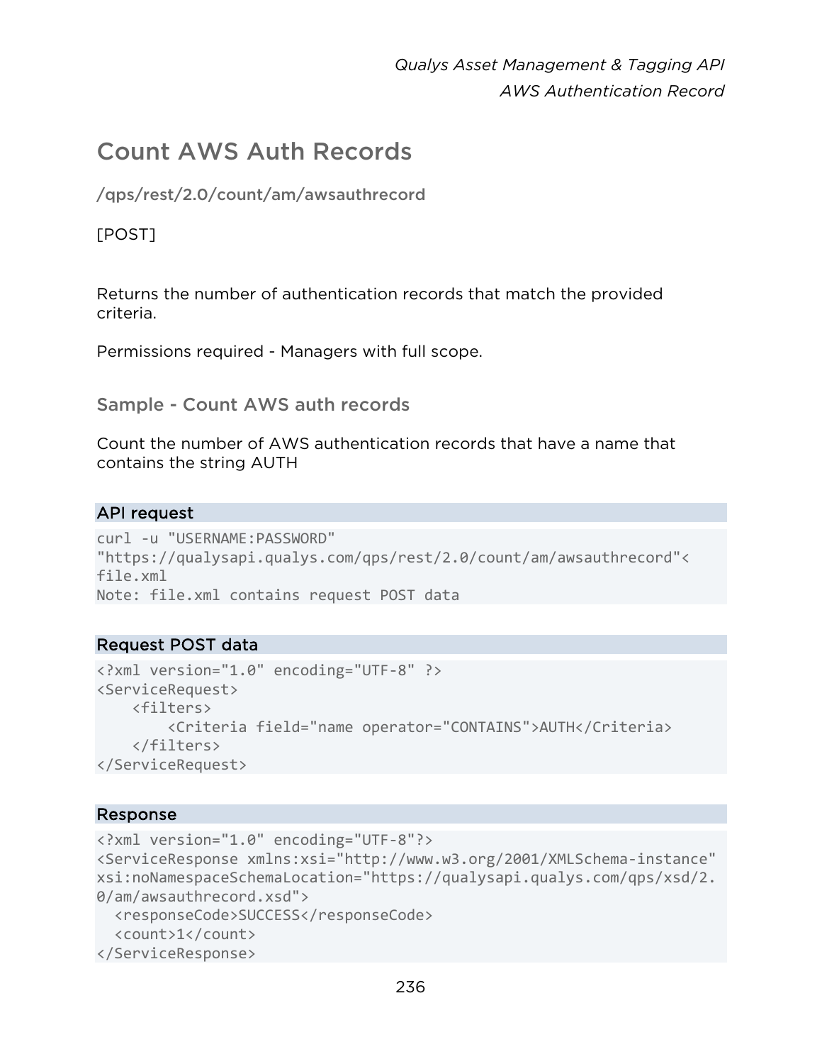# Count AWS Auth Records

/qps/rest/2.0/count/am/awsauthrecord

[POST]

Returns the number of authentication records that match the provided criteria.

Permissions required - Managers with full scope.

## Sample - Count AWS auth records

Count the number of AWS authentication records that have a name that contains the string AUTH

### API request

```
curl -u "USERNAME:PASSWORD"
"https://qualysapi.qualys.com/qps/rest/2.0/count/am/awsauthrecord"<
file.xml
Note: file.xml contains request POST data
```

### Request POST data

```
<?xml version="1.0" encoding="UTF-8" ?>
<ServiceRequest>
    <filters>
        <Criteria field="name operator="CONTAINS">AUTH</Criteria>
    </filters>
</ServiceRequest>
```

### Response

```
<?xml version="1.0" encoding="UTF-8"?>
<ServiceResponse xmlns:xsi="http://www.w3.org/2001/XMLSchema-instance"
xsi:noNamespaceSchemaLocation="https://qualysapi.qualys.com/qps/xsd/2.
0/am/awsauthrecord.xsd">
  <responseCode>SUCCESS</responseCode>
  <count>1</count>
</ServiceResponse>
```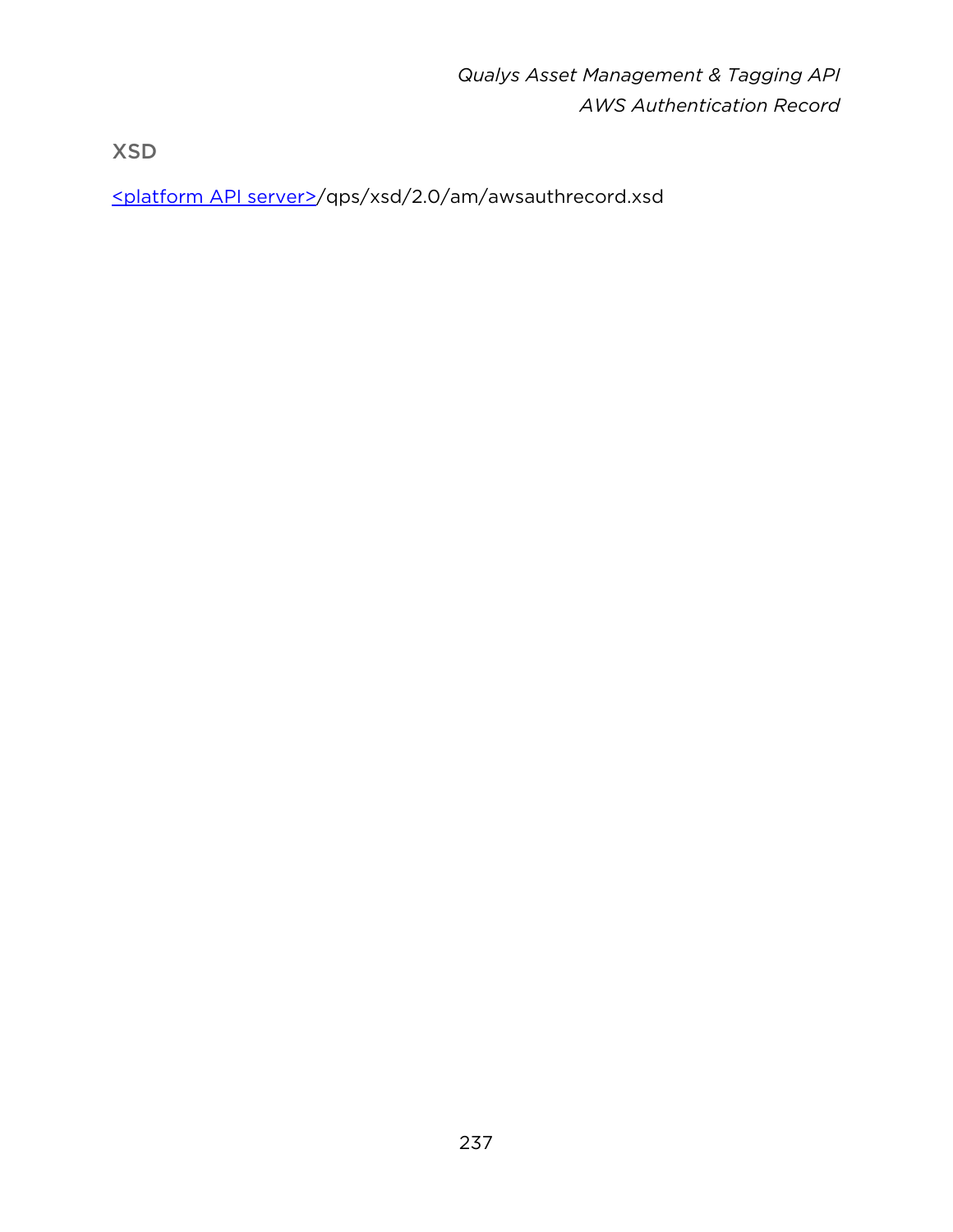### XSD

<platform API server>/qps/xsd/2.0/am/awsauthrecord.xsd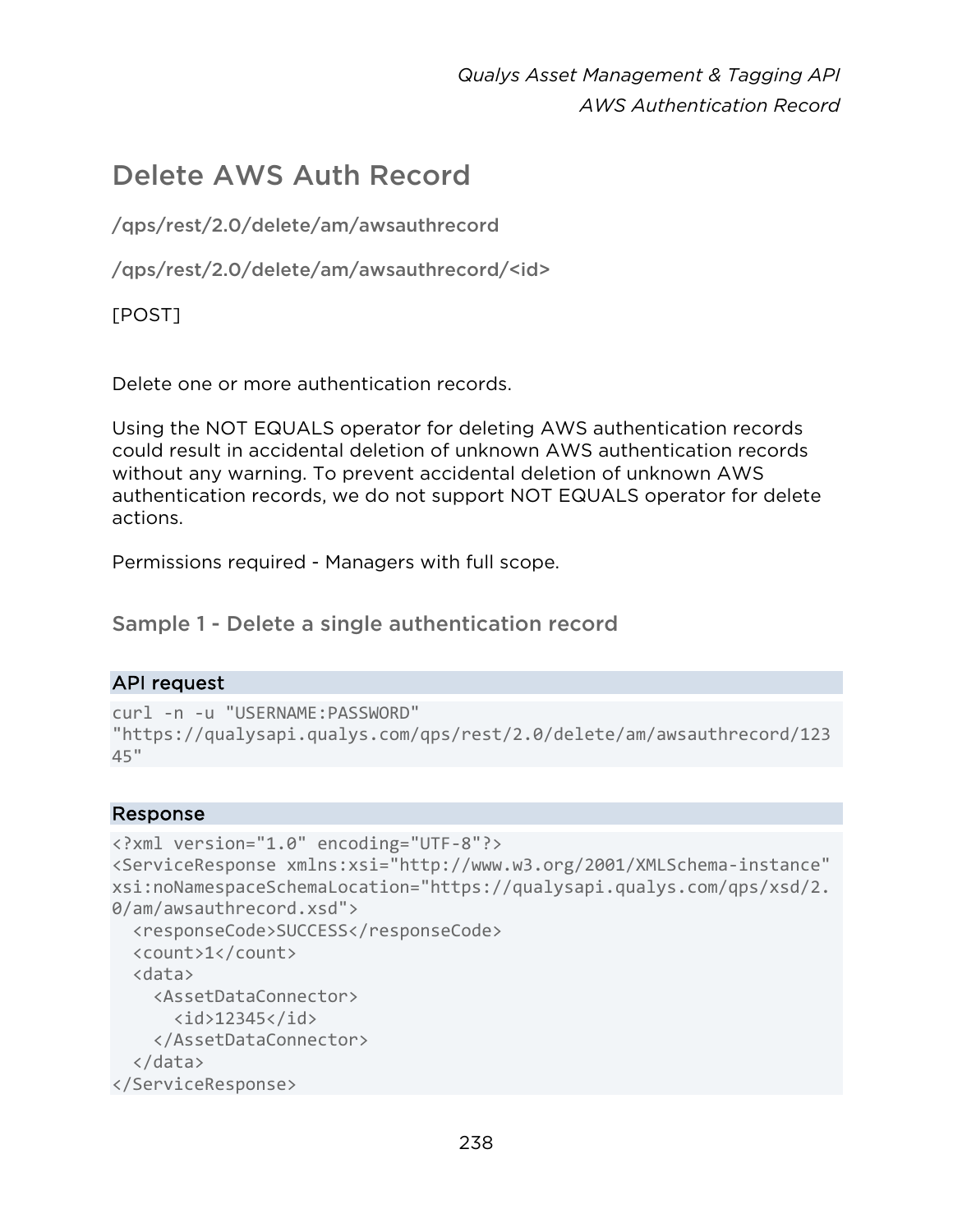# Delete AWS Auth Record

/qps/rest/2.0/delete/am/awsauthrecord

/qps/rest/2.0/delete/am/awsauthrecord/<id>

[POST]

Delete one or more authentication records.

Using the NOT EQUALS operator for deleting AWS authentication records could result in accidental deletion of unknown AWS authentication records without any warning. To prevent accidental deletion of unknown AWS authentication records, we do not support NOT EQUALS operator for delete actions.

Permissions required - Managers with full scope.

## Sample 1 - Delete a single authentication record

**API request**

```
curl -n -u "USERNAME:PASSWORD"
"https://qualysapi.qualys.com/qps/rest/2.0/delete/am/awsauthrecord/12345"
```

**Response**

```
<?xml version="1.0" encoding="UTF-8"?>
<ServiceResponse xmlns:xsi="http://www.w3.org/2001/XMLSchema-instance"
xsi:noNamespaceSchemaLocation="https://qualysapi.qualys.com/qps/xsd/2.0/am/awsauthrecord.xsd">
  <responseCode>SUCCESS</responseCode>
  <count>1</count>
  <data>
    <AssetDataConnector>
      <id>12345</id>
    </AssetDataConnector>
  </data>
</ServiceResponse>
```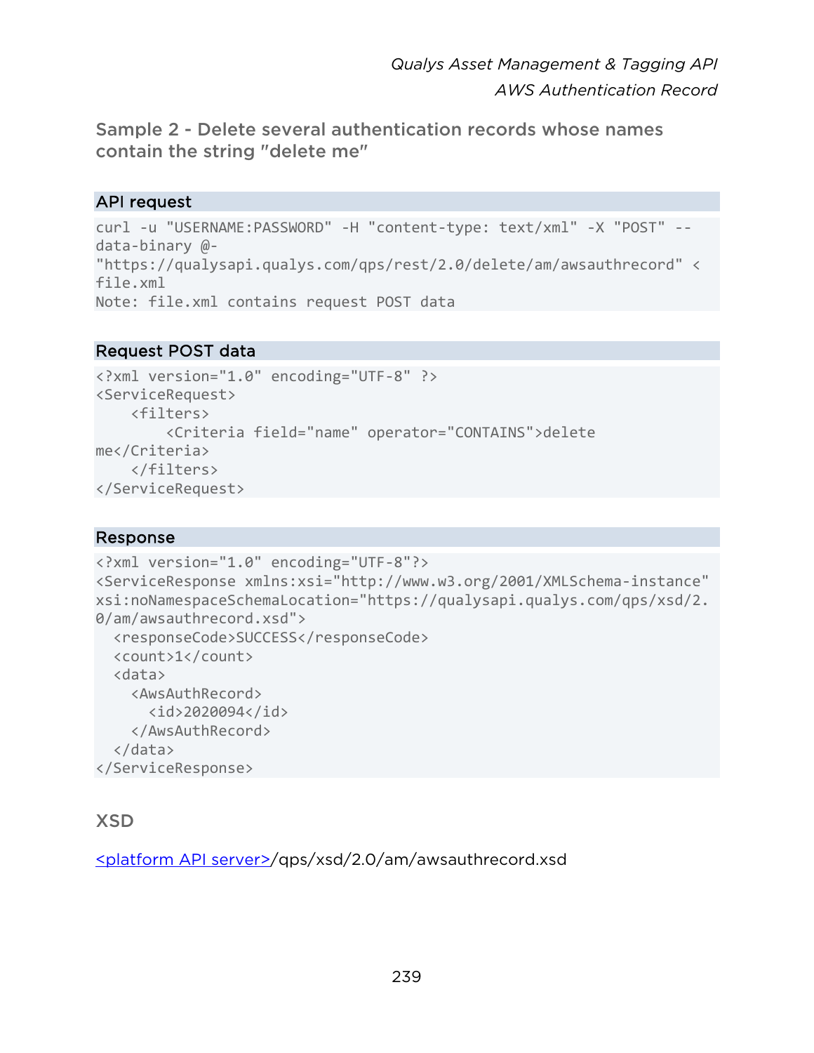### Sample 2 - Delete several authentication records whose names contain the string "delete me"

**API request**

```
curl -u "USERNAME:PASSWORD" -H "content-type: text/xml" -X "POST" --
data-binary @-
"https://qualysapi.qualys.com/qps/rest/2.0/delete/am/awsauthrecord" <
file.xml
Note: file.xml contains request POST data
```

**Request POST data**

```
<?xml version="1.0" encoding="UTF-8" ?>
<ServiceRequest>
    <filters>
        <Criteria field="name" operator="CONTAINS">delete
me</Criteria>
    </filters>
</ServiceRequest>
```

**Response**

```
<?xml version="1.0" encoding="UTF-8"?>
<ServiceResponse xmlns:xsi="http://www.w3.org/2001/XMLSchema-instance"
xsi:noNamespaceSchemaLocation="https://qualysapi.qualys.com/qps/xsd/2.
0/am/awsauthrecord.xsd">
  <responseCode>SUCCESS</responseCode>
  <count>1</count>
  <data>
    <AwsAuthRecord>
      <id>2020094</id>
    </AwsAuthRecord>
  </data>
</ServiceResponse>
```

### XSD

<platform API server>/qps/xsd/2.0/am/awsauthrecord.xsd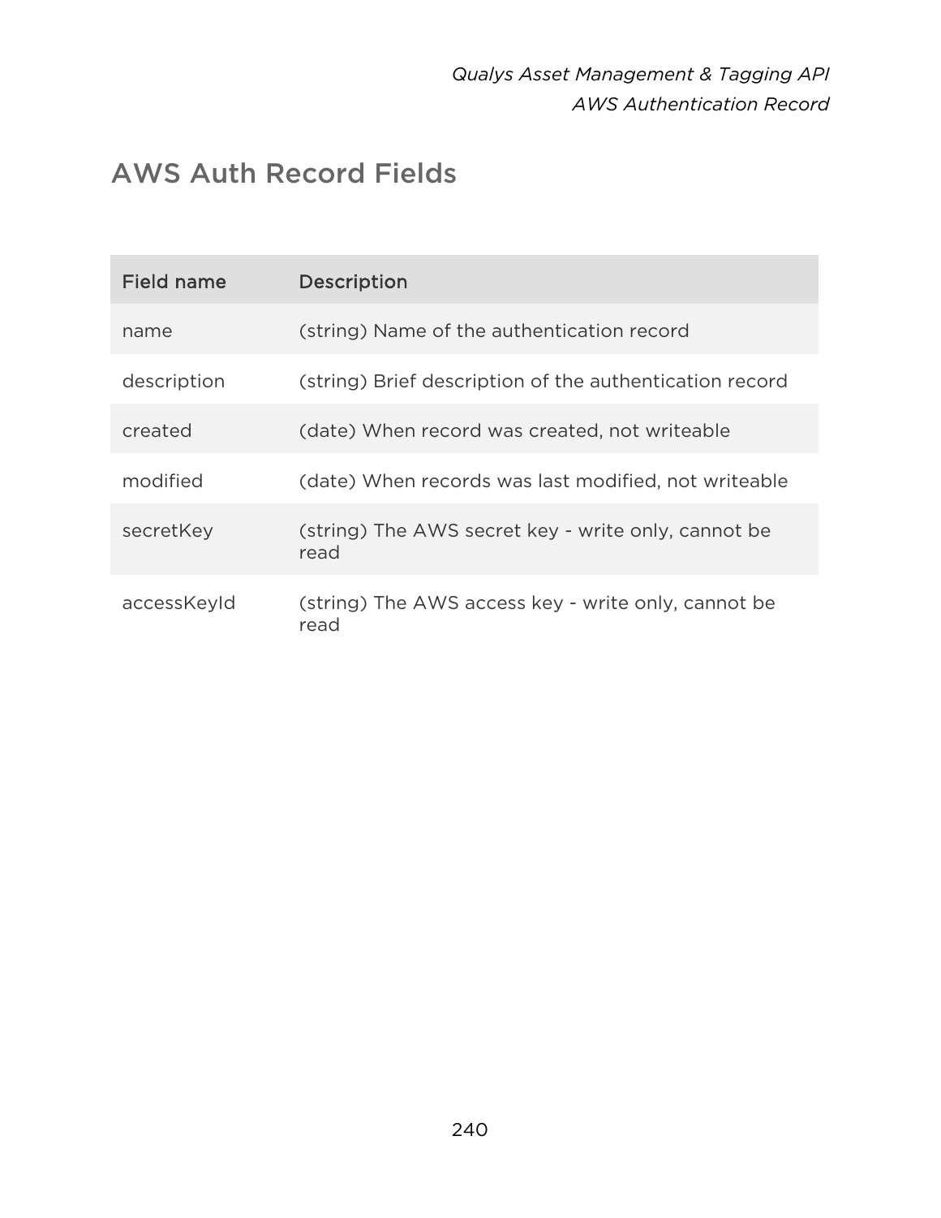## AWS Auth Record Fields

| Field name | Description |
|---|---|
| name | (string) Name of the authentication record |
| description | (string) Brief description of the authentication record |
| created | (date) When record was created, not writeable |
| modified | (date) When records was last modified, not writeable |
| secretKey | (string) The AWS secret key - write only, cannot be read |
| accessKeyId | (string) The AWS access key - write only, cannot be read |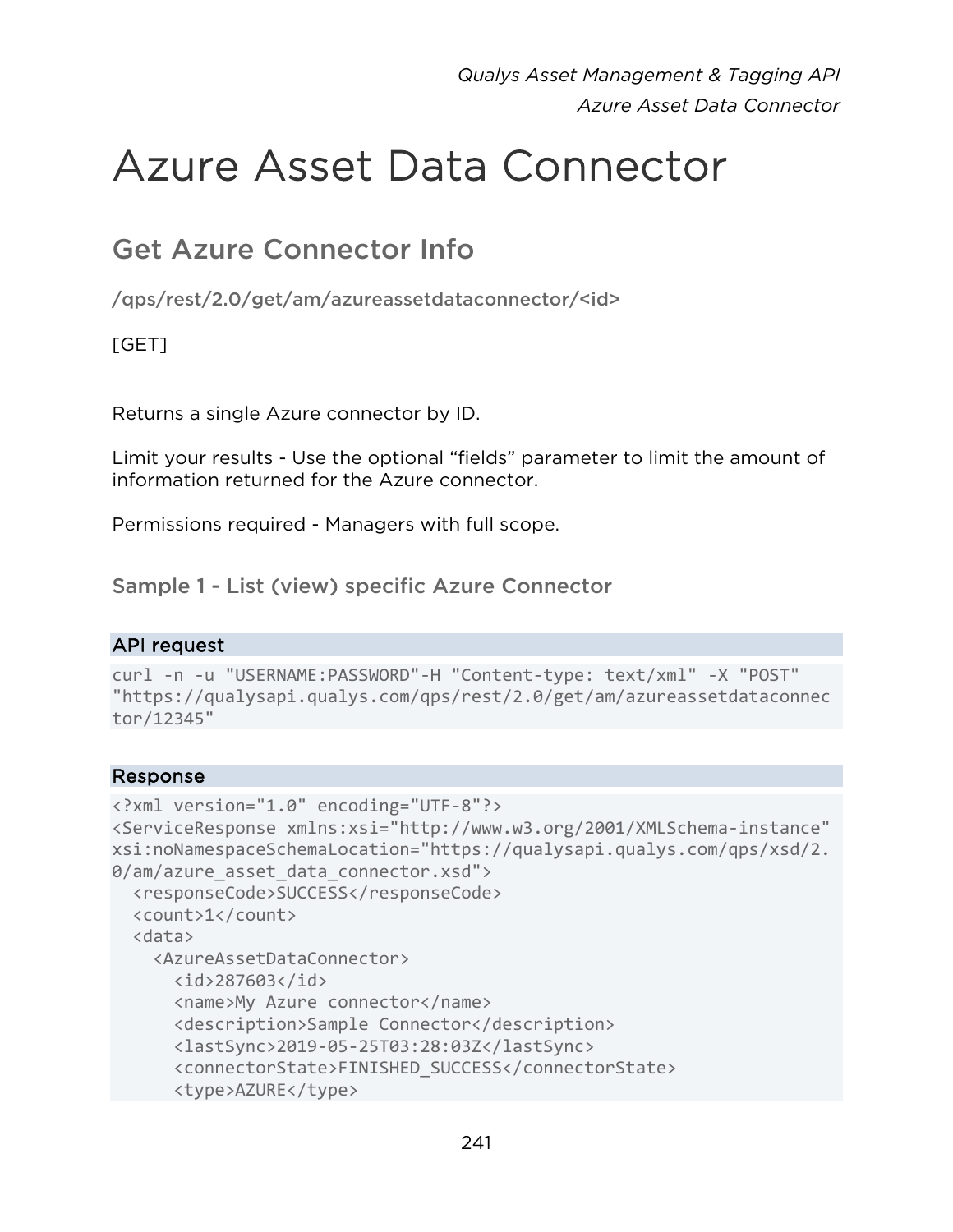# Azure Asset Data Connector

## Get Azure Connector Info

/qps/rest/2.0/get/am/azureassetdataconnector/<id>

[GET]

Returns a single Azure connector by ID.

Limit your results - Use the optional “fields” parameter to limit the amount of information returned for the Azure connector.

Permissions required - Managers with full scope.

### Sample 1 - List (view) specific Azure Connector

**API request**

```
curl -n -u "USERNAME:PASSWORD"-H "Content-type: text/xml" -X "POST"
"https://qualysapi.qualys.com/qps/rest/2.0/get/am/azureassetdataconnec
tor/12345"
```

**Response**

```
<?xml version="1.0" encoding="UTF-8"?>
<ServiceResponse xmlns:xsi="http://www.w3.org/2001/XMLSchema-instance"
xsi:noNamespaceSchemaLocation="https://qualysapi.qualys.com/qps/xsd/2.
0/am/azure_asset_data_connector.xsd">
  <responseCode>SUCCESS</responseCode>
  <count>1</count>
  <data>
    <AzureAssetDataConnector>
      <id>287603</id>
      <name>My Azure connector</name>
      <description>Sample Connector</description>
      <lastSync>2019-05-25T03:28:03Z</lastSync>
      <connectorState>FINISHED_SUCCESS</connectorState>
      <type>AZURE</type>
```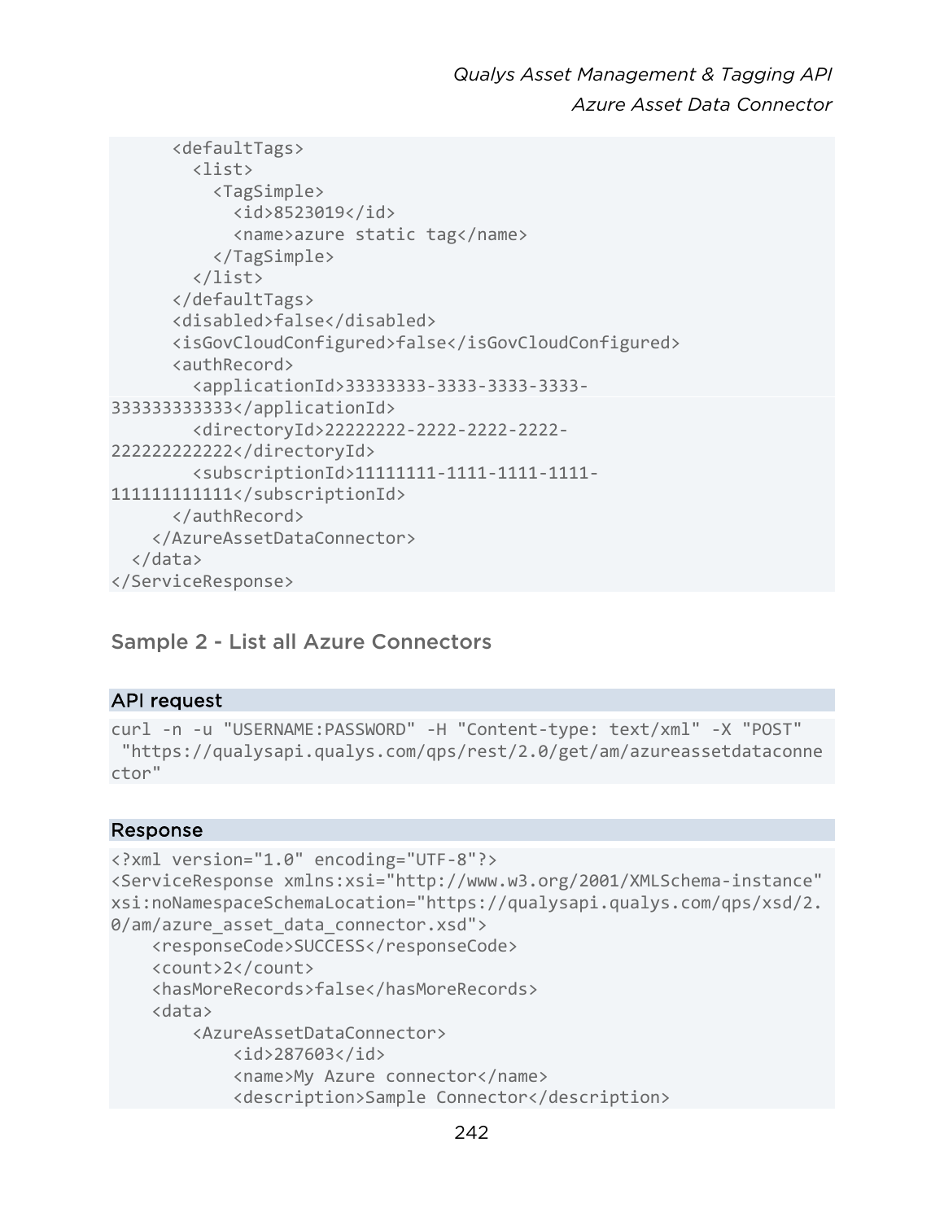```
      <defaultTags>
        <list>
          <TagSimple>
            <id>8523019</id>
            <name>azure static tag</name>
          </TagSimple>
        </list>
      </defaultTags>
      <disabled>false</disabled>
      <isGovCloudConfigured>false</isGovCloudConfigured>
      <authRecord>
        <applicationId>33333333-3333-3333-3333-
333333333333</applicationId>
        <directoryId>22222222-2222-2222-2222-
222222222222</directoryId>
        <subscriptionId>11111111-1111-1111-1111-
111111111111</subscriptionId>
      </authRecord>
    </AzureAssetDataConnector>
  </data>
</ServiceResponse>
```

## Sample 2 - List all Azure Connectors

### API request

```
curl -n -u "USERNAME:PASSWORD" -H "Content-type: text/xml" -X "POST"
 "https://qualysapi.qualys.com/qps/rest/2.0/get/am/azureassetdataconne
ctor"
```

### Response

```
<?xml version="1.0" encoding="UTF-8"?>
<ServiceResponse xmlns:xsi="http://www.w3.org/2001/XMLSchema-instance"
xsi:noNamespaceSchemaLocation="https://qualysapi.qualys.com/qps/xsd/2.
0/am/azure_asset_data_connector.xsd">
    <responseCode>SUCCESS</responseCode>
    <count>2</count>
    <hasMoreRecords>false</hasMoreRecords>
    <data>
        <AzureAssetDataConnector>
            <id>287603</id>
            <name>My Azure connector</name>
            <description>Sample Connector</description>
```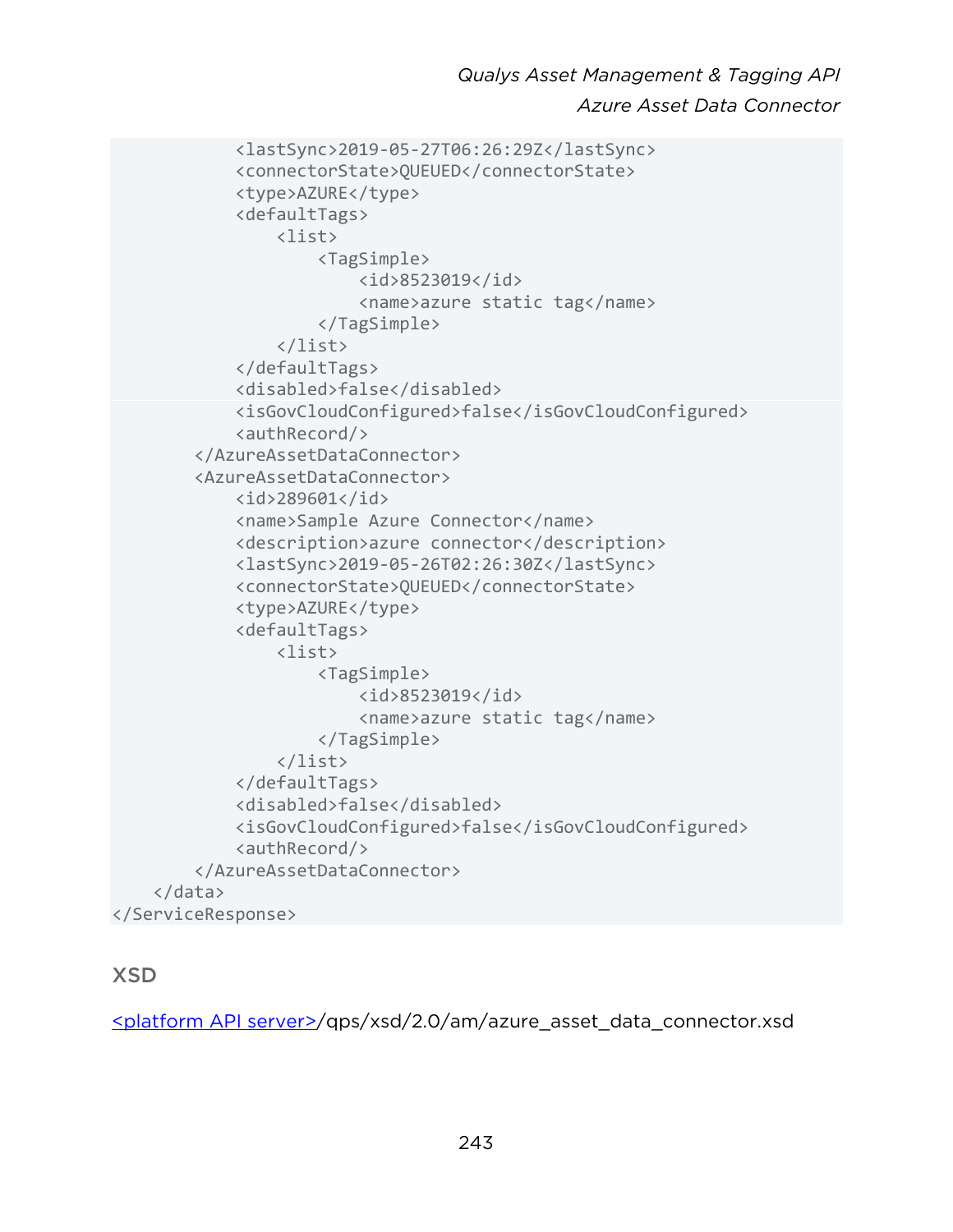```
            <lastSync>2019-05-27T06:26:29Z</lastSync>
            <connectorState>QUEUED</connectorState>
            <type>AZURE</type>
            <defaultTags>
                <list>
                    <TagSimple>
                        <id>8523019</id>
                        <name>azure static tag</name>
                    </TagSimple>
                </list>
            </defaultTags>
            <disabled>false</disabled>
            <isGovCloudConfigured>false</isGovCloudConfigured>
            <authRecord/>
        </AzureAssetDataConnector>
        <AzureAssetDataConnector>
            <id>289601</id>
            <name>Sample Azure Connector</name>
            <description>azure connector</description>
            <lastSync>2019-05-26T02:26:30Z</lastSync>
            <connectorState>QUEUED</connectorState>
            <type>AZURE</type>
            <defaultTags>
                <list>
                    <TagSimple>
                        <id>8523019</id>
                        <name>azure static tag</name>
                    </TagSimple>
                </list>
            </defaultTags>
            <disabled>false</disabled>
            <isGovCloudConfigured>false</isGovCloudConfigured>
            <authRecord/>
        </AzureAssetDataConnector>
    </data>
</ServiceResponse>
```

## XSD

<platform API server>/qps/xsd/2.0/am/azure_asset_data_connector.xsd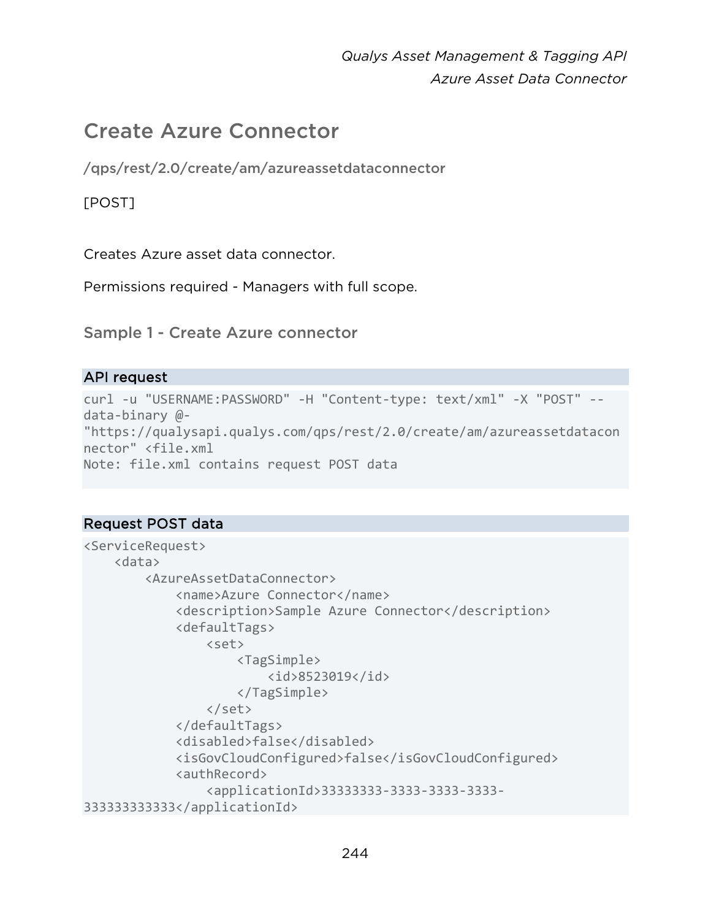# Create Azure Connector

/qps/rest/2.0/create/am/azureassetdataconnector

[POST]

Creates Azure asset data connector.

Permissions required - Managers with full scope.

## Sample 1 - Create Azure connector

**API request**

```
curl -u "USERNAME:PASSWORD" -H "Content-type: text/xml" -X "POST" --
data-binary @-
"https://qualysapi.qualys.com/qps/rest/2.0/create/am/azureassetdatacon
nector" <file.xml
Note: file.xml contains request POST data
```

**Request POST data**

```
<ServiceRequest>
    <data>
        <AzureAssetDataConnector>
            <name>Azure Connector</name>
            <description>Sample Azure Connector</description>
            <defaultTags>
                <set>
                    <TagSimple>
                        <id>8523019</id>
                    </TagSimple>
                </set>
            </defaultTags>
            <disabled>false</disabled>
            <isGovCloudConfigured>false</isGovCloudConfigured>
            <authRecord>
                <applicationId>33333333-3333-3333-3333-
333333333333</applicationId>
```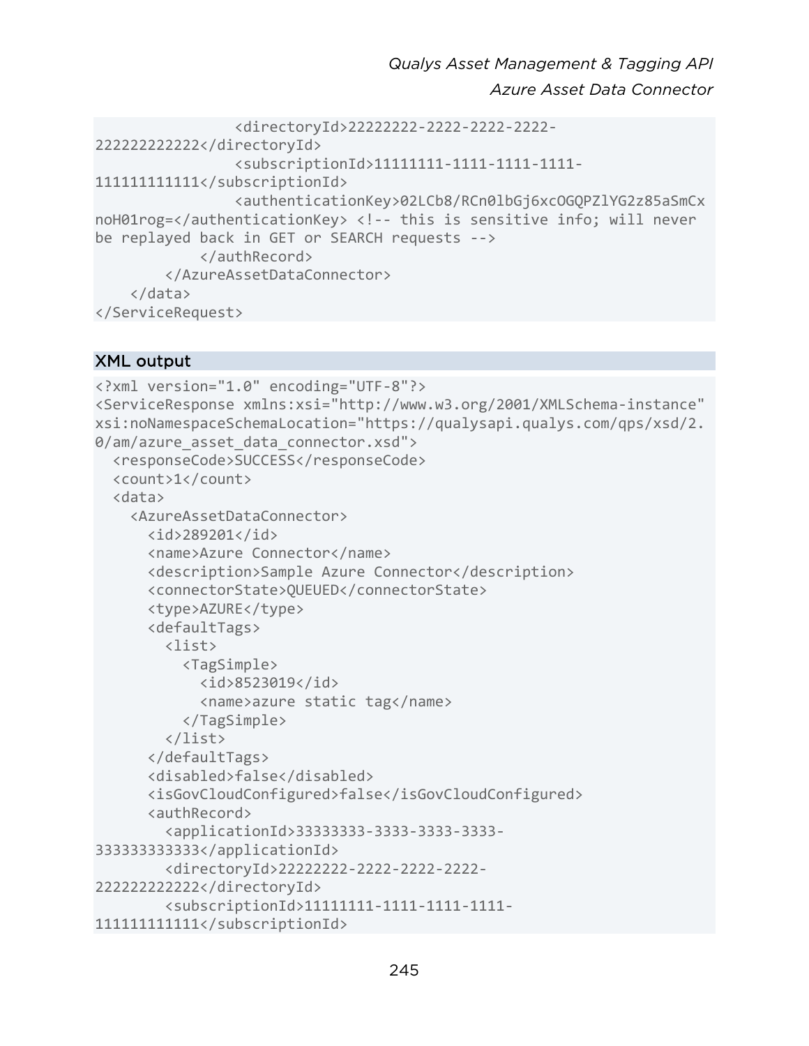```
                <directoryId>22222222-2222-2222-2222-
222222222222</directoryId>
                <subscriptionId>11111111-1111-1111-1111-
111111111111</subscriptionId>
                <authenticationKey>02LCb8/RCn0lbGj6xcOGQPZlYG2z85aSmCx
noH01rog=</authenticationKey> <!-- this is sensitive info; will never
be replayed back in GET or SEARCH requests -->
            </authRecord>
        </AzureAssetDataConnector>
    </data>
</ServiceRequest>
```

## XML output

```
<?xml version="1.0" encoding="UTF-8"?>
<ServiceResponse xmlns:xsi="http://www.w3.org/2001/XMLSchema-instance"
xsi:noNamespaceSchemaLocation="https://qualysapi.qualys.com/qps/xsd/2.
0/am/azure_asset_data_connector.xsd">
  <responseCode>SUCCESS</responseCode>
  <count>1</count>
  <data>
    <AzureAssetDataConnector>
      <id>289201</id>
      <name>Azure Connector</name>
      <description>Sample Azure Connector</description>
      <connectorState>QUEUED</connectorState>
      <type>AZURE</type>
      <defaultTags>
        <list>
          <TagSimple>
            <id>8523019</id>
            <name>azure static tag</name>
          </TagSimple>
        </list>
      </defaultTags>
      <disabled>false</disabled>
      <isGovCloudConfigured>false</isGovCloudConfigured>
      <authRecord>
        <applicationId>33333333-3333-3333-3333-
333333333333</applicationId>
        <directoryId>22222222-2222-2222-2222-
222222222222</directoryId>
        <subscriptionId>11111111-1111-1111-1111-
111111111111</subscriptionId>
```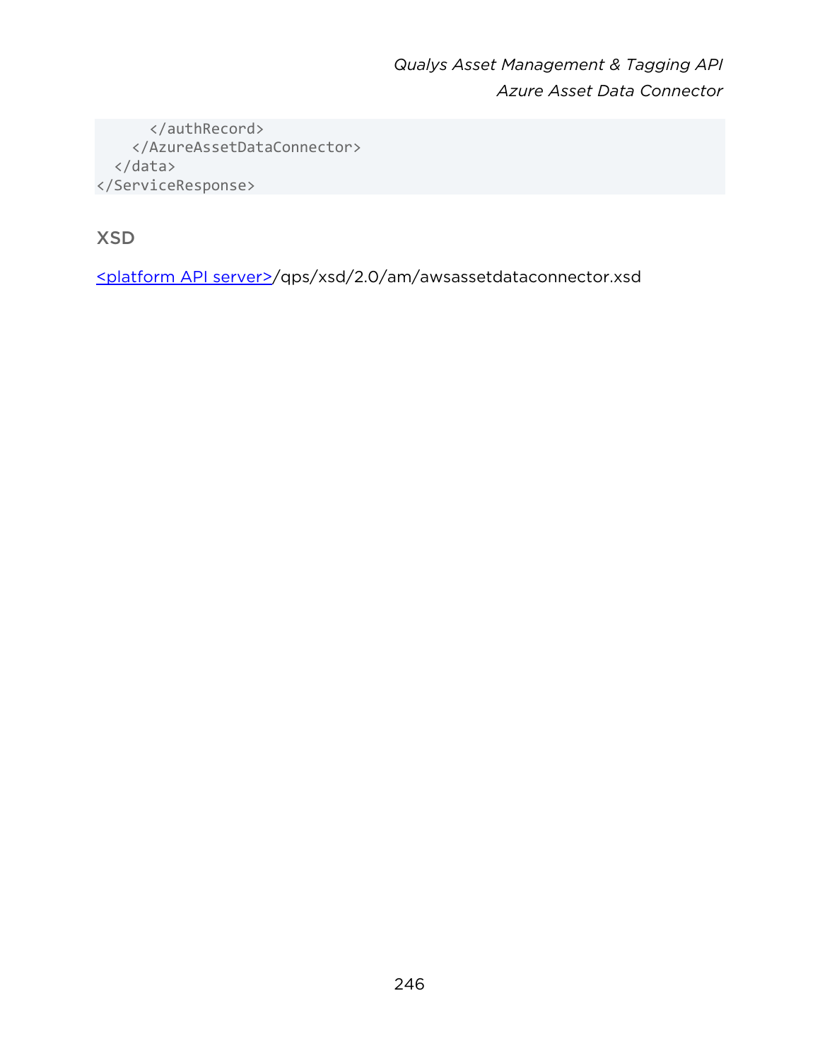```
      </authRecord>
    </AzureAssetDataConnector>
  </data>
</ServiceResponse>
```

## XSD

<platform API server>/qps/xsd/2.0/am/awsassetdataconnector.xsd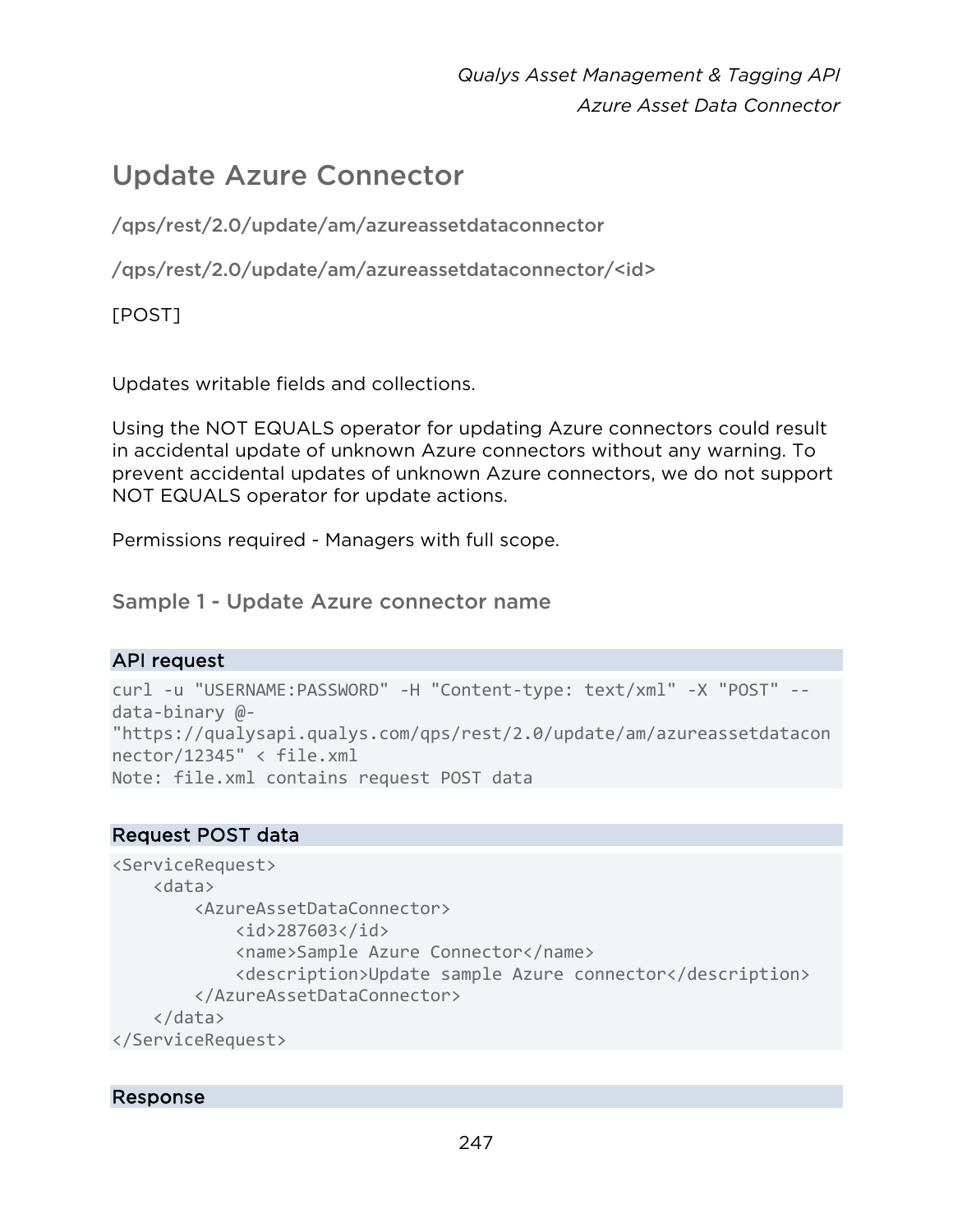## Update Azure Connector

/qps/rest/2.0/update/am/azureassetdataconnector

/qps/rest/2.0/update/am/azureassetdataconnector/<id>

[POST]

Updates writable fields and collections.

Using the NOT EQUALS operator for updating Azure connectors could result in accidental update of unknown Azure connectors without any warning. To prevent accidental updates of unknown Azure connectors, we do not support NOT EQUALS operator for update actions.

Permissions required - Managers with full scope.

### Sample 1 - Update Azure connector name

**API request**

```
curl -u "USERNAME:PASSWORD" -H "Content-type: text/xml" -X "POST" --
data-binary @-
"https://qualysapi.qualys.com/qps/rest/2.0/update/am/azureassetdatacon
nector/12345" < file.xml
Note: file.xml contains request POST data
```

**Request POST data**

```
<ServiceRequest>
    <data>
        <AzureAssetDataConnector>
            <id>287603</id>
            <name>Sample Azure Connector</name>
            <description>Update sample Azure connector</description>
        </AzureAssetDataConnector>
    </data>
</ServiceRequest>
```

**Response**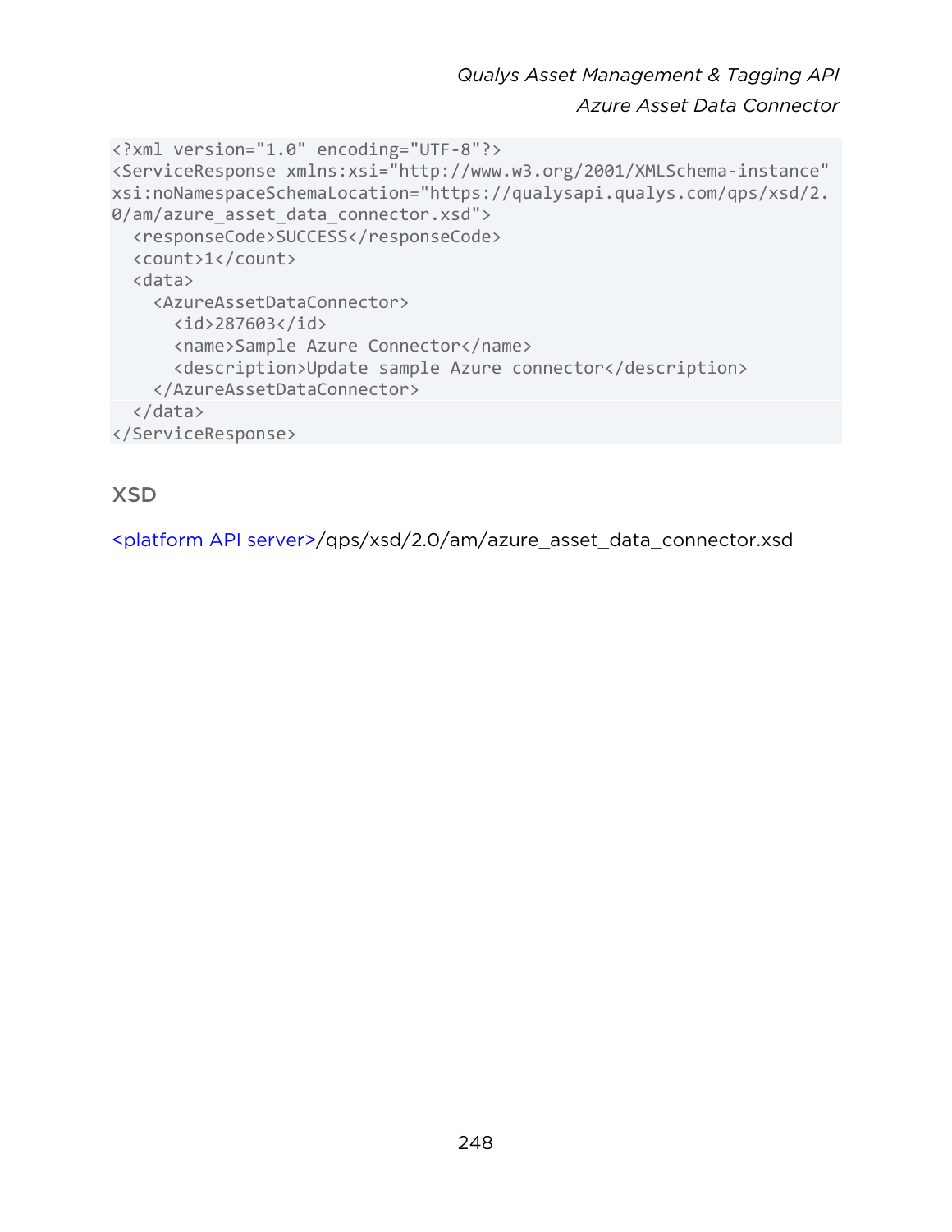```
<?xml version="1.0" encoding="UTF-8"?>
<ServiceResponse xmlns:xsi="http://www.w3.org/2001/XMLSchema-instance"
xsi:noNamespaceSchemaLocation="https://qualysapi.qualys.com/qps/xsd/2.
0/am/azure_asset_data_connector.xsd">
  <responseCode>SUCCESS</responseCode>
  <count>1</count>
  <data>
    <AzureAssetDataConnector>
      <id>287603</id>
      <name>Sample Azure Connector</name>
      <description>Update sample Azure connector</description>
    </AzureAssetDataConnector>
  </data>
</ServiceResponse>
```

### XSD

<platform API server>/qps/xsd/2.0/am/azure_asset_data_connector.xsd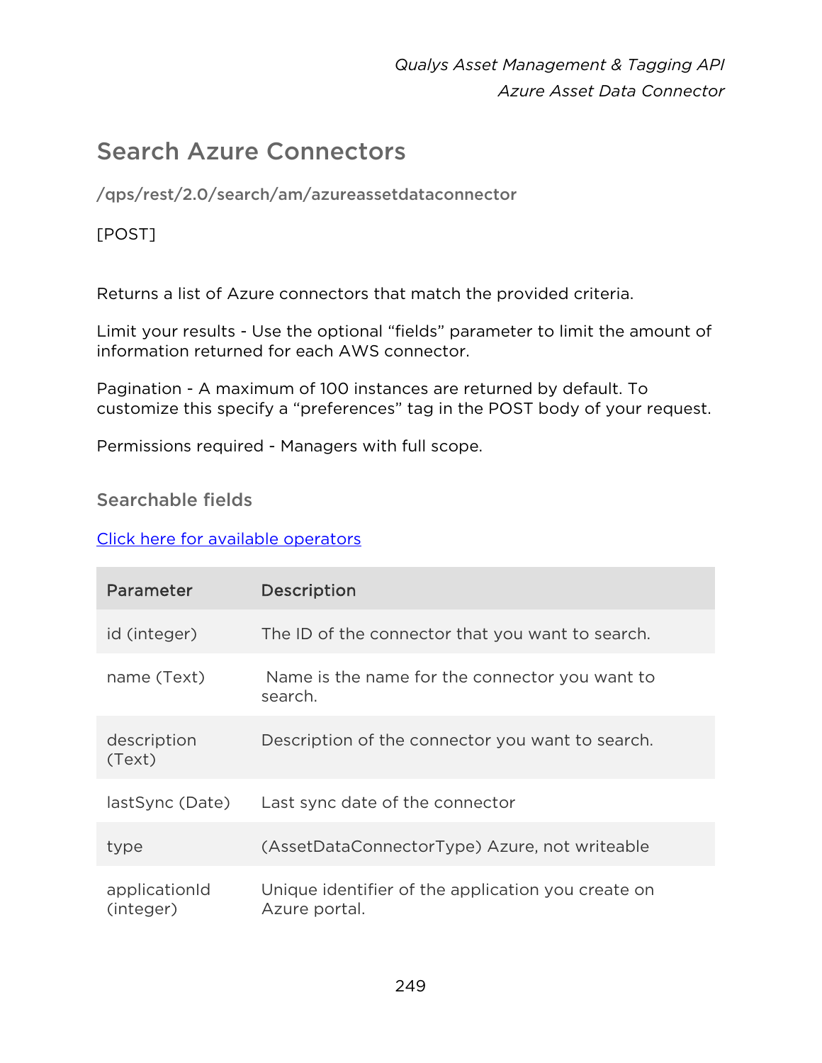## Search Azure Connectors

**/qps/rest/2.0/search/am/azureassetdataconnector**

[POST]

Returns a list of Azure connectors that match the provided criteria.

Limit your results - Use the optional “fields” parameter to limit the amount of information returned for each AWS connector.

Pagination - A maximum of 100 instances are returned by default. To customize this specify a “preferences” tag in the POST body of your request.

Permissions required - Managers with full scope.

### Searchable fields

Click here for available operators

| Parameter | Description |
| --- | --- |
| id (integer) | The ID of the connector that you want to search. |
| name (Text) | Name is the name for the connector you want to search. |
| description (Text) | Description of the connector you want to search. |
| lastSync (Date) | Last sync date of the connector |
| type | (AssetDataConnectorType) Azure, not writeable |
| applicationId (integer) | Unique identifier of the application you create on Azure portal. |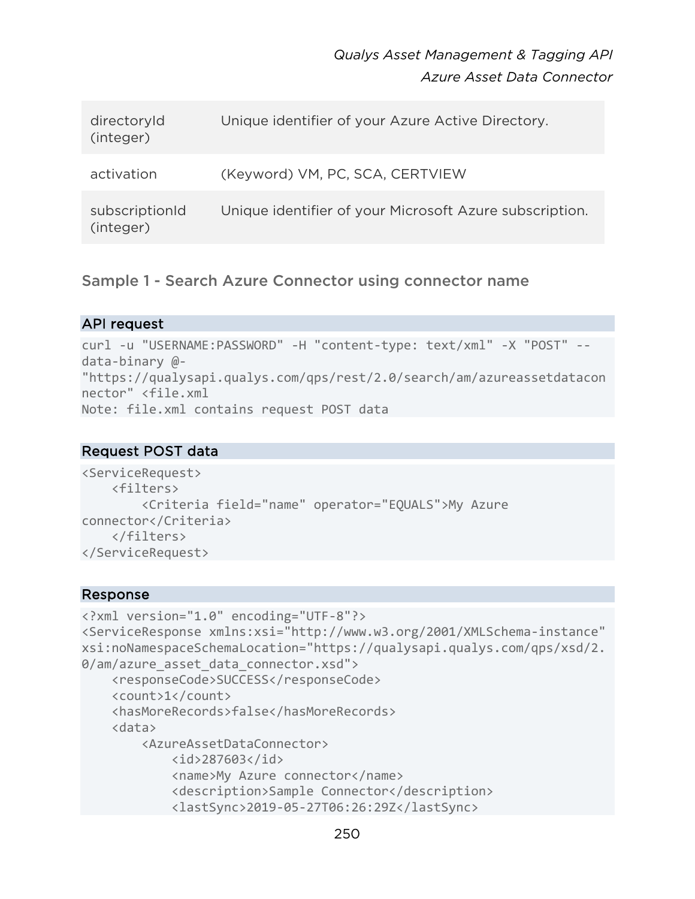| | |
|---|---|
| directoryId (integer) | Unique identifier of your Azure Active Directory. |
| activation | (Keyword) VM, PC, SCA, CERTVIEW |
| subscriptionId (integer) | Unique identifier of your Microsoft Azure subscription. |

### Sample 1 - Search Azure Connector using connector name

**API request**

```
curl -u "USERNAME:PASSWORD" -H "content-type: text/xml" -X "POST" --
data-binary @-
"https://qualysapi.qualys.com/qps/rest/2.0/search/am/azureassetdatacon
nector" <file.xml
Note: file.xml contains request POST data
```

**Request POST data**

```
<ServiceRequest>
    <filters>
        <Criteria field="name" operator="EQUALS">My Azure
connector</Criteria>
    </filters>
</ServiceRequest>
```

**Response**

```
<?xml version="1.0" encoding="UTF-8"?>
<ServiceResponse xmlns:xsi="http://www.w3.org/2001/XMLSchema-instance"
xsi:noNamespaceSchemaLocation="https://qualysapi.qualys.com/qps/xsd/2.
0/am/azure_asset_data_connector.xsd">
    <responseCode>SUCCESS</responseCode>
    <count>1</count>
    <hasMoreRecords>false</hasMoreRecords>
    <data>
        <AzureAssetDataConnector>
            <id>287603</id>
            <name>My Azure connector</name>
            <description>Sample Connector</description>
            <lastSync>2019-05-27T06:26:29Z</lastSync>
```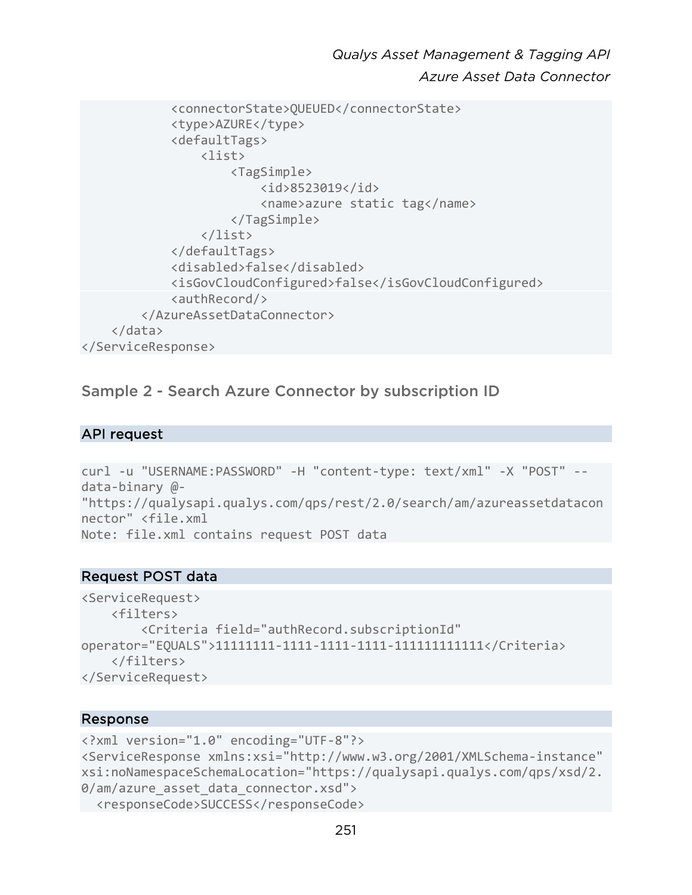```
            <connectorState>QUEUED</connectorState>
            <type>AZURE</type>
            <defaultTags>
                <list>
                    <TagSimple>
                        <id>8523019</id>
                        <name>azure static tag</name>
                    </TagSimple>
                </list>
            </defaultTags>
            <disabled>false</disabled>
            <isGovCloudConfigured>false</isGovCloudConfigured>
            <authRecord/>
        </AzureAssetDataConnector>
    </data>
</ServiceResponse>
```

### Sample 2 - Search Azure Connector by subscription ID

#### API request

```
curl -u "USERNAME:PASSWORD" -H "content-type: text/xml" -X "POST" --
data-binary @-
"https://qualysapi.qualys.com/qps/rest/2.0/search/am/azureassetdatacon
nector" <file.xml
Note: file.xml contains request POST data
```

#### Request POST data

```
<ServiceRequest>
    <filters>
        <Criteria field="authRecord.subscriptionId"
operator="EQUALS">11111111-1111-1111-1111-111111111111</Criteria>
    </filters>
</ServiceRequest>
```

#### Response

```
<?xml version="1.0" encoding="UTF-8"?>
<ServiceResponse xmlns:xsi="http://www.w3.org/2001/XMLSchema-instance"
xsi:noNamespaceSchemaLocation="https://qualysapi.qualys.com/qps/xsd/2.
0/am/azure_asset_data_connector.xsd">
  <responseCode>SUCCESS</responseCode>
```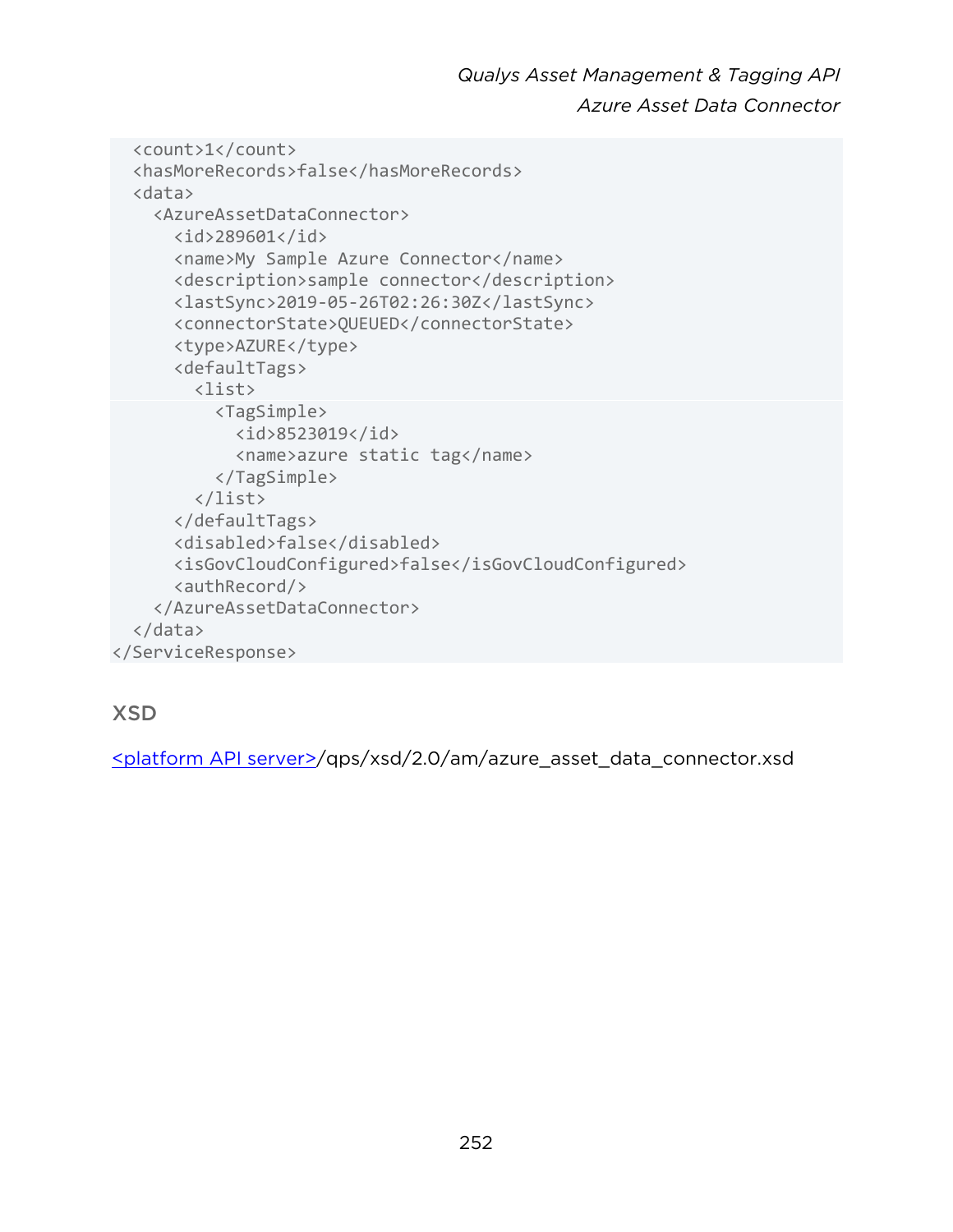```xml
  <count>1</count>
  <hasMoreRecords>false</hasMoreRecords>
  <data>
    <AzureAssetDataConnector>
      <id>289601</id>
      <name>My Sample Azure Connector</name>
      <description>sample connector</description>
      <lastSync>2019-05-26T02:26:30Z</lastSync>
      <connectorState>QUEUED</connectorState>
      <type>AZURE</type>
      <defaultTags>
        <list>
          <TagSimple>
            <id>8523019</id>
            <name>azure static tag</name>
          </TagSimple>
        </list>
      </defaultTags>
      <disabled>false</disabled>
      <isGovCloudConfigured>false</isGovCloudConfigured>
      <authRecord/>
    </AzureAssetDataConnector>
  </data>
</ServiceResponse>
```

## XSD

<platform API server>/qps/xsd/2.0/am/azure_asset_data_connector.xsd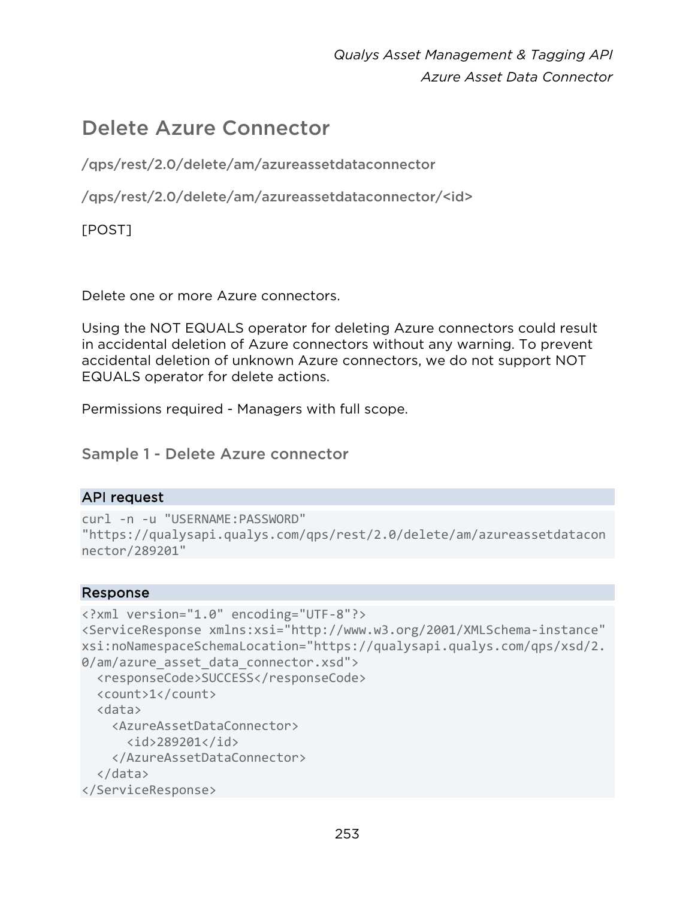## Delete Azure Connector

/qps/rest/2.0/delete/am/azureassetdataconnector

/qps/rest/2.0/delete/am/azureassetdataconnector/<id>

[POST]

Delete one or more Azure connectors.

Using the NOT EQUALS operator for deleting Azure connectors could result in accidental deletion of Azure connectors without any warning. To prevent accidental deletion of unknown Azure connectors, we do not support NOT EQUALS operator for delete actions.

Permissions required - Managers with full scope.

### Sample 1 - Delete Azure connector

**API request**

```
curl -n -u "USERNAME:PASSWORD"
"https://qualysapi.qualys.com/qps/rest/2.0/delete/am/azureassetdatacon
nector/289201"
```

**Response**

```
<?xml version="1.0" encoding="UTF-8"?>
<ServiceResponse xmlns:xsi="http://www.w3.org/2001/XMLSchema-instance"
xsi:noNamespaceSchemaLocation="https://qualysapi.qualys.com/qps/xsd/2.
0/am/azure_asset_data_connector.xsd">
  <responseCode>SUCCESS</responseCode>
  <count>1</count>
  <data>
    <AzureAssetDataConnector>
      <id>289201</id>
    </AzureAssetDataConnector>
  </data>
</ServiceResponse>
```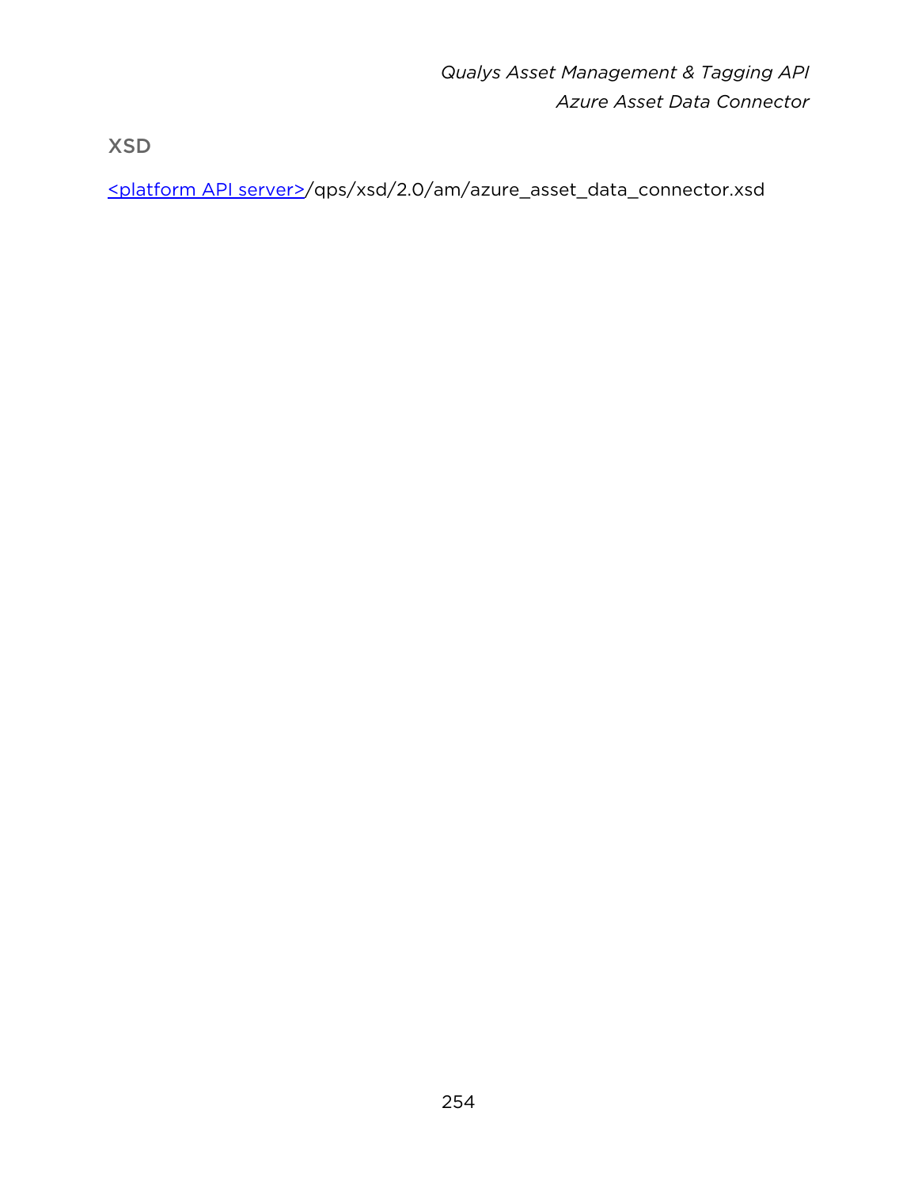### XSD

<platform API server>/qps/xsd/2.0/am/azure_asset_data_connector.xsd